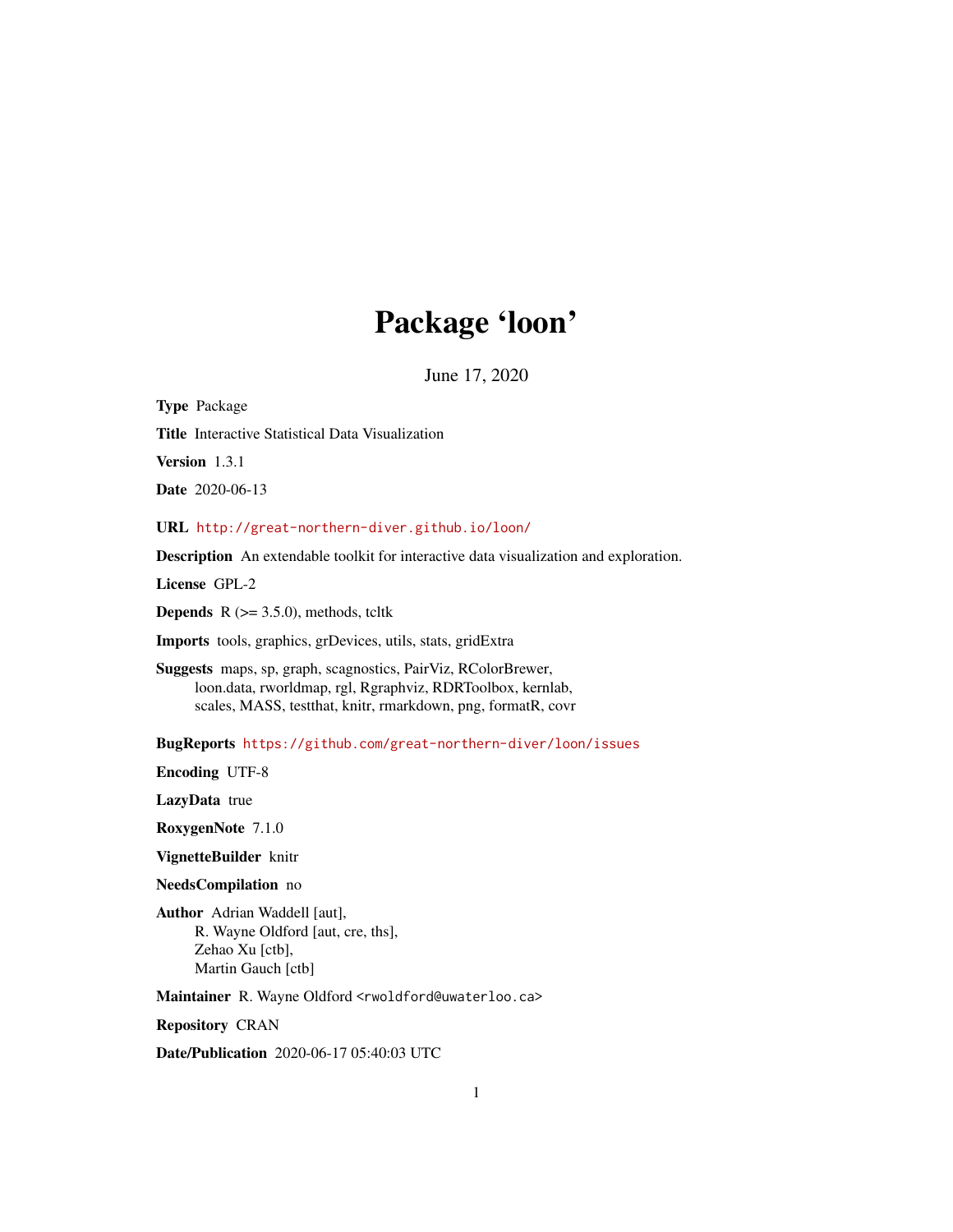# Package 'loon'

June 17, 2020

**Type** Package

**Title** Interactive Statistical Data Visualization

**Version** 1.3.1

**Date** 2020-06-13

**URL** http://great-northern-diver.github.io/loon/

**Description** An extendable toolkit for interactive data visualization and exploration.

**License** GPL-2

**Depends** R (>= 3.5.0), methods, tcltk

**Imports** tools, graphics, grDevices, utils, stats, gridExtra

**Suggests** maps, sp, graph, scagnostics, PairViz, RColorBrewer, loon.data, rworldmap, rgl, Rgraphviz, RDRToolbox, kernlab, scales, MASS, testthat, knitr, rmarkdown, png, formatR, covr

**BugReports** https://github.com/great-northern-diver/loon/issues

**Encoding** UTF-8

**LazyData** true

**RoxygenNote** 7.1.0

**VignetteBuilder** knitr

**NeedsCompilation** no

**Author** Adrian Waddell [aut],
R. Wayne Oldford [aut, cre, ths],
Zehao Xu [ctb],
Martin Gauch [ctb]

**Maintainer** R. Wayne Oldford <rwoldford@uwaterloo.ca>

**Repository** CRAN

**Date/Publication** 2020-06-17 05:40:03 UTC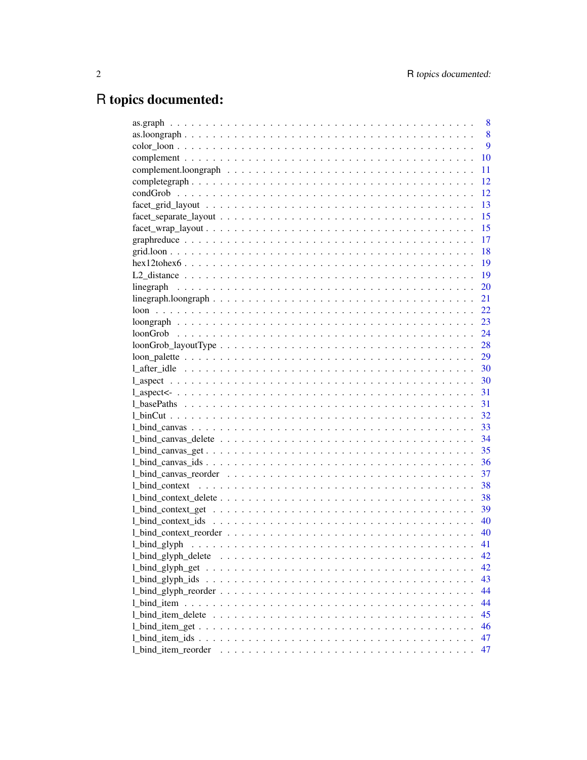# R topics documented:

| | |
|---|---|
| as.graph | 8 |
| as.loongraph | 8 |
| color_loon | 9 |
| complement | 10 |
| complement.loongraph | 11 |
| completegraph | 12 |
| condGrob | 12 |
| facet_grid_layout | 13 |
| facet_separate_layout | 15 |
| facet_wrap_layout | 15 |
| graphreduce | 17 |
| grid.loon | 18 |
| hex12tohex6 | 19 |
| L2_distance | 19 |
| linegraph | 20 |
| linegraph.loongraph | 21 |
| loon | 22 |
| loongraph | 23 |
| loonGrob | 24 |
| loonGrob_layoutType | 28 |
| loon_palette | 29 |
| l_after_idle | 30 |
| l_aspect | 30 |
| l_aspect<- | 31 |
| l_basePaths | 31 |
| l_binCut | 32 |
| l_bind_canvas | 33 |
| l_bind_canvas_delete | 34 |
| l_bind_canvas_get | 35 |
| l_bind_canvas_ids | 36 |
| l_bind_canvas_reorder | 37 |
| l_bind_context | 38 |
| l_bind_context_delete | 38 |
| l_bind_context_get | 39 |
| l_bind_context_ids | 40 |
| l_bind_context_reorder | 40 |
| l_bind_glyph | 41 |
| l_bind_glyph_delete | 42 |
| l_bind_glyph_get | 42 |
| l_bind_glyph_ids | 43 |
| l_bind_glyph_reorder | 44 |
| l_bind_item | 44 |
| l_bind_item_delete | 45 |
| l_bind_item_get | 46 |
| l_bind_item_ids | 47 |
| l_bind_item_reorder | 47 |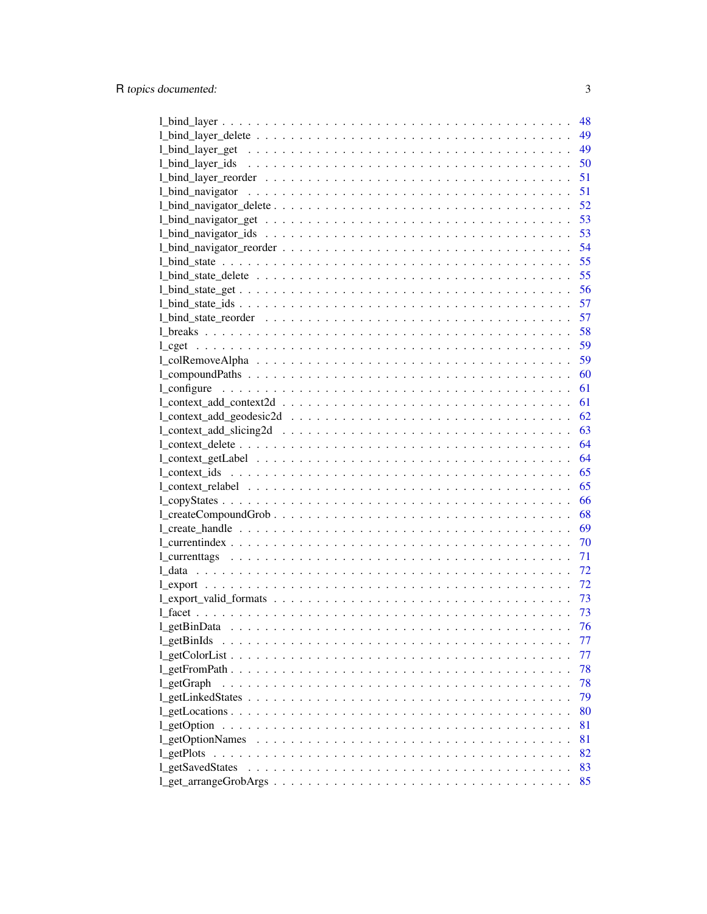l_bind_layer . . . . . . . . . . . . . . . . . . . . . . . . . . . . . . . . . . . . . 48
l_bind_layer_delete . . . . . . . . . . . . . . . . . . . . . . . . . . . . . . . . . 49
l_bind_layer_get . . . . . . . . . . . . . . . . . . . . . . . . . . . . . . . . . . . 49
l_bind_layer_ids . . . . . . . . . . . . . . . . . . . . . . . . . . . . . . . . . . . 50
l_bind_layer_reorder . . . . . . . . . . . . . . . . . . . . . . . . . . . . . . . . . 51
l_bind_navigator . . . . . . . . . . . . . . . . . . . . . . . . . . . . . . . . . . . 51
l_bind_navigator_delete . . . . . . . . . . . . . . . . . . . . . . . . . . . . . . . 52
l_bind_navigator_get . . . . . . . . . . . . . . . . . . . . . . . . . . . . . . . . . 53
l_bind_navigator_ids . . . . . . . . . . . . . . . . . . . . . . . . . . . . . . . . . 53
l_bind_navigator_reorder . . . . . . . . . . . . . . . . . . . . . . . . . . . . . . . 54
l_bind_state . . . . . . . . . . . . . . . . . . . . . . . . . . . . . . . . . . . . . . 55
l_bind_state_delete . . . . . . . . . . . . . . . . . . . . . . . . . . . . . . . . . . 55
l_bind_state_get . . . . . . . . . . . . . . . . . . . . . . . . . . . . . . . . . . . 56
l_bind_state_ids . . . . . . . . . . . . . . . . . . . . . . . . . . . . . . . . . . . 57
l_bind_state_reorder . . . . . . . . . . . . . . . . . . . . . . . . . . . . . . . . . 57
l_breaks . . . . . . . . . . . . . . . . . . . . . . . . . . . . . . . . . . . . . . . . 58
l_cget . . . . . . . . . . . . . . . . . . . . . . . . . . . . . . . . . . . . . . . . . 59
l_colRemoveAlpha . . . . . . . . . . . . . . . . . . . . . . . . . . . . . . . . . . 59
l_compoundPaths . . . . . . . . . . . . . . . . . . . . . . . . . . . . . . . . . . 60
l_configure . . . . . . . . . . . . . . . . . . . . . . . . . . . . . . . . . . . . . . 61
l_context_add_context2d . . . . . . . . . . . . . . . . . . . . . . . . . . . . . . . 61
l_context_add_geodesic2d . . . . . . . . . . . . . . . . . . . . . . . . . . . . . . 62
l_context_add_slicing2d . . . . . . . . . . . . . . . . . . . . . . . . . . . . . . . 63
l_context_delete . . . . . . . . . . . . . . . . . . . . . . . . . . . . . . . . . . . 64
l_context_getLabel . . . . . . . . . . . . . . . . . . . . . . . . . . . . . . . . . . 64
l_context_ids . . . . . . . . . . . . . . . . . . . . . . . . . . . . . . . . . . . . . 65
l_context_relabel . . . . . . . . . . . . . . . . . . . . . . . . . . . . . . . . . . . 65
l_copyStates . . . . . . . . . . . . . . . . . . . . . . . . . . . . . . . . . . . . . 66
l_createCompoundGrob . . . . . . . . . . . . . . . . . . . . . . . . . . . . . . . . 68
l_create_handle . . . . . . . . . . . . . . . . . . . . . . . . . . . . . . . . . . . 69
l_currentindex . . . . . . . . . . . . . . . . . . . . . . . . . . . . . . . . . . . . 70
l_currenttags . . . . . . . . . . . . . . . . . . . . . . . . . . . . . . . . . . . . . 71
l_data . . . . . . . . . . . . . . . . . . . . . . . . . . . . . . . . . . . . . . . . . 72
l_export . . . . . . . . . . . . . . . . . . . . . . . . . . . . . . . . . . . . . . . . 72
l_export_valid_formats . . . . . . . . . . . . . . . . . . . . . . . . . . . . . . . . 73
l_facet . . . . . . . . . . . . . . . . . . . . . . . . . . . . . . . . . . . . . . . . 73
l_getBinData . . . . . . . . . . . . . . . . . . . . . . . . . . . . . . . . . . . . . 76
l_getBinIds . . . . . . . . . . . . . . . . . . . . . . . . . . . . . . . . . . . . . . 77
l_getColorList . . . . . . . . . . . . . . . . . . . . . . . . . . . . . . . . . . . . 77
l_getFromPath . . . . . . . . . . . . . . . . . . . . . . . . . . . . . . . . . . . . 78
l_getGraph . . . . . . . . . . . . . . . . . . . . . . . . . . . . . . . . . . . . . . 78
l_getLinkedStates . . . . . . . . . . . . . . . . . . . . . . . . . . . . . . . . . . 79
l_getLocations . . . . . . . . . . . . . . . . . . . . . . . . . . . . . . . . . . . . 80
l_getOption . . . . . . . . . . . . . . . . . . . . . . . . . . . . . . . . . . . . . . 81
l_getOptionNames . . . . . . . . . . . . . . . . . . . . . . . . . . . . . . . . . . 81
l_getPlots . . . . . . . . . . . . . . . . . . . . . . . . . . . . . . . . . . . . . . . 82
l_getSavedStates . . . . . . . . . . . . . . . . . . . . . . . . . . . . . . . . . . . 83
l_get_arrangeGrobArgs . . . . . . . . . . . . . . . . . . . . . . . . . . . . . . . . 85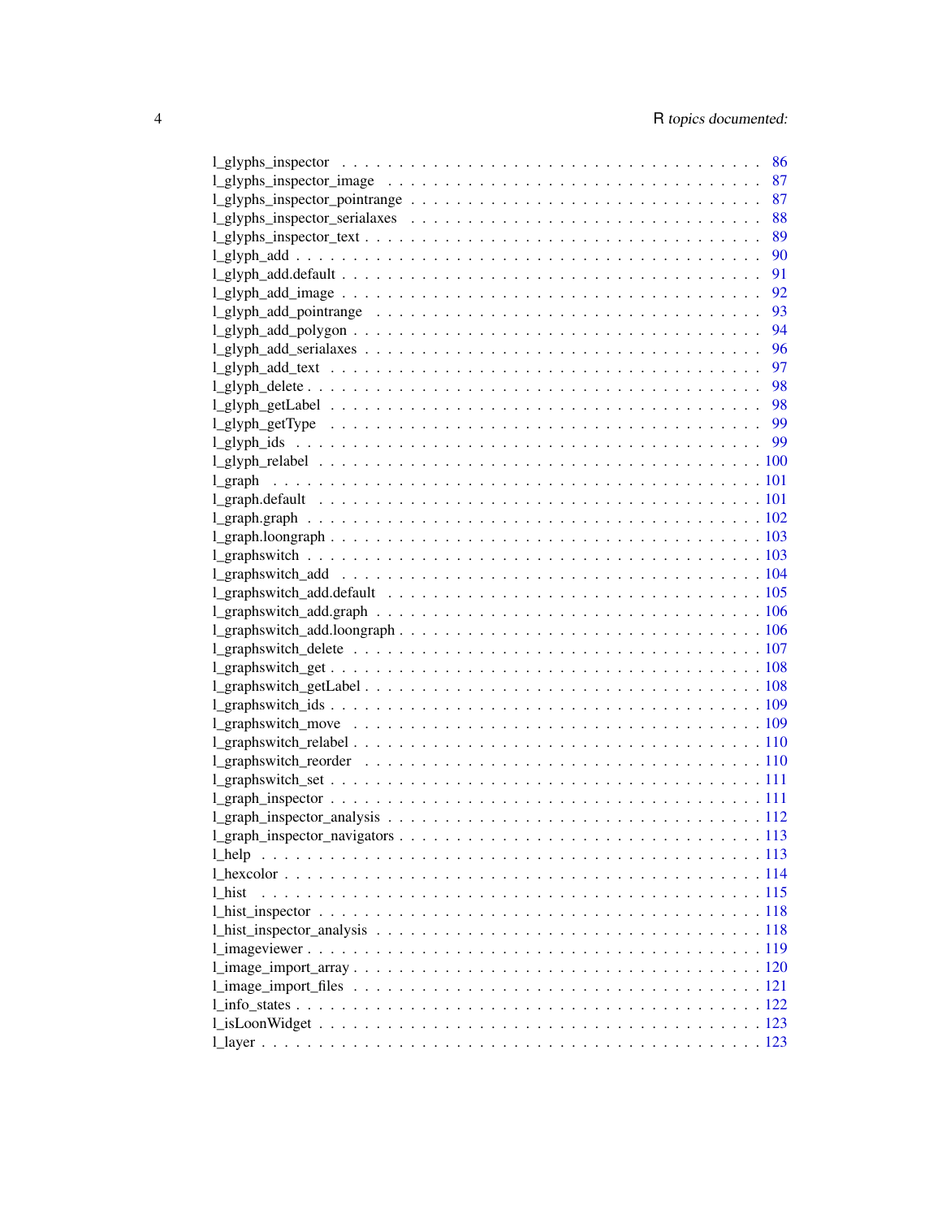l_glyphs_inspector . . . . . . . . . . . . . . . . . . . . . . . . . . . . . . . . . . . 86
l_glyphs_inspector_image . . . . . . . . . . . . . . . . . . . . . . . . . . . . . . . . 87
l_glyphs_inspector_pointrange . . . . . . . . . . . . . . . . . . . . . . . . . . . . . 87
l_glyphs_inspector_serialaxes . . . . . . . . . . . . . . . . . . . . . . . . . . . . . 88
l_glyphs_inspector_text . . . . . . . . . . . . . . . . . . . . . . . . . . . . . . . . . 89
l_glyph_add . . . . . . . . . . . . . . . . . . . . . . . . . . . . . . . . . . . . . . . . 90
l_glyph_add.default . . . . . . . . . . . . . . . . . . . . . . . . . . . . . . . . . . . 91
l_glyph_add_image . . . . . . . . . . . . . . . . . . . . . . . . . . . . . . . . . . . . 92
l_glyph_add_pointrange . . . . . . . . . . . . . . . . . . . . . . . . . . . . . . . . . 93
l_glyph_add_polygon . . . . . . . . . . . . . . . . . . . . . . . . . . . . . . . . . . . 94
l_glyph_add_serialaxes . . . . . . . . . . . . . . . . . . . . . . . . . . . . . . . . . 96
l_glyph_add_text . . . . . . . . . . . . . . . . . . . . . . . . . . . . . . . . . . . . . 97
l_glyph_delete . . . . . . . . . . . . . . . . . . . . . . . . . . . . . . . . . . . . . . 98
l_glyph_getLabel . . . . . . . . . . . . . . . . . . . . . . . . . . . . . . . . . . . . . 98
l_glyph_getType . . . . . . . . . . . . . . . . . . . . . . . . . . . . . . . . . . . . . 99
l_glyph_ids . . . . . . . . . . . . . . . . . . . . . . . . . . . . . . . . . . . . . . . . 99
l_glyph_relabel . . . . . . . . . . . . . . . . . . . . . . . . . . . . . . . . . . . . . . 100
l_graph . . . . . . . . . . . . . . . . . . . . . . . . . . . . . . . . . . . . . . . . . . 101
l_graph.default . . . . . . . . . . . . . . . . . . . . . . . . . . . . . . . . . . . . . . 101
l_graph.graph . . . . . . . . . . . . . . . . . . . . . . . . . . . . . . . . . . . . . . . 102
l_graph.loongraph . . . . . . . . . . . . . . . . . . . . . . . . . . . . . . . . . . . . 103
l_graphswitch . . . . . . . . . . . . . . . . . . . . . . . . . . . . . . . . . . . . . . . 103
l_graphswitch_add . . . . . . . . . . . . . . . . . . . . . . . . . . . . . . . . . . . . 104
l_graphswitch_add.default . . . . . . . . . . . . . . . . . . . . . . . . . . . . . . . . 105
l_graphswitch_add.graph . . . . . . . . . . . . . . . . . . . . . . . . . . . . . . . . . 106
l_graphswitch_add.loongraph . . . . . . . . . . . . . . . . . . . . . . . . . . . . . . . 106
l_graphswitch_delete . . . . . . . . . . . . . . . . . . . . . . . . . . . . . . . . . . . 107
l_graphswitch_get . . . . . . . . . . . . . . . . . . . . . . . . . . . . . . . . . . . . 108
l_graphswitch_getLabel . . . . . . . . . . . . . . . . . . . . . . . . . . . . . . . . . . 108
l_graphswitch_ids . . . . . . . . . . . . . . . . . . . . . . . . . . . . . . . . . . . . 109
l_graphswitch_move . . . . . . . . . . . . . . . . . . . . . . . . . . . . . . . . . . . 109
l_graphswitch_relabel . . . . . . . . . . . . . . . . . . . . . . . . . . . . . . . . . . 110
l_graphswitch_reorder . . . . . . . . . . . . . . . . . . . . . . . . . . . . . . . . . . 110
l_graphswitch_set . . . . . . . . . . . . . . . . . . . . . . . . . . . . . . . . . . . . 111
l_graph_inspector . . . . . . . . . . . . . . . . . . . . . . . . . . . . . . . . . . . . 111
l_graph_inspector_analysis . . . . . . . . . . . . . . . . . . . . . . . . . . . . . . . 112
l_graph_inspector_navigators . . . . . . . . . . . . . . . . . . . . . . . . . . . . . . 113
l_help . . . . . . . . . . . . . . . . . . . . . . . . . . . . . . . . . . . . . . . . . . 113
l_hexcolor . . . . . . . . . . . . . . . . . . . . . . . . . . . . . . . . . . . . . . . . 114
l_hist . . . . . . . . . . . . . . . . . . . . . . . . . . . . . . . . . . . . . . . . . . 115
l_hist_inspector . . . . . . . . . . . . . . . . . . . . . . . . . . . . . . . . . . . . . 118
l_hist_inspector_analysis . . . . . . . . . . . . . . . . . . . . . . . . . . . . . . . . 118
l_imageviewer . . . . . . . . . . . . . . . . . . . . . . . . . . . . . . . . . . . . . . 119
l_image_import_array . . . . . . . . . . . . . . . . . . . . . . . . . . . . . . . . . . 120
l_image_import_files . . . . . . . . . . . . . . . . . . . . . . . . . . . . . . . . . . 121
l_info_states . . . . . . . . . . . . . . . . . . . . . . . . . . . . . . . . . . . . . . . 122
l_isLoonWidget . . . . . . . . . . . . . . . . . . . . . . . . . . . . . . . . . . . . . . 123
l_layer . . . . . . . . . . . . . . . . . . . . . . . . . . . . . . . . . . . . . . . . . . 123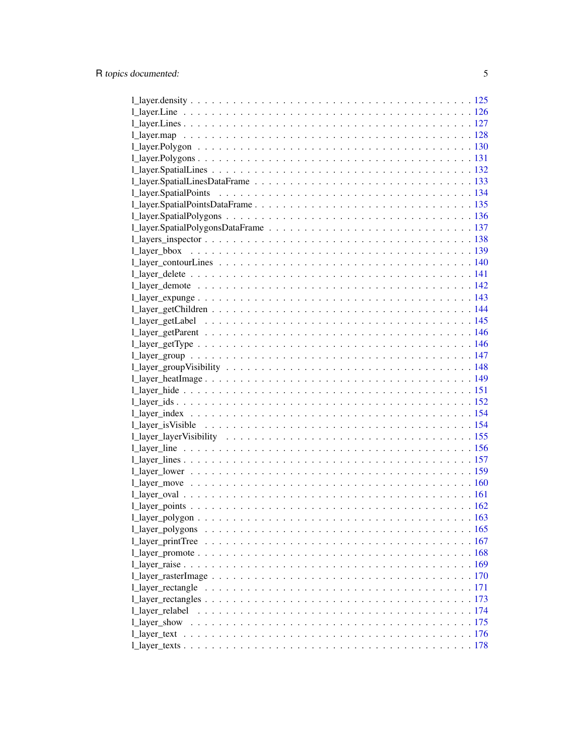l_layer.density . . . . . . . . . . . . . . . . . . . . . . . . . . . . . . . . . . . . . . 125
l_layer.Line . . . . . . . . . . . . . . . . . . . . . . . . . . . . . . . . . . . . . . . . 126
l_layer.Lines . . . . . . . . . . . . . . . . . . . . . . . . . . . . . . . . . . . . . . . 127
l_layer.map . . . . . . . . . . . . . . . . . . . . . . . . . . . . . . . . . . . . . . . . 128
l_layer.Polygon . . . . . . . . . . . . . . . . . . . . . . . . . . . . . . . . . . . . . . 130
l_layer.Polygons . . . . . . . . . . . . . . . . . . . . . . . . . . . . . . . . . . . . . . 131
l_layer.SpatialLines . . . . . . . . . . . . . . . . . . . . . . . . . . . . . . . . . . . . 132
l_layer.SpatialLinesDataFrame . . . . . . . . . . . . . . . . . . . . . . . . . . . . . . 133
l_layer.SpatialPoints . . . . . . . . . . . . . . . . . . . . . . . . . . . . . . . . . . . 134
l_layer.SpatialPointsDataFrame . . . . . . . . . . . . . . . . . . . . . . . . . . . . . . 135
l_layer.SpatialPolygons . . . . . . . . . . . . . . . . . . . . . . . . . . . . . . . . . . 136
l_layer.SpatialPolygonsDataFrame . . . . . . . . . . . . . . . . . . . . . . . . . . . . . 137
l_layers_inspector . . . . . . . . . . . . . . . . . . . . . . . . . . . . . . . . . . . . . 138
l_layer_bbox . . . . . . . . . . . . . . . . . . . . . . . . . . . . . . . . . . . . . . . . 139
l_layer_contourLines . . . . . . . . . . . . . . . . . . . . . . . . . . . . . . . . . . . . 140
l_layer_delete . . . . . . . . . . . . . . . . . . . . . . . . . . . . . . . . . . . . . . . 141
l_layer_demote . . . . . . . . . . . . . . . . . . . . . . . . . . . . . . . . . . . . . . . 142
l_layer_expunge . . . . . . . . . . . . . . . . . . . . . . . . . . . . . . . . . . . . . . 143
l_layer_getChildren . . . . . . . . . . . . . . . . . . . . . . . . . . . . . . . . . . . . . 144
l_layer_getLabel . . . . . . . . . . . . . . . . . . . . . . . . . . . . . . . . . . . . . . 145
l_layer_getParent . . . . . . . . . . . . . . . . . . . . . . . . . . . . . . . . . . . . . . 146
l_layer_getType . . . . . . . . . . . . . . . . . . . . . . . . . . . . . . . . . . . . . . . 146
l_layer_group . . . . . . . . . . . . . . . . . . . . . . . . . . . . . . . . . . . . . . . . 147
l_layer_groupVisibility . . . . . . . . . . . . . . . . . . . . . . . . . . . . . . . . . . . 148
l_layer_heatImage . . . . . . . . . . . . . . . . . . . . . . . . . . . . . . . . . . . . . . 149
l_layer_hide . . . . . . . . . . . . . . . . . . . . . . . . . . . . . . . . . . . . . . . . 151
l_layer_ids . . . . . . . . . . . . . . . . . . . . . . . . . . . . . . . . . . . . . . . . . 152
l_layer_index . . . . . . . . . . . . . . . . . . . . . . . . . . . . . . . . . . . . . . . . 154
l_layer_isVisible . . . . . . . . . . . . . . . . . . . . . . . . . . . . . . . . . . . . . . 154
l_layer_layerVisibility . . . . . . . . . . . . . . . . . . . . . . . . . . . . . . . . . . . 155
l_layer_line . . . . . . . . . . . . . . . . . . . . . . . . . . . . . . . . . . . . . . . . 156
l_layer_lines . . . . . . . . . . . . . . . . . . . . . . . . . . . . . . . . . . . . . . . . 157
l_layer_lower . . . . . . . . . . . . . . . . . . . . . . . . . . . . . . . . . . . . . . . . 159
l_layer_move . . . . . . . . . . . . . . . . . . . . . . . . . . . . . . . . . . . . . . . . 160
l_layer_oval . . . . . . . . . . . . . . . . . . . . . . . . . . . . . . . . . . . . . . . . 161
l_layer_points . . . . . . . . . . . . . . . . . . . . . . . . . . . . . . . . . . . . . . . 162
l_layer_polygon . . . . . . . . . . . . . . . . . . . . . . . . . . . . . . . . . . . . . . . 163
l_layer_polygons . . . . . . . . . . . . . . . . . . . . . . . . . . . . . . . . . . . . . . 165
l_layer_printTree . . . . . . . . . . . . . . . . . . . . . . . . . . . . . . . . . . . . . . 167
l_layer_promote . . . . . . . . . . . . . . . . . . . . . . . . . . . . . . . . . . . . . . . 168
l_layer_raise . . . . . . . . . . . . . . . . . . . . . . . . . . . . . . . . . . . . . . . . 169
l_layer_rasterImage . . . . . . . . . . . . . . . . . . . . . . . . . . . . . . . . . . . . . 170
l_layer_rectangle . . . . . . . . . . . . . . . . . . . . . . . . . . . . . . . . . . . . . . 171
l_layer_rectangles . . . . . . . . . . . . . . . . . . . . . . . . . . . . . . . . . . . . . . 173
l_layer_relabel . . . . . . . . . . . . . . . . . . . . . . . . . . . . . . . . . . . . . . . 174
l_layer_show . . . . . . . . . . . . . . . . . . . . . . . . . . . . . . . . . . . . . . . . 175
l_layer_text . . . . . . . . . . . . . . . . . . . . . . . . . . . . . . . . . . . . . . . . 176
l_layer_texts . . . . . . . . . . . . . . . . . . . . . . . . . . . . . . . . . . . . . . . . 178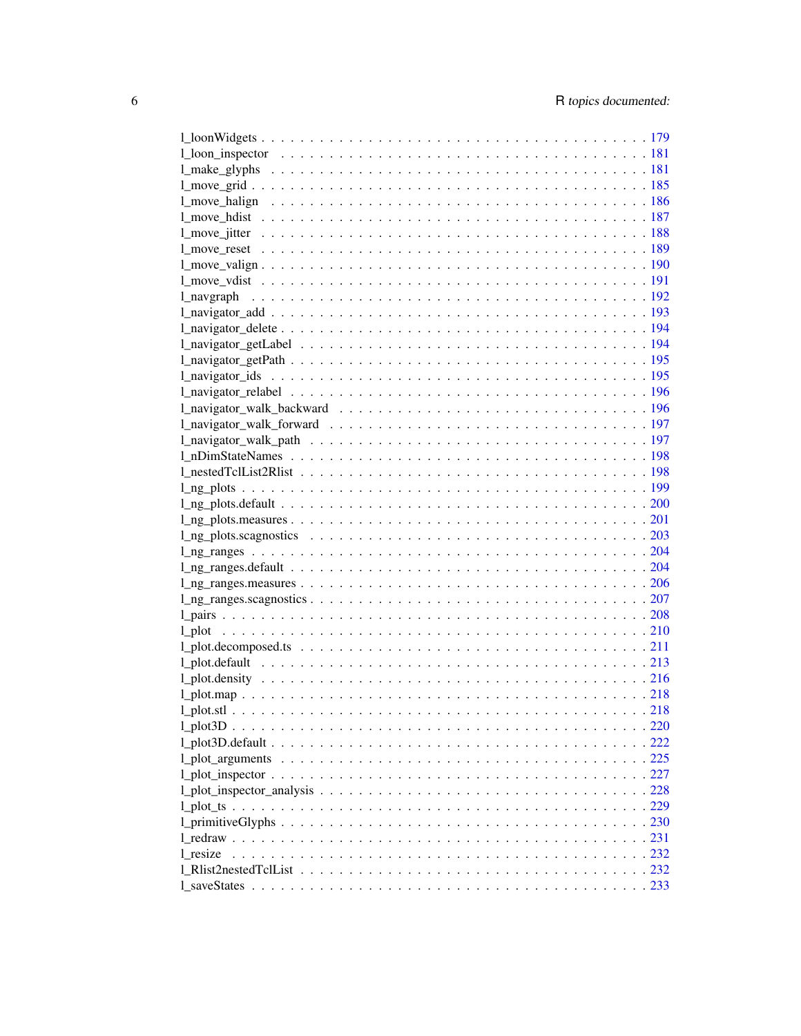l_loonWidgets . . . . . . . . . . . . . . . . . . . . . . . . . . . . . . . . . . . . . . . 179
l_loon_inspector . . . . . . . . . . . . . . . . . . . . . . . . . . . . . . . . . . . . . . 181
l_make_glyphs . . . . . . . . . . . . . . . . . . . . . . . . . . . . . . . . . . . . . . . 181
l_move_grid . . . . . . . . . . . . . . . . . . . . . . . . . . . . . . . . . . . . . . . . 185
l_move_halign . . . . . . . . . . . . . . . . . . . . . . . . . . . . . . . . . . . . . . . 186
l_move_hdist . . . . . . . . . . . . . . . . . . . . . . . . . . . . . . . . . . . . . . . . 187
l_move_jitter . . . . . . . . . . . . . . . . . . . . . . . . . . . . . . . . . . . . . . . . 188
l_move_reset . . . . . . . . . . . . . . . . . . . . . . . . . . . . . . . . . . . . . . . . 189
l_move_valign . . . . . . . . . . . . . . . . . . . . . . . . . . . . . . . . . . . . . . . 190
l_move_vdist . . . . . . . . . . . . . . . . . . . . . . . . . . . . . . . . . . . . . . . . 191
l_navgraph . . . . . . . . . . . . . . . . . . . . . . . . . . . . . . . . . . . . . . . . . 192
l_navigator_add . . . . . . . . . . . . . . . . . . . . . . . . . . . . . . . . . . . . . . 193
l_navigator_delete . . . . . . . . . . . . . . . . . . . . . . . . . . . . . . . . . . . . . 194
l_navigator_getLabel . . . . . . . . . . . . . . . . . . . . . . . . . . . . . . . . . . . 194
l_navigator_getPath . . . . . . . . . . . . . . . . . . . . . . . . . . . . . . . . . . . . 195
l_navigator_ids . . . . . . . . . . . . . . . . . . . . . . . . . . . . . . . . . . . . . . 195
l_navigator_relabel . . . . . . . . . . . . . . . . . . . . . . . . . . . . . . . . . . . . 196
l_navigator_walk_backward . . . . . . . . . . . . . . . . . . . . . . . . . . . . . . . . 196
l_navigator_walk_forward . . . . . . . . . . . . . . . . . . . . . . . . . . . . . . . . . 197
l_navigator_walk_path . . . . . . . . . . . . . . . . . . . . . . . . . . . . . . . . . . . 197
l_nDimStateNames . . . . . . . . . . . . . . . . . . . . . . . . . . . . . . . . . . . . . 198
l_nestedTclList2Rlist . . . . . . . . . . . . . . . . . . . . . . . . . . . . . . . . . . . 198
l_ng_plots . . . . . . . . . . . . . . . . . . . . . . . . . . . . . . . . . . . . . . . . . 199
l_ng_plots.default . . . . . . . . . . . . . . . . . . . . . . . . . . . . . . . . . . . . . 200
l_ng_plots.measures . . . . . . . . . . . . . . . . . . . . . . . . . . . . . . . . . . . . 201
l_ng_plots.scagnostics . . . . . . . . . . . . . . . . . . . . . . . . . . . . . . . . . . 203
l_ng_ranges . . . . . . . . . . . . . . . . . . . . . . . . . . . . . . . . . . . . . . . . 204
l_ng_ranges.default . . . . . . . . . . . . . . . . . . . . . . . . . . . . . . . . . . . . 204
l_ng_ranges.measures . . . . . . . . . . . . . . . . . . . . . . . . . . . . . . . . . . . 206
l_ng_ranges.scagnostics . . . . . . . . . . . . . . . . . . . . . . . . . . . . . . . . . 207
l_pairs . . . . . . . . . . . . . . . . . . . . . . . . . . . . . . . . . . . . . . . . . . . 208
l_plot . . . . . . . . . . . . . . . . . . . . . . . . . . . . . . . . . . . . . . . . . . . 210
l_plot.decomposed.ts . . . . . . . . . . . . . . . . . . . . . . . . . . . . . . . . . . . 211
l_plot.default . . . . . . . . . . . . . . . . . . . . . . . . . . . . . . . . . . . . . . . 213
l_plot.density . . . . . . . . . . . . . . . . . . . . . . . . . . . . . . . . . . . . . . . 216
l_plot.map . . . . . . . . . . . . . . . . . . . . . . . . . . . . . . . . . . . . . . . . . 218
l_plot.stl . . . . . . . . . . . . . . . . . . . . . . . . . . . . . . . . . . . . . . . . . 218
l_plot3D . . . . . . . . . . . . . . . . . . . . . . . . . . . . . . . . . . . . . . . . . . 220
l_plot3D.default . . . . . . . . . . . . . . . . . . . . . . . . . . . . . . . . . . . . . . 222
l_plot_arguments . . . . . . . . . . . . . . . . . . . . . . . . . . . . . . . . . . . . . . 225
l_plot_inspector . . . . . . . . . . . . . . . . . . . . . . . . . . . . . . . . . . . . . . 227
l_plot_inspector_analysis . . . . . . . . . . . . . . . . . . . . . . . . . . . . . . . . 228
l_plot_ts . . . . . . . . . . . . . . . . . . . . . . . . . . . . . . . . . . . . . . . . . . 229
l_primitiveGlyphs . . . . . . . . . . . . . . . . . . . . . . . . . . . . . . . . . . . . . 230
l_redraw . . . . . . . . . . . . . . . . . . . . . . . . . . . . . . . . . . . . . . . . . . 231
l_resize . . . . . . . . . . . . . . . . . . . . . . . . . . . . . . . . . . . . . . . . . . 232
l_Rlist2nestedTclList . . . . . . . . . . . . . . . . . . . . . . . . . . . . . . . . . . . 232
l_saveStates . . . . . . . . . . . . . . . . . . . . . . . . . . . . . . . . . . . . . . . . 233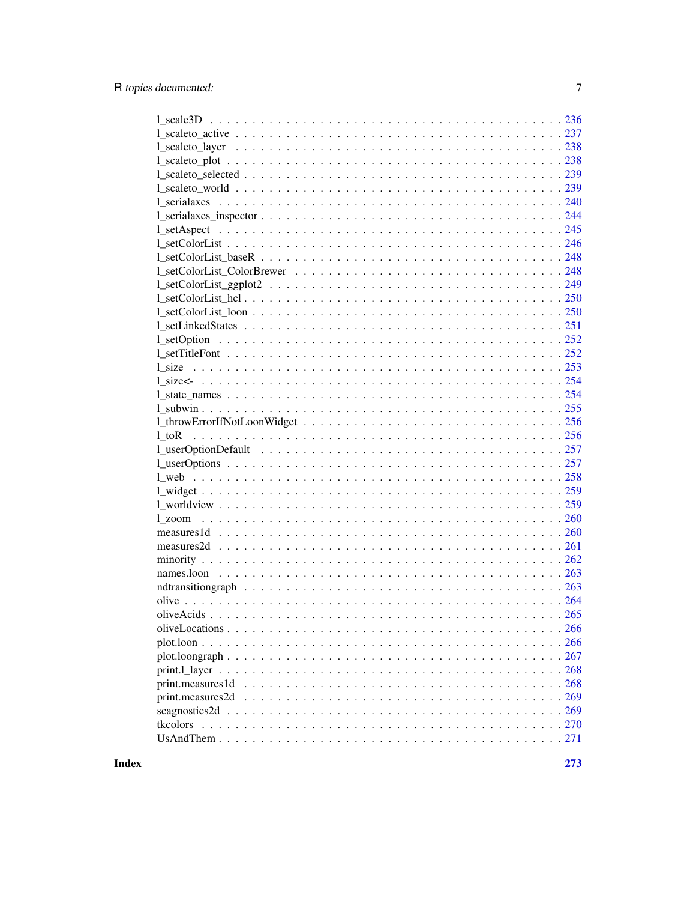l_scale3D . . . . . . . . . . . . . . . . . . . . . . . . . . . . . . . . . . . . . . . . . . 236
l_scaleto_active . . . . . . . . . . . . . . . . . . . . . . . . . . . . . . . . . . . . . . . 237
l_scaleto_layer . . . . . . . . . . . . . . . . . . . . . . . . . . . . . . . . . . . . . . . 238
l_scaleto_plot . . . . . . . . . . . . . . . . . . . . . . . . . . . . . . . . . . . . . . . . 238
l_scaleto_selected . . . . . . . . . . . . . . . . . . . . . . . . . . . . . . . . . . . . . . 239
l_scaleto_world . . . . . . . . . . . . . . . . . . . . . . . . . . . . . . . . . . . . . . . 239
l_serialaxes . . . . . . . . . . . . . . . . . . . . . . . . . . . . . . . . . . . . . . . . . 240
l_serialaxes_inspector . . . . . . . . . . . . . . . . . . . . . . . . . . . . . . . . . . . . 244
l_setAspect . . . . . . . . . . . . . . . . . . . . . . . . . . . . . . . . . . . . . . . . . 245
l_setColorList . . . . . . . . . . . . . . . . . . . . . . . . . . . . . . . . . . . . . . . . 246
l_setColorList_baseR . . . . . . . . . . . . . . . . . . . . . . . . . . . . . . . . . . . . 248
l_setColorList_ColorBrewer . . . . . . . . . . . . . . . . . . . . . . . . . . . . . . . . 248
l_setColorList_ggplot2 . . . . . . . . . . . . . . . . . . . . . . . . . . . . . . . . . . . 249
l_setColorList_hcl . . . . . . . . . . . . . . . . . . . . . . . . . . . . . . . . . . . . . . 250
l_setColorList_loon . . . . . . . . . . . . . . . . . . . . . . . . . . . . . . . . . . . . . 250
l_setLinkedStates . . . . . . . . . . . . . . . . . . . . . . . . . . . . . . . . . . . . . . 251
l_setOption . . . . . . . . . . . . . . . . . . . . . . . . . . . . . . . . . . . . . . . . . 252
l_setTitleFont . . . . . . . . . . . . . . . . . . . . . . . . . . . . . . . . . . . . . . . . 252
l_size . . . . . . . . . . . . . . . . . . . . . . . . . . . . . . . . . . . . . . . . . . . . 253
l_size<- . . . . . . . . . . . . . . . . . . . . . . . . . . . . . . . . . . . . . . . . . . . 254
l_state_names . . . . . . . . . . . . . . . . . . . . . . . . . . . . . . . . . . . . . . . . 254
l_subwin . . . . . . . . . . . . . . . . . . . . . . . . . . . . . . . . . . . . . . . . . . . 255
l_throwErrorIfNotLoonWidget . . . . . . . . . . . . . . . . . . . . . . . . . . . . . . . 256
l_toR . . . . . . . . . . . . . . . . . . . . . . . . . . . . . . . . . . . . . . . . . . . . 256
l_userOptionDefault . . . . . . . . . . . . . . . . . . . . . . . . . . . . . . . . . . . . 257
l_userOptions . . . . . . . . . . . . . . . . . . . . . . . . . . . . . . . . . . . . . . . . 257
l_web . . . . . . . . . . . . . . . . . . . . . . . . . . . . . . . . . . . . . . . . . . . . 258
l_widget . . . . . . . . . . . . . . . . . . . . . . . . . . . . . . . . . . . . . . . . . . . 259
l_worldview . . . . . . . . . . . . . . . . . . . . . . . . . . . . . . . . . . . . . . . . . 259
l_zoom . . . . . . . . . . . . . . . . . . . . . . . . . . . . . . . . . . . . . . . . . . . . 260
measures1d . . . . . . . . . . . . . . . . . . . . . . . . . . . . . . . . . . . . . . . . . 260
measures2d . . . . . . . . . . . . . . . . . . . . . . . . . . . . . . . . . . . . . . . . . 261
minority . . . . . . . . . . . . . . . . . . . . . . . . . . . . . . . . . . . . . . . . . . . 262
names.loon . . . . . . . . . . . . . . . . . . . . . . . . . . . . . . . . . . . . . . . . . 263
ndtransitiongraph . . . . . . . . . . . . . . . . . . . . . . . . . . . . . . . . . . . . . . 263
olive . . . . . . . . . . . . . . . . . . . . . . . . . . . . . . . . . . . . . . . . . . . . . 264
oliveAcids . . . . . . . . . . . . . . . . . . . . . . . . . . . . . . . . . . . . . . . . . . 265
oliveLocations . . . . . . . . . . . . . . . . . . . . . . . . . . . . . . . . . . . . . . . . 266
plot.loon . . . . . . . . . . . . . . . . . . . . . . . . . . . . . . . . . . . . . . . . . . . 266
plot.loongraph . . . . . . . . . . . . . . . . . . . . . . . . . . . . . . . . . . . . . . . . 267
print.l_layer . . . . . . . . . . . . . . . . . . . . . . . . . . . . . . . . . . . . . . . . . 268
print.measures1d . . . . . . . . . . . . . . . . . . . . . . . . . . . . . . . . . . . . . . 268
print.measures2d . . . . . . . . . . . . . . . . . . . . . . . . . . . . . . . . . . . . . . 269
scagnostics2d . . . . . . . . . . . . . . . . . . . . . . . . . . . . . . . . . . . . . . . . 269
tkcolors . . . . . . . . . . . . . . . . . . . . . . . . . . . . . . . . . . . . . . . . . . . 270
UsAndThem . . . . . . . . . . . . . . . . . . . . . . . . . . . . . . . . . . . . . . . . . 271

**Index** **273**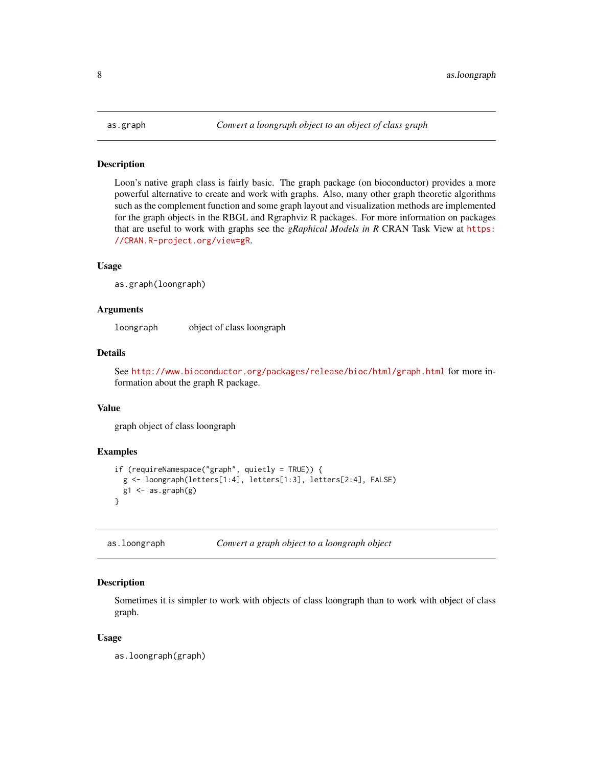## as.graph — *Convert a loongraph object to an object of class graph*

### Description

Loon's native graph class is fairly basic. The graph package (on bioconductor) provides a more powerful alternative to create and work with graphs. Also, many other graph theoretic algorithms such as the complement function and some graph layout and visualization methods are implemented for the graph objects in the RBGL and Rgraphviz R packages. For more information on packages that are useful to work with graphs see the *gRaphical Models in R* CRAN Task View at https://CRAN.R-project.org/view=gR.

### Usage

```
as.graph(loongraph)
```

### Arguments

| | |
|---|---|
| loongraph | object of class loongraph |

### Details

See http://www.bioconductor.org/packages/release/bioc/html/graph.html for more information about the graph R package.

### Value

graph object of class loongraph

### Examples

```
if (requireNamespace("graph", quietly = TRUE)) {
  g <- loongraph(letters[1:4], letters[1:3], letters[2:4], FALSE)
  g1 <- as.graph(g)
}
```

## as.loongraph — *Convert a graph object to a loongraph object*

### Description

Sometimes it is simpler to work with objects of class loongraph than to work with object of class graph.

### Usage

```
as.loongraph(graph)
```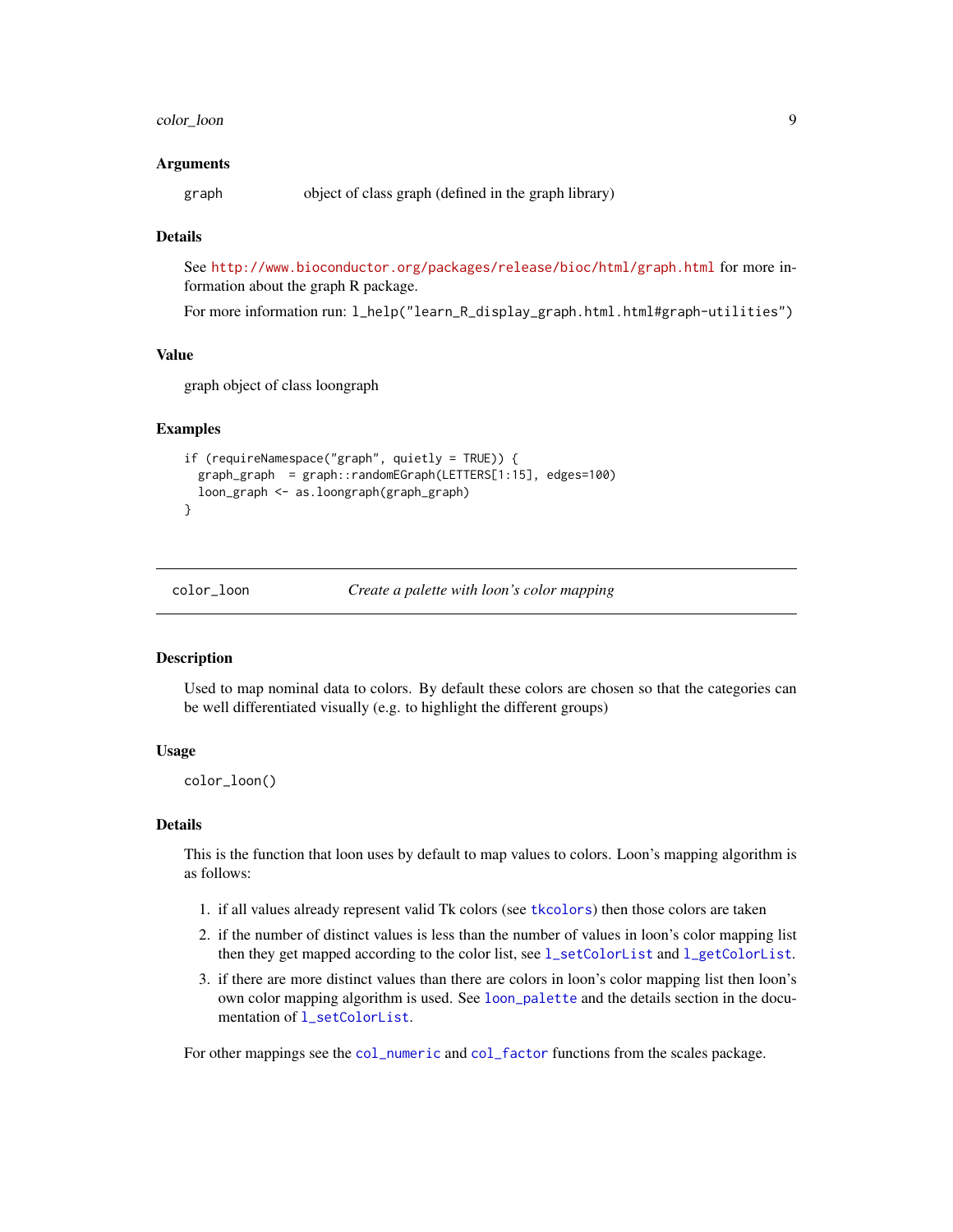### Arguments

| | |
|---|---|
| graph | object of class graph (defined in the graph library) |

### Details

See http://www.bioconductor.org/packages/release/bioc/html/graph.html for more information about the graph R package.

For more information run: `l_help("learn_R_display_graph.html.html#graph-utilities")`

### Value

graph object of class loongraph

### Examples

```
if (requireNamespace("graph", quietly = TRUE)) {
  graph_graph  = graph::randomEGraph(LETTERS[1:15], edges=100)
  loon_graph <- as.loongraph(graph_graph)
}
```

---

## color_loon — *Create a palette with loon's color mapping*

### Description

Used to map nominal data to colors. By default these colors are chosen so that the categories can be well differentiated visually (e.g. to highlight the different groups)

### Usage

```
color_loon()
```

### Details

This is the function that loon uses by default to map values to colors. Loon's mapping algorithm is as follows:

1. if all values already represent valid Tk colors (see `tkcolors`) then those colors are taken
2. if the number of distinct values is less than the number of values in loon's color mapping list then they get mapped according to the color list, see `l_setColorList` and `l_getColorList`.
3. if there are more distinct values than there are colors in loon's color mapping list then loon's own color mapping algorithm is used. See `loon_palette` and the details section in the documentation of `l_setColorList`.

For other mappings see the `col_numeric` and `col_factor` functions from the scales package.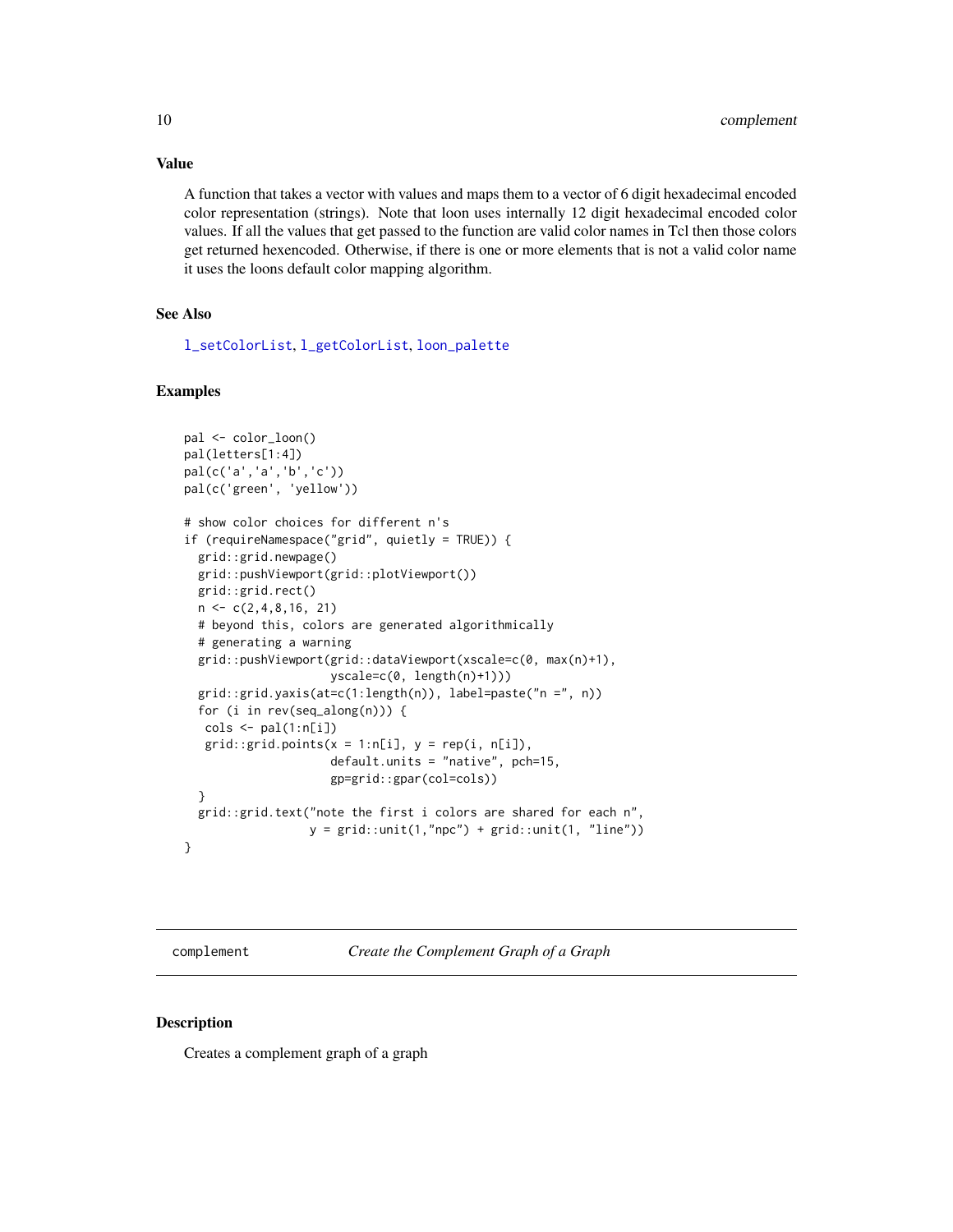### Value

A function that takes a vector with values and maps them to a vector of 6 digit hexadecimal encoded color representation (strings). Note that loon uses internally 12 digit hexadecimal encoded color values. If all the values that get passed to the function are valid color names in Tcl then those colors get returned hexencoded. Otherwise, if there is one or more elements that is not a valid color name it uses the loons default color mapping algorithm.

### See Also

l_setColorList, l_getColorList, loon_palette

### Examples

```
pal <- color_loon()
pal(letters[1:4])
pal(c('a','a','b','c'))
pal(c('green', 'yellow'))

# show color choices for different n's
if (requireNamespace("grid", quietly = TRUE)) {
  grid::grid.newpage()
  grid::pushViewport(grid::plotViewport())
  grid::grid.rect()
  n <- c(2,4,8,16, 21)
  # beyond this, colors are generated algorithmically
  # generating a warning
  grid::pushViewport(grid::dataViewport(xscale=c(0, max(n)+1),
                     yscale=c(0, length(n)+1)))
  grid::grid.yaxis(at=c(1:length(n)), label=paste("n =", n))
  for (i in rev(seq_along(n))) {
   cols <- pal(1:n[i])
   grid::grid.points(x = 1:n[i], y = rep(i, n[i]),
                     default.units = "native", pch=15,
                     gp=grid::gpar(col=cols))
  }
  grid::grid.text("note the first i colors are shared for each n",
                  y = grid::unit(1,"npc") + grid::unit(1, "line"))
}
```

---

## complement — *Create the Complement Graph of a Graph*

### Description

Creates a complement graph of a graph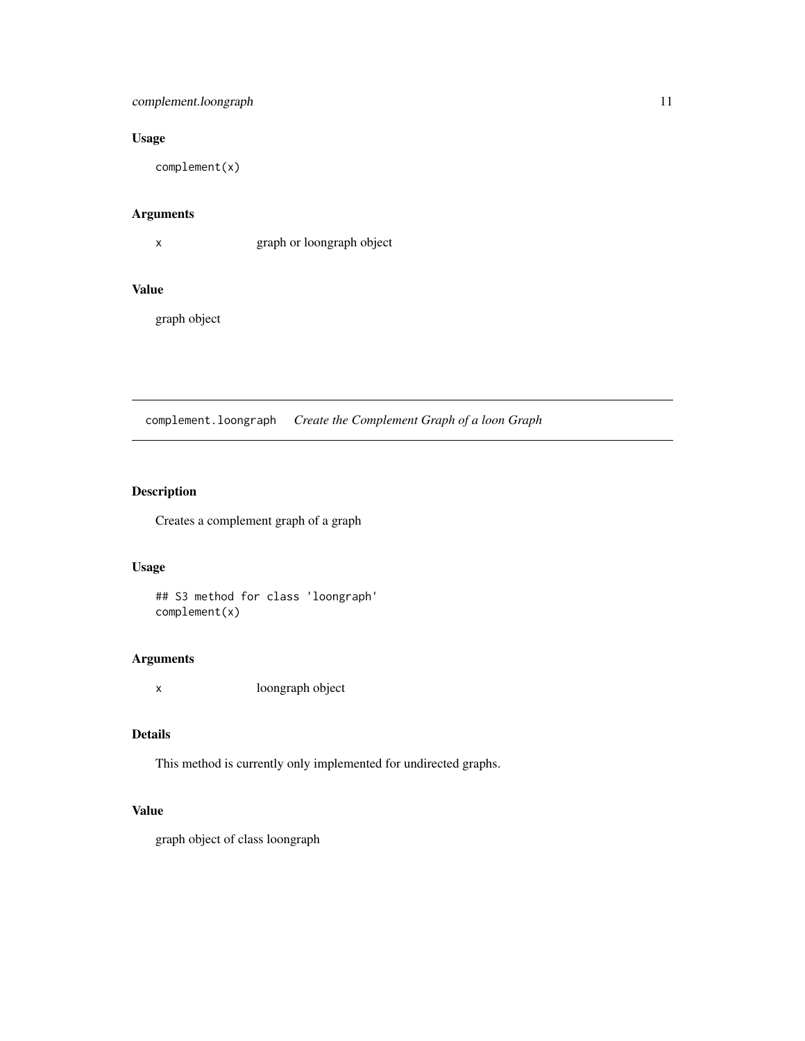### Usage

```
complement(x)
```

### Arguments

| | |
|---|---|
| x | graph or loongraph object |

### Value

graph object

---

## complement.loongraph    *Create the Complement Graph of a loon Graph*

---

### Description

Creates a complement graph of a graph

### Usage

```
## S3 method for class 'loongraph'
complement(x)
```

### Arguments

| | |
|---|---|
| x | loongraph object |

### Details

This method is currently only implemented for undirected graphs.

### Value

graph object of class loongraph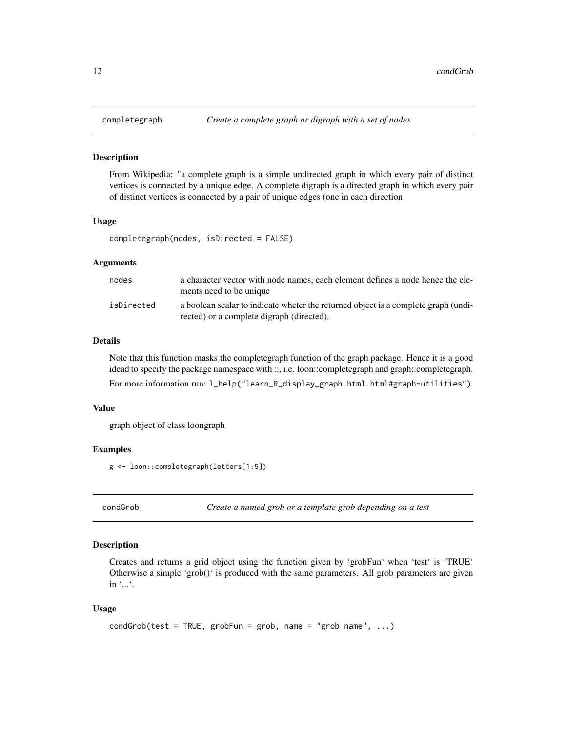## completegraph — *Create a complete graph or digraph with a set of nodes*

### Description

From Wikipedia: "a complete graph is a simple undirected graph in which every pair of distinct vertices is connected by a unique edge. A complete digraph is a directed graph in which every pair of distinct vertices is connected by a pair of unique edges (one in each direction

### Usage

```
completegraph(nodes, isDirected = FALSE)
```

### Arguments

| | |
|---|---|
| `nodes` | a character vector with node names, each element defines a node hence the elements need to be unique |
| `isDirected` | a boolean scalar to indicate wheter the returned object is a complete graph (undirected) or a complete digraph (directed). |

### Details

Note that this function masks the completegraph function of the graph package. Hence it is a good idead to specify the package namespace with ::, i.e. loon::completegraph and graph::completegraph.

For more information run: `l_help("learn_R_display_graph.html.html#graph-utilities")`

### Value

graph object of class loongraph

### Examples

```
g <- loon::completegraph(letters[1:5])
```

## condGrob — *Create a named grob or a template grob depending on a test*

### Description

Creates and returns a grid object using the function given by 'grobFun' when 'test' is 'TRUE' Otherwise a simple 'grob()' is produced with the same parameters. All grob parameters are given in '...'.

### Usage

```
condGrob(test = TRUE, grobFun = grob, name = "grob name", ...)
```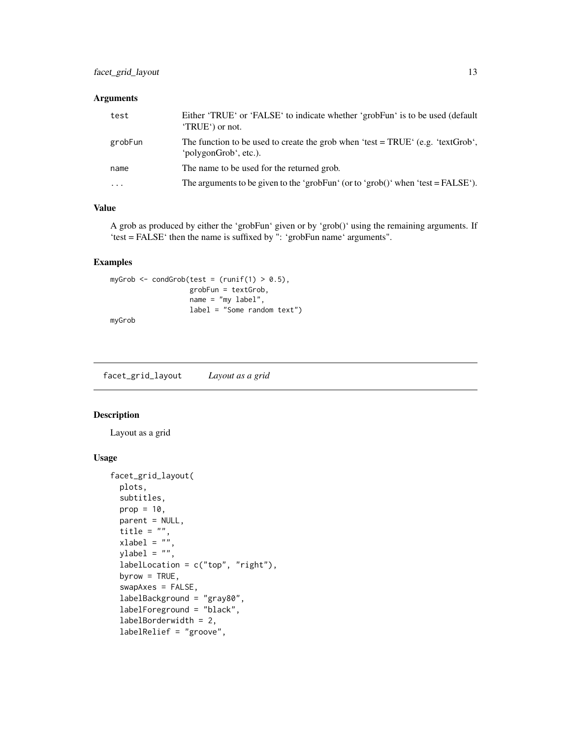### Arguments

| | |
|---|---|
| test | Either 'TRUE' or 'FALSE' to indicate whether 'grobFun' is to be used (default 'TRUE') or not. |
| grobFun | The function to be used to create the grob when 'test = TRUE' (e.g. 'textGrob', 'polygonGrob', etc.). |
| name | The name to be used for the returned grob. |
| ... | The arguments to be given to the 'grobFun' (or to 'grob()' when 'test = FALSE'). |

### Value

A grob as produced by either the 'grobFun' given or by 'grob()' using the remaining arguments. If 'test = FALSE' then the name is suffixed by ": 'grobFun name' arguments".

### Examples

```
myGrob <- condGrob(test = (runif(1) > 0.5),
                   grobFun = textGrob,
                   name = "my label",
                   label = "Some random text")
myGrob
```

---

## facet_grid_layout    *Layout as a grid*

### Description

Layout as a grid

### Usage

```
facet_grid_layout(
  plots,
  subtitles,
  prop = 10,
  parent = NULL,
  title = "",
  xlabel = "",
  ylabel = "",
  labelLocation = c("top", "right"),
  byrow = TRUE,
  swapAxes = FALSE,
  labelBackground = "gray80",
  labelForeground = "black",
  labelBorderwidth = 2,
  labelRelief = "groove",
```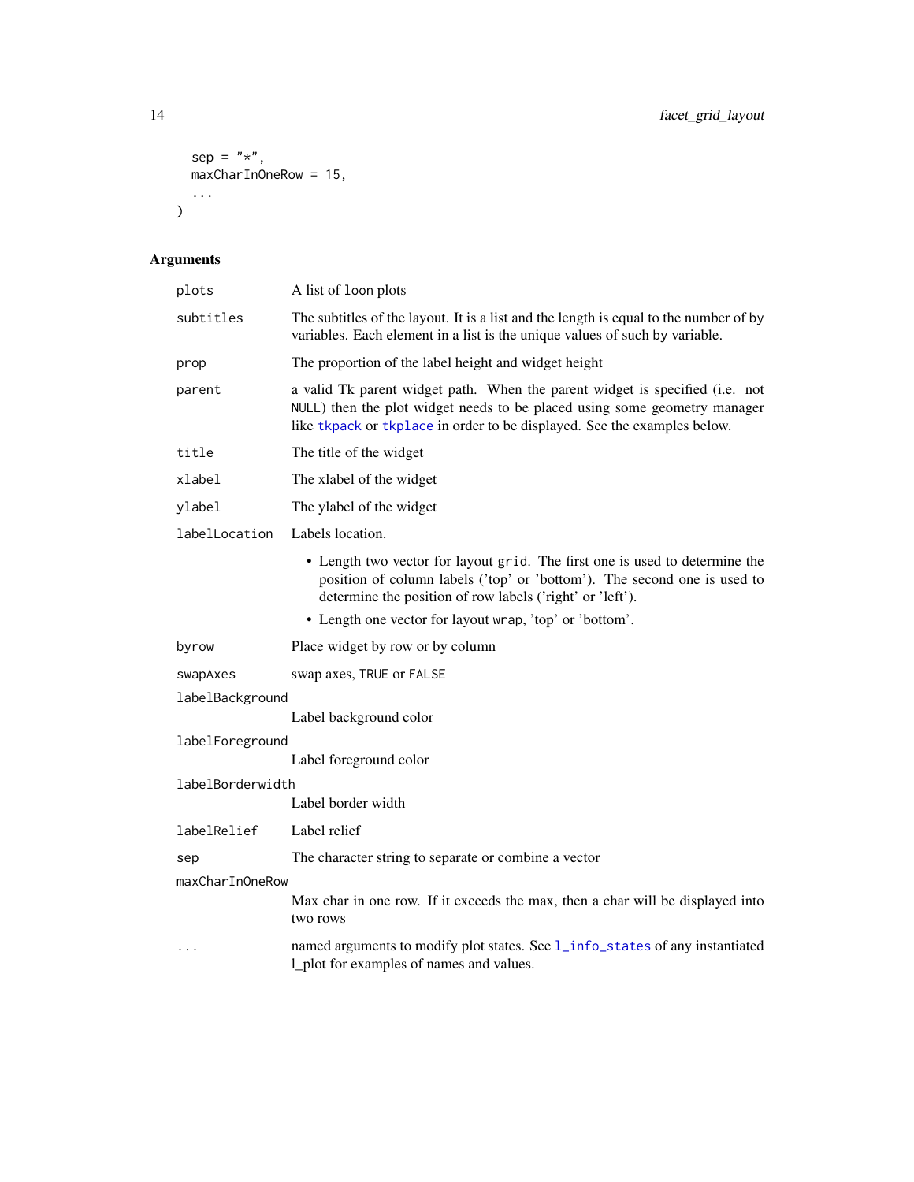```
  sep = "*",
  maxCharInOneRow = 15,
  ...
)
```

## Arguments

| | |
|---|---|
| plots | A list of loon plots |
| subtitles | The subtitles of the layout. It is a list and the length is equal to the number of by variables. Each element in a list is the unique values of such by variable. |
| prop | The proportion of the label height and widget height |
| parent | a valid Tk parent widget path. When the parent widget is specified (i.e. not NULL) then the plot widget needs to be placed using some geometry manager like tkpack or tkplace in order to be displayed. See the examples below. |
| title | The title of the widget |
| xlabel | The xlabel of the widget |
| ylabel | The ylabel of the widget |
| labelLocation | Labels location.<br>• Length two vector for layout grid. The first one is used to determine the position of column labels ('top' or 'bottom'). The second one is used to determine the position of row labels ('right' or 'left').<br>• Length one vector for layout wrap, 'top' or 'bottom'. |
| byrow | Place widget by row or by column |
| swapAxes | swap axes, TRUE or FALSE |
| labelBackground | Label background color |
| labelForeground | Label foreground color |
| labelBorderwidth | Label border width |
| labelRelief | Label relief |
| sep | The character string to separate or combine a vector |
| maxCharInOneRow | Max char in one row. If it exceeds the max, then a char will be displayed into two rows |
| ... | named arguments to modify plot states. See l_info_states of any instantiated l_plot for examples of names and values. |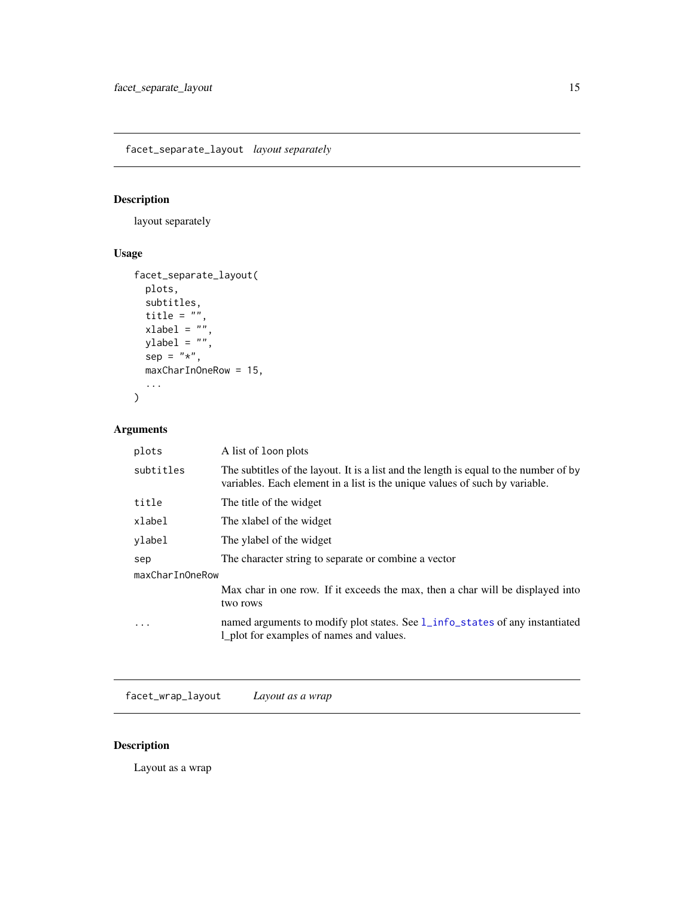## facet_separate_layout *layout separately*

### Description

layout separately

### Usage

```
facet_separate_layout(
  plots,
  subtitles,
  title = "",
  xlabel = "",
  ylabel = "",
  sep = "*",
  maxCharInOneRow = 15,
  ...
)
```

### Arguments

| | |
|---|---|
| `plots` | A list of `loon` plots |
| `subtitles` | The subtitles of the layout. It is a list and the length is equal to the number of by variables. Each element in a list is the unique values of such by variable. |
| `title` | The title of the widget |
| `xlabel` | The xlabel of the widget |
| `ylabel` | The ylabel of the widget |
| `sep` | The character string to separate or combine a vector |
| `maxCharInOneRow` | Max char in one row. If it exceeds the max, then a char will be displayed into two rows |
| `...` | named arguments to modify plot states. See `l_info_states` of any instantiated l_plot for examples of names and values. |

## facet_wrap_layout *Layout as a wrap*

### Description

Layout as a wrap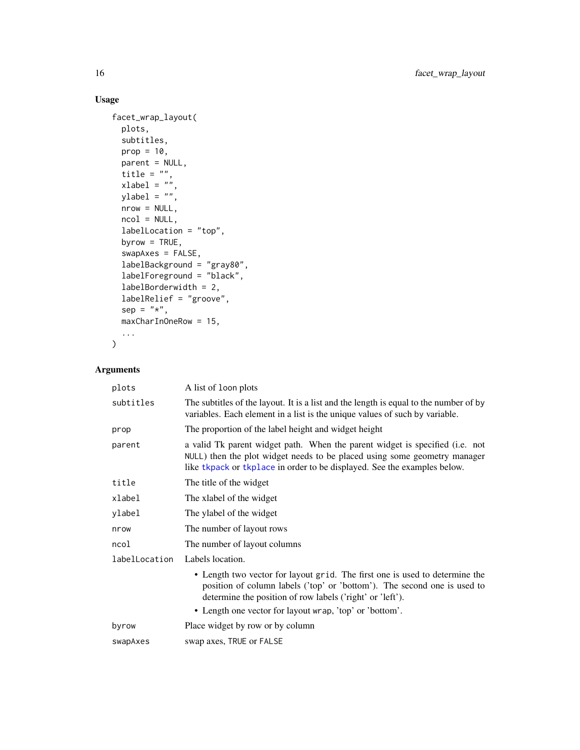## Usage

```
facet_wrap_layout(
  plots,
  subtitles,
  prop = 10,
  parent = NULL,
  title = "",
  xlabel = "",
  ylabel = "",
  nrow = NULL,
  ncol = NULL,
  labelLocation = "top",
  byrow = TRUE,
  swapAxes = FALSE,
  labelBackground = "gray80",
  labelForeground = "black",
  labelBorderwidth = 2,
  labelRelief = "groove",
  sep = "*",
  maxCharInOneRow = 15,
  ...
)
```

## Arguments

| | |
|---|---|
| plots | A list of loon plots |
| subtitles | The subtitles of the layout. It is a list and the length is equal to the number of by variables. Each element in a list is the unique values of such by variable. |
| prop | The proportion of the label height and widget height |
| parent | a valid Tk parent widget path. When the parent widget is specified (i.e. not NULL) then the plot widget needs to be placed using some geometry manager like tkpack or tkplace in order to be displayed. See the examples below. |
| title | The title of the widget |
| xlabel | The xlabel of the widget |
| ylabel | The ylabel of the widget |
| nrow | The number of layout rows |
| ncol | The number of layout columns |
| labelLocation | Labels location.<br>• Length two vector for layout grid. The first one is used to determine the position of column labels ('top' or 'bottom'). The second one is used to determine the position of row labels ('right' or 'left').<br>• Length one vector for layout wrap, 'top' or 'bottom'. |
| byrow | Place widget by row or by column |
| swapAxes | swap axes, TRUE or FALSE |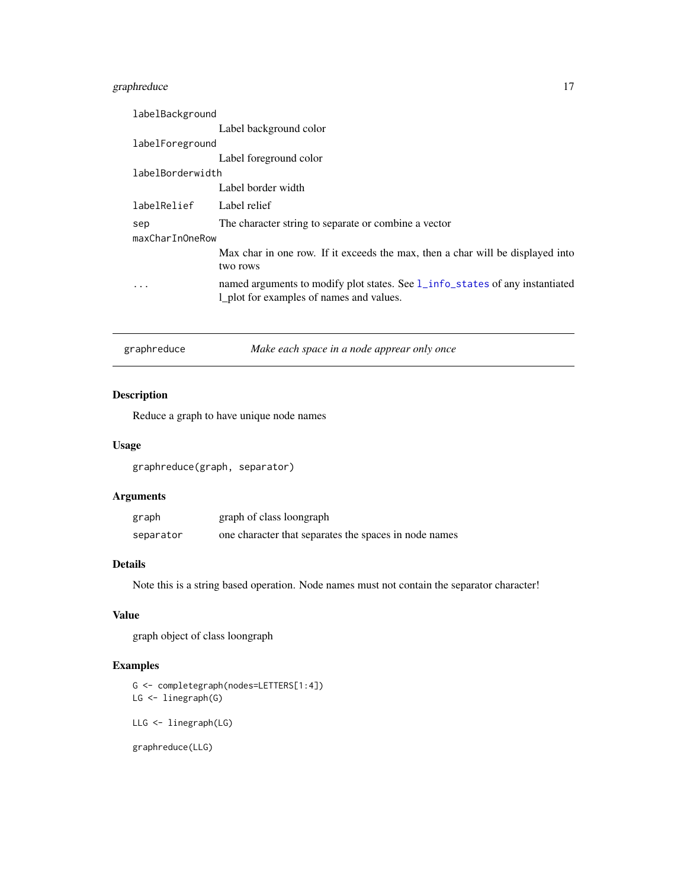| | |
|---|---|
| `labelBackground` | Label background color |
| `labelForeground` | Label foreground color |
| `labelBorderwidth` | Label border width |
| `labelRelief` | Label relief |
| `sep` | The character string to separate or combine a vector |
| `maxCharInOneRow` | Max char in one row. If it exceeds the max, then a char will be displayed into two rows |
| `...` | named arguments to modify plot states. See `l_info_states` of any instantiated l_plot for examples of names and values. |

---

## graphreduce — *Make each space in a node apprear only once*

### Description

Reduce a graph to have unique node names

### Usage

```
graphreduce(graph, separator)
```

### Arguments

| | |
|---|---|
| `graph` | graph of class loongraph |
| `separator` | one character that separates the spaces in node names |

### Details

Note this is a string based operation. Node names must not contain the separator character!

### Value

graph object of class loongraph

### Examples

```
G <- completegraph(nodes=LETTERS[1:4])
LG <- linegraph(G)

LLG <- linegraph(LG)

graphreduce(LLG)
```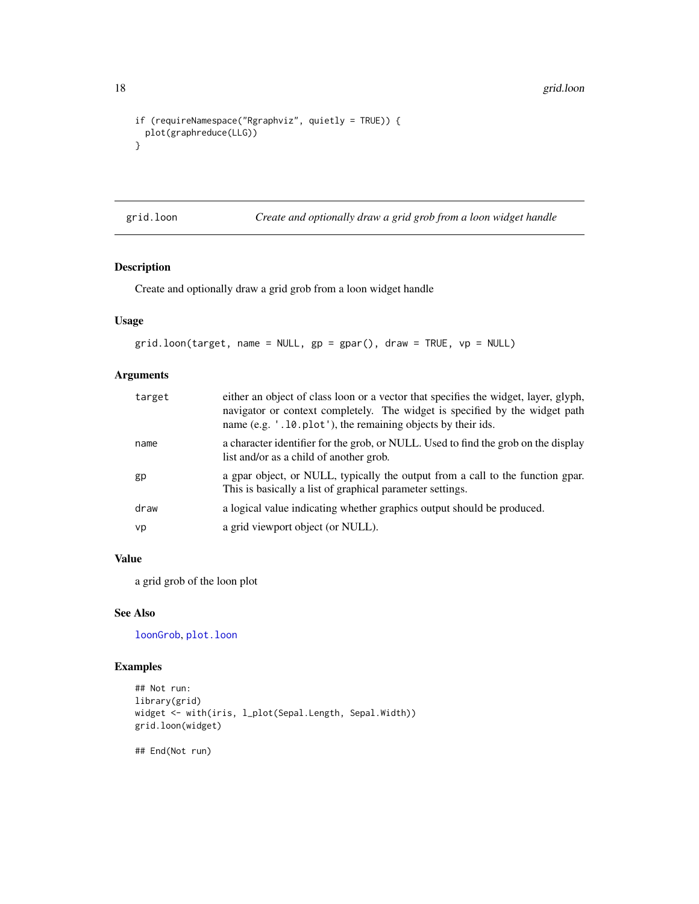```
if (requireNamespace("Rgraphviz", quietly = TRUE)) {
  plot(graphreduce(LLG))
}
```

---

## grid.loon — *Create and optionally draw a grid grob from a loon widget handle*

---

### Description

Create and optionally draw a grid grob from a loon widget handle

### Usage

```
grid.loon(target, name = NULL, gp = gpar(), draw = TRUE, vp = NULL)
```

### Arguments

| | |
|---|---|
| `target` | either an object of class loon or a vector that specifies the widget, layer, glyph, navigator or context completely. The widget is specified by the widget path name (e.g. `'.l0.plot'`), the remaining objects by their ids. |
| `name` | a character identifier for the grob, or NULL. Used to find the grob on the display list and/or as a child of another grob. |
| `gp` | a gpar object, or NULL, typically the output from a call to the function gpar. This is basically a list of graphical parameter settings. |
| `draw` | a logical value indicating whether graphics output should be produced. |
| `vp` | a grid viewport object (or NULL). |

### Value

a grid grob of the loon plot

### See Also

`loonGrob`, `plot.loon`

### Examples

```
## Not run:
library(grid)
widget <- with(iris, l_plot(Sepal.Length, Sepal.Width))
grid.loon(widget)

## End(Not run)
```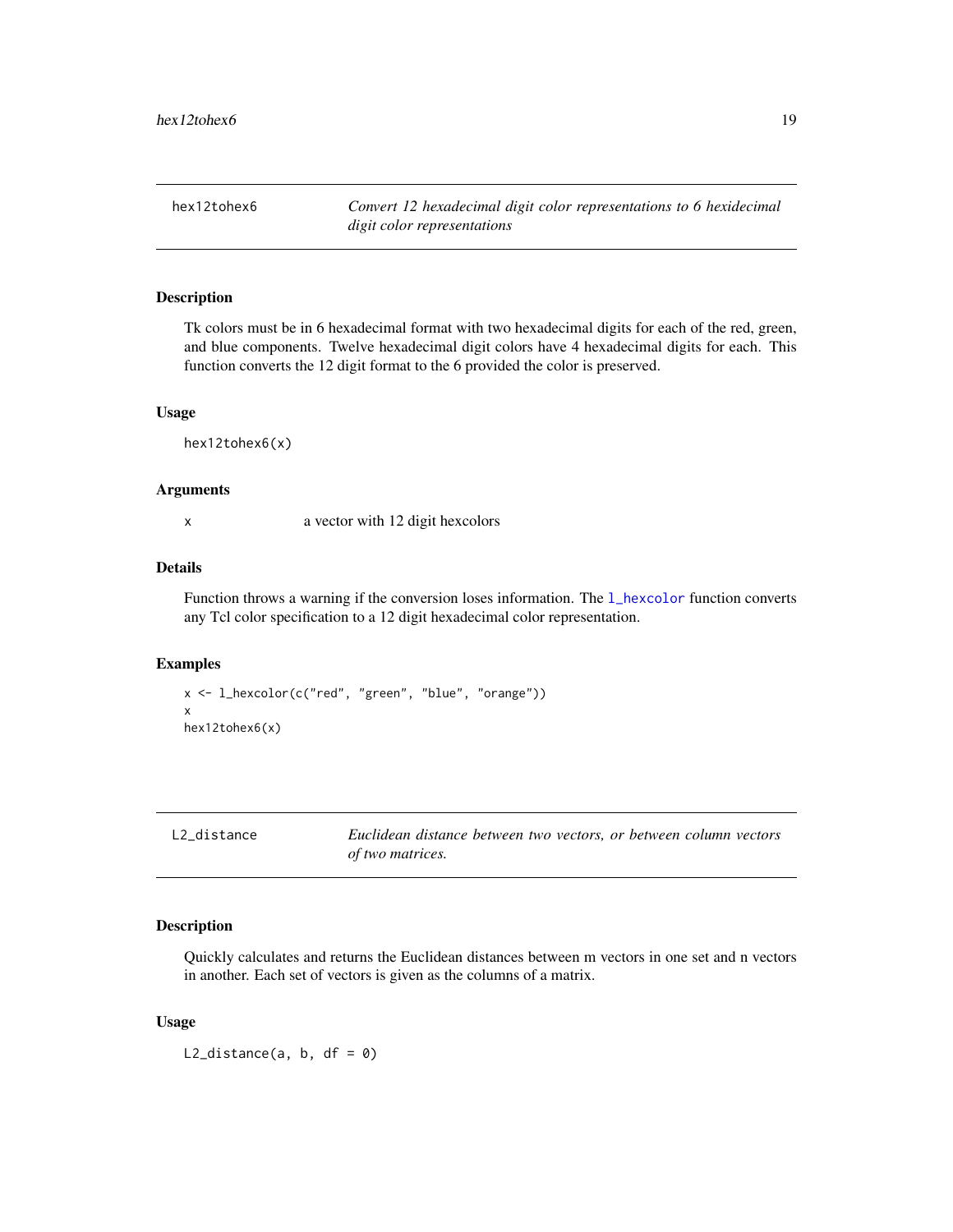## hex12tohex6

*Convert 12 hexadecimal digit color representations to 6 hexidecimal digit color representations*

### Description

Tk colors must be in 6 hexadecimal format with two hexadecimal digits for each of the red, green, and blue components. Twelve hexadecimal digit colors have 4 hexadecimal digits for each. This function converts the 12 digit format to the 6 provided the color is preserved.

### Usage

```
hex12tohex6(x)
```

### Arguments

| | |
|---|---|
| x | a vector with 12 digit hexcolors |

### Details

Function throws a warning if the conversion loses information. The `l_hexcolor` function converts any Tcl color specification to a 12 digit hexadecimal color representation.

### Examples

```
x <- l_hexcolor(c("red", "green", "blue", "orange"))
x
hex12tohex6(x)
```

## L2_distance

*Euclidean distance between two vectors, or between column vectors of two matrices.*

### Description

Quickly calculates and returns the Euclidean distances between m vectors in one set and n vectors in another. Each set of vectors is given as the columns of a matrix.

### Usage

```
L2_distance(a, b, df = 0)
```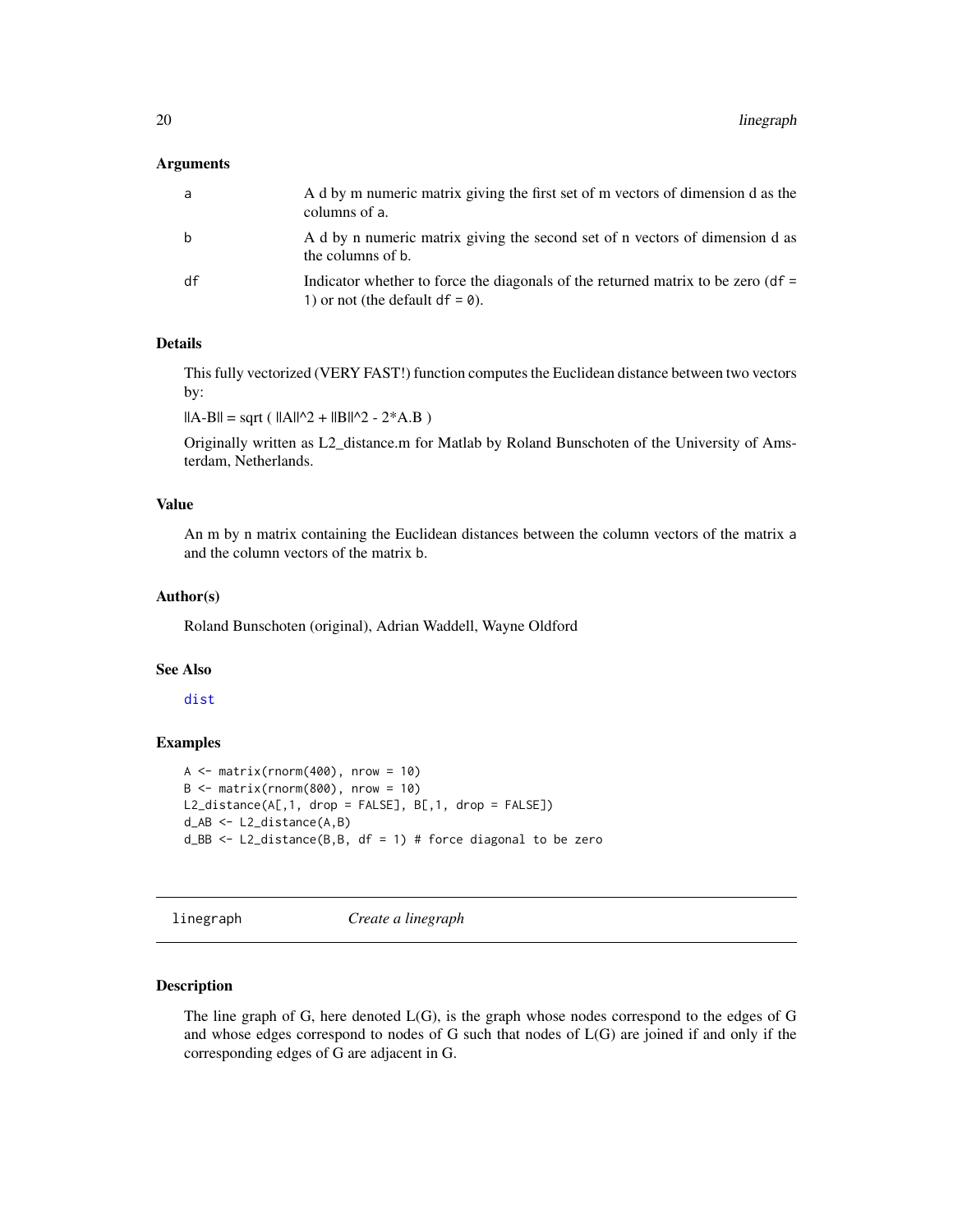### Arguments

| | |
|---|---|
| a | A d by m numeric matrix giving the first set of m vectors of dimension d as the columns of a. |
| b | A d by n numeric matrix giving the second set of n vectors of dimension d as the columns of b. |
| df | Indicator whether to force the diagonals of the returned matrix to be zero (df = 1) or not (the default df = 0). |

### Details

This fully vectorized (VERY FAST!) function computes the Euclidean distance between two vectors by:

||A-B|| = sqrt ( ||A||^2 + ||B||^2 - 2*A.B )

Originally written as L2_distance.m for Matlab by Roland Bunschoten of the University of Amsterdam, Netherlands.

### Value

An m by n matrix containing the Euclidean distances between the column vectors of the matrix a and the column vectors of the matrix b.

### Author(s)

Roland Bunschoten (original), Adrian Waddell, Wayne Oldford

### See Also

dist

### Examples

```
A <- matrix(rnorm(400), nrow = 10)
B <- matrix(rnorm(800), nrow = 10)
L2_distance(A[,1, drop = FALSE], B[,1, drop = FALSE])
d_AB <- L2_distance(A,B)
d_BB <- L2_distance(B,B, df = 1) # force diagonal to be zero
```

---

## linegraph *Create a linegraph*

### Description

The line graph of G, here denoted L(G), is the graph whose nodes correspond to the edges of G and whose edges correspond to nodes of G such that nodes of L(G) are joined if and only if the corresponding edges of G are adjacent in G.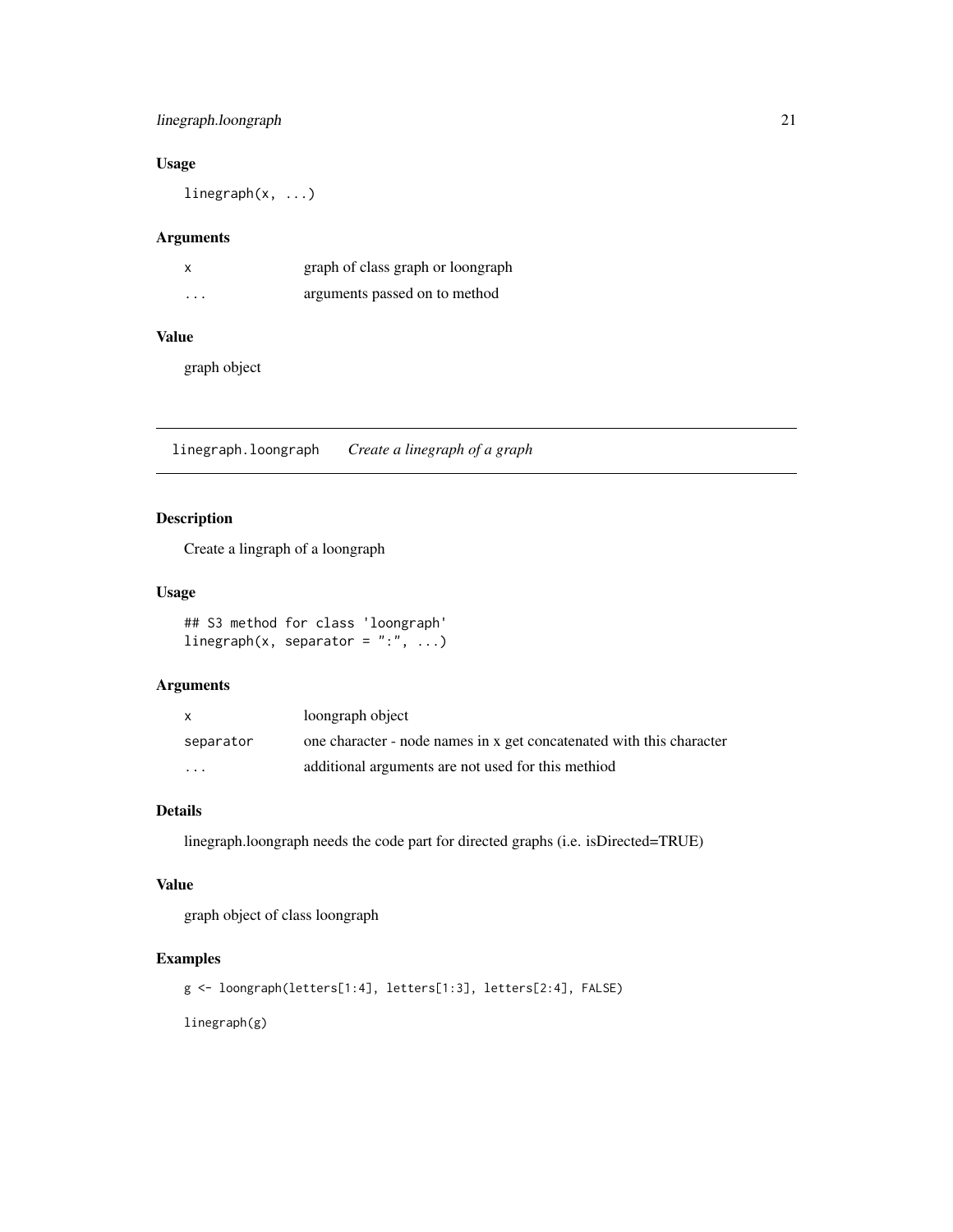### Usage

```
linegraph(x, ...)
```

### Arguments

| | |
|---|---|
| x | graph of class graph or loongraph |
| ... | arguments passed on to method |

### Value

graph object

---

## linegraph.loongraph *Create a linegraph of a graph*

---

### Description

Create a lingraph of a loongraph

### Usage

```
## S3 method for class 'loongraph'
linegraph(x, separator = ":", ...)
```

### Arguments

| | |
|---|---|
| x | loongraph object |
| separator | one character - node names in x get concatenated with this character |
| ... | additional arguments are not used for this methiod |

### Details

linegraph.loongraph needs the code part for directed graphs (i.e. isDirected=TRUE)

### Value

graph object of class loongraph

### Examples

```
g <- loongraph(letters[1:4], letters[1:3], letters[2:4], FALSE)

linegraph(g)
```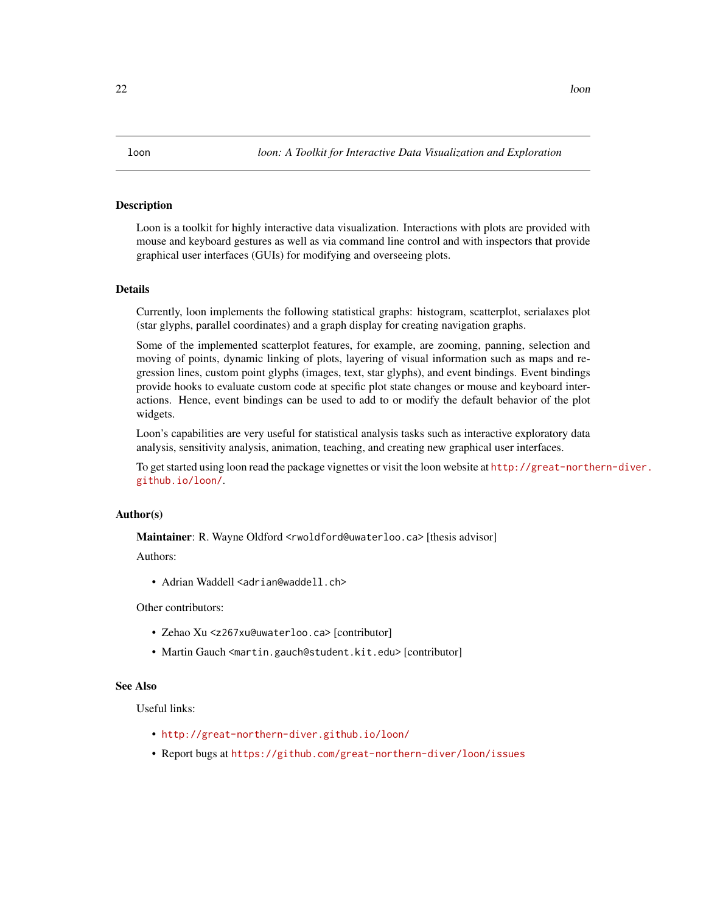loon — *loon: A Toolkit for Interactive Data Visualization and Exploration*

## Description

Loon is a toolkit for highly interactive data visualization. Interactions with plots are provided with mouse and keyboard gestures as well as via command line control and with inspectors that provide graphical user interfaces (GUIs) for modifying and overseeing plots.

## Details

Currently, loon implements the following statistical graphs: histogram, scatterplot, serialaxes plot (star glyphs, parallel coordinates) and a graph display for creating navigation graphs.

Some of the implemented scatterplot features, for example, are zooming, panning, selection and moving of points, dynamic linking of plots, layering of visual information such as maps and regression lines, custom point glyphs (images, text, star glyphs), and event bindings. Event bindings provide hooks to evaluate custom code at specific plot state changes or mouse and keyboard interactions. Hence, event bindings can be used to add to or modify the default behavior of the plot widgets.

Loon's capabilities are very useful for statistical analysis tasks such as interactive exploratory data analysis, sensitivity analysis, animation, teaching, and creating new graphical user interfaces.

To get started using loon read the package vignettes or visit the loon website at http://great-northern-diver.github.io/loon/.

## Author(s)

**Maintainer**: R. Wayne Oldford <rwoldford@uwaterloo.ca> [thesis advisor]

Authors:

- Adrian Waddell <adrian@waddell.ch>

Other contributors:

- Zehao Xu <z267xu@uwaterloo.ca> [contributor]
- Martin Gauch <martin.gauch@student.kit.edu> [contributor]

## See Also

Useful links:

- http://great-northern-diver.github.io/loon/
- Report bugs at https://github.com/great-northern-diver/loon/issues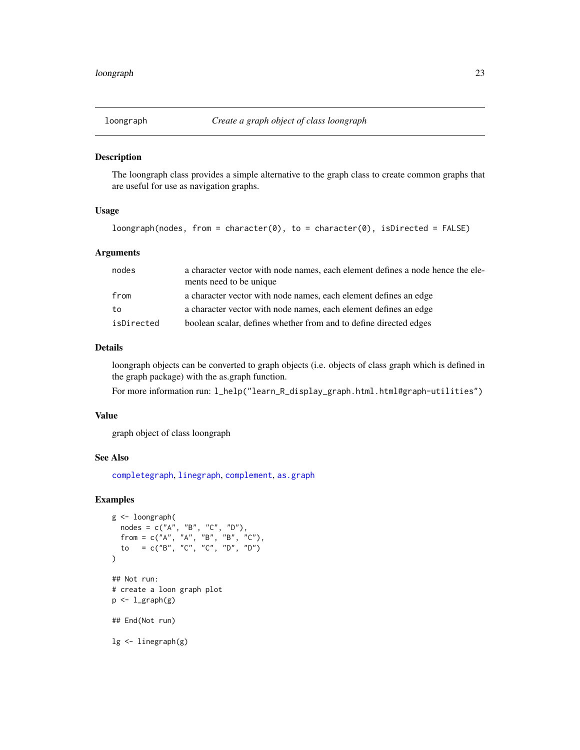# loongraph — *Create a graph object of class loongraph*

## Description

The loongraph class provides a simple alternative to the graph class to create common graphs that are useful for use as navigation graphs.

## Usage

```
loongraph(nodes, from = character(0), to = character(0), isDirected = FALSE)
```

## Arguments

| | |
|---|---|
| nodes | a character vector with node names, each element defines a node hence the elements need to be unique |
| from | a character vector with node names, each element defines an edge |
| to | a character vector with node names, each element defines an edge |
| isDirected | boolean scalar, defines whether from and to define directed edges |

## Details

loongraph objects can be converted to graph objects (i.e. objects of class graph which is defined in the graph package) with the as.graph function.

For more information run: `l_help("learn_R_display_graph.html.html#graph-utilities")`

## Value

graph object of class loongraph

## See Also

completegraph, linegraph, complement, as.graph

## Examples

```
g <- loongraph(
  nodes = c("A", "B", "C", "D"),
  from = c("A", "A", "B", "B", "C"),
  to   = c("B", "C", "C", "D", "D")
)

## Not run:
# create a loon graph plot
p <- l_graph(g)

## End(Not run)

lg <- linegraph(g)
```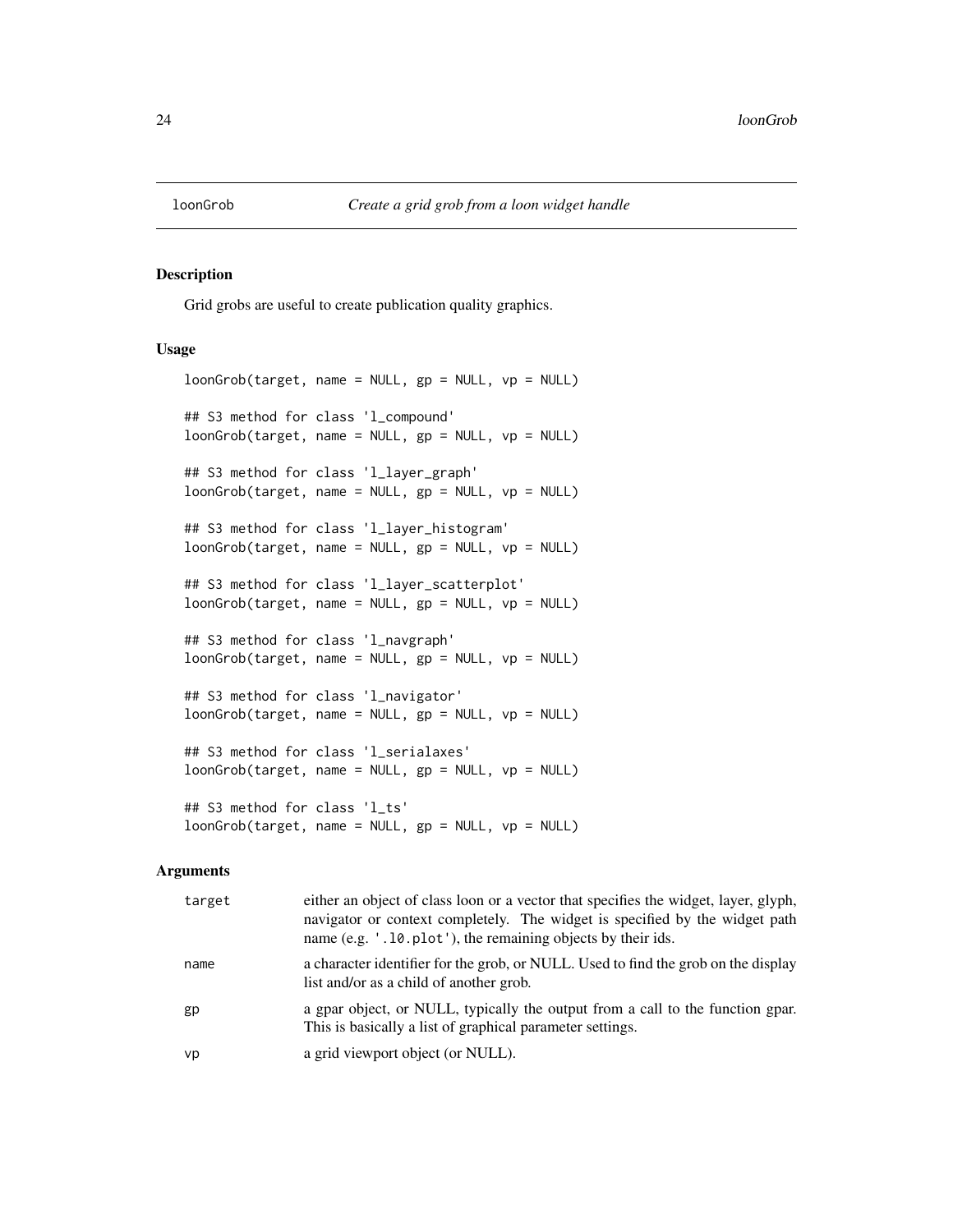loonGrob    *Create a grid grob from a loon widget handle*

## Description

Grid grobs are useful to create publication quality graphics.

## Usage

```
loonGrob(target, name = NULL, gp = NULL, vp = NULL)

## S3 method for class 'l_compound'
loonGrob(target, name = NULL, gp = NULL, vp = NULL)

## S3 method for class 'l_layer_graph'
loonGrob(target, name = NULL, gp = NULL, vp = NULL)

## S3 method for class 'l_layer_histogram'
loonGrob(target, name = NULL, gp = NULL, vp = NULL)

## S3 method for class 'l_layer_scatterplot'
loonGrob(target, name = NULL, gp = NULL, vp = NULL)

## S3 method for class 'l_navgraph'
loonGrob(target, name = NULL, gp = NULL, vp = NULL)

## S3 method for class 'l_navigator'
loonGrob(target, name = NULL, gp = NULL, vp = NULL)

## S3 method for class 'l_serialaxes'
loonGrob(target, name = NULL, gp = NULL, vp = NULL)

## S3 method for class 'l_ts'
loonGrob(target, name = NULL, gp = NULL, vp = NULL)
```

## Arguments

| | |
|---|---|
| target | either an object of class loon or a vector that specifies the widget, layer, glyph, navigator or context completely. The widget is specified by the widget path name (e.g. '.l0.plot'), the remaining objects by their ids. |
| name | a character identifier for the grob, or NULL. Used to find the grob on the display list and/or as a child of another grob. |
| gp | a gpar object, or NULL, typically the output from a call to the function gpar. This is basically a list of graphical parameter settings. |
| vp | a grid viewport object (or NULL). |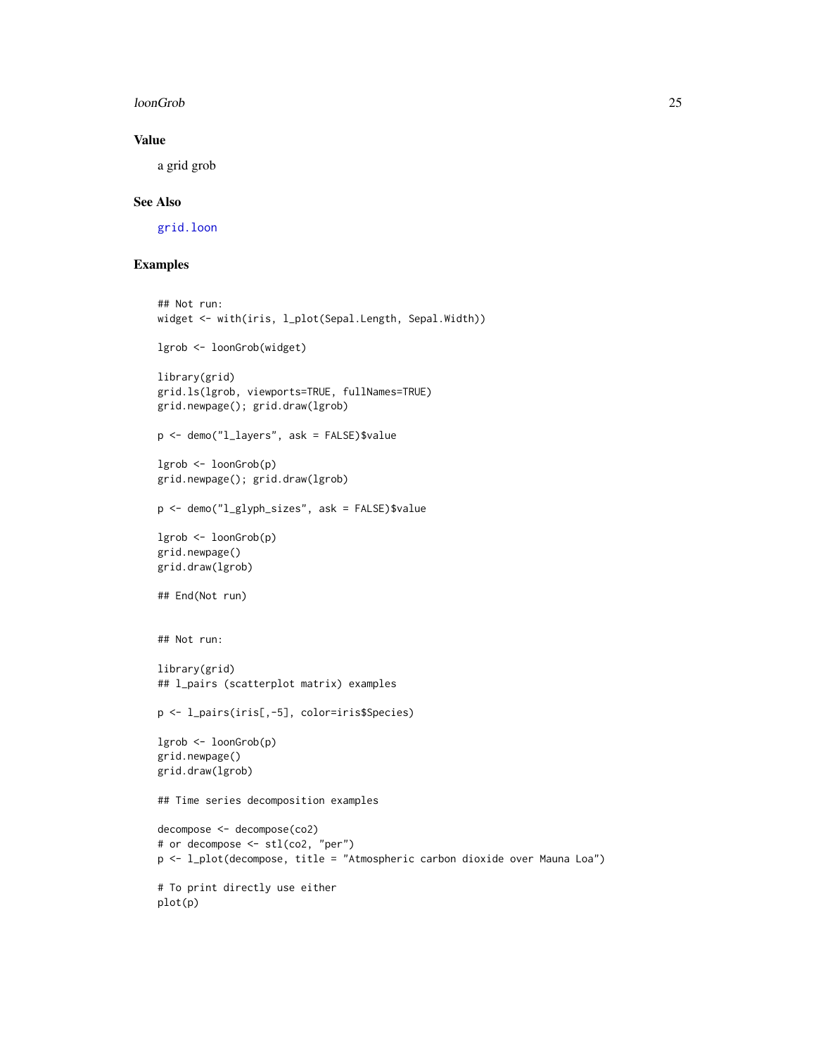## Value

a grid grob

## See Also

grid.loon

## Examples

```
## Not run:
widget <- with(iris, l_plot(Sepal.Length, Sepal.Width))

lgrob <- loonGrob(widget)

library(grid)
grid.ls(lgrob, viewports=TRUE, fullNames=TRUE)
grid.newpage(); grid.draw(lgrob)

p <- demo("l_layers", ask = FALSE)$value

lgrob <- loonGrob(p)
grid.newpage(); grid.draw(lgrob)

p <- demo("l_glyph_sizes", ask = FALSE)$value

lgrob <- loonGrob(p)
grid.newpage()
grid.draw(lgrob)

## End(Not run)


## Not run:

library(grid)
## l_pairs (scatterplot matrix) examples

p <- l_pairs(iris[,-5], color=iris$Species)

lgrob <- loonGrob(p)
grid.newpage()
grid.draw(lgrob)

## Time series decomposition examples

decompose <- decompose(co2)
# or decompose <- stl(co2, "per")
p <- l_plot(decompose, title = "Atmospheric carbon dioxide over Mauna Loa")

# To print directly use either
plot(p)
```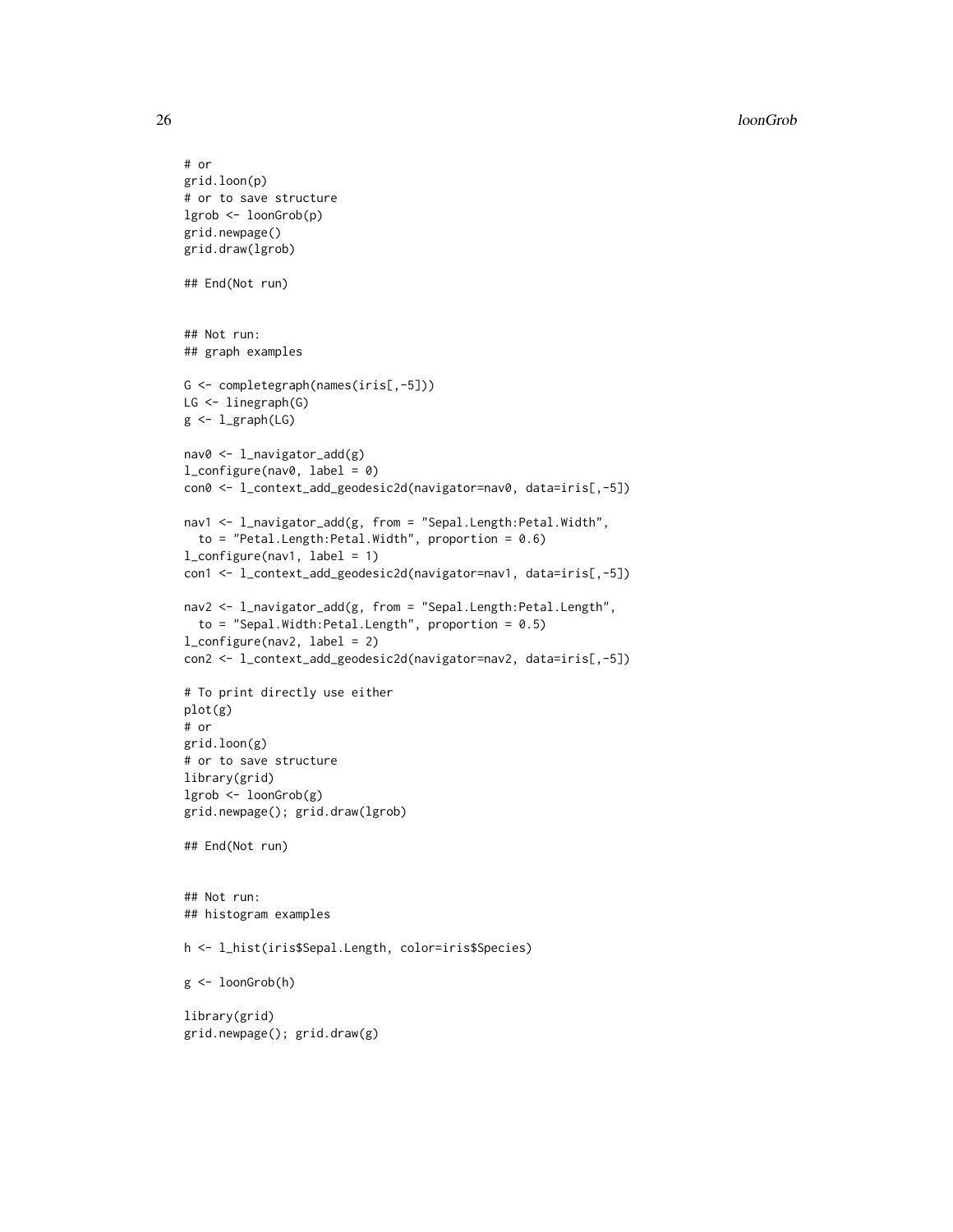```
# or
grid.loon(p)
# or to save structure
lgrob <- loonGrob(p)
grid.newpage()
grid.draw(lgrob)

## End(Not run)


## Not run:
## graph examples

G <- completegraph(names(iris[,-5]))
LG <- linegraph(G)
g <- l_graph(LG)

nav0 <- l_navigator_add(g)
l_configure(nav0, label = 0)
con0 <- l_context_add_geodesic2d(navigator=nav0, data=iris[,-5])

nav1 <- l_navigator_add(g, from = "Sepal.Length:Petal.Width",
  to = "Petal.Length:Petal.Width", proportion = 0.6)
l_configure(nav1, label = 1)
con1 <- l_context_add_geodesic2d(navigator=nav1, data=iris[,-5])

nav2 <- l_navigator_add(g, from = "Sepal.Length:Petal.Length",
  to = "Sepal.Width:Petal.Length", proportion = 0.5)
l_configure(nav2, label = 2)
con2 <- l_context_add_geodesic2d(navigator=nav2, data=iris[,-5])

# To print directly use either
plot(g)
# or
grid.loon(g)
# or to save structure
library(grid)
lgrob <- loonGrob(g)
grid.newpage(); grid.draw(lgrob)

## End(Not run)


## Not run:
## histogram examples

h <- l_hist(iris$Sepal.Length, color=iris$Species)

g <- loonGrob(h)

library(grid)
grid.newpage(); grid.draw(g)
```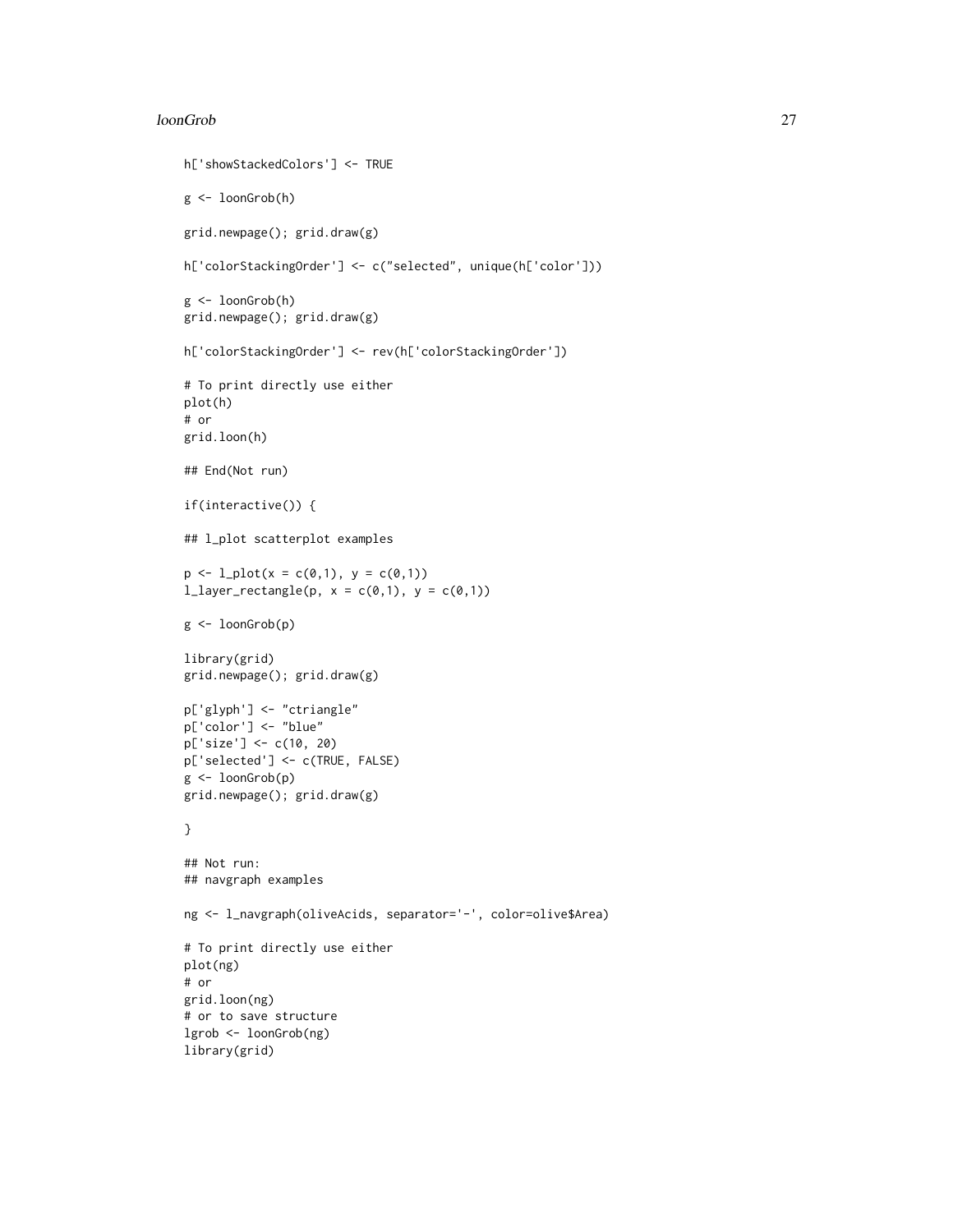```
h['showStackedColors'] <- TRUE

g <- loonGrob(h)

grid.newpage(); grid.draw(g)

h['colorStackingOrder'] <- c("selected", unique(h['color']))

g <- loonGrob(h)
grid.newpage(); grid.draw(g)

h['colorStackingOrder'] <- rev(h['colorStackingOrder'])

# To print directly use either
plot(h)
# or
grid.loon(h)

## End(Not run)

if(interactive()) {

## l_plot scatterplot examples

p <- l_plot(x = c(0,1), y = c(0,1))
l_layer_rectangle(p, x = c(0,1), y = c(0,1))

g <- loonGrob(p)

library(grid)
grid.newpage(); grid.draw(g)

p['glyph'] <- "ctriangle"
p['color'] <- "blue"
p['size'] <- c(10, 20)
p['selected'] <- c(TRUE, FALSE)
g <- loonGrob(p)
grid.newpage(); grid.draw(g)

}

## Not run:
## navgraph examples

ng <- l_navgraph(oliveAcids, separator='-', color=olive$Area)

# To print directly use either
plot(ng)
# or
grid.loon(ng)
# or to save structure
lgrob <- loonGrob(ng)
library(grid)
```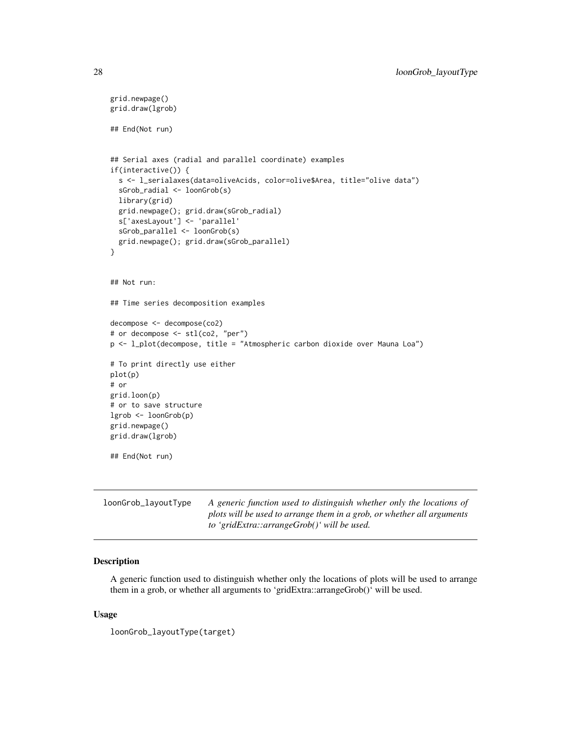```
grid.newpage()
grid.draw(lgrob)

## End(Not run)


## Serial axes (radial and parallel coordinate) examples
if(interactive()) {
  s <- l_serialaxes(data=oliveAcids, color=olive$Area, title="olive data")
  sGrob_radial <- loonGrob(s)
  library(grid)
  grid.newpage(); grid.draw(sGrob_radial)
  s['axesLayout'] <- 'parallel'
  sGrob_parallel <- loonGrob(s)
  grid.newpage(); grid.draw(sGrob_parallel)
}


## Not run:

## Time series decomposition examples

decompose <- decompose(co2)
# or decompose <- stl(co2, "per")
p <- l_plot(decompose, title = "Atmospheric carbon dioxide over Mauna Loa")

# To print directly use either
plot(p)
# or
grid.loon(p)
# or to save structure
lgrob <- loonGrob(p)
grid.newpage()
grid.draw(lgrob)

## End(Not run)
```

## loonGrob_layoutType

*A generic function used to distinguish whether only the locations of plots will be used to arrange them in a grob, or whether all arguments to 'gridExtra::arrangeGrob()' will be used.*

### Description

A generic function used to distinguish whether only the locations of plots will be used to arrange them in a grob, or whether all arguments to 'gridExtra::arrangeGrob()' will be used.

### Usage

```
loonGrob_layoutType(target)
```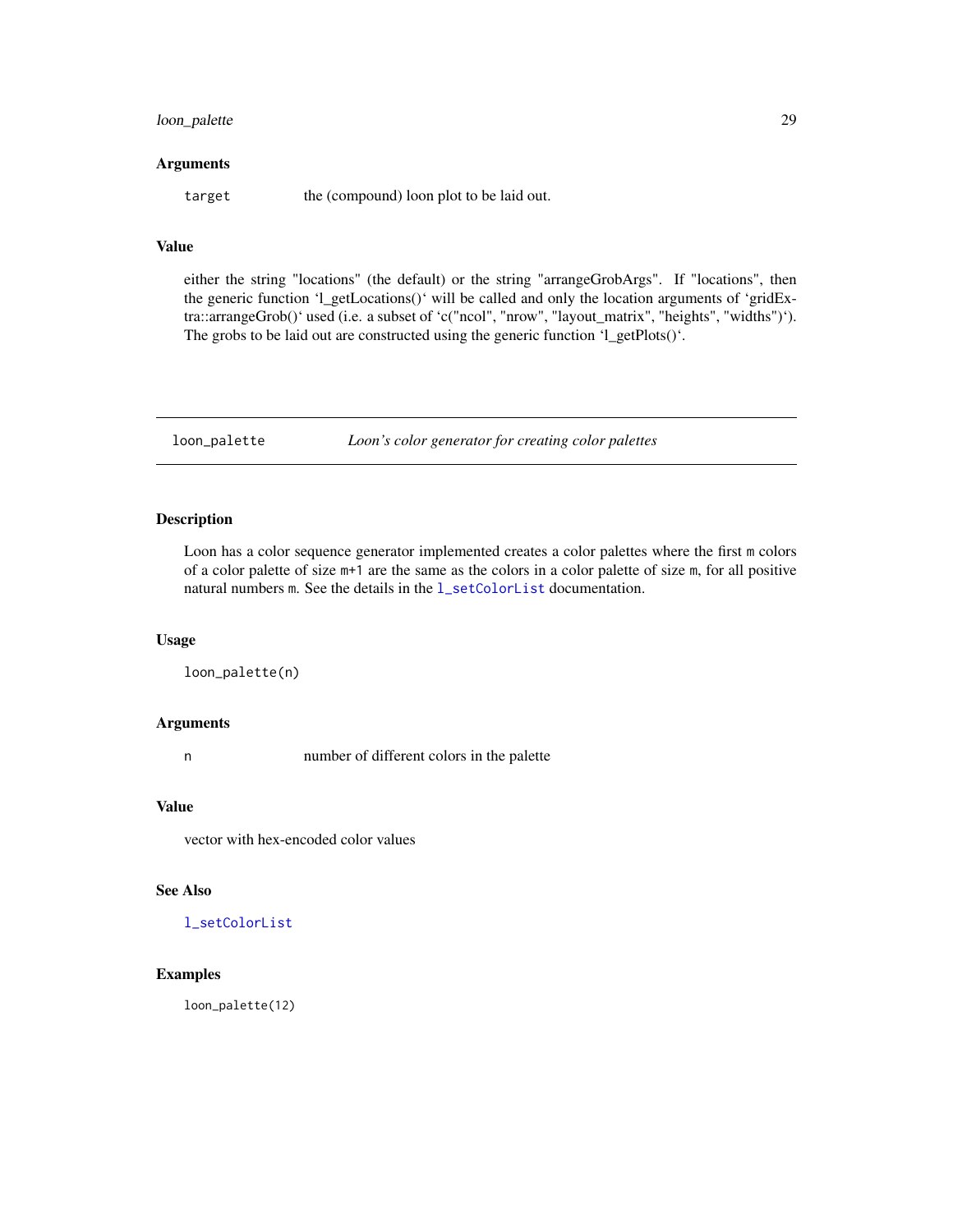### Arguments

target — the (compound) loon plot to be laid out.

### Value

either the string "locations" (the default) or the string "arrangeGrobArgs". If "locations", then the generic function 'l_getLocations()' will be called and only the location arguments of 'gridExtra::arrangeGrob()' used (i.e. a subset of 'c("ncol", "nrow", "layout_matrix", "heights", "widths")'). The grobs to be laid out are constructed using the generic function 'l_getPlots()'.

---

## loon_palette — *Loon's color generator for creating color palettes*

### Description

Loon has a color sequence generator implemented creates a color palettes where the first `m` colors of a color palette of size `m+1` are the same as the colors in a color palette of size `m`, for all positive natural numbers `m`. See the details in the `l_setColorList` documentation.

### Usage

```
loon_palette(n)
```

### Arguments

n — number of different colors in the palette

### Value

vector with hex-encoded color values

### See Also

`l_setColorList`

### Examples

```
loon_palette(12)
```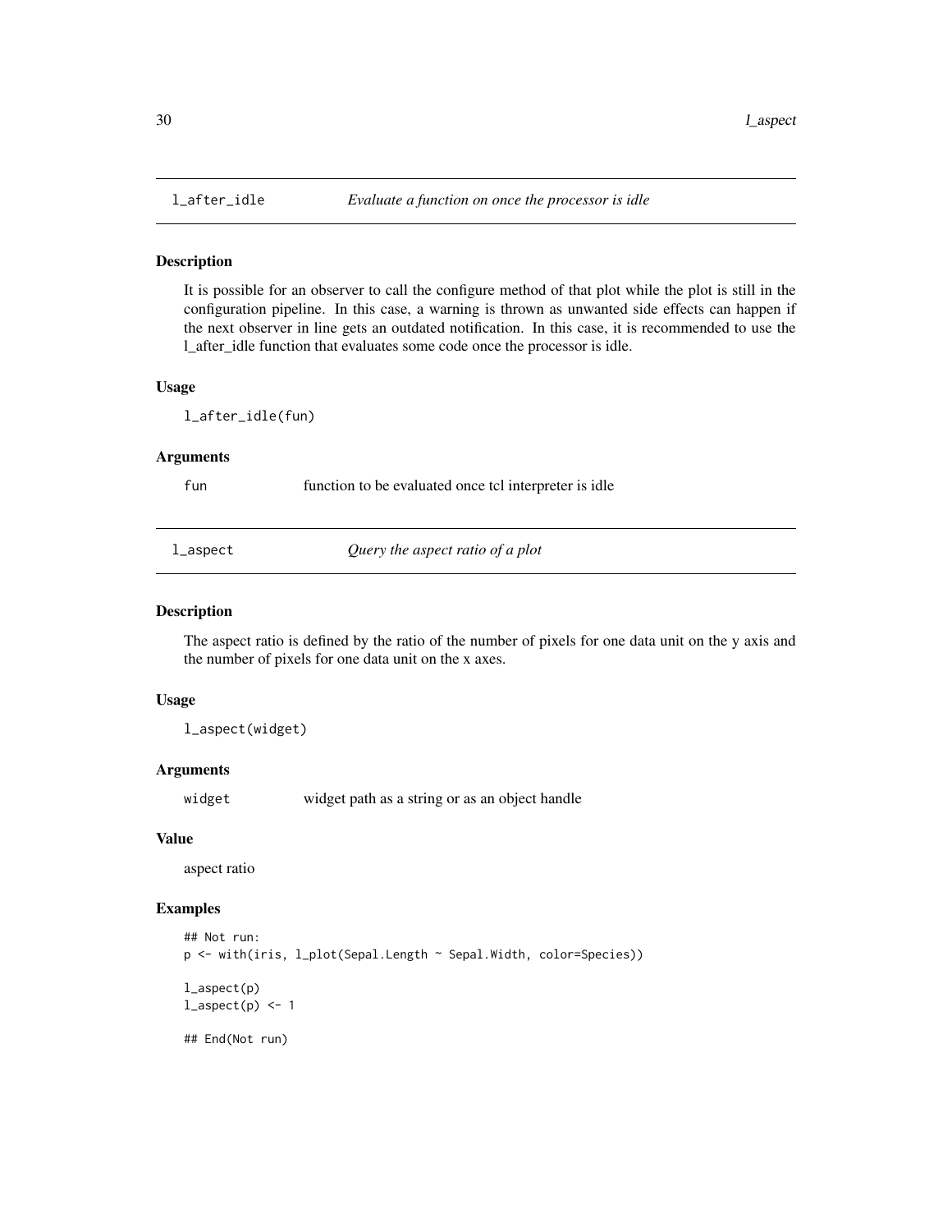## l_after_idle — *Evaluate a function on once the processor is idle*

### Description

It is possible for an observer to call the configure method of that plot while the plot is still in the configuration pipeline. In this case, a warning is thrown as unwanted side effects can happen if the next observer in line gets an outdated notification. In this case, it is recommended to use the l_after_idle function that evaluates some code once the processor is idle.

### Usage

```
l_after_idle(fun)
```

### Arguments

| | |
|---|---|
| `fun` | function to be evaluated once tcl interpreter is idle |

## l_aspect — *Query the aspect ratio of a plot*

### Description

The aspect ratio is defined by the ratio of the number of pixels for one data unit on the y axis and the number of pixels for one data unit on the x axes.

### Usage

```
l_aspect(widget)
```

### Arguments

| | |
|---|---|
| `widget` | widget path as a string or as an object handle |

### Value

aspect ratio

### Examples

```
## Not run:
p <- with(iris, l_plot(Sepal.Length ~ Sepal.Width, color=Species))

l_aspect(p)
l_aspect(p) <- 1

## End(Not run)
```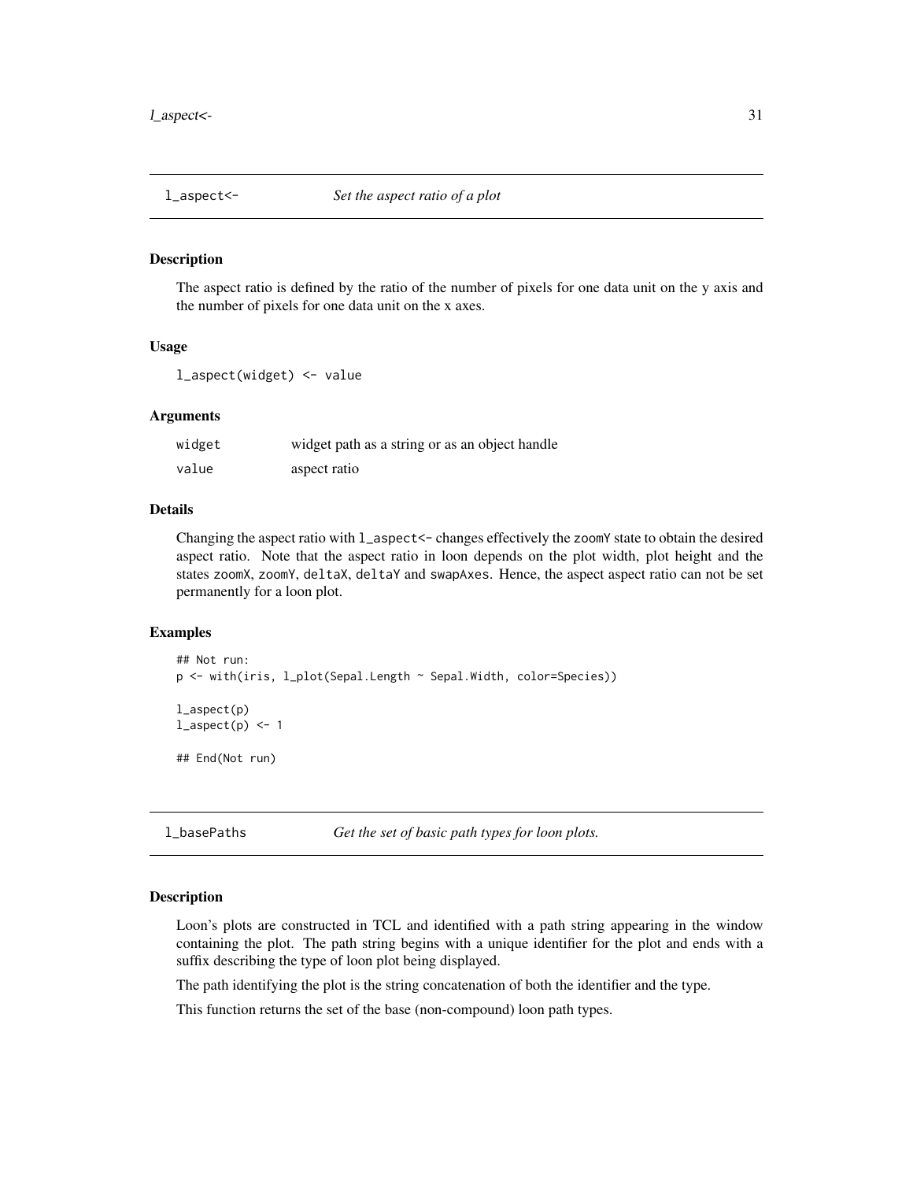## l_aspect<- *Set the aspect ratio of a plot*

### Description

The aspect ratio is defined by the ratio of the number of pixels for one data unit on the y axis and the number of pixels for one data unit on the x axes.

### Usage

```
l_aspect(widget) <- value
```

### Arguments

| | |
|---|---|
| widget | widget path as a string or as an object handle |
| value | aspect ratio |

### Details

Changing the aspect ratio with `l_aspect<-` changes effectively the `zoomY` state to obtain the desired aspect ratio. Note that the aspect ratio in loon depends on the plot width, plot height and the states `zoomX`, `zoomY`, `deltaX`, `deltaY` and `swapAxes`. Hence, the aspect aspect ratio can not be set permanently for a loon plot.

### Examples

```
## Not run:
p <- with(iris, l_plot(Sepal.Length ~ Sepal.Width, color=Species))

l_aspect(p)
l_aspect(p) <- 1

## End(Not run)
```

## l_basePaths *Get the set of basic path types for loon plots.*

### Description

Loon's plots are constructed in TCL and identified with a path string appearing in the window containing the plot. The path string begins with a unique identifier for the plot and ends with a suffix describing the type of loon plot being displayed.

The path identifying the plot is the string concatenation of both the identifier and the type.

This function returns the set of the base (non-compound) loon path types.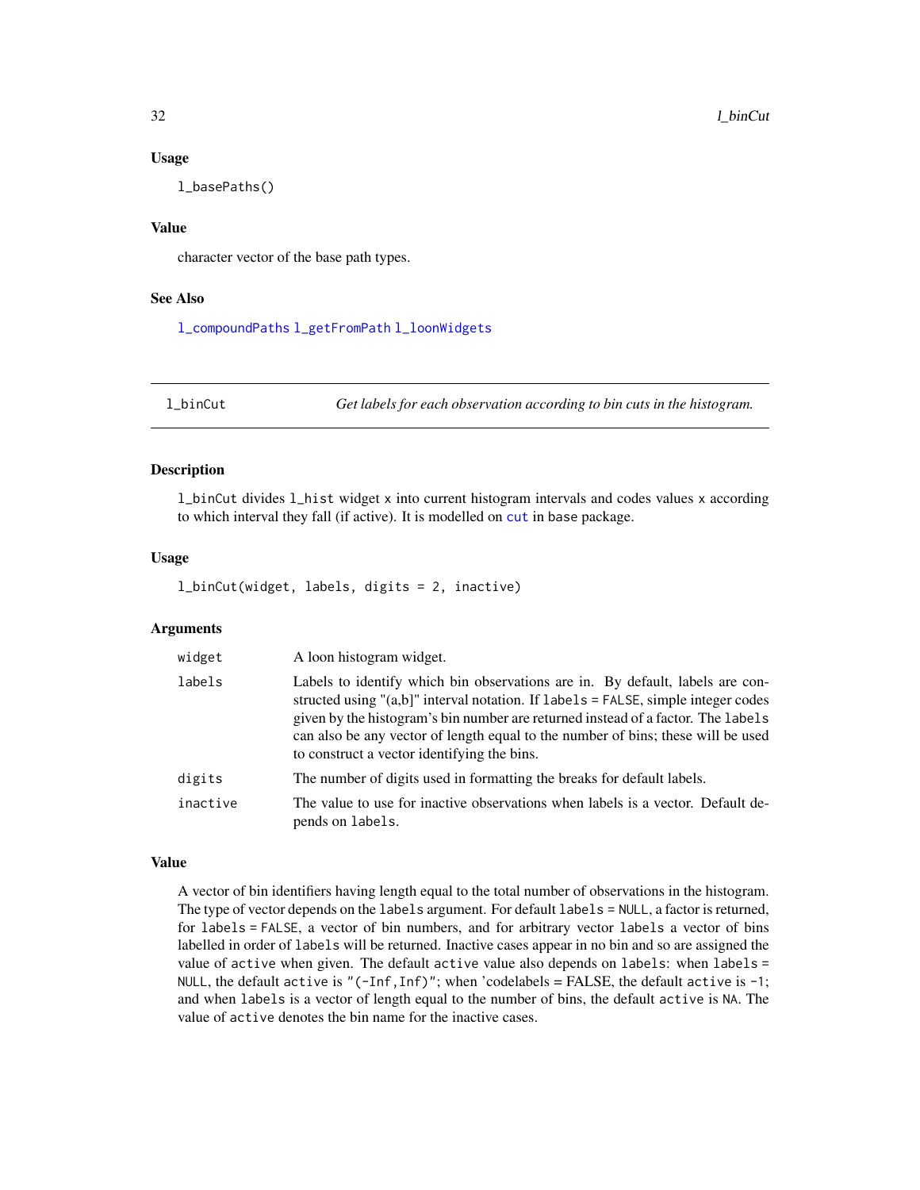### Usage

```
l_basePaths()
```

### Value

character vector of the base path types.

### See Also

l_compoundPaths l_getFromPath l_loonWidgets

---

## l_binCut *Get labels for each observation according to bin cuts in the histogram.*

---

### Description

l_binCut divides l_hist widget x into current histogram intervals and codes values x according to which interval they fall (if active). It is modelled on cut in base package.

### Usage

```
l_binCut(widget, labels, digits = 2, inactive)
```

### Arguments

| | |
|---|---|
| widget | A loon histogram widget. |
| labels | Labels to identify which bin observations are in. By default, labels are constructed using "(a,b]" interval notation. If labels = FALSE, simple integer codes given by the histogram's bin number are returned instead of a factor. The labels can also be any vector of length equal to the number of bins; these will be used to construct a vector identifying the bins. |
| digits | The number of digits used in formatting the breaks for default labels. |
| inactive | The value to use for inactive observations when labels is a vector. Default depends on labels. |

### Value

A vector of bin identifiers having length equal to the total number of observations in the histogram. The type of vector depends on the labels argument. For default labels = NULL, a factor is returned, for labels = FALSE, a vector of bin numbers, and for arbitrary vector labels a vector of bins labelled in order of labels will be returned. Inactive cases appear in no bin and so are assigned the value of active when given. The default active value also depends on labels: when labels = NULL, the default active is "(-Inf,Inf)"; when 'codelabels = FALSE, the default active is -1; and when labels is a vector of length equal to the number of bins, the default active is NA. The value of active denotes the bin name for the inactive cases.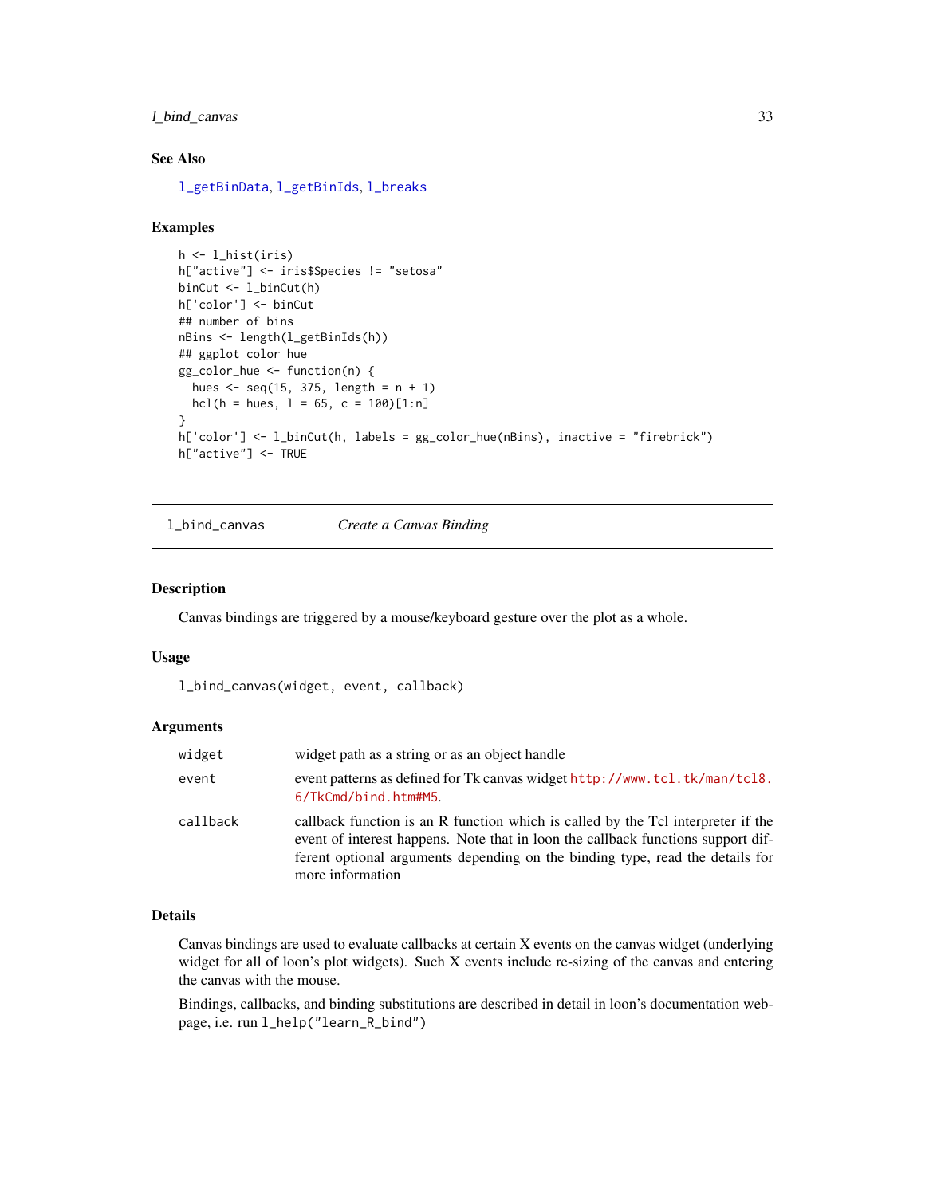## See Also

l_getBinData, l_getBinIds, l_breaks

## Examples

```
h <- l_hist(iris)
h["active"] <- iris$Species != "setosa"
binCut <- l_binCut(h)
h['color'] <- binCut
## number of bins
nBins <- length(l_getBinIds(h))
## ggplot color hue
gg_color_hue <- function(n) {
  hues <- seq(15, 375, length = n + 1)
  hcl(h = hues, l = 65, c = 100)[1:n]
}
h['color'] <- l_binCut(h, labels = gg_color_hue(nBins), inactive = "firebrick")
h["active"] <- TRUE
```

---

# l_bind_canvas *Create a Canvas Binding*

## Description

Canvas bindings are triggered by a mouse/keyboard gesture over the plot as a whole.

## Usage

```
l_bind_canvas(widget, event, callback)
```

## Arguments

| | |
|---|---|
| widget | widget path as a string or as an object handle |
| event | event patterns as defined for Tk canvas widget http://www.tcl.tk/man/tcl8.6/TkCmd/bind.htm#M5. |
| callback | callback function is an R function which is called by the Tcl interpreter if the event of interest happens. Note that in loon the callback functions support different optional arguments depending on the binding type, read the details for more information |

## Details

Canvas bindings are used to evaluate callbacks at certain X events on the canvas widget (underlying widget for all of loon's plot widgets). Such X events include re-sizing of the canvas and entering the canvas with the mouse.

Bindings, callbacks, and binding substitutions are described in detail in loon's documentation webpage, i.e. run `l_help("learn_R_bind")`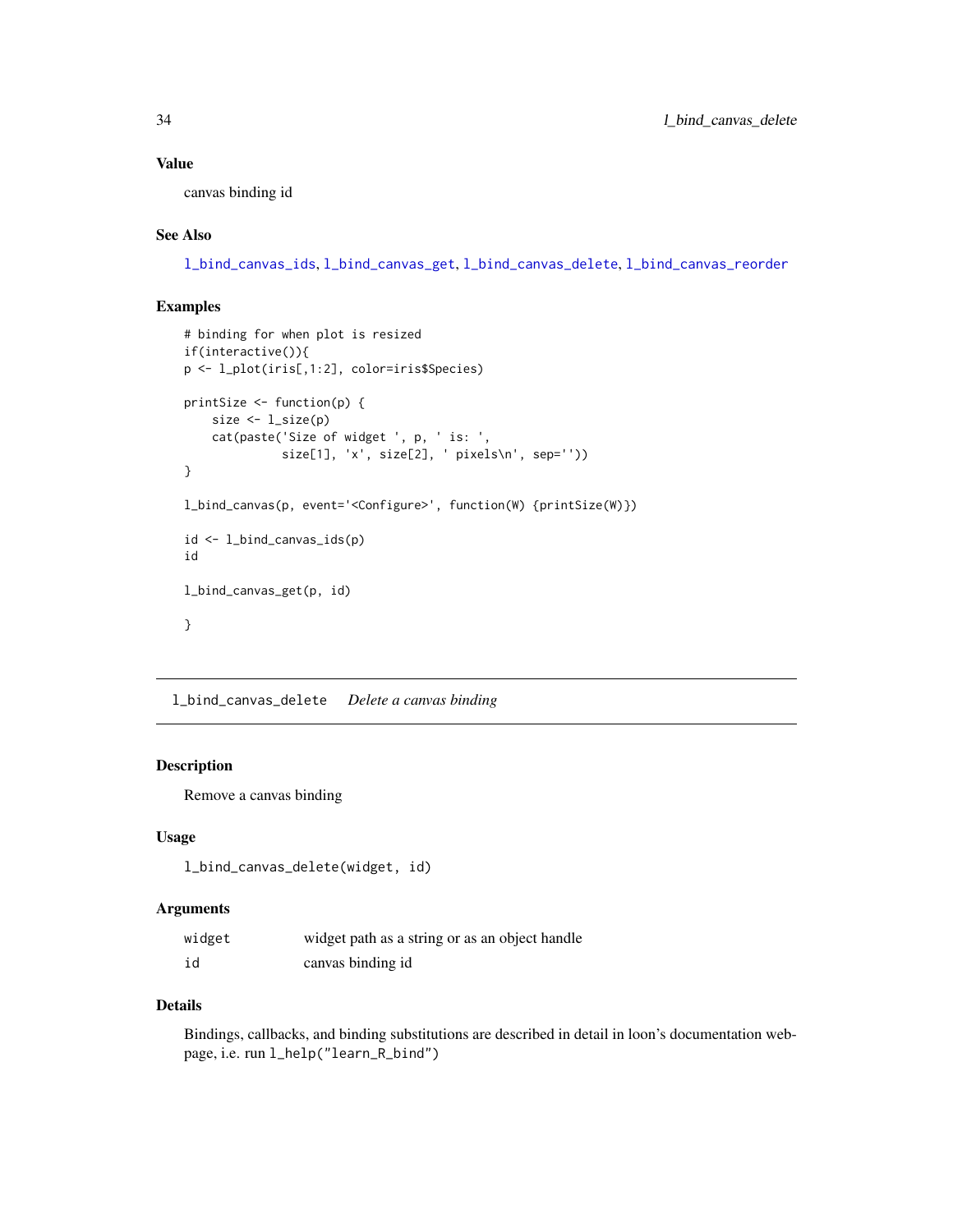### Value

canvas binding id

### See Also

l_bind_canvas_ids, l_bind_canvas_get, l_bind_canvas_delete, l_bind_canvas_reorder

### Examples

```
# binding for when plot is resized
if(interactive()){
p <- l_plot(iris[,1:2], color=iris$Species)

printSize <- function(p) {
    size <- l_size(p)
    cat(paste('Size of widget ', p, ' is: ',
              size[1], 'x', size[2], ' pixels\n', sep=''))
}

l_bind_canvas(p, event='<Configure>', function(W) {printSize(W)})

id <- l_bind_canvas_ids(p)
id

l_bind_canvas_get(p, id)

}
```

---

## l_bind_canvas_delete    *Delete a canvas binding*

---

### Description

Remove a canvas binding

### Usage

```
l_bind_canvas_delete(widget, id)
```

### Arguments

| | |
|---|---|
| widget | widget path as a string or as an object handle |
| id | canvas binding id |

### Details

Bindings, callbacks, and binding substitutions are described in detail in loon's documentation webpage, i.e. run `l_help("learn_R_bind")`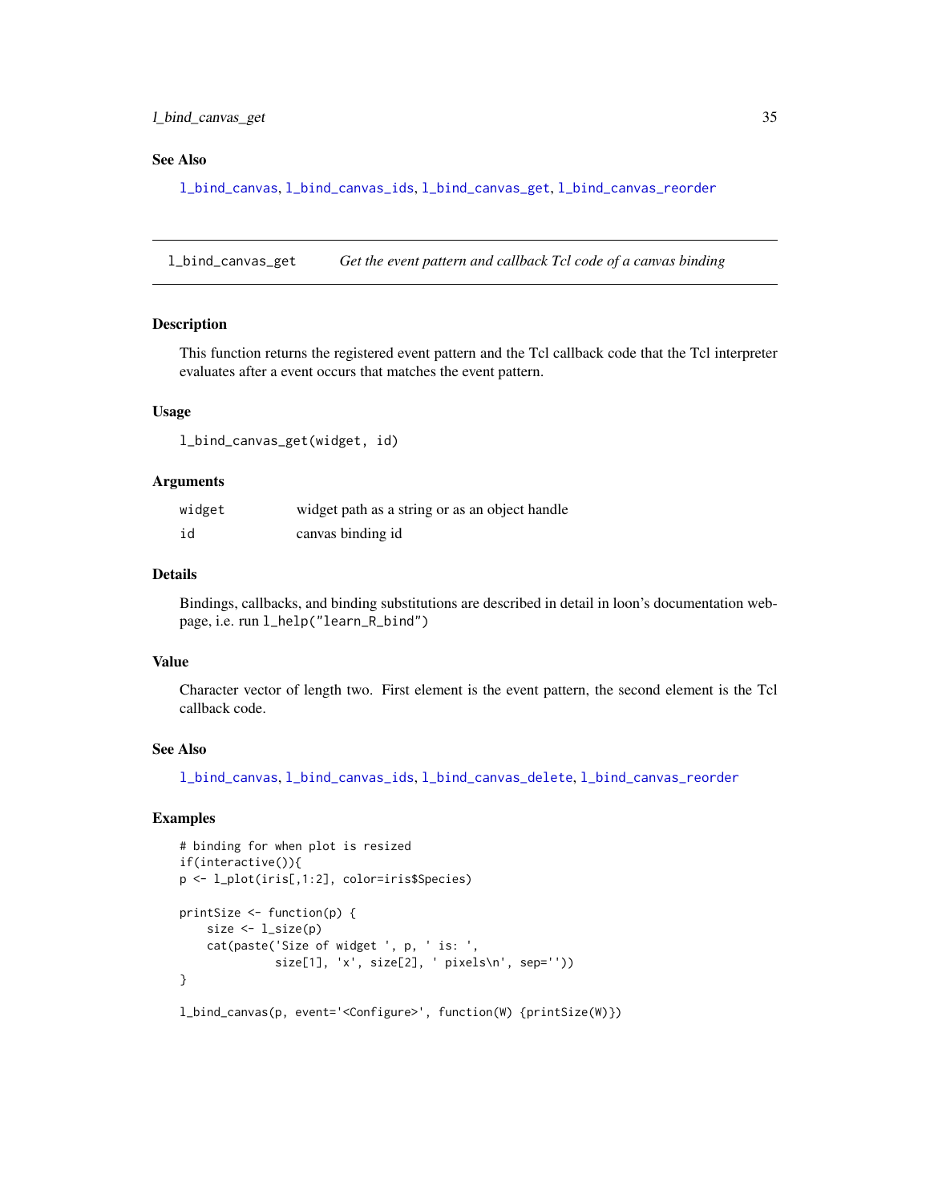## See Also

l_bind_canvas, l_bind_canvas_ids, l_bind_canvas_get, l_bind_canvas_reorder

---

## l_bind_canvas_get — *Get the event pattern and callback Tcl code of a canvas binding*

### Description

This function returns the registered event pattern and the Tcl callback code that the Tcl interpreter evaluates after a event occurs that matches the event pattern.

### Usage

```
l_bind_canvas_get(widget, id)
```

### Arguments

| | |
|---|---|
| widget | widget path as a string or as an object handle |
| id | canvas binding id |

### Details

Bindings, callbacks, and binding substitutions are described in detail in loon's documentation webpage, i.e. run `l_help("learn_R_bind")`

### Value

Character vector of length two. First element is the event pattern, the second element is the Tcl callback code.

### See Also

l_bind_canvas, l_bind_canvas_ids, l_bind_canvas_delete, l_bind_canvas_reorder

### Examples

```
# binding for when plot is resized
if(interactive()){
p <- l_plot(iris[,1:2], color=iris$Species)

printSize <- function(p) {
    size <- l_size(p)
    cat(paste('Size of widget ', p, ' is: ',
              size[1], 'x', size[2], ' pixels\n', sep=''))
}

l_bind_canvas(p, event='<Configure>', function(W) {printSize(W)})
```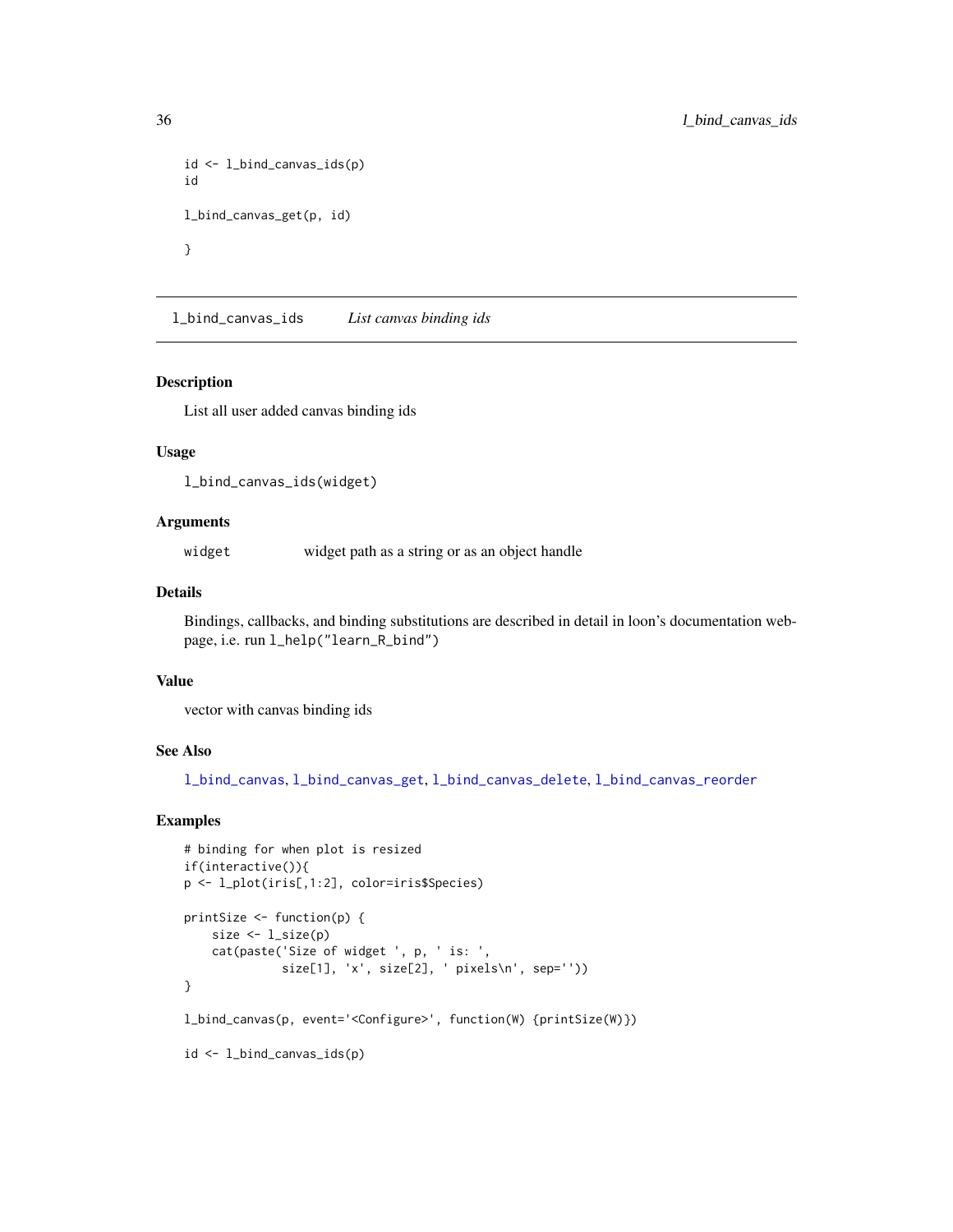```
id <- l_bind_canvas_ids(p)
id

l_bind_canvas_get(p, id)

}
```

## l_bind_canvas_ids *List canvas binding ids*

### Description

List all user added canvas binding ids

### Usage

```
l_bind_canvas_ids(widget)
```

### Arguments

| | |
|---|---|
| widget | widget path as a string or as an object handle |

### Details

Bindings, callbacks, and binding substitutions are described in detail in loon's documentation webpage, i.e. run `l_help("learn_R_bind")`

### Value

vector with canvas binding ids

### See Also

l_bind_canvas, l_bind_canvas_get, l_bind_canvas_delete, l_bind_canvas_reorder

### Examples

```
# binding for when plot is resized
if(interactive()){
p <- l_plot(iris[,1:2], color=iris$Species)

printSize <- function(p) {
    size <- l_size(p)
    cat(paste('Size of widget ', p, ' is: ',
              size[1], 'x', size[2], ' pixels\n', sep=''))
}

l_bind_canvas(p, event='<Configure>', function(W) {printSize(W)})

id <- l_bind_canvas_ids(p)
```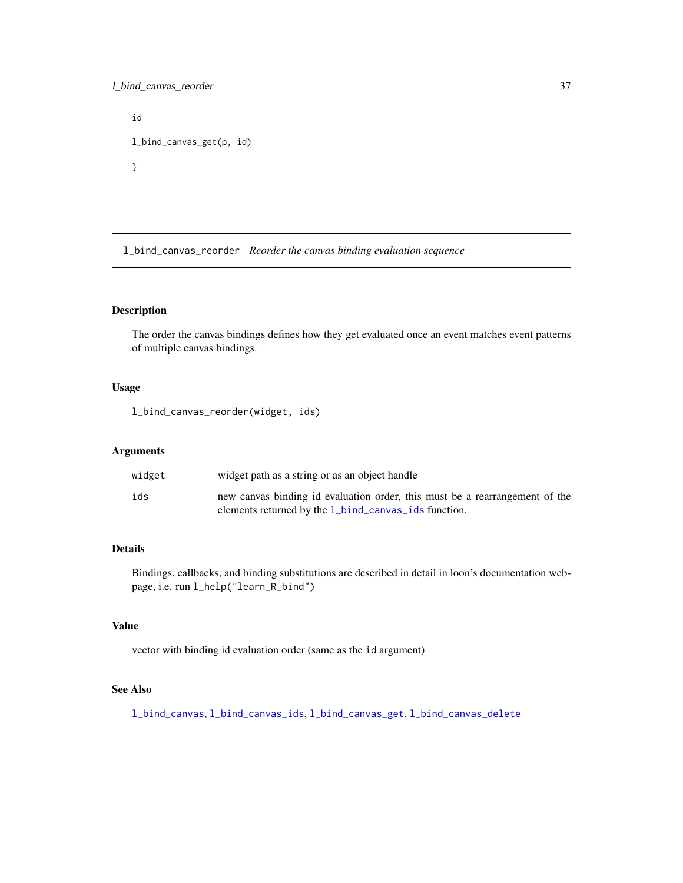```
id

l_bind_canvas_get(p, id)

}
```

## l_bind_canvas_reorder *Reorder the canvas binding evaluation sequence*

### Description

The order the canvas bindings defines how they get evaluated once an event matches event patterns of multiple canvas bindings.

### Usage

```
l_bind_canvas_reorder(widget, ids)
```

### Arguments

| | |
|---|---|
| widget | widget path as a string or as an object handle |
| ids | new canvas binding id evaluation order, this must be a rearrangement of the elements returned by the l_bind_canvas_ids function. |

### Details

Bindings, callbacks, and binding substitutions are described in detail in loon's documentation webpage, i.e. run `l_help("learn_R_bind")`

### Value

vector with binding id evaluation order (same as the `id` argument)

### See Also

l_bind_canvas, l_bind_canvas_ids, l_bind_canvas_get, l_bind_canvas_delete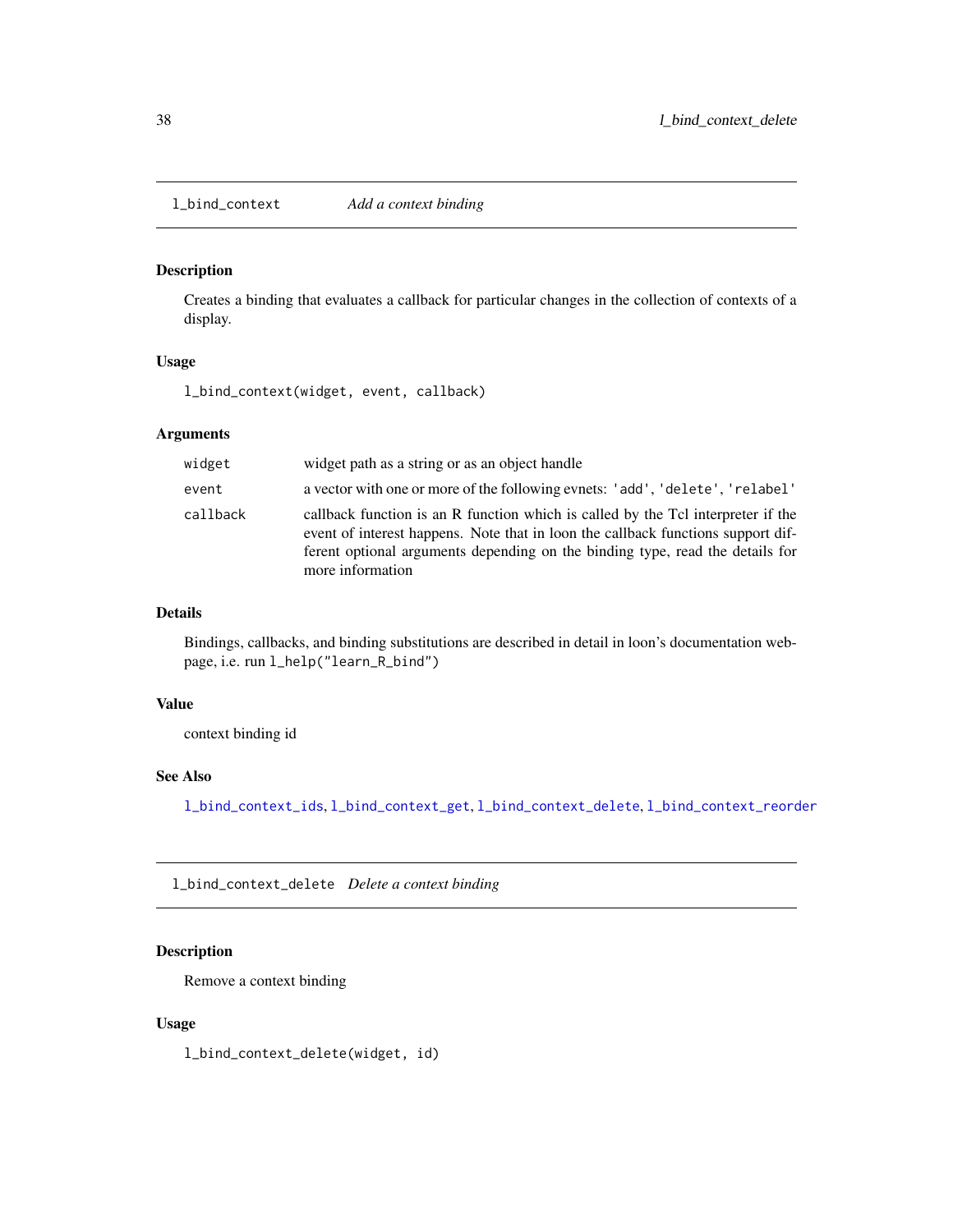## l_bind_context — *Add a context binding*

### Description

Creates a binding that evaluates a callback for particular changes in the collection of contexts of a display.

### Usage

```
l_bind_context(widget, event, callback)
```

### Arguments

| | |
|---|---|
| widget | widget path as a string or as an object handle |
| event | a vector with one or more of the following evnets: 'add', 'delete', 'relabel' |
| callback | callback function is an R function which is called by the Tcl interpreter if the event of interest happens. Note that in loon the callback functions support different optional arguments depending on the binding type, read the details for more information |

### Details

Bindings, callbacks, and binding substitutions are described in detail in loon's documentation webpage, i.e. run `l_help("learn_R_bind")`

### Value

context binding id

### See Also

l_bind_context_ids, l_bind_context_get, l_bind_context_delete, l_bind_context_reorder

## l_bind_context_delete — *Delete a context binding*

### Description

Remove a context binding

### Usage

```
l_bind_context_delete(widget, id)
```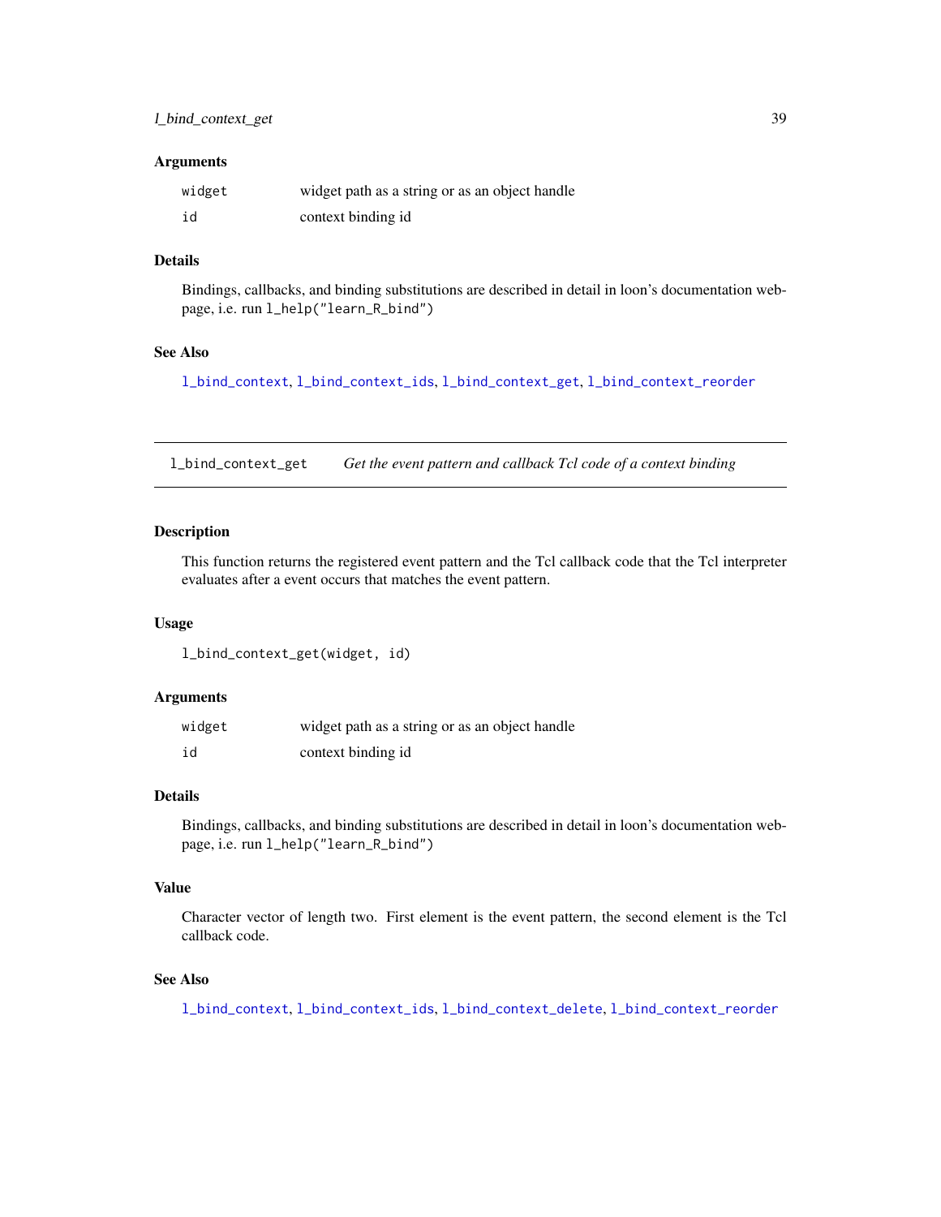## Arguments

| | |
|---|---|
| widget | widget path as a string or as an object handle |
| id | context binding id |

## Details

Bindings, callbacks, and binding substitutions are described in detail in loon's documentation webpage, i.e. run `l_help("learn_R_bind")`

## See Also

l_bind_context, l_bind_context_ids, l_bind_context_get, l_bind_context_reorder

---

# l_bind_context_get — *Get the event pattern and callback Tcl code of a context binding*

## Description

This function returns the registered event pattern and the Tcl callback code that the Tcl interpreter evaluates after a event occurs that matches the event pattern.

## Usage

```
l_bind_context_get(widget, id)
```

## Arguments

| | |
|---|---|
| widget | widget path as a string or as an object handle |
| id | context binding id |

## Details

Bindings, callbacks, and binding substitutions are described in detail in loon's documentation webpage, i.e. run `l_help("learn_R_bind")`

## Value

Character vector of length two. First element is the event pattern, the second element is the Tcl callback code.

## See Also

l_bind_context, l_bind_context_ids, l_bind_context_delete, l_bind_context_reorder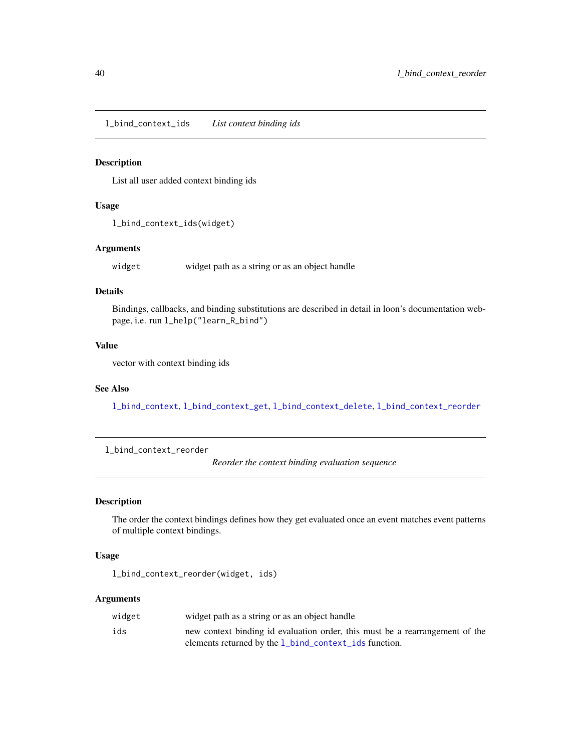## l_bind_context_ids — *List context binding ids*

### Description

List all user added context binding ids

### Usage

```
l_bind_context_ids(widget)
```

### Arguments

| | |
|---|---|
| widget | widget path as a string or as an object handle |

### Details

Bindings, callbacks, and binding substitutions are described in detail in loon's documentation webpage, i.e. run `l_help("learn_R_bind")`

### Value

vector with context binding ids

### See Also

l_bind_context, l_bind_context_get, l_bind_context_delete, l_bind_context_reorder

## l_bind_context_reorder — *Reorder the context binding evaluation sequence*

### Description

The order the context bindings defines how they get evaluated once an event matches event patterns of multiple context bindings.

### Usage

```
l_bind_context_reorder(widget, ids)
```

### Arguments

| | |
|---|---|
| widget | widget path as a string or as an object handle |
| ids | new context binding id evaluation order, this must be a rearrangement of the elements returned by the l_bind_context_ids function. |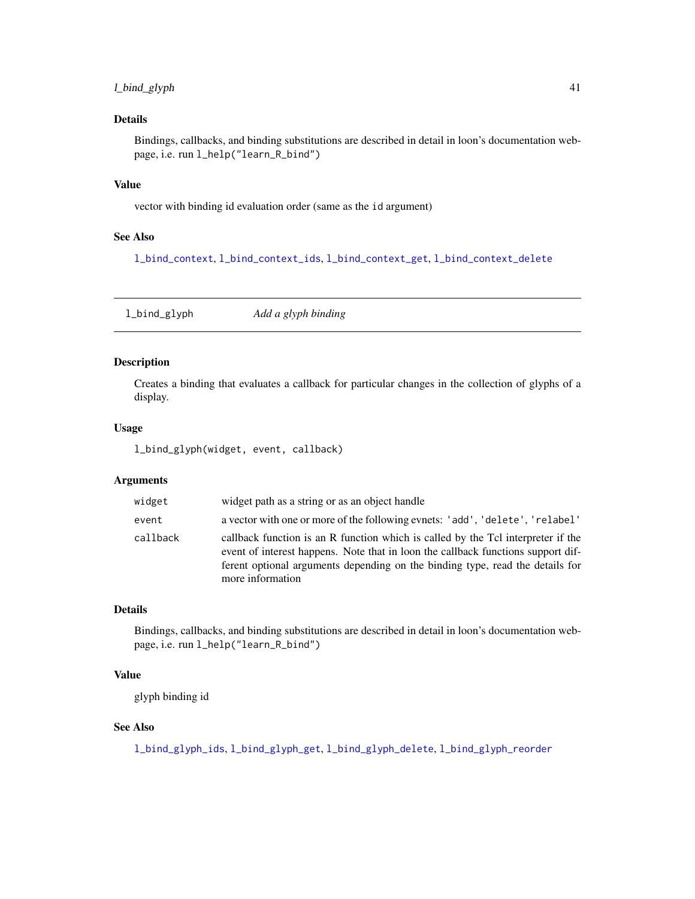## Details

Bindings, callbacks, and binding substitutions are described in detail in loon's documentation webpage, i.e. run `l_help("learn_R_bind")`

## Value

vector with binding id evaluation order (same as the `id` argument)

## See Also

`l_bind_context`, `l_bind_context_ids`, `l_bind_context_get`, `l_bind_context_delete`

---

# l_bind_glyph — *Add a glyph binding*

## Description

Creates a binding that evaluates a callback for particular changes in the collection of glyphs of a display.

## Usage

```
l_bind_glyph(widget, event, callback)
```

## Arguments

| | |
|---|---|
| `widget` | widget path as a string or as an object handle |
| `event` | a vector with one or more of the following evnets: `'add'`, `'delete'`, `'relabel'` |
| `callback` | callback function is an R function which is called by the Tcl interpreter if the event of interest happens. Note that in loon the callback functions support different optional arguments depending on the binding type, read the details for more information |

## Details

Bindings, callbacks, and binding substitutions are described in detail in loon's documentation webpage, i.e. run `l_help("learn_R_bind")`

## Value

glyph binding id

## See Also

`l_bind_glyph_ids`, `l_bind_glyph_get`, `l_bind_glyph_delete`, `l_bind_glyph_reorder`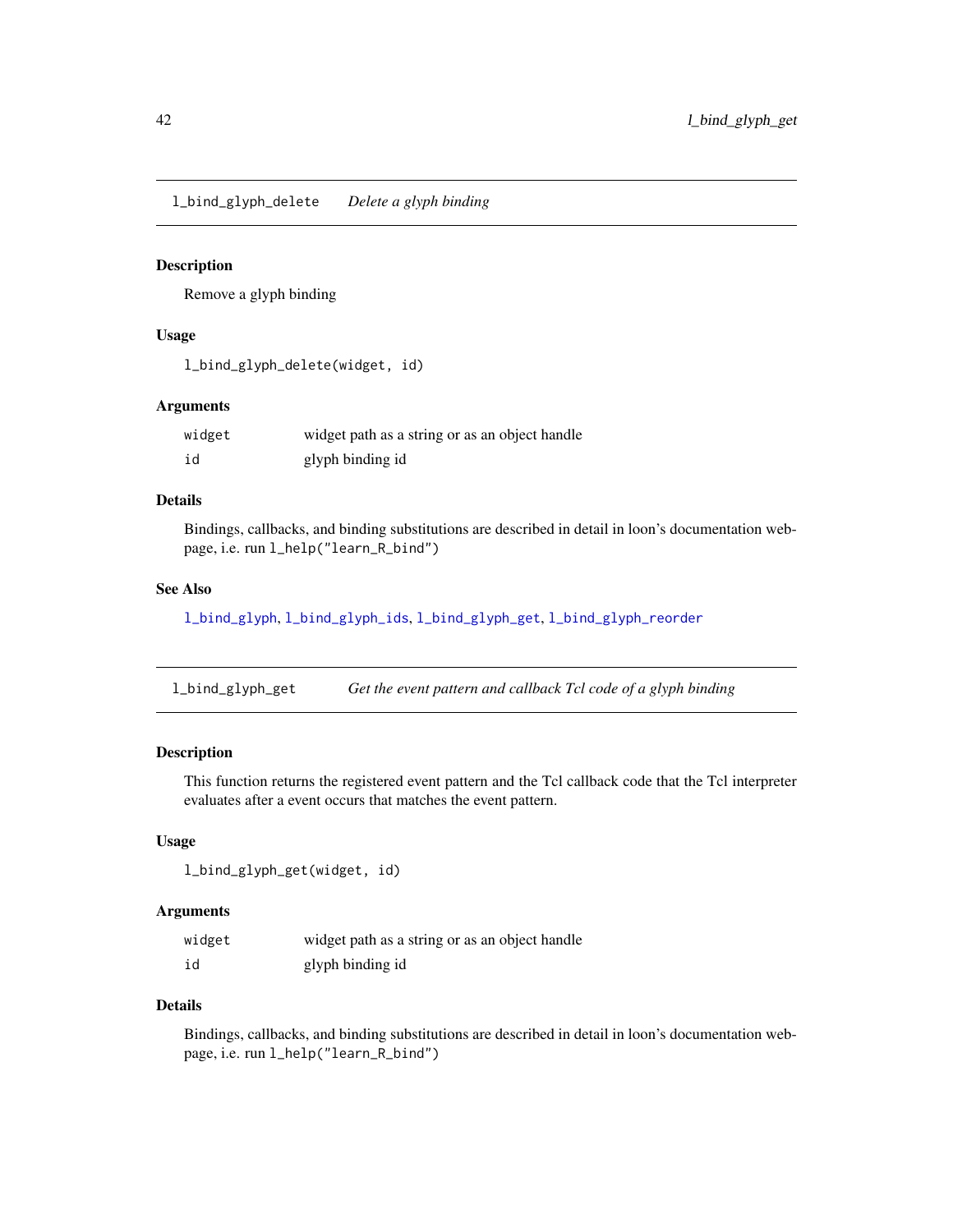## l_bind_glyph_delete — *Delete a glyph binding*

### Description

Remove a glyph binding

### Usage

```
l_bind_glyph_delete(widget, id)
```

### Arguments

| | |
|---|---|
| widget | widget path as a string or as an object handle |
| id | glyph binding id |

### Details

Bindings, callbacks, and binding substitutions are described in detail in loon's documentation webpage, i.e. run `l_help("learn_R_bind")`

### See Also

l_bind_glyph, l_bind_glyph_ids, l_bind_glyph_get, l_bind_glyph_reorder

## l_bind_glyph_get — *Get the event pattern and callback Tcl code of a glyph binding*

### Description

This function returns the registered event pattern and the Tcl callback code that the Tcl interpreter evaluates after a event occurs that matches the event pattern.

### Usage

```
l_bind_glyph_get(widget, id)
```

### Arguments

| | |
|---|---|
| widget | widget path as a string or as an object handle |
| id | glyph binding id |

### Details

Bindings, callbacks, and binding substitutions are described in detail in loon's documentation webpage, i.e. run `l_help("learn_R_bind")`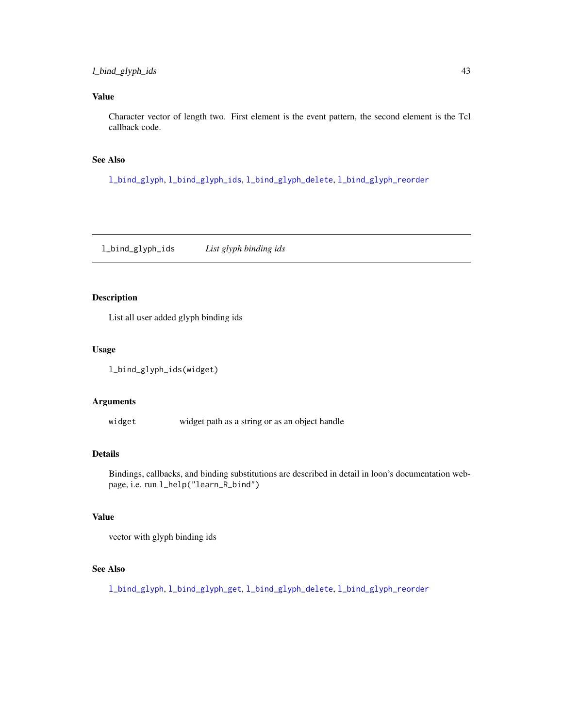## Value

Character vector of length two. First element is the event pattern, the second element is the Tcl callback code.

## See Also

l_bind_glyph, l_bind_glyph_ids, l_bind_glyph_delete, l_bind_glyph_reorder

---

# l_bind_glyph_ids *List glyph binding ids*

## Description

List all user added glyph binding ids

## Usage

```
l_bind_glyph_ids(widget)
```

## Arguments

| | |
|---|---|
| widget | widget path as a string or as an object handle |

## Details

Bindings, callbacks, and binding substitutions are described in detail in loon's documentation webpage, i.e. run `l_help("learn_R_bind")`

## Value

vector with glyph binding ids

## See Also

l_bind_glyph, l_bind_glyph_get, l_bind_glyph_delete, l_bind_glyph_reorder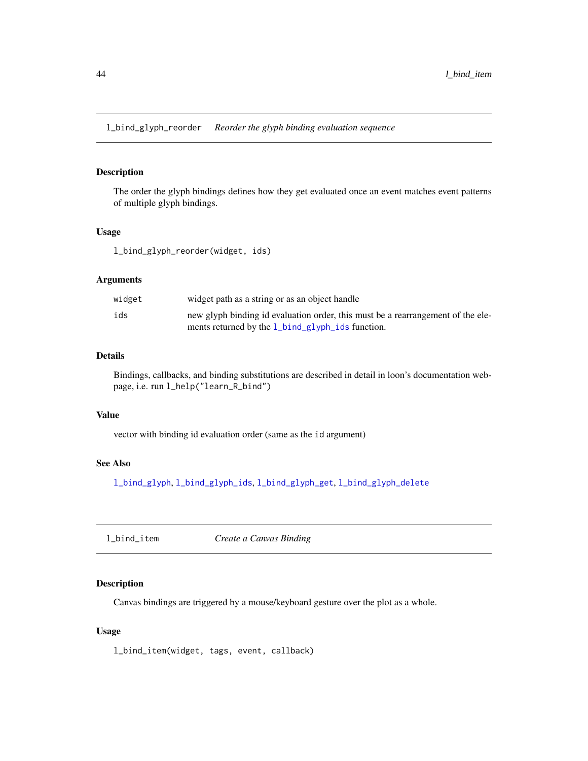## l_bind_glyph_reorder *Reorder the glyph binding evaluation sequence*

### Description

The order the glyph bindings defines how they get evaluated once an event matches event patterns of multiple glyph bindings.

### Usage

```
l_bind_glyph_reorder(widget, ids)
```

### Arguments

| | |
|---|---|
| widget | widget path as a string or as an object handle |
| ids | new glyph binding id evaluation order, this must be a rearrangement of the elements returned by the `l_bind_glyph_ids` function. |

### Details

Bindings, callbacks, and binding substitutions are described in detail in loon's documentation webpage, i.e. run `l_help("learn_R_bind")`

### Value

vector with binding id evaluation order (same as the `id` argument)

### See Also

`l_bind_glyph`, `l_bind_glyph_ids`, `l_bind_glyph_get`, `l_bind_glyph_delete`

## l_bind_item *Create a Canvas Binding*

### Description

Canvas bindings are triggered by a mouse/keyboard gesture over the plot as a whole.

### Usage

```
l_bind_item(widget, tags, event, callback)
```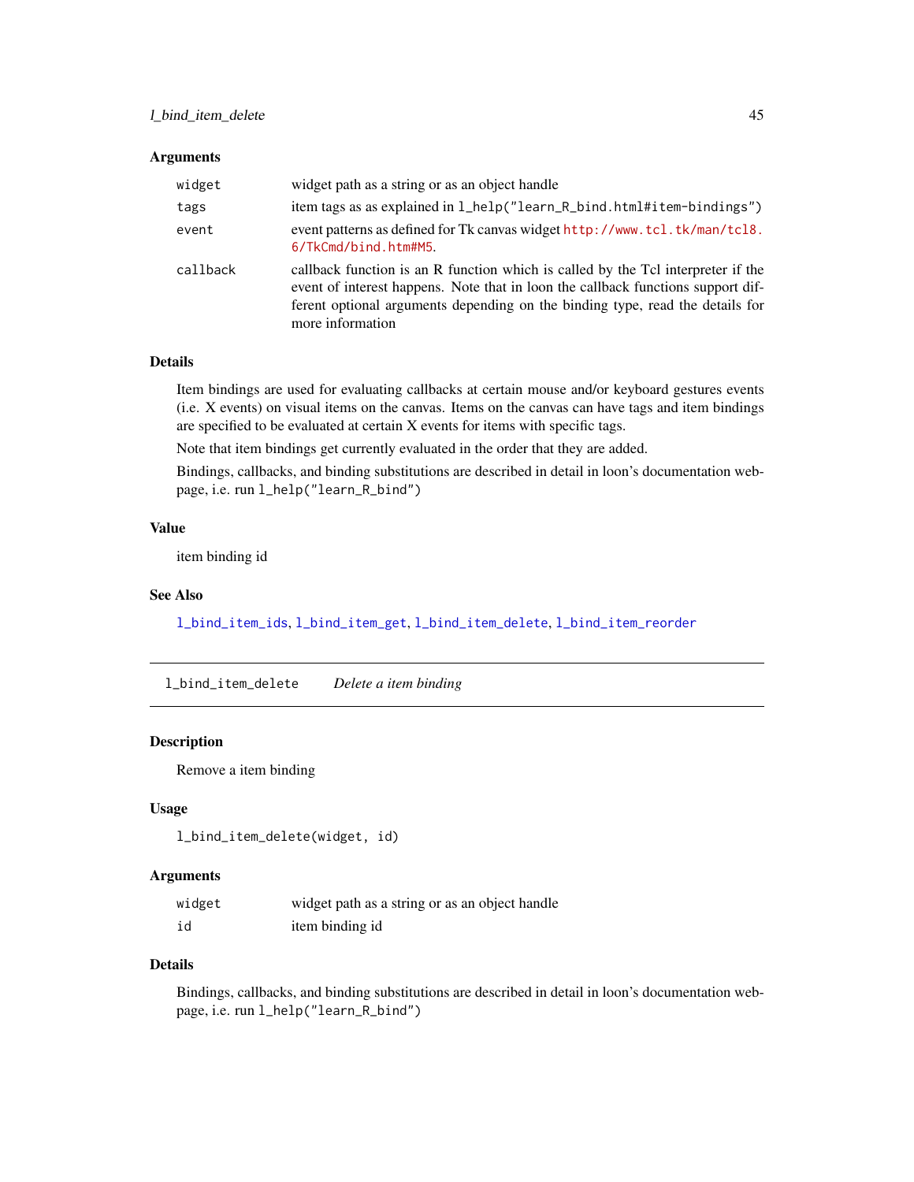### Arguments

| | |
|---|---|
| widget | widget path as a string or as an object handle |
| tags | item tags as as explained in `l_help("learn_R_bind.html#item-bindings")` |
| event | event patterns as defined for Tk canvas widget http://www.tcl.tk/man/tcl8.6/TkCmd/bind.htm#M5. |
| callback | callback function is an R function which is called by the Tcl interpreter if the event of interest happens. Note that in loon the callback functions support different optional arguments depending on the binding type, read the details for more information |

### Details

Item bindings are used for evaluating callbacks at certain mouse and/or keyboard gestures events (i.e. X events) on visual items on the canvas. Items on the canvas can have tags and item bindings are specified to be evaluated at certain X events for items with specific tags.

Note that item bindings get currently evaluated in the order that they are added.

Bindings, callbacks, and binding substitutions are described in detail in loon's documentation webpage, i.e. run `l_help("learn_R_bind")`

### Value

item binding id

### See Also

`l_bind_item_ids`, `l_bind_item_get`, `l_bind_item_delete`, `l_bind_item_reorder`

---

## l_bind_item_delete    *Delete a item binding*

### Description

Remove a item binding

### Usage

```
l_bind_item_delete(widget, id)
```

### Arguments

| | |
|---|---|
| widget | widget path as a string or as an object handle |
| id | item binding id |

### Details

Bindings, callbacks, and binding substitutions are described in detail in loon's documentation webpage, i.e. run `l_help("learn_R_bind")`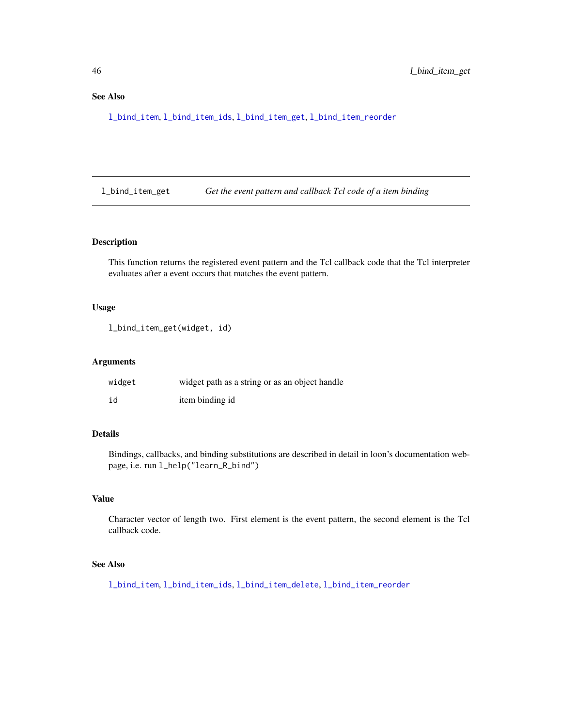## See Also

`l_bind_item`, `l_bind_item_ids`, `l_bind_item_get`, `l_bind_item_reorder`

---

# l_bind_item_get — *Get the event pattern and callback Tcl code of a item binding*

---

## Description

This function returns the registered event pattern and the Tcl callback code that the Tcl interpreter evaluates after a event occurs that matches the event pattern.

## Usage

```
l_bind_item_get(widget, id)
```

## Arguments

| | |
|---|---|
| `widget` | widget path as a string or as an object handle |
| `id` | item binding id |

## Details

Bindings, callbacks, and binding substitutions are described in detail in loon's documentation webpage, i.e. run `l_help("learn_R_bind")`

## Value

Character vector of length two. First element is the event pattern, the second element is the Tcl callback code.

## See Also

`l_bind_item`, `l_bind_item_ids`, `l_bind_item_delete`, `l_bind_item_reorder`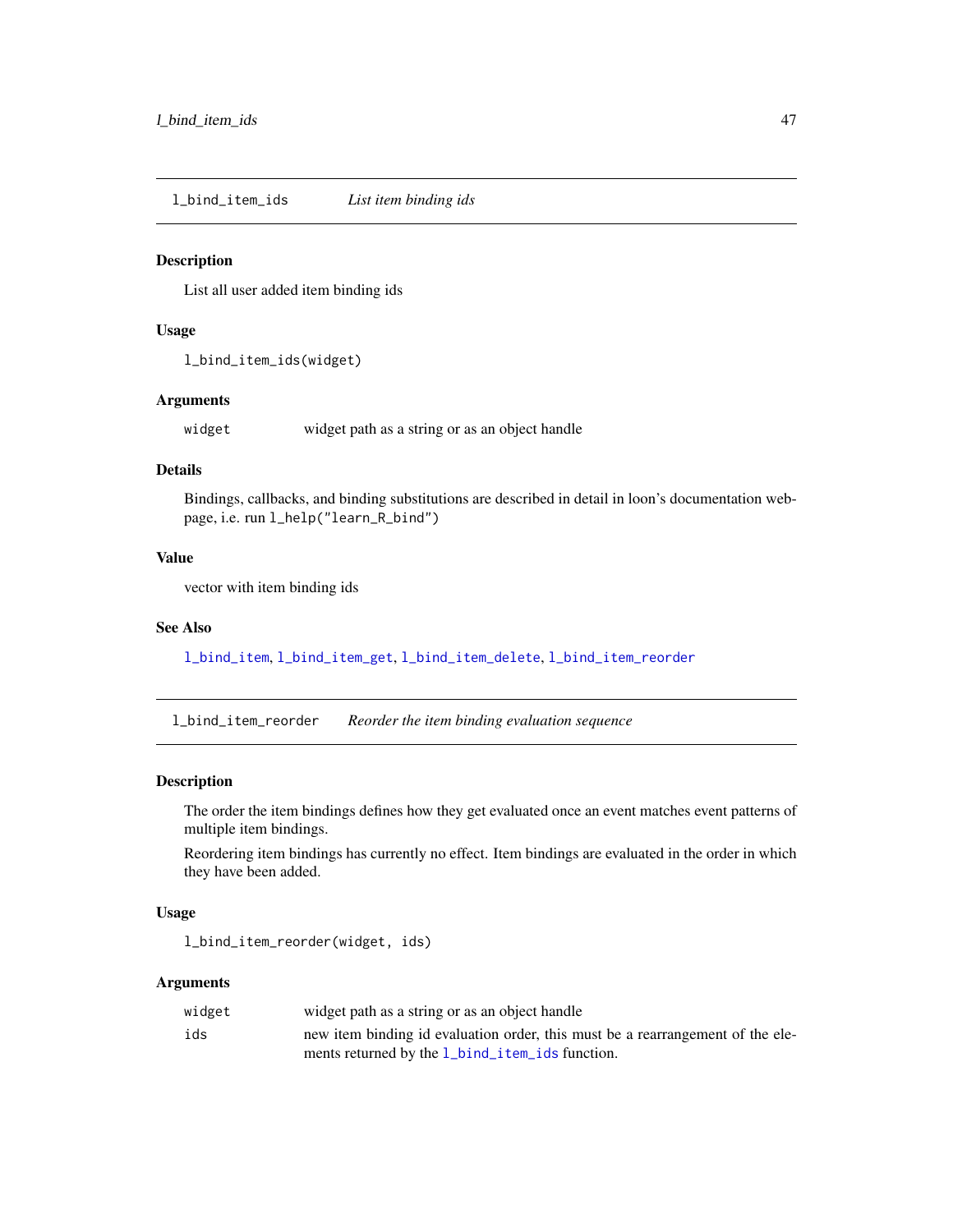## l_bind_item_ids — *List item binding ids*

### Description

List all user added item binding ids

### Usage

```
l_bind_item_ids(widget)
```

### Arguments

| | |
|---|---|
| widget | widget path as a string or as an object handle |

### Details

Bindings, callbacks, and binding substitutions are described in detail in loon's documentation webpage, i.e. run `l_help("learn_R_bind")`

### Value

vector with item binding ids

### See Also

l_bind_item, l_bind_item_get, l_bind_item_delete, l_bind_item_reorder

## l_bind_item_reorder — *Reorder the item binding evaluation sequence*

### Description

The order the item bindings defines how they get evaluated once an event matches event patterns of multiple item bindings.

Reordering item bindings has currently no effect. Item bindings are evaluated in the order in which they have been added.

### Usage

```
l_bind_item_reorder(widget, ids)
```

### Arguments

| | |
|---|---|
| widget | widget path as a string or as an object handle |
| ids | new item binding id evaluation order, this must be a rearrangement of the elements returned by the l_bind_item_ids function. |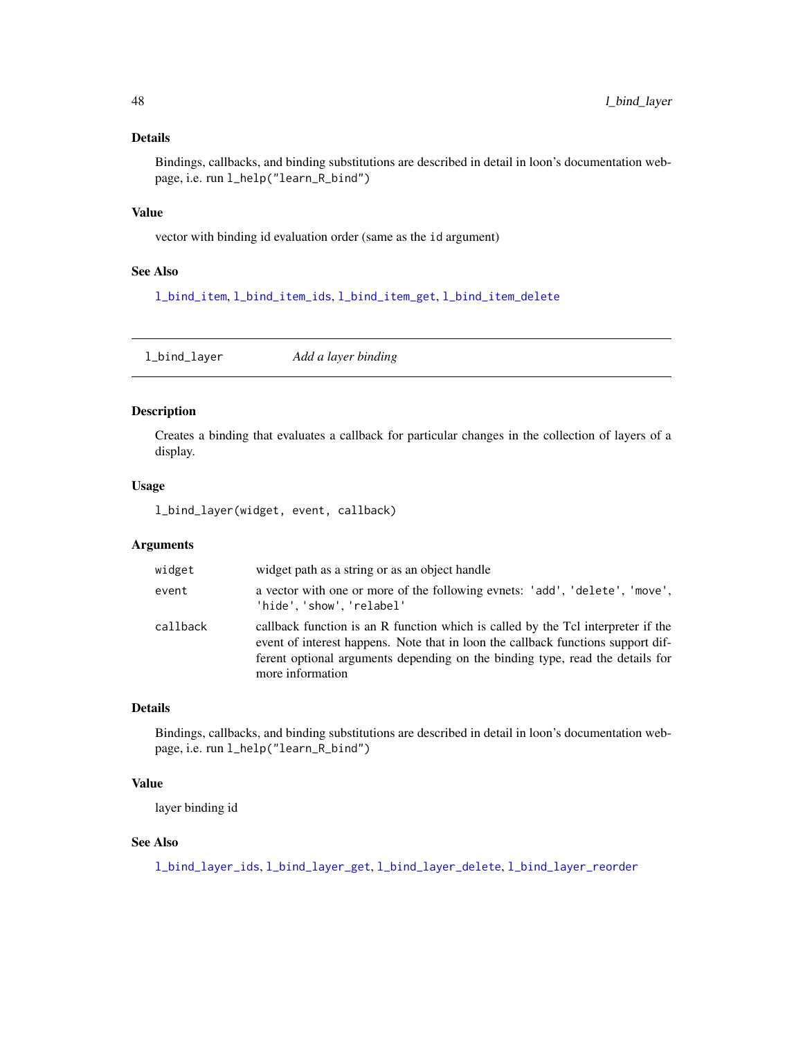### Details

Bindings, callbacks, and binding substitutions are described in detail in loon's documentation webpage, i.e. run `l_help("learn_R_bind")`

### Value

vector with binding id evaluation order (same as the `id` argument)

### See Also

`l_bind_item`, `l_bind_item_ids`, `l_bind_item_get`, `l_bind_item_delete`

---

## l_bind_layer — *Add a layer binding*

### Description

Creates a binding that evaluates a callback for particular changes in the collection of layers of a display.

### Usage

```
l_bind_layer(widget, event, callback)
```

### Arguments

| | |
|---|---|
| `widget` | widget path as a string or as an object handle |
| `event` | a vector with one or more of the following evnets: `'add'`, `'delete'`, `'move'`, `'hide'`, `'show'`, `'relabel'` |
| `callback` | callback function is an R function which is called by the Tcl interpreter if the event of interest happens. Note that in loon the callback functions support different optional arguments depending on the binding type, read the details for more information |

### Details

Bindings, callbacks, and binding substitutions are described in detail in loon's documentation webpage, i.e. run `l_help("learn_R_bind")`

### Value

layer binding id

### See Also

`l_bind_layer_ids`, `l_bind_layer_get`, `l_bind_layer_delete`, `l_bind_layer_reorder`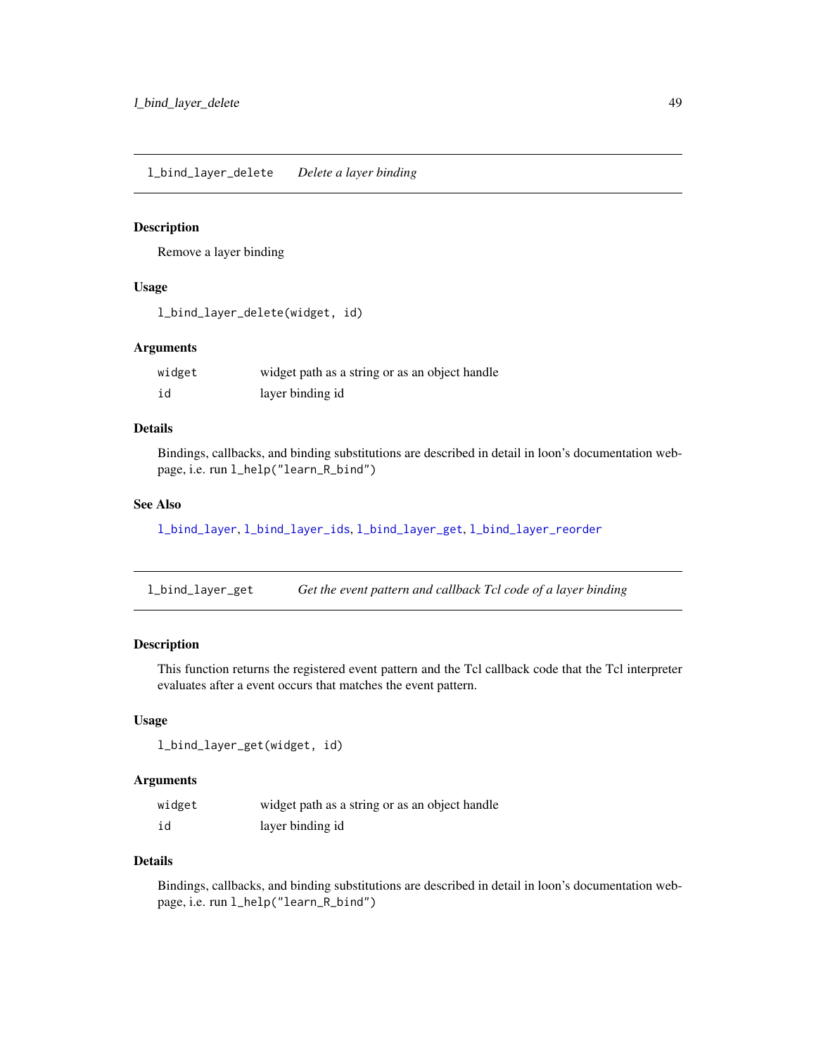## l_bind_layer_delete — *Delete a layer binding*

### Description

Remove a layer binding

### Usage

```
l_bind_layer_delete(widget, id)
```

### Arguments

| | |
|---|---|
| `widget` | widget path as a string or as an object handle |
| `id` | layer binding id |

### Details

Bindings, callbacks, and binding substitutions are described in detail in loon's documentation webpage, i.e. run `l_help("learn_R_bind")`

### See Also

`l_bind_layer`, `l_bind_layer_ids`, `l_bind_layer_get`, `l_bind_layer_reorder`

## l_bind_layer_get — *Get the event pattern and callback Tcl code of a layer binding*

### Description

This function returns the registered event pattern and the Tcl callback code that the Tcl interpreter evaluates after a event occurs that matches the event pattern.

### Usage

```
l_bind_layer_get(widget, id)
```

### Arguments

| | |
|---|---|
| `widget` | widget path as a string or as an object handle |
| `id` | layer binding id |

### Details

Bindings, callbacks, and binding substitutions are described in detail in loon's documentation webpage, i.e. run `l_help("learn_R_bind")`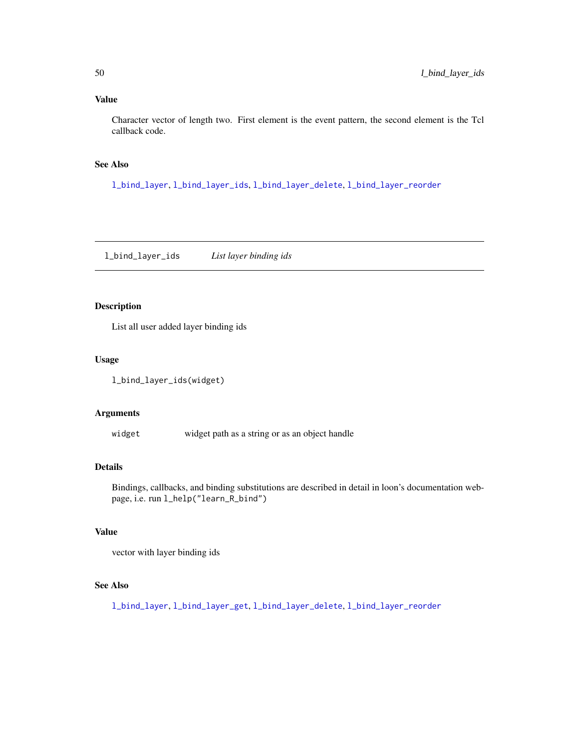### Value

Character vector of length two. First element is the event pattern, the second element is the Tcl callback code.

### See Also

l_bind_layer, l_bind_layer_ids, l_bind_layer_delete, l_bind_layer_reorder

---

## l_bind_layer_ids *List layer binding ids*

---

### Description

List all user added layer binding ids

### Usage

```
l_bind_layer_ids(widget)
```

### Arguments

| | |
|---|---|
| widget | widget path as a string or as an object handle |

### Details

Bindings, callbacks, and binding substitutions are described in detail in loon's documentation webpage, i.e. run `l_help("learn_R_bind")`

### Value

vector with layer binding ids

### See Also

l_bind_layer, l_bind_layer_get, l_bind_layer_delete, l_bind_layer_reorder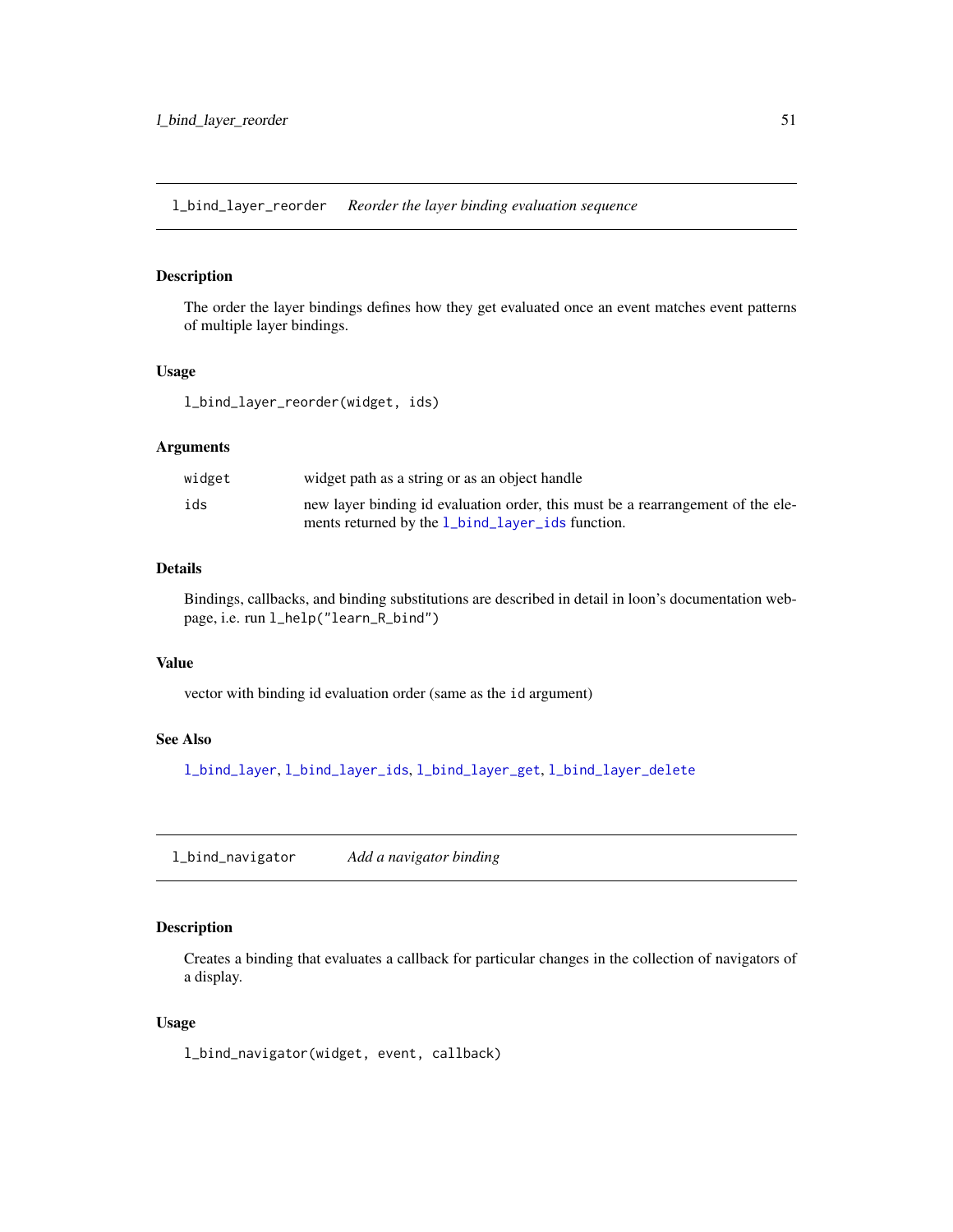## l_bind_layer_reorder *Reorder the layer binding evaluation sequence*

### Description

The order the layer bindings defines how they get evaluated once an event matches event patterns of multiple layer bindings.

### Usage

```
l_bind_layer_reorder(widget, ids)
```

### Arguments

| | |
|---|---|
| widget | widget path as a string or as an object handle |
| ids | new layer binding id evaluation order, this must be a rearrangement of the elements returned by the `l_bind_layer_ids` function. |

### Details

Bindings, callbacks, and binding substitutions are described in detail in loon's documentation webpage, i.e. run `l_help("learn_R_bind")`

### Value

vector with binding id evaluation order (same as the `id` argument)

### See Also

`l_bind_layer`, `l_bind_layer_ids`, `l_bind_layer_get`, `l_bind_layer_delete`

## l_bind_navigator *Add a navigator binding*

### Description

Creates a binding that evaluates a callback for particular changes in the collection of navigators of a display.

### Usage

```
l_bind_navigator(widget, event, callback)
```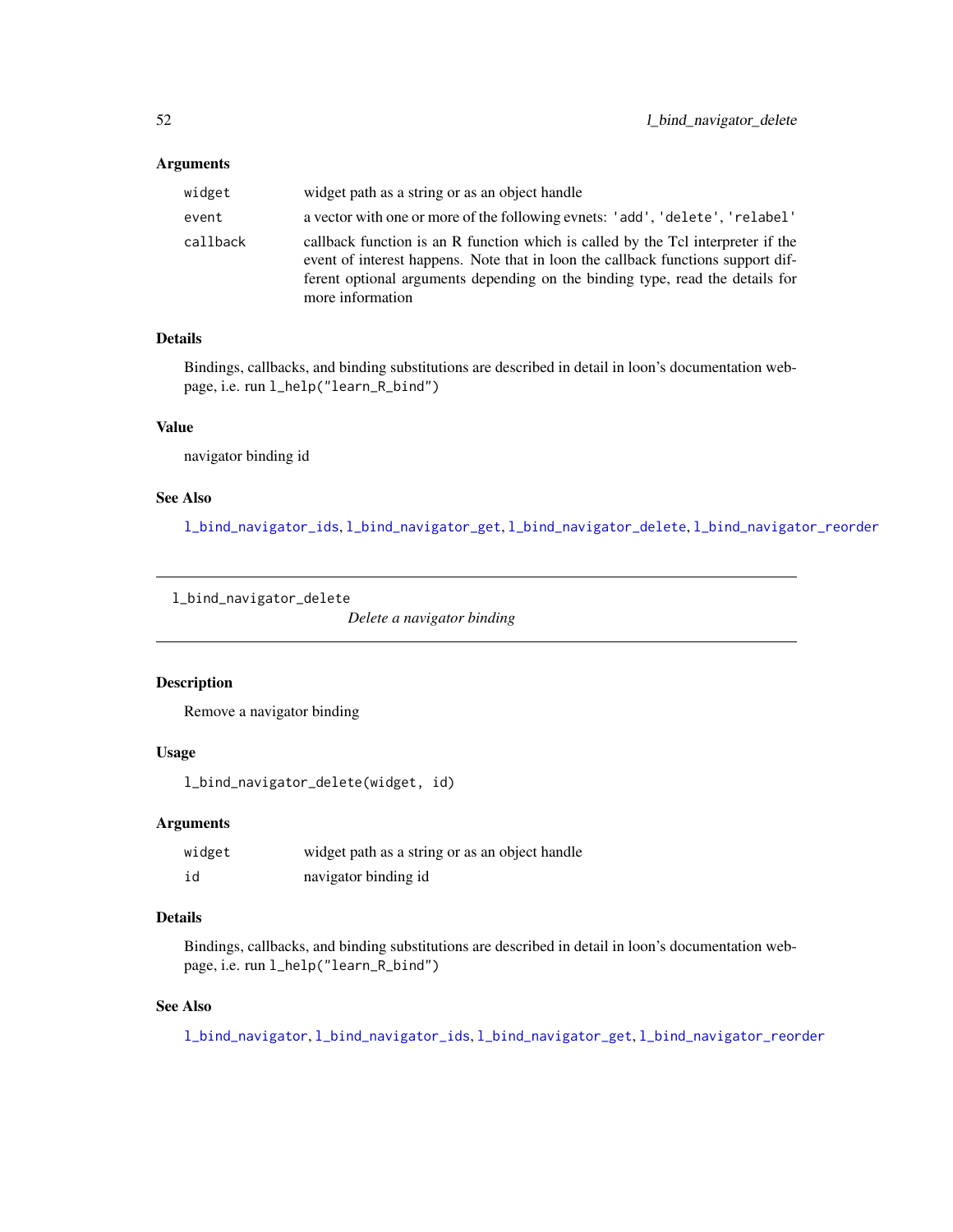### Arguments

| | |
|---|---|
| widget | widget path as a string or as an object handle |
| event | a vector with one or more of the following evnets: 'add', 'delete', 'relabel' |
| callback | callback function is an R function which is called by the Tcl interpreter if the event of interest happens. Note that in loon the callback functions support different optional arguments depending on the binding type, read the details for more information |

### Details

Bindings, callbacks, and binding substitutions are described in detail in loon's documentation webpage, i.e. run `l_help("learn_R_bind")`

### Value

navigator binding id

### See Also

l_bind_navigator_ids, l_bind_navigator_get, l_bind_navigator_delete, l_bind_navigator_reorder

---

## l_bind_navigator_delete — *Delete a navigator binding*

### Description

Remove a navigator binding

### Usage

```
l_bind_navigator_delete(widget, id)
```

### Arguments

| | |
|---|---|
| widget | widget path as a string or as an object handle |
| id | navigator binding id |

### Details

Bindings, callbacks, and binding substitutions are described in detail in loon's documentation webpage, i.e. run `l_help("learn_R_bind")`

### See Also

l_bind_navigator, l_bind_navigator_ids, l_bind_navigator_get, l_bind_navigator_reorder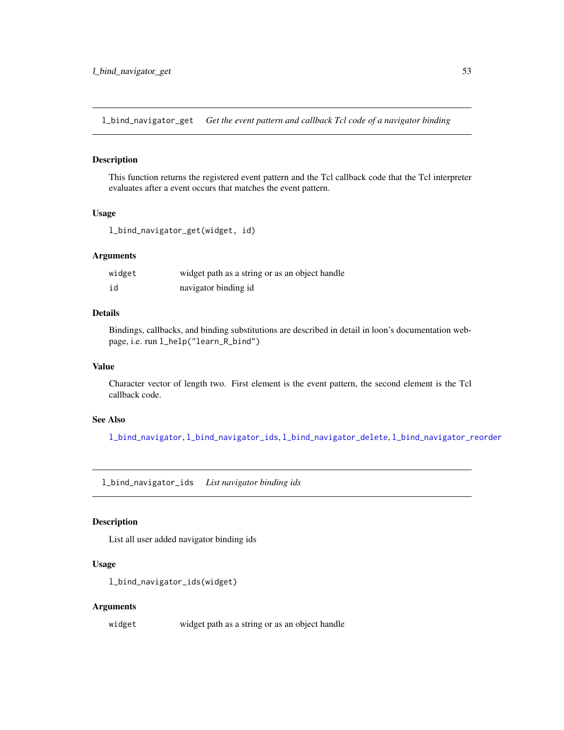## l_bind_navigator_get *Get the event pattern and callback Tcl code of a navigator binding*

### Description

This function returns the registered event pattern and the Tcl callback code that the Tcl interpreter evaluates after a event occurs that matches the event pattern.

### Usage

```
l_bind_navigator_get(widget, id)
```

### Arguments

| | |
|---|---|
| widget | widget path as a string or as an object handle |
| id | navigator binding id |

### Details

Bindings, callbacks, and binding substitutions are described in detail in loon's documentation webpage, i.e. run `l_help("learn_R_bind")`

### Value

Character vector of length two. First element is the event pattern, the second element is the Tcl callback code.

### See Also

`l_bind_navigator`, `l_bind_navigator_ids`, `l_bind_navigator_delete`, `l_bind_navigator_reorder`

## l_bind_navigator_ids *List navigator binding ids*

### Description

List all user added navigator binding ids

### Usage

```
l_bind_navigator_ids(widget)
```

### Arguments

| | |
|---|---|
| widget | widget path as a string or as an object handle |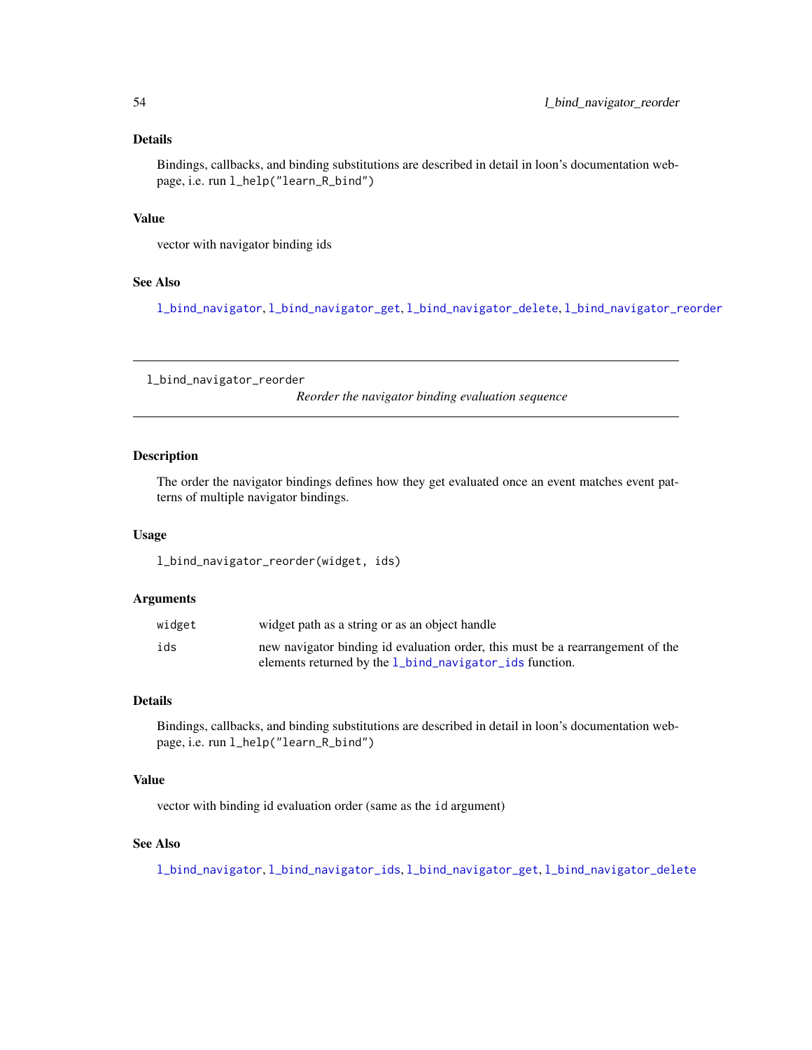## Details

Bindings, callbacks, and binding substitutions are described in detail in loon's documentation webpage, i.e. run `l_help("learn_R_bind")`

## Value

vector with navigator binding ids

## See Also

l_bind_navigator, l_bind_navigator_get, l_bind_navigator_delete, l_bind_navigator_reorder

---

# l_bind_navigator_reorder

*Reorder the navigator binding evaluation sequence*

---

## Description

The order the navigator bindings defines how they get evaluated once an event matches event patterns of multiple navigator bindings.

## Usage

```
l_bind_navigator_reorder(widget, ids)
```

## Arguments

| | |
|---|---|
| widget | widget path as a string or as an object handle |
| ids | new navigator binding id evaluation order, this must be a rearrangement of the elements returned by the l_bind_navigator_ids function. |

## Details

Bindings, callbacks, and binding substitutions are described in detail in loon's documentation webpage, i.e. run `l_help("learn_R_bind")`

## Value

vector with binding id evaluation order (same as the `id` argument)

## See Also

l_bind_navigator, l_bind_navigator_ids, l_bind_navigator_get, l_bind_navigator_delete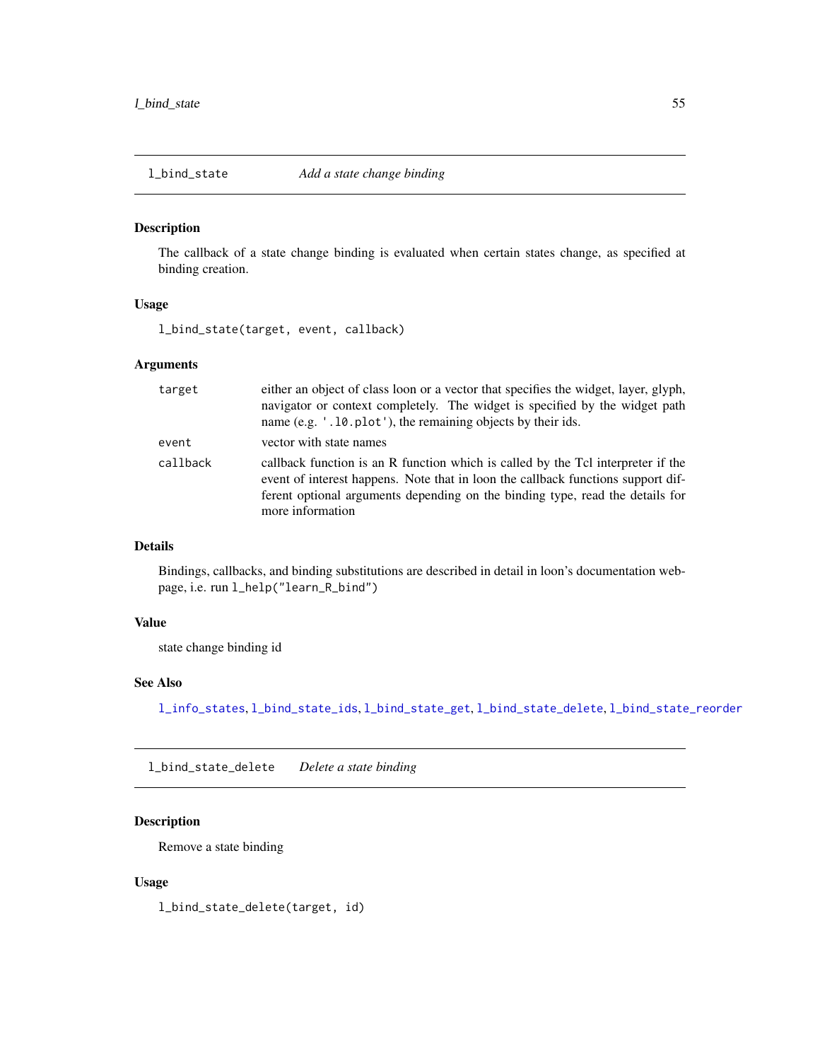## l_bind_state — *Add a state change binding*

### Description

The callback of a state change binding is evaluated when certain states change, as specified at binding creation.

### Usage

```
l_bind_state(target, event, callback)
```

### Arguments

| | |
|---|---|
| `target` | either an object of class loon or a vector that specifies the widget, layer, glyph, navigator or context completely. The widget is specified by the widget path name (e.g. `'.l0.plot'`), the remaining objects by their ids. |
| `event` | vector with state names |
| `callback` | callback function is an R function which is called by the Tcl interpreter if the event of interest happens. Note that in loon the callback functions support different optional arguments depending on the binding type, read the details for more information |

### Details

Bindings, callbacks, and binding substitutions are described in detail in loon's documentation webpage, i.e. run `l_help("learn_R_bind")`

### Value

state change binding id

### See Also

`l_info_states`, `l_bind_state_ids`, `l_bind_state_get`, `l_bind_state_delete`, `l_bind_state_reorder`

## l_bind_state_delete — *Delete a state binding*

### Description

Remove a state binding

### Usage

```
l_bind_state_delete(target, id)
```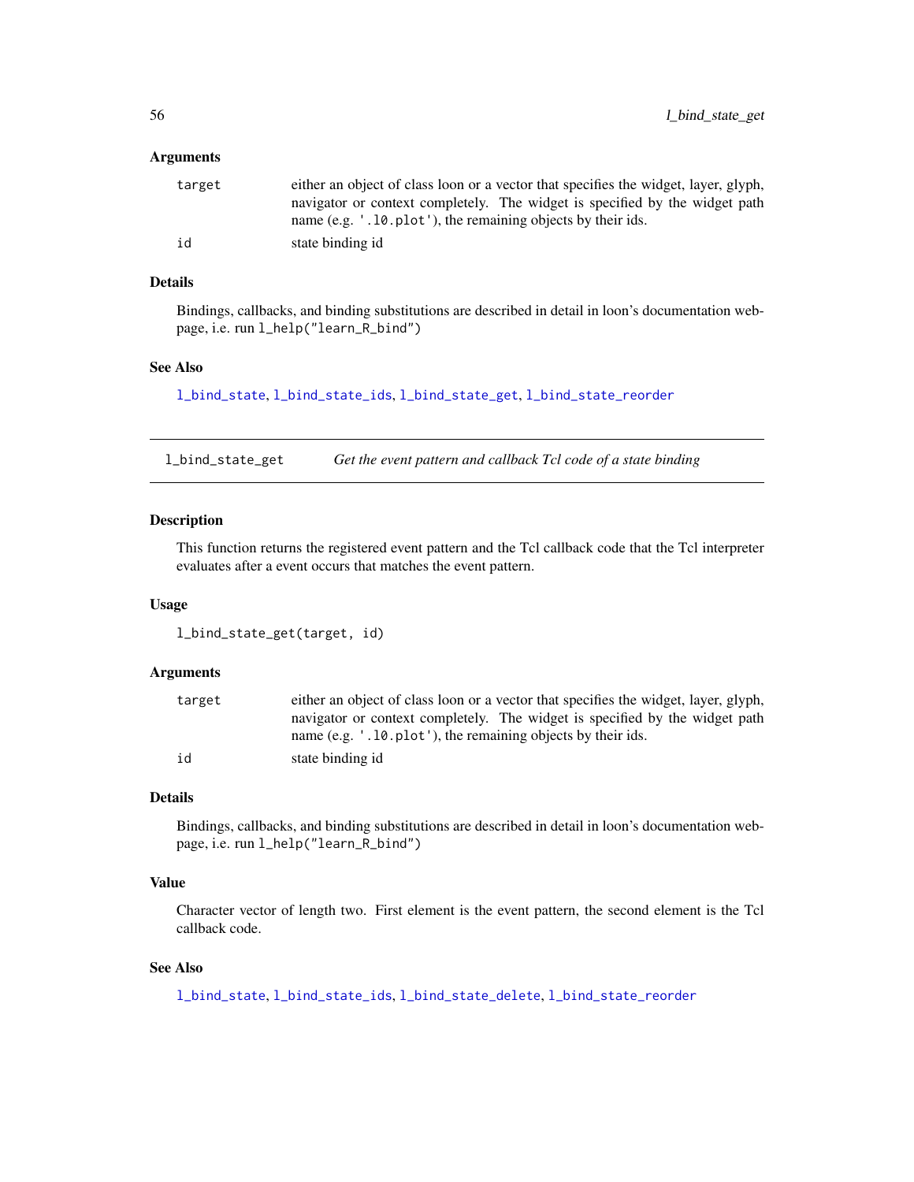### Arguments

| | |
|---|---|
| `target` | either an object of class loon or a vector that specifies the widget, layer, glyph, navigator or context completely. The widget is specified by the widget path name (e.g. `'.l0.plot'`), the remaining objects by their ids. |
| `id` | state binding id |

### Details

Bindings, callbacks, and binding substitutions are described in detail in loon's documentation webpage, i.e. run `l_help("learn_R_bind")`

### See Also

`l_bind_state`, `l_bind_state_ids`, `l_bind_state_get`, `l_bind_state_reorder`

---

## l_bind_state_get — *Get the event pattern and callback Tcl code of a state binding*

### Description

This function returns the registered event pattern and the Tcl callback code that the Tcl interpreter evaluates after a event occurs that matches the event pattern.

### Usage

```
l_bind_state_get(target, id)
```

### Arguments

| | |
|---|---|
| `target` | either an object of class loon or a vector that specifies the widget, layer, glyph, navigator or context completely. The widget is specified by the widget path name (e.g. `'.l0.plot'`), the remaining objects by their ids. |
| `id` | state binding id |

### Details

Bindings, callbacks, and binding substitutions are described in detail in loon's documentation webpage, i.e. run `l_help("learn_R_bind")`

### Value

Character vector of length two. First element is the event pattern, the second element is the Tcl callback code.

### See Also

`l_bind_state`, `l_bind_state_ids`, `l_bind_state_delete`, `l_bind_state_reorder`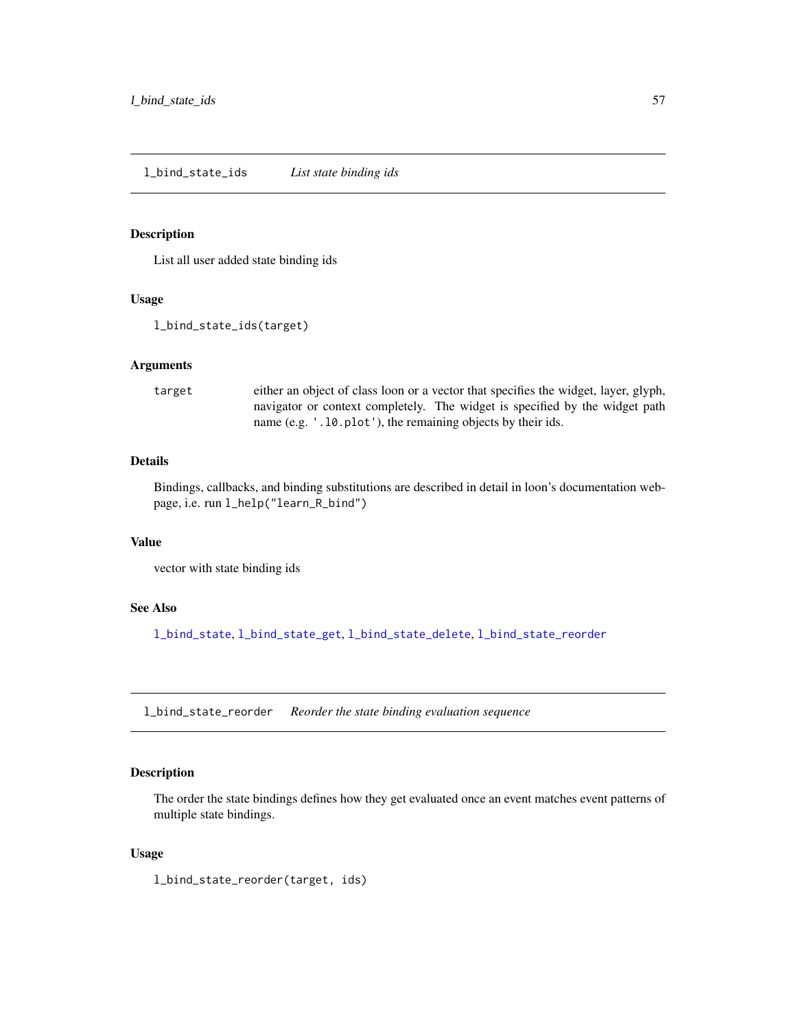## l_bind_state_ids — *List state binding ids*

### Description

List all user added state binding ids

### Usage

```
l_bind_state_ids(target)
```

### Arguments

| | |
|---|---|
| `target` | either an object of class loon or a vector that specifies the widget, layer, glyph, navigator or context completely. The widget is specified by the widget path name (e.g. `'.l0.plot'`), the remaining objects by their ids. |

### Details

Bindings, callbacks, and binding substitutions are described in detail in loon's documentation webpage, i.e. run `l_help("learn_R_bind")`

### Value

vector with state binding ids

### See Also

`l_bind_state`, `l_bind_state_get`, `l_bind_state_delete`, `l_bind_state_reorder`

## l_bind_state_reorder — *Reorder the state binding evaluation sequence*

### Description

The order the state bindings defines how they get evaluated once an event matches event patterns of multiple state bindings.

### Usage

```
l_bind_state_reorder(target, ids)
```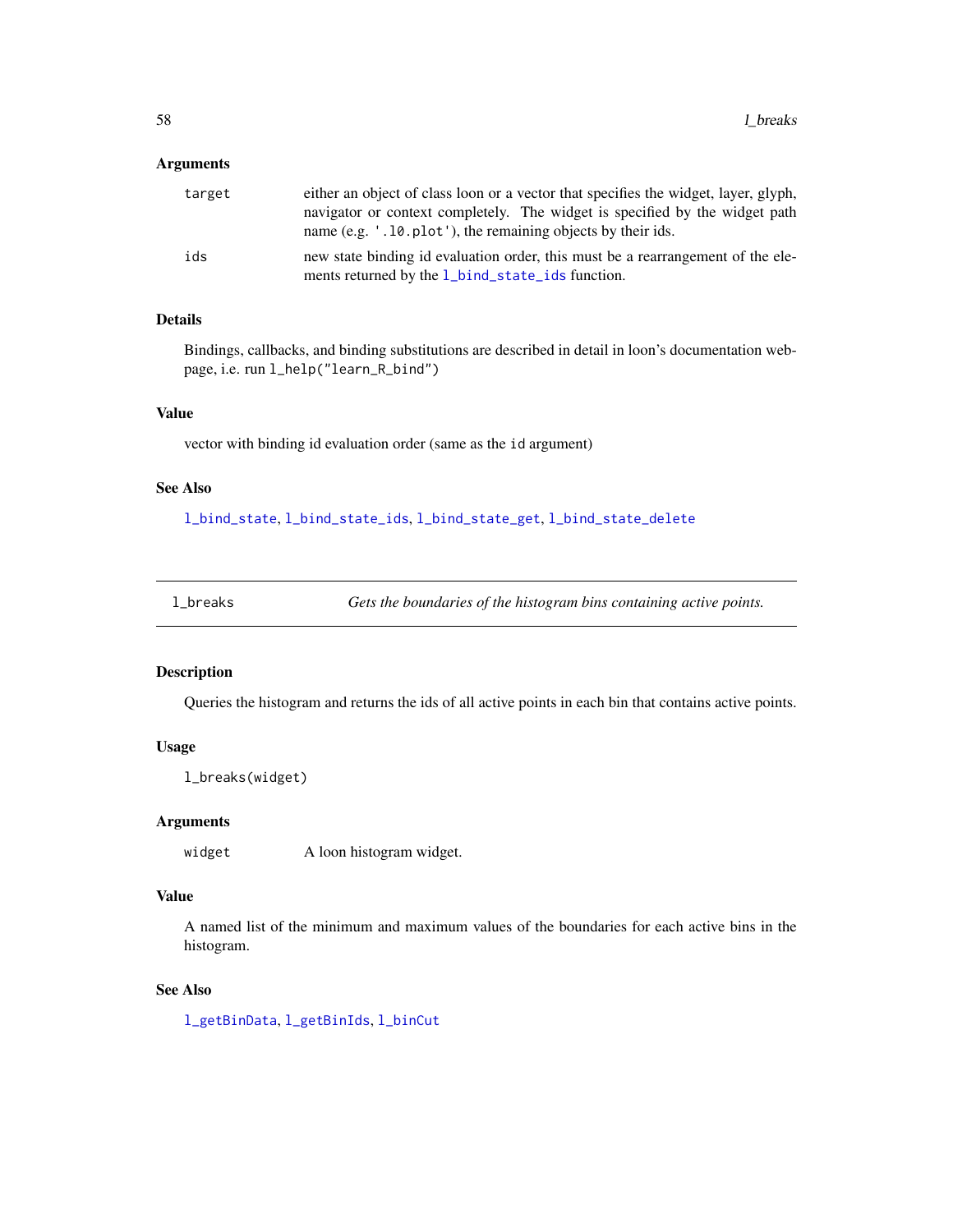### Arguments

| | |
|---|---|
| target | either an object of class loon or a vector that specifies the widget, layer, glyph, navigator or context completely. The widget is specified by the widget path name (e.g. '.l0.plot'), the remaining objects by their ids. |
| ids | new state binding id evaluation order, this must be a rearrangement of the elements returned by the l_bind_state_ids function. |

### Details

Bindings, callbacks, and binding substitutions are described in detail in loon's documentation webpage, i.e. run `l_help("learn_R_bind")`

### Value

vector with binding id evaluation order (same as the `id` argument)

### See Also

l_bind_state, l_bind_state_ids, l_bind_state_get, l_bind_state_delete

---

## l_breaks — *Gets the boundaries of the histogram bins containing active points.*

### Description

Queries the histogram and returns the ids of all active points in each bin that contains active points.

### Usage

```
l_breaks(widget)
```

### Arguments

| | |
|---|---|
| widget | A loon histogram widget. |

### Value

A named list of the minimum and maximum values of the boundaries for each active bins in the histogram.

### See Also

l_getBinData, l_getBinIds, l_binCut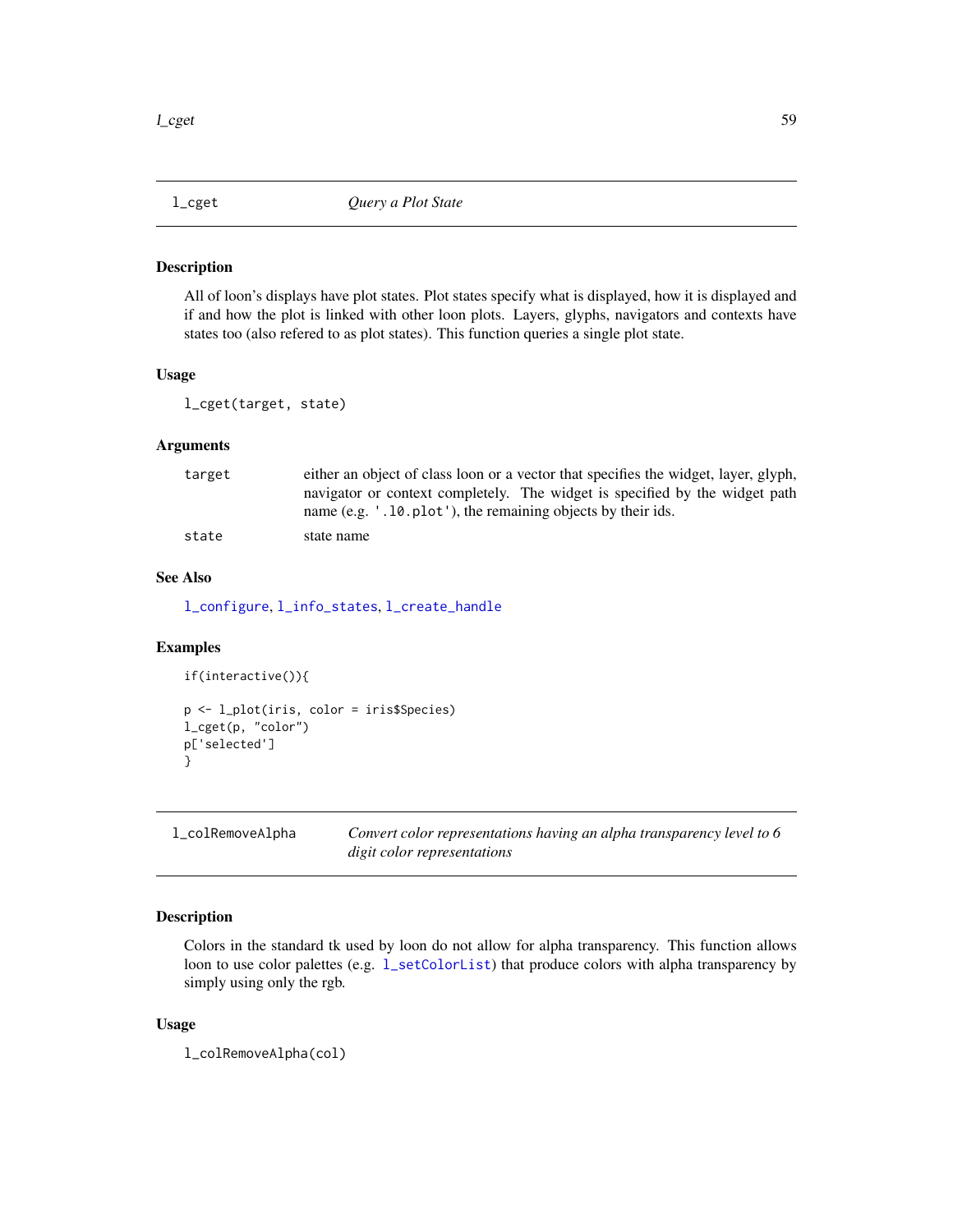## l_cget — *Query a Plot State*

### Description

All of loon's displays have plot states. Plot states specify what is displayed, how it is displayed and if and how the plot is linked with other loon plots. Layers, glyphs, navigators and contexts have states too (also refered to as plot states). This function queries a single plot state.

### Usage

```
l_cget(target, state)
```

### Arguments

| | |
|---|---|
| target | either an object of class loon or a vector that specifies the widget, layer, glyph, navigator or context completely. The widget is specified by the widget path name (e.g. '.l0.plot'), the remaining objects by their ids. |
| state | state name |

### See Also

l_configure, l_info_states, l_create_handle

### Examples

```
if(interactive()){

p <- l_plot(iris, color = iris$Species)
l_cget(p, "color")
p['selected']
}
```

## l_colRemoveAlpha — *Convert color representations having an alpha transparency level to 6 digit color representations*

### Description

Colors in the standard tk used by loon do not allow for alpha transparency. This function allows loon to use color palettes (e.g. l_setColorList) that produce colors with alpha transparency by simply using only the rgb.

### Usage

```
l_colRemoveAlpha(col)
```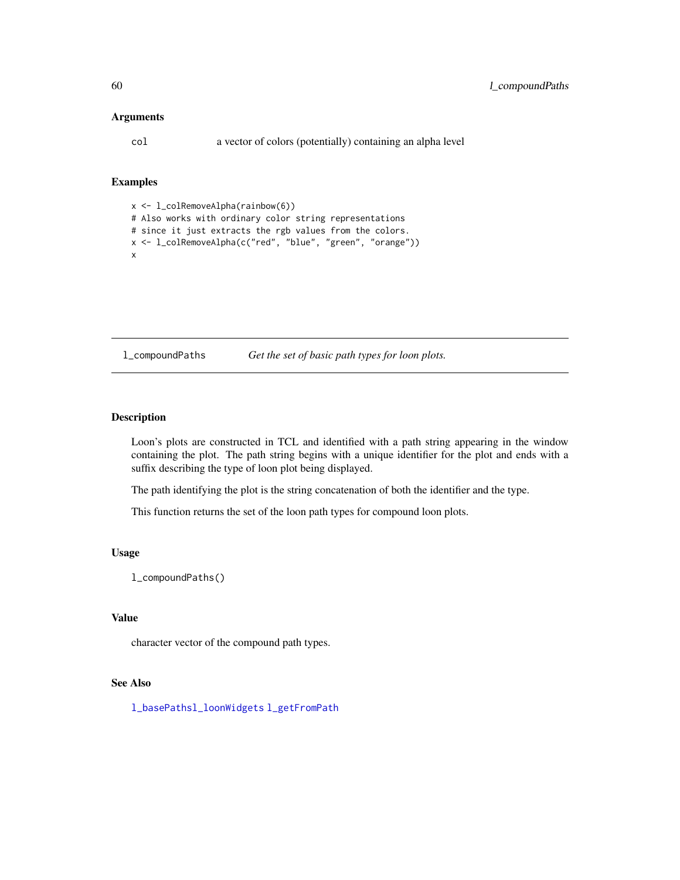### Arguments

col    a vector of colors (potentially) containing an alpha level

### Examples

```
x <- l_colRemoveAlpha(rainbow(6))
# Also works with ordinary color string representations
# since it just extracts the rgb values from the colors.
x <- l_colRemoveAlpha(c("red", "blue", "green", "orange"))
x
```

---

## l_compoundPaths    *Get the set of basic path types for loon plots.*

---

### Description

Loon's plots are constructed in TCL and identified with a path string appearing in the window containing the plot. The path string begins with a unique identifier for the plot and ends with a suffix describing the type of loon plot being displayed.

The path identifying the plot is the string concatenation of both the identifier and the type.

This function returns the set of the loon path types for compound loon plots.

### Usage

```
l_compoundPaths()
```

### Value

character vector of the compound path types.

### See Also

l_basePathsl_loonWidgets l_getFromPath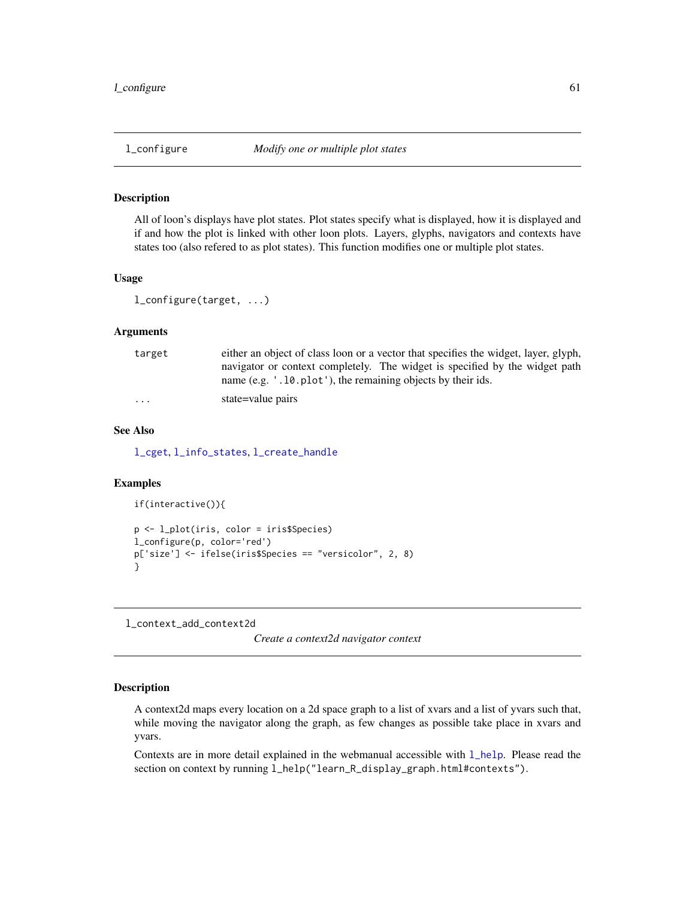## l_configure — *Modify one or multiple plot states*

### Description

All of loon's displays have plot states. Plot states specify what is displayed, how it is displayed and if and how the plot is linked with other loon plots. Layers, glyphs, navigators and contexts have states too (also refered to as plot states). This function modifies one or multiple plot states.

### Usage

```
l_configure(target, ...)
```

### Arguments

| | |
|---|---|
| target | either an object of class loon or a vector that specifies the widget, layer, glyph, navigator or context completely. The widget is specified by the widget path name (e.g. '.l0.plot'), the remaining objects by their ids. |
| ... | state=value pairs |

### See Also

l_cget, l_info_states, l_create_handle

### Examples

```
if(interactive()){

p <- l_plot(iris, color = iris$Species)
l_configure(p, color='red')
p['size'] <- ifelse(iris$Species == "versicolor", 2, 8)
}
```

## l_context_add_context2d — *Create a context2d navigator context*

### Description

A context2d maps every location on a 2d space graph to a list of xvars and a list of yvars such that, while moving the navigator along the graph, as few changes as possible take place in xvars and yvars.

Contexts are in more detail explained in the webmanual accessible with l_help. Please read the section on context by running `l_help("learn_R_display_graph.html#contexts")`.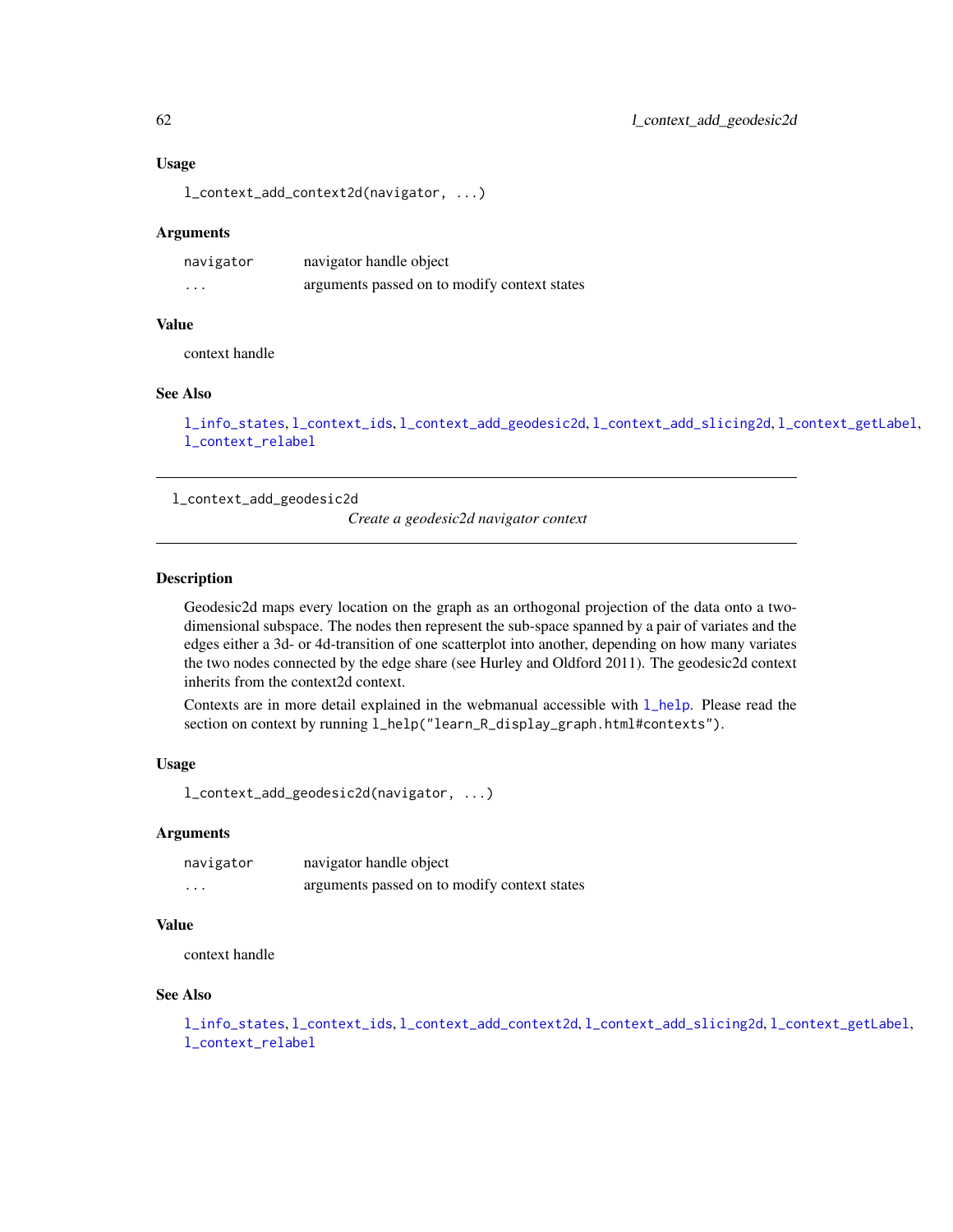### Usage

```
l_context_add_context2d(navigator, ...)
```

### Arguments

| | |
|---|---|
| navigator | navigator handle object |
| ... | arguments passed on to modify context states |

### Value

context handle

### See Also

l_info_states, l_context_ids, l_context_add_geodesic2d, l_context_add_slicing2d, l_context_getLabel, l_context_relabel

---

## l_context_add_geodesic2d

*Create a geodesic2d navigator context*

---

### Description

Geodesic2d maps every location on the graph as an orthogonal projection of the data onto a two-dimensional subspace. The nodes then represent the sub-space spanned by a pair of variates and the edges either a 3d- or 4d-transition of one scatterplot into another, depending on how many variates the two nodes connected by the edge share (see Hurley and Oldford 2011). The geodesic2d context inherits from the context2d context.

Contexts are in more detail explained in the webmanual accessible with l_help. Please read the section on context by running `l_help("learn_R_display_graph.html#contexts")`.

### Usage

```
l_context_add_geodesic2d(navigator, ...)
```

### Arguments

| | |
|---|---|
| navigator | navigator handle object |
| ... | arguments passed on to modify context states |

### Value

context handle

### See Also

l_info_states, l_context_ids, l_context_add_context2d, l_context_add_slicing2d, l_context_getLabel, l_context_relabel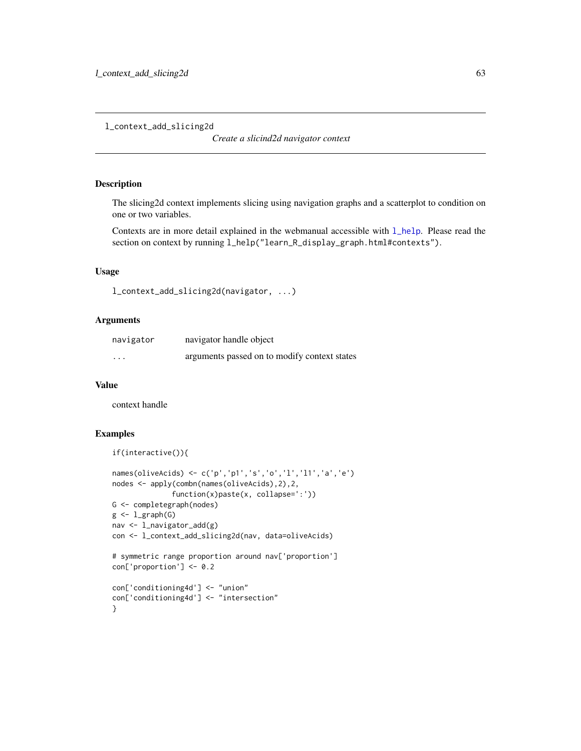l_context_add_slicing2d

*Create a slicind2d navigator context*

## Description

The slicing2d context implements slicing using navigation graphs and a scatterplot to condition on one or two variables.

Contexts are in more detail explained in the webmanual accessible with l_help. Please read the section on context by running `l_help("learn_R_display_graph.html#contexts")`.

## Usage

```
l_context_add_slicing2d(navigator, ...)
```

## Arguments

| | |
|---|---|
| navigator | navigator handle object |
| ... | arguments passed on to modify context states |

## Value

context handle

## Examples

```
if(interactive()){

names(oliveAcids) <- c('p','p1','s','o','l','l1','a','e')
nodes <- apply(combn(names(oliveAcids),2),2,
              function(x)paste(x, collapse=':'))
G <- completegraph(nodes)
g <- l_graph(G)
nav <- l_navigator_add(g)
con <- l_context_add_slicing2d(nav, data=oliveAcids)

# symmetric range proportion around nav['proportion']
con['proportion'] <- 0.2

con['conditioning4d'] <- "union"
con['conditioning4d'] <- "intersection"
}
```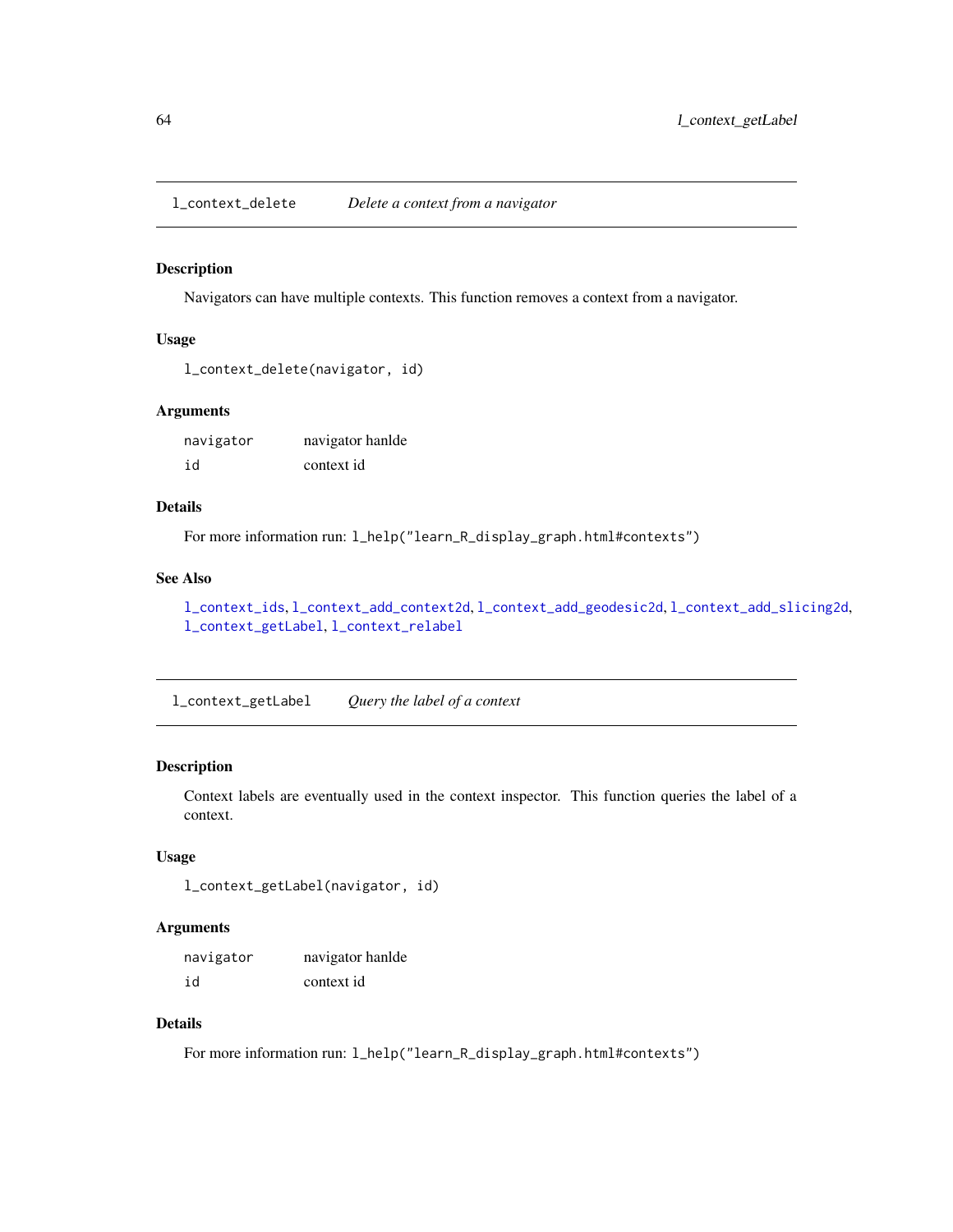## l_context_delete *Delete a context from a navigator*

### Description

Navigators can have multiple contexts. This function removes a context from a navigator.

### Usage

```
l_context_delete(navigator, id)
```

### Arguments

| | |
|---|---|
| navigator | navigator hanlde |
| id | context id |

### Details

For more information run: `l_help("learn_R_display_graph.html#contexts")`

### See Also

l_context_ids, l_context_add_context2d, l_context_add_geodesic2d, l_context_add_slicing2d, l_context_getLabel, l_context_relabel

## l_context_getLabel *Query the label of a context*

### Description

Context labels are eventually used in the context inspector. This function queries the label of a context.

### Usage

```
l_context_getLabel(navigator, id)
```

### Arguments

| | |
|---|---|
| navigator | navigator hanlde |
| id | context id |

### Details

For more information run: `l_help("learn_R_display_graph.html#contexts")`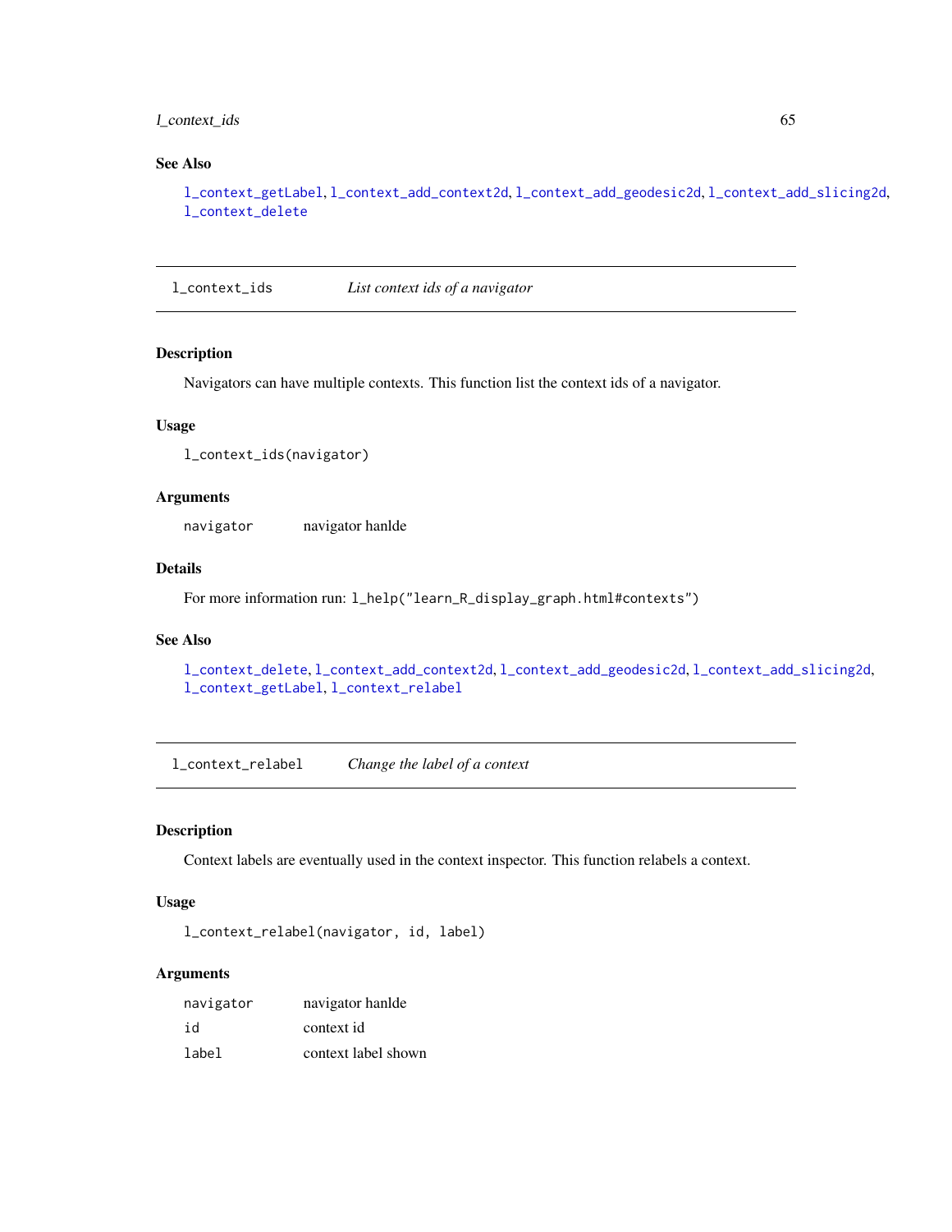## See Also

`l_context_getLabel`, `l_context_add_context2d`, `l_context_add_geodesic2d`, `l_context_add_slicing2d`, `l_context_delete`

---

# l_context_ids — *List context ids of a navigator*

---

## Description

Navigators can have multiple contexts. This function list the context ids of a navigator.

## Usage

```
l_context_ids(navigator)
```

## Arguments

| | |
|---|---|
| navigator | navigator hanlde |

## Details

For more information run: `l_help("learn_R_display_graph.html#contexts")`

## See Also

`l_context_delete`, `l_context_add_context2d`, `l_context_add_geodesic2d`, `l_context_add_slicing2d`, `l_context_getLabel`, `l_context_relabel`

---

# l_context_relabel — *Change the label of a context*

---

## Description

Context labels are eventually used in the context inspector. This function relabels a context.

## Usage

```
l_context_relabel(navigator, id, label)
```

## Arguments

| | |
|---|---|
| navigator | navigator hanlde |
| id | context id |
| label | context label shown |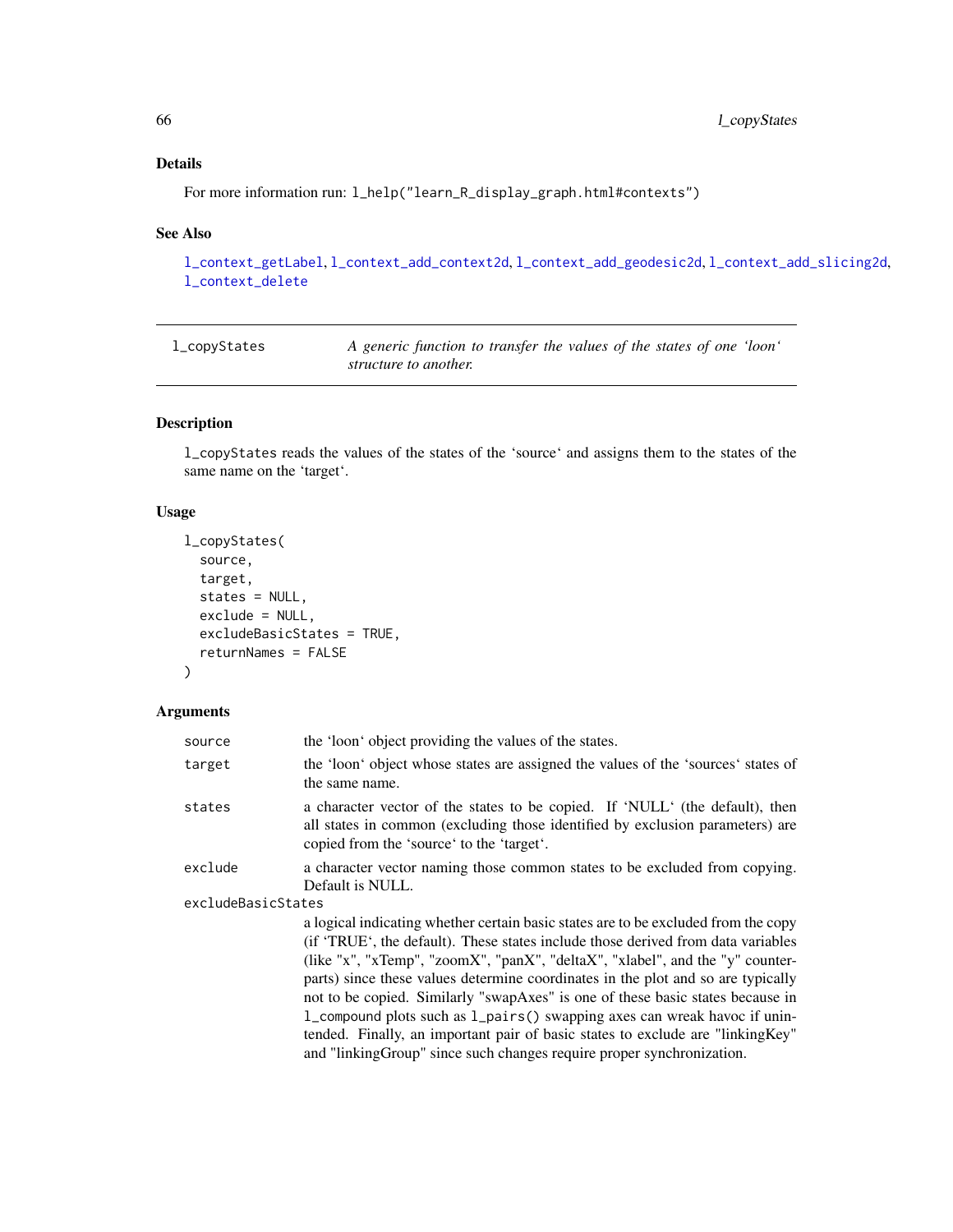## Details

For more information run: `l_help("learn_R_display_graph.html#contexts")`

## See Also

l_context_getLabel, l_context_add_context2d, l_context_add_geodesic2d, l_context_add_slicing2d, l_context_delete

---

# l_copyStates

*A generic function to transfer the values of the states of one 'loon' structure to another.*

---

## Description

`l_copyStates` reads the values of the states of the 'source' and assigns them to the states of the same name on the 'target'.

## Usage

```
l_copyStates(
  source,
  target,
  states = NULL,
  exclude = NULL,
  excludeBasicStates = TRUE,
  returnNames = FALSE
)
```

## Arguments

| | |
|---|---|
| source | the 'loon' object providing the values of the states. |
| target | the 'loon' object whose states are assigned the values of the 'sources' states of the same name. |
| states | a character vector of the states to be copied. If 'NULL' (the default), then all states in common (excluding those identified by exclusion parameters) are copied from the 'source' to the 'target'. |
| exclude | a character vector naming those common states to be excluded from copying. Default is NULL. |
| excludeBasicStates | a logical indicating whether certain basic states are to be excluded from the copy (if 'TRUE', the default). These states include those derived from data variables (like "x", "xTemp", "zoomX", "panX", "deltaX", "xlabel", and the "y" counterparts) since these values determine coordinates in the plot and so are typically not to be copied. Similarly "swapAxes" is one of these basic states because in `l_compound` plots such as `l_pairs()` swapping axes can wreak havoc if unintended. Finally, an important pair of basic states to exclude are "linkingKey" and "linkingGroup" since such changes require proper synchronization. |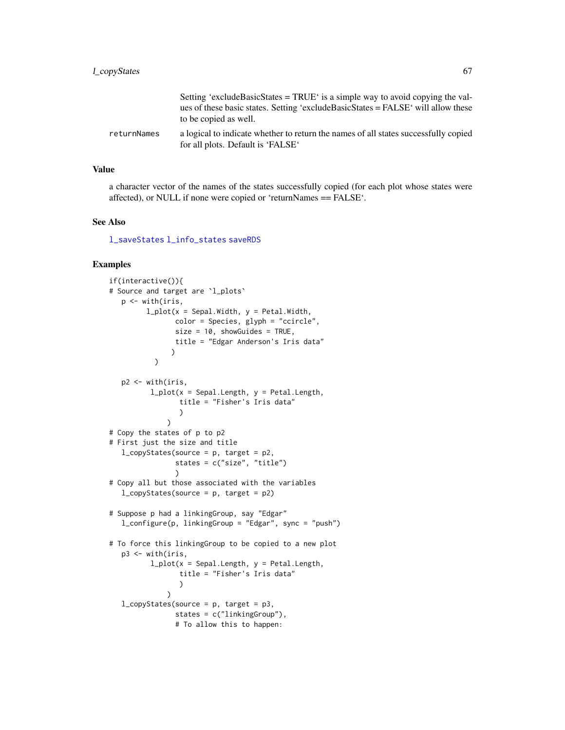Setting 'excludeBasicStates = TRUE' is a simple way to avoid copying the values of these basic states. Setting 'excludeBasicStates = FALSE' will allow these to be copied as well.

returnNames a logical to indicate whether to return the names of all states successfully copied for all plots. Default is 'FALSE'

## Value

a character vector of the names of the states successfully copied (for each plot whose states were affected), or NULL if none were copied or 'returnNames == FALSE'.

## See Also

l_saveStates l_info_states saveRDS

## Examples

```
if(interactive()){
# Source and target are `l_plots`
   p <- with(iris,
         l_plot(x = Sepal.Width, y = Petal.Width,
                color = Species, glyph = "ccircle",
                size = 10, showGuides = TRUE,
                title = "Edgar Anderson's Iris data"
               )
           )

   p2 <- with(iris,
          l_plot(x = Sepal.Length, y = Petal.Length,
                 title = "Fisher's Iris data"
                 )
              )
# Copy the states of p to p2
# First just the size and title
   l_copyStates(source = p, target = p2,
                states = c("size", "title")
                )
# Copy all but those associated with the variables
   l_copyStates(source = p, target = p2)

# Suppose p had a linkingGroup, say "Edgar"
   l_configure(p, linkingGroup = "Edgar", sync = "push")

# To force this linkingGroup to be copied to a new plot
   p3 <- with(iris,
          l_plot(x = Sepal.Length, y = Petal.Length,
                 title = "Fisher's Iris data"
                 )
              )
   l_copyStates(source = p, target = p3,
                states = c("linkingGroup"),
                # To allow this to happen:
```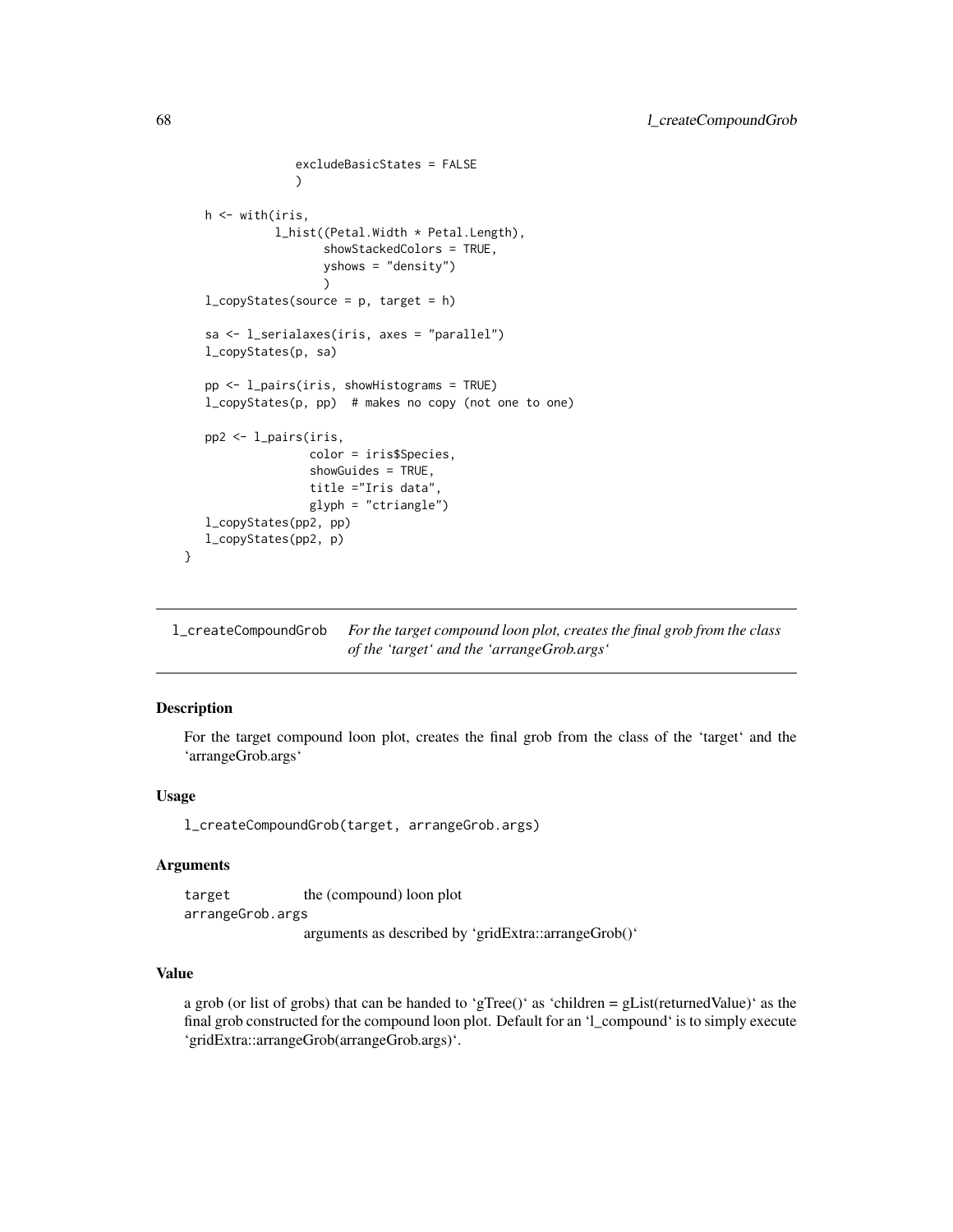```
                excludeBasicStates = FALSE
                )

    h <- with(iris,
              l_hist((Petal.Width * Petal.Length),
                     showStackedColors = TRUE,
                     yshows = "density")
                     )
    l_copyStates(source = p, target = h)

    sa <- l_serialaxes(iris, axes = "parallel")
    l_copyStates(p, sa)

    pp <- l_pairs(iris, showHistograms = TRUE)
    l_copyStates(p, pp)  # makes no copy (not one to one)

    pp2 <- l_pairs(iris,
                   color = iris$Species,
                   showGuides = TRUE,
                   title ="Iris data",
                   glyph = "ctriangle")
    l_copyStates(pp2, pp)
    l_copyStates(pp2, p)
}
```

## l_createCompoundGrob

*For the target compound loon plot, creates the final grob from the class of the 'target' and the 'arrangeGrob.args'*

### Description

For the target compound loon plot, creates the final grob from the class of the 'target' and the 'arrangeGrob.args'

### Usage

```
l_createCompoundGrob(target, arrangeGrob.args)
```

### Arguments

| | |
|---|---|
| target | the (compound) loon plot |
| arrangeGrob.args | arguments as described by 'gridExtra::arrangeGrob()' |

### Value

a grob (or list of grobs) that can be handed to 'gTree()' as 'children = gList(returnedValue)' as the final grob constructed for the compound loon plot. Default for an 'l_compound' is to simply execute 'gridExtra::arrangeGrob(arrangeGrob.args)'.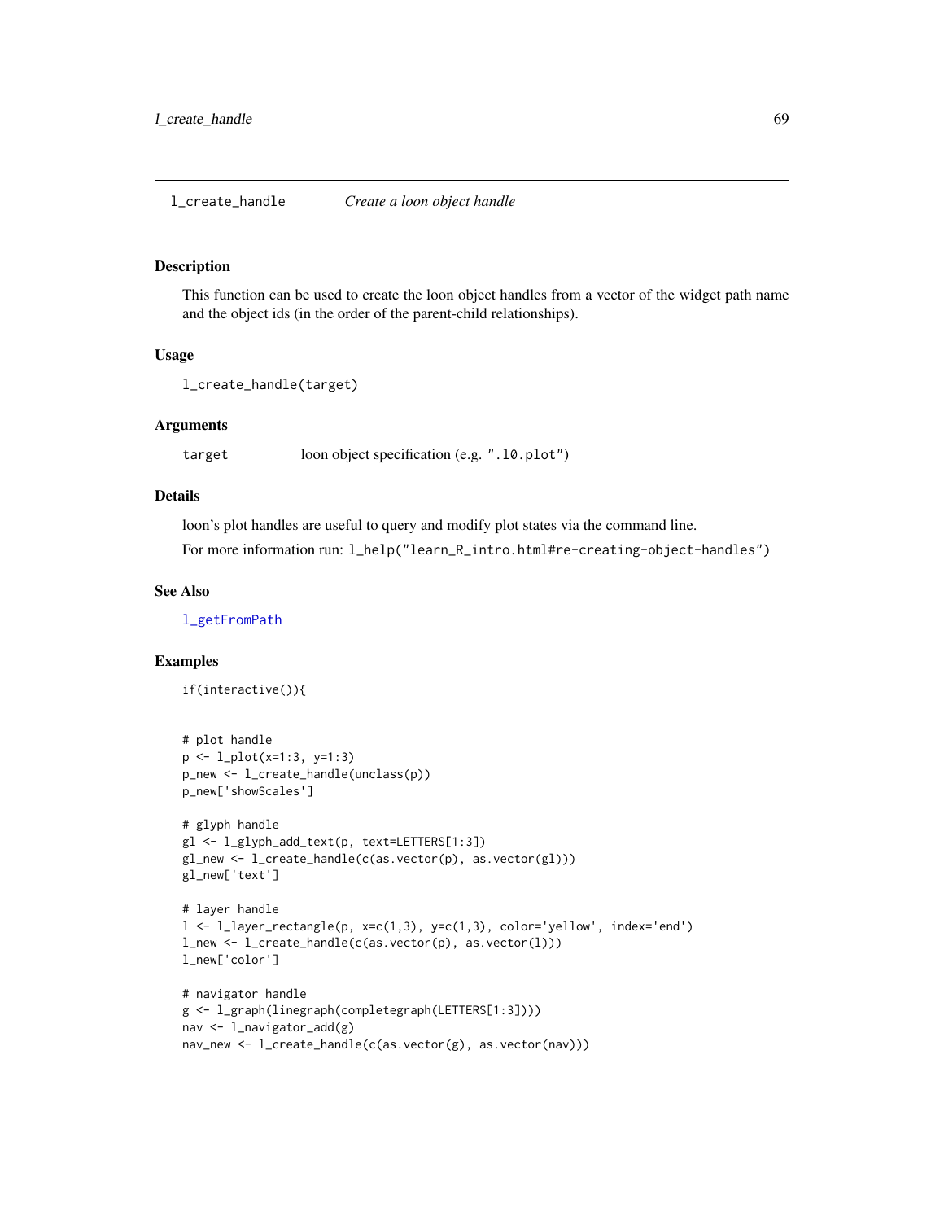l_create_handle    *Create a loon object handle*

## Description

This function can be used to create the loon object handles from a vector of the widget path name and the object ids (in the order of the parent-child relationships).

## Usage

```
l_create_handle(target)
```

## Arguments

| | |
|---|---|
| target | loon object specification (e.g. ".l0.plot") |

## Details

loon's plot handles are useful to query and modify plot states via the command line.

For more information run: `l_help("learn_R_intro.html#re-creating-object-handles")`

## See Also

l_getFromPath

## Examples

```
if(interactive()){


# plot handle
p <- l_plot(x=1:3, y=1:3)
p_new <- l_create_handle(unclass(p))
p_new['showScales']

# glyph handle
gl <- l_glyph_add_text(p, text=LETTERS[1:3])
gl_new <- l_create_handle(c(as.vector(p), as.vector(gl)))
gl_new['text']

# layer handle
l <- l_layer_rectangle(p, x=c(1,3), y=c(1,3), color='yellow', index='end')
l_new <- l_create_handle(c(as.vector(p), as.vector(l)))
l_new['color']

# navigator handle
g <- l_graph(linegraph(completegraph(LETTERS[1:3])))
nav <- l_navigator_add(g)
nav_new <- l_create_handle(c(as.vector(g), as.vector(nav)))
```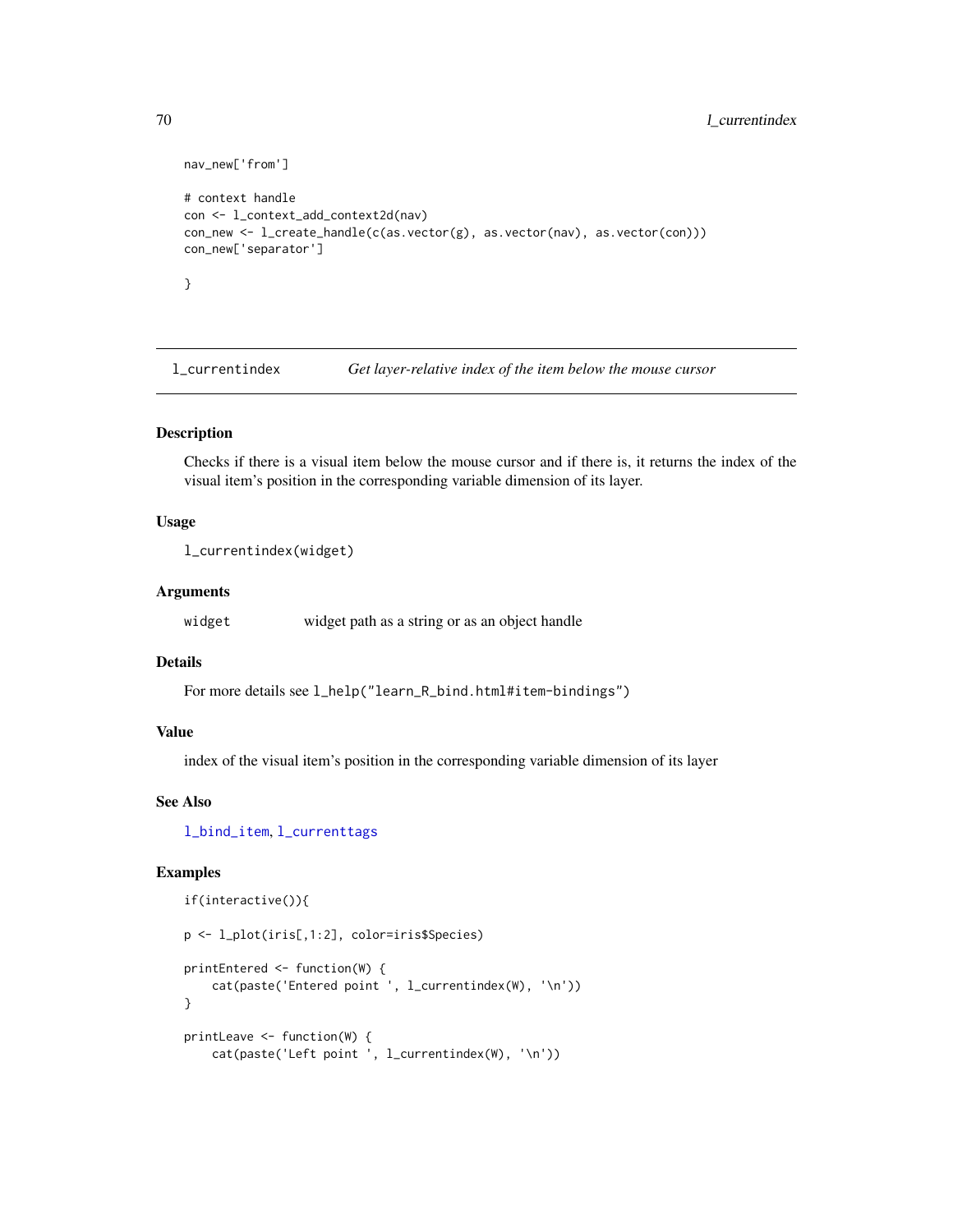```
nav_new['from']

# context handle
con <- l_context_add_context2d(nav)
con_new <- l_create_handle(c(as.vector(g), as.vector(nav), as.vector(con)))
con_new['separator']

}
```

## l_currentindex — *Get layer-relative index of the item below the mouse cursor*

### Description

Checks if there is a visual item below the mouse cursor and if there is, it returns the index of the visual item's position in the corresponding variable dimension of its layer.

### Usage

```
l_currentindex(widget)
```

### Arguments

| | |
|---|---|
| widget | widget path as a string or as an object handle |

### Details

For more details see `l_help("learn_R_bind.html#item-bindings")`

### Value

index of the visual item's position in the corresponding variable dimension of its layer

### See Also

l_bind_item, l_currenttags

### Examples

```
if(interactive()){

p <- l_plot(iris[,1:2], color=iris$Species)

printEntered <- function(W) {
    cat(paste('Entered point ', l_currentindex(W), '\n'))
}

printLeave <- function(W) {
    cat(paste('Left point ', l_currentindex(W), '\n'))
```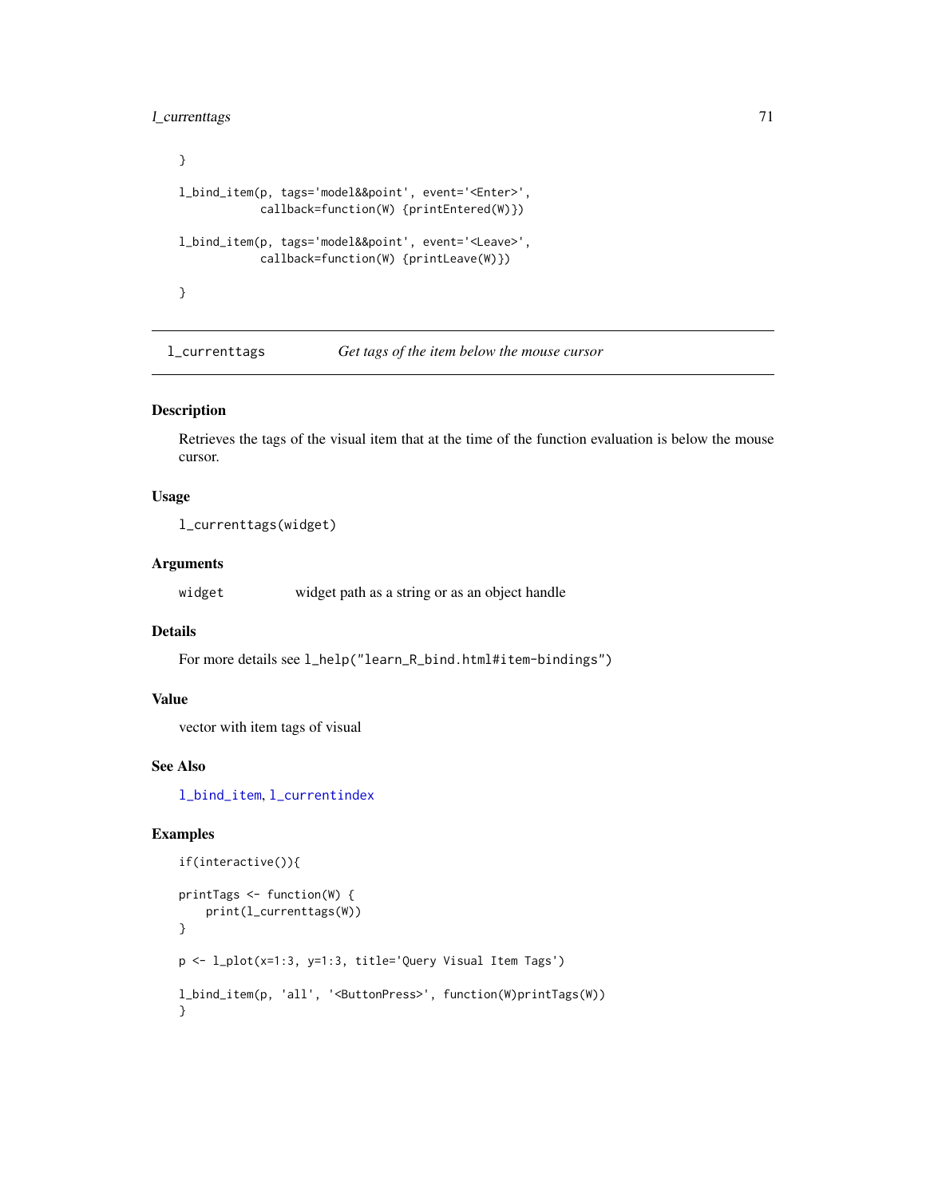```
}

l_bind_item(p, tags='model&&point', event='<Enter>',
            callback=function(W) {printEntered(W)})

l_bind_item(p, tags='model&&point', event='<Leave>',
            callback=function(W) {printLeave(W)})

}
```

## l_currenttags *Get tags of the item below the mouse cursor*

### Description

Retrieves the tags of the visual item that at the time of the function evaluation is below the mouse cursor.

### Usage

```
l_currenttags(widget)
```

### Arguments

| | |
|---|---|
| widget | widget path as a string or as an object handle |

### Details

For more details see `l_help("learn_R_bind.html#item-bindings")`

### Value

vector with item tags of visual

### See Also

l_bind_item, l_currentindex

### Examples

```
if(interactive()){

printTags <- function(W) {
    print(l_currenttags(W))
}

p <- l_plot(x=1:3, y=1:3, title='Query Visual Item Tags')

l_bind_item(p, 'all', '<ButtonPress>', function(W)printTags(W))
}
```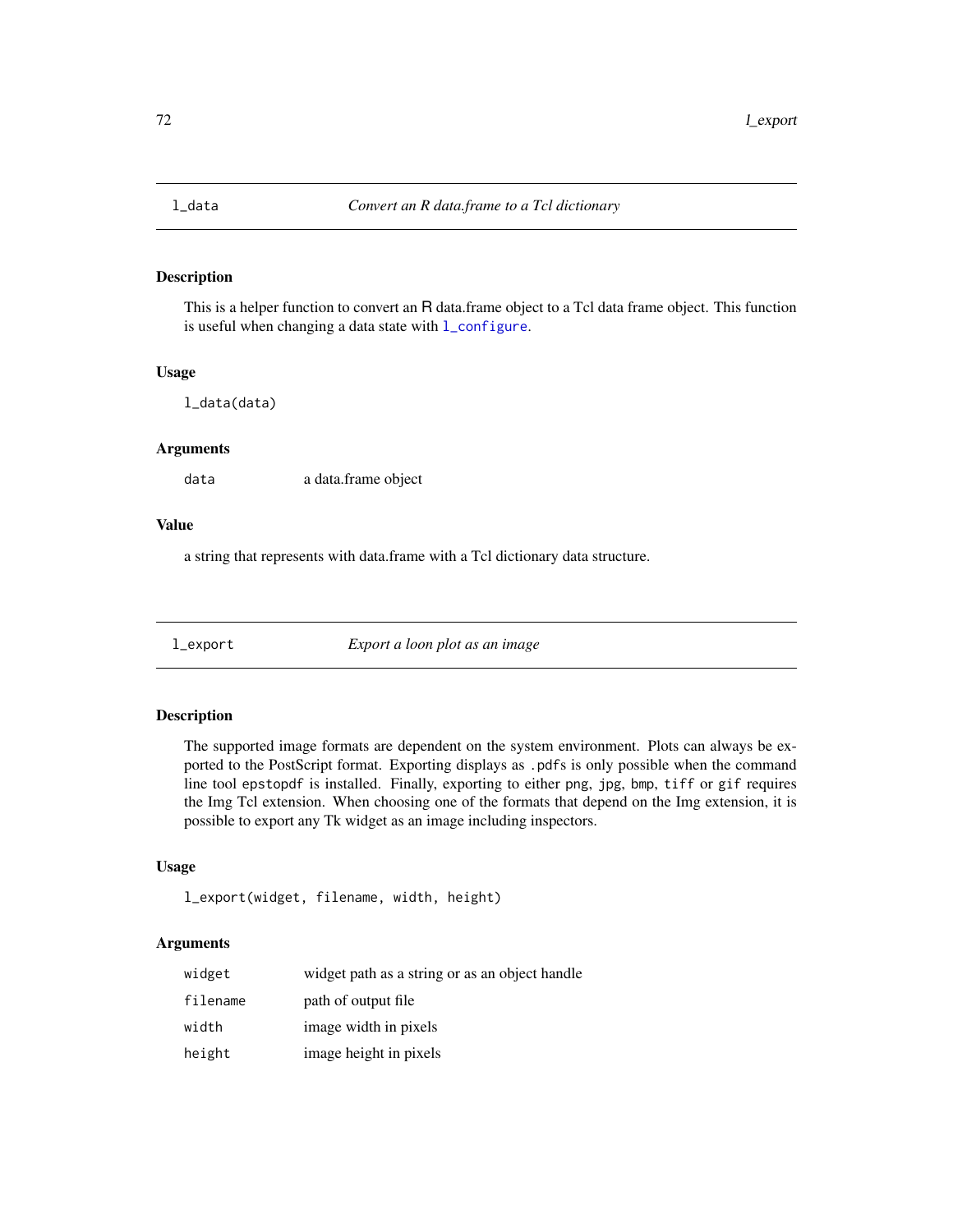## l_data — *Convert an R data.frame to a Tcl dictionary*

### Description

This is a helper function to convert an R data.frame object to a Tcl data frame object. This function is useful when changing a data state with `l_configure`.

### Usage

```
l_data(data)
```

### Arguments

| | |
|---|---|
| `data` | a data.frame object |

### Value

a string that represents with data.frame with a Tcl dictionary data structure.

## l_export — *Export a loon plot as an image*

### Description

The supported image formats are dependent on the system environment. Plots can always be exported to the PostScript format. Exporting displays as `.pdfs` is only possible when the command line tool `epstopdf` is installed. Finally, exporting to either `png`, `jpg`, `bmp`, `tiff` or `gif` requires the Img Tcl extension. When choosing one of the formats that depend on the Img extension, it is possible to export any Tk widget as an image including inspectors.

### Usage

```
l_export(widget, filename, width, height)
```

### Arguments

| | |
|---|---|
| `widget` | widget path as a string or as an object handle |
| `filename` | path of output file |
| `width` | image width in pixels |
| `height` | image height in pixels |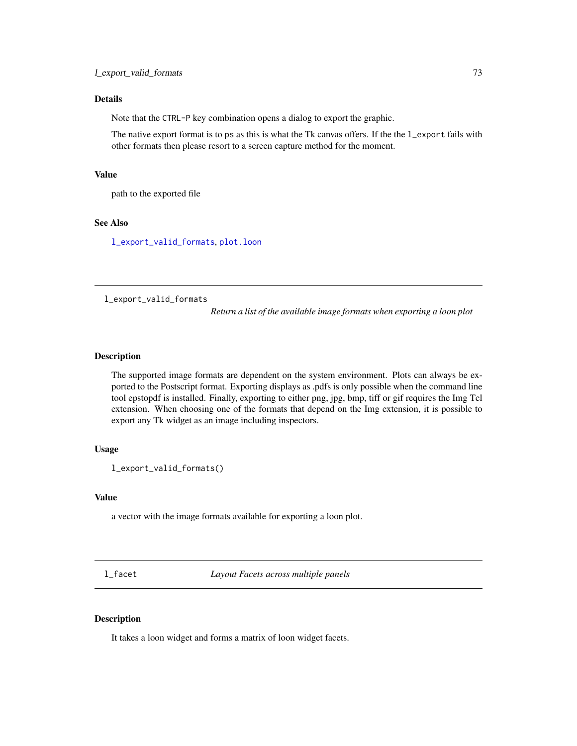### Details

Note that the CTRL-P key combination opens a dialog to export the graphic.

The native export format is to ps as this is what the Tk canvas offers. If the the l_export fails with other formats then please resort to a screen capture method for the moment.

### Value

path to the exported file

### See Also

l_export_valid_formats, plot.loon

---

## l_export_valid_formats

*Return a list of the available image formats when exporting a loon plot*

---

### Description

The supported image formats are dependent on the system environment. Plots can always be exported to the Postscript format. Exporting displays as .pdfs is only possible when the command line tool epstopdf is installed. Finally, exporting to either png, jpg, bmp, tiff or gif requires the Img Tcl extension. When choosing one of the formats that depend on the Img extension, it is possible to export any Tk widget as an image including inspectors.

### Usage

```
l_export_valid_formats()
```

### Value

a vector with the image formats available for exporting a loon plot.

---

## l_facet

*Layout Facets across multiple panels*

---

### Description

It takes a loon widget and forms a matrix of loon widget facets.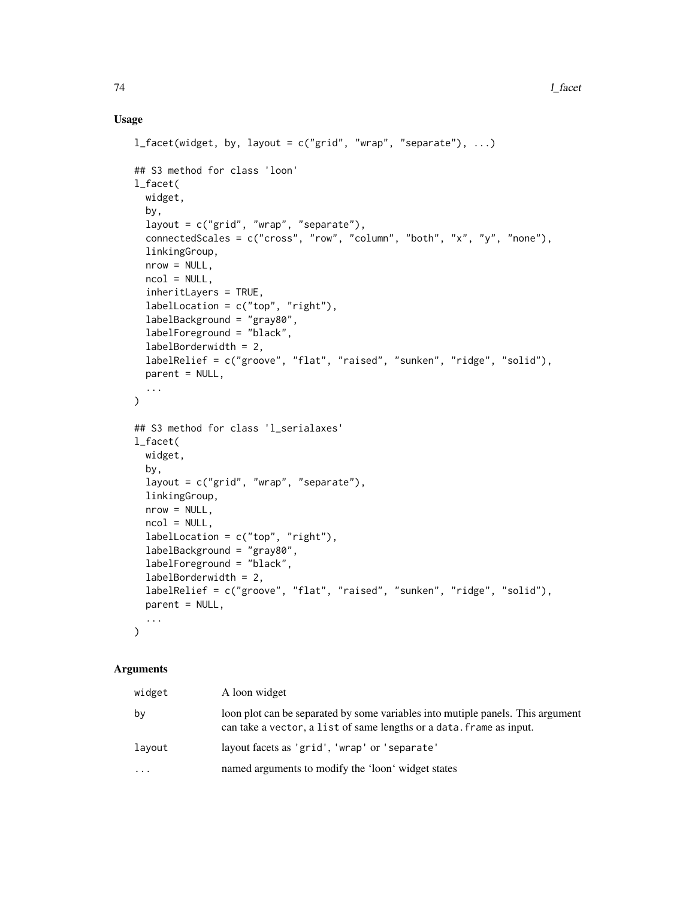## Usage

```
l_facet(widget, by, layout = c("grid", "wrap", "separate"), ...)

## S3 method for class 'loon'
l_facet(
  widget,
  by,
  layout = c("grid", "wrap", "separate"),
  connectedScales = c("cross", "row", "column", "both", "x", "y", "none"),
  linkingGroup,
  nrow = NULL,
  ncol = NULL,
  inheritLayers = TRUE,
  labelLocation = c("top", "right"),
  labelBackground = "gray80",
  labelForeground = "black",
  labelBorderwidth = 2,
  labelRelief = c("groove", "flat", "raised", "sunken", "ridge", "solid"),
  parent = NULL,
  ...
)

## S3 method for class 'l_serialaxes'
l_facet(
  widget,
  by,
  layout = c("grid", "wrap", "separate"),
  linkingGroup,
  nrow = NULL,
  ncol = NULL,
  labelLocation = c("top", "right"),
  labelBackground = "gray80",
  labelForeground = "black",
  labelBorderwidth = 2,
  labelRelief = c("groove", "flat", "raised", "sunken", "ridge", "solid"),
  parent = NULL,
  ...
)
```

## Arguments

| | |
|---|---|
| `widget` | A loon widget |
| `by` | loon plot can be separated by some variables into mutiple panels. This argument can take a `vector`, a `list` of same lengths or a `data.frame` as input. |
| `layout` | layout facets as `'grid'`, `'wrap'` or `'separate'` |
| `...` | named arguments to modify the 'loon' widget states |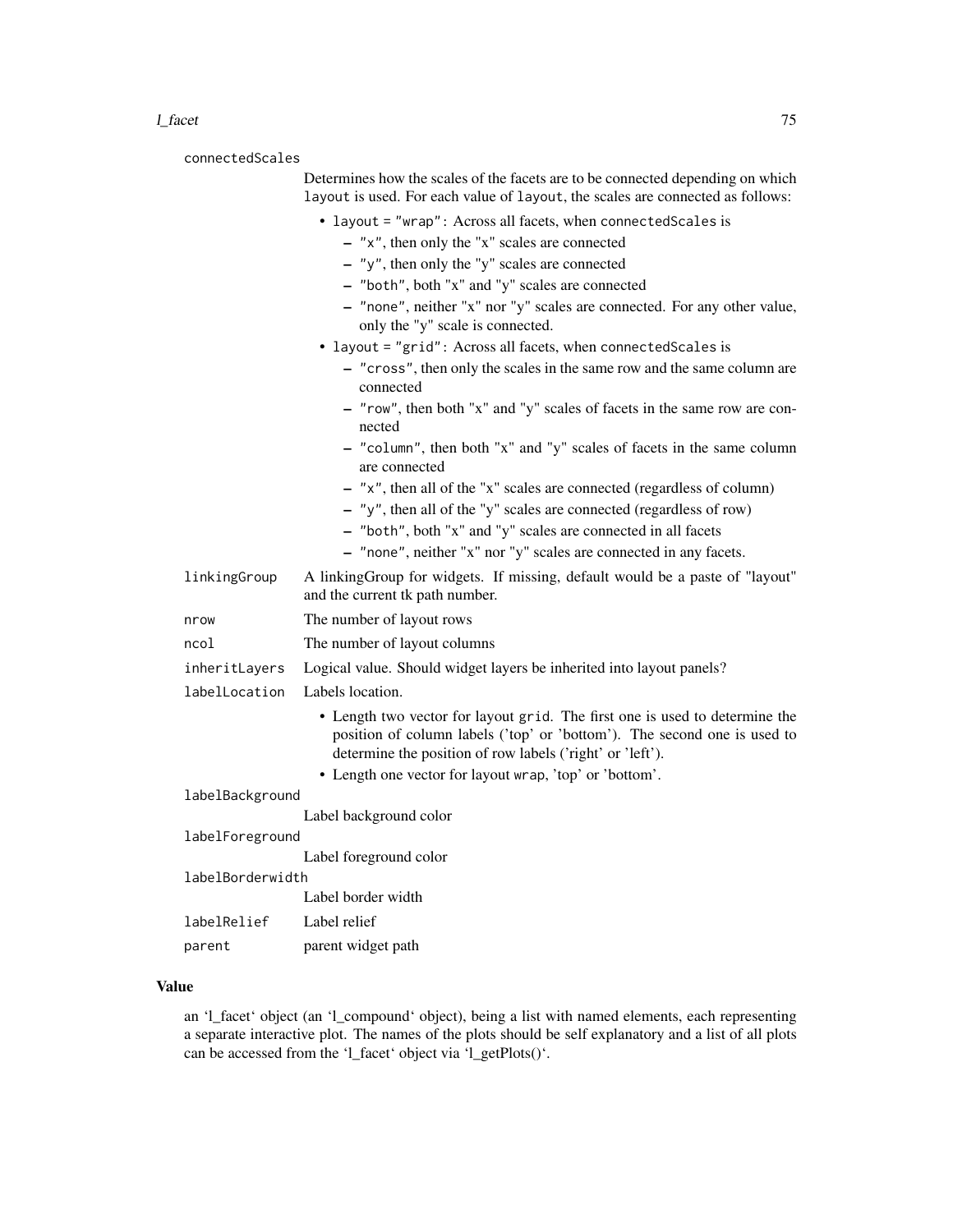connectedScales

Determines how the scales of the facets are to be connected depending on which `layout` is used. For each value of `layout`, the scales are connected as follows:

- `layout = "wrap"`: Across all facets, when `connectedScales` is
  - `"x"`, then only the "x" scales are connected
  - `"y"`, then only the "y" scales are connected
  - `"both"`, both "x" and "y" scales are connected
  - `"none"`, neither "x" nor "y" scales are connected. For any other value, only the "y" scale is connected.
- `layout = "grid"`: Across all facets, when `connectedScales` is
  - `"cross"`, then only the scales in the same row and the same column are connected
  - `"row"`, then both "x" and "y" scales of facets in the same row are connected
  - `"column"`, then both "x" and "y" scales of facets in the same column are connected
  - `"x"`, then all of the "x" scales are connected (regardless of column)
  - `"y"`, then all of the "y" scales are connected (regardless of row)
  - `"both"`, both "x" and "y" scales are connected in all facets
  - `"none"`, neither "x" nor "y" scales are connected in any facets.

linkingGroup
: A linkingGroup for widgets. If missing, default would be a paste of "layout" and the current tk path number.

nrow
: The number of layout rows

ncol
: The number of layout columns

inheritLayers
: Logical value. Should widget layers be inherited into layout panels?

labelLocation
: Labels location.

- Length two vector for layout `grid`. The first one is used to determine the position of column labels ('top' or 'bottom'). The second one is used to determine the position of row labels ('right' or 'left').
- Length one vector for layout `wrap`, 'top' or 'bottom'.

labelBackground
: Label background color

labelForeground
: Label foreground color

labelBorderwidth
: Label border width

labelRelief
: Label relief

parent
: parent widget path

## Value

an 'l_facet' object (an 'l_compound' object), being a list with named elements, each representing a separate interactive plot. The names of the plots should be self explanatory and a list of all plots can be accessed from the 'l_facet' object via 'l_getPlots()'.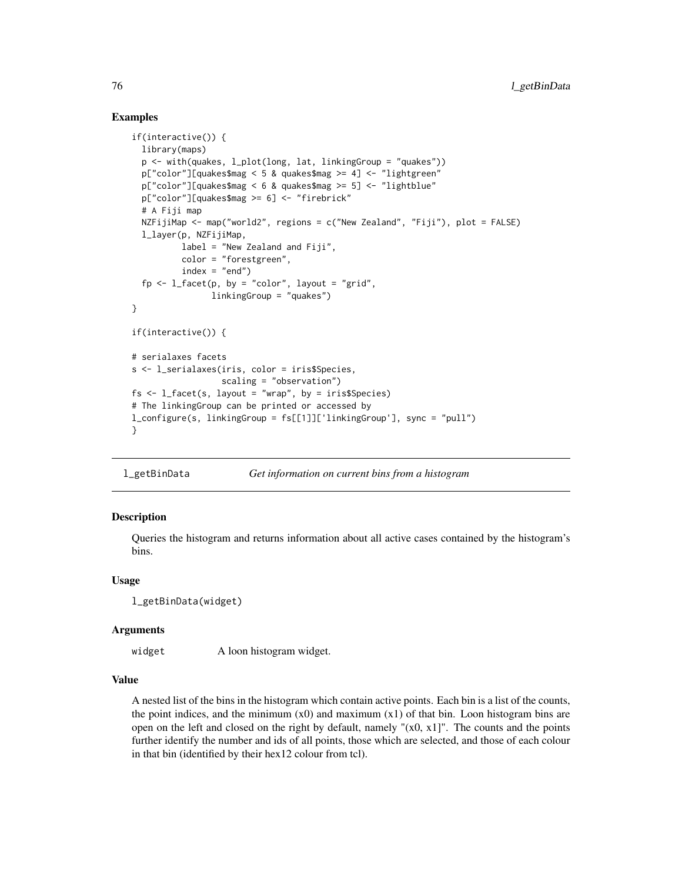### Examples

```
if(interactive()) {
  library(maps)
  p <- with(quakes, l_plot(long, lat, linkingGroup = "quakes"))
  p["color"][quakes$mag < 5 & quakes$mag >= 4] <- "lightgreen"
  p["color"][quakes$mag < 6 & quakes$mag >= 5] <- "lightblue"
  p["color"][quakes$mag >= 6] <- "firebrick"
  # A Fiji map
  NZFijiMap <- map("world2", regions = c("New Zealand", "Fiji"), plot = FALSE)
  l_layer(p, NZFijiMap,
          label = "New Zealand and Fiji",
          color = "forestgreen",
          index = "end")
  fp <- l_facet(p, by = "color", layout = "grid",
                linkingGroup = "quakes")
}

if(interactive()) {

# serialaxes facets
s <- l_serialaxes(iris, color = iris$Species,
                  scaling = "observation")
fs <- l_facet(s, layout = "wrap", by = iris$Species)
# The linkingGroup can be printed or accessed by
l_configure(s, linkingGroup = fs[[1]]['linkingGroup'], sync = "pull")
}
```

---

## l_getBinData — *Get information on current bins from a histogram*

---

### Description

Queries the histogram and returns information about all active cases contained by the histogram's bins.

### Usage

```
l_getBinData(widget)
```

### Arguments

widget — A loon histogram widget.

### Value

A nested list of the bins in the histogram which contain active points. Each bin is a list of the counts, the point indices, and the minimum (x0) and maximum (x1) of that bin. Loon histogram bins are open on the left and closed on the right by default, namely "(x0, x1]". The counts and the points further identify the number and ids of all points, those which are selected, and those of each colour in that bin (identified by their hex12 colour from tcl).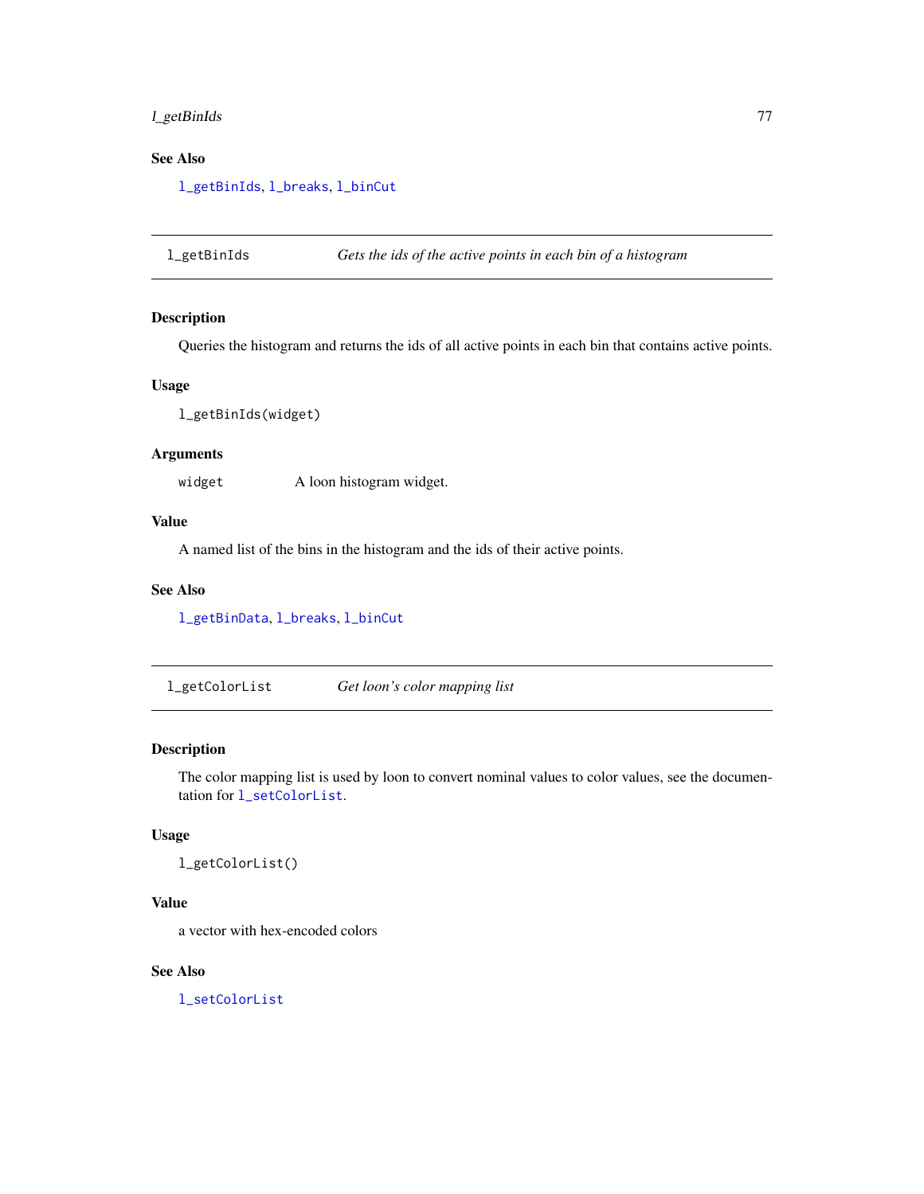## See Also

l_getBinIds, l_breaks, l_binCut

---

`l_getBinIds` *Gets the ids of the active points in each bin of a histogram*

---

## Description

Queries the histogram and returns the ids of all active points in each bin that contains active points.

## Usage

```
l_getBinIds(widget)
```

## Arguments

| | |
|---|---|
| `widget` | A loon histogram widget. |

## Value

A named list of the bins in the histogram and the ids of their active points.

## See Also

l_getBinData, l_breaks, l_binCut

---

`l_getColorList` *Get loon's color mapping list*

---

## Description

The color mapping list is used by loon to convert nominal values to color values, see the documentation for l_setColorList.

## Usage

```
l_getColorList()
```

## Value

a vector with hex-encoded colors

## See Also

l_setColorList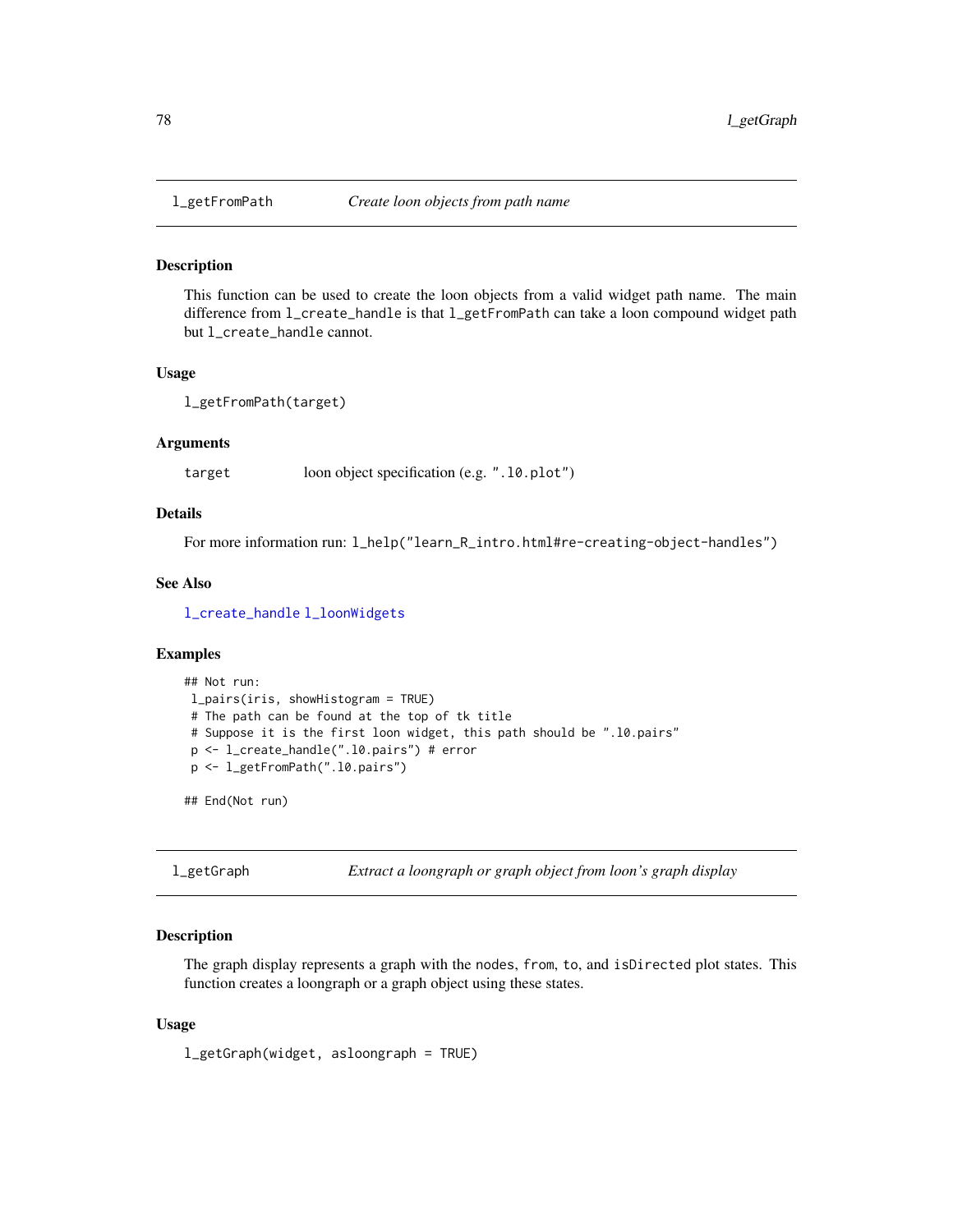## l_getFromPath — *Create loon objects from path name*

### Description

This function can be used to create the loon objects from a valid widget path name. The main difference from `l_create_handle` is that `l_getFromPath` can take a loon compound widget path but `l_create_handle` cannot.

### Usage

```
l_getFromPath(target)
```

### Arguments

| | |
|---|---|
| `target` | loon object specification (e.g. `".l0.plot"`) |

### Details

For more information run: `l_help("learn_R_intro.html#re-creating-object-handles")`

### See Also

`l_create_handle` `l_loonWidgets`

### Examples

```
## Not run:
 l_pairs(iris, showHistogram = TRUE)
 # The path can be found at the top of tk title
 # Suppose it is the first loon widget, this path should be ".l0.pairs"
 p <- l_create_handle(".l0.pairs") # error
 p <- l_getFromPath(".l0.pairs")

## End(Not run)
```

## l_getGraph — *Extract a loongraph or graph object from loon's graph display*

### Description

The graph display represents a graph with the `nodes`, `from`, `to`, and `isDirected` plot states. This function creates a loongraph or a graph object using these states.

### Usage

```
l_getGraph(widget, asloongraph = TRUE)
```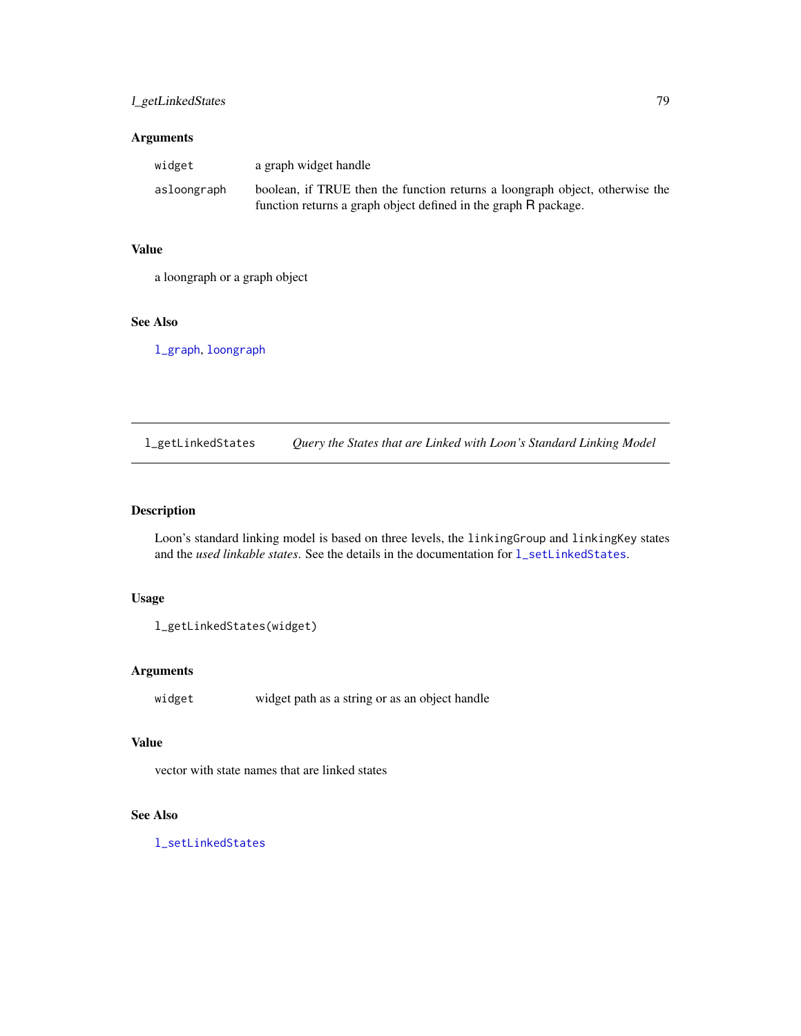## Arguments

| | |
|---|---|
| `widget` | a graph widget handle |
| `asloongraph` | boolean, if TRUE then the function returns a loongraph object, otherwise the function returns a graph object defined in the graph R package. |

## Value

a loongraph or a graph object

## See Also

`l_graph`, `loongraph`

---

# l_getLinkedStates — *Query the States that are Linked with Loon's Standard Linking Model*

---

## Description

Loon's standard linking model is based on three levels, the `linkingGroup` and `linkingKey` states and the *used linkable states*. See the details in the documentation for `l_setLinkedStates`.

## Usage

```
l_getLinkedStates(widget)
```

## Arguments

| | |
|---|---|
| `widget` | widget path as a string or as an object handle |

## Value

vector with state names that are linked states

## See Also

`l_setLinkedStates`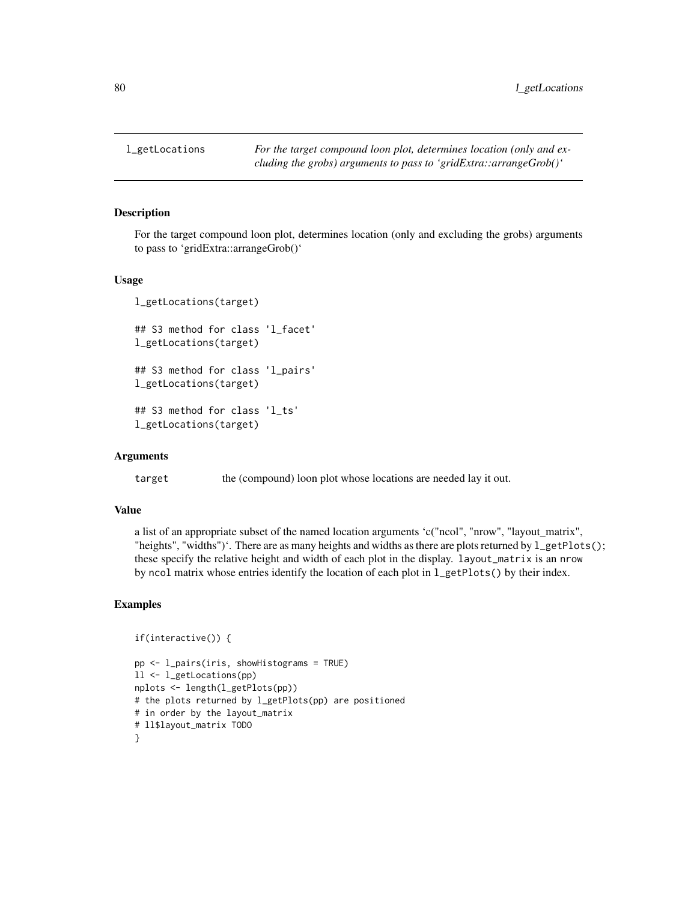l_getLocations — *For the target compound loon plot, determines location (only and excluding the grobs) arguments to pass to 'gridExtra::arrangeGrob()'*

## Description

For the target compound loon plot, determines location (only and excluding the grobs) arguments to pass to 'gridExtra::arrangeGrob()'

## Usage

```
l_getLocations(target)

## S3 method for class 'l_facet'
l_getLocations(target)

## S3 method for class 'l_pairs'
l_getLocations(target)

## S3 method for class 'l_ts'
l_getLocations(target)
```

## Arguments

`target` the (compound) loon plot whose locations are needed lay it out.

## Value

a list of an appropriate subset of the named location arguments 'c("ncol", "nrow", "layout_matrix", "heights", "widths")'. There are as many heights and widths as there are plots returned by `l_getPlots()`; these specify the relative height and width of each plot in the display. `layout_matrix` is an `nrow` by `ncol` matrix whose entries identify the location of each plot in `l_getPlots()` by their index.

## Examples

```
if(interactive()) {

pp <- l_pairs(iris, showHistograms = TRUE)
ll <- l_getLocations(pp)
nplots <- length(l_getPlots(pp))
# the plots returned by l_getPlots(pp) are positioned
# in order by the layout_matrix
# ll$layout_matrix TODO
}
```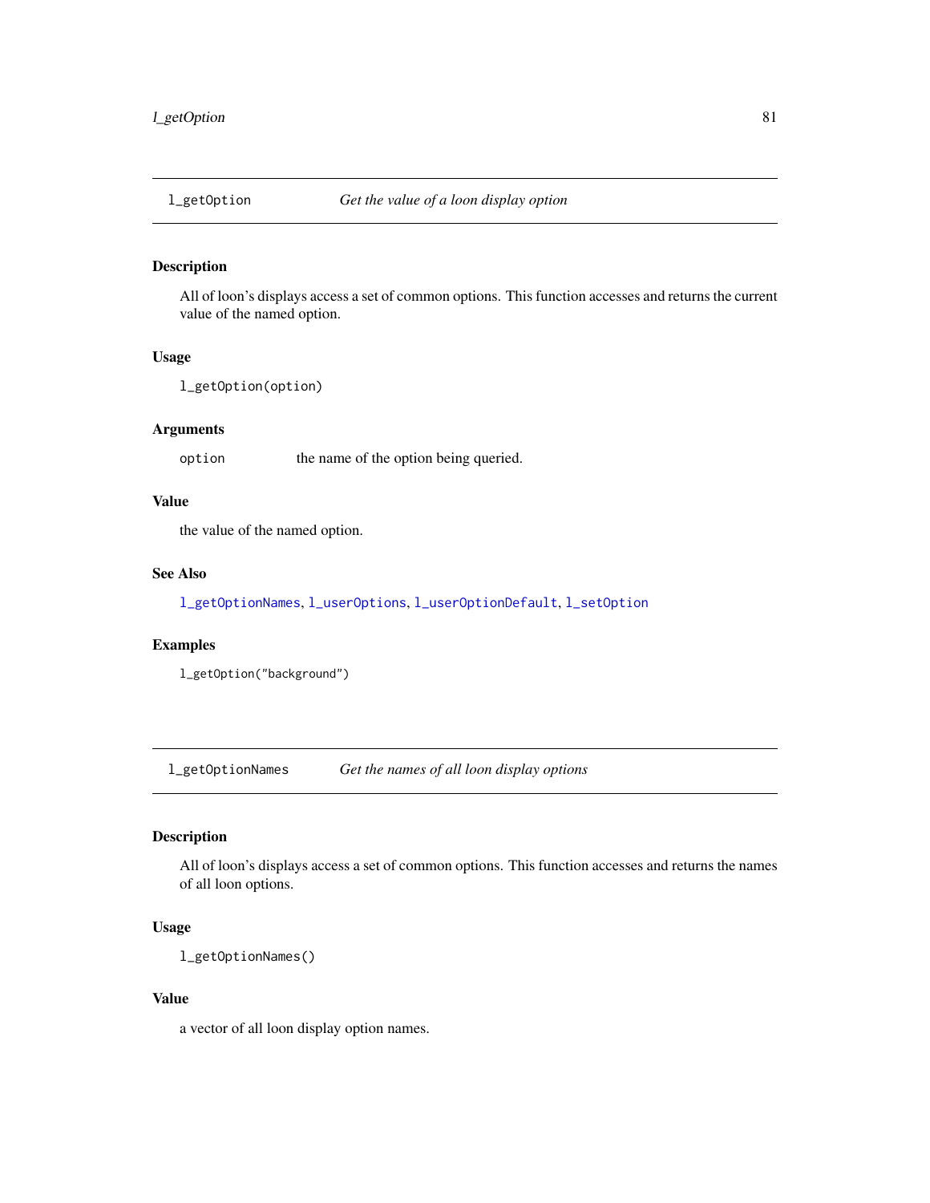## l_getOption — *Get the value of a loon display option*

### Description

All of loon's displays access a set of common options. This function accesses and returns the current value of the named option.

### Usage

```
l_getOption(option)
```

### Arguments

| | |
|---|---|
| option | the name of the option being queried. |

### Value

the value of the named option.

### See Also

l_getOptionNames, l_userOptions, l_userOptionDefault, l_setOption

### Examples

```
l_getOption("background")
```

## l_getOptionNames — *Get the names of all loon display options*

### Description

All of loon's displays access a set of common options. This function accesses and returns the names of all loon options.

### Usage

```
l_getOptionNames()
```

### Value

a vector of all loon display option names.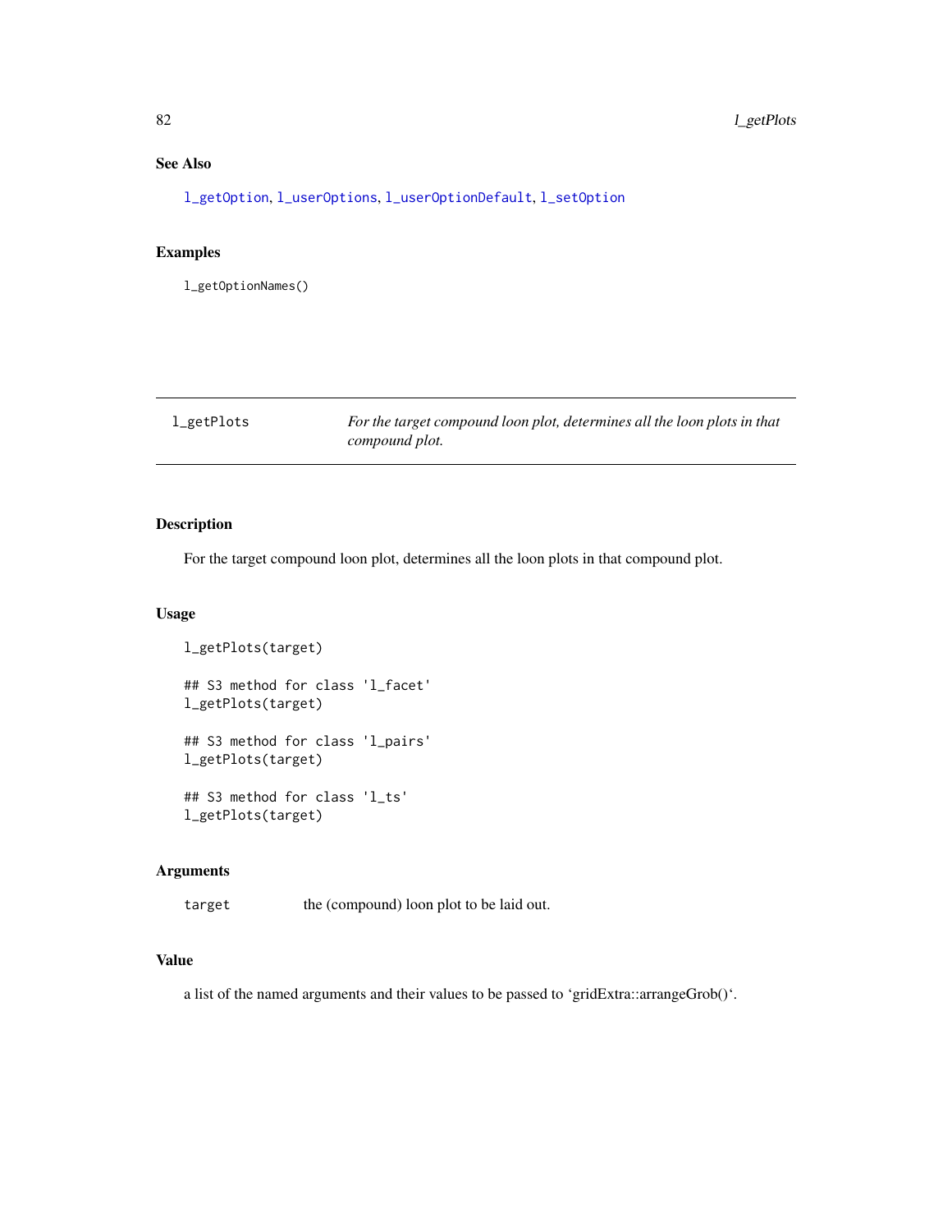## See Also

l_getOption, l_userOptions, l_userOptionDefault, l_setOption

## Examples

```
l_getOptionNames()
```

---

`l_getPlots` *For the target compound loon plot, determines all the loon plots in that compound plot.*

---

## Description

For the target compound loon plot, determines all the loon plots in that compound plot.

## Usage

```
l_getPlots(target)

## S3 method for class 'l_facet'
l_getPlots(target)

## S3 method for class 'l_pairs'
l_getPlots(target)

## S3 method for class 'l_ts'
l_getPlots(target)
```

## Arguments

| | |
|---|---|
| `target` | the (compound) loon plot to be laid out. |

## Value

a list of the named arguments and their values to be passed to 'gridExtra::arrangeGrob()'.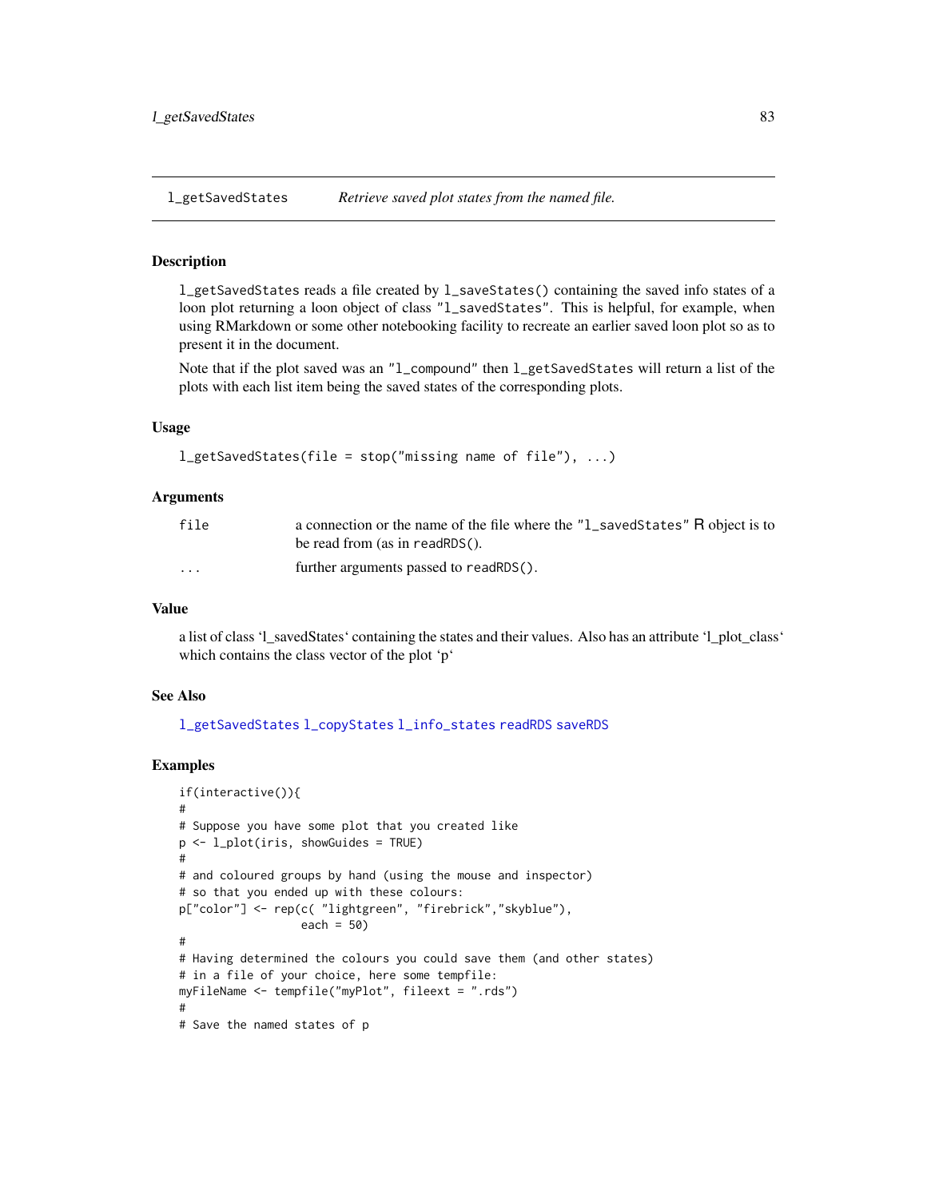## l_getSavedStates &nbsp;&nbsp;&nbsp; *Retrieve saved plot states from the named file.*

### Description

`l_getSavedStates` reads a file created by `l_saveStates()` containing the saved info states of a loon plot returning a loon object of class `"l_savedStates"`. This is helpful, for example, when using RMarkdown or some other notebooking facility to recreate an earlier saved loon plot so as to present it in the document.

Note that if the plot saved was an `"l_compound"` then `l_getSavedStates` will return a list of the plots with each list item being the saved states of the corresponding plots.

### Usage

```
l_getSavedStates(file = stop("missing name of file"), ...)
```

### Arguments

| | |
|---|---|
| `file` | a connection or the name of the file where the `"l_savedStates"` R object is to be read from (as in `readRDS()`. |
| `...` | further arguments passed to `readRDS()`. |

### Value

a list of class 'l_savedStates' containing the states and their values. Also has an attribute 'l_plot_class' which contains the class vector of the plot 'p'

### See Also

`l_getSavedStates` `l_copyStates` `l_info_states` `readRDS` `saveRDS`

### Examples

```
if(interactive()){
#
# Suppose you have some plot that you created like
p <- l_plot(iris, showGuides = TRUE)
#
# and coloured groups by hand (using the mouse and inspector)
# so that you ended up with these colours:
p["color"] <- rep(c( "lightgreen", "firebrick","skyblue"),
                  each = 50)
#
# Having determined the colours you could save them (and other states)
# in a file of your choice, here some tempfile:
myFileName <- tempfile("myPlot", fileext = ".rds")
#
# Save the named states of p
```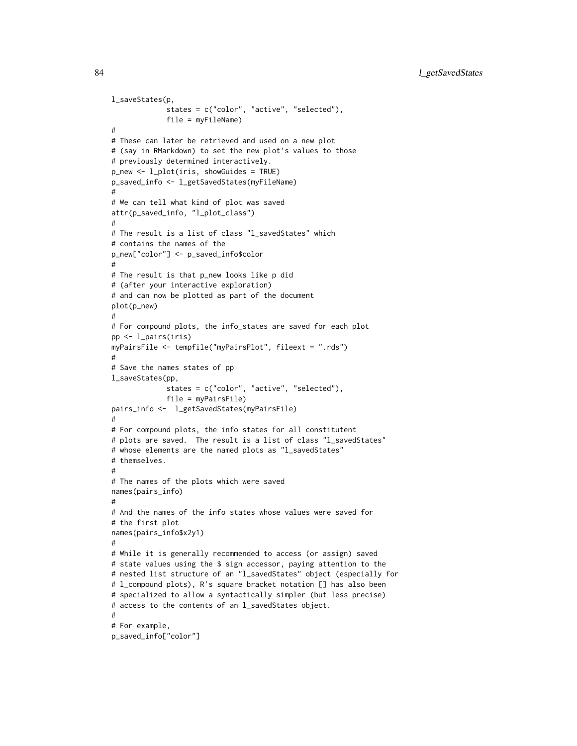```
l_saveStates(p,
             states = c("color", "active", "selected"),
             file = myFileName)
#
# These can later be retrieved and used on a new plot
# (say in RMarkdown) to set the new plot's values to those
# previously determined interactively.
p_new <- l_plot(iris, showGuides = TRUE)
p_saved_info <- l_getSavedStates(myFileName)
#
# We can tell what kind of plot was saved
attr(p_saved_info, "l_plot_class")
#
# The result is a list of class "l_savedStates" which
# contains the names of the
p_new["color"] <- p_saved_info$color
#
# The result is that p_new looks like p did
# (after your interactive exploration)
# and can now be plotted as part of the document
plot(p_new)
#
# For compound plots, the info_states are saved for each plot
pp <- l_pairs(iris)
myPairsFile <- tempfile("myPairsPlot", fileext = ".rds")
#
# Save the names states of pp
l_saveStates(pp,
             states = c("color", "active", "selected"),
             file = myPairsFile)
pairs_info <-  l_getSavedStates(myPairsFile)
#
# For compound plots, the info states for all constitutent
# plots are saved.  The result is a list of class "l_savedStates"
# whose elements are the named plots as "l_savedStates"
# themselves.
#
# The names of the plots which were saved
names(pairs_info)
#
# And the names of the info states whose values were saved for
# the first plot
names(pairs_info$x2y1)
#
# While it is generally recommended to access (or assign) saved
# state values using the $ sign accessor, paying attention to the
# nested list structure of an "l_savedStates" object (especially for
# l_compound plots), R's square bracket notation [] has also been
# specialized to allow a syntactically simpler (but less precise)
# access to the contents of an l_savedStates object.
#
# For example,
p_saved_info["color"]
```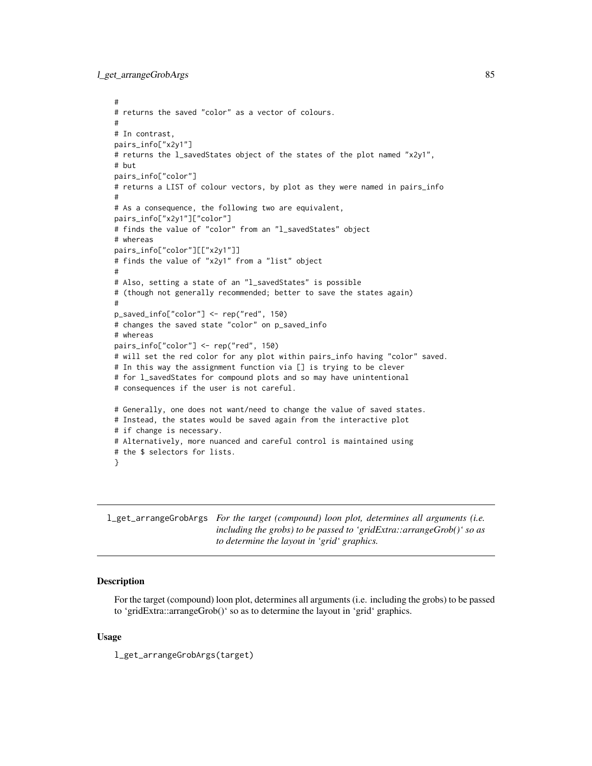```
#
# returns the saved "color" as a vector of colours.
#
# In contrast,
pairs_info["x2y1"]
# returns the l_savedStates object of the states of the plot named "x2y1",
# but
pairs_info["color"]
# returns a LIST of colour vectors, by plot as they were named in pairs_info
#
# As a consequence, the following two are equivalent,
pairs_info["x2y1"]["color"]
# finds the value of "color" from an "l_savedStates" object
# whereas
pairs_info["color"][["x2y1"]]
# finds the value of "x2y1" from a "list" object
#
# Also, setting a state of an "l_savedStates" is possible
# (though not generally recommended; better to save the states again)
#
p_saved_info["color"] <- rep("red", 150)
# changes the saved state "color" on p_saved_info
# whereas
pairs_info["color"] <- rep("red", 150)
# will set the red color for any plot within pairs_info having "color" saved.
# In this way the assignment function via [] is trying to be clever
# for l_savedStates for compound plots and so may have unintentional
# consequences if the user is not careful.

# Generally, one does not want/need to change the value of saved states.
# Instead, the states would be saved again from the interactive plot
# if change is necessary.
# Alternatively, more nuanced and careful control is maintained using
# the $ selectors for lists.
}
```

---

l_get_arrangeGrobArgs *For the target (compound) loon plot, determines all arguments (i.e. including the grobs) to be passed to 'gridExtra::arrangeGrob()' so as to determine the layout in 'grid' graphics.*

---

### Description

For the target (compound) loon plot, determines all arguments (i.e. including the grobs) to be passed to 'gridExtra::arrangeGrob()' so as to determine the layout in 'grid' graphics.

### Usage

```
l_get_arrangeGrobArgs(target)
```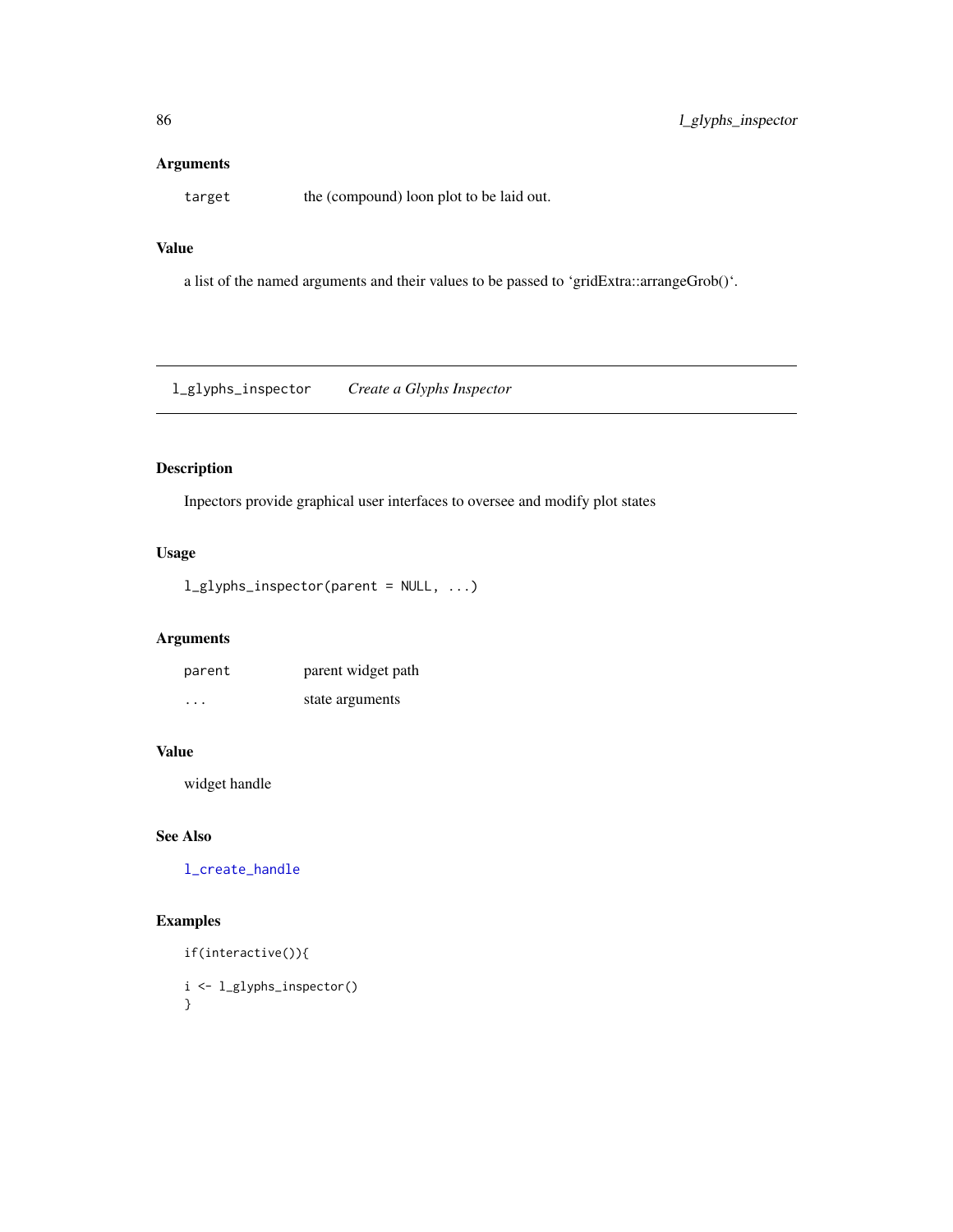### Arguments

| | |
|---|---|
| `target` | the (compound) loon plot to be laid out. |

### Value

a list of the named arguments and their values to be passed to 'gridExtra::arrangeGrob()'.

---

## l_glyphs_inspector    *Create a Glyphs Inspector*

---

### Description

Inpectors provide graphical user interfaces to oversee and modify plot states

### Usage

```
l_glyphs_inspector(parent = NULL, ...)
```

### Arguments

| | |
|---|---|
| `parent` | parent widget path |
| `...` | state arguments |

### Value

widget handle

### See Also

`l_create_handle`

### Examples

```
if(interactive()){

i <- l_glyphs_inspector()
}
```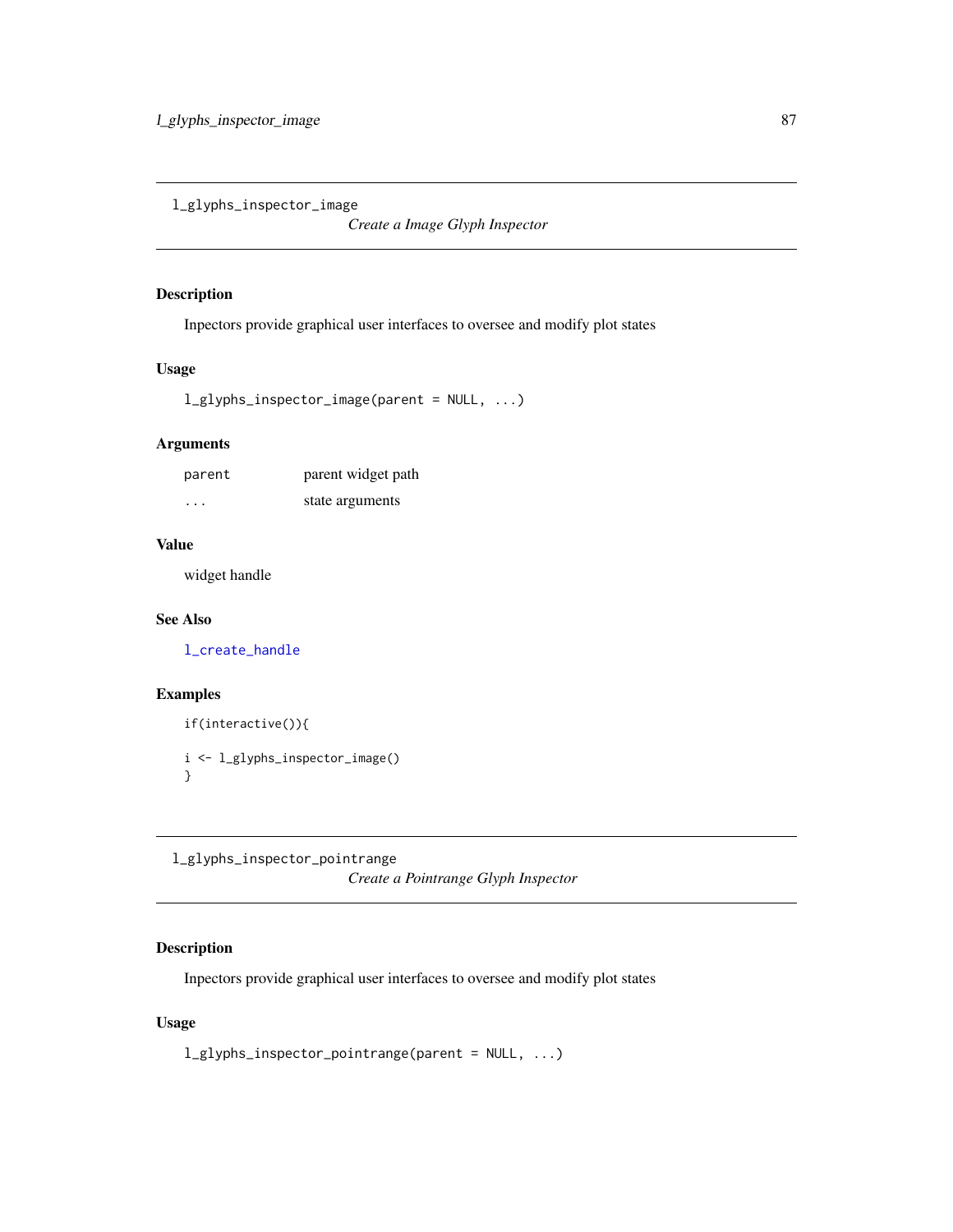## l_glyphs_inspector_image

*Create a Image Glyph Inspector*

### Description

Inpectors provide graphical user interfaces to oversee and modify plot states

### Usage

```
l_glyphs_inspector_image(parent = NULL, ...)
```

### Arguments

| | |
|---|---|
| parent | parent widget path |
| ... | state arguments |

### Value

widget handle

### See Also

l_create_handle

### Examples

```
if(interactive()){

i <- l_glyphs_inspector_image()
}
```

## l_glyphs_inspector_pointrange

*Create a Pointrange Glyph Inspector*

### Description

Inpectors provide graphical user interfaces to oversee and modify plot states

### Usage

```
l_glyphs_inspector_pointrange(parent = NULL, ...)
```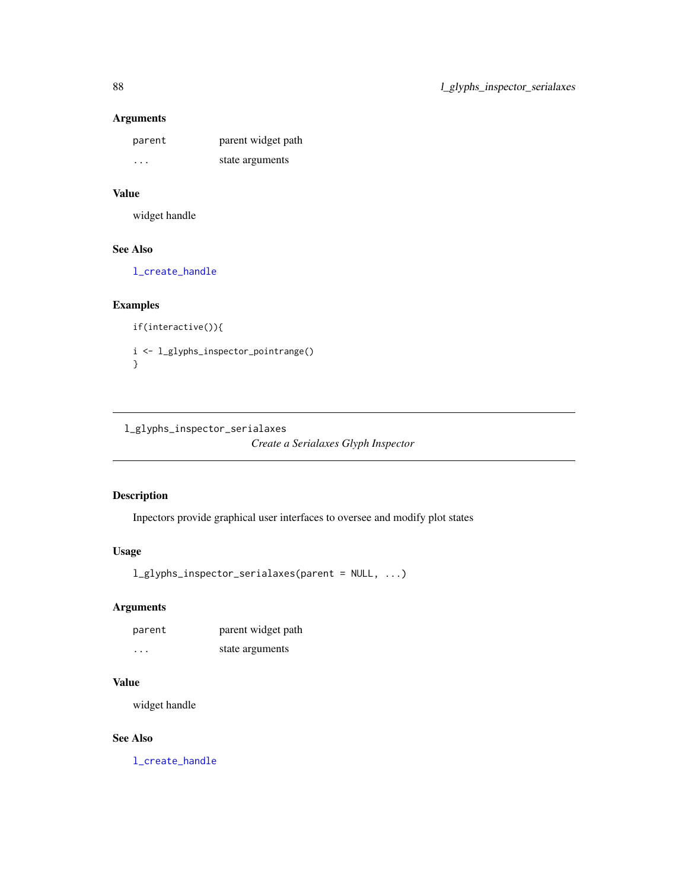## Arguments

| | |
|---|---|
| `parent` | parent widget path |
| `...` | state arguments |

## Value

widget handle

## See Also

`l_create_handle`

## Examples

```
if(interactive()){

i <- l_glyphs_inspector_pointrange()
}
```

---

`l_glyphs_inspector_serialaxes`

*Create a Serialaxes Glyph Inspector*

---

## Description

Inpectors provide graphical user interfaces to oversee and modify plot states

## Usage

```
l_glyphs_inspector_serialaxes(parent = NULL, ...)
```

## Arguments

| | |
|---|---|
| `parent` | parent widget path |
| `...` | state arguments |

## Value

widget handle

## See Also

`l_create_handle`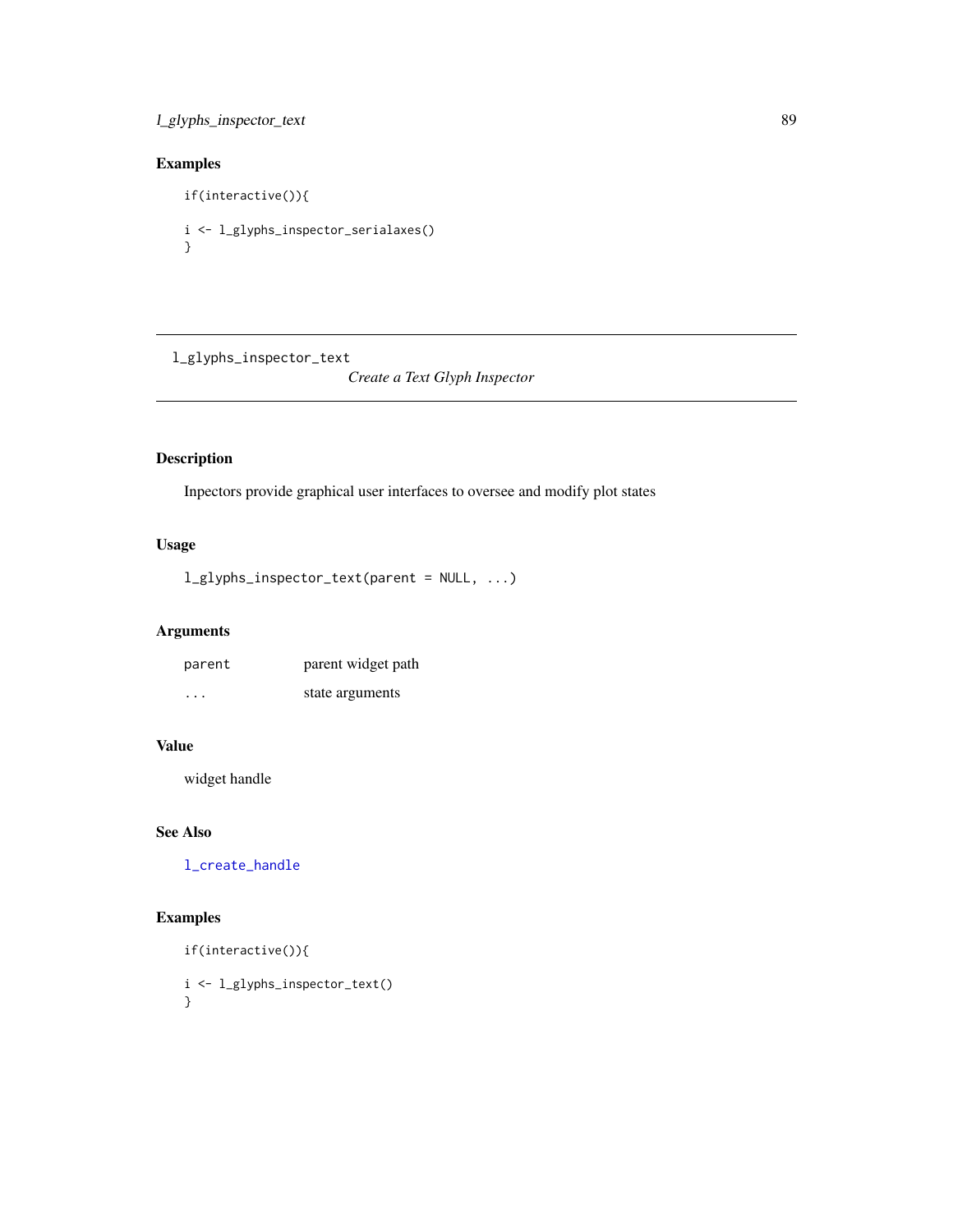## Examples

```
if(interactive()){

i <- l_glyphs_inspector_serialaxes()
}
```

---

`l_glyphs_inspector_text` *Create a Text Glyph Inspector*

---

## Description

Inpectors provide graphical user interfaces to oversee and modify plot states

## Usage

```
l_glyphs_inspector_text(parent = NULL, ...)
```

## Arguments

| | |
|---|---|
| `parent` | parent widget path |
| `...` | state arguments |

## Value

widget handle

## See Also

`l_create_handle`

## Examples

```
if(interactive()){

i <- l_glyphs_inspector_text()
}
```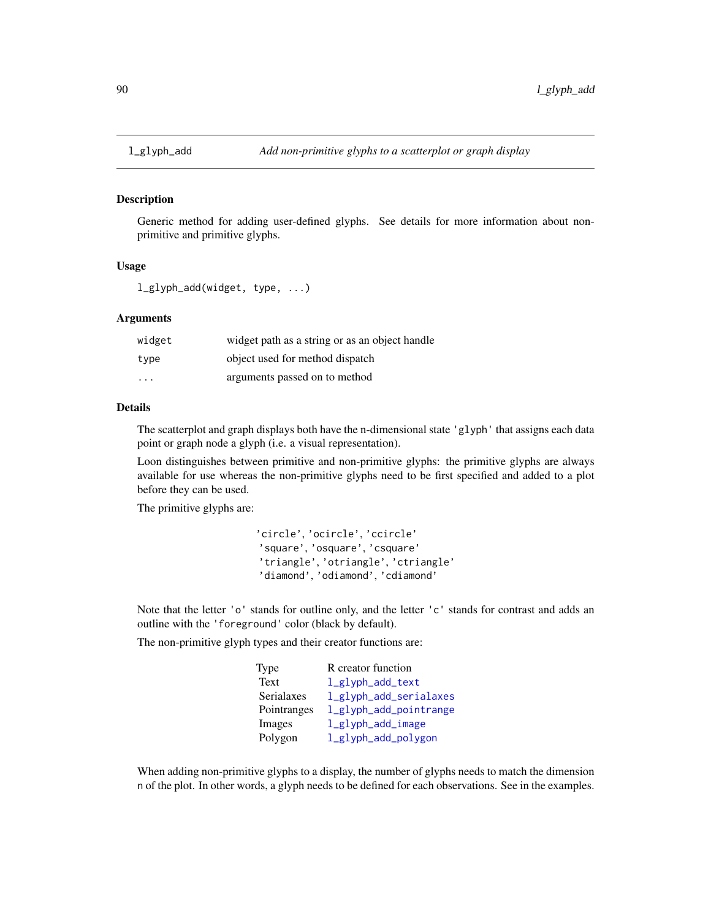# l_glyph_add

*Add non-primitive glyphs to a scatterplot or graph display*

### Description

Generic method for adding user-defined glyphs. See details for more information about non-primitive and primitive glyphs.

### Usage

```
l_glyph_add(widget, type, ...)
```

### Arguments

| | |
|---|---|
| widget | widget path as a string or as an object handle |
| type | object used for method dispatch |
| ... | arguments passed on to method |

### Details

The scatterplot and graph displays both have the n-dimensional state `'glyph'` that assigns each data point or graph node a glyph (i.e. a visual representation).

Loon distinguishes between primitive and non-primitive glyphs: the primitive glyphs are always available for use whereas the non-primitive glyphs need to be first specified and added to a plot before they can be used.

The primitive glyphs are:

```
'circle', 'ocircle', 'ccircle'
'square', 'osquare', 'csquare'
'triangle', 'otriangle', 'ctriangle'
'diamond', 'odiamond', 'cdiamond'
```

Note that the letter `'o'` stands for outline only, and the letter `'c'` stands for contrast and adds an outline with the `'foreground'` color (black by default).

The non-primitive glyph types and their creator functions are:

| Type | R creator function |
|---|---|
| Text | l_glyph_add_text |
| Serialaxes | l_glyph_add_serialaxes |
| Pointranges | l_glyph_add_pointrange |
| Images | l_glyph_add_image |
| Polygon | l_glyph_add_polygon |

When adding non-primitive glyphs to a display, the number of glyphs needs to match the dimension `n` of the plot. In other words, a glyph needs to be defined for each observations. See in the examples.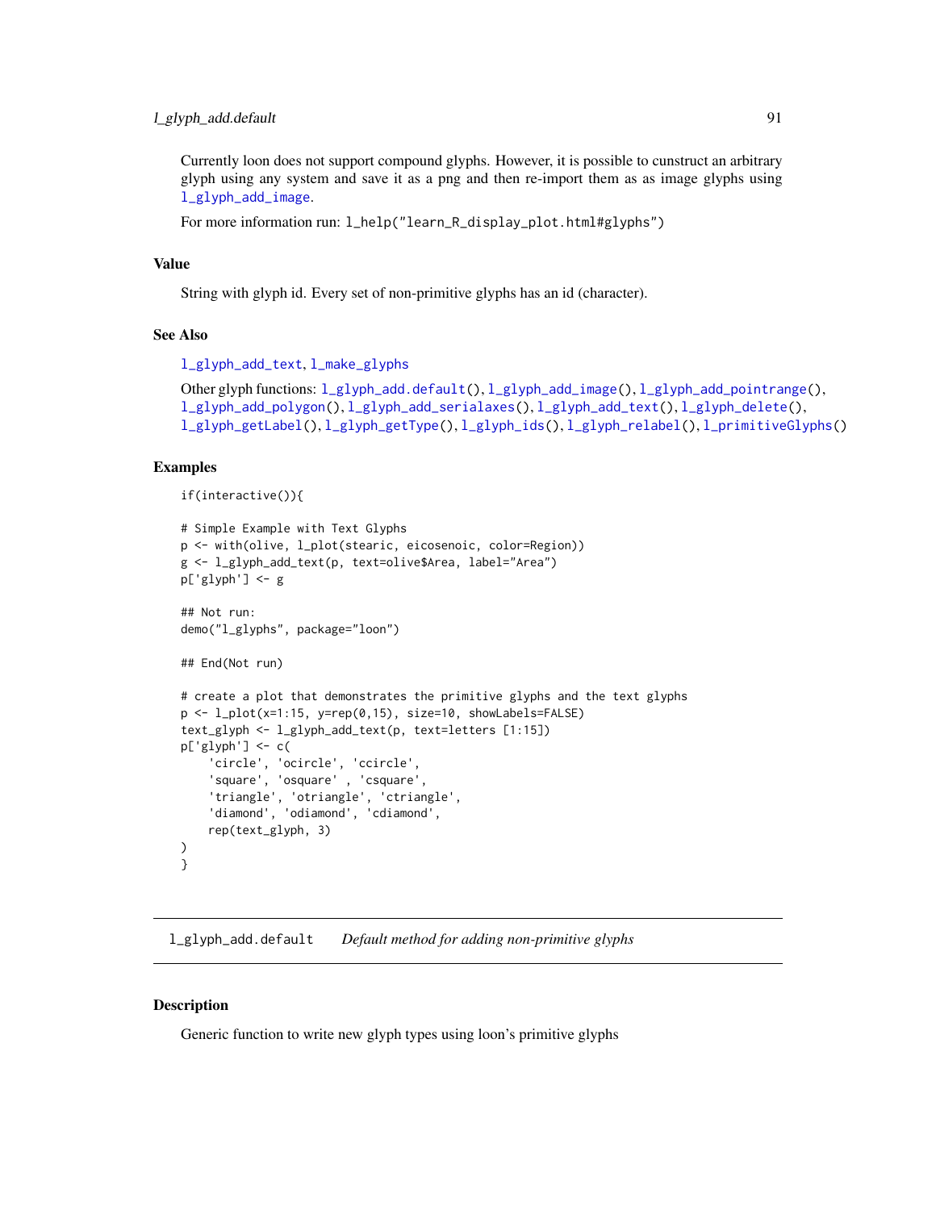Currently loon does not support compound glyphs. However, it is possible to cunstruct an arbitrary glyph using any system and save it as a png and then re-import them as as image glyphs using l_glyph_add_image.

For more information run: `l_help("learn_R_display_plot.html#glyphs")`

### Value

String with glyph id. Every set of non-primitive glyphs has an id (character).

### See Also

l_glyph_add_text, l_make_glyphs

Other glyph functions: l_glyph_add.default(), l_glyph_add_image(), l_glyph_add_pointrange(), l_glyph_add_polygon(), l_glyph_add_serialaxes(), l_glyph_add_text(), l_glyph_delete(), l_glyph_getLabel(), l_glyph_getType(), l_glyph_ids(), l_glyph_relabel(), l_primitiveGlyphs()

### Examples

```
if(interactive()){

# Simple Example with Text Glyphs
p <- with(olive, l_plot(stearic, eicosenoic, color=Region))
g <- l_glyph_add_text(p, text=olive$Area, label="Area")
p['glyph'] <- g

## Not run:
demo("l_glyphs", package="loon")

## End(Not run)

# create a plot that demonstrates the primitive glyphs and the text glyphs
p <- l_plot(x=1:15, y=rep(0,15), size=10, showLabels=FALSE)
text_glyph <- l_glyph_add_text(p, text=letters [1:15])
p['glyph'] <- c(
    'circle', 'ocircle', 'ccircle',
    'square', 'osquare' , 'csquare',
    'triangle', 'otriangle', 'ctriangle',
    'diamond', 'odiamond', 'cdiamond',
    rep(text_glyph, 3)
)
}
```

---

## l_glyph_add.default — *Default method for adding non-primitive glyphs*

### Description

Generic function to write new glyph types using loon's primitive glyphs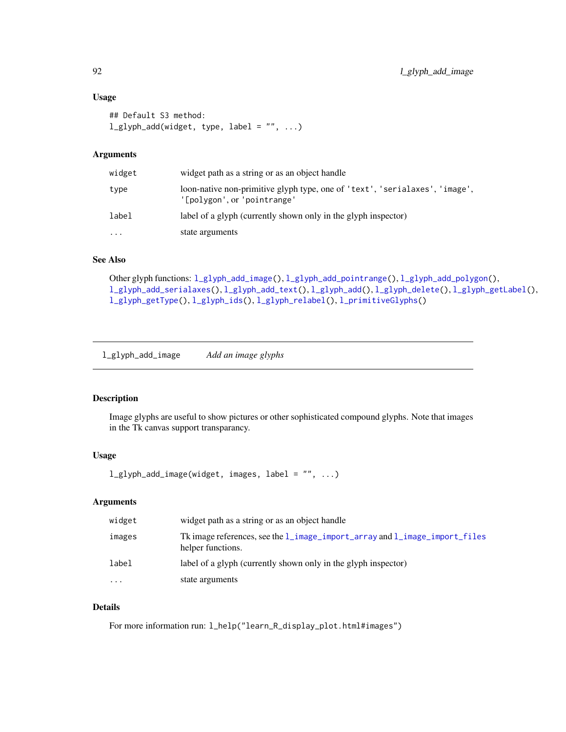### Usage

```
## Default S3 method:
l_glyph_add(widget, type, label = "", ...)
```

### Arguments

| | |
|---|---|
| widget | widget path as a string or as an object handle |
| type | loon-native non-primitive glyph type, one of 'text', 'serialaxes', 'image', '[polygon', or 'pointrange' |
| label | label of a glyph (currently shown only in the glyph inspector) |
| ... | state arguments |

### See Also

Other glyph functions: l_glyph_add_image(), l_glyph_add_pointrange(), l_glyph_add_polygon(), l_glyph_add_serialaxes(), l_glyph_add_text(), l_glyph_add(), l_glyph_delete(), l_glyph_getLabel(), l_glyph_getType(), l_glyph_ids(), l_glyph_relabel(), l_primitiveGlyphs()

---

## l_glyph_add_image &nbsp;&nbsp;&nbsp; *Add an image glyphs*

---

### Description

Image glyphs are useful to show pictures or other sophisticated compound glyphs. Note that images in the Tk canvas support transparancy.

### Usage

```
l_glyph_add_image(widget, images, label = "", ...)
```

### Arguments

| | |
|---|---|
| widget | widget path as a string or as an object handle |
| images | Tk image references, see the l_image_import_array and l_image_import_files helper functions. |
| label | label of a glyph (currently shown only in the glyph inspector) |
| ... | state arguments |

### Details

For more information run: `l_help("learn_R_display_plot.html#images")`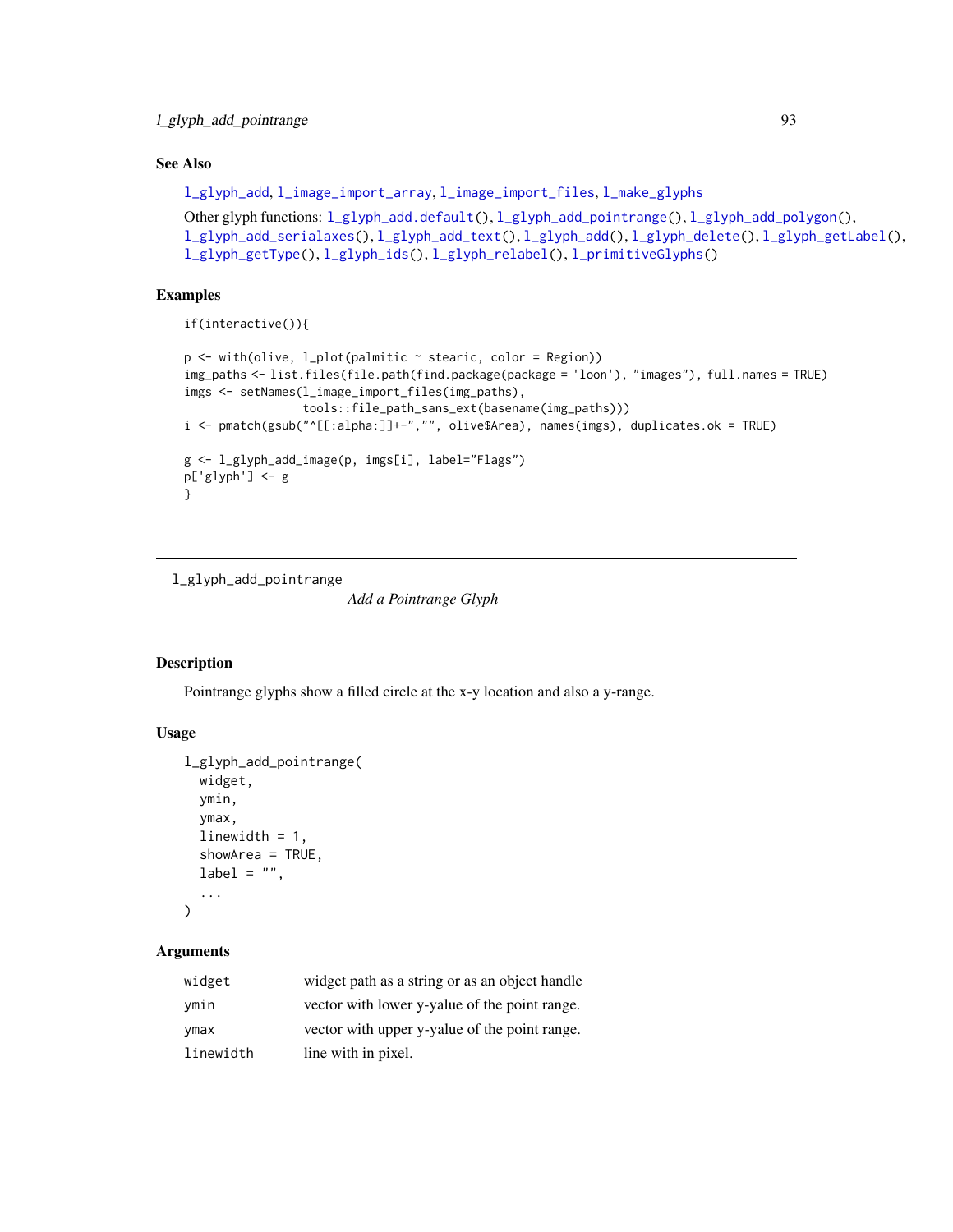## See Also

l_glyph_add, l_image_import_array, l_image_import_files, l_make_glyphs

Other glyph functions: l_glyph_add.default(), l_glyph_add_pointrange(), l_glyph_add_polygon(), l_glyph_add_serialaxes(), l_glyph_add_text(), l_glyph_add(), l_glyph_delete(), l_glyph_getLabel(), l_glyph_getType(), l_glyph_ids(), l_glyph_relabel(), l_primitiveGlyphs()

## Examples

```
if(interactive()){

p <- with(olive, l_plot(palmitic ~ stearic, color = Region))
img_paths <- list.files(file.path(find.package(package = 'loon'), "images"), full.names = TRUE)
imgs <- setNames(l_image_import_files(img_paths),
                 tools::file_path_sans_ext(basename(img_paths)))
i <- pmatch(gsub("^[[:alpha:]]+-","", olive$Area), names(imgs), duplicates.ok = TRUE)

g <- l_glyph_add_image(p, imgs[i], label="Flags")
p['glyph'] <- g
}
```

---

# l_glyph_add_pointrange — *Add a Pointrange Glyph*

## Description

Pointrange glyphs show a filled circle at the x-y location and also a y-range.

## Usage

```
l_glyph_add_pointrange(
  widget,
  ymin,
  ymax,
  linewidth = 1,
  showArea = TRUE,
  label = "",
  ...
)
```

## Arguments

| | |
|---|---|
| widget | widget path as a string or as an object handle |
| ymin | vector with lower y-value of the point range. |
| ymax | vector with upper y-value of the point range. |
| linewidth | line with in pixel. |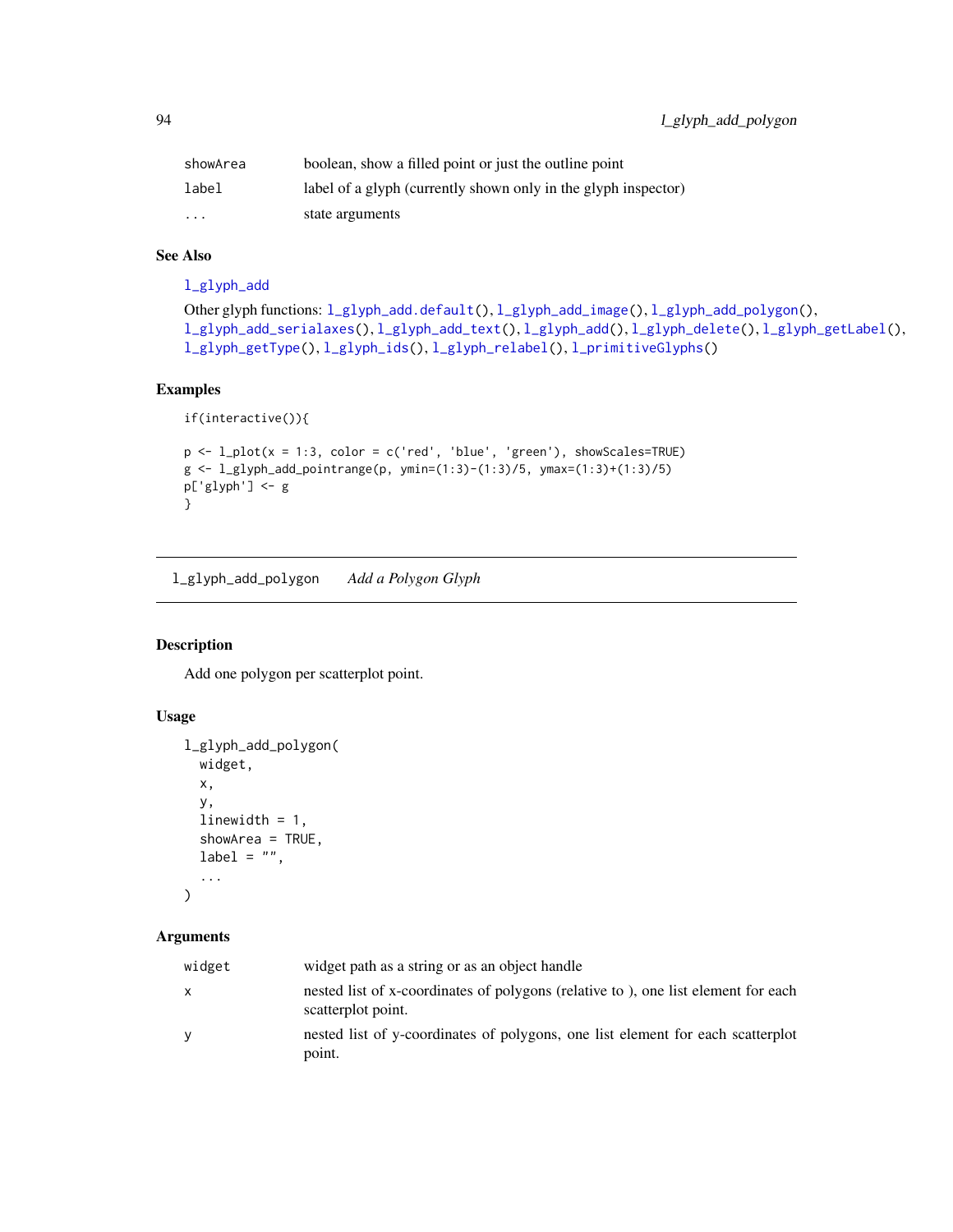| | |
|---|---|
| showArea | boolean, show a filled point or just the outline point |
| label | label of a glyph (currently shown only in the glyph inspector) |
| ... | state arguments |

### See Also

l_glyph_add

Other glyph functions: l_glyph_add.default(), l_glyph_add_image(), l_glyph_add_polygon(), l_glyph_add_serialaxes(), l_glyph_add_text(), l_glyph_add(), l_glyph_delete(), l_glyph_getLabel(), l_glyph_getType(), l_glyph_ids(), l_glyph_relabel(), l_primitiveGlyphs()

### Examples

```
if(interactive()){

p <- l_plot(x = 1:3, color = c('red', 'blue', 'green'), showScales=TRUE)
g <- l_glyph_add_pointrange(p, ymin=(1:3)-(1:3)/5, ymax=(1:3)+(1:3)/5)
p['glyph'] <- g
}
```

---

## l_glyph_add_polygon    *Add a Polygon Glyph*

### Description

Add one polygon per scatterplot point.

### Usage

```
l_glyph_add_polygon(
  widget,
  x,
  y,
  linewidth = 1,
  showArea = TRUE,
  label = "",
  ...
)
```

### Arguments

| | |
|---|---|
| widget | widget path as a string or as an object handle |
| x | nested list of x-coordinates of polygons (relative to ), one list element for each scatterplot point. |
| y | nested list of y-coordinates of polygons, one list element for each scatterplot point. |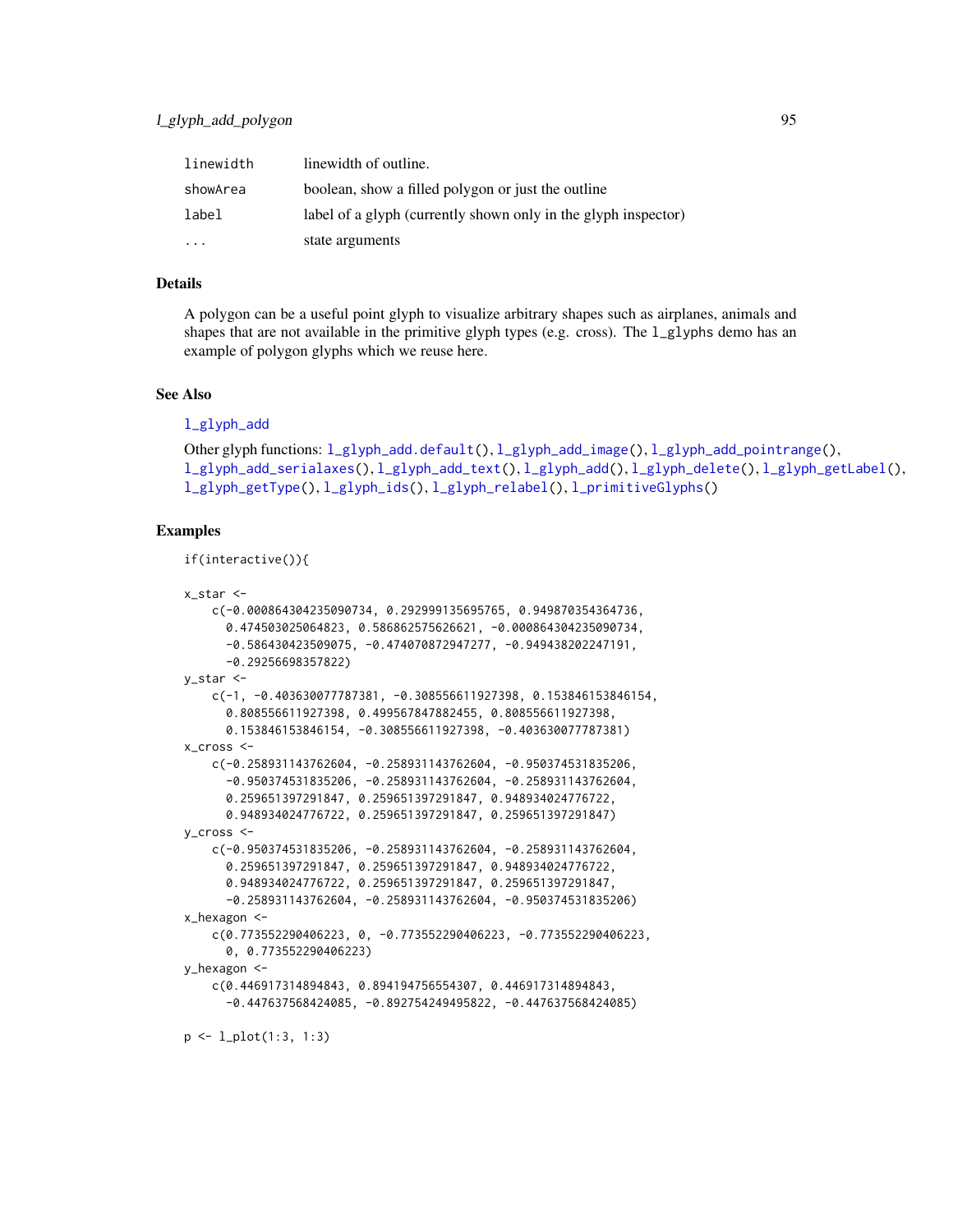| | |
|---|---|
| linewidth | linewidth of outline. |
| showArea | boolean, show a filled polygon or just the outline |
| label | label of a glyph (currently shown only in the glyph inspector) |
| ... | state arguments |

## Details

A polygon can be a useful point glyph to visualize arbitrary shapes such as airplanes, animals and shapes that are not available in the primitive glyph types (e.g. cross). The `l_glyphs` demo has an example of polygon glyphs which we reuse here.

## See Also

`l_glyph_add`

Other glyph functions: `l_glyph_add.default()`, `l_glyph_add_image()`, `l_glyph_add_pointrange()`, `l_glyph_add_serialaxes()`, `l_glyph_add_text()`, `l_glyph_add()`, `l_glyph_delete()`, `l_glyph_getLabel()`, `l_glyph_getType()`, `l_glyph_ids()`, `l_glyph_relabel()`, `l_primitiveGlyphs()`

## Examples

```
if(interactive()){

x_star <-
    c(-0.000864304235090734, 0.292999135695765, 0.949870354364736,
      0.474503025064823, 0.586862575626621, -0.000864304235090734,
      -0.586430423509075, -0.474070872947277, -0.949438202247191,
      -0.29256698357822)
y_star <-
    c(-1, -0.403630077787381, -0.308556611927398, 0.153846153846154,
      0.808556611927398, 0.499567847882455, 0.808556611927398,
      0.153846153846154, -0.308556611927398, -0.403630077787381)
x_cross <-
    c(-0.258931143762604, -0.258931143762604, -0.950374531835206,
      -0.950374531835206, -0.258931143762604, -0.258931143762604,
      0.259651397291847, 0.259651397291847, 0.948934024776722,
      0.948934024776722, 0.259651397291847, 0.259651397291847)
y_cross <-
    c(-0.950374531835206, -0.258931143762604, -0.258931143762604,
      0.259651397291847, 0.259651397291847, 0.948934024776722,
      0.948934024776722, 0.259651397291847, 0.259651397291847,
      -0.258931143762604, -0.258931143762604, -0.950374531835206)
x_hexagon <-
    c(0.773552290406223, 0, -0.773552290406223, -0.773552290406223,
      0, 0.773552290406223)
y_hexagon <-
    c(0.446917314894843, 0.894194756554307, 0.446917314894843,
      -0.447637568424085, -0.892754249495822, -0.447637568424085)

p <- l_plot(1:3, 1:3)
```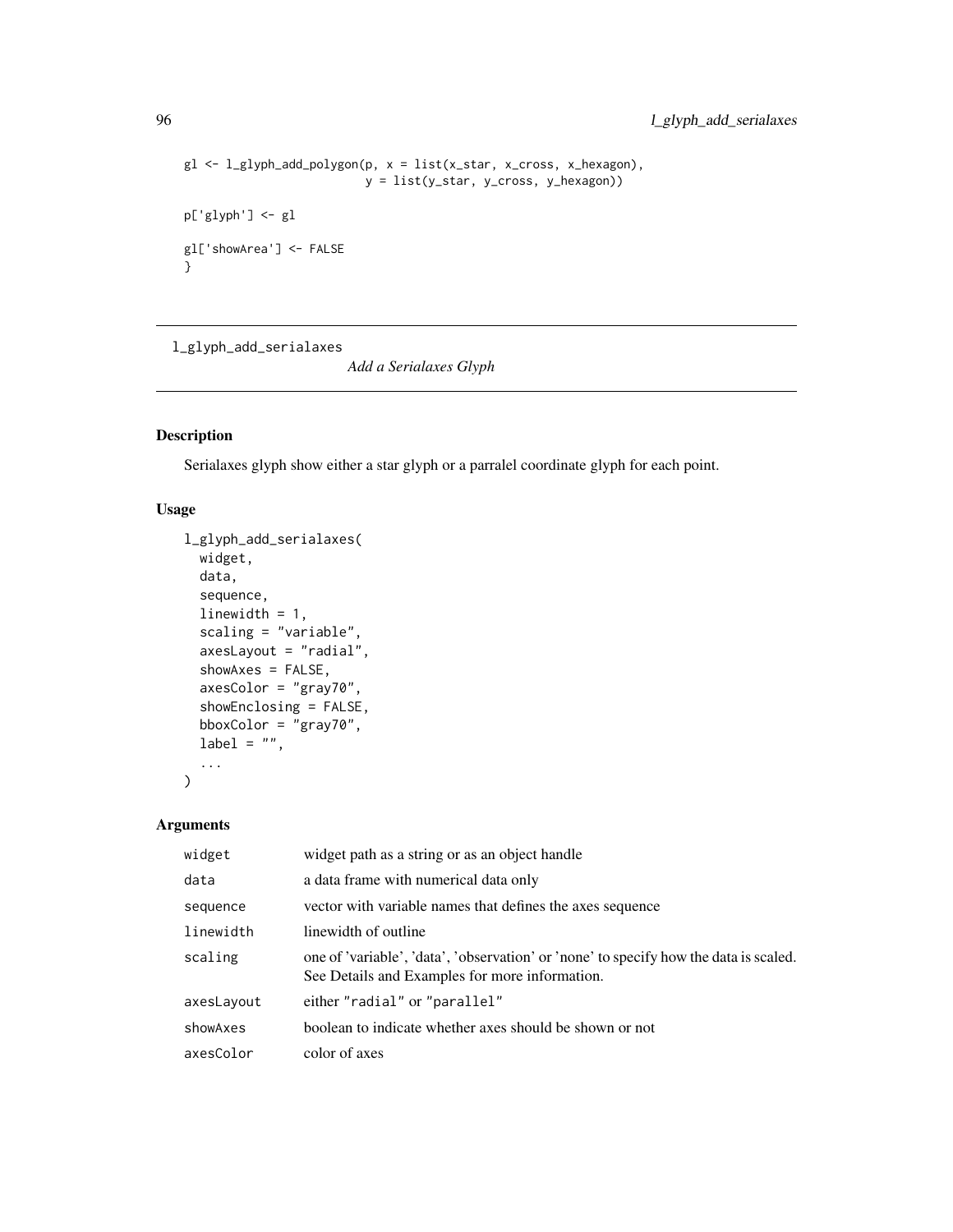```
gl <- l_glyph_add_polygon(p, x = list(x_star, x_cross, x_hexagon),
                          y = list(y_star, y_cross, y_hexagon))

p['glyph'] <- gl

gl['showArea'] <- FALSE
}
```

---

## l_glyph_add_serialaxes

*Add a Serialaxes Glyph*

---

### Description

Serialaxes glyph show either a star glyph or a parralel coordinate glyph for each point.

### Usage

```
l_glyph_add_serialaxes(
  widget,
  data,
  sequence,
  linewidth = 1,
  scaling = "variable",
  axesLayout = "radial",
  showAxes = FALSE,
  axesColor = "gray70",
  showEnclosing = FALSE,
  bboxColor = "gray70",
  label = "",
  ...
)
```

### Arguments

| | |
|---|---|
| `widget` | widget path as a string or as an object handle |
| `data` | a data frame with numerical data only |
| `sequence` | vector with variable names that defines the axes sequence |
| `linewidth` | linewidth of outline |
| `scaling` | one of 'variable', 'data', 'observation' or 'none' to specify how the data is scaled. See Details and Examples for more information. |
| `axesLayout` | either "radial" or "parallel" |
| `showAxes` | boolean to indicate whether axes should be shown or not |
| `axesColor` | color of axes |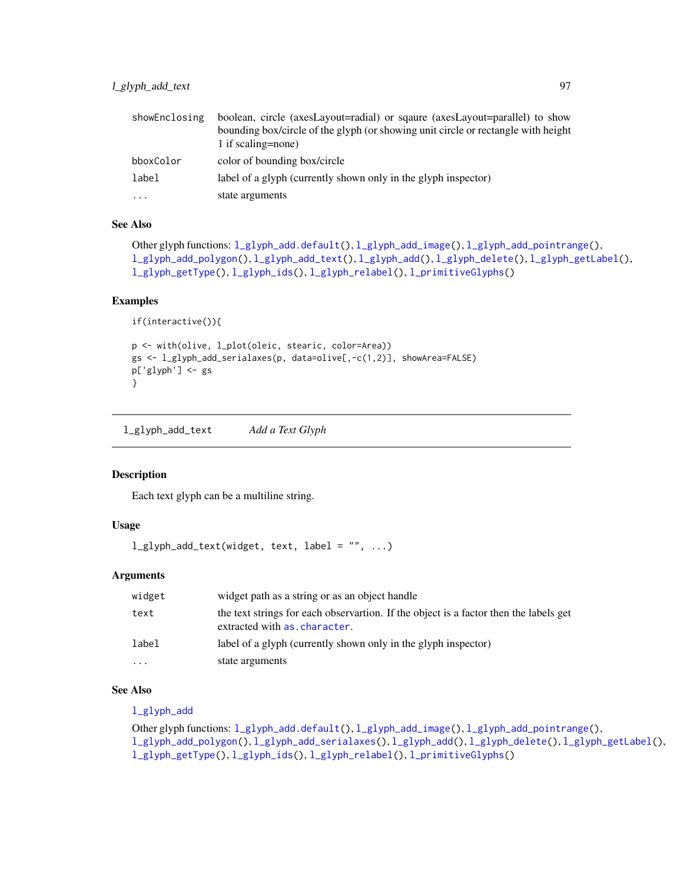| | |
|---|---|
| showEnclosing | boolean, circle (axesLayout=radial) or sqaure (axesLayout=parallel) to show bounding box/circle of the glyph (or showing unit circle or rectangle with height 1 if scaling=none) |
| bboxColor | color of bounding box/circle |
| label | label of a glyph (currently shown only in the glyph inspector) |
| ... | state arguments |

### See Also

Other glyph functions: l_glyph_add.default(), l_glyph_add_image(), l_glyph_add_pointrange(), l_glyph_add_polygon(), l_glyph_add_text(), l_glyph_add(), l_glyph_delete(), l_glyph_getLabel(), l_glyph_getType(), l_glyph_ids(), l_glyph_relabel(), l_primitiveGlyphs()

### Examples

```
if(interactive()){

p <- with(olive, l_plot(oleic, stearic, color=Area))
gs <- l_glyph_add_serialaxes(p, data=olive[,-c(1,2)], showArea=FALSE)
p['glyph'] <- gs
}
```

---

## l_glyph_add_text *Add a Text Glyph*

### Description

Each text glyph can be a multiline string.

### Usage

```
l_glyph_add_text(widget, text, label = "", ...)
```

### Arguments

| | |
|---|---|
| widget | widget path as a string or as an object handle |
| text | the text strings for each observartion. If the object is a factor then the labels get extracted with as.character. |
| label | label of a glyph (currently shown only in the glyph inspector) |
| ... | state arguments |

### See Also

l_glyph_add

Other glyph functions: l_glyph_add.default(), l_glyph_add_image(), l_glyph_add_pointrange(), l_glyph_add_polygon(), l_glyph_add_serialaxes(), l_glyph_add(), l_glyph_delete(), l_glyph_getLabel(), l_glyph_getType(), l_glyph_ids(), l_glyph_relabel(), l_primitiveGlyphs()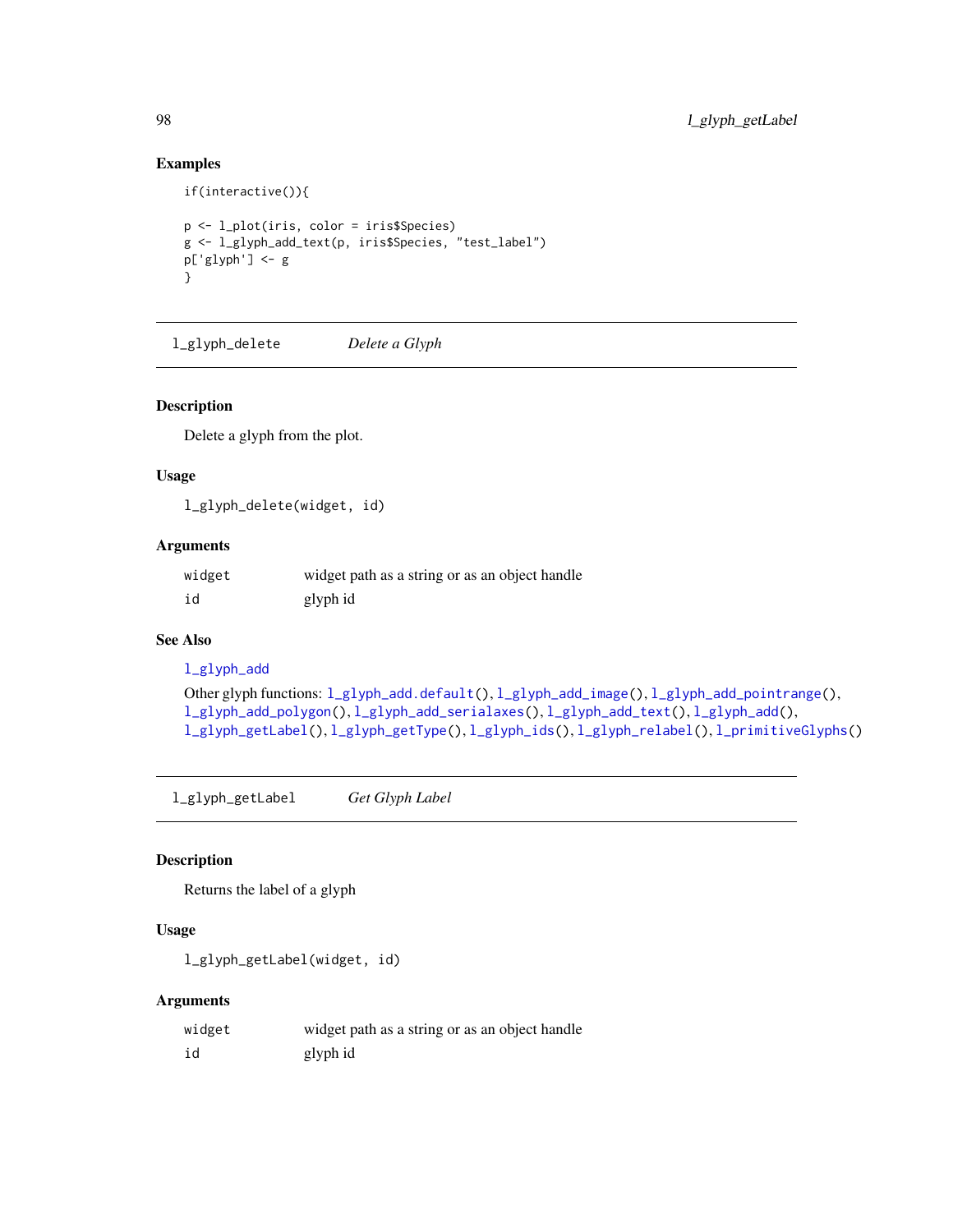## Examples

```
if(interactive()){

p <- l_plot(iris, color = iris$Species)
g <- l_glyph_add_text(p, iris$Species, "test_label")
p['glyph'] <- g
}
```

---

`l_glyph_delete` *Delete a Glyph*

---

### Description

Delete a glyph from the plot.

### Usage

```
l_glyph_delete(widget, id)
```

### Arguments

| | |
|---|---|
| `widget` | widget path as a string or as an object handle |
| `id` | glyph id |

### See Also

`l_glyph_add`

Other glyph functions: `l_glyph_add.default()`, `l_glyph_add_image()`, `l_glyph_add_pointrange()`, `l_glyph_add_polygon()`, `l_glyph_add_serialaxes()`, `l_glyph_add_text()`, `l_glyph_add()`, `l_glyph_getLabel()`, `l_glyph_getType()`, `l_glyph_ids()`, `l_glyph_relabel()`, `l_primitiveGlyphs()`

---

`l_glyph_getLabel` *Get Glyph Label*

---

### Description

Returns the label of a glyph

### Usage

```
l_glyph_getLabel(widget, id)
```

### Arguments

| | |
|---|---|
| `widget` | widget path as a string or as an object handle |
| `id` | glyph id |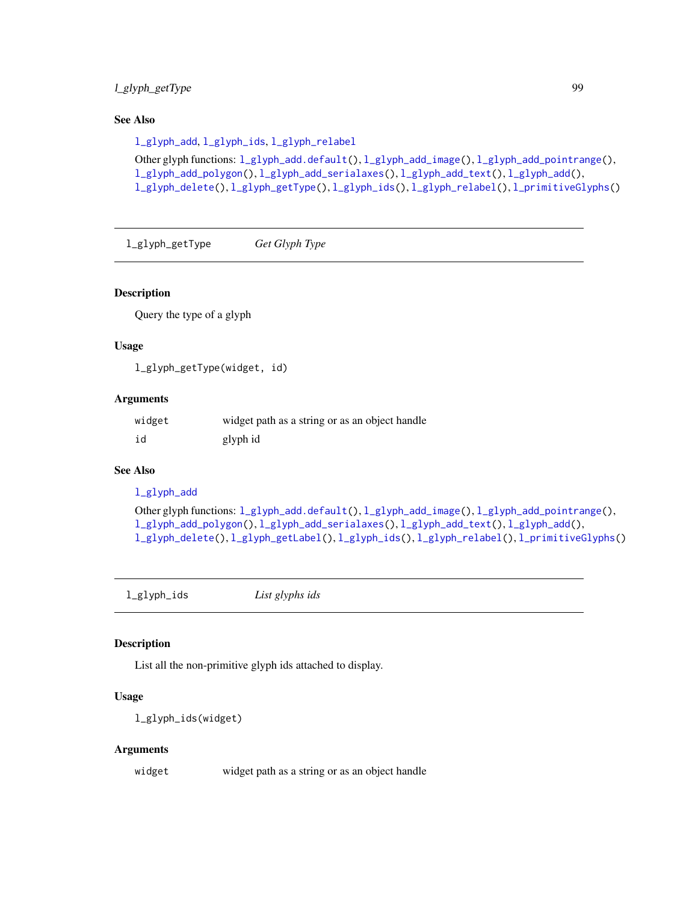## See Also

l_glyph_add, l_glyph_ids, l_glyph_relabel

Other glyph functions: l_glyph_add.default(), l_glyph_add_image(), l_glyph_add_pointrange(), l_glyph_add_polygon(), l_glyph_add_serialaxes(), l_glyph_add_text(), l_glyph_add(), l_glyph_delete(), l_glyph_getType(), l_glyph_ids(), l_glyph_relabel(), l_primitiveGlyphs()

---

# l_glyph_getType *Get Glyph Type*

## Description

Query the type of a glyph

## Usage

```
l_glyph_getType(widget, id)
```

## Arguments

| | |
|---|---|
| widget | widget path as a string or as an object handle |
| id | glyph id |

## See Also

l_glyph_add

Other glyph functions: l_glyph_add.default(), l_glyph_add_image(), l_glyph_add_pointrange(), l_glyph_add_polygon(), l_glyph_add_serialaxes(), l_glyph_add_text(), l_glyph_add(), l_glyph_delete(), l_glyph_getLabel(), l_glyph_ids(), l_glyph_relabel(), l_primitiveGlyphs()

---

# l_glyph_ids *List glyphs ids*

## Description

List all the non-primitive glyph ids attached to display.

## Usage

```
l_glyph_ids(widget)
```

## Arguments

| | |
|---|---|
| widget | widget path as a string or as an object handle |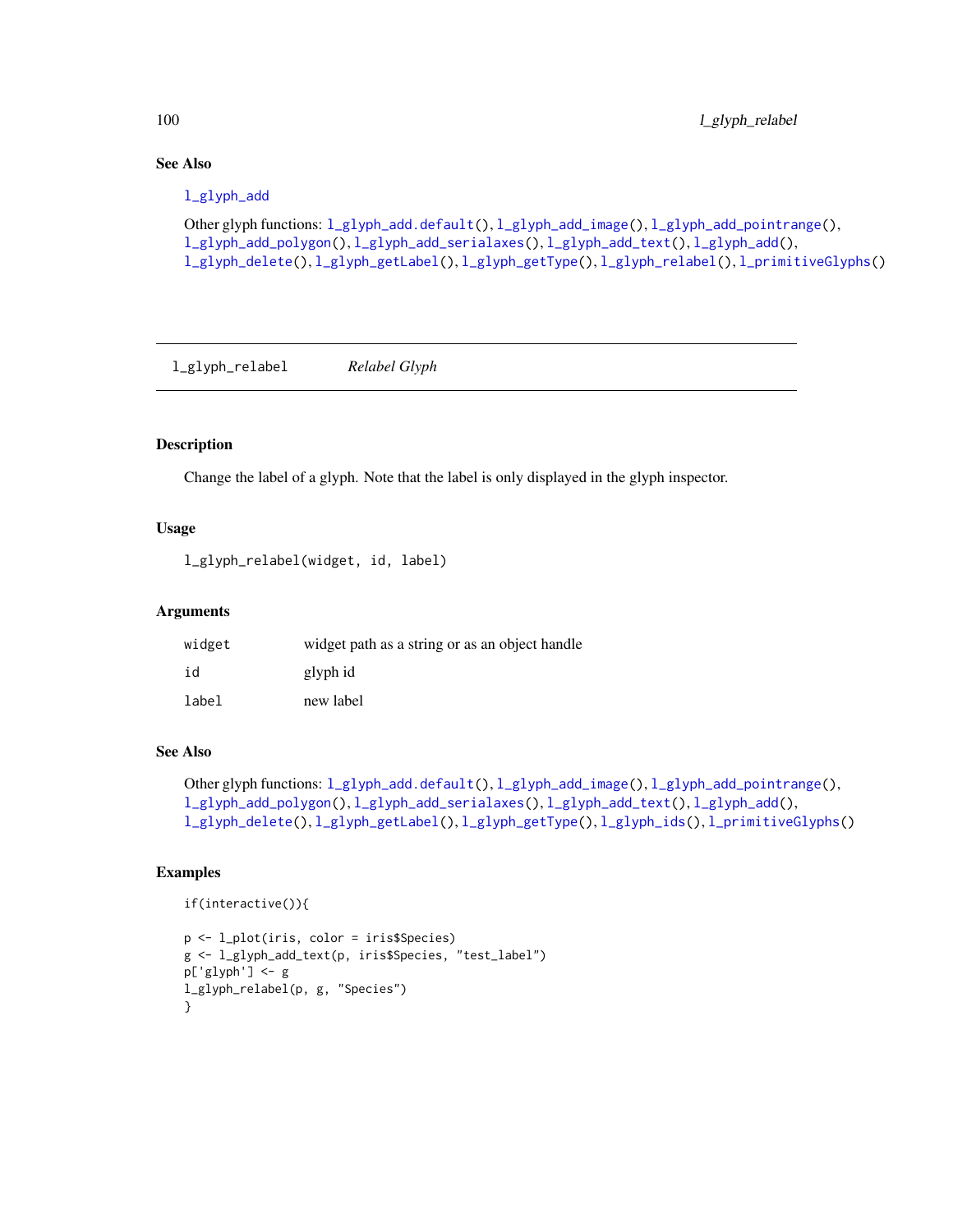### See Also

`l_glyph_add`

Other glyph functions: `l_glyph_add.default()`, `l_glyph_add_image()`, `l_glyph_add_pointrange()`, `l_glyph_add_polygon()`, `l_glyph_add_serialaxes()`, `l_glyph_add_text()`, `l_glyph_add()`, `l_glyph_delete()`, `l_glyph_getLabel()`, `l_glyph_getType()`, `l_glyph_relabel()`, `l_primitiveGlyphs()`

---

## l_glyph_relabel &nbsp;&nbsp;&nbsp;&nbsp; *Relabel Glyph*

---

### Description

Change the label of a glyph. Note that the label is only displayed in the glyph inspector.

### Usage

```
l_glyph_relabel(widget, id, label)
```

### Arguments

| | |
|---|---|
| `widget` | widget path as a string or as an object handle |
| `id` | glyph id |
| `label` | new label |

### See Also

Other glyph functions: `l_glyph_add.default()`, `l_glyph_add_image()`, `l_glyph_add_pointrange()`, `l_glyph_add_polygon()`, `l_glyph_add_serialaxes()`, `l_glyph_add_text()`, `l_glyph_add()`, `l_glyph_delete()`, `l_glyph_getLabel()`, `l_glyph_getType()`, `l_glyph_ids()`, `l_primitiveGlyphs()`

### Examples

```
if(interactive()){

p <- l_plot(iris, color = iris$Species)
g <- l_glyph_add_text(p, iris$Species, "test_label")
p['glyph'] <- g
l_glyph_relabel(p, g, "Species")
}
```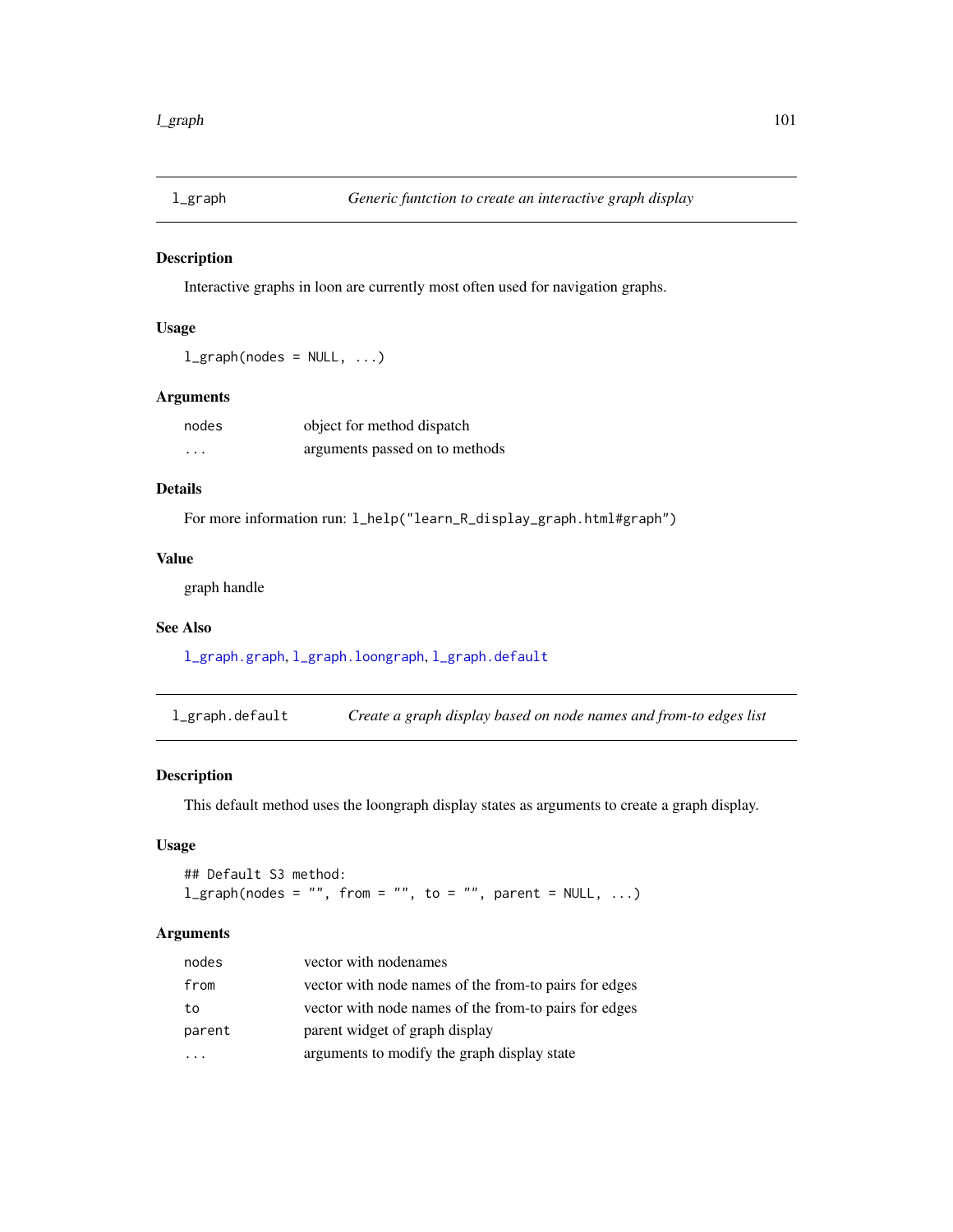## l_graph — *Generic funtction to create an interactive graph display*

### Description

Interactive graphs in loon are currently most often used for navigation graphs.

### Usage

```
l_graph(nodes = NULL, ...)
```

### Arguments

| | |
|---|---|
| nodes | object for method dispatch |
| ... | arguments passed on to methods |

### Details

For more information run: `l_help("learn_R_display_graph.html#graph")`

### Value

graph handle

### See Also

l_graph.graph, l_graph.loongraph, l_graph.default

## l_graph.default — *Create a graph display based on node names and from-to edges list*

### Description

This default method uses the loongraph display states as arguments to create a graph display.

### Usage

```
## Default S3 method:
l_graph(nodes = "", from = "", to = "", parent = NULL, ...)
```

### Arguments

| | |
|---|---|
| nodes | vector with nodenames |
| from | vector with node names of the from-to pairs for edges |
| to | vector with node names of the from-to pairs for edges |
| parent | parent widget of graph display |
| ... | arguments to modify the graph display state |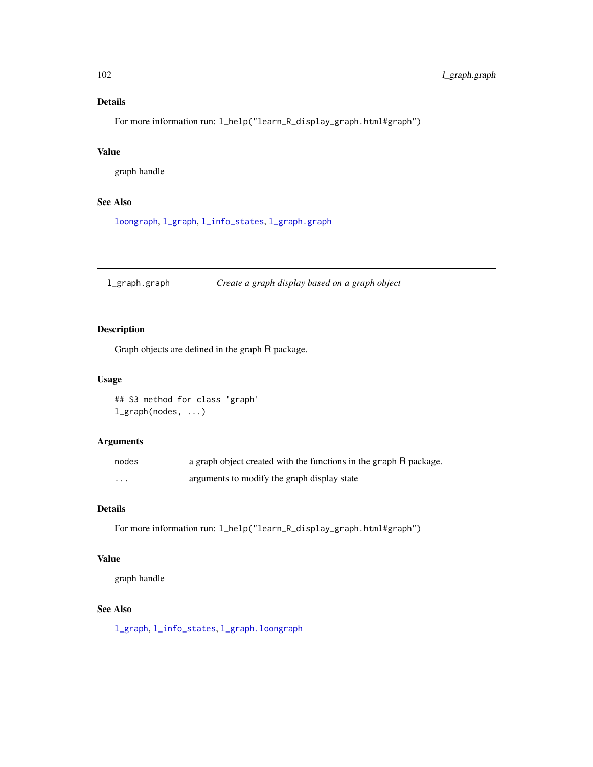### Details

For more information run: `l_help("learn_R_display_graph.html#graph")`

### Value

graph handle

### See Also

loongraph, l_graph, l_info_states, l_graph.graph

---

## l_graph.graph — *Create a graph display based on a graph object*

---

### Description

Graph objects are defined in the graph R package.

### Usage

```
## S3 method for class 'graph'
l_graph(nodes, ...)
```

### Arguments

| | |
|---|---|
| nodes | a graph object created with the functions in the graph R package. |
| ... | arguments to modify the graph display state |

### Details

For more information run: `l_help("learn_R_display_graph.html#graph")`

### Value

graph handle

### See Also

l_graph, l_info_states, l_graph.loongraph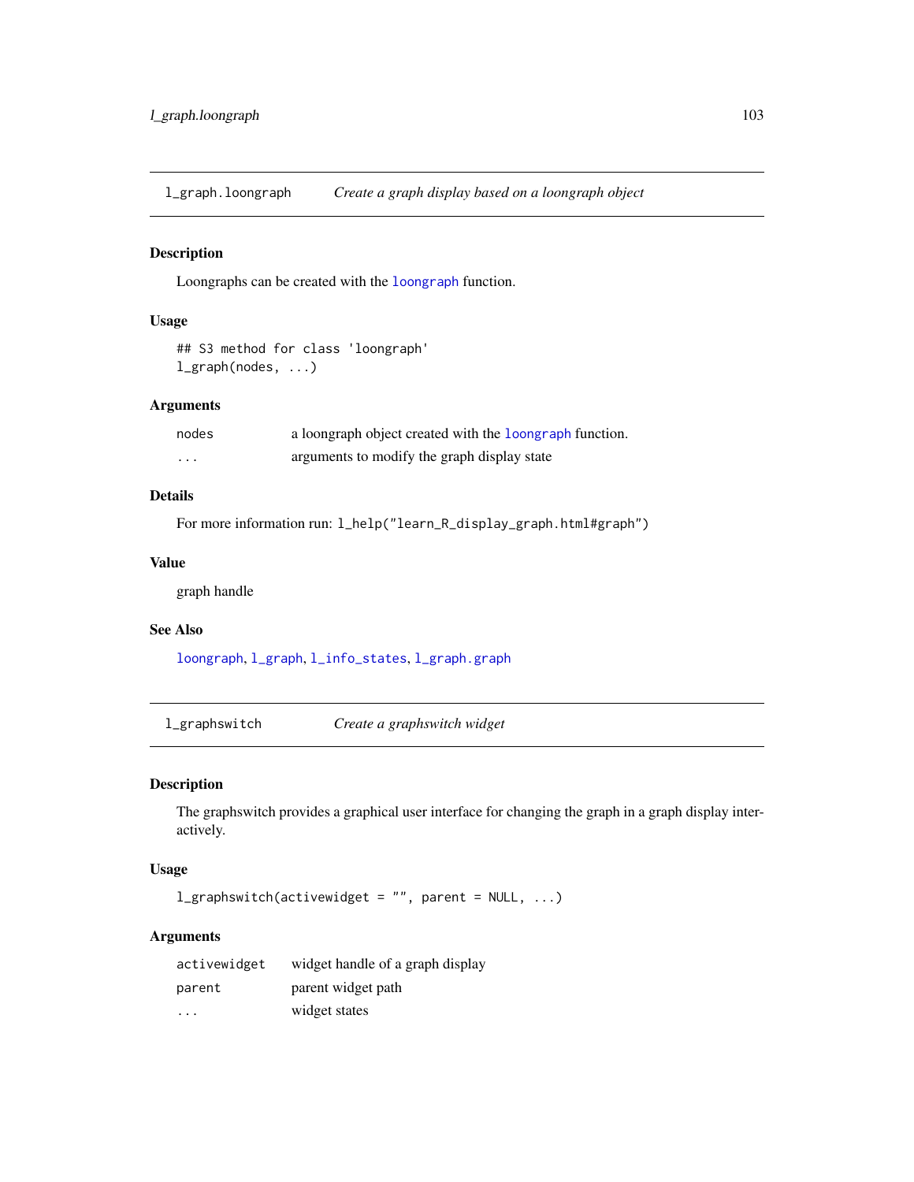## l_graph.loongraph — *Create a graph display based on a loongraph object*

### Description

Loongraphs can be created with the loongraph function.

### Usage

```
## S3 method for class 'loongraph'
l_graph(nodes, ...)
```

### Arguments

| | |
|---|---|
| nodes | a loongraph object created with the loongraph function. |
| ... | arguments to modify the graph display state |

### Details

For more information run: `l_help("learn_R_display_graph.html#graph")`

### Value

graph handle

### See Also

loongraph, l_graph, l_info_states, l_graph.graph

## l_graphswitch — *Create a graphswitch widget*

### Description

The graphswitch provides a graphical user interface for changing the graph in a graph display interactively.

### Usage

```
l_graphswitch(activewidget = "", parent = NULL, ...)
```

### Arguments

| | |
|---|---|
| activewidget | widget handle of a graph display |
| parent | parent widget path |
| ... | widget states |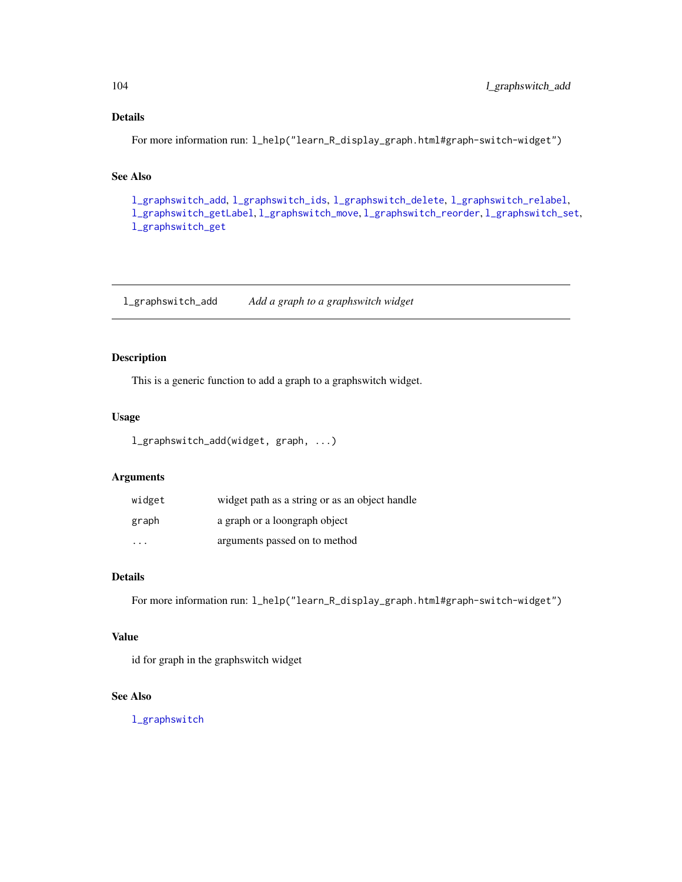## Details

For more information run: `l_help("learn_R_display_graph.html#graph-switch-widget")`

## See Also

`l_graphswitch_add`, `l_graphswitch_ids`, `l_graphswitch_delete`, `l_graphswitch_relabel`, `l_graphswitch_getLabel`, `l_graphswitch_move`, `l_graphswitch_reorder`, `l_graphswitch_set`, `l_graphswitch_get`

---

# l_graphswitch_add — *Add a graph to a graphswitch widget*

---

## Description

This is a generic function to add a graph to a graphswitch widget.

## Usage

```
l_graphswitch_add(widget, graph, ...)
```

## Arguments

| | |
|---|---|
| `widget` | widget path as a string or as an object handle |
| `graph` | a graph or a loongraph object |
| `...` | arguments passed on to method |

## Details

For more information run: `l_help("learn_R_display_graph.html#graph-switch-widget")`

## Value

id for graph in the graphswitch widget

## See Also

`l_graphswitch`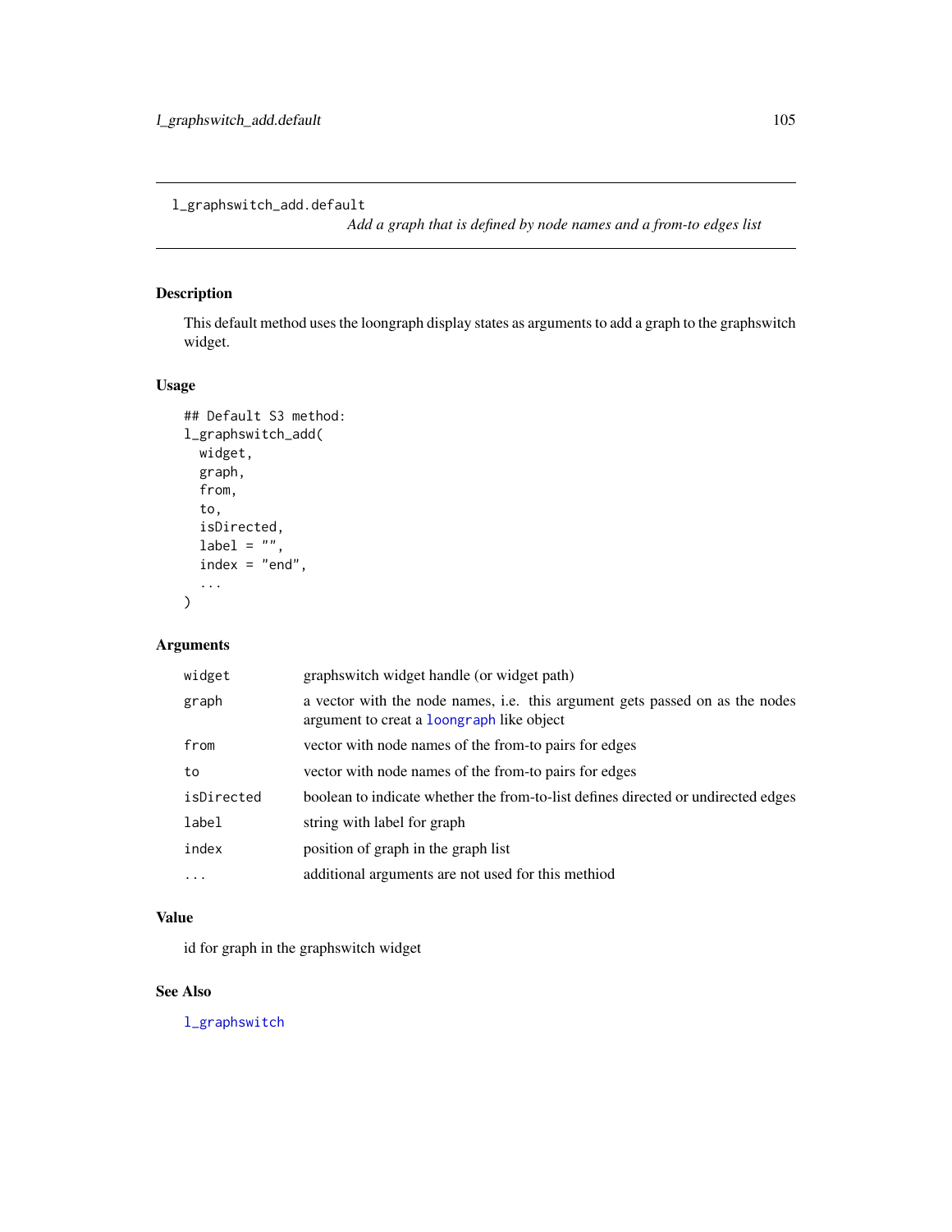l_graphswitch_add.default

*Add a graph that is defined by node names and a from-to edges list*

## Description

This default method uses the loongraph display states as arguments to add a graph to the graphswitch widget.

## Usage

```
## Default S3 method:
l_graphswitch_add(
  widget,
  graph,
  from,
  to,
  isDirected,
  label = "",
  index = "end",
  ...
)
```

## Arguments

| | |
|---|---|
| widget | graphswitch widget handle (or widget path) |
| graph | a vector with the node names, i.e. this argument gets passed on as the nodes argument to creat a loongraph like object |
| from | vector with node names of the from-to pairs for edges |
| to | vector with node names of the from-to pairs for edges |
| isDirected | boolean to indicate whether the from-to-list defines directed or undirected edges |
| label | string with label for graph |
| index | position of graph in the graph list |
| ... | additional arguments are not used for this methiod |

## Value

id for graph in the graphswitch widget

## See Also

l_graphswitch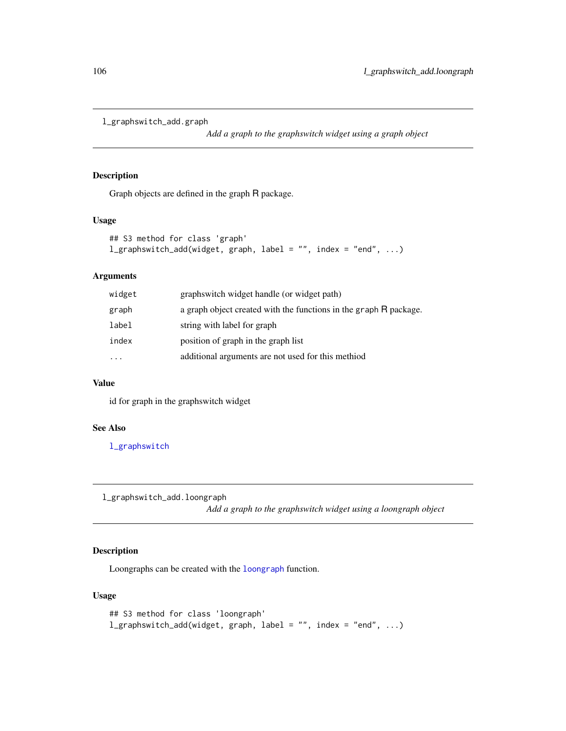## l_graphswitch_add.graph

*Add a graph to the graphswitch widget using a graph object*

### Description

Graph objects are defined in the graph R package.

### Usage

```
## S3 method for class 'graph'
l_graphswitch_add(widget, graph, label = "", index = "end", ...)
```

### Arguments

| | |
|---|---|
| widget | graphswitch widget handle (or widget path) |
| graph | a graph object created with the functions in the graph R package. |
| label | string with label for graph |
| index | position of graph in the graph list |
| ... | additional arguments are not used for this methiod |

### Value

id for graph in the graphswitch widget

### See Also

l_graphswitch

## l_graphswitch_add.loongraph

*Add a graph to the graphswitch widget using a loongraph object*

### Description

Loongraphs can be created with the loongraph function.

### Usage

```
## S3 method for class 'loongraph'
l_graphswitch_add(widget, graph, label = "", index = "end", ...)
```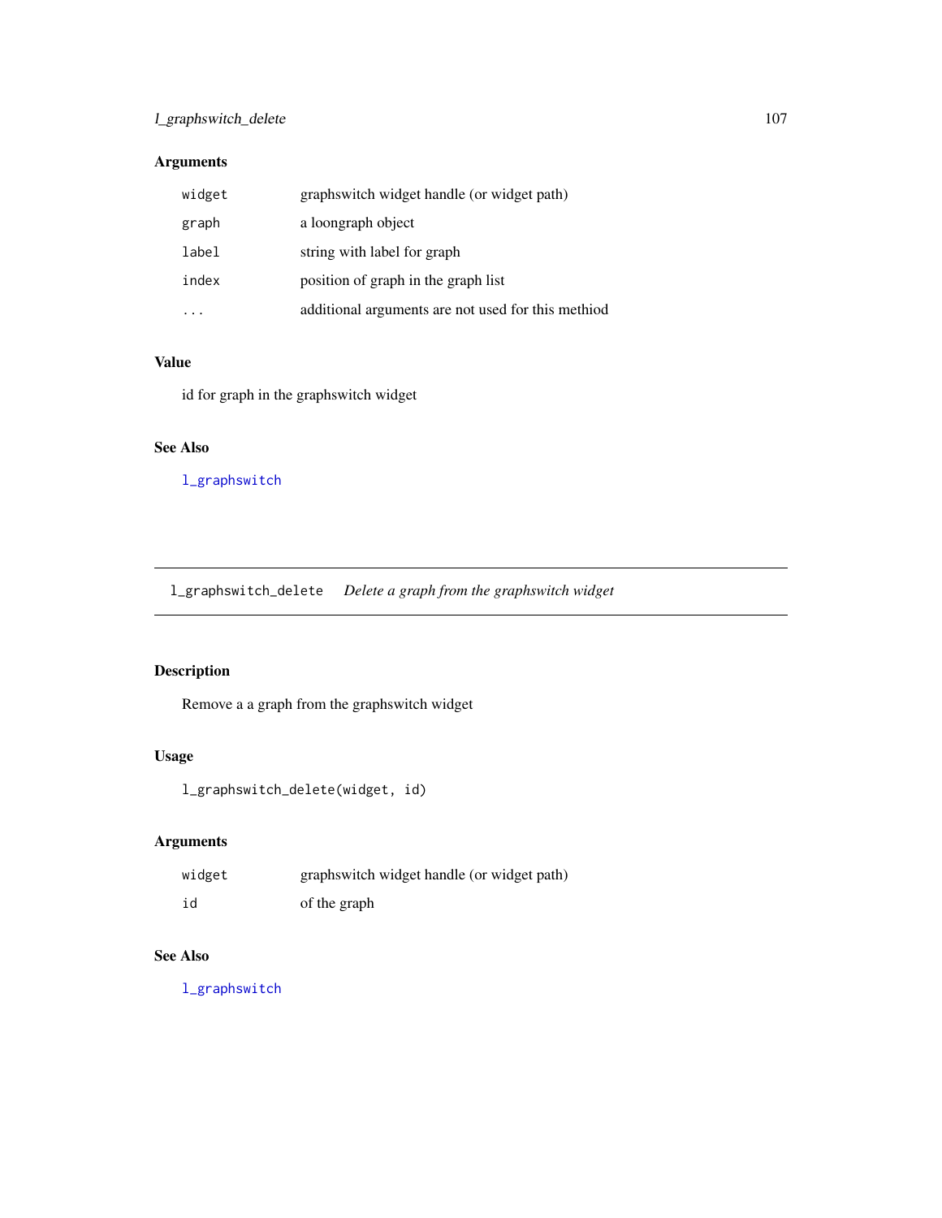### Arguments

| | |
|---|---|
| `widget` | graphswitch widget handle (or widget path) |
| `graph` | a loongraph object |
| `label` | string with label for graph |
| `index` | position of graph in the graph list |
| `...` | additional arguments are not used for this methiod |

### Value

id for graph in the graphswitch widget

### See Also

`l_graphswitch`

---

## `l_graphswitch_delete` *Delete a graph from the graphswitch widget*

---

### Description

Remove a a graph from the graphswitch widget

### Usage

```
l_graphswitch_delete(widget, id)
```

### Arguments

| | |
|---|---|
| `widget` | graphswitch widget handle (or widget path) |
| `id` | of the graph |

### See Also

`l_graphswitch`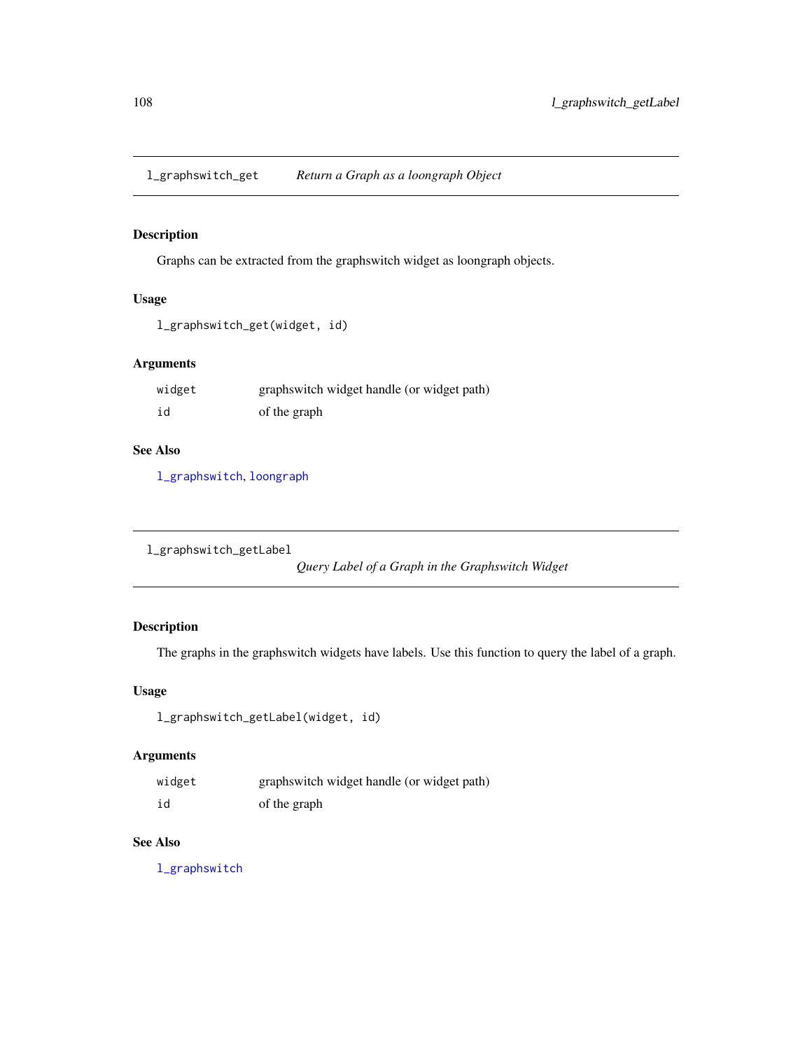## l_graphswitch_get — *Return a Graph as a loongraph Object*

### Description

Graphs can be extracted from the graphswitch widget as loongraph objects.

### Usage

```
l_graphswitch_get(widget, id)
```

### Arguments

| | |
|---|---|
| widget | graphswitch widget handle (or widget path) |
| id | of the graph |

### See Also

l_graphswitch, loongraph

## l_graphswitch_getLabel — *Query Label of a Graph in the Graphswitch Widget*

### Description

The graphs in the graphswitch widgets have labels. Use this function to query the label of a graph.

### Usage

```
l_graphswitch_getLabel(widget, id)
```

### Arguments

| | |
|---|---|
| widget | graphswitch widget handle (or widget path) |
| id | of the graph |

### See Also

l_graphswitch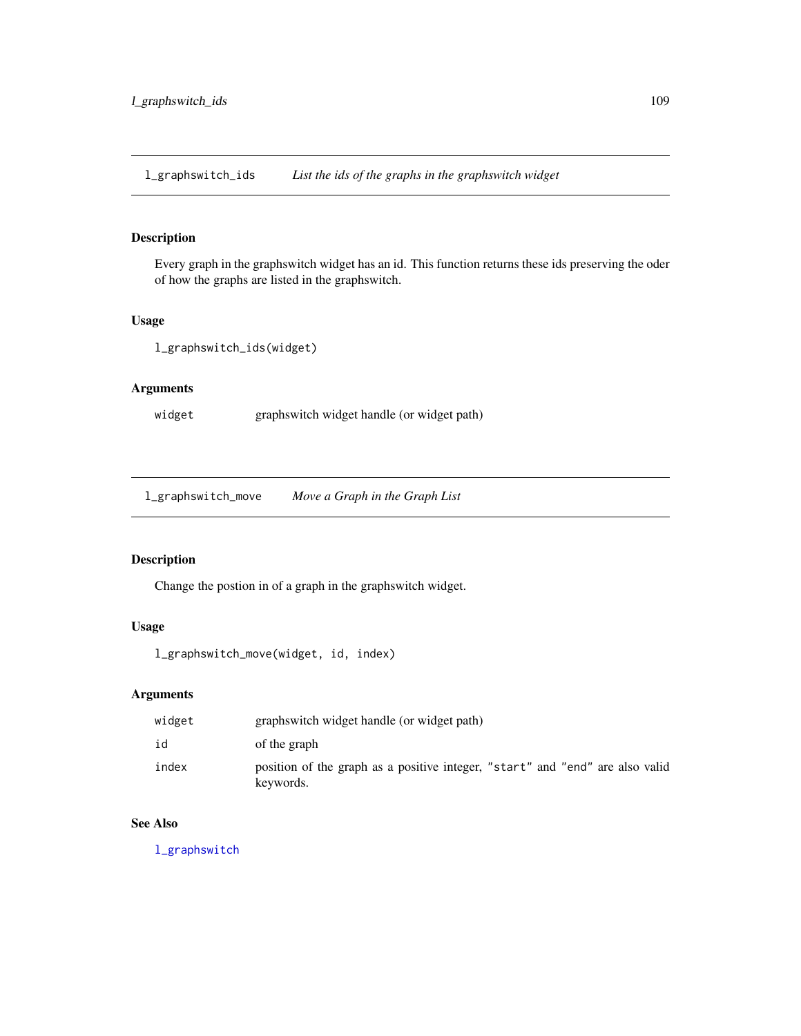## l_graphswitch_ids — *List the ids of the graphs in the graphswitch widget*

### Description

Every graph in the graphswitch widget has an id. This function returns these ids preserving the oder of how the graphs are listed in the graphswitch.

### Usage

```
l_graphswitch_ids(widget)
```

### Arguments

| | |
|---|---|
| widget | graphswitch widget handle (or widget path) |

## l_graphswitch_move — *Move a Graph in the Graph List*

### Description

Change the postion in of a graph in the graphswitch widget.

### Usage

```
l_graphswitch_move(widget, id, index)
```

### Arguments

| | |
|---|---|
| widget | graphswitch widget handle (or widget path) |
| id | of the graph |
| index | position of the graph as a positive integer, "start" and "end" are also valid keywords. |

### See Also

l_graphswitch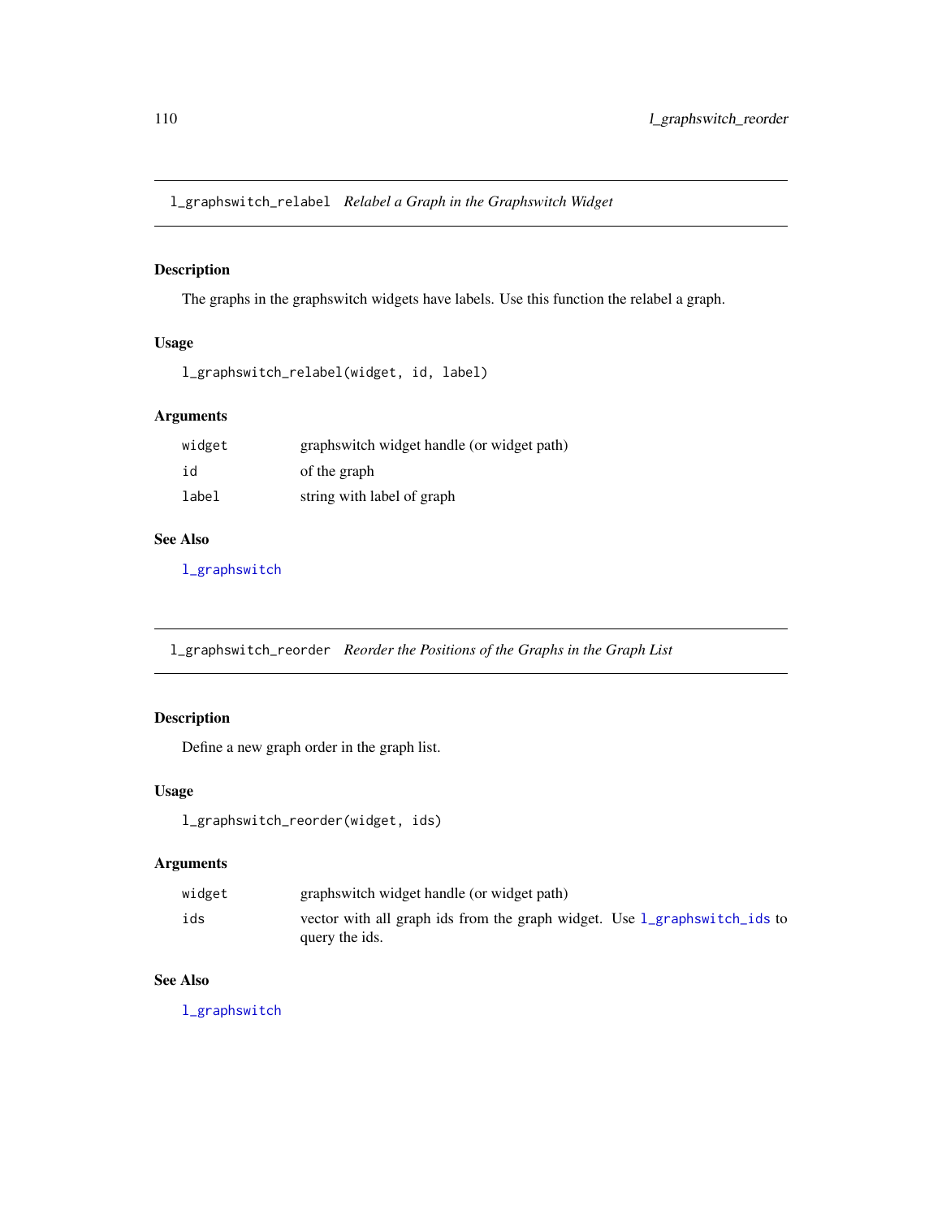## l_graphswitch_relabel *Relabel a Graph in the Graphswitch Widget*

### Description

The graphs in the graphswitch widgets have labels. Use this function the relabel a graph.

### Usage

```
l_graphswitch_relabel(widget, id, label)
```

### Arguments

| | |
|---|---|
| widget | graphswitch widget handle (or widget path) |
| id | of the graph |
| label | string with label of graph |

### See Also

l_graphswitch

## l_graphswitch_reorder *Reorder the Positions of the Graphs in the Graph List*

### Description

Define a new graph order in the graph list.

### Usage

```
l_graphswitch_reorder(widget, ids)
```

### Arguments

| | |
|---|---|
| widget | graphswitch widget handle (or widget path) |
| ids | vector with all graph ids from the graph widget. Use l_graphswitch_ids to query the ids. |

### See Also

l_graphswitch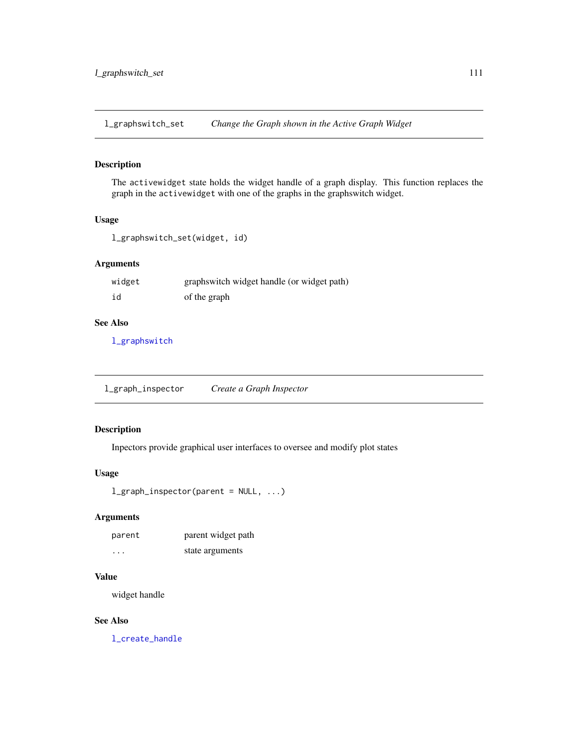## l_graphswitch_set — *Change the Graph shown in the Active Graph Widget*

### Description

The `activewidget` state holds the widget handle of a graph display. This function replaces the graph in the `activewidget` with one of the graphs in the graphswitch widget.

### Usage

```
l_graphswitch_set(widget, id)
```

### Arguments

| | |
|---|---|
| `widget` | graphswitch widget handle (or widget path) |
| `id` | of the graph |

### See Also

`l_graphswitch`

## l_graph_inspector — *Create a Graph Inspector*

### Description

Inpectors provide graphical user interfaces to oversee and modify plot states

### Usage

```
l_graph_inspector(parent = NULL, ...)
```

### Arguments

| | |
|---|---|
| `parent` | parent widget path |
| `...` | state arguments |

### Value

widget handle

### See Also

`l_create_handle`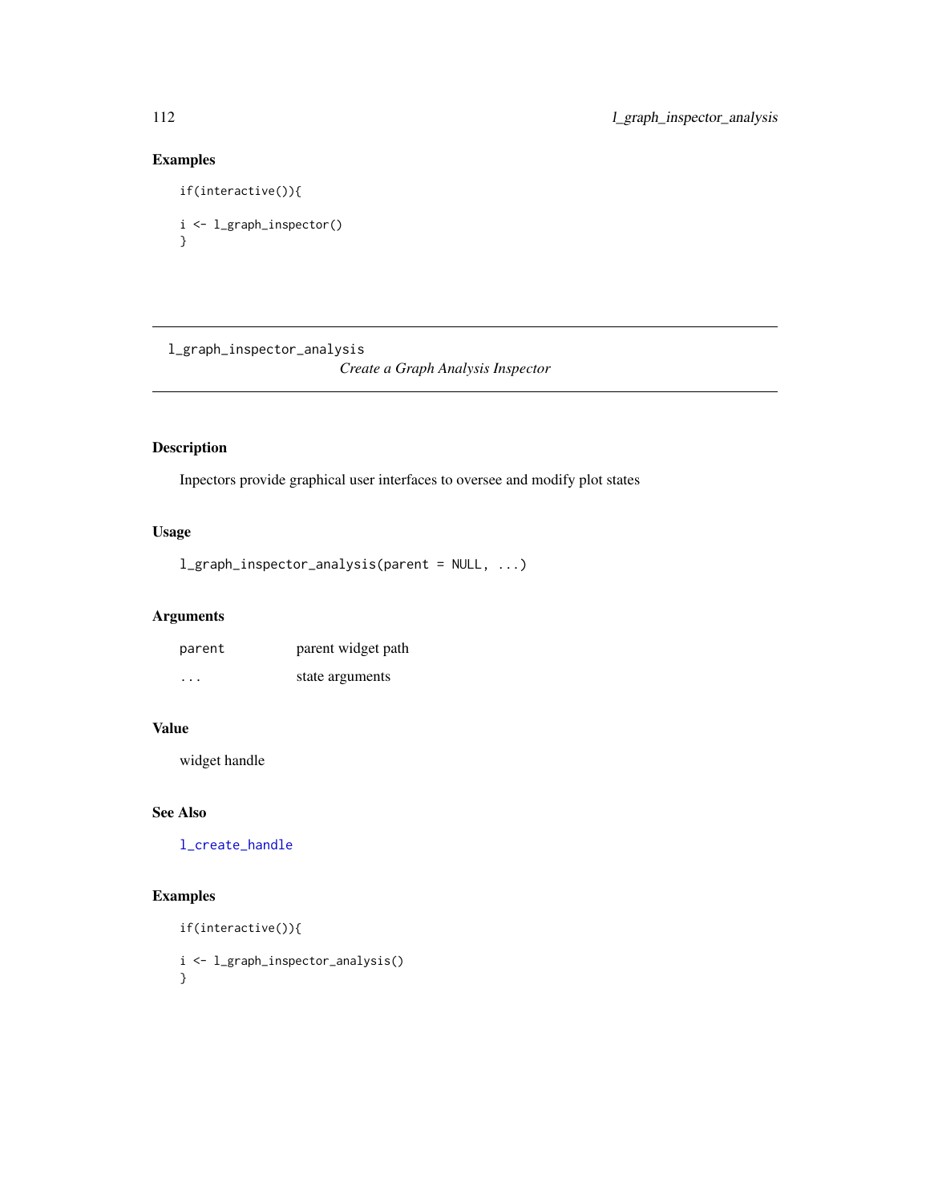## Examples

```
if(interactive()){

i <- l_graph_inspector()
}
```

---

# l_graph_inspector_analysis

*Create a Graph Analysis Inspector*

---

## Description

Inpectors provide graphical user interfaces to oversee and modify plot states

## Usage

```
l_graph_inspector_analysis(parent = NULL, ...)
```

## Arguments

| | |
|---|---|
| parent | parent widget path |
| ... | state arguments |

## Value

widget handle

## See Also

l_create_handle

## Examples

```
if(interactive()){

i <- l_graph_inspector_analysis()
}
```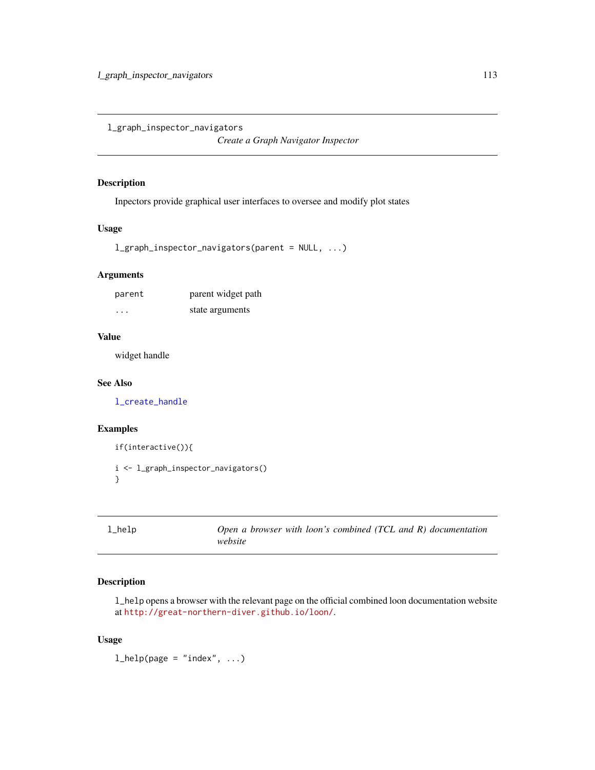## l_graph_inspector_navigators

*Create a Graph Navigator Inspector*

### Description

Inpectors provide graphical user interfaces to oversee and modify plot states

### Usage

```
l_graph_inspector_navigators(parent = NULL, ...)
```

### Arguments

| | |
|---|---|
| parent | parent widget path |
| ... | state arguments |

### Value

widget handle

### See Also

l_create_handle

### Examples

```
if(interactive()){

i <- l_graph_inspector_navigators()
}
```

## l_help

*Open a browser with loon's combined (TCL and R) documentation website*

### Description

l_help opens a browser with the relevant page on the official combined loon documentation website at http://great-northern-diver.github.io/loon/.

### Usage

```
l_help(page = "index", ...)
```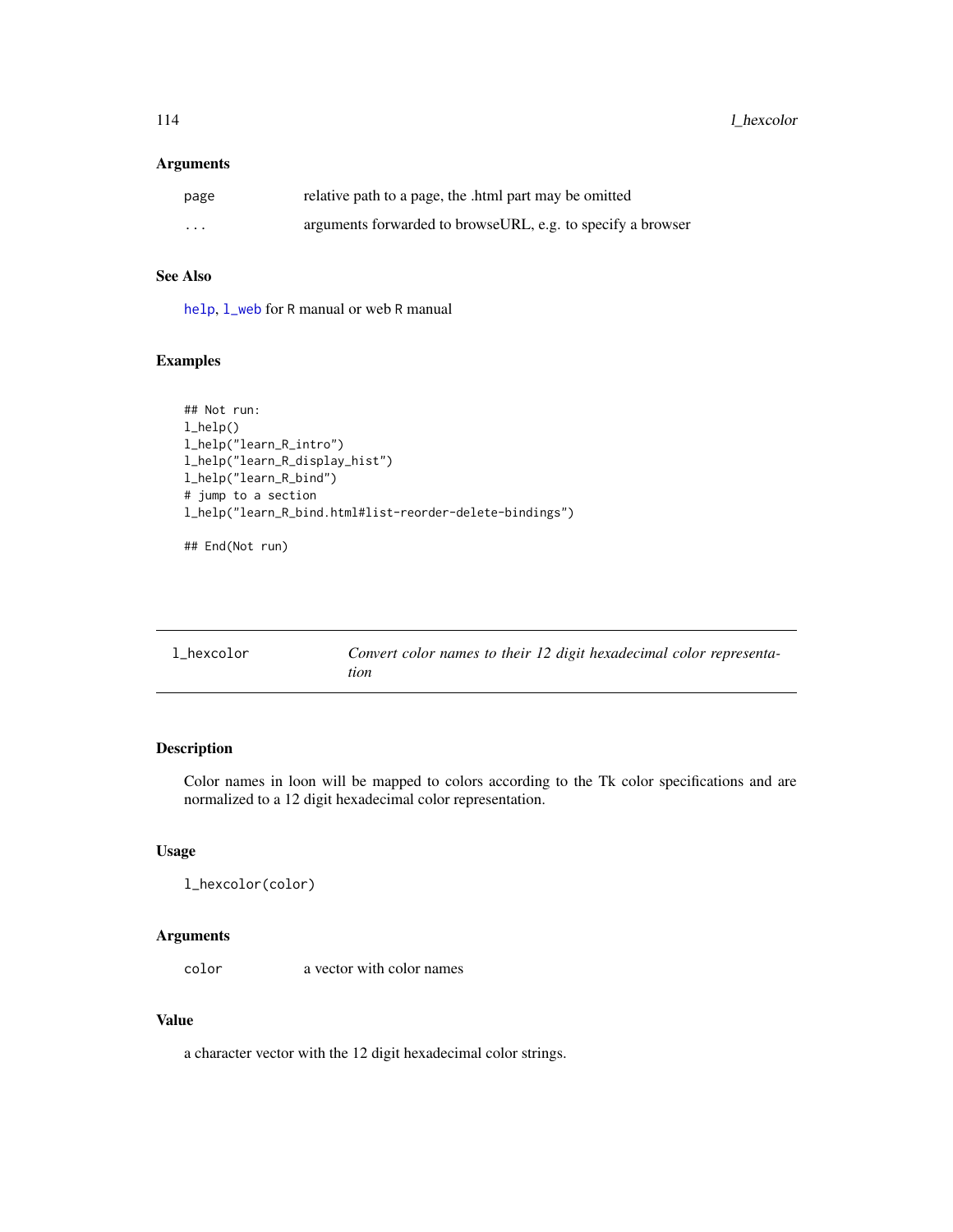### Arguments

| | |
|---|---|
| page | relative path to a page, the .html part may be omitted |
| ... | arguments forwarded to browseURL, e.g. to specify a browser |

### See Also

help, l_web for R manual or web R manual

### Examples

```
## Not run:
l_help()
l_help("learn_R_intro")
l_help("learn_R_display_hist")
l_help("learn_R_bind")
# jump to a section
l_help("learn_R_bind.html#list-reorder-delete-bindings")

## End(Not run)
```

---

## l_hexcolor — *Convert color names to their 12 digit hexadecimal color representation*

---

### Description

Color names in loon will be mapped to colors according to the Tk color specifications and are normalized to a 12 digit hexadecimal color representation.

### Usage

```
l_hexcolor(color)
```

### Arguments

| | |
|---|---|
| color | a vector with color names |

### Value

a character vector with the 12 digit hexadecimal color strings.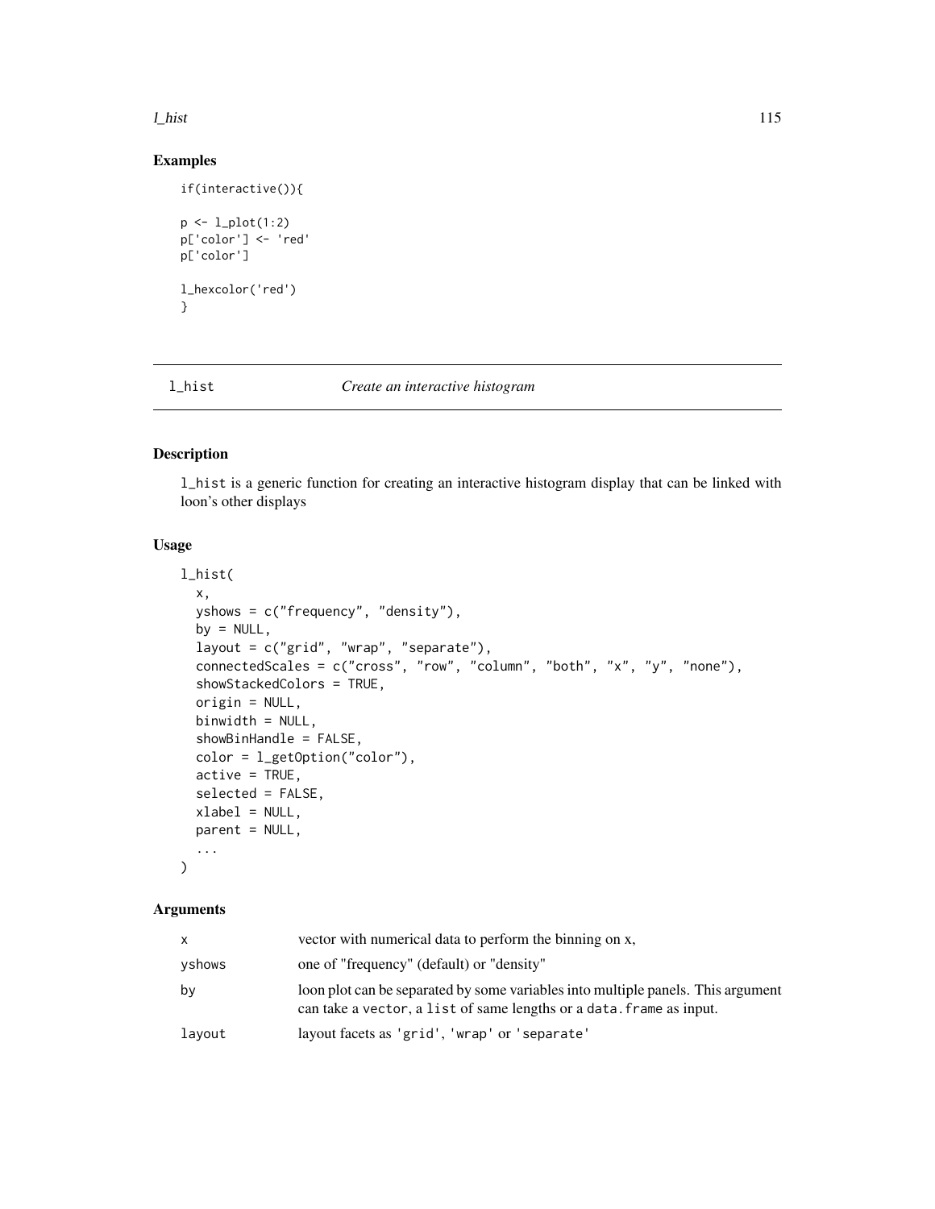## Examples

```
if(interactive()){

p <- l_plot(1:2)
p['color'] <- 'red'
p['color']

l_hexcolor('red')
}
```

---

# l_hist — *Create an interactive histogram*

---

## Description

l_hist is a generic function for creating an interactive histogram display that can be linked with loon's other displays

## Usage

```
l_hist(
  x,
  yshows = c("frequency", "density"),
  by = NULL,
  layout = c("grid", "wrap", "separate"),
  connectedScales = c("cross", "row", "column", "both", "x", "y", "none"),
  showStackedColors = TRUE,
  origin = NULL,
  binwidth = NULL,
  showBinHandle = FALSE,
  color = l_getOption("color"),
  active = TRUE,
  selected = FALSE,
  xlabel = NULL,
  parent = NULL,
  ...
)
```

## Arguments

| | |
|---|---|
| x | vector with numerical data to perform the binning on x, |
| yshows | one of "frequency" (default) or "density" |
| by | loon plot can be separated by some variables into multiple panels. This argument can take a vector, a list of same lengths or a data.frame as input. |
| layout | layout facets as 'grid', 'wrap' or 'separate' |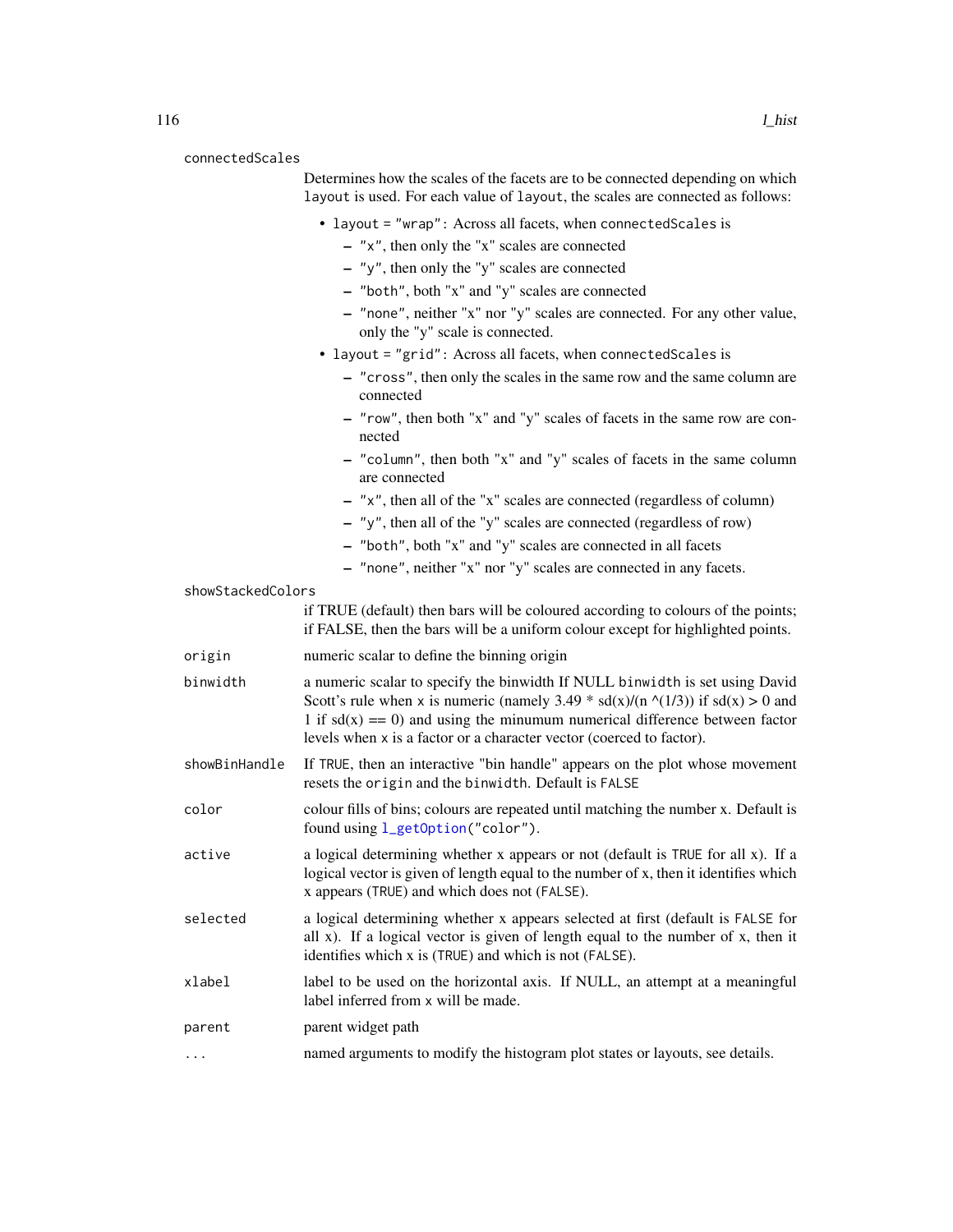`connectedScales`
: Determines how the scales of the facets are to be connected depending on which `layout` is used. For each value of `layout`, the scales are connected as follows:

- `layout = "wrap"`: Across all facets, when `connectedScales` is
  - `"x"`, then only the "x" scales are connected
  - `"y"`, then only the "y" scales are connected
  - `"both"`, both "x" and "y" scales are connected
  - `"none"`, neither "x" nor "y" scales are connected. For any other value, only the "y" scale is connected.
- `layout = "grid"`: Across all facets, when `connectedScales` is
  - `"cross"`, then only the scales in the same row and the same column are connected
  - `"row"`, then both "x" and "y" scales of facets in the same row are connected
  - `"column"`, then both "x" and "y" scales of facets in the same column are connected
  - `"x"`, then all of the "x" scales are connected (regardless of column)
  - `"y"`, then all of the "y" scales are connected (regardless of row)
  - `"both"`, both "x" and "y" scales are connected in all facets
  - `"none"`, neither "x" nor "y" scales are connected in any facets.

`showStackedColors`
: if TRUE (default) then bars will be coloured according to colours of the points; if FALSE, then the bars will be a uniform colour except for highlighted points.

`origin`
: numeric scalar to define the binning origin

`binwidth`
: a numeric scalar to specify the binwidth If NULL `binwidth` is set using David Scott's rule when x is numeric (namely 3.49 * sd(x)/(n ^(1/3)) if sd(x) > 0 and 1 if sd(x) == 0) and using the minumum numerical difference between factor levels when x is a factor or a character vector (coerced to factor).

`showBinHandle`
: If `TRUE`, then an interactive "bin handle" appears on the plot whose movement resets the `origin` and the `binwidth`. Default is `FALSE`

`color`
: colour fills of bins; colours are repeated until matching the number x. Default is found using `l_getOption("color")`.

`active`
: a logical determining whether x appears or not (default is `TRUE` for all x). If a logical vector is given of length equal to the number of x, then it identifies which x appears (`TRUE`) and which does not (`FALSE`).

`selected`
: a logical determining whether x appears selected at first (default is `FALSE` for all x). If a logical vector is given of length equal to the number of x, then it identifies which x is (`TRUE`) and which is not (`FALSE`).

`xlabel`
: label to be used on the horizontal axis. If NULL, an attempt at a meaningful label inferred from `x` will be made.

`parent`
: parent widget path

`...`
: named arguments to modify the histogram plot states or layouts, see details.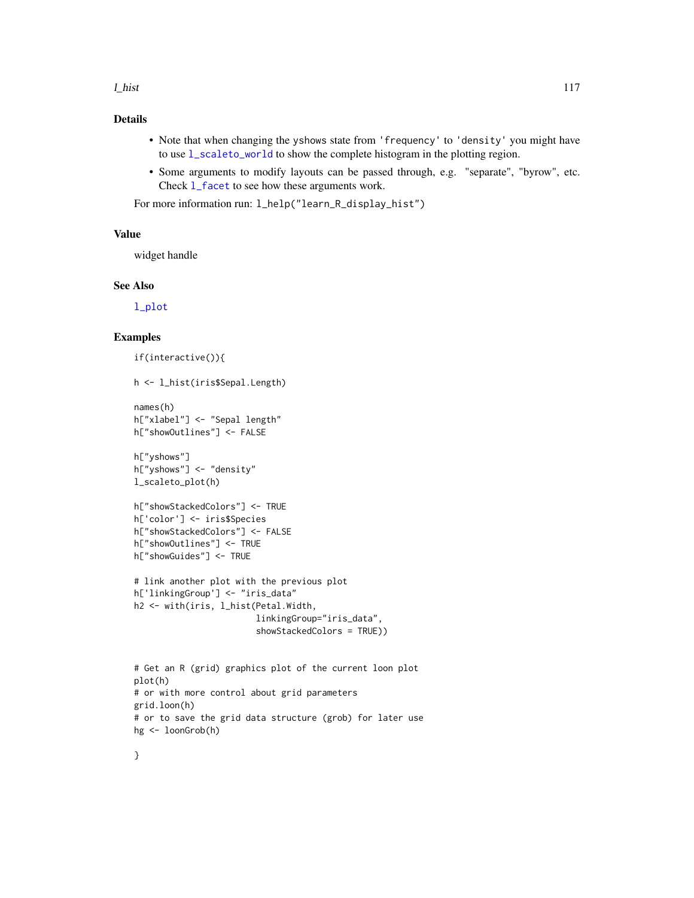## Details

- Note that when changing the yshows state from `'frequency'` to `'density'` you might have to use `l_scaleto_world` to show the complete histogram in the plotting region.
- Some arguments to modify layouts can be passed through, e.g. "separate", "byrow", etc. Check `l_facet` to see how these arguments work.

For more information run: `l_help("learn_R_display_hist")`

## Value

widget handle

## See Also

`l_plot`

## Examples

```
if(interactive()){

h <- l_hist(iris$Sepal.Length)

names(h)
h["xlabel"] <- "Sepal length"
h["showOutlines"] <- FALSE

h["yshows"]
h["yshows"] <- "density"
l_scaleto_plot(h)

h["showStackedColors"] <- TRUE
h['color'] <- iris$Species
h["showStackedColors"] <- FALSE
h["showOutlines"] <- TRUE
h["showGuides"] <- TRUE

# link another plot with the previous plot
h['linkingGroup'] <- "iris_data"
h2 <- with(iris, l_hist(Petal.Width,
                        linkingGroup="iris_data",
                        showStackedColors = TRUE))


# Get an R (grid) graphics plot of the current loon plot
plot(h)
# or with more control about grid parameters
grid.loon(h)
# or to save the grid data structure (grob) for later use
hg <- loonGrob(h)

}
```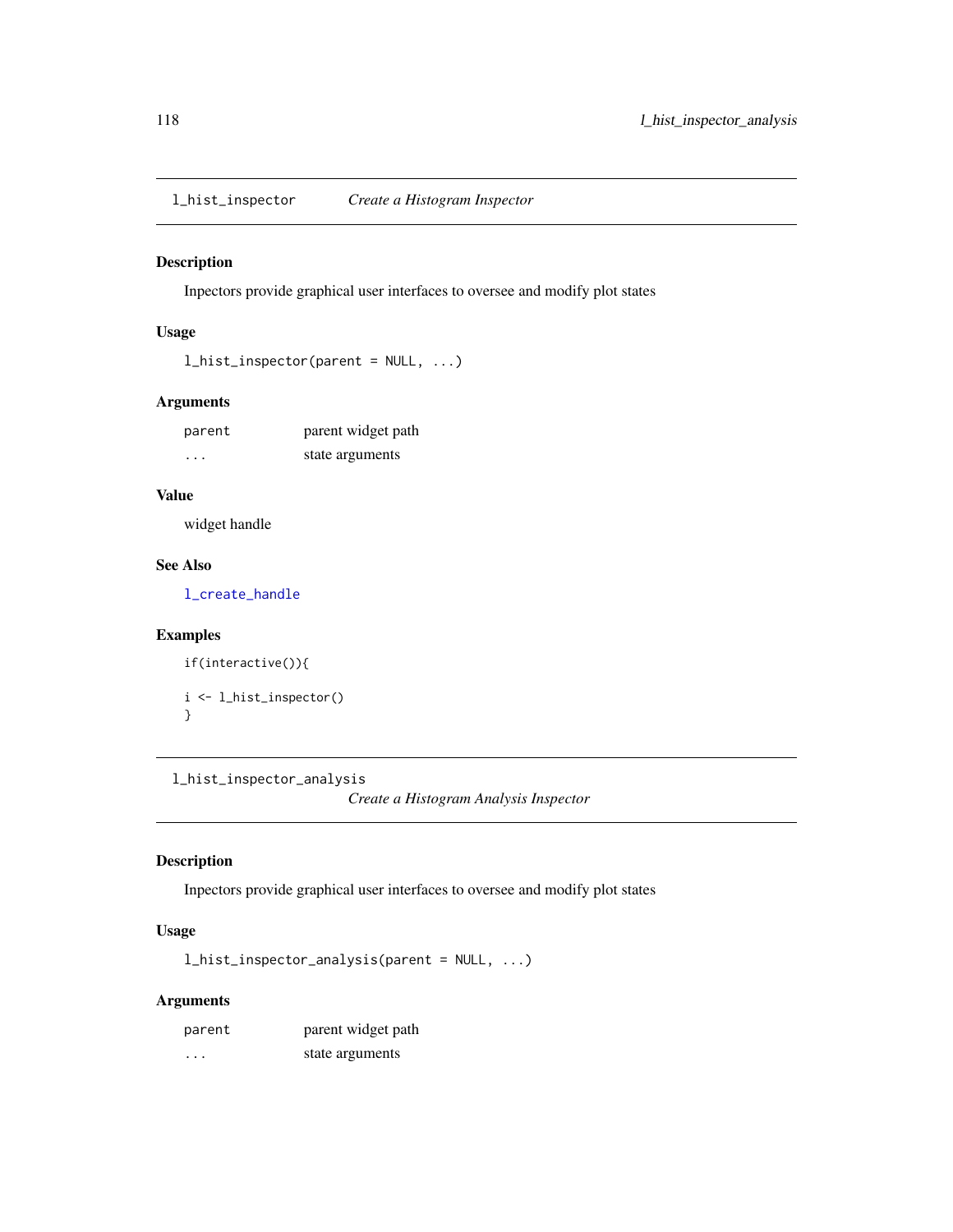## l_hist_inspector — *Create a Histogram Inspector*

### Description

Inpectors provide graphical user interfaces to oversee and modify plot states

### Usage

```
l_hist_inspector(parent = NULL, ...)
```

### Arguments

| | |
|---|---|
| parent | parent widget path |
| ... | state arguments |

### Value

widget handle

### See Also

l_create_handle

### Examples

```
if(interactive()){

i <- l_hist_inspector()
}
```

## l_hist_inspector_analysis — *Create a Histogram Analysis Inspector*

### Description

Inpectors provide graphical user interfaces to oversee and modify plot states

### Usage

```
l_hist_inspector_analysis(parent = NULL, ...)
```

### Arguments

| | |
|---|---|
| parent | parent widget path |
| ... | state arguments |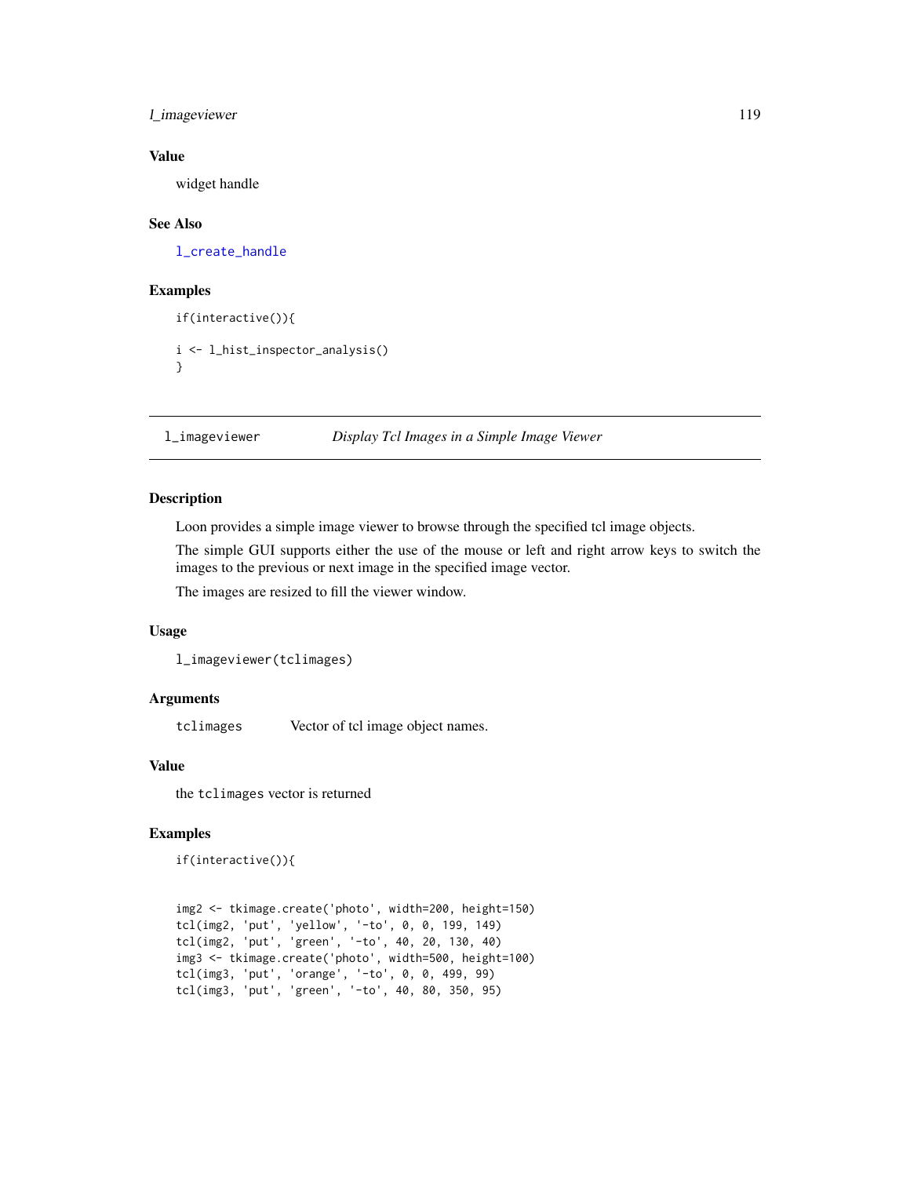### Value

widget handle

### See Also

l_create_handle

### Examples

```
if(interactive()){

i <- l_hist_inspector_analysis()
}
```

---

## l_imageviewer — *Display Tcl Images in a Simple Image Viewer*

### Description

Loon provides a simple image viewer to browse through the specified tcl image objects.

The simple GUI supports either the use of the mouse or left and right arrow keys to switch the images to the previous or next image in the specified image vector.

The images are resized to fill the viewer window.

### Usage

```
l_imageviewer(tclimages)
```

### Arguments

| | |
|---|---|
| tclimages | Vector of tcl image object names. |

### Value

the tclimages vector is returned

### Examples

```
if(interactive()){


img2 <- tkimage.create('photo', width=200, height=150)
tcl(img2, 'put', 'yellow', '-to', 0, 0, 199, 149)
tcl(img2, 'put', 'green', '-to', 40, 20, 130, 40)
img3 <- tkimage.create('photo', width=500, height=100)
tcl(img3, 'put', 'orange', '-to', 0, 0, 499, 99)
tcl(img3, 'put', 'green', '-to', 40, 80, 350, 95)
```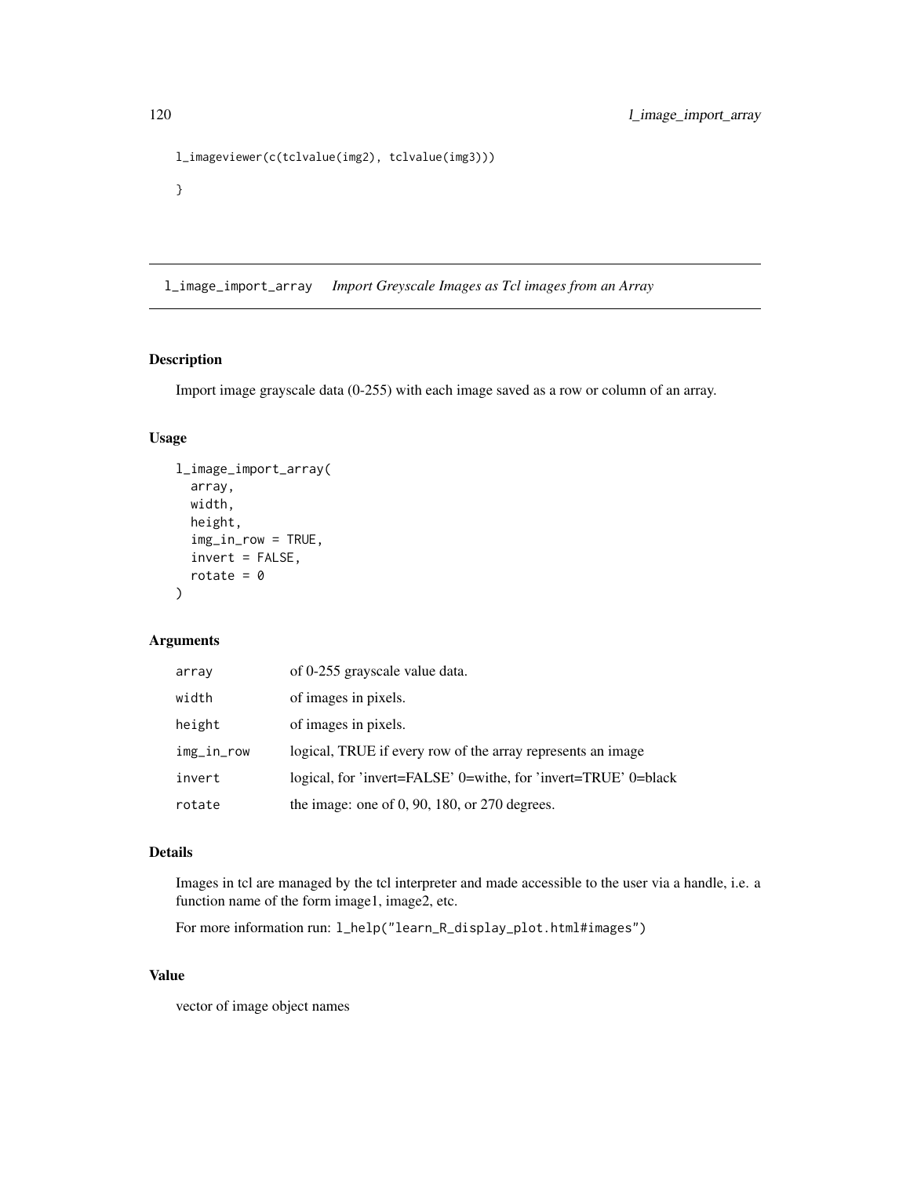```
l_imageviewer(c(tclvalue(img2), tclvalue(img3)))

}
```

## l_image_import_array *Import Greyscale Images as Tcl images from an Array*

### Description

Import image grayscale data (0-255) with each image saved as a row or column of an array.

### Usage

```
l_image_import_array(
  array,
  width,
  height,
  img_in_row = TRUE,
  invert = FALSE,
  rotate = 0
)
```

### Arguments

| | |
|---|---|
| array | of 0-255 grayscale value data. |
| width | of images in pixels. |
| height | of images in pixels. |
| img_in_row | logical, TRUE if every row of the array represents an image |
| invert | logical, for 'invert=FALSE' 0=withe, for 'invert=TRUE' 0=black |
| rotate | the image: one of 0, 90, 180, or 270 degrees. |

### Details

Images in tcl are managed by the tcl interpreter and made accessible to the user via a handle, i.e. a function name of the form image1, image2, etc.

For more information run: `l_help("learn_R_display_plot.html#images")`

### Value

vector of image object names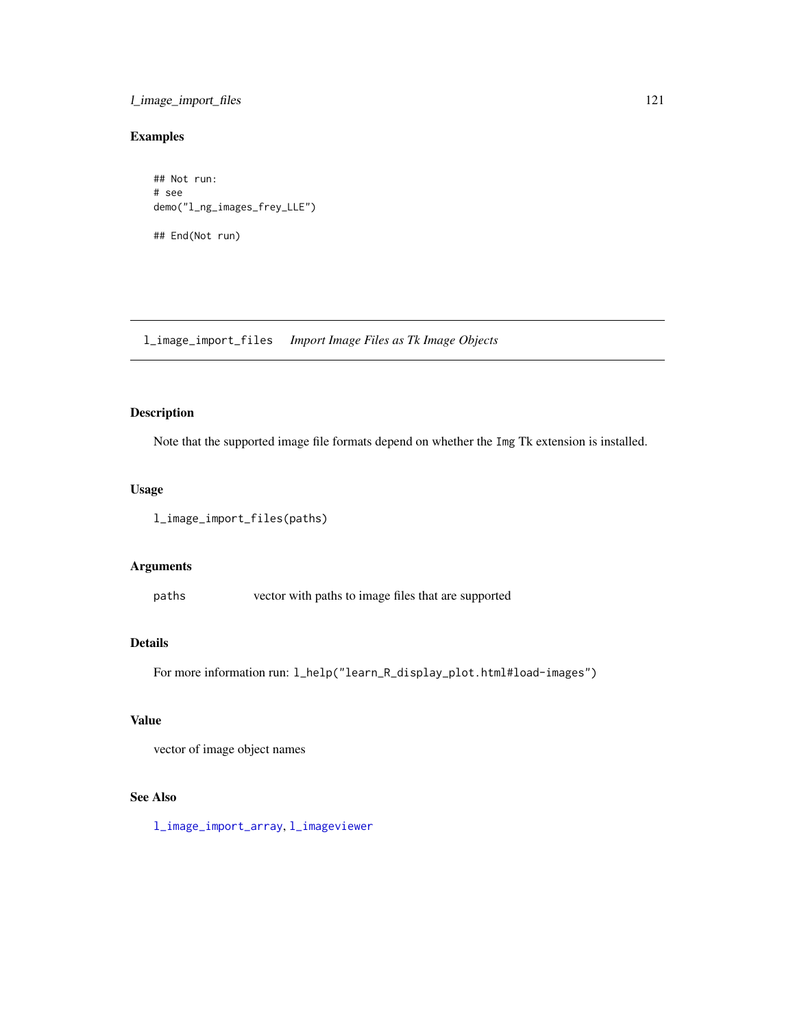## Examples

```
## Not run:
# see
demo("l_ng_images_frey_LLE")

## End(Not run)
```

---

# l_image_import_files *Import Image Files as Tk Image Objects*

---

## Description

Note that the supported image file formats depend on whether the `Img` Tk extension is installed.

## Usage

```
l_image_import_files(paths)
```

## Arguments

| | |
|---|---|
| `paths` | vector with paths to image files that are supported |

## Details

For more information run: `l_help("learn_R_display_plot.html#load-images")`

## Value

vector of image object names

## See Also

`l_image_import_array`, `l_imageviewer`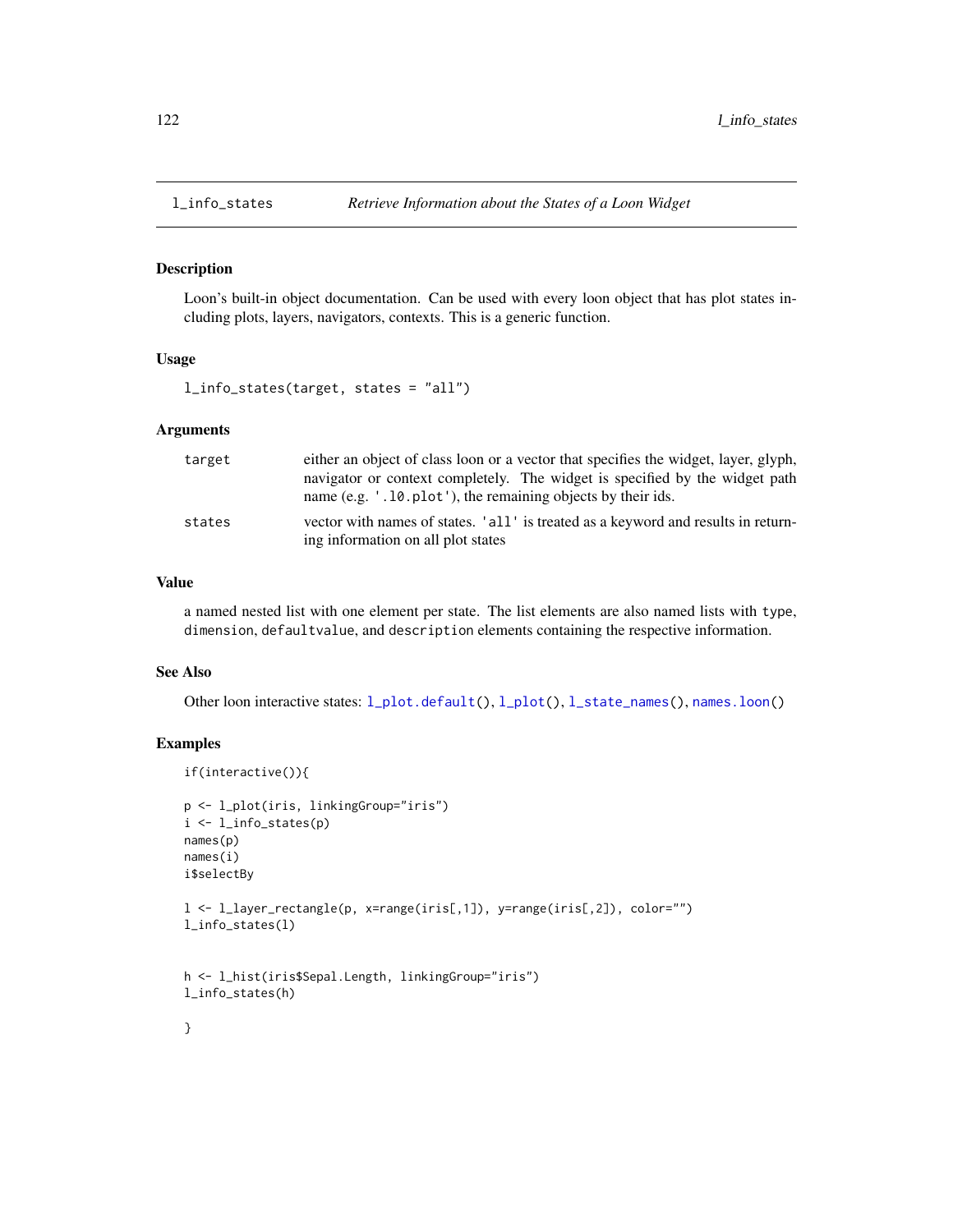# l_info_states — *Retrieve Information about the States of a Loon Widget*

## Description

Loon's built-in object documentation. Can be used with every loon object that has plot states including plots, layers, navigators, contexts. This is a generic function.

## Usage

```
l_info_states(target, states = "all")
```

## Arguments

| | |
|---|---|
| target | either an object of class loon or a vector that specifies the widget, layer, glyph, navigator or context completely. The widget is specified by the widget path name (e.g. '.l0.plot'), the remaining objects by their ids. |
| states | vector with names of states. 'all' is treated as a keyword and results in returning information on all plot states |

## Value

a named nested list with one element per state. The list elements are also named lists with type, dimension, defaultvalue, and description elements containing the respective information.

## See Also

Other loon interactive states: l_plot.default(), l_plot(), l_state_names(), names.loon()

## Examples

```
if(interactive()){

p <- l_plot(iris, linkingGroup="iris")
i <- l_info_states(p)
names(p)
names(i)
i$selectBy

l <- l_layer_rectangle(p, x=range(iris[,1]), y=range(iris[,2]), color="")
l_info_states(l)


h <- l_hist(iris$Sepal.Length, linkingGroup="iris")
l_info_states(h)

}
```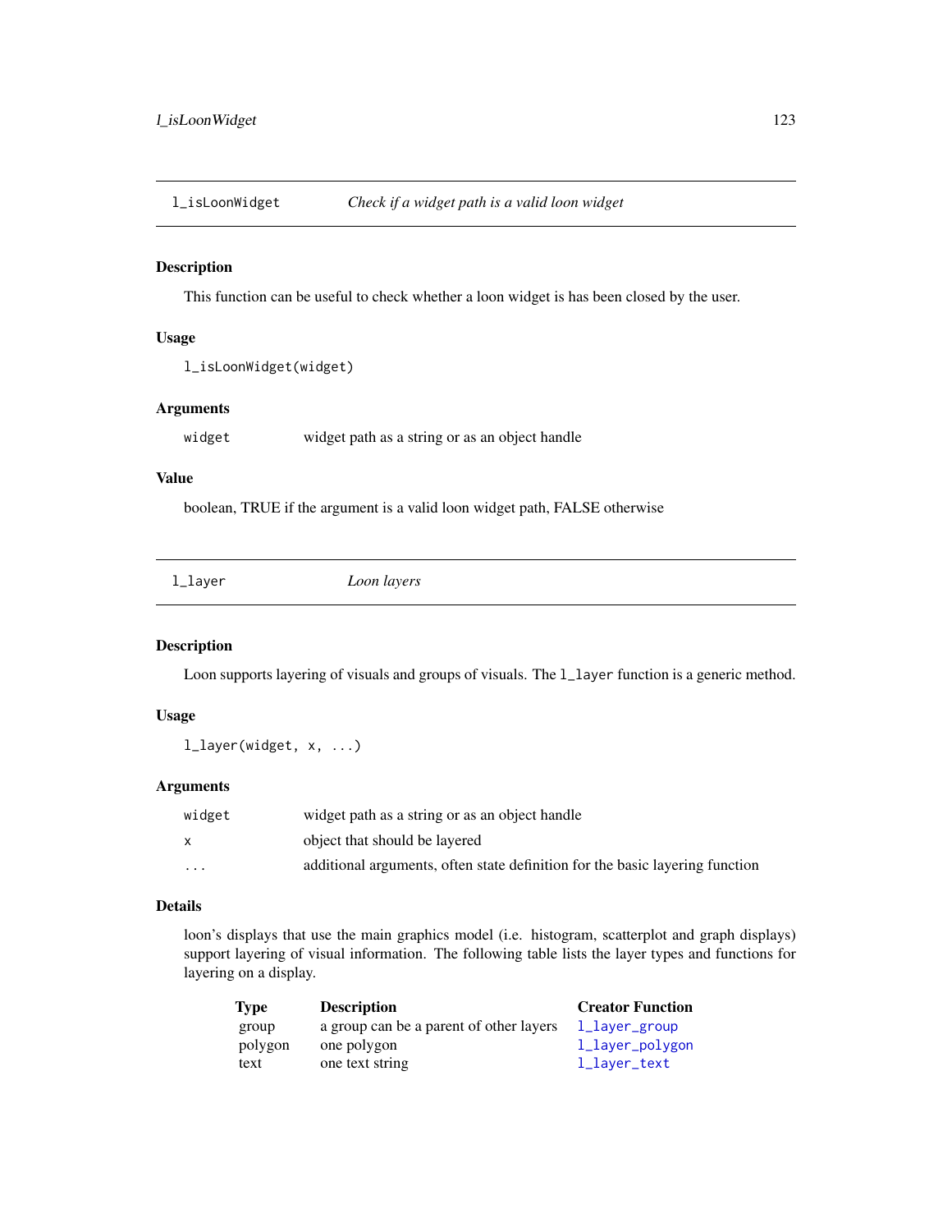## l_isLoonWidget — *Check if a widget path is a valid loon widget*

### Description

This function can be useful to check whether a loon widget is has been closed by the user.

### Usage

```
l_isLoonWidget(widget)
```

### Arguments

| | |
|---|---|
| widget | widget path as a string or as an object handle |

### Value

boolean, TRUE if the argument is a valid loon widget path, FALSE otherwise

## l_layer — *Loon layers*

### Description

Loon supports layering of visuals and groups of visuals. The `l_layer` function is a generic method.

### Usage

```
l_layer(widget, x, ...)
```

### Arguments

| | |
|---|---|
| widget | widget path as a string or as an object handle |
| x | object that should be layered |
| ... | additional arguments, often state definition for the basic layering function |

### Details

loon's displays that use the main graphics model (i.e. histogram, scatterplot and graph displays) support layering of visual information. The following table lists the layer types and functions for layering on a display.

| Type | Description | Creator Function |
|---|---|---|
| group | a group can be a parent of other layers | `l_layer_group` |
| polygon | one polygon | `l_layer_polygon` |
| text | one text string | `l_layer_text` |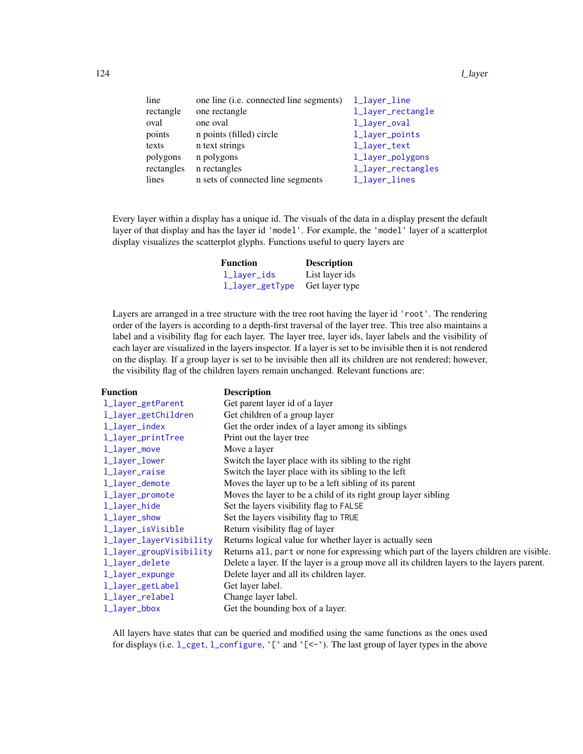| | | |
|---|---|---|
| line | one line (i.e. connected line segments) | `l_layer_line` |
| rectangle | one rectangle | `l_layer_rectangle` |
| oval | one oval | `l_layer_oval` |
| points | n points (filled) circle | `l_layer_points` |
| texts | n text strings | `l_layer_text` |
| polygons | n polygons | `l_layer_polygons` |
| rectangles | n rectangles | `l_layer_rectangles` |
| lines | n sets of connected line segments | `l_layer_lines` |

Every layer within a display has a unique id. The visuals of the data in a display present the default layer of that display and has the layer id `'model'`. For example, the `'model'` layer of a scatterplot display visualizes the scatterplot glyphs. Functions useful to query layers are

| Function | Description |
|---|---|
| `l_layer_ids` | List layer ids |
| `l_layer_getType` | Get layer type |

Layers are arranged in a tree structure with the tree root having the layer id `'root'`. The rendering order of the layers is according to a depth-first traversal of the layer tree. This tree also maintains a label and a visibility flag for each layer. The layer tree, layer ids, layer labels and the visibility of each layer are visualized in the layers inspector. If a layer is set to be invisible then it is not rendered on the display. If a group layer is set to be invisible then all its children are not rendered; however, the visibility flag of the children layers remain unchanged. Relevant functions are:

| Function | Description |
|---|---|
| `l_layer_getParent` | Get parent layer id of a layer |
| `l_layer_getChildren` | Get children of a group layer |
| `l_layer_index` | Get the order index of a layer among its siblings |
| `l_layer_printTree` | Print out the layer tree |
| `l_layer_move` | Move a layer |
| `l_layer_lower` | Switch the layer place with its sibling to the right |
| `l_layer_raise` | Switch the layer place with its sibling to the left |
| `l_layer_demote` | Moves the layer up to be a left sibling of its parent |
| `l_layer_promote` | Moves the layer to be a child of its right group layer sibling |
| `l_layer_hide` | Set the layers visibility flag to `FALSE` |
| `l_layer_show` | Set the layers visibility flag to `TRUE` |
| `l_layer_isVisible` | Return visibility flag of layer |
| `l_layer_layerVisibility` | Returns logical value for whether layer is actually seen |
| `l_layer_groupVisibility` | Returns `all`, `part` or none for expressing which part of the layers children are visible. |
| `l_layer_delete` | Delete a layer. If the layer is a group move all its children layers to the layers parent. |
| `l_layer_expunge` | Delete layer and all its children layer. |
| `l_layer_getLabel` | Get layer label. |
| `l_layer_relabel` | Change layer label. |
| `l_layer_bbox` | Get the bounding box of a layer. |

All layers have states that can be queried and modified using the same functions as the ones used for displays (i.e. `l_cget`, `l_configure`, `` `[` `` and `` `[<-` ``). The last group of layer types in the above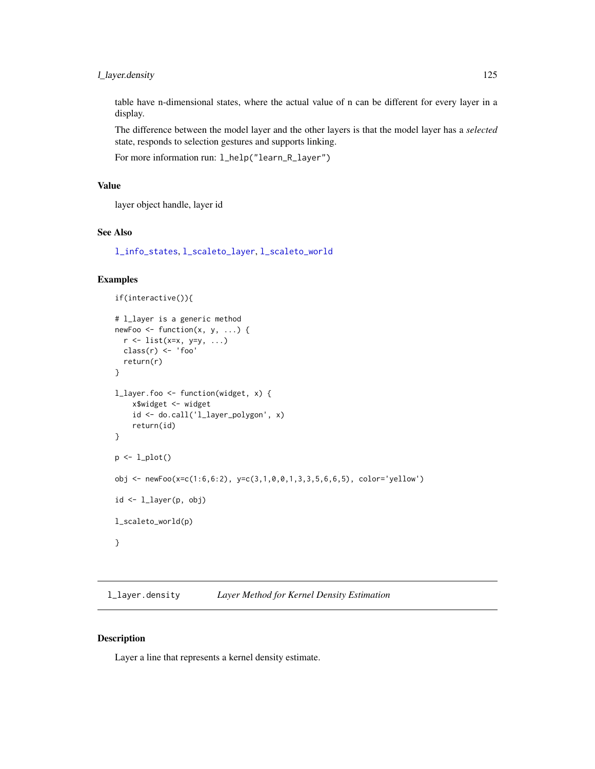table have n-dimensional states, where the actual value of n can be different for every layer in a display.

The difference between the model layer and the other layers is that the model layer has a *selected* state, responds to selection gestures and supports linking.

For more information run: `l_help("learn_R_layer")`

## Value

layer object handle, layer id

## See Also

l_info_states, l_scaleto_layer, l_scaleto_world

## Examples

```
if(interactive()){

# l_layer is a generic method
newFoo <- function(x, y, ...) {
  r <- list(x=x, y=y, ...)
  class(r) <- 'foo'
  return(r)
}

l_layer.foo <- function(widget, x) {
    x$widget <- widget
    id <- do.call('l_layer_polygon', x)
    return(id)
}

p <- l_plot()

obj <- newFoo(x=c(1:6,6:2), y=c(3,1,0,0,1,3,3,5,6,6,5), color='yellow')

id <- l_layer(p, obj)

l_scaleto_world(p)

}
```

---

# l_layer.density *Layer Method for Kernel Density Estimation*

## Description

Layer a line that represents a kernel density estimate.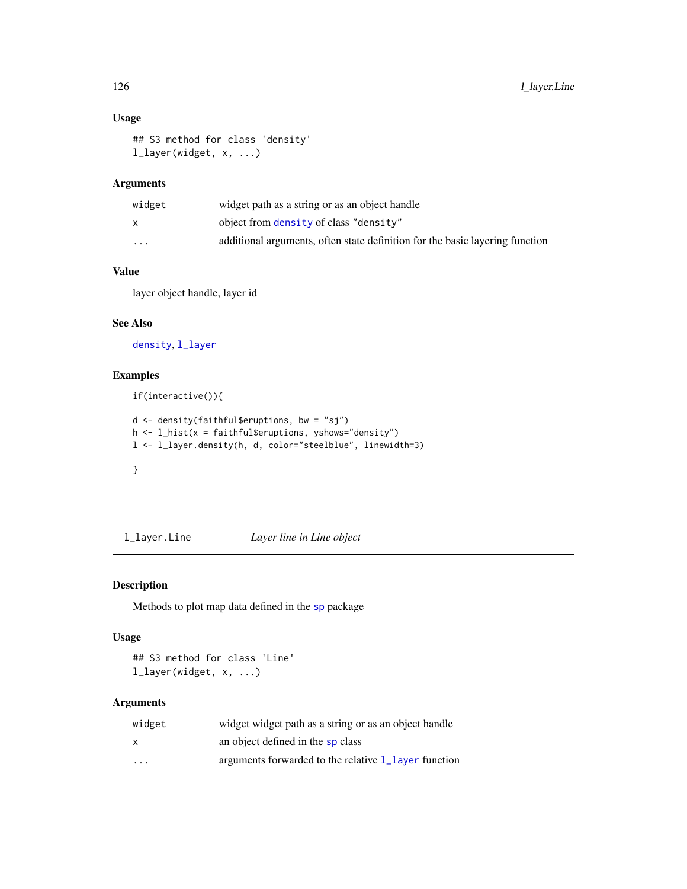### Usage

```
## S3 method for class 'density'
l_layer(widget, x, ...)
```

### Arguments

| | |
|---|---|
| widget | widget path as a string or as an object handle |
| x | object from density of class "density" |
| ... | additional arguments, often state definition for the basic layering function |

### Value

layer object handle, layer id

### See Also

density, l_layer

### Examples

```
if(interactive()){

d <- density(faithful$eruptions, bw = "sj")
h <- l_hist(x = faithful$eruptions, yshows="density")
l <- l_layer.density(h, d, color="steelblue", linewidth=3)

}
```

---

## l_layer.Line *Layer line in Line object*

### Description

Methods to plot map data defined in the sp package

### Usage

```
## S3 method for class 'Line'
l_layer(widget, x, ...)
```

### Arguments

| | |
|---|---|
| widget | widget widget path as a string or as an object handle |
| x | an object defined in the sp class |
| ... | arguments forwarded to the relative l_layer function |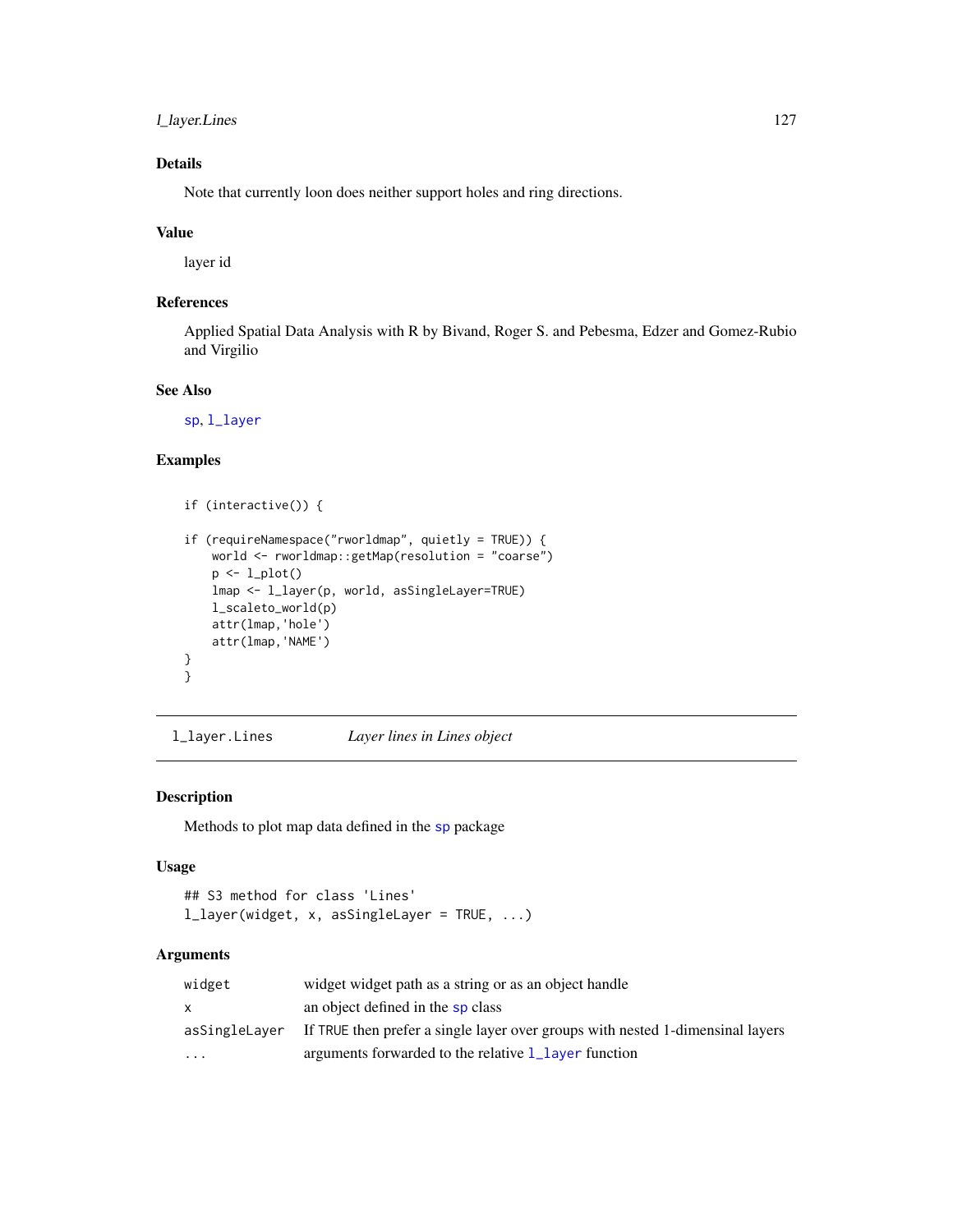## Details

Note that currently loon does neither support holes and ring directions.

## Value

layer id

## References

Applied Spatial Data Analysis with R by Bivand, Roger S. and Pebesma, Edzer and Gomez-Rubio and Virgilio

## See Also

sp, l_layer

## Examples

```
if (interactive()) {

if (requireNamespace("rworldmap", quietly = TRUE)) {
    world <- rworldmap::getMap(resolution = "coarse")
    p <- l_plot()
    lmap <- l_layer(p, world, asSingleLayer=TRUE)
    l_scaleto_world(p)
    attr(lmap,'hole')
    attr(lmap,'NAME')
}
}
```

---

# l_layer.Lines *Layer lines in Lines object*

## Description

Methods to plot map data defined in the sp package

## Usage

```
## S3 method for class 'Lines'
l_layer(widget, x, asSingleLayer = TRUE, ...)
```

## Arguments

| | |
|---|---|
| widget | widget widget path as a string or as an object handle |
| x | an object defined in the sp class |
| asSingleLayer | If TRUE then prefer a single layer over groups with nested 1-dimensinal layers |
| ... | arguments forwarded to the relative l_layer function |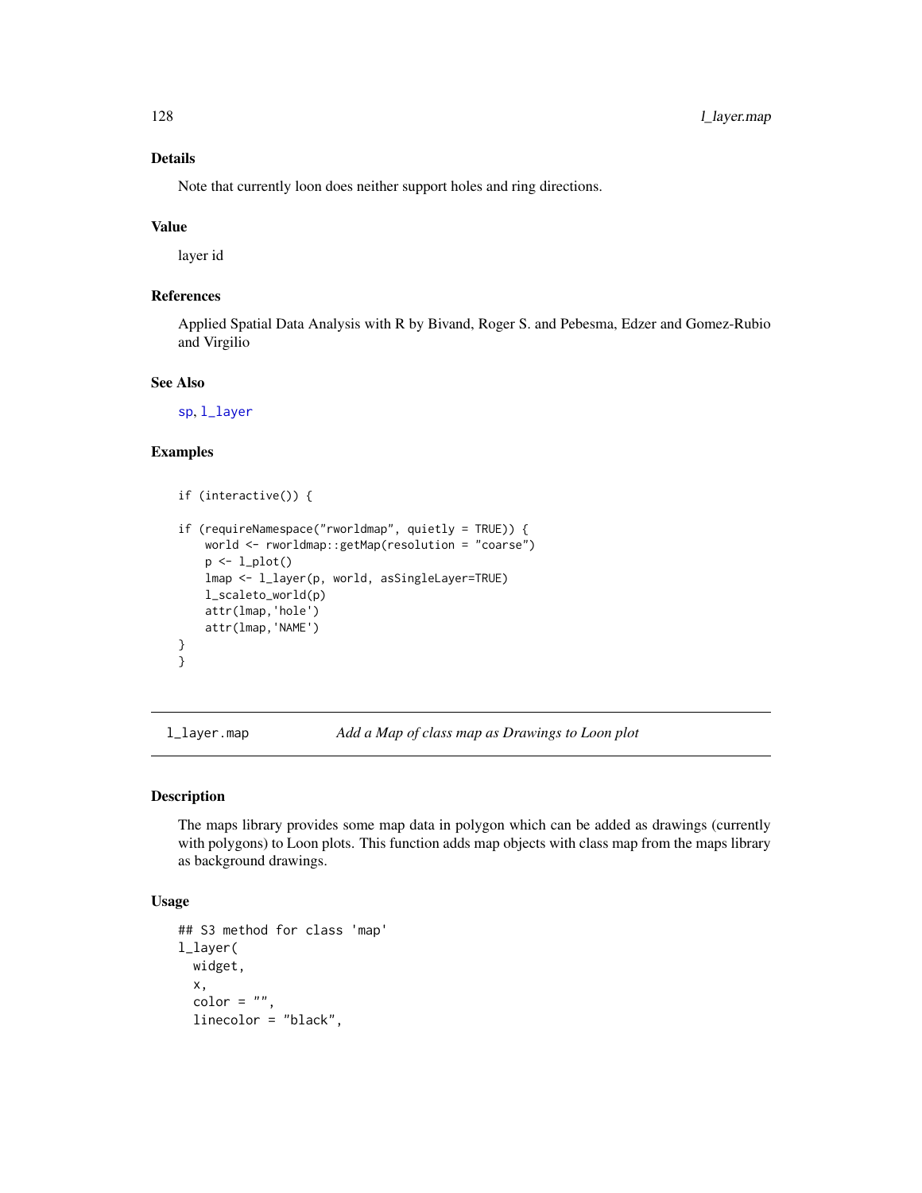## Details

Note that currently loon does neither support holes and ring directions.

## Value

layer id

## References

Applied Spatial Data Analysis with R by Bivand, Roger S. and Pebesma, Edzer and Gomez-Rubio and Virgilio

## See Also

sp, l_layer

## Examples

```
if (interactive()) {

if (requireNamespace("rworldmap", quietly = TRUE)) {
    world <- rworldmap::getMap(resolution = "coarse")
    p <- l_plot()
    lmap <- l_layer(p, world, asSingleLayer=TRUE)
    l_scaleto_world(p)
    attr(lmap,'hole')
    attr(lmap,'NAME')
}
}
```

---

# l_layer.map — *Add a Map of class map as Drawings to Loon plot*

## Description

The maps library provides some map data in polygon which can be added as drawings (currently with polygons) to Loon plots. This function adds map objects with class map from the maps library as background drawings.

## Usage

```
## S3 method for class 'map'
l_layer(
  widget,
  x,
  color = "",
  linecolor = "black",
```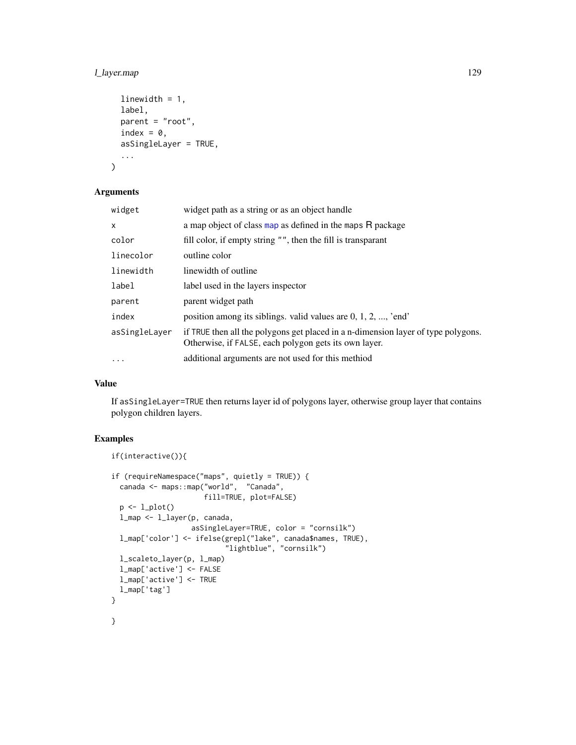```
  linewidth = 1,
  label,
  parent = "root",
  index = 0,
  asSingleLayer = TRUE,
  ...
)
```

## Arguments

| | |
|---|---|
| widget | widget path as a string or as an object handle |
| x | a map object of class map as defined in the maps R package |
| color | fill color, if empty string "", then the fill is transparant |
| linecolor | outline color |
| linewidth | linewidth of outline |
| label | label used in the layers inspector |
| parent | parent widget path |
| index | position among its siblings. valid values are 0, 1, 2, ..., 'end' |
| asSingleLayer | if TRUE then all the polygons get placed in a n-dimension layer of type polygons. Otherwise, if FALSE, each polygon gets its own layer. |
| ... | additional arguments are not used for this methiod |

## Value

If asSingleLayer=TRUE then returns layer id of polygons layer, otherwise group layer that contains polygon children layers.

## Examples

```
if(interactive()){

if (requireNamespace("maps", quietly = TRUE)) {
  canada <- maps::map("world",  "Canada",
                      fill=TRUE, plot=FALSE)
  p <- l_plot()
  l_map <- l_layer(p, canada,
                   asSingleLayer=TRUE, color = "cornsilk")
  l_map['color'] <- ifelse(grepl("lake", canada$names, TRUE),
                           "lightblue", "cornsilk")
  l_scaleto_layer(p, l_map)
  l_map['active'] <- FALSE
  l_map['active'] <- TRUE
  l_map['tag']
}

}
```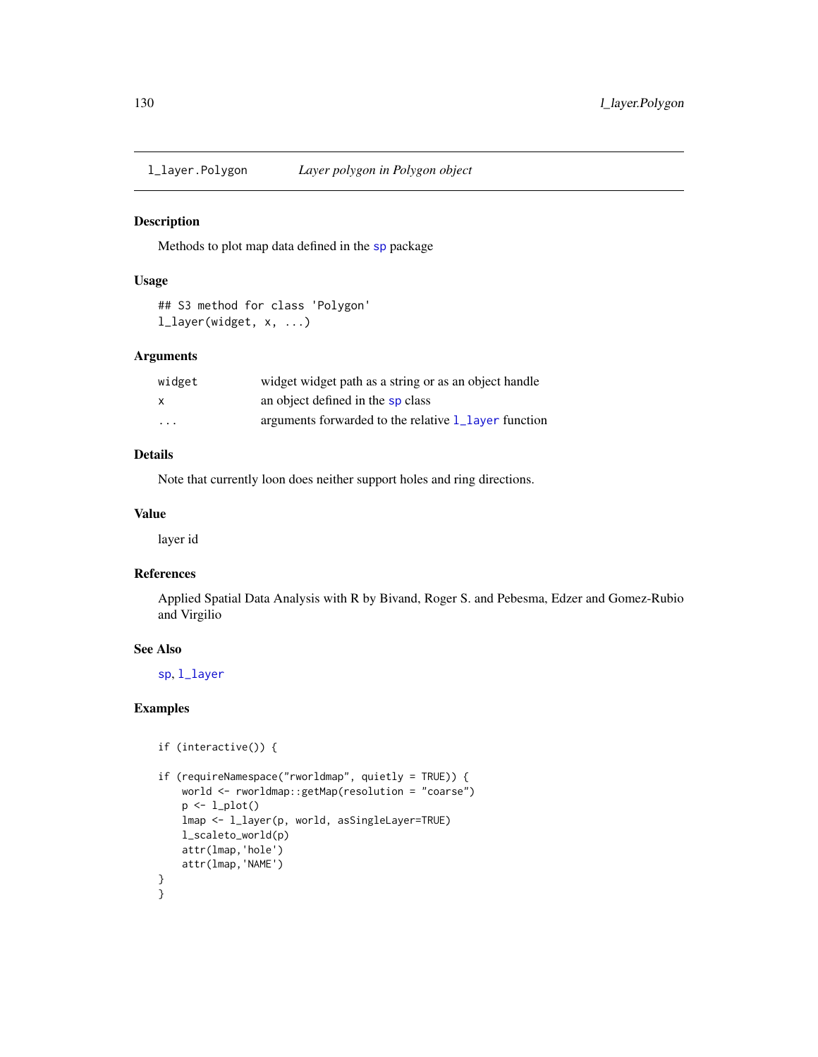l_layer.Polygon — *Layer polygon in Polygon object*

## Description

Methods to plot map data defined in the sp package

## Usage

```
## S3 method for class 'Polygon'
l_layer(widget, x, ...)
```

## Arguments

| | |
|---|---|
| widget | widget widget path as a string or as an object handle |
| x | an object defined in the sp class |
| ... | arguments forwarded to the relative l_layer function |

## Details

Note that currently loon does neither support holes and ring directions.

## Value

layer id

## References

Applied Spatial Data Analysis with R by Bivand, Roger S. and Pebesma, Edzer and Gomez-Rubio and Virgilio

## See Also

sp, l_layer

## Examples

```
if (interactive()) {

if (requireNamespace("rworldmap", quietly = TRUE)) {
    world <- rworldmap::getMap(resolution = "coarse")
    p <- l_plot()
    lmap <- l_layer(p, world, asSingleLayer=TRUE)
    l_scaleto_world(p)
    attr(lmap,'hole')
    attr(lmap,'NAME')
}
}
```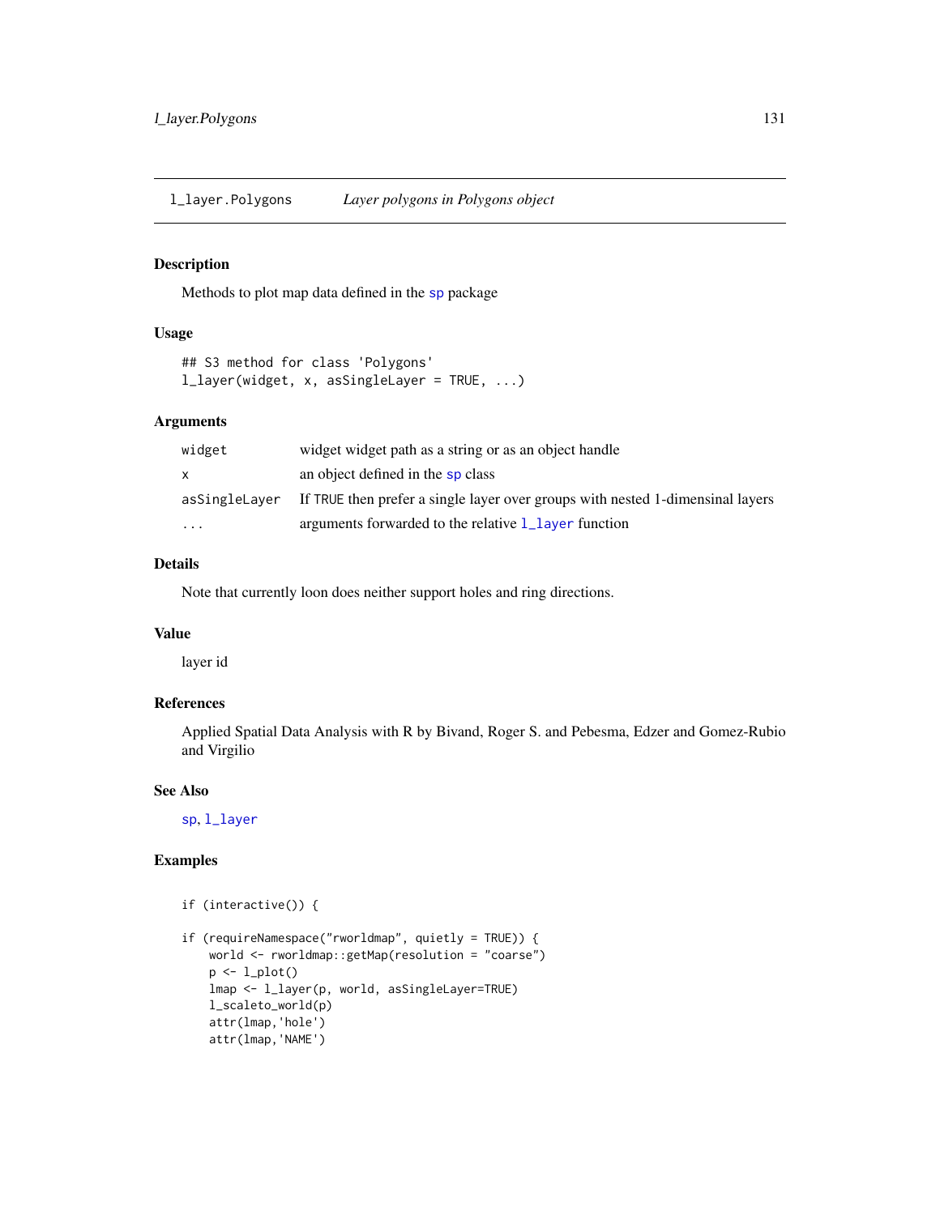`l_layer.Polygons` *Layer polygons in Polygons object*

## Description

Methods to plot map data defined in the `sp` package

## Usage

```
## S3 method for class 'Polygons'
l_layer(widget, x, asSingleLayer = TRUE, ...)
```

## Arguments

| | |
|---|---|
| `widget` | widget widget path as a string or as an object handle |
| `x` | an object defined in the `sp` class |
| `asSingleLayer` | If `TRUE` then prefer a single layer over groups with nested 1-dimensinal layers |
| `...` | arguments forwarded to the relative `l_layer` function |

## Details

Note that currently loon does neither support holes and ring directions.

## Value

layer id

## References

Applied Spatial Data Analysis with R by Bivand, Roger S. and Pebesma, Edzer and Gomez-Rubio and Virgilio

## See Also

`sp`, `l_layer`

## Examples

```
if (interactive()) {

if (requireNamespace("rworldmap", quietly = TRUE)) {
    world <- rworldmap::getMap(resolution = "coarse")
    p <- l_plot()
    lmap <- l_layer(p, world, asSingleLayer=TRUE)
    l_scaleto_world(p)
    attr(lmap,'hole')
    attr(lmap,'NAME')
```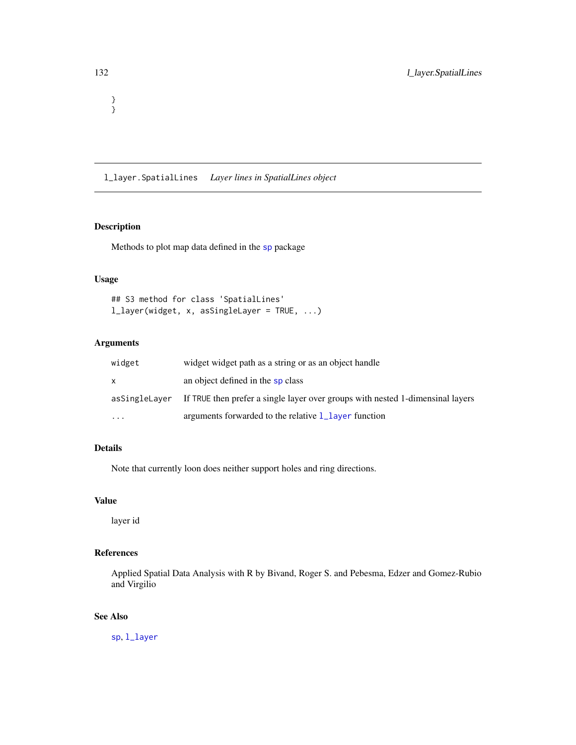```
    }
}
```

## l_layer.SpatialLines *Layer lines in SpatialLines object*

### Description

Methods to plot map data defined in the sp package

### Usage

```
## S3 method for class 'SpatialLines'
l_layer(widget, x, asSingleLayer = TRUE, ...)
```

### Arguments

| | |
|---|---|
| widget | widget widget path as a string or as an object handle |
| x | an object defined in the sp class |
| asSingleLayer | If TRUE then prefer a single layer over groups with nested 1-dimensinal layers |
| ... | arguments forwarded to the relative l_layer function |

### Details

Note that currently loon does neither support holes and ring directions.

### Value

layer id

### References

Applied Spatial Data Analysis with R by Bivand, Roger S. and Pebesma, Edzer and Gomez-Rubio and Virgilio

### See Also

sp, l_layer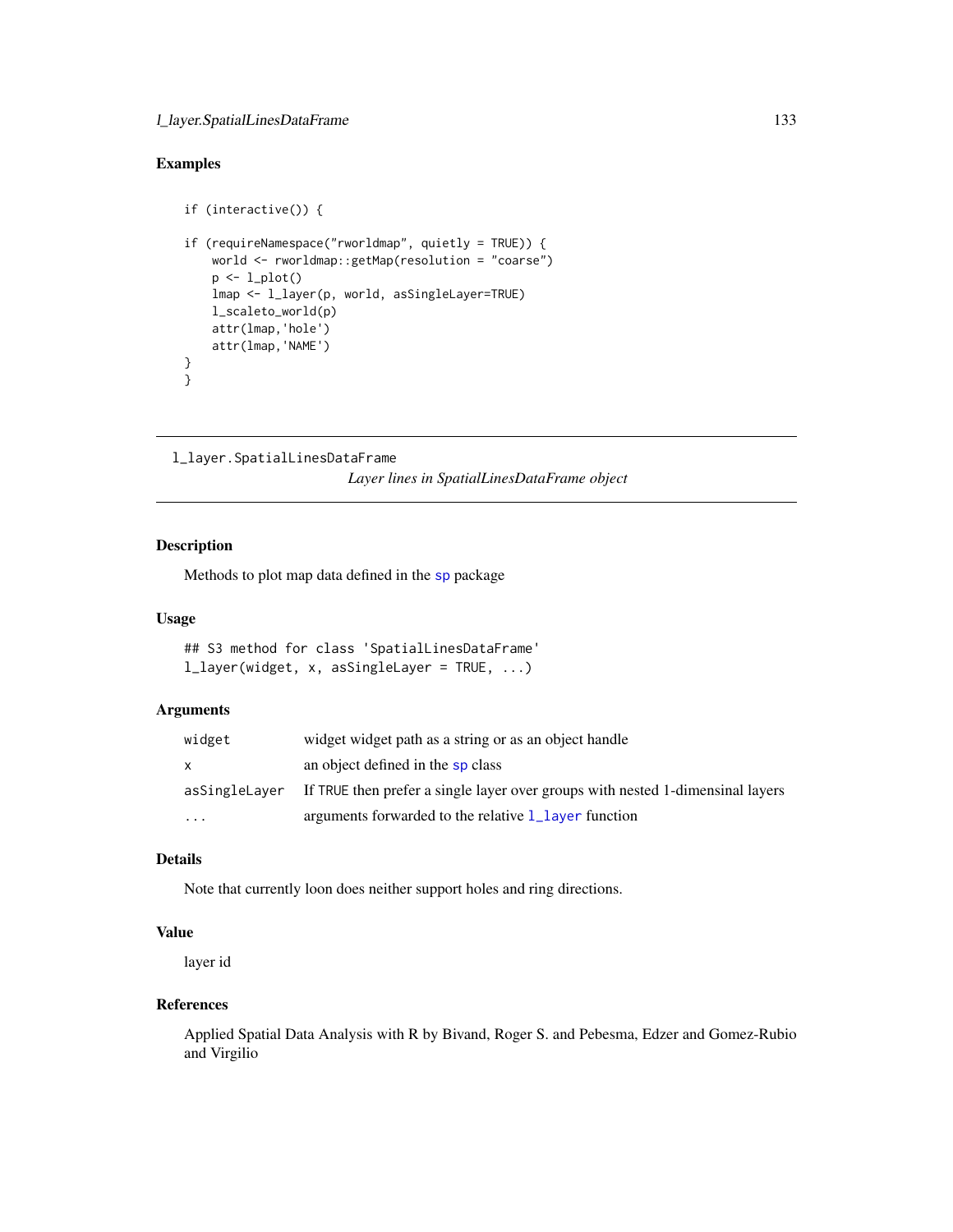## Examples

```
if (interactive()) {

if (requireNamespace("rworldmap", quietly = TRUE)) {
    world <- rworldmap::getMap(resolution = "coarse")
    p <- l_plot()
    lmap <- l_layer(p, world, asSingleLayer=TRUE)
    l_scaleto_world(p)
    attr(lmap,'hole')
    attr(lmap,'NAME')
}
}
```

---

`l_layer.SpatialLinesDataFrame`

*Layer lines in SpatialLinesDataFrame object*

---

## Description

Methods to plot map data defined in the sp package

## Usage

```
## S3 method for class 'SpatialLinesDataFrame'
l_layer(widget, x, asSingleLayer = TRUE, ...)
```

## Arguments

| | |
|---|---|
| widget | widget widget path as a string or as an object handle |
| x | an object defined in the sp class |
| asSingleLayer | If TRUE then prefer a single layer over groups with nested 1-dimensinal layers |
| ... | arguments forwarded to the relative l_layer function |

## Details

Note that currently loon does neither support holes and ring directions.

## Value

layer id

## References

Applied Spatial Data Analysis with R by Bivand, Roger S. and Pebesma, Edzer and Gomez-Rubio and Virgilio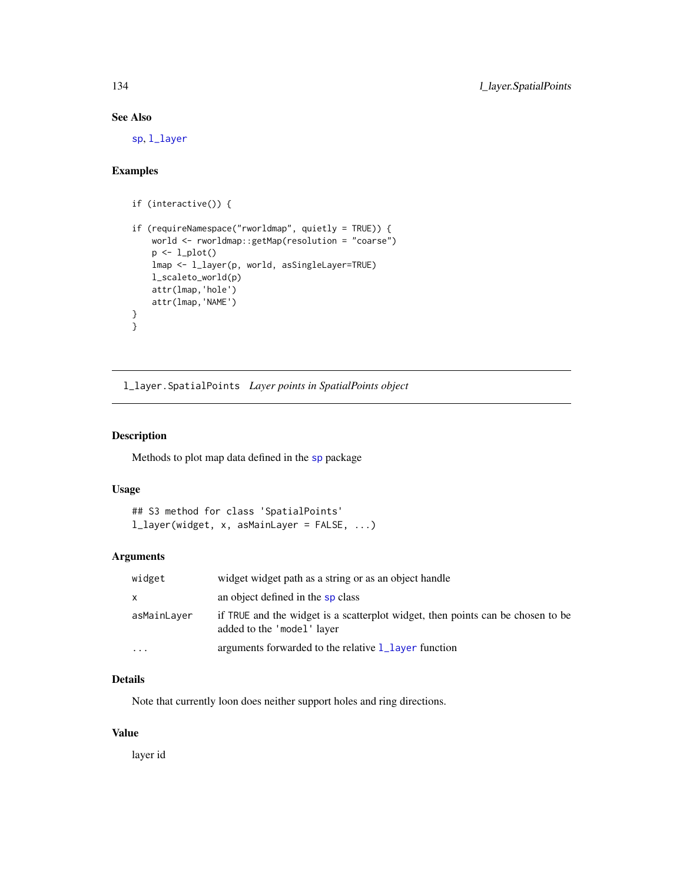### See Also

sp, l_layer

### Examples

```
if (interactive()) {

if (requireNamespace("rworldmap", quietly = TRUE)) {
    world <- rworldmap::getMap(resolution = "coarse")
    p <- l_plot()
    lmap <- l_layer(p, world, asSingleLayer=TRUE)
    l_scaleto_world(p)
    attr(lmap,'hole')
    attr(lmap,'NAME')
}
}
```

---

## l_layer.SpatialPoints *Layer points in SpatialPoints object*

---

### Description

Methods to plot map data defined in the sp package

### Usage

```
## S3 method for class 'SpatialPoints'
l_layer(widget, x, asMainLayer = FALSE, ...)
```

### Arguments

| | |
|---|---|
| widget | widget widget path as a string or as an object handle |
| x | an object defined in the sp class |
| asMainLayer | if TRUE and the widget is a scatterplot widget, then points can be chosen to be added to the 'model' layer |
| ... | arguments forwarded to the relative l_layer function |

### Details

Note that currently loon does neither support holes and ring directions.

### Value

layer id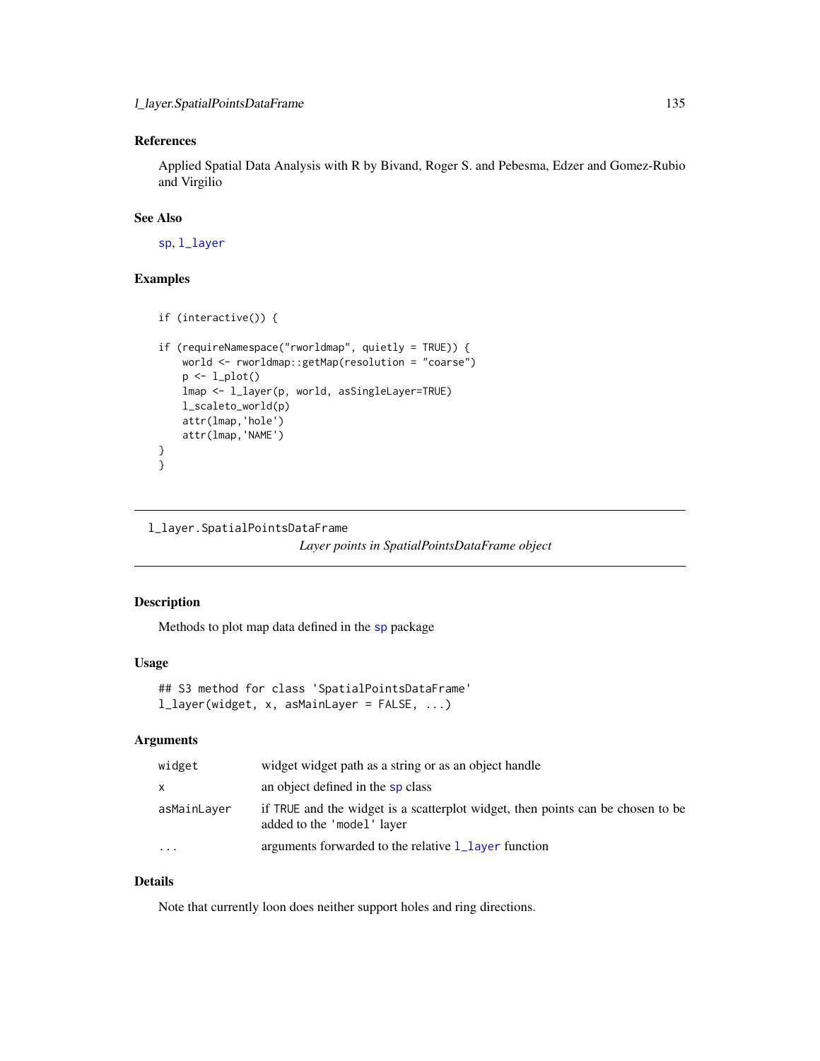## References

Applied Spatial Data Analysis with R by Bivand, Roger S. and Pebesma, Edzer and Gomez-Rubio and Virgilio

## See Also

sp, l_layer

## Examples

```
if (interactive()) {

if (requireNamespace("rworldmap", quietly = TRUE)) {
    world <- rworldmap::getMap(resolution = "coarse")
    p <- l_plot()
    lmap <- l_layer(p, world, asSingleLayer=TRUE)
    l_scaleto_world(p)
    attr(lmap,'hole')
    attr(lmap,'NAME')
}
}
```

---

# l_layer.SpatialPointsDataFrame

*Layer points in SpatialPointsDataFrame object*

## Description

Methods to plot map data defined in the sp package

## Usage

```
## S3 method for class 'SpatialPointsDataFrame'
l_layer(widget, x, asMainLayer = FALSE, ...)
```

## Arguments

| | |
|---|---|
| widget | widget widget path as a string or as an object handle |
| x | an object defined in the sp class |
| asMainLayer | if TRUE and the widget is a scatterplot widget, then points can be chosen to be added to the 'model' layer |
| ... | arguments forwarded to the relative l_layer function |

## Details

Note that currently loon does neither support holes and ring directions.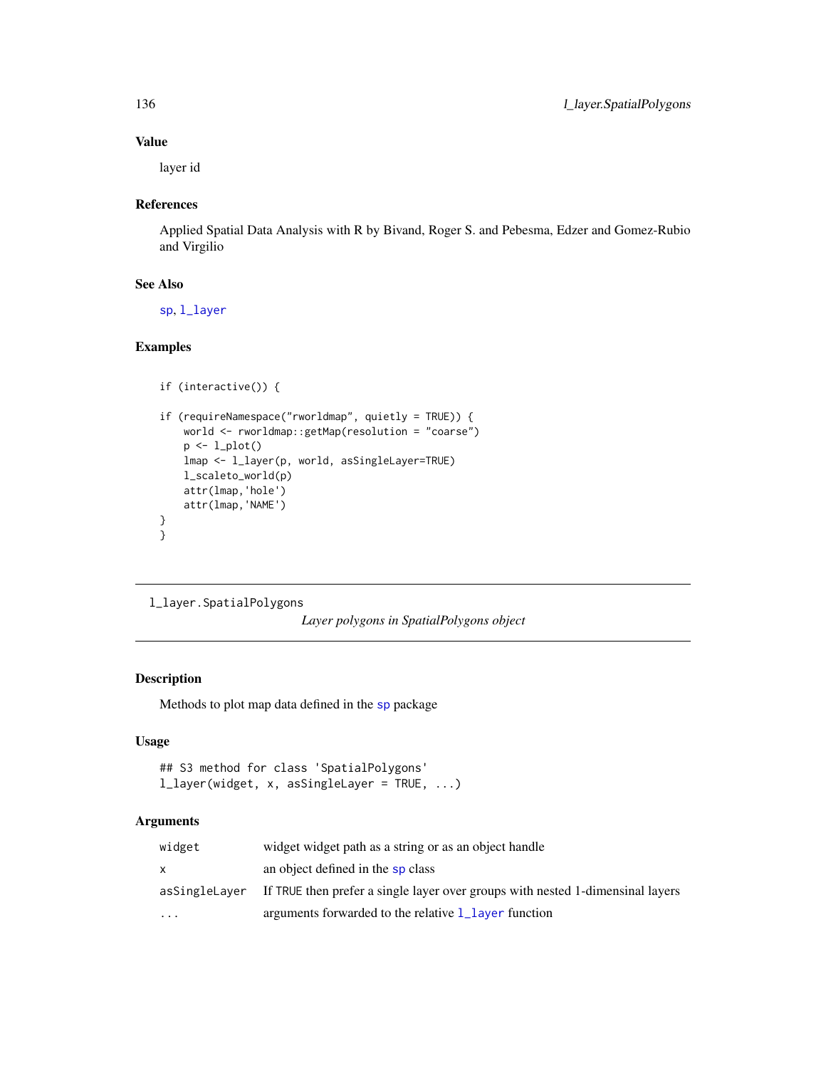## Value

layer id

## References

Applied Spatial Data Analysis with R by Bivand, Roger S. and Pebesma, Edzer and Gomez-Rubio and Virgilio

## See Also

sp, l_layer

## Examples

```
if (interactive()) {

if (requireNamespace("rworldmap", quietly = TRUE)) {
    world <- rworldmap::getMap(resolution = "coarse")
    p <- l_plot()
    lmap <- l_layer(p, world, asSingleLayer=TRUE)
    l_scaleto_world(p)
    attr(lmap,'hole')
    attr(lmap,'NAME')
}
}
```

---

# l_layer.SpatialPolygons

*Layer polygons in SpatialPolygons object*

## Description

Methods to plot map data defined in the sp package

## Usage

```
## S3 method for class 'SpatialPolygons'
l_layer(widget, x, asSingleLayer = TRUE, ...)
```

## Arguments

| | |
|---|---|
| widget | widget widget path as a string or as an object handle |
| x | an object defined in the sp class |
| asSingleLayer | If TRUE then prefer a single layer over groups with nested 1-dimensinal layers |
| ... | arguments forwarded to the relative l_layer function |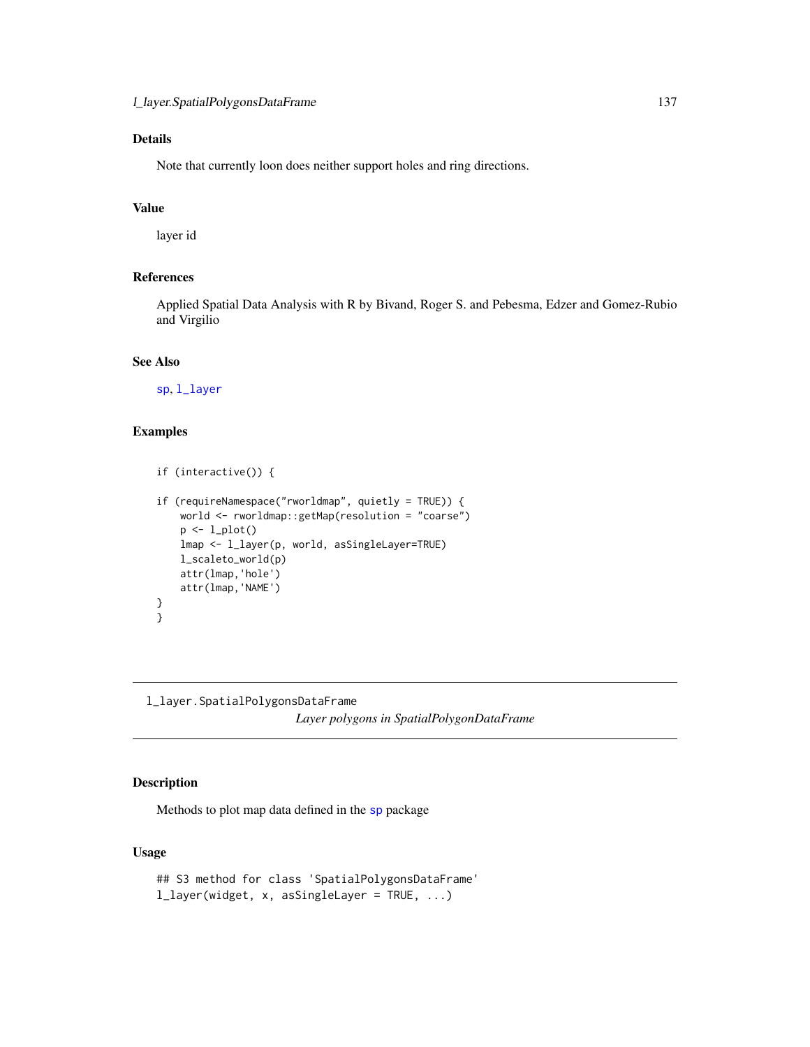## Details

Note that currently loon does neither support holes and ring directions.

## Value

layer id

## References

Applied Spatial Data Analysis with R by Bivand, Roger S. and Pebesma, Edzer and Gomez-Rubio and Virgilio

## See Also

sp, l_layer

## Examples

```
if (interactive()) {

if (requireNamespace("rworldmap", quietly = TRUE)) {
    world <- rworldmap::getMap(resolution = "coarse")
    p <- l_plot()
    lmap <- l_layer(p, world, asSingleLayer=TRUE)
    l_scaleto_world(p)
    attr(lmap,'hole')
    attr(lmap,'NAME')
}
}
```

---

# l_layer.SpatialPolygonsDataFrame

*Layer polygons in SpatialPolygonDataFrame*

## Description

Methods to plot map data defined in the sp package

## Usage

```
## S3 method for class 'SpatialPolygonsDataFrame'
l_layer(widget, x, asSingleLayer = TRUE, ...)
```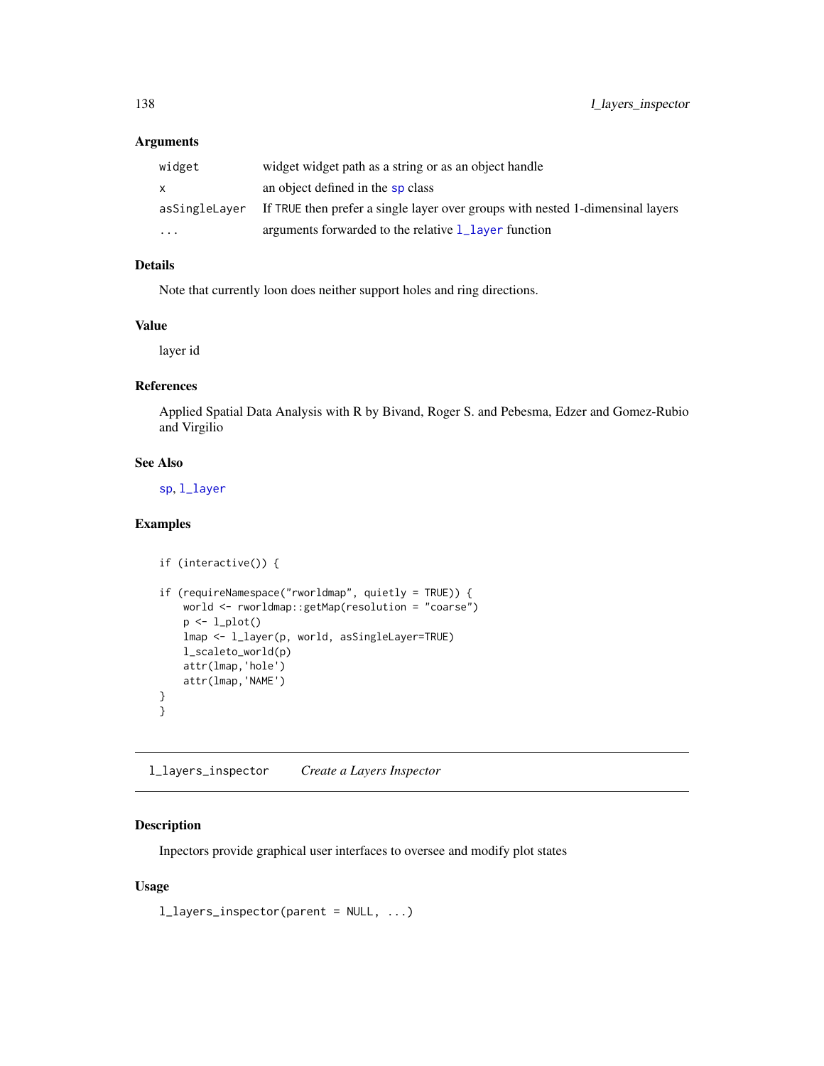### Arguments

| | |
|---|---|
| `widget` | widget widget path as a string or as an object handle |
| `x` | an object defined in the `sp` class |
| `asSingleLayer` | If `TRUE` then prefer a single layer over groups with nested 1-dimensinal layers |
| `...` | arguments forwarded to the relative `l_layer` function |

### Details

Note that currently loon does neither support holes and ring directions.

### Value

layer id

### References

Applied Spatial Data Analysis with R by Bivand, Roger S. and Pebesma, Edzer and Gomez-Rubio and Virgilio

### See Also

`sp`, `l_layer`

### Examples

```
if (interactive()) {

if (requireNamespace("rworldmap", quietly = TRUE)) {
    world <- rworldmap::getMap(resolution = "coarse")
    p <- l_plot()
    lmap <- l_layer(p, world, asSingleLayer=TRUE)
    l_scaleto_world(p)
    attr(lmap,'hole')
    attr(lmap,'NAME')
}
}
```

---

## `l_layers_inspector` *Create a Layers Inspector*

### Description

Inpectors provide graphical user interfaces to oversee and modify plot states

### Usage

```
l_layers_inspector(parent = NULL, ...)
```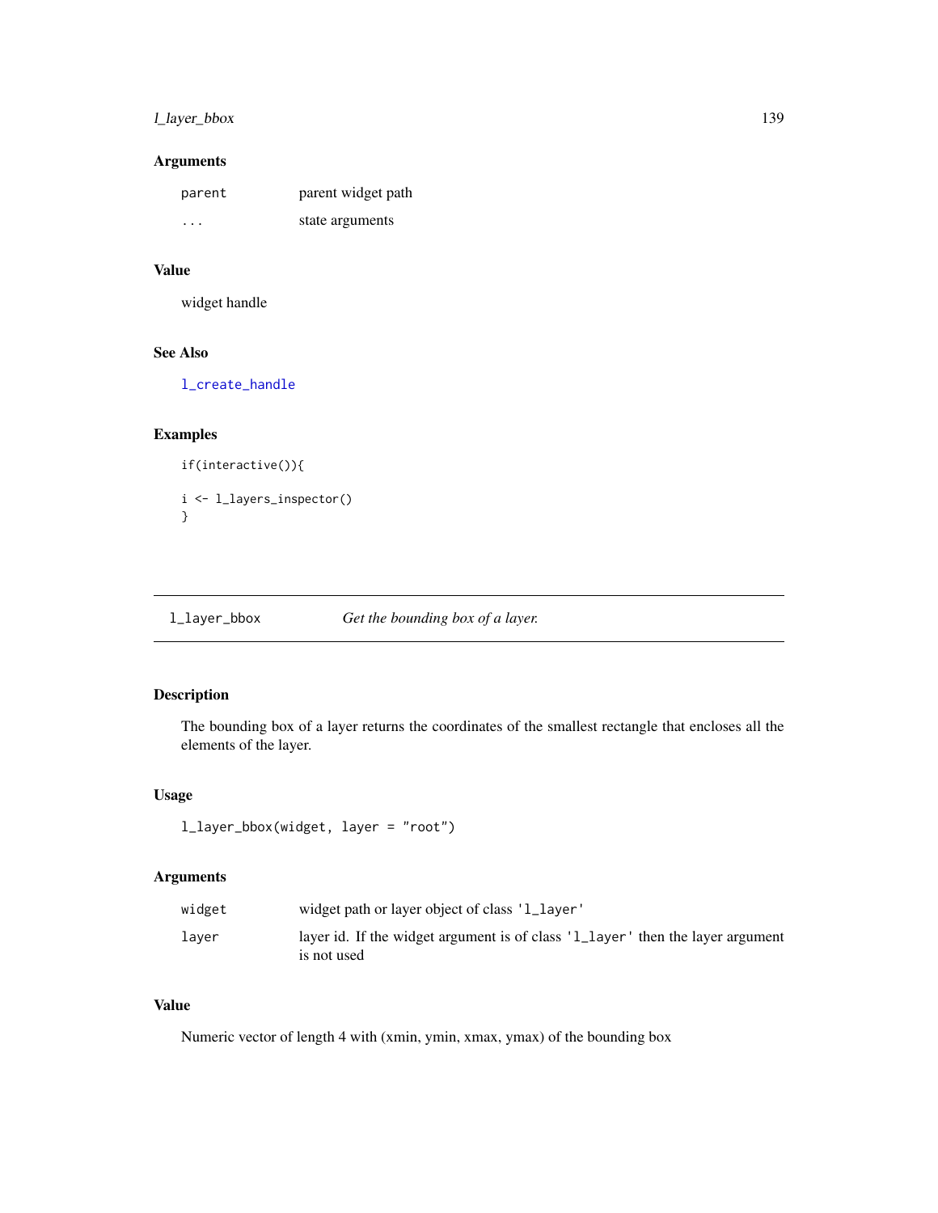### Arguments

| | |
|---|---|
| parent | parent widget path |
| ... | state arguments |

### Value

widget handle

### See Also

l_create_handle

### Examples

```
if(interactive()){

i <- l_layers_inspector()
}
```

---

## l_layer_bbox    *Get the bounding box of a layer.*

---

### Description

The bounding box of a layer returns the coordinates of the smallest rectangle that encloses all the elements of the layer.

### Usage

```
l_layer_bbox(widget, layer = "root")
```

### Arguments

| | |
|---|---|
| widget | widget path or layer object of class 'l_layer' |
| layer | layer id. If the widget argument is of class 'l_layer' then the layer argument is not used |

### Value

Numeric vector of length 4 with (xmin, ymin, xmax, ymax) of the bounding box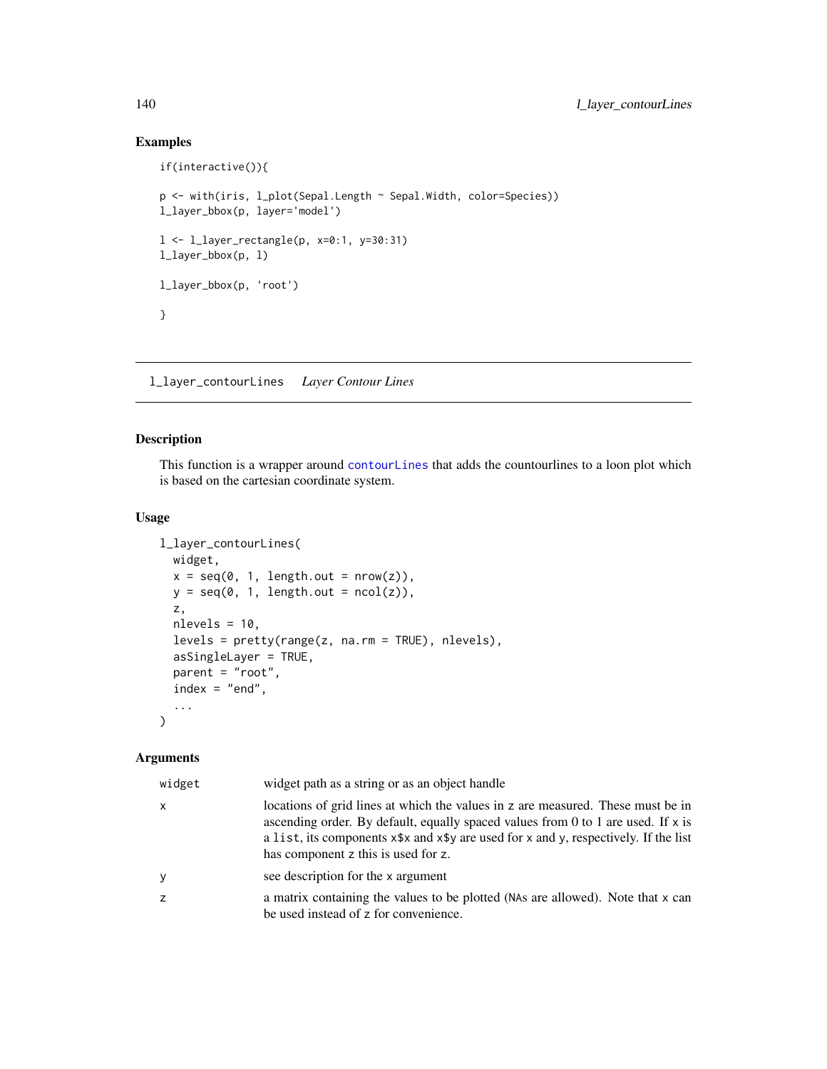## Examples

```
if(interactive()){

p <- with(iris, l_plot(Sepal.Length ~ Sepal.Width, color=Species))
l_layer_bbox(p, layer='model')

l <- l_layer_rectangle(p, x=0:1, y=30:31)
l_layer_bbox(p, l)

l_layer_bbox(p, 'root')

}
```

---

# l_layer_contourLines    *Layer Contour Lines*

---

## Description

This function is a wrapper around contourLines that adds the countourlines to a loon plot which is based on the cartesian coordinate system.

## Usage

```
l_layer_contourLines(
  widget,
  x = seq(0, 1, length.out = nrow(z)),
  y = seq(0, 1, length.out = ncol(z)),
  z,
  nlevels = 10,
  levels = pretty(range(z, na.rm = TRUE), nlevels),
  asSingleLayer = TRUE,
  parent = "root",
  index = "end",
  ...
)
```

## Arguments

| | |
|---|---|
| widget | widget path as a string or as an object handle |
| x | locations of grid lines at which the values in z are measured. These must be in ascending order. By default, equally spaced values from 0 to 1 are used. If x is a list, its components x$x and x$y are used for x and y, respectively. If the list has component z this is used for z. |
| y | see description for the x argument |
| z | a matrix containing the values to be plotted (NAs are allowed). Note that x can be used instead of z for convenience. |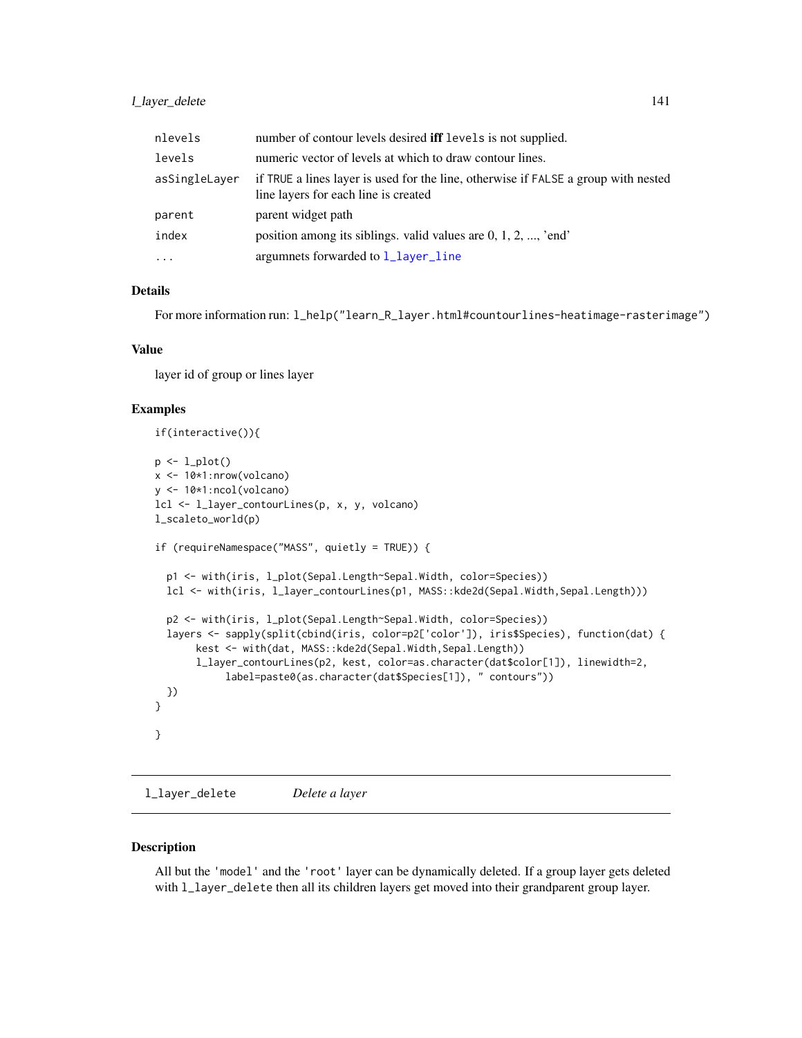| | |
|---|---|
| nlevels | number of contour levels desired **iff** `levels` is not supplied. |
| levels | numeric vector of levels at which to draw contour lines. |
| asSingleLayer | if `TRUE` a lines layer is used for the line, otherwise if `FALSE` a group with nested line layers for each line is created |
| parent | parent widget path |
| index | position among its siblings. valid values are 0, 1, 2, ..., 'end' |
| ... | argumnets forwarded to `l_layer_line` |

### Details

For more information run: `l_help("learn_R_layer.html#countourlines-heatimage-rasterimage")`

### Value

layer id of group or lines layer

### Examples

```
if(interactive()){

p <- l_plot()
x <- 10*1:nrow(volcano)
y <- 10*1:ncol(volcano)
lcl <- l_layer_contourLines(p, x, y, volcano)
l_scaleto_world(p)

if (requireNamespace("MASS", quietly = TRUE)) {

  p1 <- with(iris, l_plot(Sepal.Length~Sepal.Width, color=Species))
  lcl <- with(iris, l_layer_contourLines(p1, MASS::kde2d(Sepal.Width,Sepal.Length)))

  p2 <- with(iris, l_plot(Sepal.Length~Sepal.Width, color=Species))
  layers <- sapply(split(cbind(iris, color=p2['color']), iris$Species), function(dat) {
       kest <- with(dat, MASS::kde2d(Sepal.Width,Sepal.Length))
       l_layer_contourLines(p2, kest, color=as.character(dat$color[1]), linewidth=2,
            label=paste0(as.character(dat$Species[1]), " contours"))
  })
}

}
```

---

## l_layer_delete    *Delete a layer*

---

### Description

All but the `'model'` and the `'root'` layer can be dynamically deleted. If a group layer gets deleted with `l_layer_delete` then all its children layers get moved into their grandparent group layer.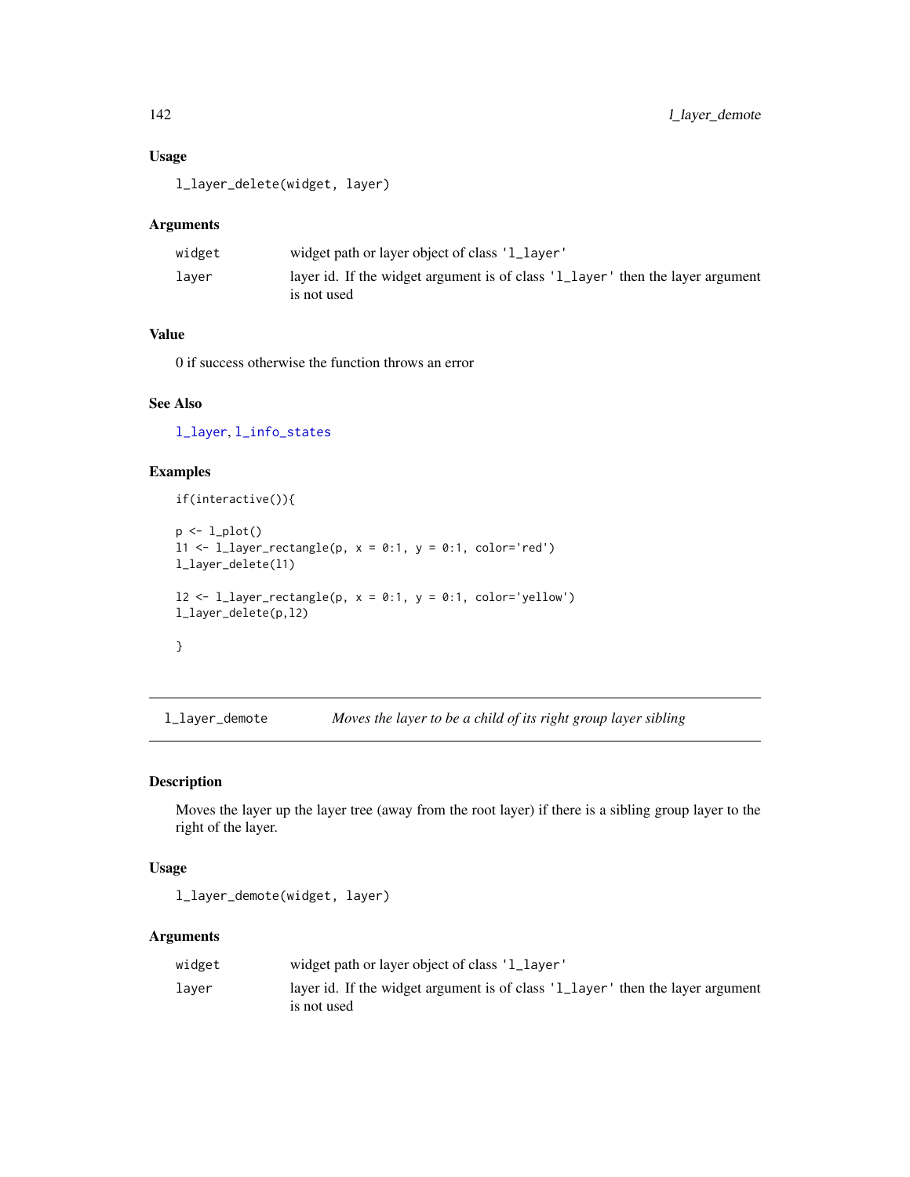### Usage

```
l_layer_delete(widget, layer)
```

### Arguments

| | |
|---|---|
| widget | widget path or layer object of class 'l_layer' |
| layer | layer id. If the widget argument is of class 'l_layer' then the layer argument is not used |

### Value

0 if success otherwise the function throws an error

### See Also

l_layer, l_info_states

### Examples

```
if(interactive()){

p <- l_plot()
l1 <- l_layer_rectangle(p, x = 0:1, y = 0:1, color='red')
l_layer_delete(l1)

l2 <- l_layer_rectangle(p, x = 0:1, y = 0:1, color='yellow')
l_layer_delete(p,l2)

}
```

---

## l_layer_demote — *Moves the layer to be a child of its right group layer sibling*

### Description

Moves the layer up the layer tree (away from the root layer) if there is a sibling group layer to the right of the layer.

### Usage

```
l_layer_demote(widget, layer)
```

### Arguments

| | |
|---|---|
| widget | widget path or layer object of class 'l_layer' |
| layer | layer id. If the widget argument is of class 'l_layer' then the layer argument is not used |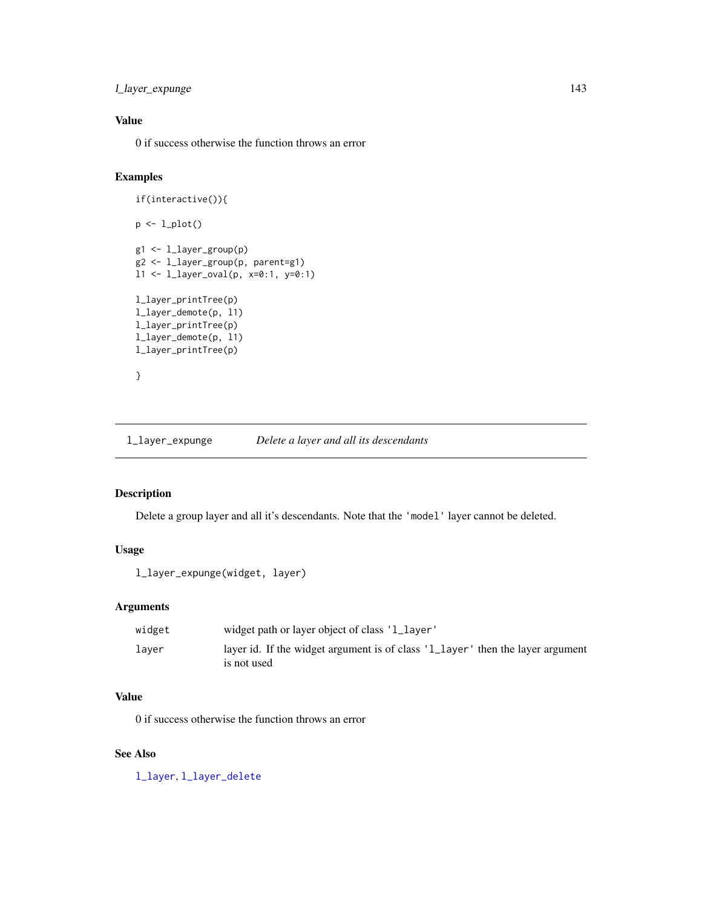## Value

0 if success otherwise the function throws an error

## Examples

```
if(interactive()){

p <- l_plot()

g1 <- l_layer_group(p)
g2 <- l_layer_group(p, parent=g1)
l1 <- l_layer_oval(p, x=0:1, y=0:1)

l_layer_printTree(p)
l_layer_demote(p, l1)
l_layer_printTree(p)
l_layer_demote(p, l1)
l_layer_printTree(p)

}
```

---

# l_layer_expunge *Delete a layer and all its descendants*

## Description

Delete a group layer and all it's descendants. Note that the 'model' layer cannot be deleted.

## Usage

```
l_layer_expunge(widget, layer)
```

## Arguments

| | |
|---|---|
| widget | widget path or layer object of class 'l_layer' |
| layer | layer id. If the widget argument is of class 'l_layer' then the layer argument is not used |

## Value

0 if success otherwise the function throws an error

## See Also

l_layer, l_layer_delete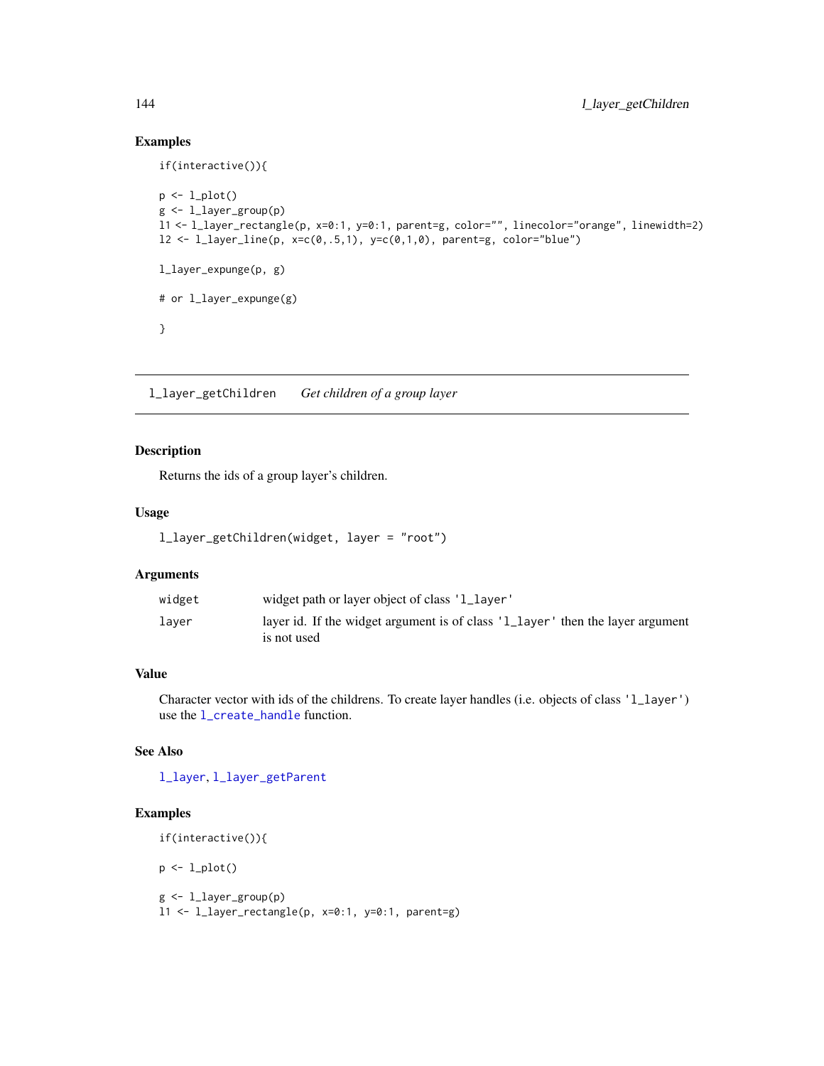### Examples

```
if(interactive()){

p <- l_plot()
g <- l_layer_group(p)
l1 <- l_layer_rectangle(p, x=0:1, y=0:1, parent=g, color="", linecolor="orange", linewidth=2)
l2 <- l_layer_line(p, x=c(0,.5,1), y=c(0,1,0), parent=g, color="blue")

l_layer_expunge(p, g)

# or l_layer_expunge(g)

}
```

---

## l_layer_getChildren    *Get children of a group layer*

---

### Description

Returns the ids of a group layer's children.

### Usage

```
l_layer_getChildren(widget, layer = "root")
```

### Arguments

| | |
|---|---|
| `widget` | widget path or layer object of class `'l_layer'` |
| `layer` | layer id. If the widget argument is of class `'l_layer'` then the layer argument is not used |

### Value

Character vector with ids of the childrens. To create layer handles (i.e. objects of class `'l_layer'`) use the `l_create_handle` function.

### See Also

`l_layer`, `l_layer_getParent`

### Examples

```
if(interactive()){

p <- l_plot()

g <- l_layer_group(p)
l1 <- l_layer_rectangle(p, x=0:1, y=0:1, parent=g)
```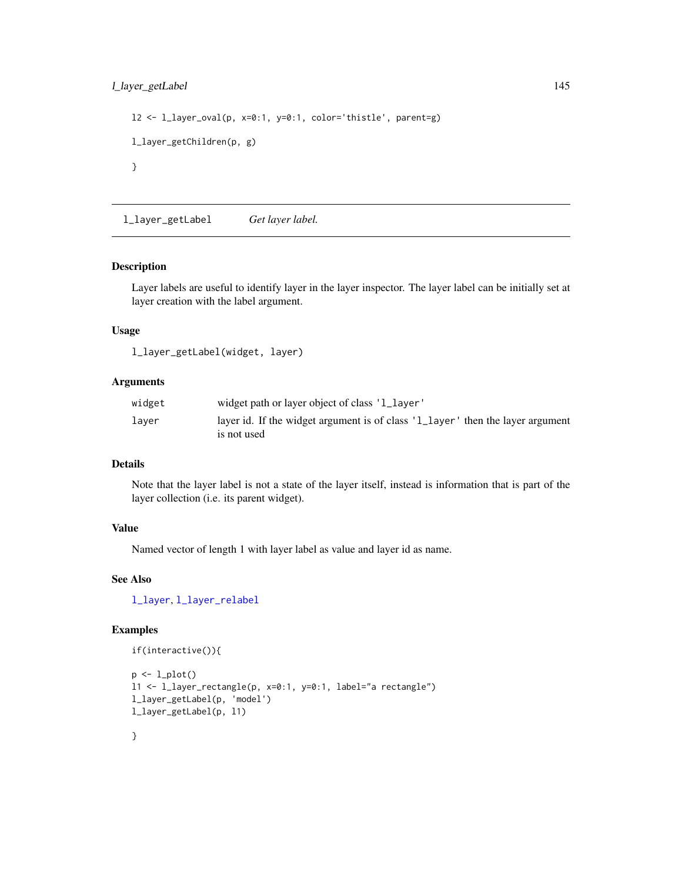```
l2 <- l_layer_oval(p, x=0:1, y=0:1, color='thistle', parent=g)

l_layer_getChildren(p, g)

}
```

---

## l_layer_getLabel — *Get layer label.*

---

### Description

Layer labels are useful to identify layer in the layer inspector. The layer label can be initially set at layer creation with the label argument.

### Usage

```
l_layer_getLabel(widget, layer)
```

### Arguments

| | |
|---|---|
| widget | widget path or layer object of class 'l_layer' |
| layer | layer id. If the widget argument is of class 'l_layer' then the layer argument is not used |

### Details

Note that the layer label is not a state of the layer itself, instead is information that is part of the layer collection (i.e. its parent widget).

### Value

Named vector of length 1 with layer label as value and layer id as name.

### See Also

l_layer, l_layer_relabel

### Examples

```
if(interactive()){

p <- l_plot()
l1 <- l_layer_rectangle(p, x=0:1, y=0:1, label="a rectangle")
l_layer_getLabel(p, 'model')
l_layer_getLabel(p, l1)

}
```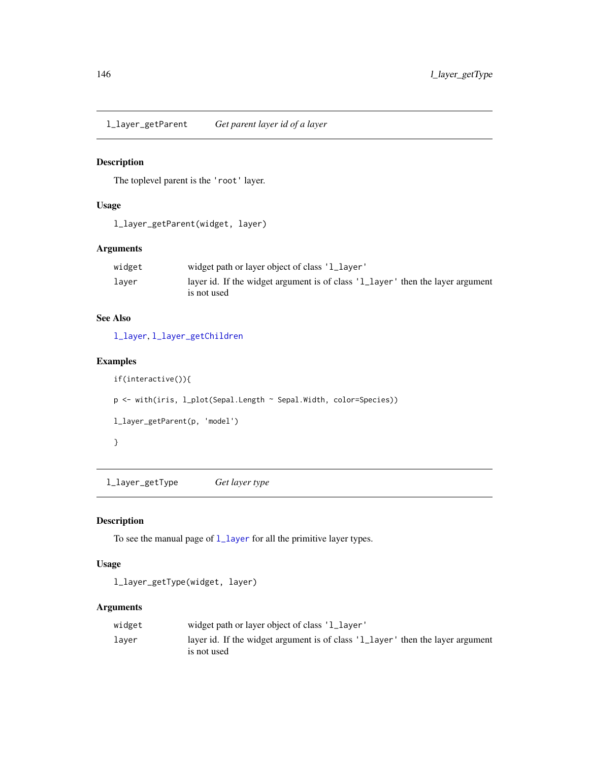## l_layer_getParent — *Get parent layer id of a layer*

### Description

The toplevel parent is the `'root'` layer.

### Usage

```
l_layer_getParent(widget, layer)
```

### Arguments

| | |
|---|---|
| `widget` | widget path or layer object of class `'l_layer'` |
| `layer` | layer id. If the widget argument is of class `'l_layer'` then the layer argument is not used |

### See Also

`l_layer`, `l_layer_getChildren`

### Examples

```
if(interactive()){

p <- with(iris, l_plot(Sepal.Length ~ Sepal.Width, color=Species))

l_layer_getParent(p, 'model')

}
```

## l_layer_getType — *Get layer type*

### Description

To see the manual page of `l_layer` for all the primitive layer types.

### Usage

```
l_layer_getType(widget, layer)
```

### Arguments

| | |
|---|---|
| `widget` | widget path or layer object of class `'l_layer'` |
| `layer` | layer id. If the widget argument is of class `'l_layer'` then the layer argument is not used |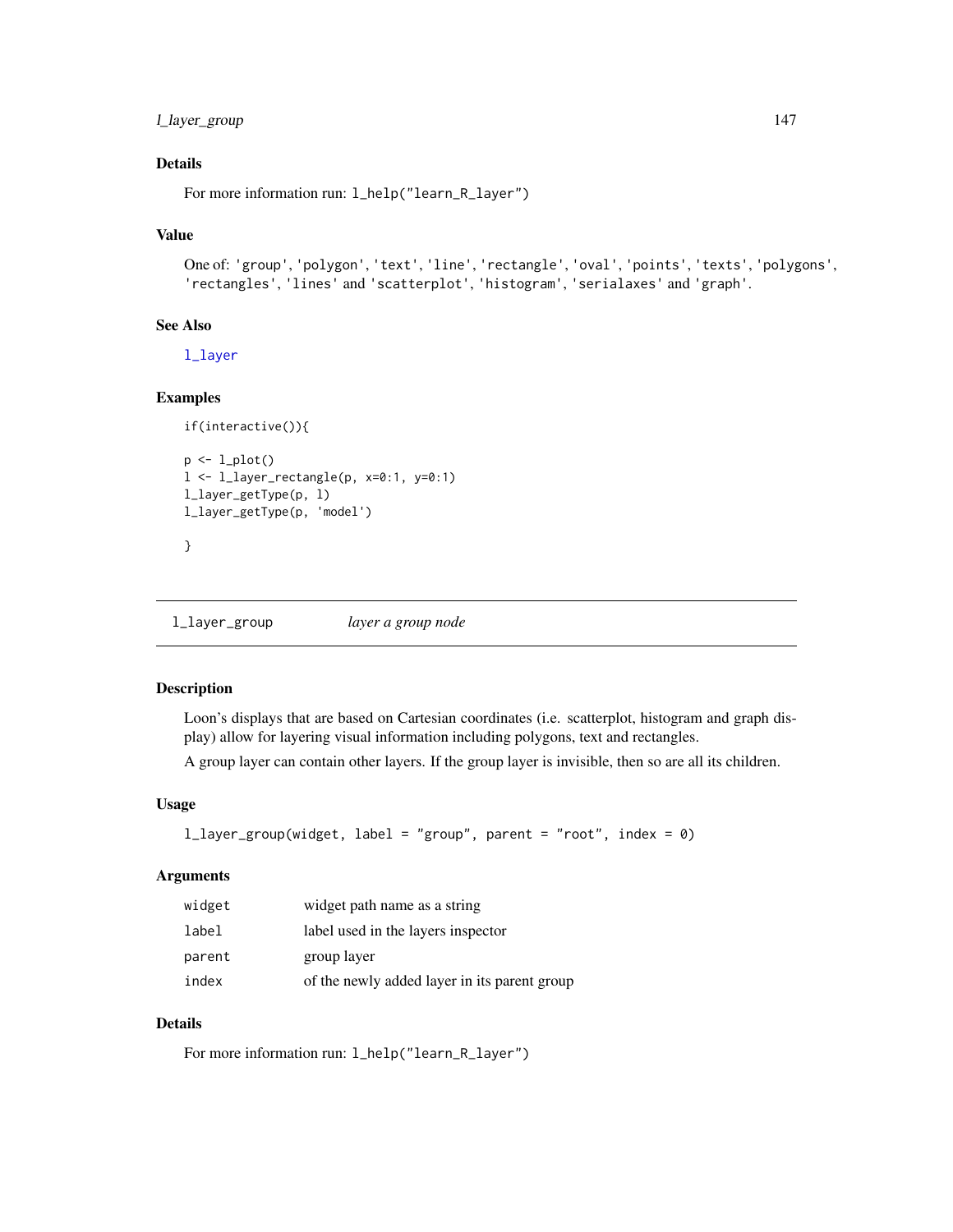### Details

For more information run: `l_help("learn_R_layer")`

### Value

One of: 'group', 'polygon', 'text', 'line', 'rectangle', 'oval', 'points', 'texts', 'polygons', 'rectangles', 'lines' and 'scatterplot', 'histogram', 'serialaxes' and 'graph'.

### See Also

l_layer

### Examples

```
if(interactive()){

p <- l_plot()
l <- l_layer_rectangle(p, x=0:1, y=0:1)
l_layer_getType(p, l)
l_layer_getType(p, 'model')

}
```

---

## l_layer_group    *layer a group node*

---

### Description

Loon's displays that are based on Cartesian coordinates (i.e. scatterplot, histogram and graph display) allow for layering visual information including polygons, text and rectangles.

A group layer can contain other layers. If the group layer is invisible, then so are all its children.

### Usage

```
l_layer_group(widget, label = "group", parent = "root", index = 0)
```

### Arguments

| | |
|---|---|
| widget | widget path name as a string |
| label | label used in the layers inspector |
| parent | group layer |
| index | of the newly added layer in its parent group |

### Details

For more information run: `l_help("learn_R_layer")`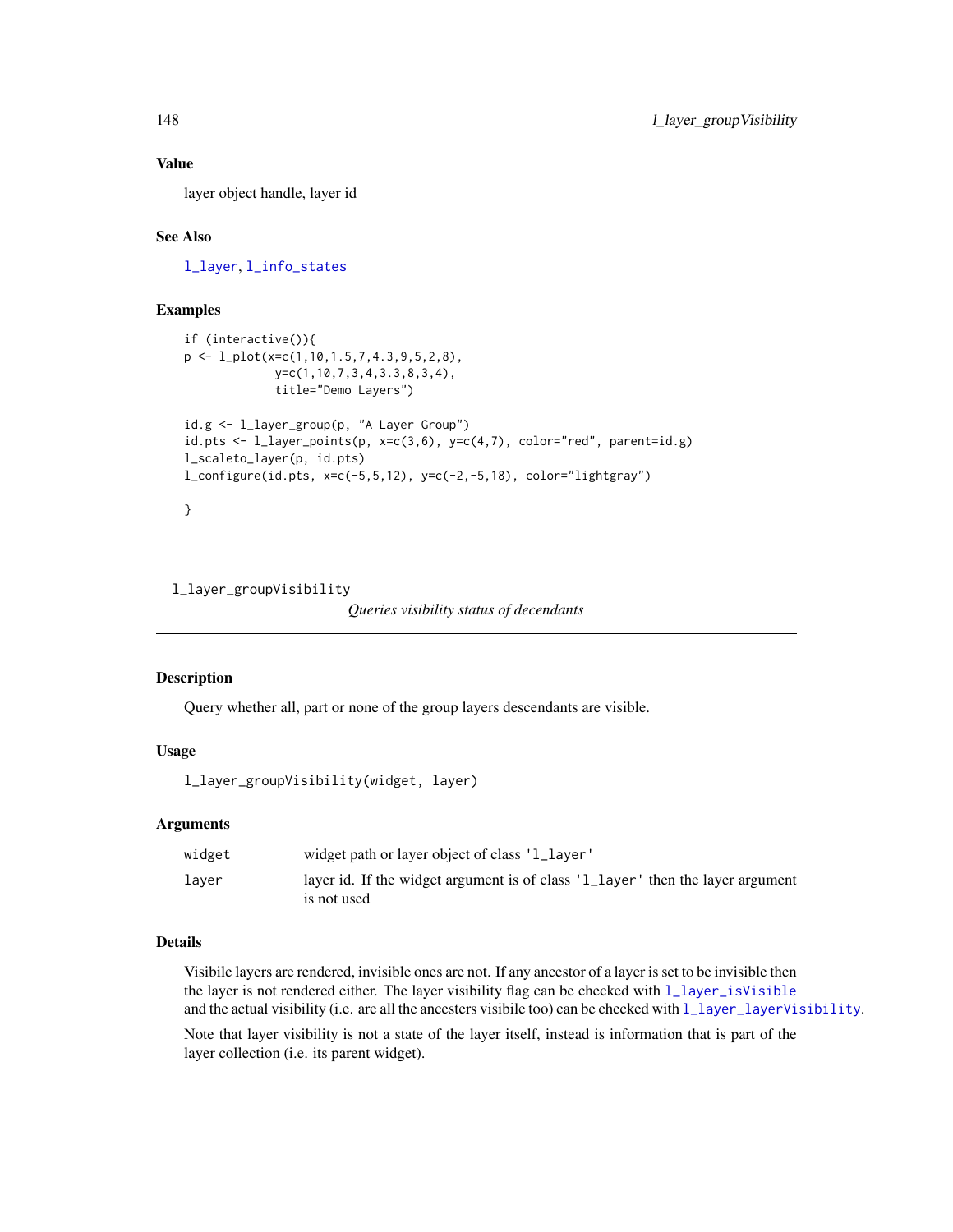## Value

layer object handle, layer id

## See Also

l_layer, l_info_states

## Examples

```
if (interactive()){
p <- l_plot(x=c(1,10,1.5,7,4.3,9,5,2,8),
            y=c(1,10,7,3,4,3.3,8,3,4),
            title="Demo Layers")

id.g <- l_layer_group(p, "A Layer Group")
id.pts <- l_layer_points(p, x=c(3,6), y=c(4,7), color="red", parent=id.g)
l_scaleto_layer(p, id.pts)
l_configure(id.pts, x=c(-5,5,12), y=c(-2,-5,18), color="lightgray")

}
```

---

# l_layer_groupVisibility

*Queries visibility status of decendants*

---

## Description

Query whether all, part or none of the group layers descendants are visible.

## Usage

```
l_layer_groupVisibility(widget, layer)
```

## Arguments

| | |
|---|---|
| widget | widget path or layer object of class 'l_layer' |
| layer | layer id. If the widget argument is of class 'l_layer' then the layer argument is not used |

## Details

Visibile layers are rendered, invisible ones are not. If any ancestor of a layer is set to be invisible then the layer is not rendered either. The layer visibility flag can be checked with l_layer_isVisible and the actual visibility (i.e. are all the ancesters visibile too) can be checked with l_layer_layerVisibility.

Note that layer visibility is not a state of the layer itself, instead is information that is part of the layer collection (i.e. its parent widget).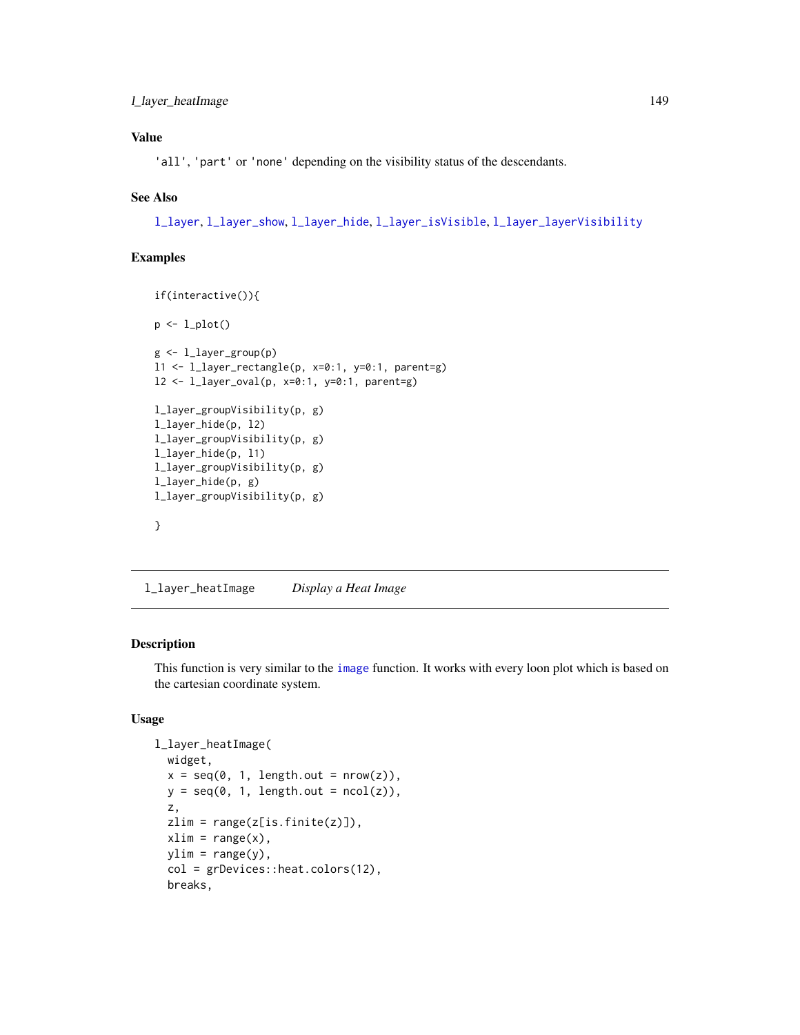### Value

'all', 'part' or 'none' depending on the visibility status of the descendants.

### See Also

l_layer, l_layer_show, l_layer_hide, l_layer_isVisible, l_layer_layerVisibility

### Examples

```
if(interactive()){

p <- l_plot()

g <- l_layer_group(p)
l1 <- l_layer_rectangle(p, x=0:1, y=0:1, parent=g)
l2 <- l_layer_oval(p, x=0:1, y=0:1, parent=g)

l_layer_groupVisibility(p, g)
l_layer_hide(p, l2)
l_layer_groupVisibility(p, g)
l_layer_hide(p, l1)
l_layer_groupVisibility(p, g)
l_layer_hide(p, g)
l_layer_groupVisibility(p, g)

}
```

---

## l_layer_heatImage    *Display a Heat Image*

---

### Description

This function is very similar to the image function. It works with every loon plot which is based on the cartesian coordinate system.

### Usage

```
l_layer_heatImage(
  widget,
  x = seq(0, 1, length.out = nrow(z)),
  y = seq(0, 1, length.out = ncol(z)),
  z,
  zlim = range(z[is.finite(z)]),
  xlim = range(x),
  ylim = range(y),
  col = grDevices::heat.colors(12),
  breaks,
```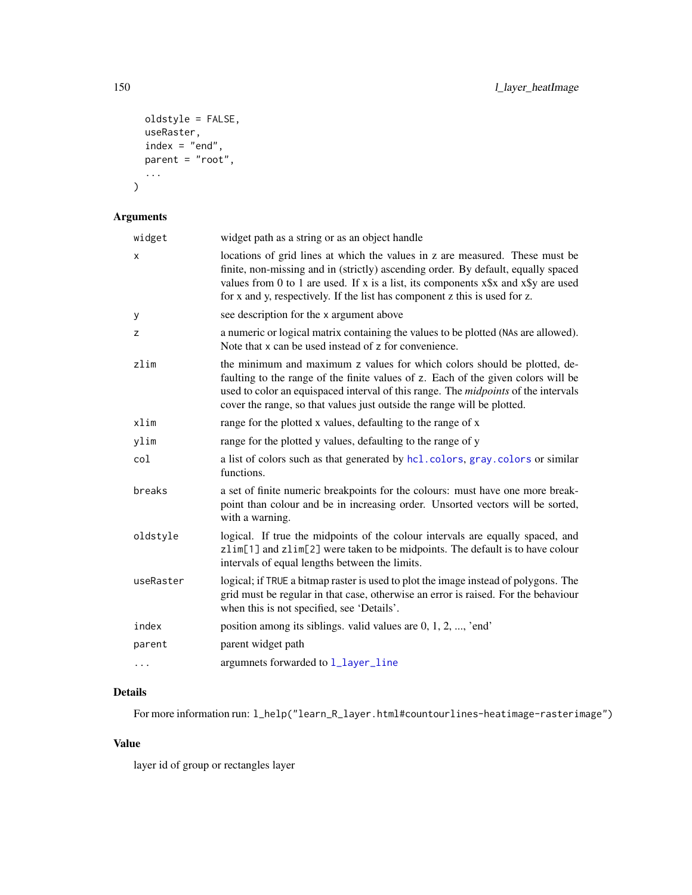```
  oldstyle = FALSE,
  useRaster,
  index = "end",
  parent = "root",
  ...
)
```

## Arguments

| | |
|---|---|
| widget | widget path as a string or as an object handle |
| x | locations of grid lines at which the values in z are measured. These must be finite, non-missing and in (strictly) ascending order. By default, equally spaced values from 0 to 1 are used. If x is a list, its components x$x and x$y are used for x and y, respectively. If the list has component z this is used for z. |
| y | see description for the x argument above |
| z | a numeric or logical matrix containing the values to be plotted (NAs are allowed). Note that x can be used instead of z for convenience. |
| zlim | the minimum and maximum z values for which colors should be plotted, defaulting to the range of the finite values of z. Each of the given colors will be used to color an equispaced interval of this range. The *midpoints* of the intervals cover the range, so that values just outside the range will be plotted. |
| xlim | range for the plotted x values, defaulting to the range of x |
| ylim | range for the plotted y values, defaulting to the range of y |
| col | a list of colors such as that generated by hcl.colors, gray.colors or similar functions. |
| breaks | a set of finite numeric breakpoints for the colours: must have one more breakpoint than colour and be in increasing order. Unsorted vectors will be sorted, with a warning. |
| oldstyle | logical. If true the midpoints of the colour intervals are equally spaced, and zlim[1] and zlim[2] were taken to be midpoints. The default is to have colour intervals of equal lengths between the limits. |
| useRaster | logical; if TRUE a bitmap raster is used to plot the image instead of polygons. The grid must be regular in that case, otherwise an error is raised. For the behaviour when this is not specified, see 'Details'. |
| index | position among its siblings. valid values are 0, 1, 2, ..., 'end' |
| parent | parent widget path |
| ... | argumnets forwarded to l_layer_line |

## Details

For more information run: `l_help("learn_R_layer.html#countourlines-heatimage-rasterimage")`

## Value

layer id of group or rectangles layer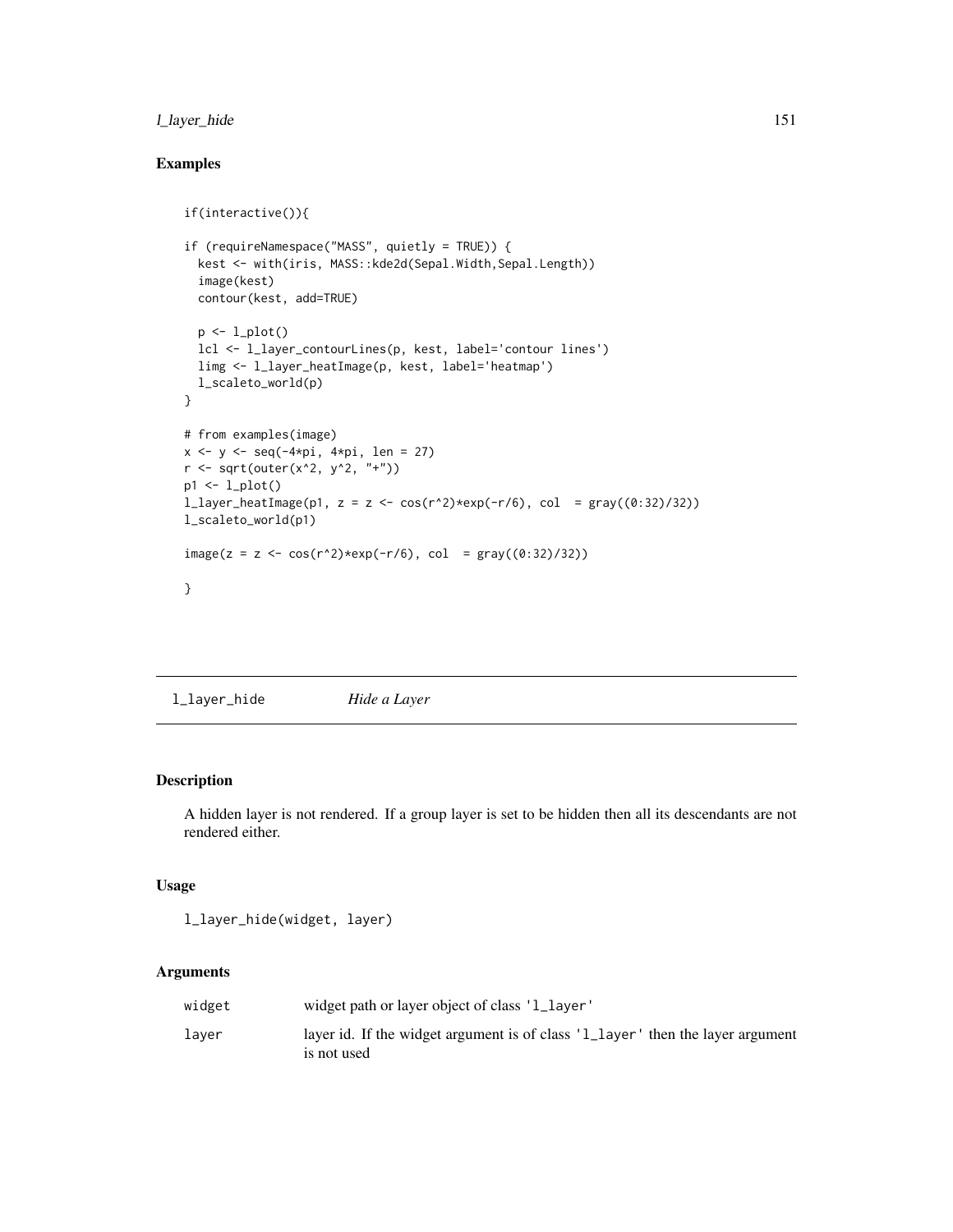## Examples

```
if(interactive()){

if (requireNamespace("MASS", quietly = TRUE)) {
  kest <- with(iris, MASS::kde2d(Sepal.Width,Sepal.Length))
  image(kest)
  contour(kest, add=TRUE)

  p <- l_plot()
  lcl <- l_layer_contourLines(p, kest, label='contour lines')
  limg <- l_layer_heatImage(p, kest, label='heatmap')
  l_scaleto_world(p)
}

# from examples(image)
x <- y <- seq(-4*pi, 4*pi, len = 27)
r <- sqrt(outer(x^2, y^2, "+"))
p1 <- l_plot()
l_layer_heatImage(p1, z = z <- cos(r^2)*exp(-r/6), col  = gray((0:32)/32))
l_scaleto_world(p1)

image(z = z <- cos(r^2)*exp(-r/6), col  = gray((0:32)/32))

}
```

---

# l_layer_hide    *Hide a Layer*

## Description

A hidden layer is not rendered. If a group layer is set to be hidden then all its descendants are not rendered either.

## Usage

```
l_layer_hide(widget, layer)
```

## Arguments

| | |
|---|---|
| widget | widget path or layer object of class 'l_layer' |
| layer | layer id. If the widget argument is of class 'l_layer' then the layer argument is not used |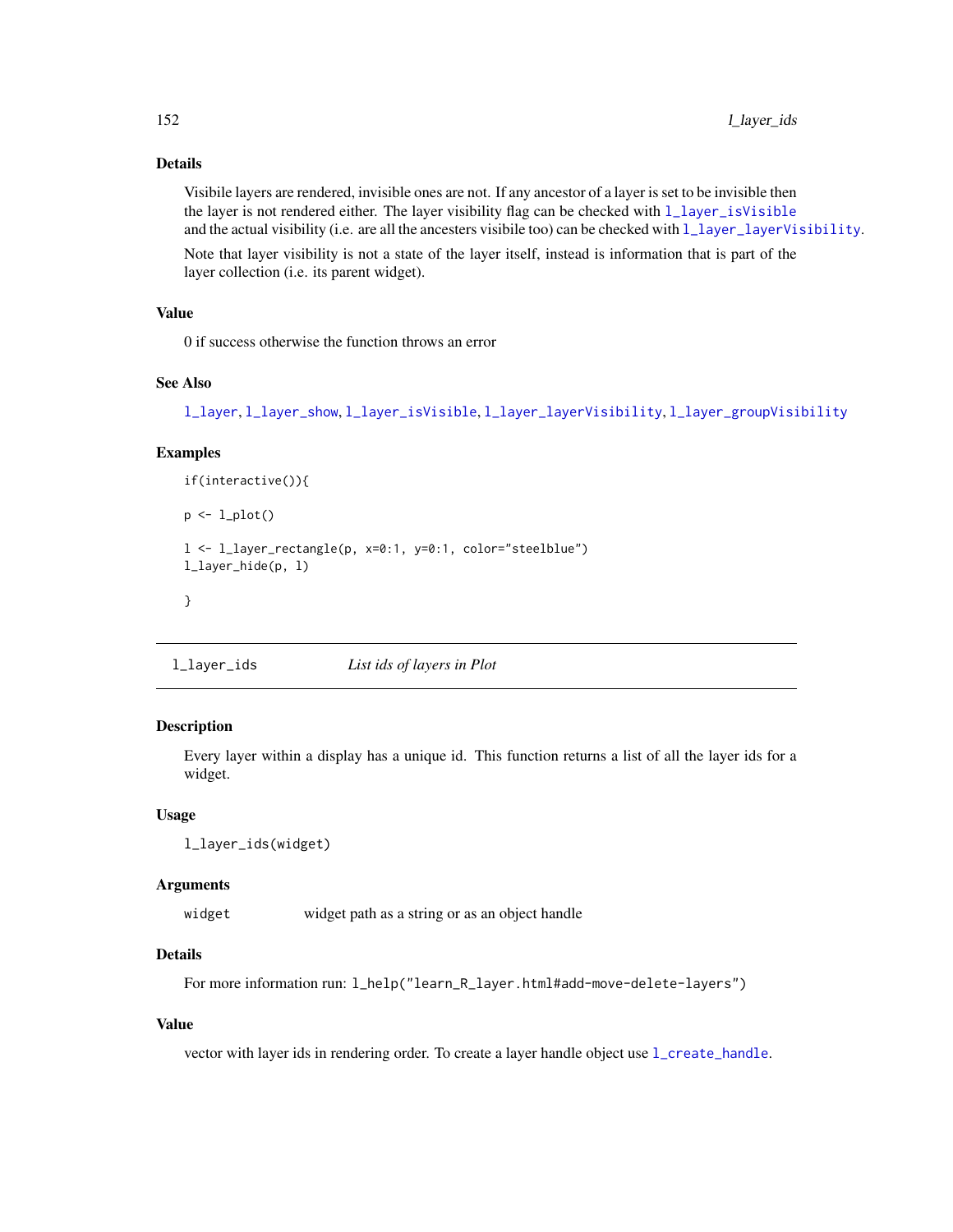### Details

Visibile layers are rendered, invisible ones are not. If any ancestor of a layer is set to be invisible then the layer is not rendered either. The layer visibility flag can be checked with `l_layer_isVisible` and the actual visibility (i.e. are all the ancesters visibile too) can be checked with `l_layer_layerVisibility`.

Note that layer visibility is not a state of the layer itself, instead is information that is part of the layer collection (i.e. its parent widget).

### Value

0 if success otherwise the function throws an error

### See Also

`l_layer`, `l_layer_show`, `l_layer_isVisible`, `l_layer_layerVisibility`, `l_layer_groupVisibility`

### Examples

```
if(interactive()){

p <- l_plot()

l <- l_layer_rectangle(p, x=0:1, y=0:1, color="steelblue")
l_layer_hide(p, l)

}
```

---

## l_layer_ids — *List ids of layers in Plot*

### Description

Every layer within a display has a unique id. This function returns a list of all the layer ids for a widget.

### Usage

```
l_layer_ids(widget)
```

### Arguments

| | |
|---|---|
| `widget` | widget path as a string or as an object handle |

### Details

For more information run: `l_help("learn_R_layer.html#add-move-delete-layers")`

### Value

vector with layer ids in rendering order. To create a layer handle object use `l_create_handle`.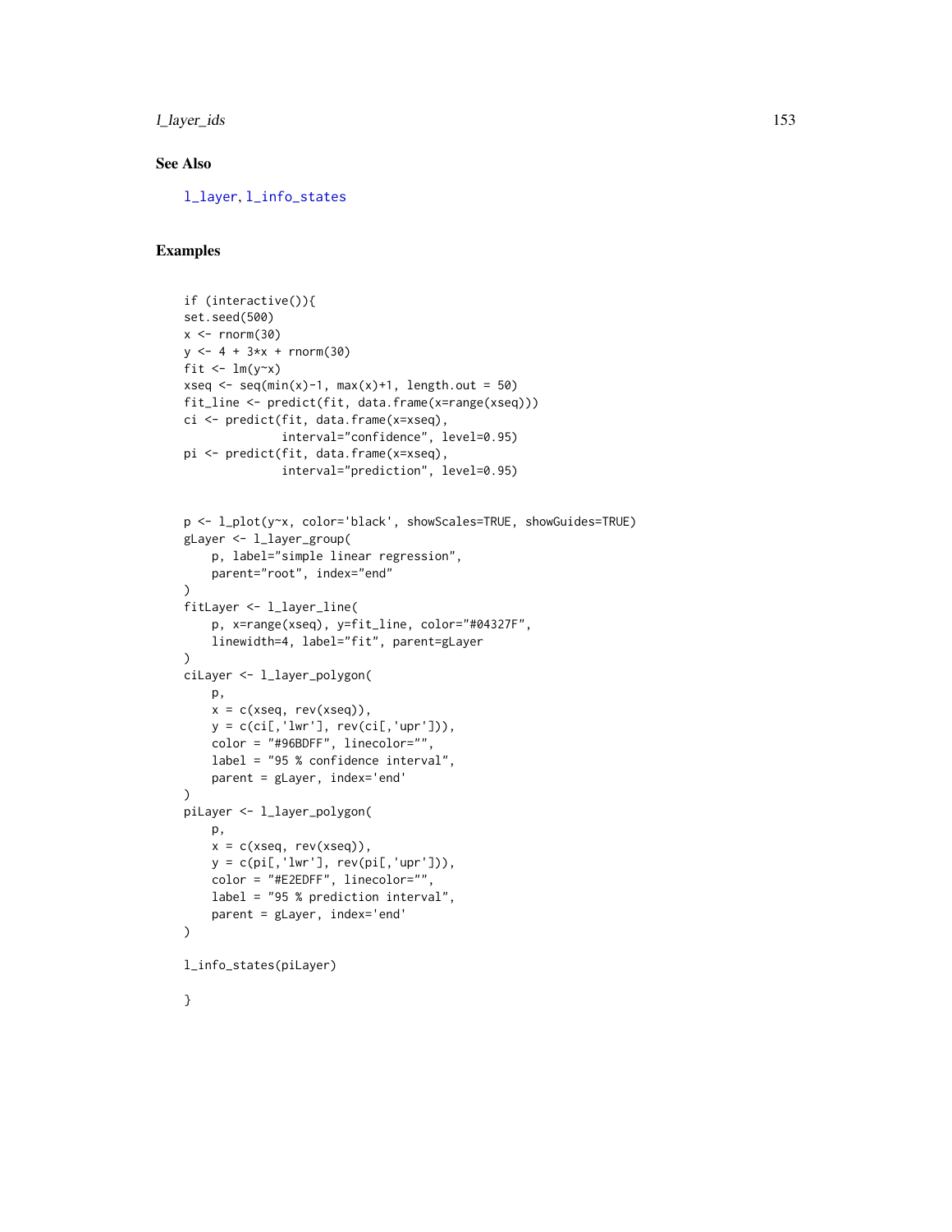## See Also

l_layer, l_info_states

## Examples

```
if (interactive()){
set.seed(500)
x <- rnorm(30)
y <- 4 + 3*x + rnorm(30)
fit <- lm(y~x)
xseq <- seq(min(x)-1, max(x)+1, length.out = 50)
fit_line <- predict(fit, data.frame(x=range(xseq)))
ci <- predict(fit, data.frame(x=xseq),
              interval="confidence", level=0.95)
pi <- predict(fit, data.frame(x=xseq),
              interval="prediction", level=0.95)


p <- l_plot(y~x, color='black', showScales=TRUE, showGuides=TRUE)
gLayer <- l_layer_group(
    p, label="simple linear regression",
    parent="root", index="end"
)
fitLayer <- l_layer_line(
    p, x=range(xseq), y=fit_line, color="#04327F",
    linewidth=4, label="fit", parent=gLayer
)
ciLayer <- l_layer_polygon(
    p,
    x = c(xseq, rev(xseq)),
    y = c(ci[,'lwr'], rev(ci[,'upr'])),
    color = "#96BDFF", linecolor="",
    label = "95 % confidence interval",
    parent = gLayer, index='end'
)
piLayer <- l_layer_polygon(
    p,
    x = c(xseq, rev(xseq)),
    y = c(pi[,'lwr'], rev(pi[,'upr'])),
    color = "#E2EDFF", linecolor="",
    label = "95 % prediction interval",
    parent = gLayer, index='end'
)

l_info_states(piLayer)

}
```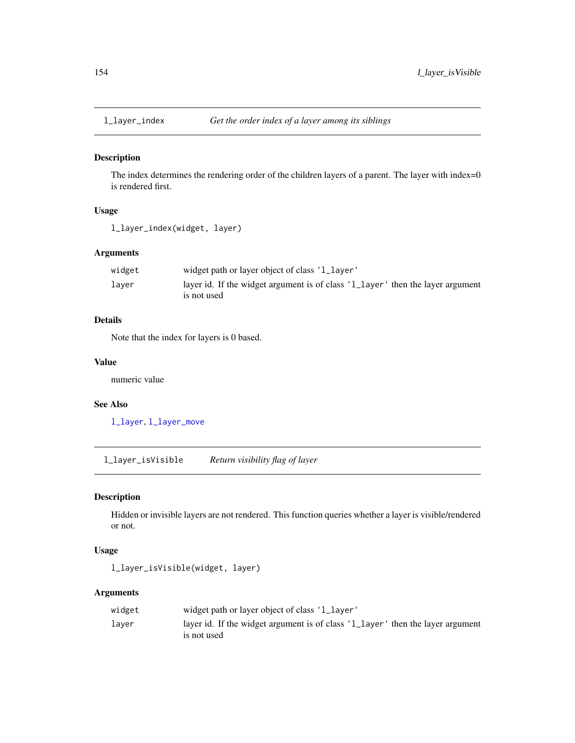## l_layer_index — *Get the order index of a layer among its siblings*

### Description

The index determines the rendering order of the children layers of a parent. The layer with index=0 is rendered first.

### Usage

```
l_layer_index(widget, layer)
```

### Arguments

| | |
|---|---|
| widget | widget path or layer object of class 'l_layer' |
| layer | layer id. If the widget argument is of class 'l_layer' then the layer argument is not used |

### Details

Note that the index for layers is 0 based.

### Value

numeric value

### See Also

l_layer, l_layer_move

## l_layer_isVisible — *Return visibility flag of layer*

### Description

Hidden or invisible layers are not rendered. This function queries whether a layer is visible/rendered or not.

### Usage

```
l_layer_isVisible(widget, layer)
```

### Arguments

| | |
|---|---|
| widget | widget path or layer object of class 'l_layer' |
| layer | layer id. If the widget argument is of class 'l_layer' then the layer argument is not used |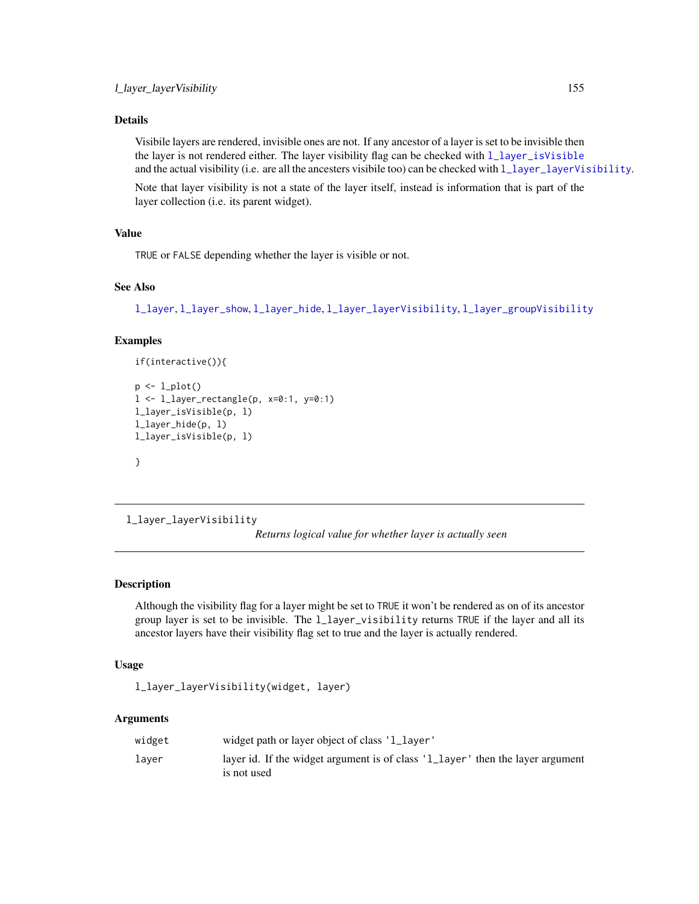## Details

Visibile layers are rendered, invisible ones are not. If any ancestor of a layer is set to be invisible then the layer is not rendered either. The layer visibility flag can be checked with `l_layer_isVisible` and the actual visibility (i.e. are all the ancesters visibile too) can be checked with `l_layer_layerVisibility`.

Note that layer visibility is not a state of the layer itself, instead is information that is part of the layer collection (i.e. its parent widget).

## Value

`TRUE` or `FALSE` depending whether the layer is visible or not.

## See Also

`l_layer`, `l_layer_show`, `l_layer_hide`, `l_layer_layerVisibility`, `l_layer_groupVisibility`

## Examples

```
if(interactive()){

p <- l_plot()
l <- l_layer_rectangle(p, x=0:1, y=0:1)
l_layer_isVisible(p, l)
l_layer_hide(p, l)
l_layer_isVisible(p, l)

}
```

---

# l_layer_layerVisibility

*Returns logical value for whether layer is actually seen*

## Description

Although the visibility flag for a layer might be set to `TRUE` it won't be rendered as on of its ancestor group layer is set to be invisible. The `l_layer_visibility` returns `TRUE` if the layer and all its ancestor layers have their visibility flag set to true and the layer is actually rendered.

## Usage

```
l_layer_layerVisibility(widget, layer)
```

## Arguments

| | |
|---|---|
| `widget` | widget path or layer object of class `'l_layer'` |
| `layer` | layer id. If the widget argument is of class `'l_layer'` then the layer argument is not used |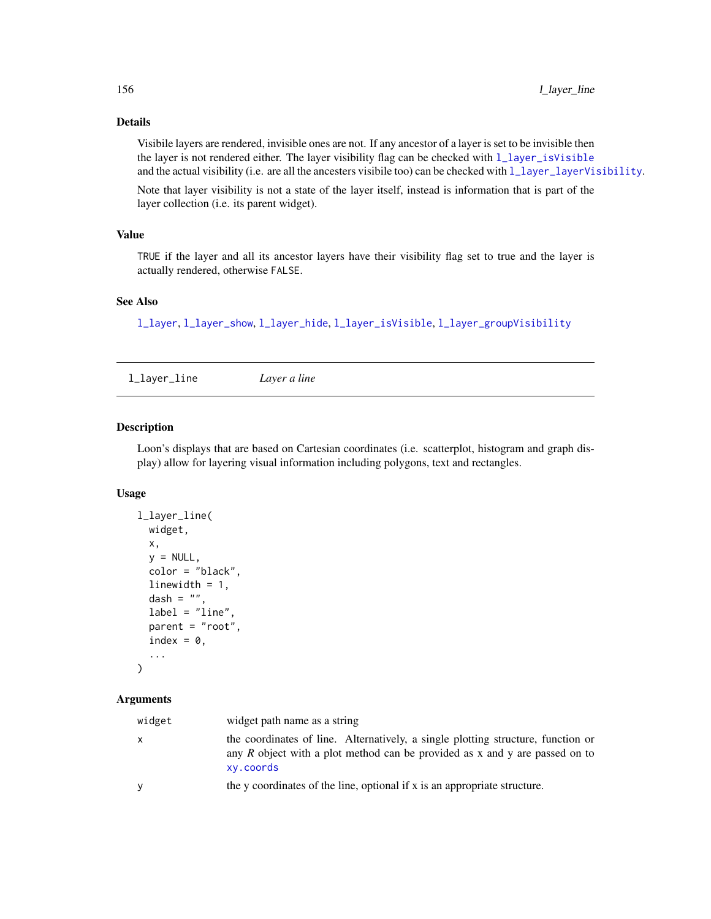## Details

Visibile layers are rendered, invisible ones are not. If any ancestor of a layer is set to be invisible then the layer is not rendered either. The layer visibility flag can be checked with `l_layer_isVisible` and the actual visibility (i.e. are all the ancesters visibile too) can be checked with `l_layer_layerVisibility`.

Note that layer visibility is not a state of the layer itself, instead is information that is part of the layer collection (i.e. its parent widget).

## Value

`TRUE` if the layer and all its ancestor layers have their visibility flag set to true and the layer is actually rendered, otherwise `FALSE`.

## See Also

`l_layer`, `l_layer_show`, `l_layer_hide`, `l_layer_isVisible`, `l_layer_groupVisibility`

---

# l_layer_line — *Layer a line*

## Description

Loon's displays that are based on Cartesian coordinates (i.e. scatterplot, histogram and graph display) allow for layering visual information including polygons, text and rectangles.

## Usage

```
l_layer_line(
  widget,
  x,
  y = NULL,
  color = "black",
  linewidth = 1,
  dash = "",
  label = "line",
  parent = "root",
  index = 0,
  ...
)
```

## Arguments

| | |
|---|---|
| widget | widget path name as a string |
| x | the coordinates of line. Alternatively, a single plotting structure, function or any *R* object with a plot method can be provided as x and y are passed on to `xy.coords` |
| y | the y coordinates of the line, optional if x is an appropriate structure. |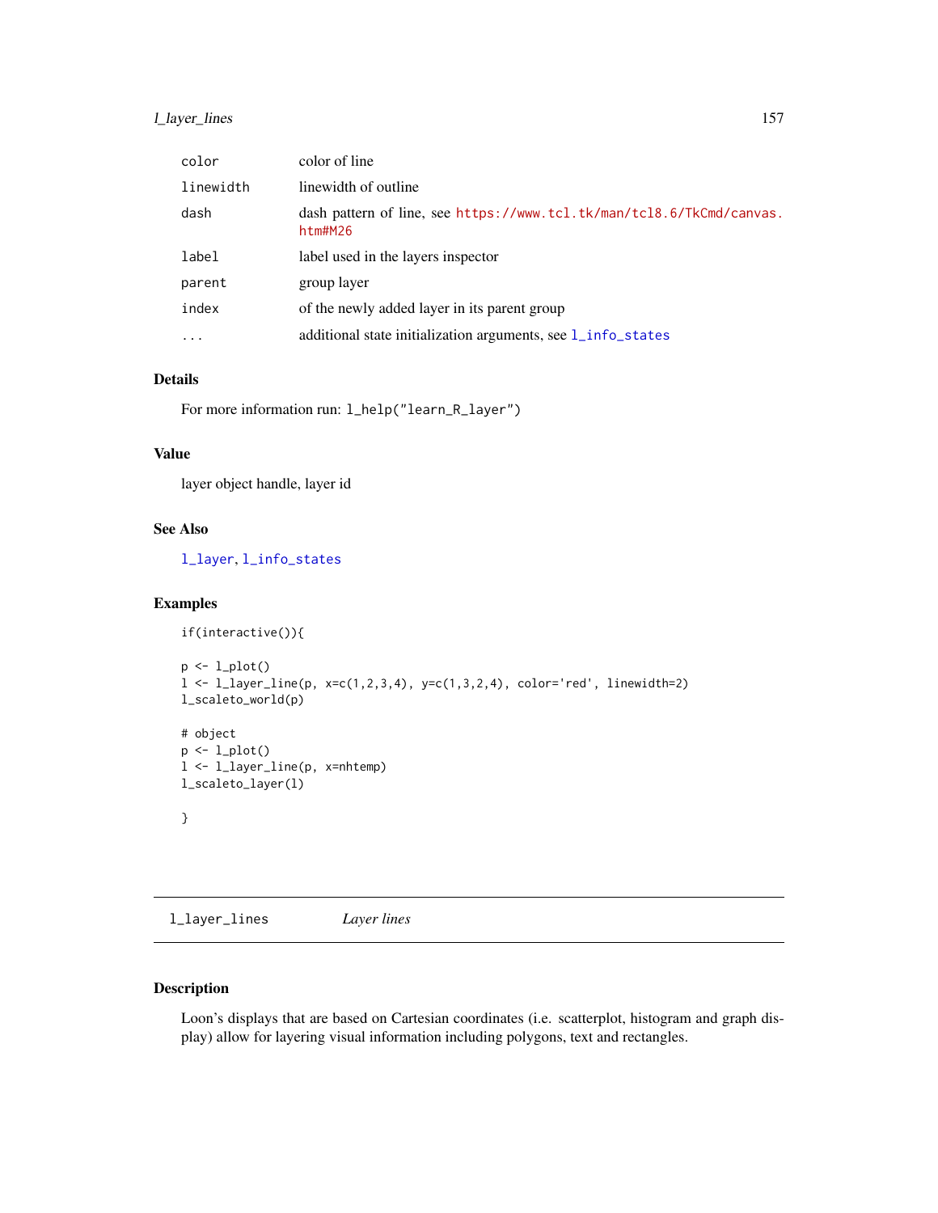| | |
|---|---|
| `color` | color of line |
| `linewidth` | linewidth of outline |
| `dash` | dash pattern of line, see https://www.tcl.tk/man/tcl8.6/TkCmd/canvas.htm#M26 |
| `label` | label used in the layers inspector |
| `parent` | group layer |
| `index` | of the newly added layer in its parent group |
| `...` | additional state initialization arguments, see `l_info_states` |

### Details

For more information run: `l_help("learn_R_layer")`

### Value

layer object handle, layer id

### See Also

`l_layer`, `l_info_states`

### Examples

```
if(interactive()){

p <- l_plot()
l <- l_layer_line(p, x=c(1,2,3,4), y=c(1,3,2,4), color='red', linewidth=2)
l_scaleto_world(p)

# object
p <- l_plot()
l <- l_layer_line(p, x=nhtemp)
l_scaleto_layer(l)

}
```

---

## `l_layer_lines` *Layer lines*

---

### Description

Loon's displays that are based on Cartesian coordinates (i.e. scatterplot, histogram and graph display) allow for layering visual information including polygons, text and rectangles.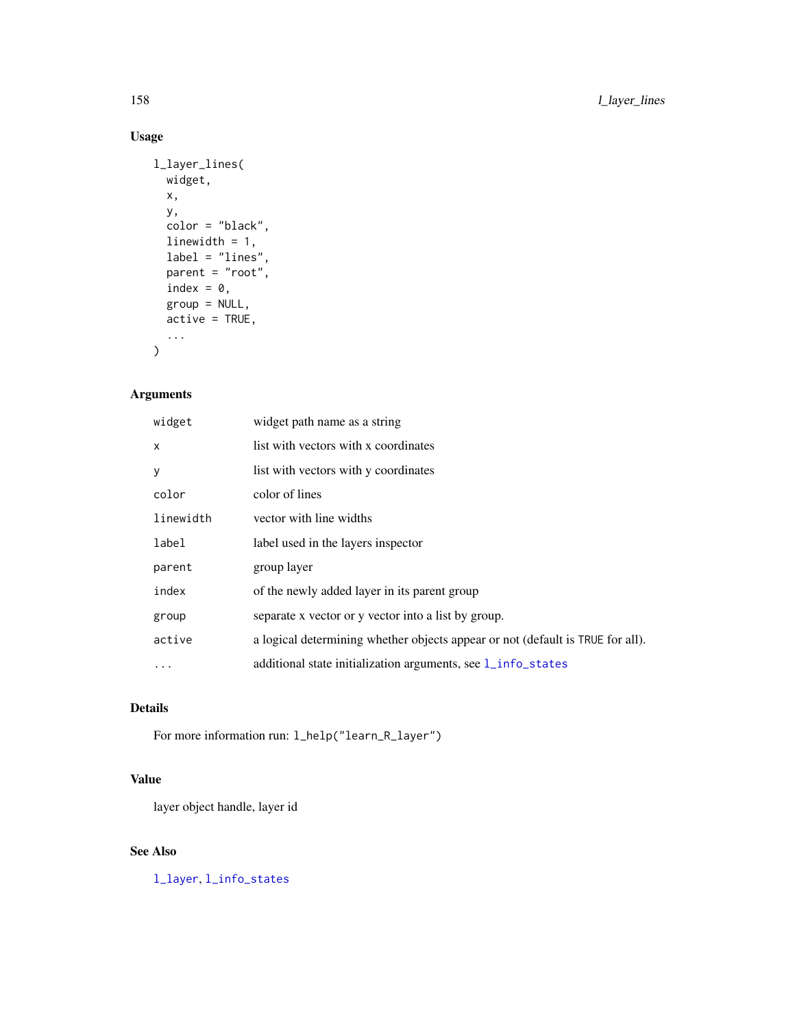## Usage

```
l_layer_lines(
  widget,
  x,
  y,
  color = "black",
  linewidth = 1,
  label = "lines",
  parent = "root",
  index = 0,
  group = NULL,
  active = TRUE,
  ...
)
```

## Arguments

| | |
|---|---|
| widget | widget path name as a string |
| x | list with vectors with x coordinates |
| y | list with vectors with y coordinates |
| color | color of lines |
| linewidth | vector with line widths |
| label | label used in the layers inspector |
| parent | group layer |
| index | of the newly added layer in its parent group |
| group | separate x vector or y vector into a list by group. |
| active | a logical determining whether objects appear or not (default is TRUE for all). |
| ... | additional state initialization arguments, see l_info_states |

## Details

For more information run: `l_help("learn_R_layer")`

## Value

layer object handle, layer id

## See Also

l_layer, l_info_states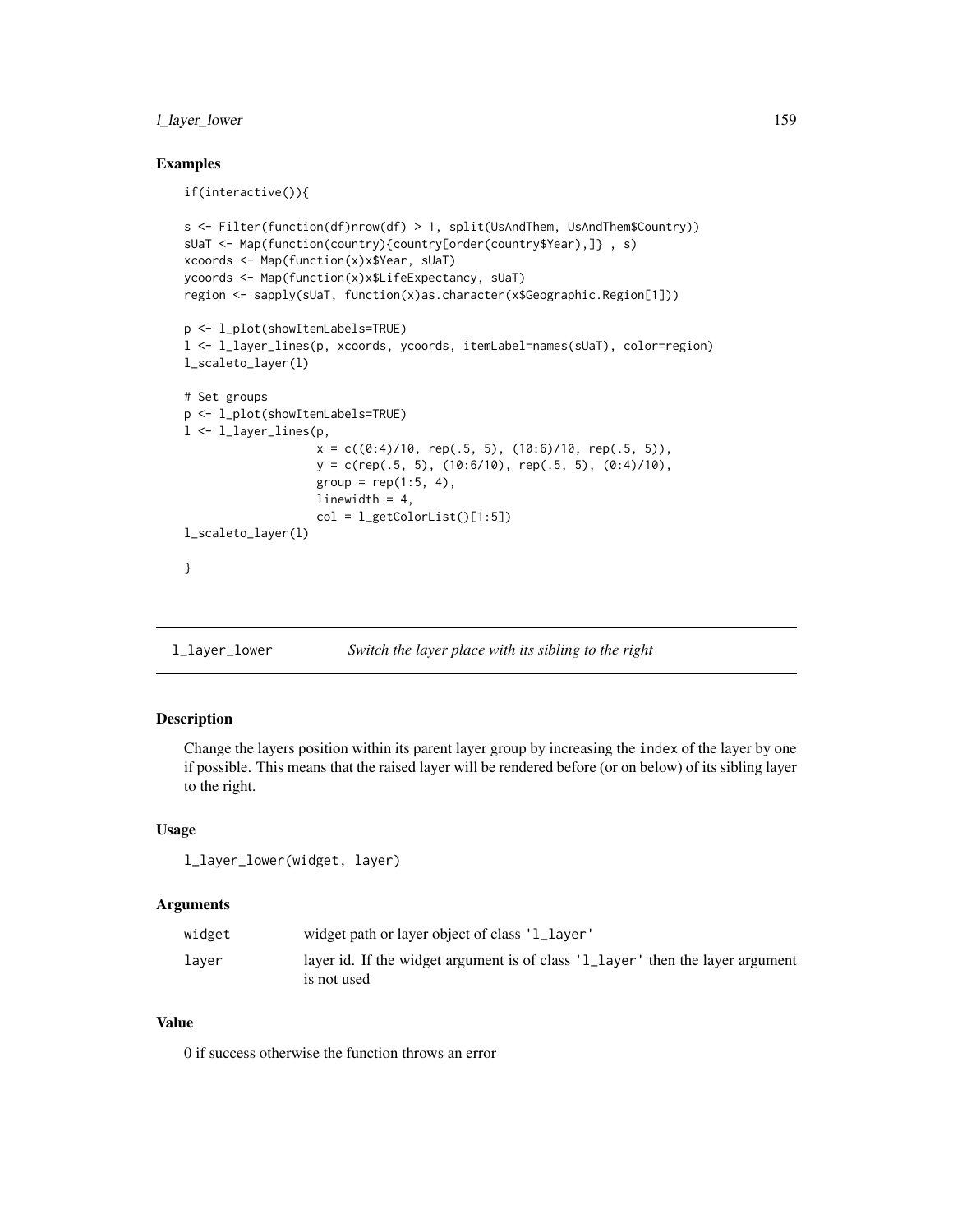## Examples

```
if(interactive()){

s <- Filter(function(df)nrow(df) > 1, split(UsAndThem, UsAndThem$Country))
sUaT <- Map(function(country){country[order(country$Year),]} , s)
xcoords <- Map(function(x)x$Year, sUaT)
ycoords <- Map(function(x)x$LifeExpectancy, sUaT)
region <- sapply(sUaT, function(x)as.character(x$Geographic.Region[1]))

p <- l_plot(showItemLabels=TRUE)
l <- l_layer_lines(p, xcoords, ycoords, itemLabel=names(sUaT), color=region)
l_scaleto_layer(l)

# Set groups
p <- l_plot(showItemLabels=TRUE)
l <- l_layer_lines(p,
                   x = c((0:4)/10, rep(.5, 5), (10:6)/10, rep(.5, 5)),
                   y = c(rep(.5, 5), (10:6/10), rep(.5, 5), (0:4)/10),
                   group = rep(1:5, 4),
                   linewidth = 4,
                   col = l_getColorList()[1:5])
l_scaleto_layer(l)

}
```

---

# l_layer_lower    *Switch the layer place with its sibling to the right*

## Description

Change the layers position within its parent layer group by increasing the index of the layer by one if possible. This means that the raised layer will be rendered before (or on below) of its sibling layer to the right.

## Usage

```
l_layer_lower(widget, layer)
```

## Arguments

| | |
|---|---|
| widget | widget path or layer object of class 'l_layer' |
| layer | layer id. If the widget argument is of class 'l_layer' then the layer argument is not used |

## Value

0 if success otherwise the function throws an error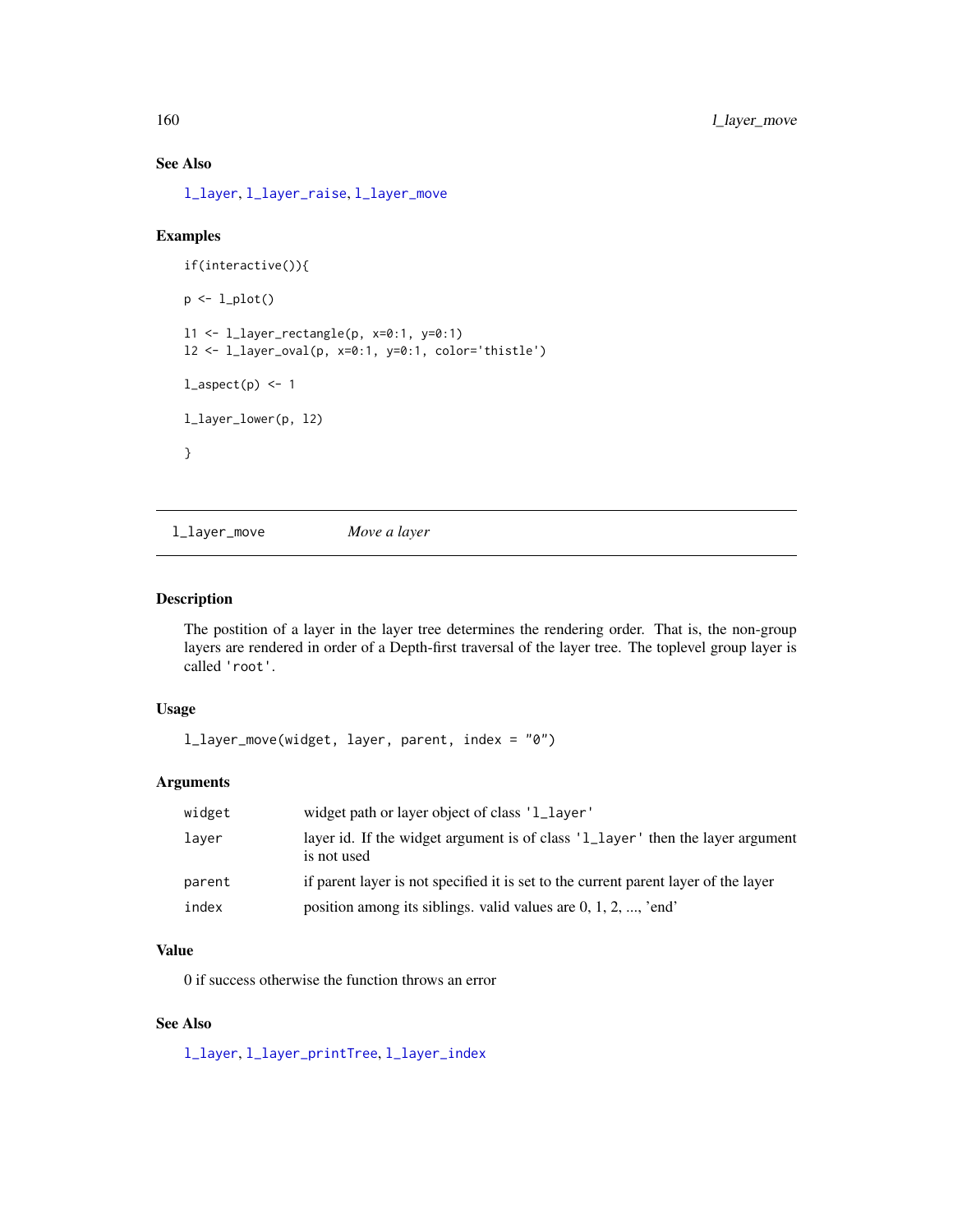### See Also

l_layer, l_layer_raise, l_layer_move

### Examples

```
if(interactive()){

p <- l_plot()

l1 <- l_layer_rectangle(p, x=0:1, y=0:1)
l2 <- l_layer_oval(p, x=0:1, y=0:1, color='thistle')

l_aspect(p) <- 1

l_layer_lower(p, l2)

}
```

---

## l_layer_move — *Move a layer*

---

### Description

The postition of a layer in the layer tree determines the rendering order. That is, the non-group layers are rendered in order of a Depth-first traversal of the layer tree. The toplevel group layer is called 'root'.

### Usage

```
l_layer_move(widget, layer, parent, index = "0")
```

### Arguments

| | |
|---|---|
| widget | widget path or layer object of class 'l_layer' |
| layer | layer id. If the widget argument is of class 'l_layer' then the layer argument is not used |
| parent | if parent layer is not specified it is set to the current parent layer of the layer |
| index | position among its siblings. valid values are 0, 1, 2, ..., 'end' |

### Value

0 if success otherwise the function throws an error

### See Also

l_layer, l_layer_printTree, l_layer_index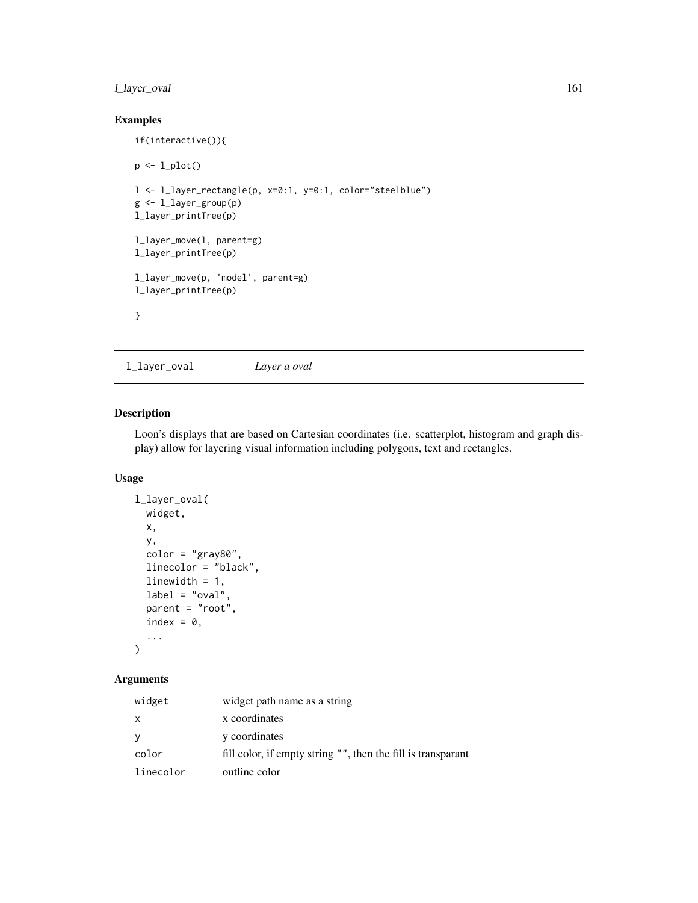## Examples

```
if(interactive()){

p <- l_plot()

l <- l_layer_rectangle(p, x=0:1, y=0:1, color="steelblue")
g <- l_layer_group(p)
l_layer_printTree(p)

l_layer_move(l, parent=g)
l_layer_printTree(p)

l_layer_move(p, 'model', parent=g)
l_layer_printTree(p)

}
```

---

# l_layer_oval *Layer a oval*

## Description

Loon's displays that are based on Cartesian coordinates (i.e. scatterplot, histogram and graph display) allow for layering visual information including polygons, text and rectangles.

## Usage

```
l_layer_oval(
  widget,
  x,
  y,
  color = "gray80",
  linecolor = "black",
  linewidth = 1,
  label = "oval",
  parent = "root",
  index = 0,
  ...
)
```

## Arguments

| | |
|---|---|
| widget | widget path name as a string |
| x | x coordinates |
| y | y coordinates |
| color | fill color, if empty string "", then the fill is transparant |
| linecolor | outline color |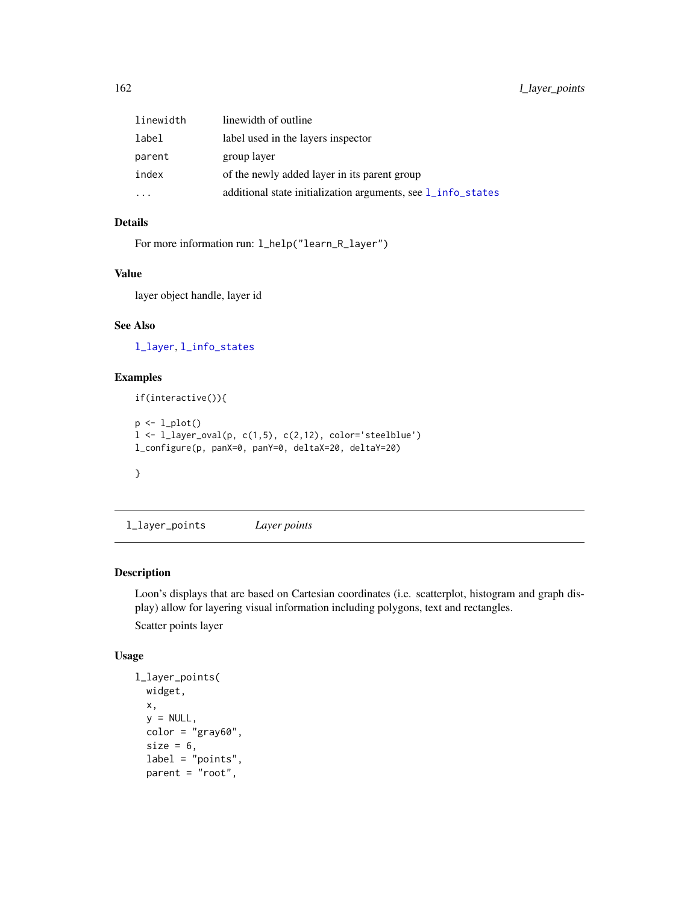| | |
|---|---|
| `linewidth` | linewidth of outline |
| `label` | label used in the layers inspector |
| `parent` | group layer |
| `index` | of the newly added layer in its parent group |
| `...` | additional state initialization arguments, see l_info_states |

### Details

For more information run: `l_help("learn_R_layer")`

### Value

layer object handle, layer id

### See Also

l_layer, l_info_states

### Examples

```
if(interactive()){

p <- l_plot()
l <- l_layer_oval(p, c(1,5), c(2,12), color='steelblue')
l_configure(p, panX=0, panY=0, deltaX=20, deltaY=20)

}
```

---

## l_layer_points    *Layer points*

### Description

Loon's displays that are based on Cartesian coordinates (i.e. scatterplot, histogram and graph display) allow for layering visual information including polygons, text and rectangles.

Scatter points layer

### Usage

```
l_layer_points(
  widget,
  x,
  y = NULL,
  color = "gray60",
  size = 6,
  label = "points",
  parent = "root",
```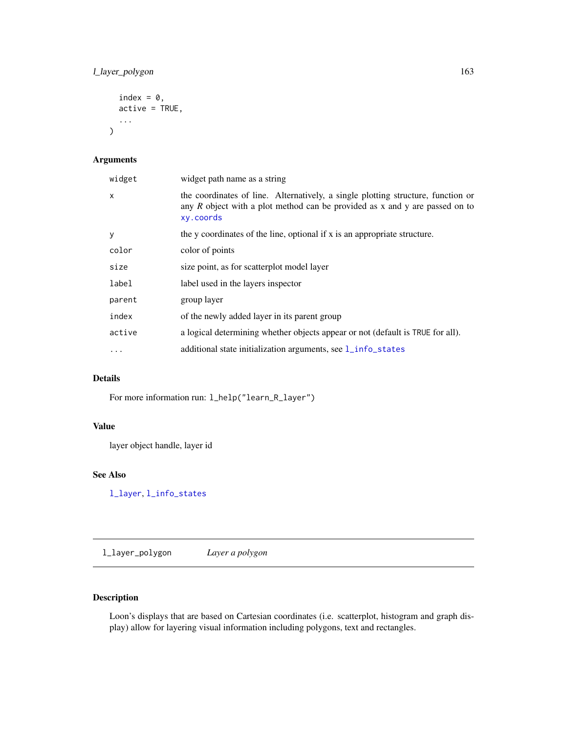```
  index = 0,
  active = TRUE,
  ...
)
```

### Arguments

| | |
|---|---|
| widget | widget path name as a string |
| x | the coordinates of line. Alternatively, a single plotting structure, function or any *R* object with a plot method can be provided as x and y are passed on to xy.coords |
| y | the y coordinates of the line, optional if x is an appropriate structure. |
| color | color of points |
| size | size point, as for scatterplot model layer |
| label | label used in the layers inspector |
| parent | group layer |
| index | of the newly added layer in its parent group |
| active | a logical determining whether objects appear or not (default is TRUE for all). |
| ... | additional state initialization arguments, see l_info_states |

### Details

For more information run: `l_help("learn_R_layer")`

### Value

layer object handle, layer id

### See Also

l_layer, l_info_states

---

## l_layer_polygon    *Layer a polygon*

### Description

Loon's displays that are based on Cartesian coordinates (i.e. scatterplot, histogram and graph display) allow for layering visual information including polygons, text and rectangles.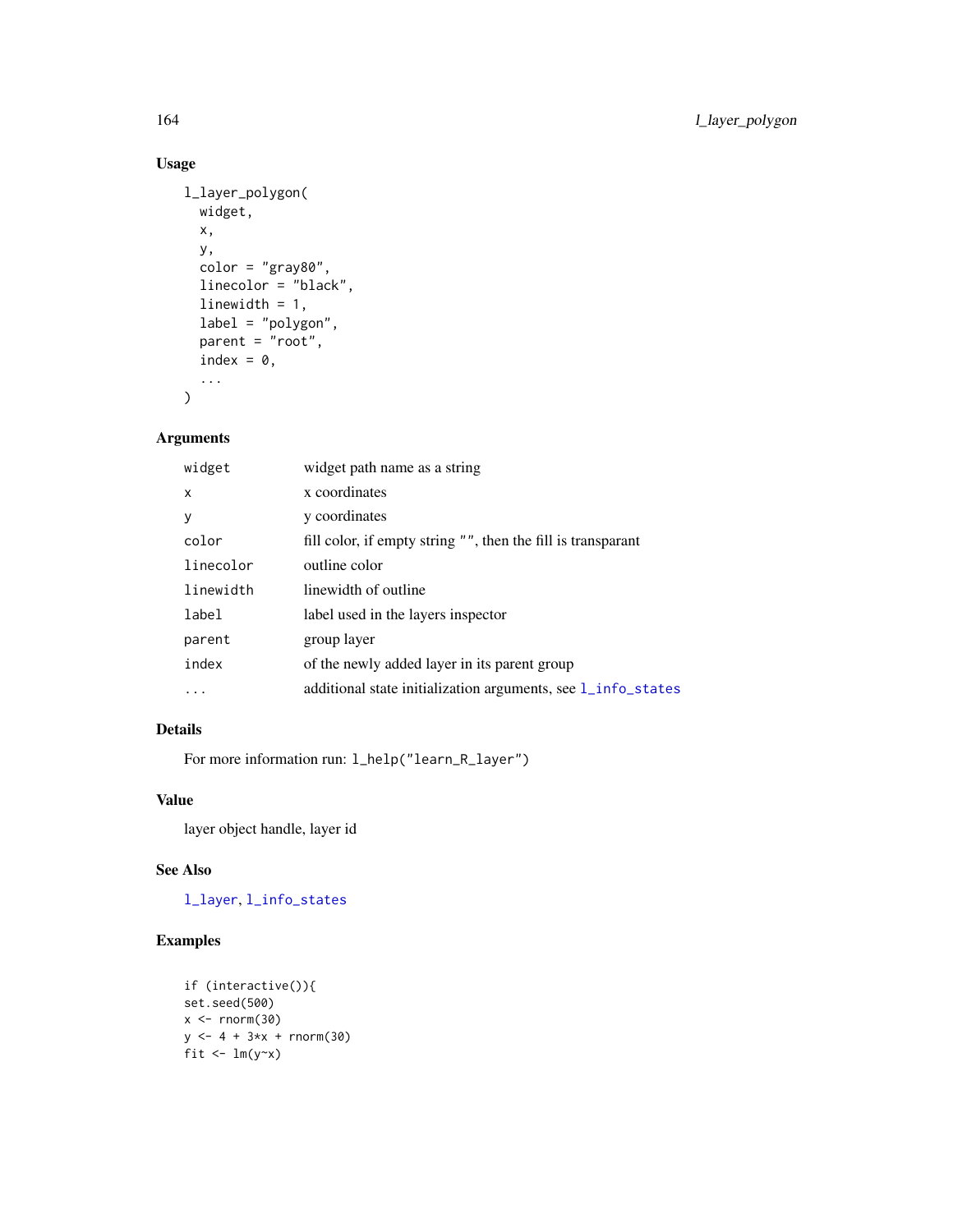## Usage

```
l_layer_polygon(
  widget,
  x,
  y,
  color = "gray80",
  linecolor = "black",
  linewidth = 1,
  label = "polygon",
  parent = "root",
  index = 0,
  ...
)
```

## Arguments

| | |
|---|---|
| widget | widget path name as a string |
| x | x coordinates |
| y | y coordinates |
| color | fill color, if empty string "", then the fill is transparant |
| linecolor | outline color |
| linewidth | linewidth of outline |
| label | label used in the layers inspector |
| parent | group layer |
| index | of the newly added layer in its parent group |
| ... | additional state initialization arguments, see l_info_states |

## Details

For more information run: `l_help("learn_R_layer")`

## Value

layer object handle, layer id

## See Also

l_layer, l_info_states

## Examples

```
if (interactive()){
set.seed(500)
x <- rnorm(30)
y <- 4 + 3*x + rnorm(30)
fit <- lm(y~x)
```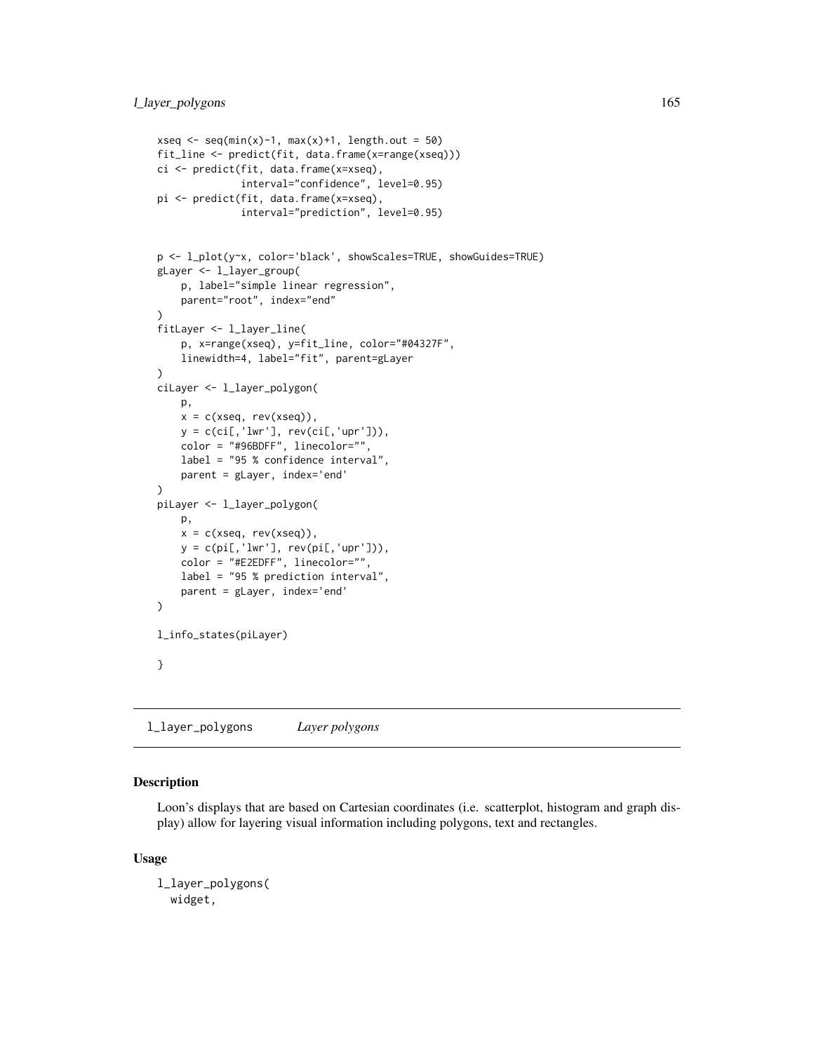```
xseq <- seq(min(x)-1, max(x)+1, length.out = 50)
fit_line <- predict(fit, data.frame(x=range(xseq)))
ci <- predict(fit, data.frame(x=xseq),
              interval="confidence", level=0.95)
pi <- predict(fit, data.frame(x=xseq),
              interval="prediction", level=0.95)


p <- l_plot(y~x, color='black', showScales=TRUE, showGuides=TRUE)
gLayer <- l_layer_group(
    p, label="simple linear regression",
    parent="root", index="end"
)
fitLayer <- l_layer_line(
    p, x=range(xseq), y=fit_line, color="#04327F",
    linewidth=4, label="fit", parent=gLayer
)
ciLayer <- l_layer_polygon(
    p,
    x = c(xseq, rev(xseq)),
    y = c(ci[,'lwr'], rev(ci[,'upr'])),
    color = "#96BDFF", linecolor="",
    label = "95 % confidence interval",
    parent = gLayer, index='end'
)
piLayer <- l_layer_polygon(
    p,
    x = c(xseq, rev(xseq)),
    y = c(pi[,'lwr'], rev(pi[,'upr'])),
    color = "#E2EDFF", linecolor="",
    label = "95 % prediction interval",
    parent = gLayer, index='end'
)

l_info_states(piLayer)

}
```

## l_layer_polygons *Layer polygons*

### Description

Loon's displays that are based on Cartesian coordinates (i.e. scatterplot, histogram and graph display) allow for layering visual information including polygons, text and rectangles.

### Usage

```
l_layer_polygons(
  widget,
```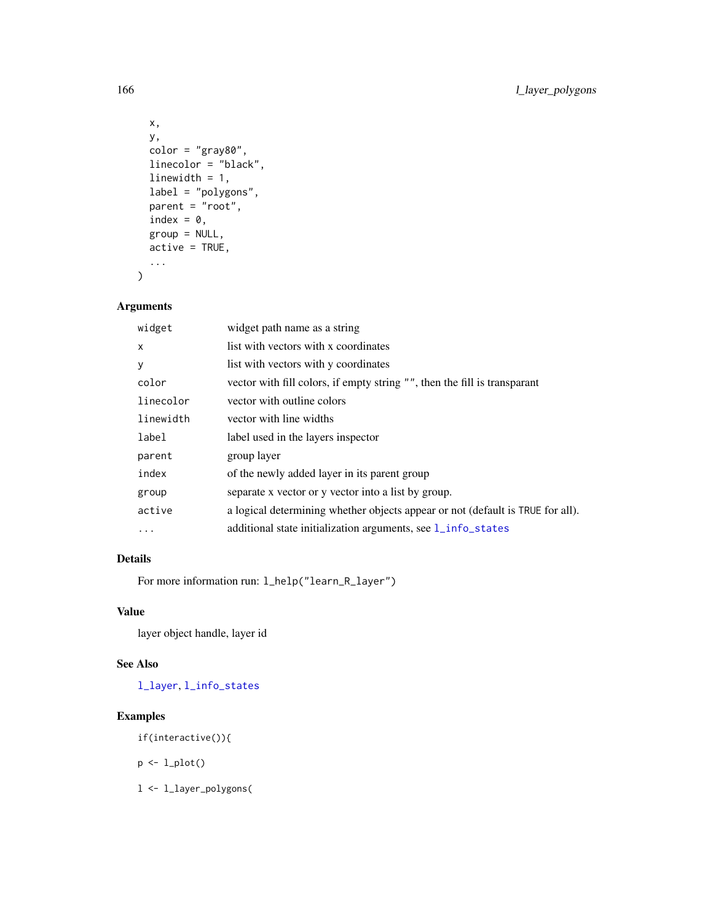```
  x,
  y,
  color = "gray80",
  linecolor = "black",
  linewidth = 1,
  label = "polygons",
  parent = "root",
  index = 0,
  group = NULL,
  active = TRUE,
  ...
)
```

## Arguments

| | |
|---|---|
| widget | widget path name as a string |
| x | list with vectors with x coordinates |
| y | list with vectors with y coordinates |
| color | vector with fill colors, if empty string "", then the fill is transparant |
| linecolor | vector with outline colors |
| linewidth | vector with line widths |
| label | label used in the layers inspector |
| parent | group layer |
| index | of the newly added layer in its parent group |
| group | separate x vector or y vector into a list by group. |
| active | a logical determining whether objects appear or not (default is TRUE for all). |
| ... | additional state initialization arguments, see l_info_states |

## Details

For more information run: `l_help("learn_R_layer")`

## Value

layer object handle, layer id

## See Also

l_layer, l_info_states

## Examples

```
if(interactive()){

p <- l_plot()

l <- l_layer_polygons(
```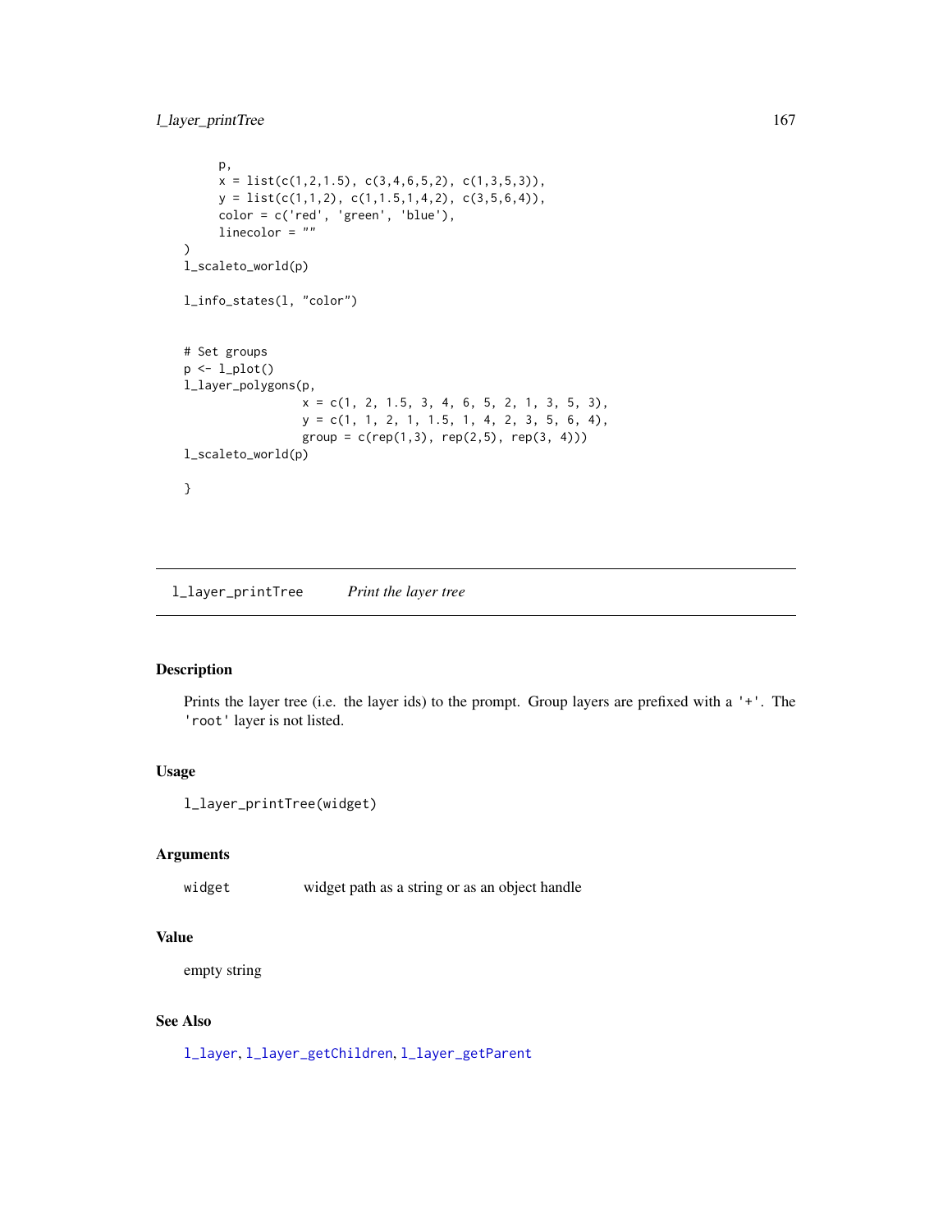```
    p,
    x = list(c(1,2,1.5), c(3,4,6,5,2), c(1,3,5,3)),
    y = list(c(1,1,2), c(1,1.5,1,4,2), c(3,5,6,4)),
    color = c('red', 'green', 'blue'),
    linecolor = ""
)
l_scaleto_world(p)

l_info_states(l, "color")


# Set groups
p <- l_plot()
l_layer_polygons(p,
                 x = c(1, 2, 1.5, 3, 4, 6, 5, 2, 1, 3, 5, 3),
                 y = c(1, 1, 2, 1, 1.5, 1, 4, 2, 3, 5, 6, 4),
                 group = c(rep(1,3), rep(2,5), rep(3, 4)))
l_scaleto_world(p)

}
```

---

## l_layer_printTree    *Print the layer tree*

---

### Description

Prints the layer tree (i.e. the layer ids) to the prompt. Group layers are prefixed with a '+'. The 'root' layer is not listed.

### Usage

```
l_layer_printTree(widget)
```

### Arguments

| | |
|---|---|
| widget | widget path as a string or as an object handle |

### Value

empty string

### See Also

l_layer, l_layer_getChildren, l_layer_getParent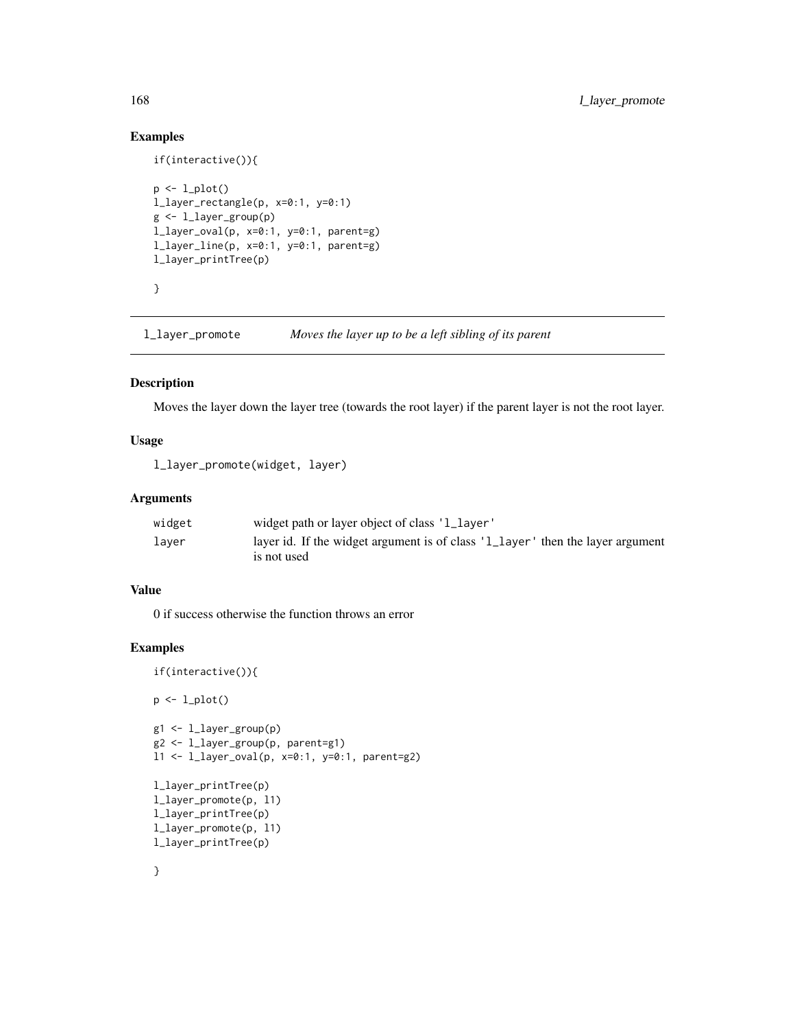## Examples

```
if(interactive()){

p <- l_plot()
l_layer_rectangle(p, x=0:1, y=0:1)
g <- l_layer_group(p)
l_layer_oval(p, x=0:1, y=0:1, parent=g)
l_layer_line(p, x=0:1, y=0:1, parent=g)
l_layer_printTree(p)

}
```

---

# l_layer_promote *Moves the layer up to be a left sibling of its parent*

## Description

Moves the layer down the layer tree (towards the root layer) if the parent layer is not the root layer.

## Usage

```
l_layer_promote(widget, layer)
```

## Arguments

| | |
|---|---|
| widget | widget path or layer object of class 'l_layer' |
| layer | layer id. If the widget argument is of class 'l_layer' then the layer argument is not used |

## Value

0 if success otherwise the function throws an error

## Examples

```
if(interactive()){

p <- l_plot()

g1 <- l_layer_group(p)
g2 <- l_layer_group(p, parent=g1)
l1 <- l_layer_oval(p, x=0:1, y=0:1, parent=g2)

l_layer_printTree(p)
l_layer_promote(p, l1)
l_layer_printTree(p)
l_layer_promote(p, l1)
l_layer_printTree(p)

}
```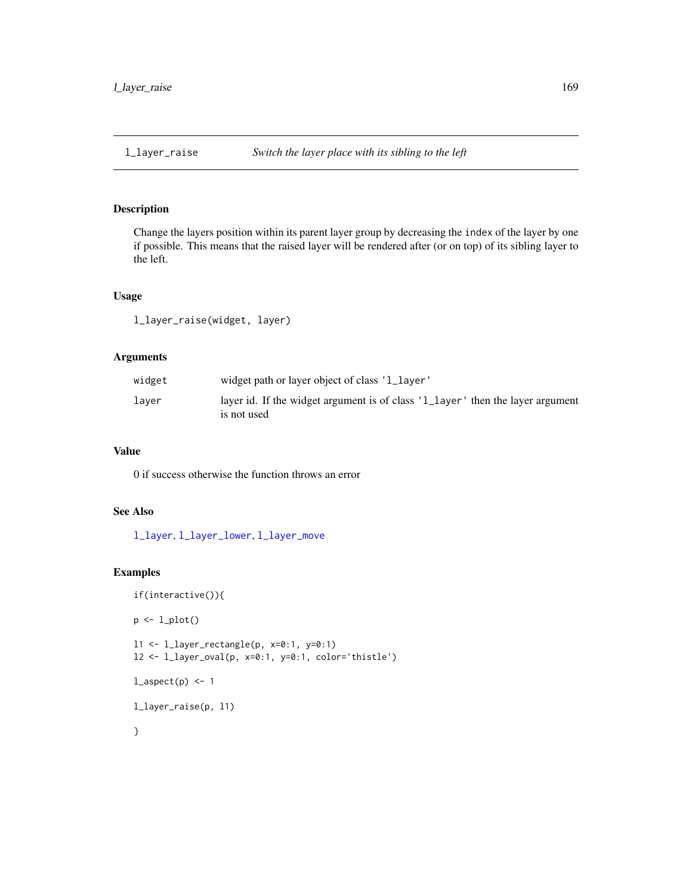## l_layer_raise — *Switch the layer place with its sibling to the left*

### Description

Change the layers position within its parent layer group by decreasing the `index` of the layer by one if possible. This means that the raised layer will be rendered after (or on top) of its sibling layer to the left.

### Usage

```
l_layer_raise(widget, layer)
```

### Arguments

| | |
|---|---|
| `widget` | widget path or layer object of class `'l_layer'` |
| `layer` | layer id. If the widget argument is of class `'l_layer'` then the layer argument is not used |

### Value

0 if success otherwise the function throws an error

### See Also

`l_layer`, `l_layer_lower`, `l_layer_move`

### Examples

```
if(interactive()){

p <- l_plot()

l1 <- l_layer_rectangle(p, x=0:1, y=0:1)
l2 <- l_layer_oval(p, x=0:1, y=0:1, color='thistle')

l_aspect(p) <- 1

l_layer_raise(p, l1)

}
```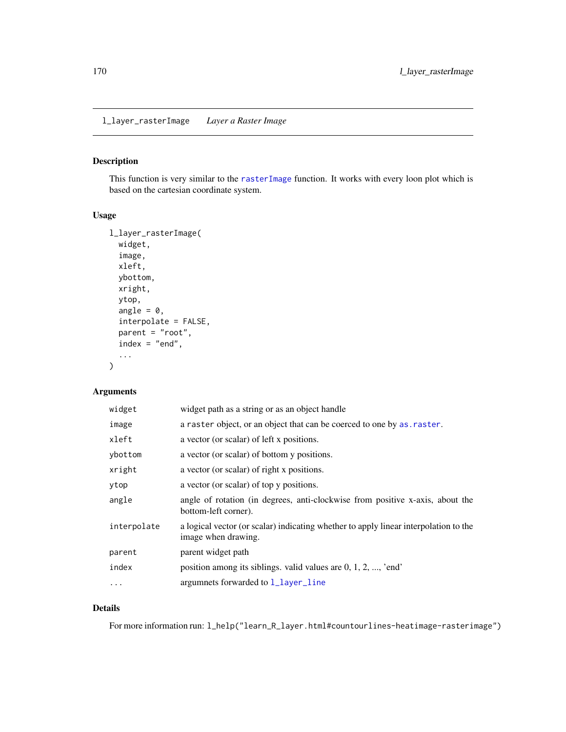## l_layer_rasterImage *Layer a Raster Image*

### Description

This function is very similar to the `rasterImage` function. It works with every loon plot which is based on the cartesian coordinate system.

### Usage

```
l_layer_rasterImage(
  widget,
  image,
  xleft,
  ybottom,
  xright,
  ytop,
  angle = 0,
  interpolate = FALSE,
  parent = "root",
  index = "end",
  ...
)
```

### Arguments

| | |
|---|---|
| `widget` | widget path as a string or as an object handle |
| `image` | a `raster` object, or an object that can be coerced to one by `as.raster`. |
| `xleft` | a vector (or scalar) of left x positions. |
| `ybottom` | a vector (or scalar) of bottom y positions. |
| `xright` | a vector (or scalar) of right x positions. |
| `ytop` | a vector (or scalar) of top y positions. |
| `angle` | angle of rotation (in degrees, anti-clockwise from positive x-axis, about the bottom-left corner). |
| `interpolate` | a logical vector (or scalar) indicating whether to apply linear interpolation to the image when drawing. |
| `parent` | parent widget path |
| `index` | position among its siblings. valid values are 0, 1, 2, ..., 'end' |
| `...` | argumnets forwarded to `l_layer_line` |

### Details

For more information run: `l_help("learn_R_layer.html#countourlines-heatimage-rasterimage")`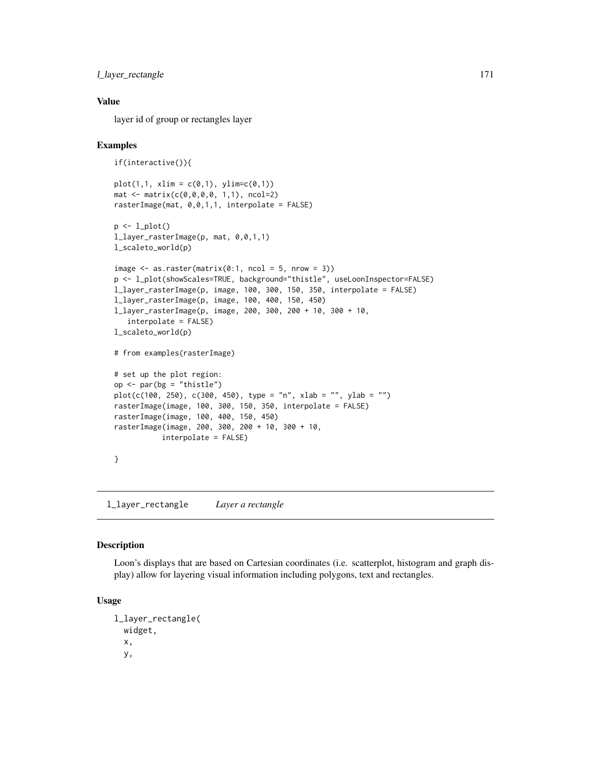## Value

layer id of group or rectangles layer

## Examples

```
if(interactive()){

plot(1,1, xlim = c(0,1), ylim=c(0,1))
mat <- matrix(c(0,0,0,0, 1,1), ncol=2)
rasterImage(mat, 0,0,1,1, interpolate = FALSE)

p <- l_plot()
l_layer_rasterImage(p, mat, 0,0,1,1)
l_scaleto_world(p)

image <- as.raster(matrix(0:1, ncol = 5, nrow = 3))
p <- l_plot(showScales=TRUE, background="thistle", useLoonInspector=FALSE)
l_layer_rasterImage(p, image, 100, 300, 150, 350, interpolate = FALSE)
l_layer_rasterImage(p, image, 100, 400, 150, 450)
l_layer_rasterImage(p, image, 200, 300, 200 + 10, 300 + 10,
   interpolate = FALSE)
l_scaleto_world(p)

# from examples(rasterImage)

# set up the plot region:
op <- par(bg = "thistle")
plot(c(100, 250), c(300, 450), type = "n", xlab = "", ylab = "")
rasterImage(image, 100, 300, 150, 350, interpolate = FALSE)
rasterImage(image, 100, 400, 150, 450)
rasterImage(image, 200, 300, 200 + 10, 300 + 10,
           interpolate = FALSE)

}
```

---

# l_layer_rectangle    *Layer a rectangle*

## Description

Loon's displays that are based on Cartesian coordinates (i.e. scatterplot, histogram and graph display) allow for layering visual information including polygons, text and rectangles.

## Usage

```
l_layer_rectangle(
  widget,
  x,
  y,
```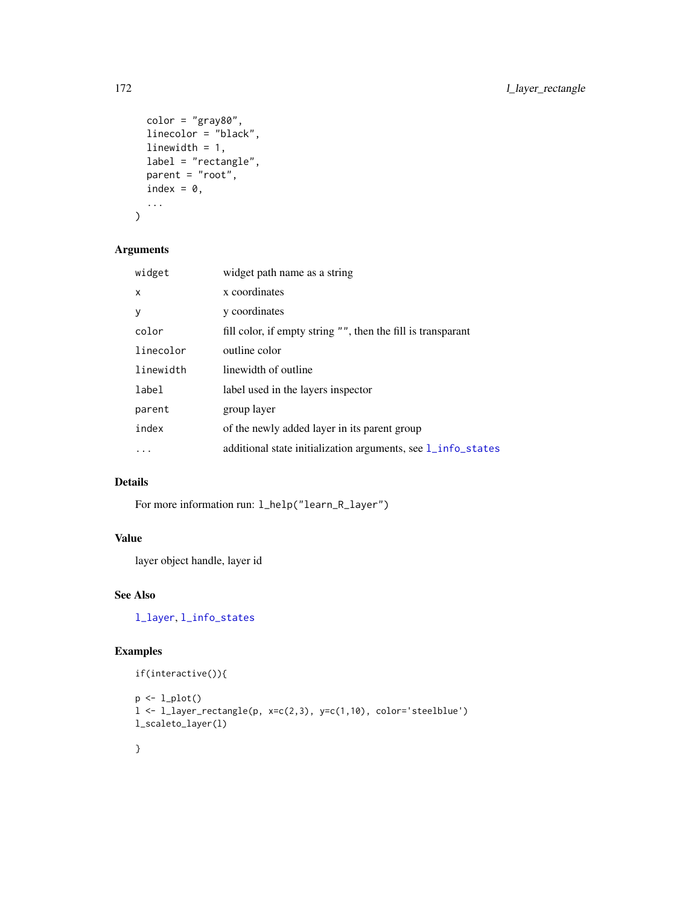```
  color = "gray80",
  linecolor = "black",
  linewidth = 1,
  label = "rectangle",
  parent = "root",
  index = 0,
  ...
)
```

### Arguments

| | |
|---|---|
| widget | widget path name as a string |
| x | x coordinates |
| y | y coordinates |
| color | fill color, if empty string "", then the fill is transparant |
| linecolor | outline color |
| linewidth | linewidth of outline |
| label | label used in the layers inspector |
| parent | group layer |
| index | of the newly added layer in its parent group |
| ... | additional state initialization arguments, see l_info_states |

### Details

For more information run: `l_help("learn_R_layer")`

### Value

layer object handle, layer id

### See Also

l_layer, l_info_states

### Examples

```
if(interactive()){

p <- l_plot()
l <- l_layer_rectangle(p, x=c(2,3), y=c(1,10), color='steelblue')
l_scaleto_layer(l)

}
```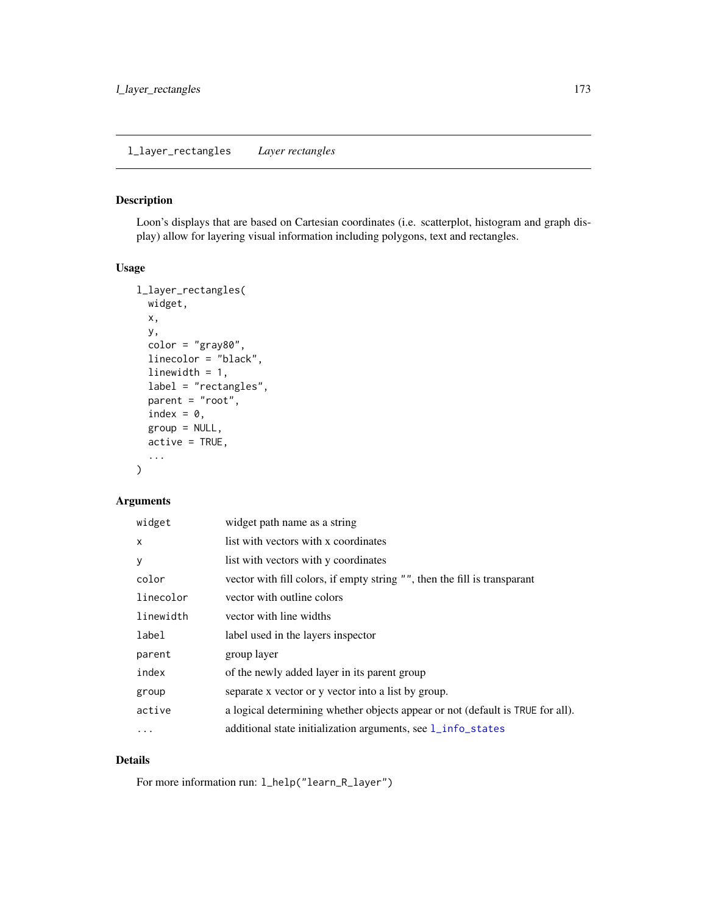## l_layer_rectangles *Layer rectangles*

### Description

Loon's displays that are based on Cartesian coordinates (i.e. scatterplot, histogram and graph display) allow for layering visual information including polygons, text and rectangles.

### Usage

```
l_layer_rectangles(
  widget,
  x,
  y,
  color = "gray80",
  linecolor = "black",
  linewidth = 1,
  label = "rectangles",
  parent = "root",
  index = 0,
  group = NULL,
  active = TRUE,
  ...
)
```

### Arguments

| | |
|---|---|
| `widget` | widget path name as a string |
| `x` | list with vectors with x coordinates |
| `y` | list with vectors with y coordinates |
| `color` | vector with fill colors, if empty string `""`, then the fill is transparant |
| `linecolor` | vector with outline colors |
| `linewidth` | vector with line widths |
| `label` | label used in the layers inspector |
| `parent` | group layer |
| `index` | of the newly added layer in its parent group |
| `group` | separate x vector or y vector into a list by group. |
| `active` | a logical determining whether objects appear or not (default is `TRUE` for all). |
| `...` | additional state initialization arguments, see `l_info_states` |

### Details

For more information run: `l_help("learn_R_layer")`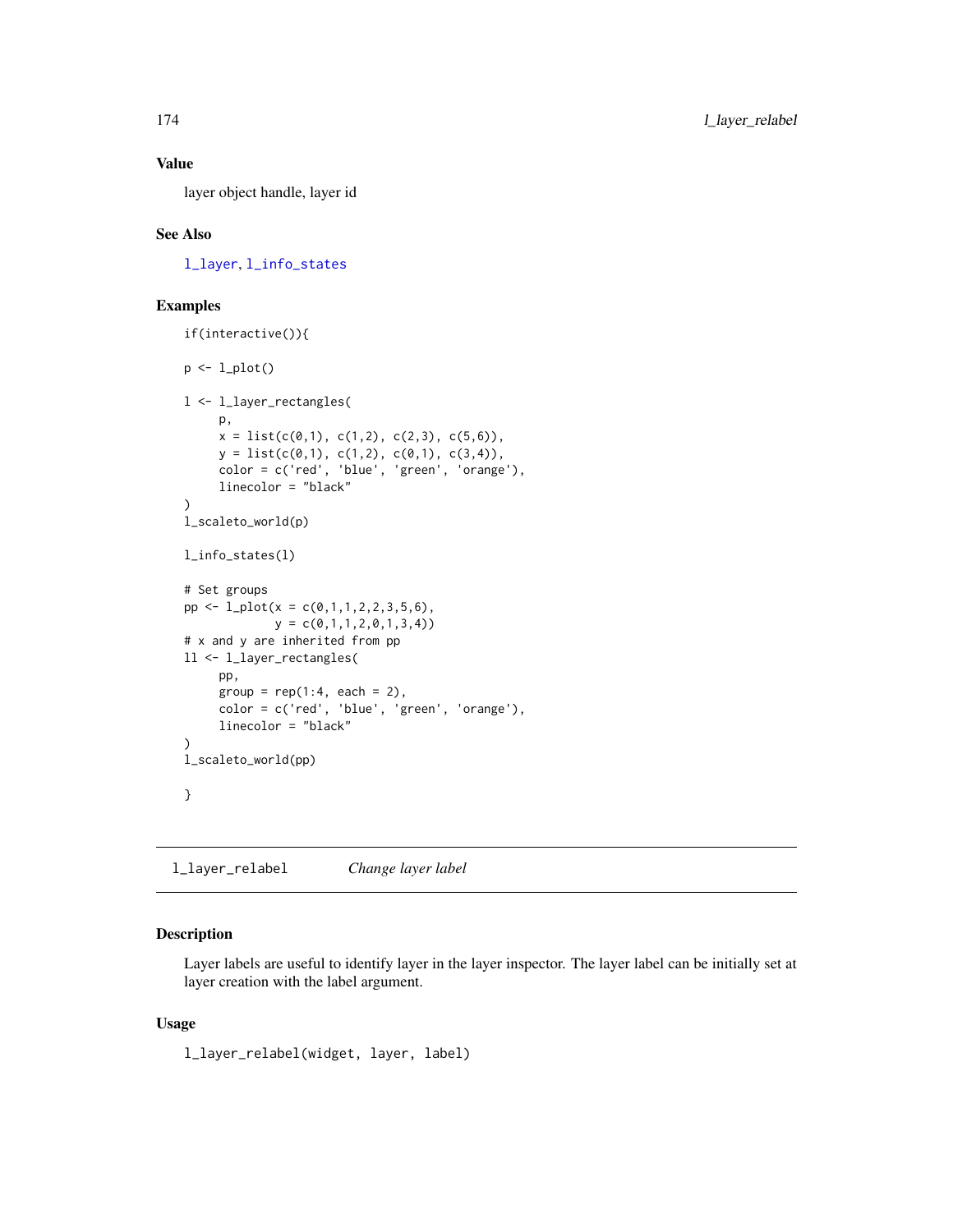## Value

layer object handle, layer id

## See Also

l_layer, l_info_states

## Examples

```
if(interactive()){

p <- l_plot()

l <- l_layer_rectangles(
     p,
     x = list(c(0,1), c(1,2), c(2,3), c(5,6)),
     y = list(c(0,1), c(1,2), c(0,1), c(3,4)),
     color = c('red', 'blue', 'green', 'orange'),
     linecolor = "black"
)
l_scaleto_world(p)

l_info_states(l)

# Set groups
pp <- l_plot(x = c(0,1,1,2,2,3,5,6),
             y = c(0,1,1,2,0,1,3,4))
# x and y are inherited from pp
ll <- l_layer_rectangles(
     pp,
     group = rep(1:4, each = 2),
     color = c('red', 'blue', 'green', 'orange'),
     linecolor = "black"
)
l_scaleto_world(pp)

}
```

---

# l_layer_relabel *Change layer label*

## Description

Layer labels are useful to identify layer in the layer inspector. The layer label can be initially set at layer creation with the label argument.

## Usage

```
l_layer_relabel(widget, layer, label)
```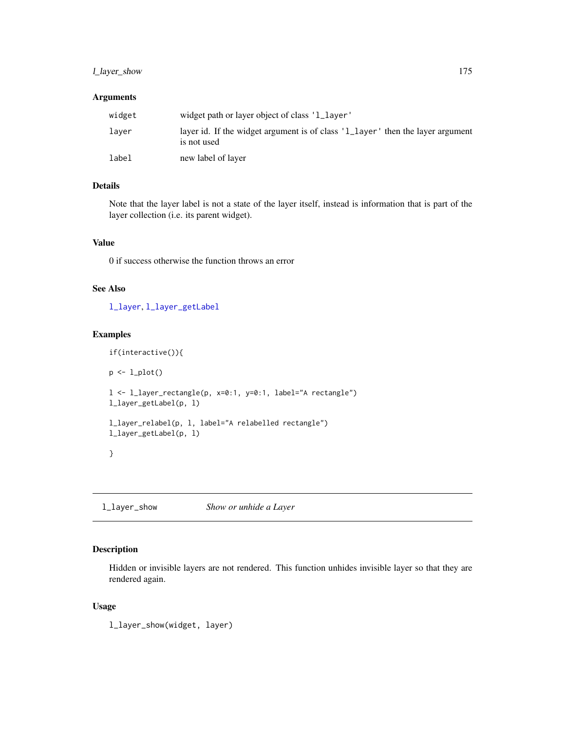## Arguments

| | |
|---|---|
| widget | widget path or layer object of class 'l_layer' |
| layer | layer id. If the widget argument is of class 'l_layer' then the layer argument is not used |
| label | new label of layer |

## Details

Note that the layer label is not a state of the layer itself, instead is information that is part of the layer collection (i.e. its parent widget).

## Value

0 if success otherwise the function throws an error

## See Also

l_layer, l_layer_getLabel

## Examples

```
if(interactive()){

p <- l_plot()

l <- l_layer_rectangle(p, x=0:1, y=0:1, label="A rectangle")
l_layer_getLabel(p, l)

l_layer_relabel(p, l, label="A relabelled rectangle")
l_layer_getLabel(p, l)

}
```

---

# l_layer_show — *Show or unhide a Layer*

## Description

Hidden or invisible layers are not rendered. This function unhides invisible layer so that they are rendered again.

## Usage

```
l_layer_show(widget, layer)
```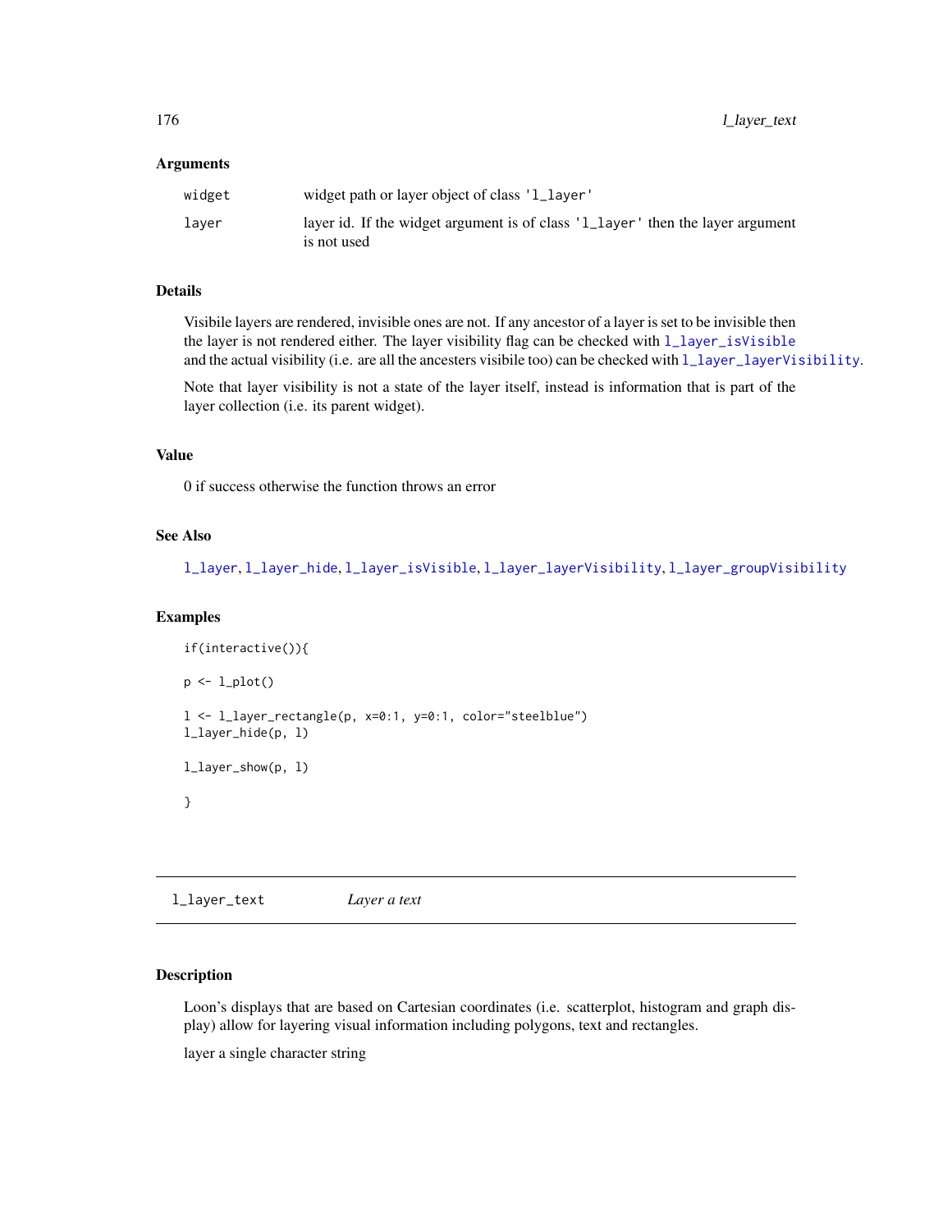### Arguments

| | |
|---|---|
| widget | widget path or layer object of class 'l_layer' |
| layer | layer id. If the widget argument is of class 'l_layer' then the layer argument is not used |

### Details

Visibile layers are rendered, invisible ones are not. If any ancestor of a layer is set to be invisible then the layer is not rendered either. The layer visibility flag can be checked with l_layer_isVisible and the actual visibility (i.e. are all the ancesters visibile too) can be checked with l_layer_layerVisibility.

Note that layer visibility is not a state of the layer itself, instead is information that is part of the layer collection (i.e. its parent widget).

### Value

0 if success otherwise the function throws an error

### See Also

l_layer, l_layer_hide, l_layer_isVisible, l_layer_layerVisibility, l_layer_groupVisibility

### Examples

```
if(interactive()){

p <- l_plot()

l <- l_layer_rectangle(p, x=0:1, y=0:1, color="steelblue")
l_layer_hide(p, l)

l_layer_show(p, l)

}
```

---

## l_layer_text    *Layer a text*

### Description

Loon's displays that are based on Cartesian coordinates (i.e. scatterplot, histogram and graph display) allow for layering visual information including polygons, text and rectangles.

layer a single character string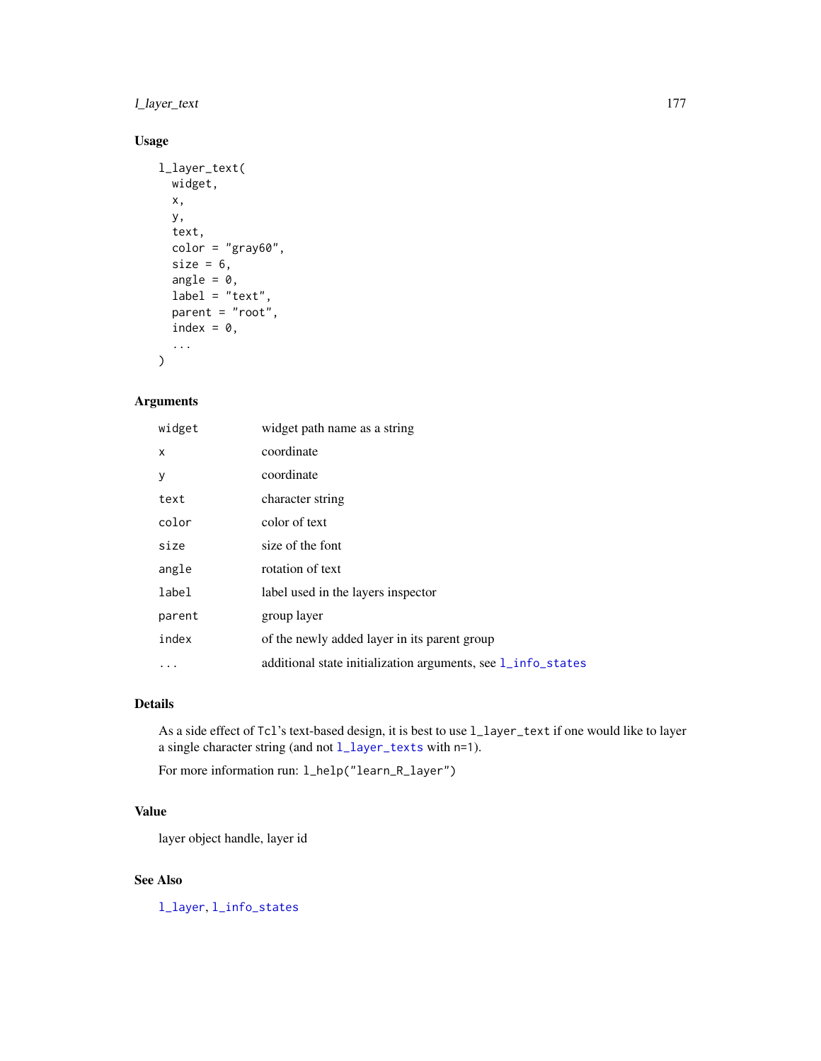## Usage

```
l_layer_text(
  widget,
  x,
  y,
  text,
  color = "gray60",
  size = 6,
  angle = 0,
  label = "text",
  parent = "root",
  index = 0,
  ...
)
```

## Arguments

| | |
|---|---|
| widget | widget path name as a string |
| x | coordinate |
| y | coordinate |
| text | character string |
| color | color of text |
| size | size of the font |
| angle | rotation of text |
| label | label used in the layers inspector |
| parent | group layer |
| index | of the newly added layer in its parent group |
| ... | additional state initialization arguments, see l_info_states |

## Details

As a side effect of `Tcl`'s text-based design, it is best to use `l_layer_text` if one would like to layer a single character string (and not `l_layer_texts` with `n=1`).

For more information run: `l_help("learn_R_layer")`

## Value

layer object handle, layer id

## See Also

l_layer, l_info_states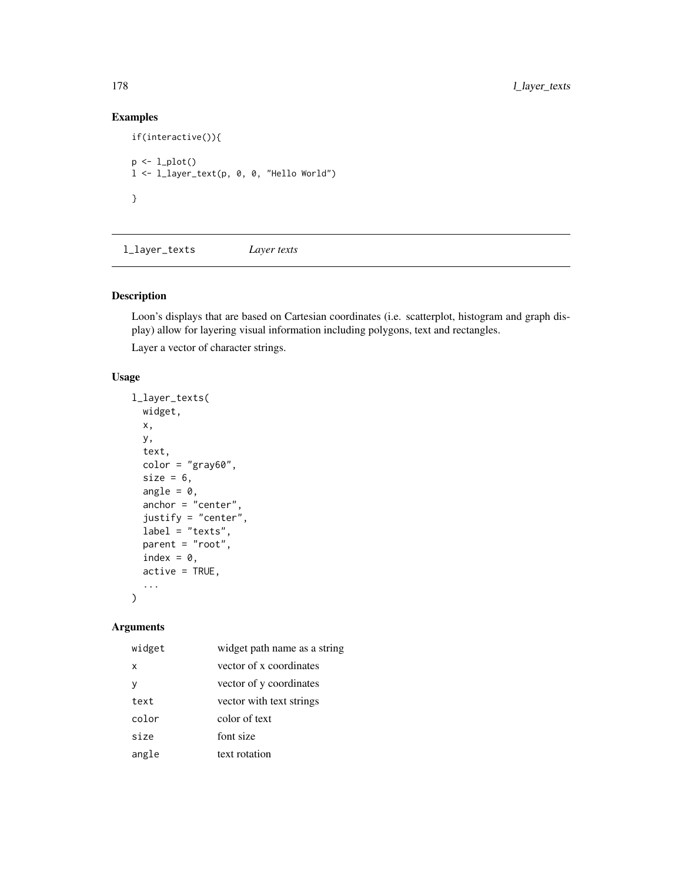## Examples

```
if(interactive()){

p <- l_plot()
l <- l_layer_text(p, 0, 0, "Hello World")

}
```

---

# l_layer_texts *Layer texts*

---

## Description

Loon's displays that are based on Cartesian coordinates (i.e. scatterplot, histogram and graph display) allow for layering visual information including polygons, text and rectangles.

Layer a vector of character strings.

## Usage

```
l_layer_texts(
  widget,
  x,
  y,
  text,
  color = "gray60",
  size = 6,
  angle = 0,
  anchor = "center",
  justify = "center",
  label = "texts",
  parent = "root",
  index = 0,
  active = TRUE,
  ...
)
```

## Arguments

| | |
|---|---|
| widget | widget path name as a string |
| x | vector of x coordinates |
| y | vector of y coordinates |
| text | vector with text strings |
| color | color of text |
| size | font size |
| angle | text rotation |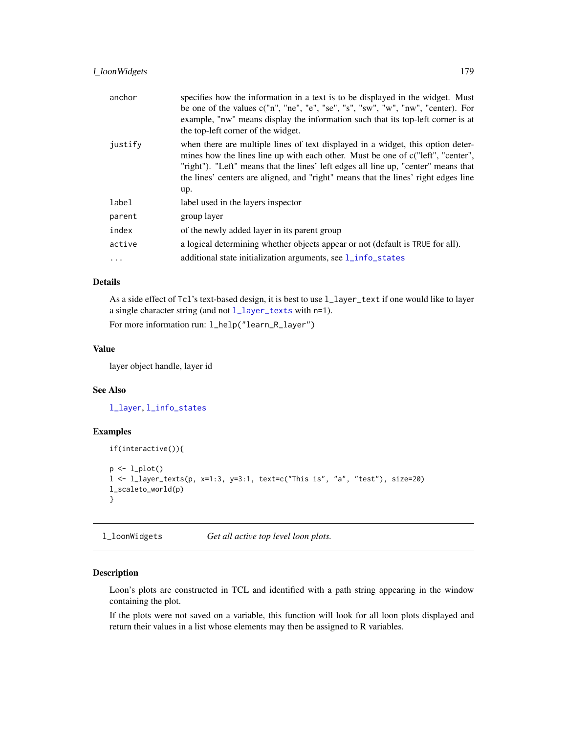| | |
|---|---|
| anchor | specifies how the information in a text is to be displayed in the widget. Must be one of the values c("n", "ne", "e", "se", "s", "sw", "w", "nw", "center"). For example, "nw" means display the information such that its top-left corner is at the top-left corner of the widget. |
| justify | when there are multiple lines of text displayed in a widget, this option determines how the lines line up with each other. Must be one of c("left", "center", "right"). "Left" means that the lines' left edges all line up, "center" means that the lines' centers are aligned, and "right" means that the lines' right edges line up. |
| label | label used in the layers inspector |
| parent | group layer |
| index | of the newly added layer in its parent group |
| active | a logical determining whether objects appear or not (default is TRUE for all). |
| ... | additional state initialization arguments, see l_info_states |

### Details

As a side effect of Tcl's text-based design, it is best to use l_layer_text if one would like to layer a single character string (and not l_layer_texts with n=1).

For more information run: l_help("learn_R_layer")

### Value

layer object handle, layer id

### See Also

l_layer, l_info_states

### Examples

```
if(interactive()){

p <- l_plot()
l <- l_layer_texts(p, x=1:3, y=3:1, text=c("This is", "a", "test"), size=20)
l_scaleto_world(p)
}
```

---

## l_loonWidgets *Get all active top level loon plots.*

---

### Description

Loon's plots are constructed in TCL and identified with a path string appearing in the window containing the plot.

If the plots were not saved on a variable, this function will look for all loon plots displayed and return their values in a list whose elements may then be assigned to R variables.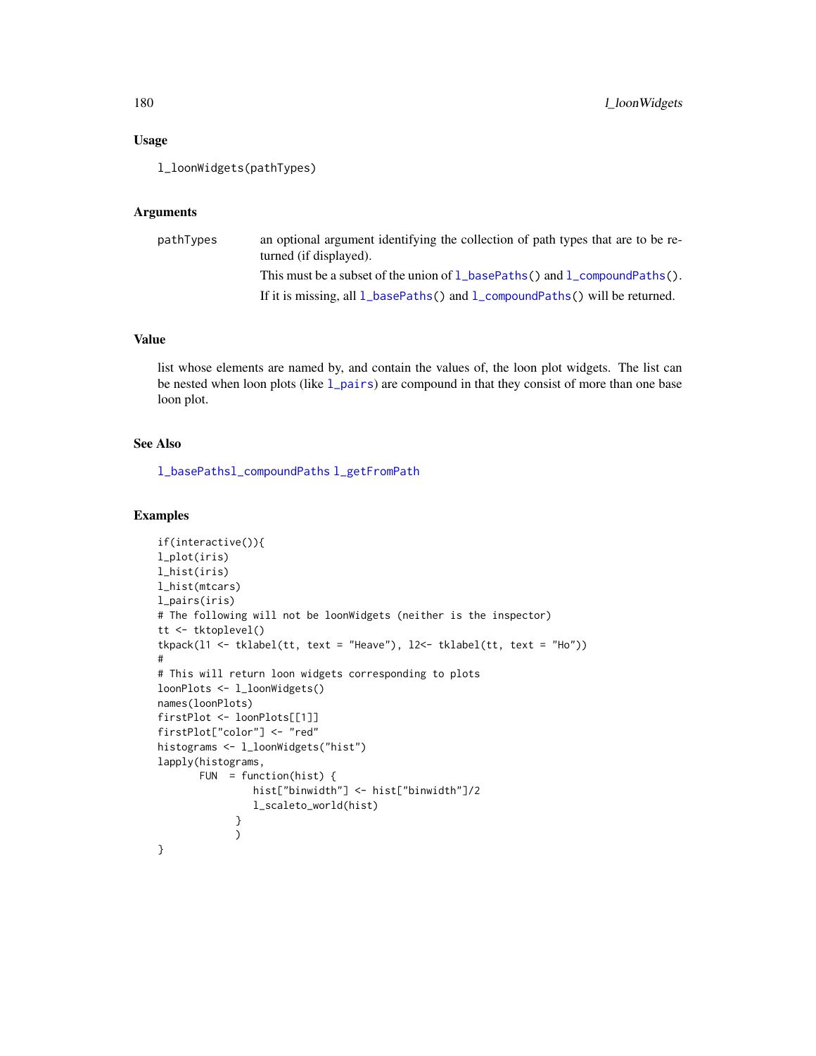### Usage

```
l_loonWidgets(pathTypes)
```

### Arguments

| | |
|---|---|
| pathTypes | an optional argument identifying the collection of path types that are to be returned (if displayed). This must be a subset of the union of `l_basePaths()` and `l_compoundPaths()`. If it is missing, all `l_basePaths()` and `l_compoundPaths()` will be returned. |

### Value

list whose elements are named by, and contain the values of, the loon plot widgets. The list can be nested when loon plots (like `l_pairs`) are compound in that they consist of more than one base loon plot.

### See Also

`l_basePaths` `l_compoundPaths` `l_getFromPath`

### Examples

```
if(interactive()){
l_plot(iris)
l_hist(iris)
l_hist(mtcars)
l_pairs(iris)
# The following will not be loonWidgets (neither is the inspector)
tt <- tktoplevel()
tkpack(l1 <- tklabel(tt, text = "Heave"), l2<- tklabel(tt, text = "Ho"))
#
# This will return loon widgets corresponding to plots
loonPlots <- l_loonWidgets()
names(loonPlots)
firstPlot <- loonPlots[[1]]
firstPlot["color"] <- "red"
histograms <- l_loonWidgets("hist")
lapply(histograms,
       FUN  = function(hist) {
                hist["binwidth"] <- hist["binwidth"]/2
                l_scaleto_world(hist)
             }
             )
}
```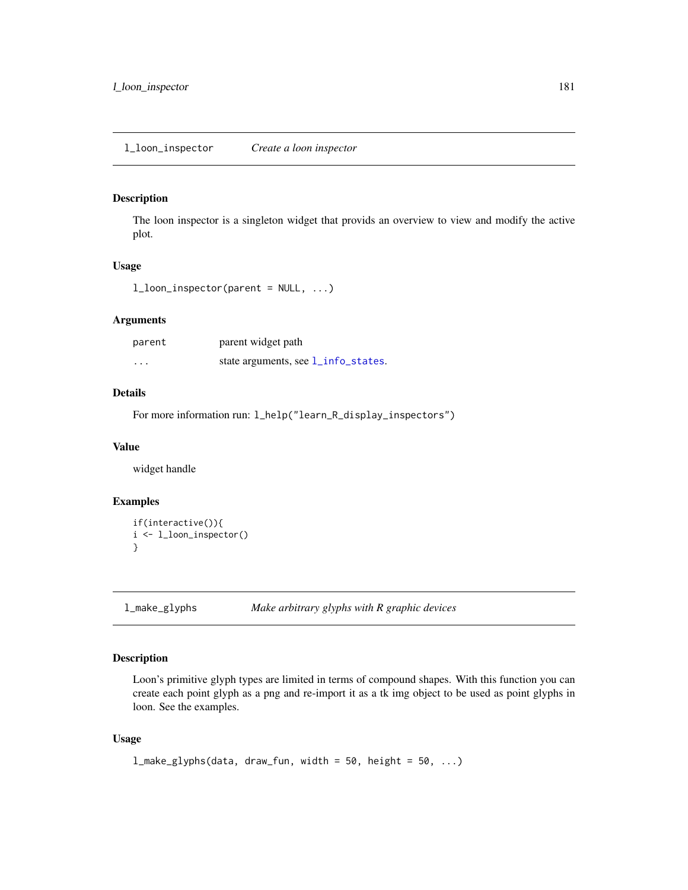## l_loon_inspector *Create a loon inspector*

### Description

The loon inspector is a singleton widget that provids an overview to view and modify the active plot.

### Usage

```
l_loon_inspector(parent = NULL, ...)
```

### Arguments

| | |
|---|---|
| parent | parent widget path |
| ... | state arguments, see l_info_states. |

### Details

For more information run: `l_help("learn_R_display_inspectors")`

### Value

widget handle

### Examples

```
if(interactive()){
i <- l_loon_inspector()
}
```

## l_make_glyphs *Make arbitrary glyphs with R graphic devices*

### Description

Loon's primitive glyph types are limited in terms of compound shapes. With this function you can create each point glyph as a png and re-import it as a tk img object to be used as point glyphs in loon. See the examples.

### Usage

```
l_make_glyphs(data, draw_fun, width = 50, height = 50, ...)
```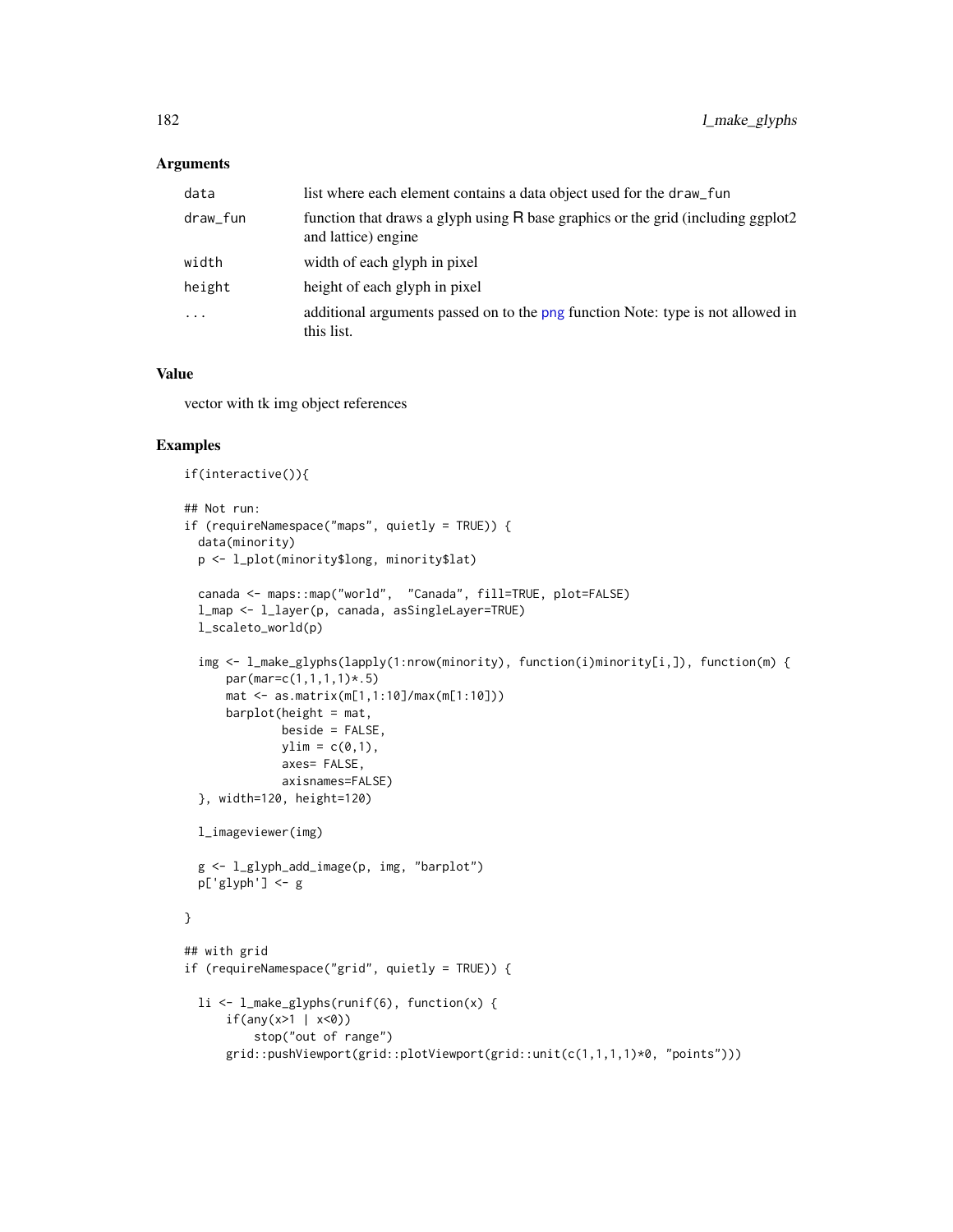## Arguments

| | |
|---|---|
| data | list where each element contains a data object used for the draw_fun |
| draw_fun | function that draws a glyph using R base graphics or the grid (including ggplot2 and lattice) engine |
| width | width of each glyph in pixel |
| height | height of each glyph in pixel |
| ... | additional arguments passed on to the png function Note: type is not allowed in this list. |

## Value

vector with tk img object references

## Examples

```
if(interactive()){

## Not run:
if (requireNamespace("maps", quietly = TRUE)) {
  data(minority)
  p <- l_plot(minority$long, minority$lat)

  canada <- maps::map("world",  "Canada", fill=TRUE, plot=FALSE)
  l_map <- l_layer(p, canada, asSingleLayer=TRUE)
  l_scaleto_world(p)

  img <- l_make_glyphs(lapply(1:nrow(minority), function(i)minority[i,]), function(m) {
      par(mar=c(1,1,1,1)*.5)
      mat <- as.matrix(m[1,1:10]/max(m[1:10]))
      barplot(height = mat,
              beside = FALSE,
              ylim = c(0,1),
              axes= FALSE,
              axisnames=FALSE)
  }, width=120, height=120)

  l_imageviewer(img)

  g <- l_glyph_add_image(p, img, "barplot")
  p['glyph'] <- g

}

## with grid
if (requireNamespace("grid", quietly = TRUE)) {

  li <- l_make_glyphs(runif(6), function(x) {
      if(any(x>1 | x<0))
          stop("out of range")
      grid::pushViewport(grid::plotViewport(grid::unit(c(1,1,1,1)*0, "points")))
```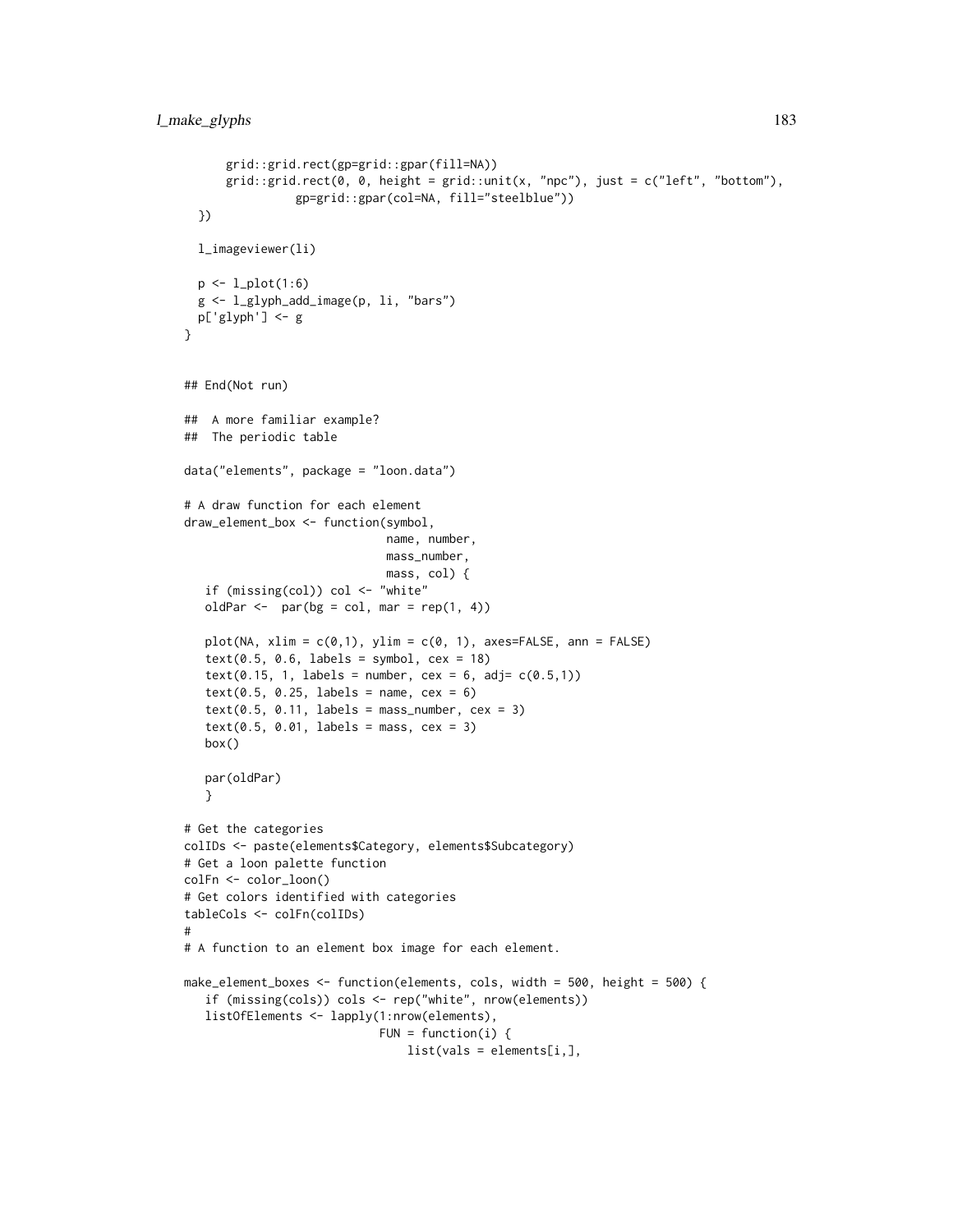```
    grid::grid.rect(gp=grid::gpar(fill=NA))
    grid::grid.rect(0, 0, height = grid::unit(x, "npc"), just = c("left", "bottom"),
              gp=grid::gpar(col=NA, fill="steelblue"))
  })

  l_imageviewer(li)

  p <- l_plot(1:6)
  g <- l_glyph_add_image(p, li, "bars")
  p['glyph'] <- g
}


## End(Not run)

##  A more familiar example?
##  The periodic table

data("elements", package = "loon.data")

# A draw function for each element
draw_element_box <- function(symbol,
                             name, number,
                             mass_number,
                             mass, col) {
   if (missing(col)) col <- "white"
   oldPar <-  par(bg = col, mar = rep(1, 4))

   plot(NA, xlim = c(0,1), ylim = c(0, 1), axes=FALSE, ann = FALSE)
   text(0.5, 0.6, labels = symbol, cex = 18)
   text(0.15, 1, labels = number, cex = 6, adj= c(0.5,1))
   text(0.5, 0.25, labels = name, cex = 6)
   text(0.5, 0.11, labels = mass_number, cex = 3)
   text(0.5, 0.01, labels = mass, cex = 3)
   box()

   par(oldPar)
   }

# Get the categories
colIDs <- paste(elements$Category, elements$Subcategory)
# Get a loon palette function
colFn <- color_loon()
# Get colors identified with categories
tableCols <- colFn(colIDs)
#
# A function to an element box image for each element.

make_element_boxes <- function(elements, cols, width = 500, height = 500) {
   if (missing(cols)) cols <- rep("white", nrow(elements))
   listOfElements <- lapply(1:nrow(elements),
                            FUN = function(i) {
                                list(vals = elements[i,],
```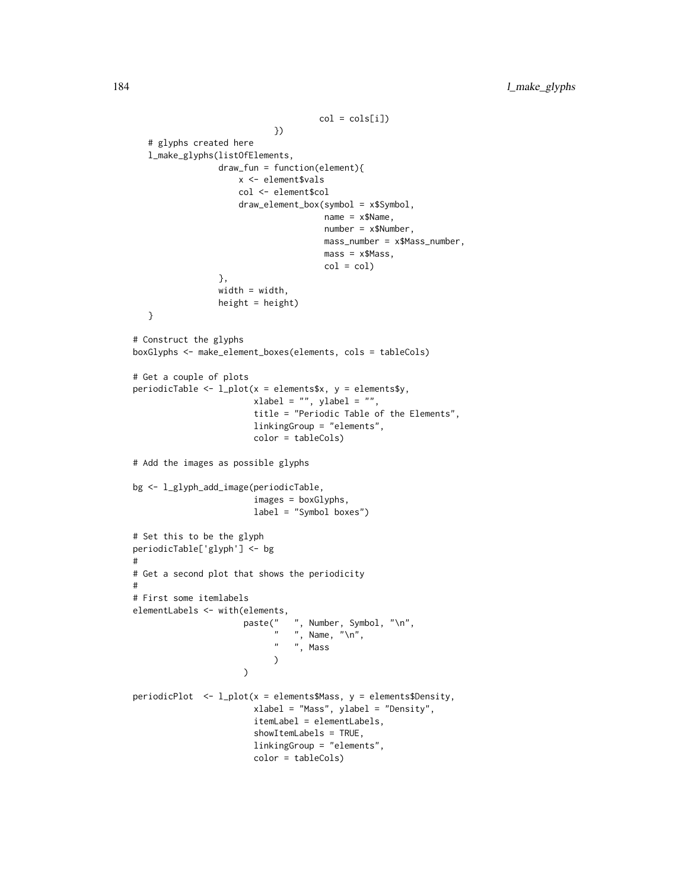```
                                    col = cols[i])
                            })
    # glyphs created here
    l_make_glyphs(listOfElements,
                  draw_fun = function(element){
                      x <- element$vals
                      col <- element$col
                      draw_element_box(symbol = x$Symbol,
                                       name = x$Name,
                                       number = x$Number,
                                       mass_number = x$Mass_number,
                                       mass = x$Mass,
                                       col = col)
                  },
                  width = width,
                  height = height)
    }

# Construct the glyphs
boxGlyphs <- make_element_boxes(elements, cols = tableCols)

# Get a couple of plots
periodicTable <- l_plot(x = elements$x, y = elements$y,
                        xlabel = "", ylabel = "",
                        title = "Periodic Table of the Elements",
                        linkingGroup = "elements",
                        color = tableCols)

# Add the images as possible glyphs

bg <- l_glyph_add_image(periodicTable,
                        images = boxGlyphs,
                        label = "Symbol boxes")

# Set this to be the glyph
periodicTable['glyph'] <- bg
#
# Get a second plot that shows the periodicity
#
# First some itemlabels
elementLabels <- with(elements,
                      paste("   ", Number, Symbol, "\n",
                            "   ", Name, "\n",
                            "   ", Mass
                            )
                      )

periodicPlot  <- l_plot(x = elements$Mass, y = elements$Density,
                        xlabel = "Mass", ylabel = "Density",
                        itemLabel = elementLabels,
                        showItemLabels = TRUE,
                        linkingGroup = "elements",
                        color = tableCols)
```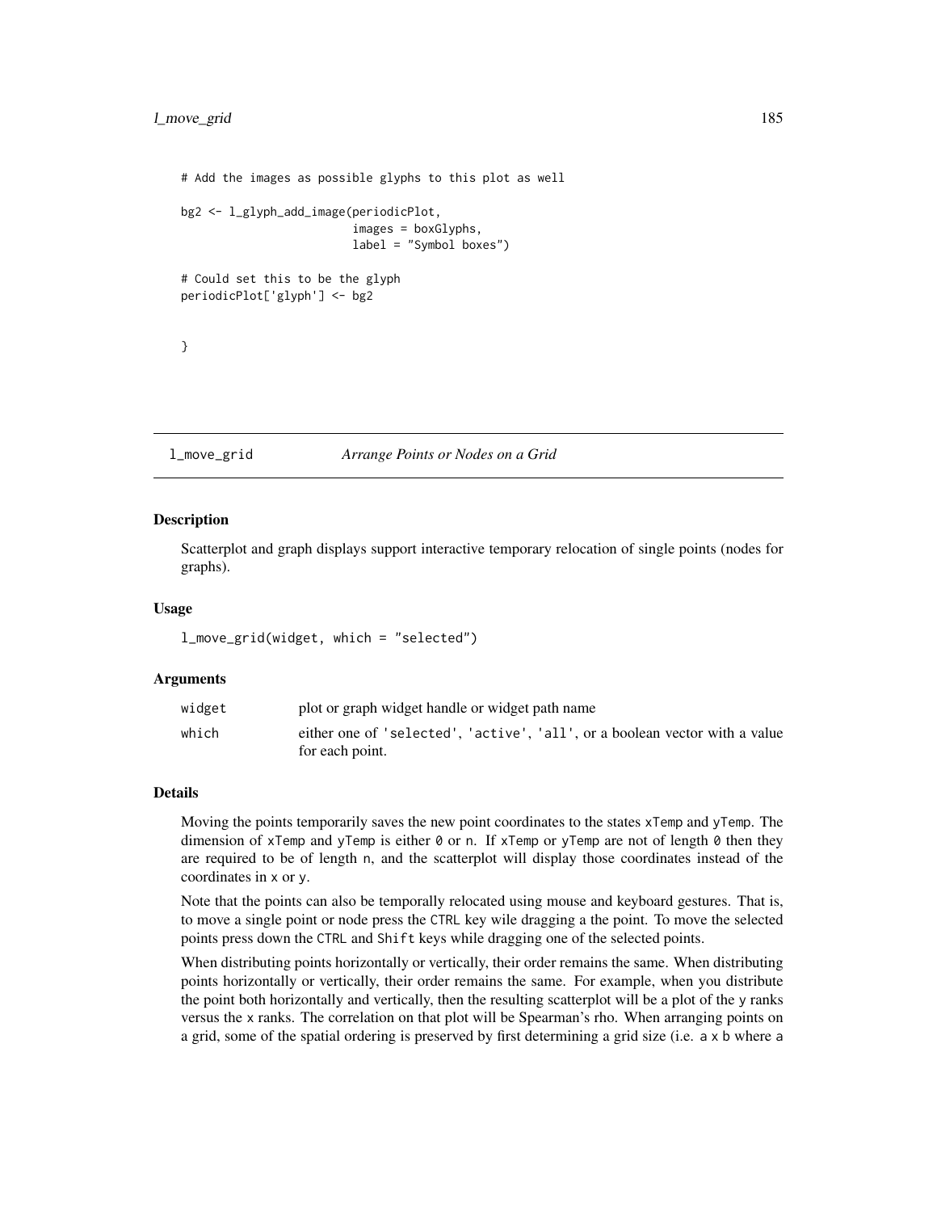```
# Add the images as possible glyphs to this plot as well

bg2 <- l_glyph_add_image(periodicPlot,
                         images = boxGlyphs,
                         label = "Symbol boxes")

# Could set this to be the glyph
periodicPlot['glyph'] <- bg2


}
```

## l_move_grid    *Arrange Points or Nodes on a Grid*

### Description

Scatterplot and graph displays support interactive temporary relocation of single points (nodes for graphs).

### Usage

```
l_move_grid(widget, which = "selected")
```

### Arguments

| | |
|---|---|
| widget | plot or graph widget handle or widget path name |
| which | either one of 'selected', 'active', 'all', or a boolean vector with a value for each point. |

### Details

Moving the points temporarily saves the new point coordinates to the states `xTemp` and `yTemp`. The dimension of `xTemp` and `yTemp` is either `0` or `n`. If `xTemp` or `yTemp` are not of length `0` then they are required to be of length `n`, and the scatterplot will display those coordinates instead of the coordinates in `x` or `y`.

Note that the points can also be temporally relocated using mouse and keyboard gestures. That is, to move a single point or node press the `CTRL` key wile dragging a the point. To move the selected points press down the `CTRL` and `Shift` keys while dragging one of the selected points.

When distributing points horizontally or vertically, their order remains the same. When distributing points horizontally or vertically, their order remains the same. For example, when you distribute the point both horizontally and vertically, then the resulting scatterplot will be a plot of the `y` ranks versus the `x` ranks. The correlation on that plot will be Spearman's rho. When arranging points on a grid, some of the spatial ordering is preserved by first determining a grid size (i.e. `a x b` where `a`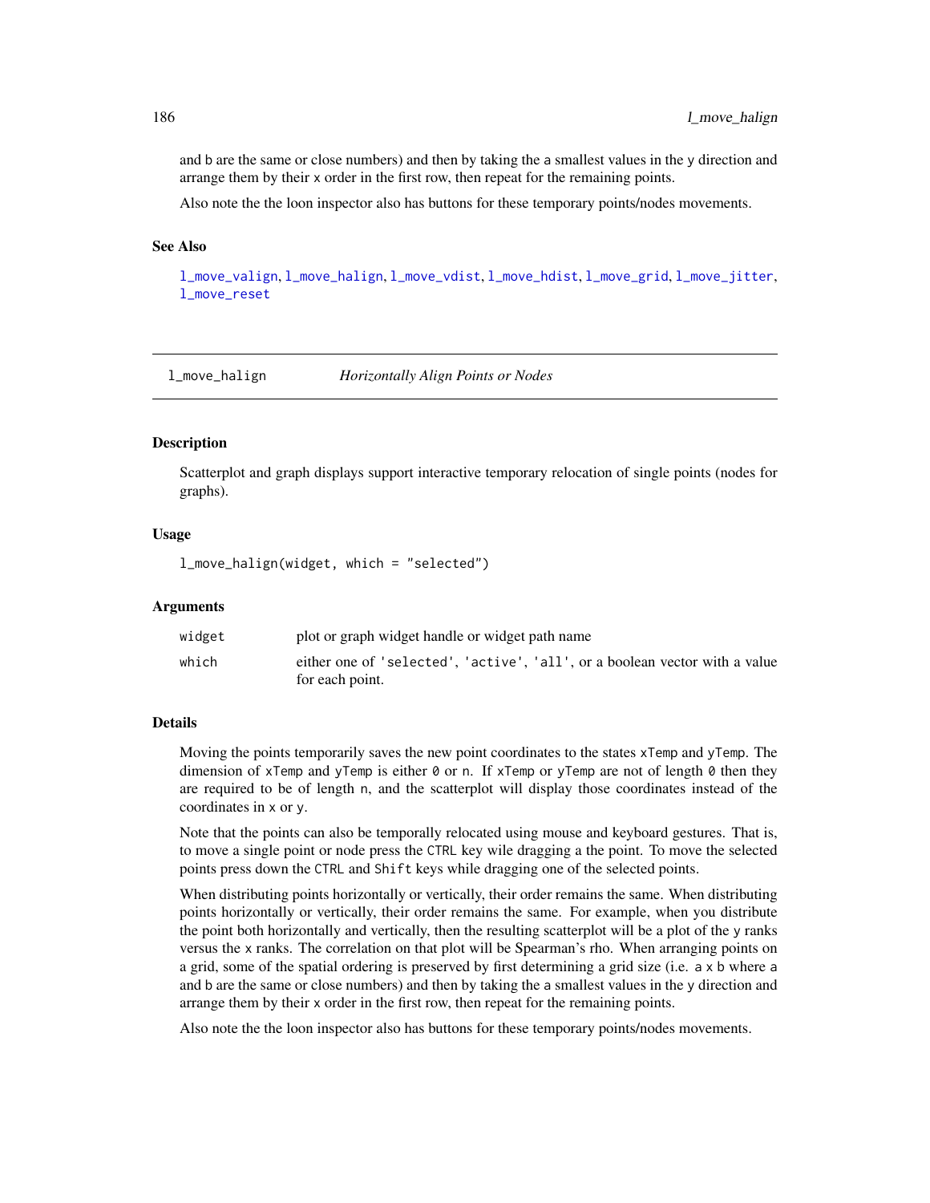and b are the same or close numbers) and then by taking the a smallest values in the y direction and arrange them by their x order in the first row, then repeat for the remaining points.

Also note the the loon inspector also has buttons for these temporary points/nodes movements.

### See Also

l_move_valign, l_move_halign, l_move_vdist, l_move_hdist, l_move_grid, l_move_jitter, l_move_reset

---

## l_move_halign — *Horizontally Align Points or Nodes*

---

### Description

Scatterplot and graph displays support interactive temporary relocation of single points (nodes for graphs).

### Usage

```
l_move_halign(widget, which = "selected")
```

### Arguments

| | |
|---|---|
| widget | plot or graph widget handle or widget path name |
| which | either one of 'selected', 'active', 'all', or a boolean vector with a value for each point. |

### Details

Moving the points temporarily saves the new point coordinates to the states xTemp and yTemp. The dimension of xTemp and yTemp is either 0 or n. If xTemp or yTemp are not of length 0 then they are required to be of length n, and the scatterplot will display those coordinates instead of the coordinates in x or y.

Note that the points can also be temporally relocated using mouse and keyboard gestures. That is, to move a single point or node press the CTRL key wile dragging a the point. To move the selected points press down the CTRL and Shift keys while dragging one of the selected points.

When distributing points horizontally or vertically, their order remains the same. When distributing points horizontally or vertically, their order remains the same. For example, when you distribute the point both horizontally and vertically, then the resulting scatterplot will be a plot of the y ranks versus the x ranks. The correlation on that plot will be Spearman's rho. When arranging points on a grid, some of the spatial ordering is preserved by first determining a grid size (i.e. a x b where a and b are the same or close numbers) and then by taking the a smallest values in the y direction and arrange them by their x order in the first row, then repeat for the remaining points.

Also note the the loon inspector also has buttons for these temporary points/nodes movements.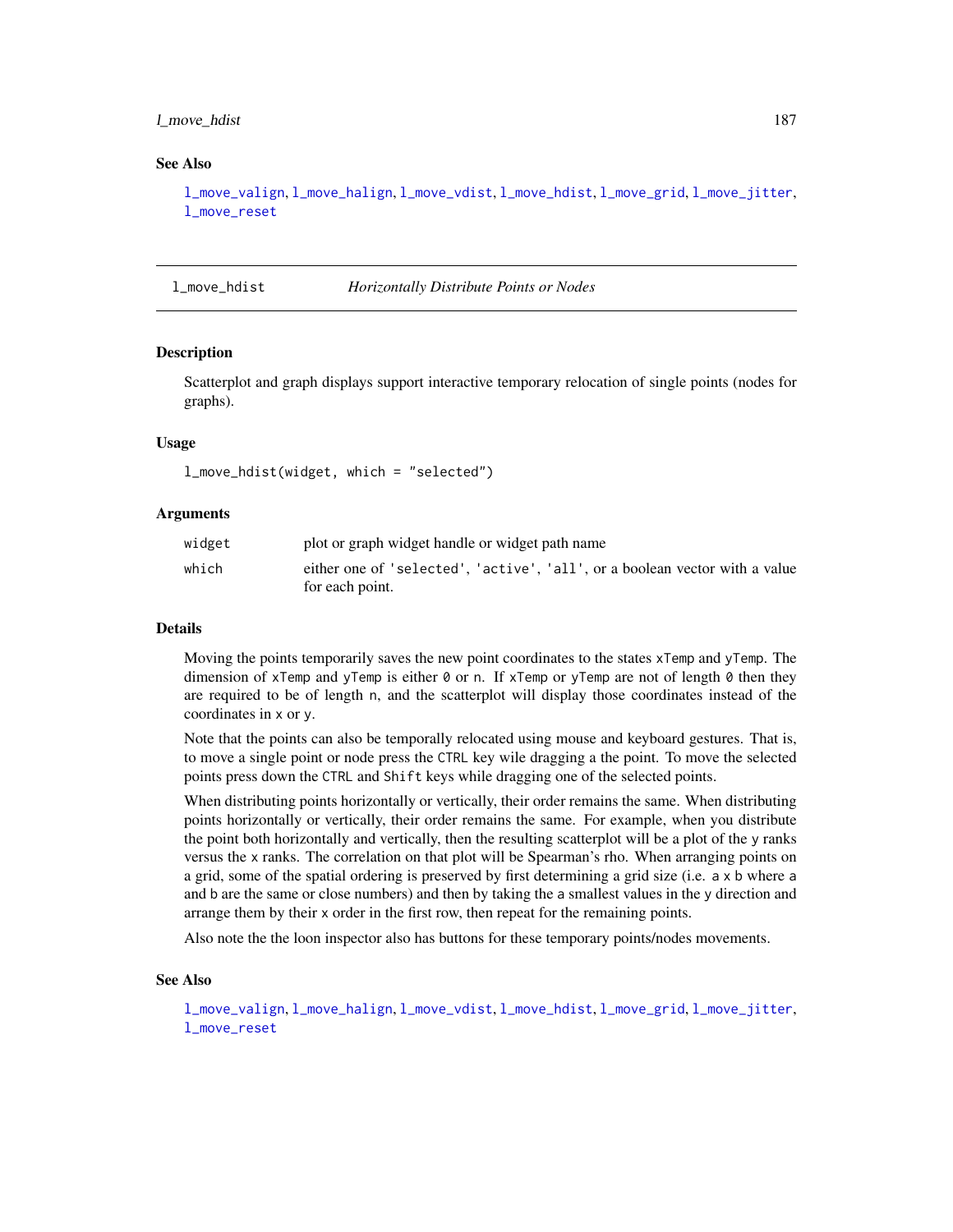## See Also

l_move_valign, l_move_halign, l_move_vdist, l_move_hdist, l_move_grid, l_move_jitter, l_move_reset

---

# l_move_hdist — *Horizontally Distribute Points or Nodes*

## Description

Scatterplot and graph displays support interactive temporary relocation of single points (nodes for graphs).

## Usage

```
l_move_hdist(widget, which = "selected")
```

## Arguments

| | |
|---|---|
| widget | plot or graph widget handle or widget path name |
| which | either one of 'selected', 'active', 'all', or a boolean vector with a value for each point. |

## Details

Moving the points temporarily saves the new point coordinates to the states xTemp and yTemp. The dimension of xTemp and yTemp is either 0 or n. If xTemp or yTemp are not of length 0 then they are required to be of length n, and the scatterplot will display those coordinates instead of the coordinates in x or y.

Note that the points can also be temporally relocated using mouse and keyboard gestures. That is, to move a single point or node press the CTRL key wile dragging a the point. To move the selected points press down the CTRL and Shift keys while dragging one of the selected points.

When distributing points horizontally or vertically, their order remains the same. When distributing points horizontally or vertically, their order remains the same. For example, when you distribute the point both horizontally and vertically, then the resulting scatterplot will be a plot of the y ranks versus the x ranks. The correlation on that plot will be Spearman's rho. When arranging points on a grid, some of the spatial ordering is preserved by first determining a grid size (i.e. a x b where a and b are the same or close numbers) and then by taking the a smallest values in the y direction and arrange them by their x order in the first row, then repeat for the remaining points.

Also note the the loon inspector also has buttons for these temporary points/nodes movements.

## See Also

l_move_valign, l_move_halign, l_move_vdist, l_move_hdist, l_move_grid, l_move_jitter, l_move_reset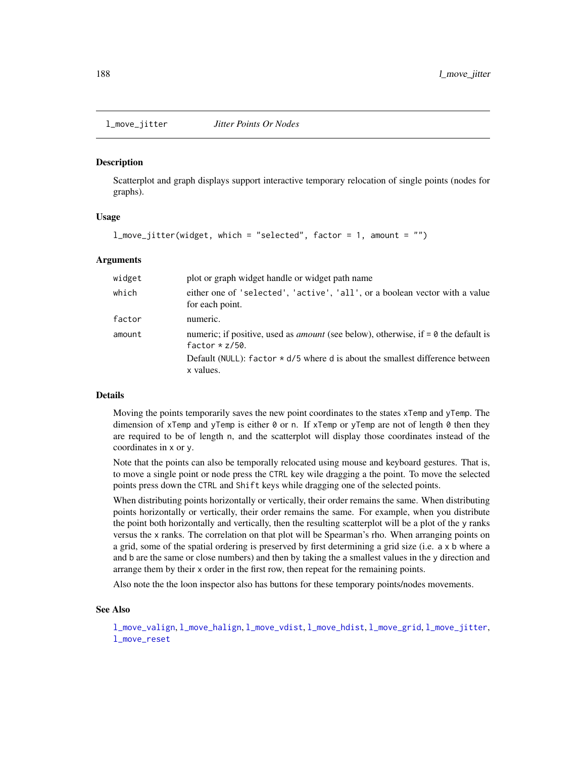# l_move_jitter    *Jitter Points Or Nodes*

## Description

Scatterplot and graph displays support interactive temporary relocation of single points (nodes for graphs).

## Usage

```
l_move_jitter(widget, which = "selected", factor = 1, amount = "")
```

## Arguments

| | |
|---|---|
| `widget` | plot or graph widget handle or widget path name |
| `which` | either one of `'selected'`, `'active'`, `'all'`, or a boolean vector with a value for each point. |
| `factor` | numeric. |
| `amount` | numeric; if positive, used as *amount* (see below), otherwise, if `= 0` the default is `factor * z/50`. <br> Default (`NULL`): `factor * d/5` where `d` is about the smallest difference between `x` values. |

## Details

Moving the points temporarily saves the new point coordinates to the states `xTemp` and `yTemp`. The dimension of `xTemp` and `yTemp` is either `0` or `n`. If `xTemp` or `yTemp` are not of length `0` then they are required to be of length `n`, and the scatterplot will display those coordinates instead of the coordinates in `x` or `y`.

Note that the points can also be temporally relocated using mouse and keyboard gestures. That is, to move a single point or node press the `CTRL` key wile dragging a the point. To move the selected points press down the `CTRL` and `Shift` keys while dragging one of the selected points.

When distributing points horizontally or vertically, their order remains the same. When distributing points horizontally or vertically, their order remains the same. For example, when you distribute the point both horizontally and vertically, then the resulting scatterplot will be a plot of the `y` ranks versus the `x` ranks. The correlation on that plot will be Spearman's rho. When arranging points on a grid, some of the spatial ordering is preserved by first determining a grid size (i.e. `a x b` where `a` and `b` are the same or close numbers) and then by taking the `a` smallest values in the `y` direction and arrange them by their `x` order in the first row, then repeat for the remaining points.

Also note the the loon inspector also has buttons for these temporary points/nodes movements.

## See Also

`l_move_valign`, `l_move_halign`, `l_move_vdist`, `l_move_hdist`, `l_move_grid`, `l_move_jitter`, `l_move_reset`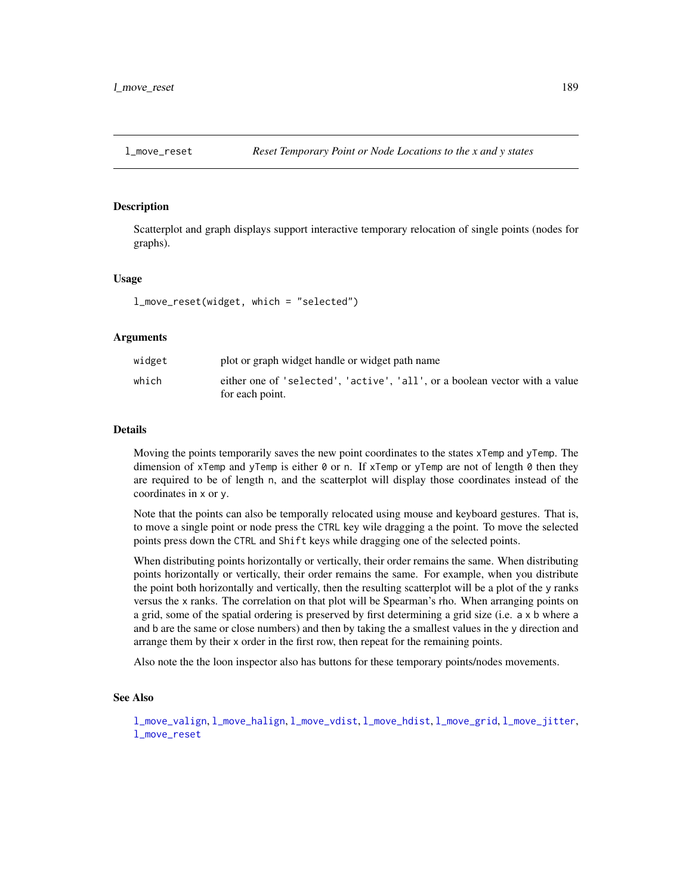`l_move_reset` — *Reset Temporary Point or Node Locations to the x and y states*

## Description

Scatterplot and graph displays support interactive temporary relocation of single points (nodes for graphs).

## Usage

```
l_move_reset(widget, which = "selected")
```

## Arguments

| | |
|---|---|
| `widget` | plot or graph widget handle or widget path name |
| `which` | either one of `'selected'`, `'active'`, `'all'`, or a boolean vector with a value for each point. |

## Details

Moving the points temporarily saves the new point coordinates to the states `xTemp` and `yTemp`. The dimension of `xTemp` and `yTemp` is either `0` or `n`. If `xTemp` or `yTemp` are not of length `0` then they are required to be of length `n`, and the scatterplot will display those coordinates instead of the coordinates in `x` or `y`.

Note that the points can also be temporally relocated using mouse and keyboard gestures. That is, to move a single point or node press the `CTRL` key wile dragging a the point. To move the selected points press down the `CTRL` and `Shift` keys while dragging one of the selected points.

When distributing points horizontally or vertically, their order remains the same. When distributing points horizontally or vertically, their order remains the same. For example, when you distribute the point both horizontally and vertically, then the resulting scatterplot will be a plot of the `y` ranks versus the `x` ranks. The correlation on that plot will be Spearman's rho. When arranging points on a grid, some of the spatial ordering is preserved by first determining a grid size (i.e. `a x b` where `a` and `b` are the same or close numbers) and then by taking the `a` smallest values in the `y` direction and arrange them by their `x` order in the first row, then repeat for the remaining points.

Also note the the loon inspector also has buttons for these temporary points/nodes movements.

## See Also

`l_move_valign`, `l_move_halign`, `l_move_vdist`, `l_move_hdist`, `l_move_grid`, `l_move_jitter`, `l_move_reset`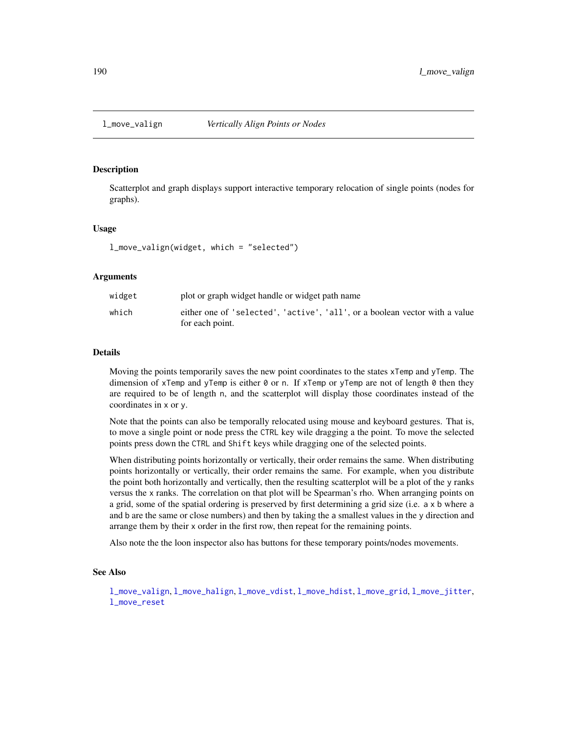l_move_valign *Vertically Align Points or Nodes*

## Description

Scatterplot and graph displays support interactive temporary relocation of single points (nodes for graphs).

## Usage

```
l_move_valign(widget, which = "selected")
```

## Arguments

| | |
|---|---|
| widget | plot or graph widget handle or widget path name |
| which | either one of 'selected', 'active', 'all', or a boolean vector with a value for each point. |

## Details

Moving the points temporarily saves the new point coordinates to the states `xTemp` and `yTemp`. The dimension of `xTemp` and `yTemp` is either `0` or `n`. If `xTemp` or `yTemp` are not of length `0` then they are required to be of length `n`, and the scatterplot will display those coordinates instead of the coordinates in `x` or `y`.

Note that the points can also be temporally relocated using mouse and keyboard gestures. That is, to move a single point or node press the `CTRL` key wile dragging a the point. To move the selected points press down the `CTRL` and `Shift` keys while dragging one of the selected points.

When distributing points horizontally or vertically, their order remains the same. When distributing points horizontally or vertically, their order remains the same. For example, when you distribute the point both horizontally and vertically, then the resulting scatterplot will be a plot of the `y` ranks versus the `x` ranks. The correlation on that plot will be Spearman's rho. When arranging points on a grid, some of the spatial ordering is preserved by first determining a grid size (i.e. `a x b` where `a` and `b` are the same or close numbers) and then by taking the `a` smallest values in the `y` direction and arrange them by their `x` order in the first row, then repeat for the remaining points.

Also note the the loon inspector also has buttons for these temporary points/nodes movements.

## See Also

l_move_valign, l_move_halign, l_move_vdist, l_move_hdist, l_move_grid, l_move_jitter, l_move_reset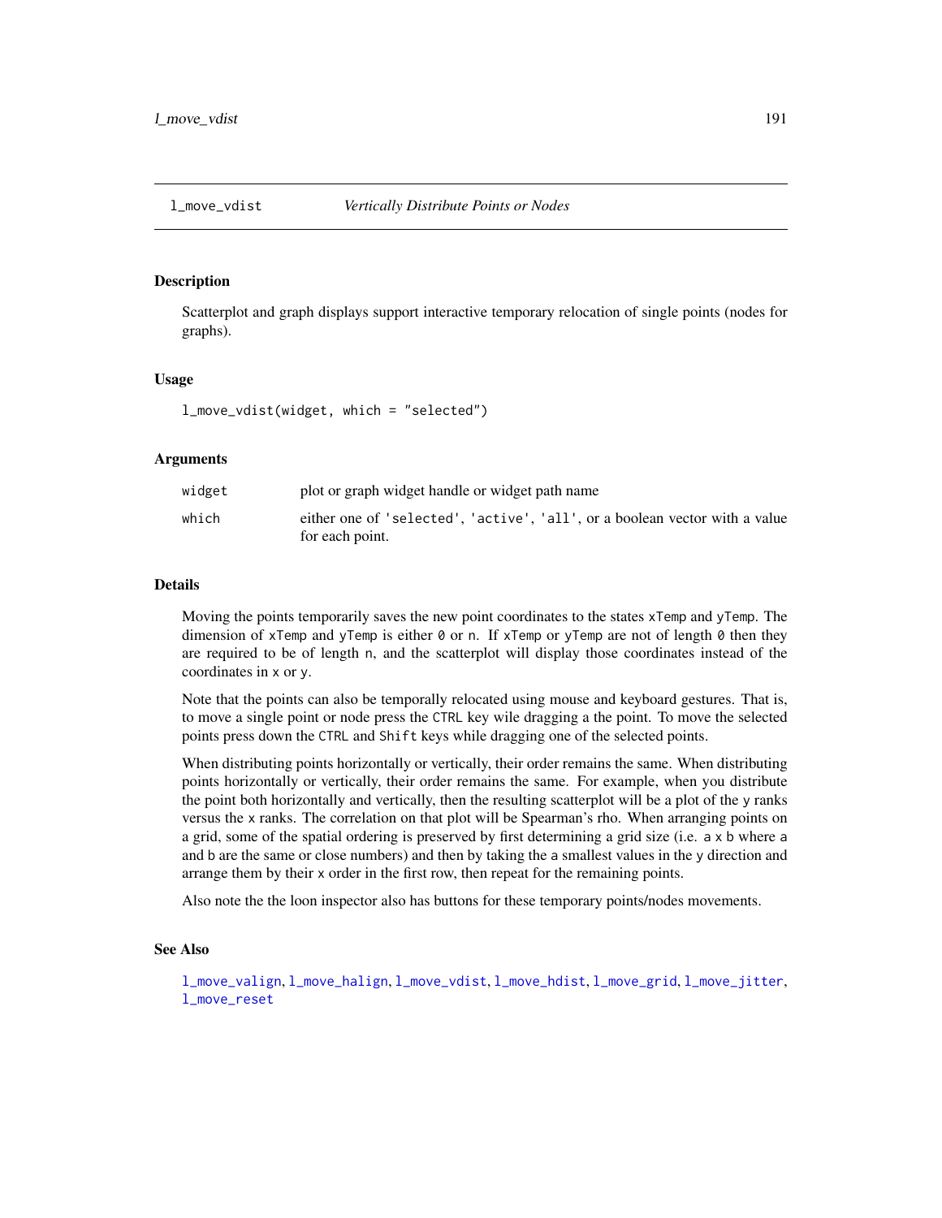l_move_vdist *Vertically Distribute Points or Nodes*

## Description

Scatterplot and graph displays support interactive temporary relocation of single points (nodes for graphs).

## Usage

```
l_move_vdist(widget, which = "selected")
```

## Arguments

| | |
|---|---|
| widget | plot or graph widget handle or widget path name |
| which | either one of 'selected', 'active', 'all', or a boolean vector with a value for each point. |

## Details

Moving the points temporarily saves the new point coordinates to the states `xTemp` and `yTemp`. The dimension of `xTemp` and `yTemp` is either `0` or `n`. If `xTemp` or `yTemp` are not of length `0` then they are required to be of length `n`, and the scatterplot will display those coordinates instead of the coordinates in `x` or `y`.

Note that the points can also be temporally relocated using mouse and keyboard gestures. That is, to move a single point or node press the `CTRL` key wile dragging a the point. To move the selected points press down the `CTRL` and `Shift` keys while dragging one of the selected points.

When distributing points horizontally or vertically, their order remains the same. When distributing points horizontally or vertically, their order remains the same. For example, when you distribute the point both horizontally and vertically, then the resulting scatterplot will be a plot of the `y` ranks versus the `x` ranks. The correlation on that plot will be Spearman's rho. When arranging points on a grid, some of the spatial ordering is preserved by first determining a grid size (i.e. `a x b` where `a` and `b` are the same or close numbers) and then by taking the `a` smallest values in the `y` direction and arrange them by their `x` order in the first row, then repeat for the remaining points.

Also note the the loon inspector also has buttons for these temporary points/nodes movements.

## See Also

l_move_valign, l_move_halign, l_move_vdist, l_move_hdist, l_move_grid, l_move_jitter, l_move_reset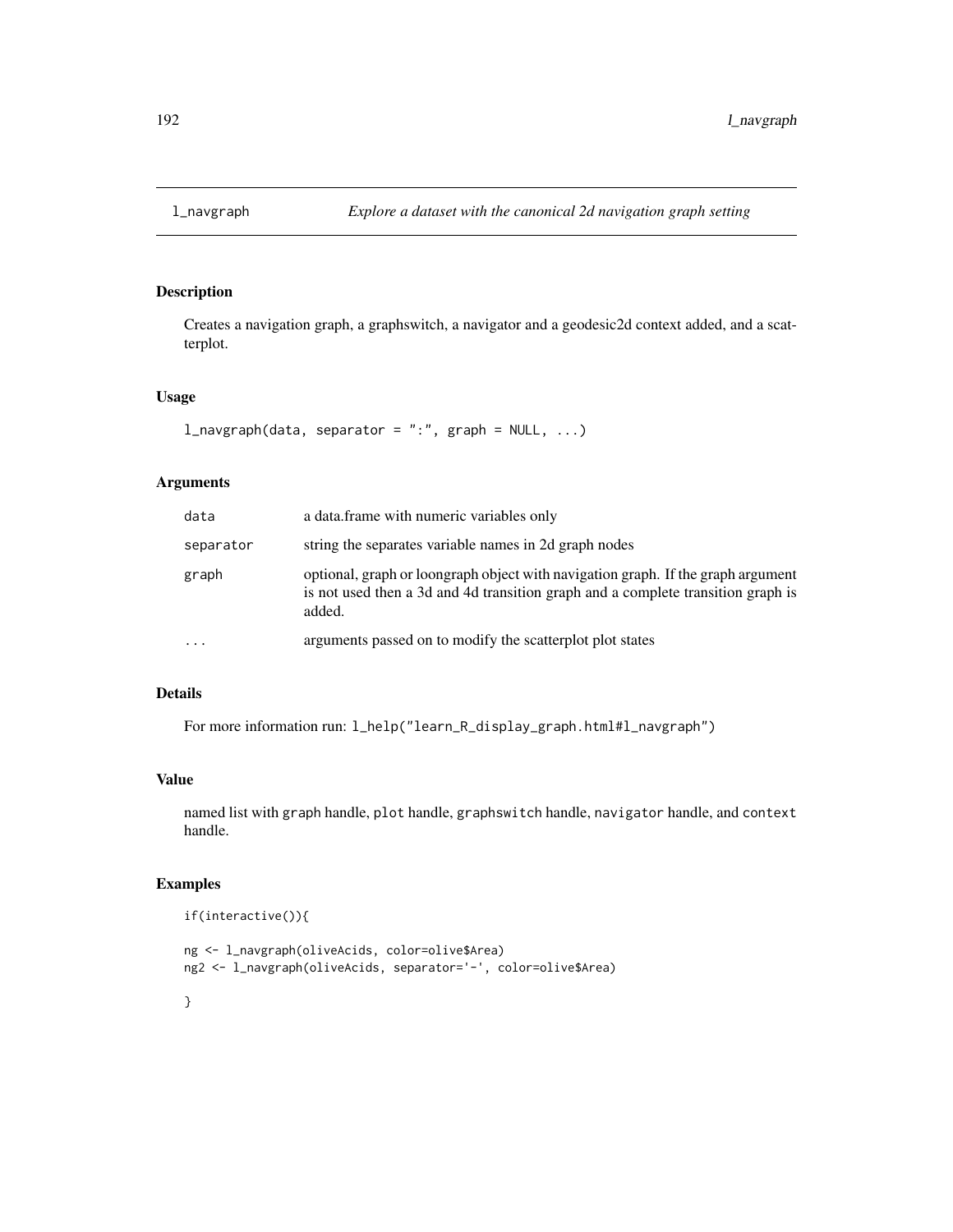# l_navgraph — *Explore a dataset with the canonical 2d navigation graph setting*

## Description

Creates a navigation graph, a graphswitch, a navigator and a geodesic2d context added, and a scatterplot.

## Usage

```
l_navgraph(data, separator = ":", graph = NULL, ...)
```

## Arguments

| | |
|---|---|
| data | a data.frame with numeric variables only |
| separator | string the separates variable names in 2d graph nodes |
| graph | optional, graph or loongraph object with navigation graph. If the graph argument is not used then a 3d and 4d transition graph and a complete transition graph is added. |
| ... | arguments passed on to modify the scatterplot plot states |

## Details

For more information run: `l_help("learn_R_display_graph.html#l_navgraph")`

## Value

named list with `graph` handle, `plot` handle, `graphswitch` handle, `navigator` handle, and `context` handle.

## Examples

```
if(interactive()){

ng <- l_navgraph(oliveAcids, color=olive$Area)
ng2 <- l_navgraph(oliveAcids, separator='-', color=olive$Area)

}
```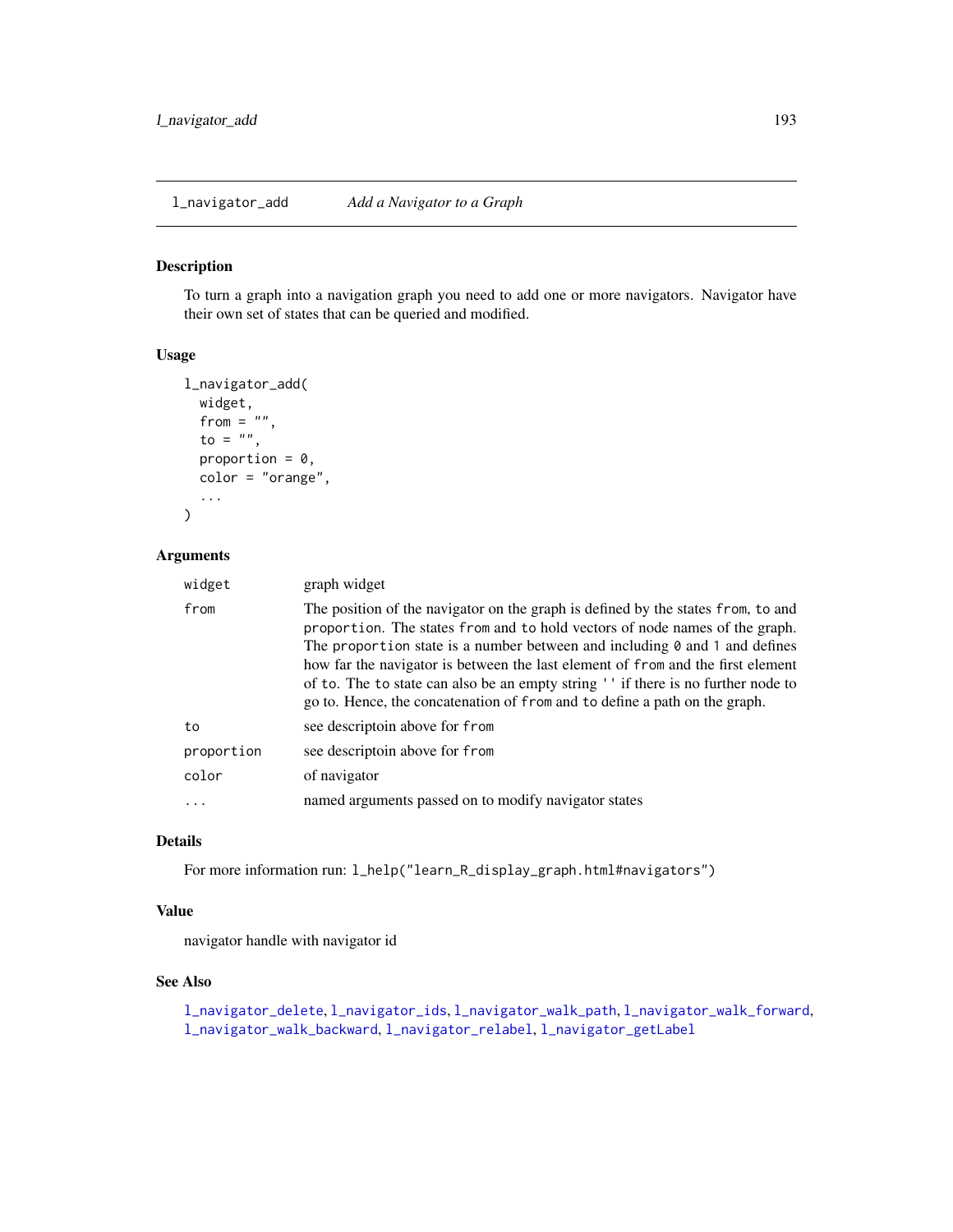l_navigator_add    *Add a Navigator to a Graph*

## Description

To turn a graph into a navigation graph you need to add one or more navigators. Navigator have their own set of states that can be queried and modified.

## Usage

```
l_navigator_add(
  widget,
  from = "",
  to = "",
  proportion = 0,
  color = "orange",
  ...
)
```

## Arguments

| | |
|---|---|
| widget | graph widget |
| from | The position of the navigator on the graph is defined by the states `from`, `to` and `proportion`. The states `from` and `to` hold vectors of node names of the graph. The `proportion` state is a number between and including `0` and `1` and defines how far the navigator is between the last element of `from` and the first element of `to`. The `to` state can also be an empty string `''` if there is no further node to go to. Hence, the concatenation of `from` and `to` define a path on the graph. |
| to | see descriptoin above for `from` |
| proportion | see descriptoin above for `from` |
| color | of navigator |
| ... | named arguments passed on to modify navigator states |

## Details

For more information run: `l_help("learn_R_display_graph.html#navigators")`

## Value

navigator handle with navigator id

## See Also

`l_navigator_delete`, `l_navigator_ids`, `l_navigator_walk_path`, `l_navigator_walk_forward`, `l_navigator_walk_backward`, `l_navigator_relabel`, `l_navigator_getLabel`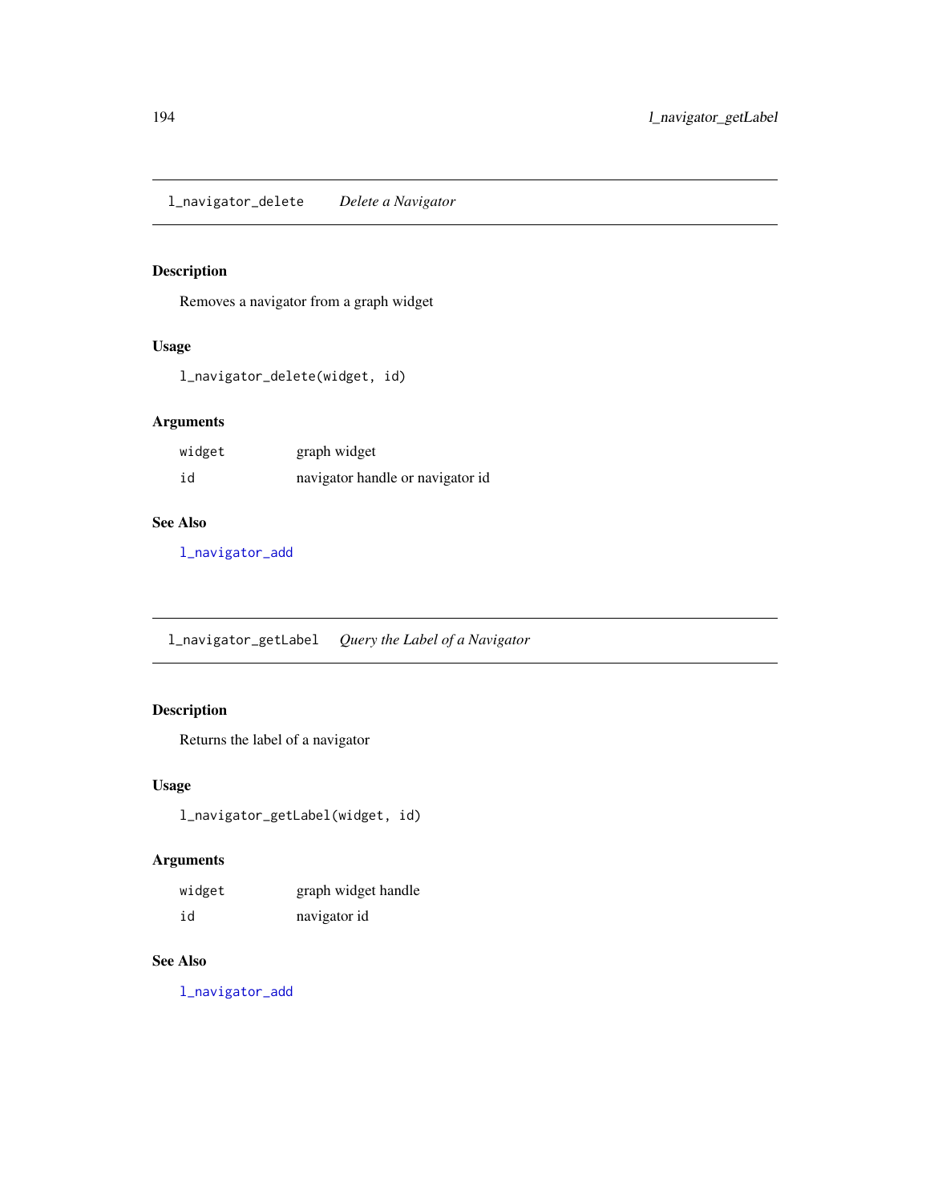## l_navigator_delete *Delete a Navigator*

### Description

Removes a navigator from a graph widget

### Usage

```
l_navigator_delete(widget, id)
```

### Arguments

| | |
|---|---|
| widget | graph widget |
| id | navigator handle or navigator id |

### See Also

l_navigator_add

## l_navigator_getLabel *Query the Label of a Navigator*

### Description

Returns the label of a navigator

### Usage

```
l_navigator_getLabel(widget, id)
```

### Arguments

| | |
|---|---|
| widget | graph widget handle |
| id | navigator id |

### See Also

l_navigator_add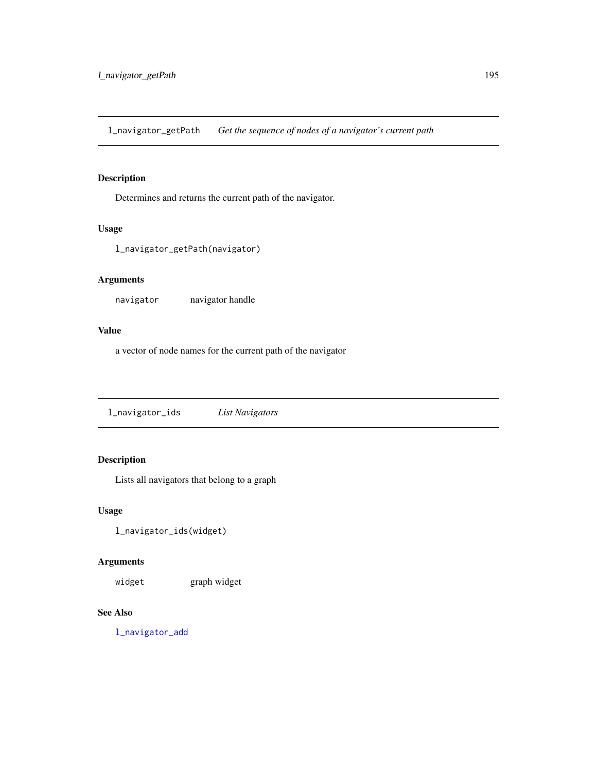## l_navigator_getPath    *Get the sequence of nodes of a navigator's current path*

### Description

Determines and returns the current path of the navigator.

### Usage

```
l_navigator_getPath(navigator)
```

### Arguments

| | |
|---|---|
| navigator | navigator handle |

### Value

a vector of node names for the current path of the navigator

## l_navigator_ids    *List Navigators*

### Description

Lists all navigators that belong to a graph

### Usage

```
l_navigator_ids(widget)
```

### Arguments

| | |
|---|---|
| widget | graph widget |

### See Also

l_navigator_add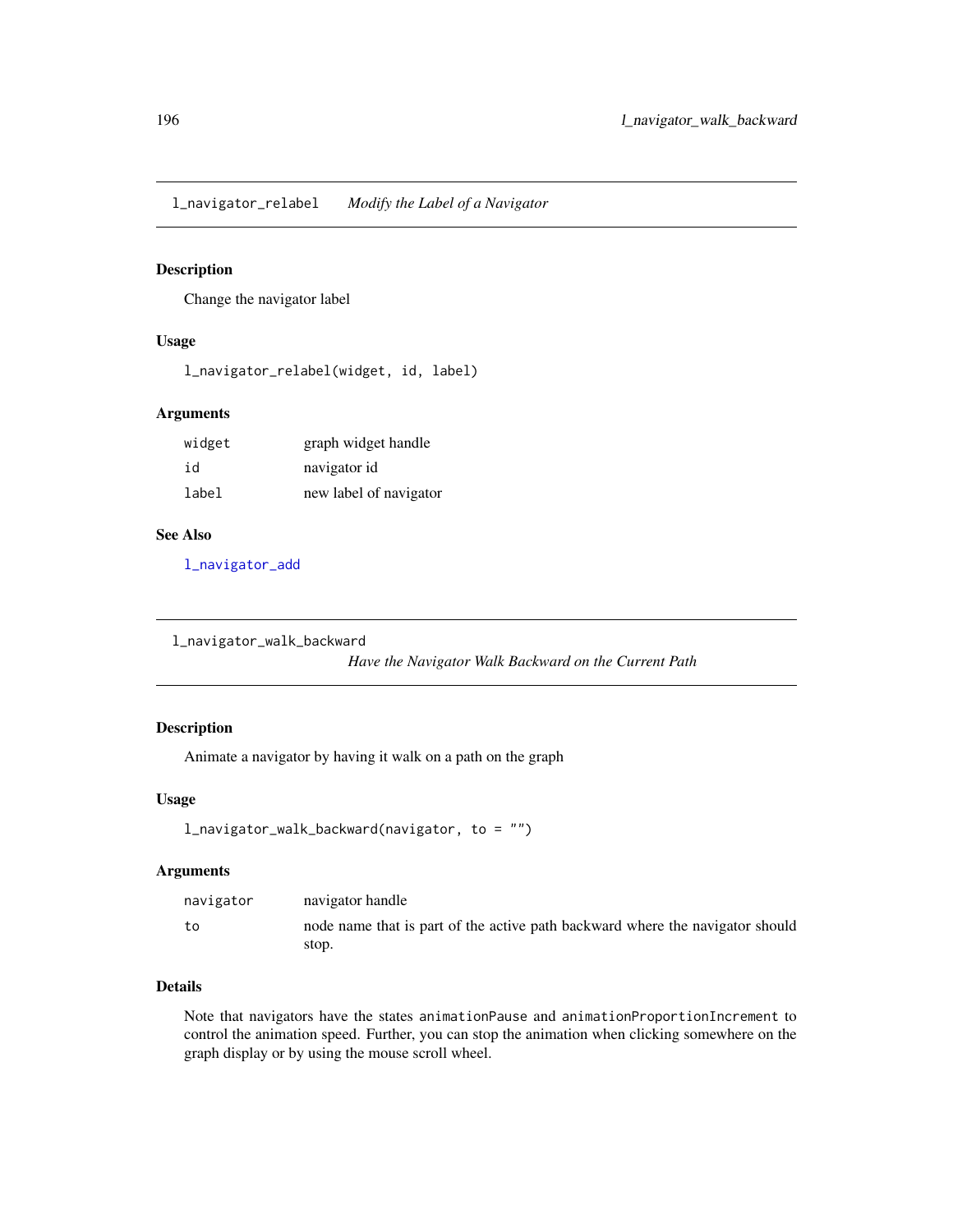## l_navigator_relabel *Modify the Label of a Navigator*

### Description

Change the navigator label

### Usage

```
l_navigator_relabel(widget, id, label)
```

### Arguments

| | |
|---|---|
| `widget` | graph widget handle |
| `id` | navigator id |
| `label` | new label of navigator |

### See Also

l_navigator_add

## l_navigator_walk_backward *Have the Navigator Walk Backward on the Current Path*

### Description

Animate a navigator by having it walk on a path on the graph

### Usage

```
l_navigator_walk_backward(navigator, to = "")
```

### Arguments

| | |
|---|---|
| `navigator` | navigator handle |
| `to` | node name that is part of the active path backward where the navigator should stop. |

### Details

Note that navigators have the states `animationPause` and `animationProportionIncrement` to control the animation speed. Further, you can stop the animation when clicking somewhere on the graph display or by using the mouse scroll wheel.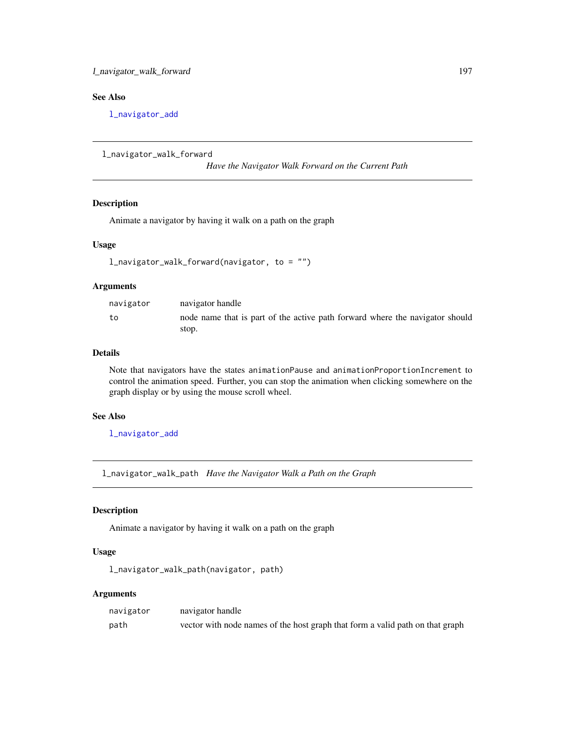## See Also

`l_navigator_add`

---

## l_navigator_walk_forward

*Have the Navigator Walk Forward on the Current Path*

### Description

Animate a navigator by having it walk on a path on the graph

### Usage

```
l_navigator_walk_forward(navigator, to = "")
```

### Arguments

| | |
|---|---|
| `navigator` | navigator handle |
| `to` | node name that is part of the active path forward where the navigator should stop. |

### Details

Note that navigators have the states `animationPause` and `animationProportionIncrement` to control the animation speed. Further, you can stop the animation when clicking somewhere on the graph display or by using the mouse scroll wheel.

### See Also

`l_navigator_add`

---

## l_navigator_walk_path

*Have the Navigator Walk a Path on the Graph*

### Description

Animate a navigator by having it walk on a path on the graph

### Usage

```
l_navigator_walk_path(navigator, path)
```

### Arguments

| | |
|---|---|
| `navigator` | navigator handle |
| `path` | vector with node names of the host graph that form a valid path on that graph |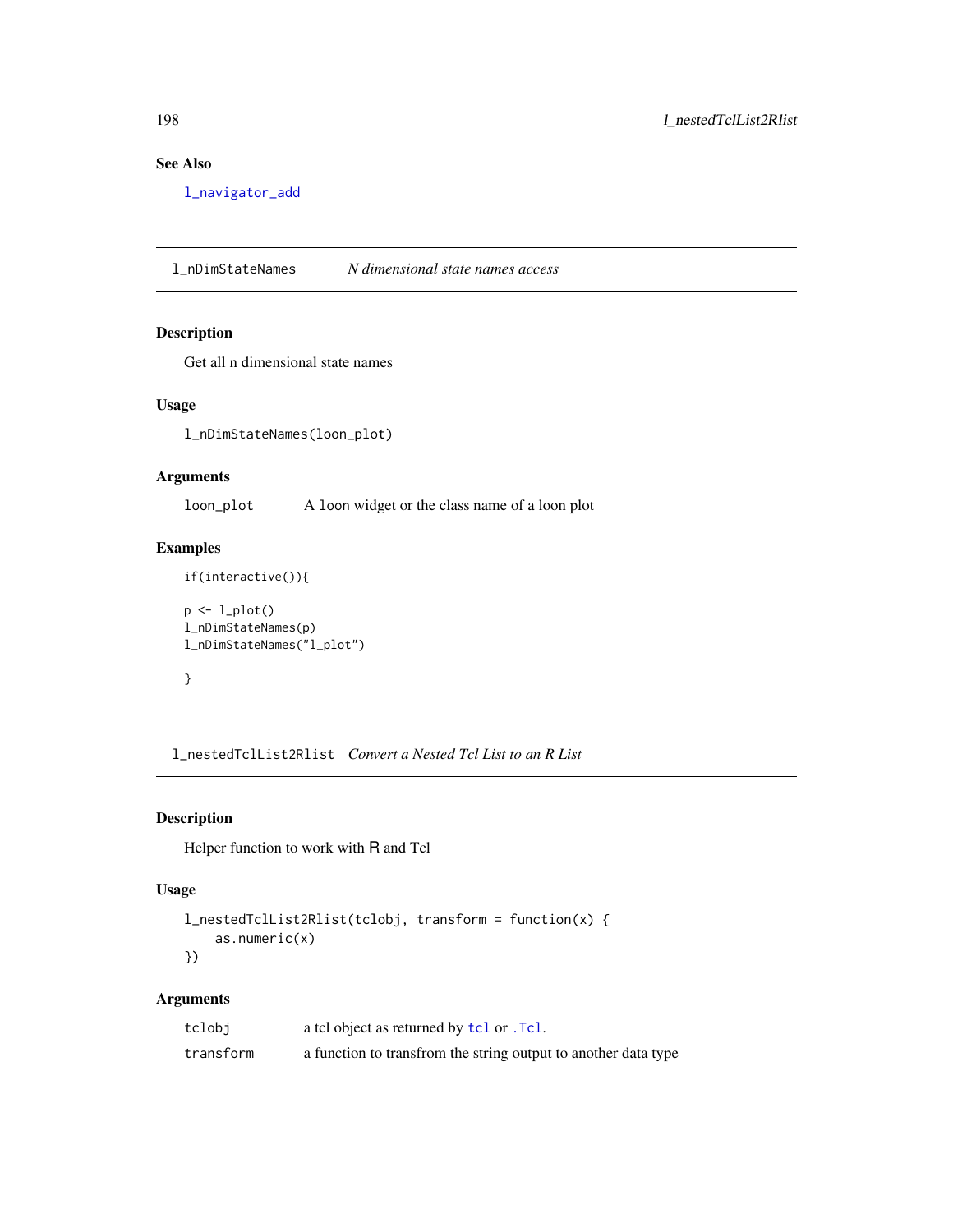## See Also

l_navigator_add

---

## l_nDimStateNames — *N dimensional state names access*

### Description

Get all n dimensional state names

### Usage

```
l_nDimStateNames(loon_plot)
```

### Arguments

loon_plot — A loon widget or the class name of a loon plot

### Examples

```
if(interactive()){

p <- l_plot()
l_nDimStateNames(p)
l_nDimStateNames("l_plot")

}
```

---

## l_nestedTclList2Rlist — *Convert a Nested Tcl List to an R List*

### Description

Helper function to work with R and Tcl

### Usage

```
l_nestedTclList2Rlist(tclobj, transform = function(x) {
    as.numeric(x)
})
```

### Arguments

tclobj — a tcl object as returned by tcl or .Tcl.

transform — a function to transfrom the string output to another data type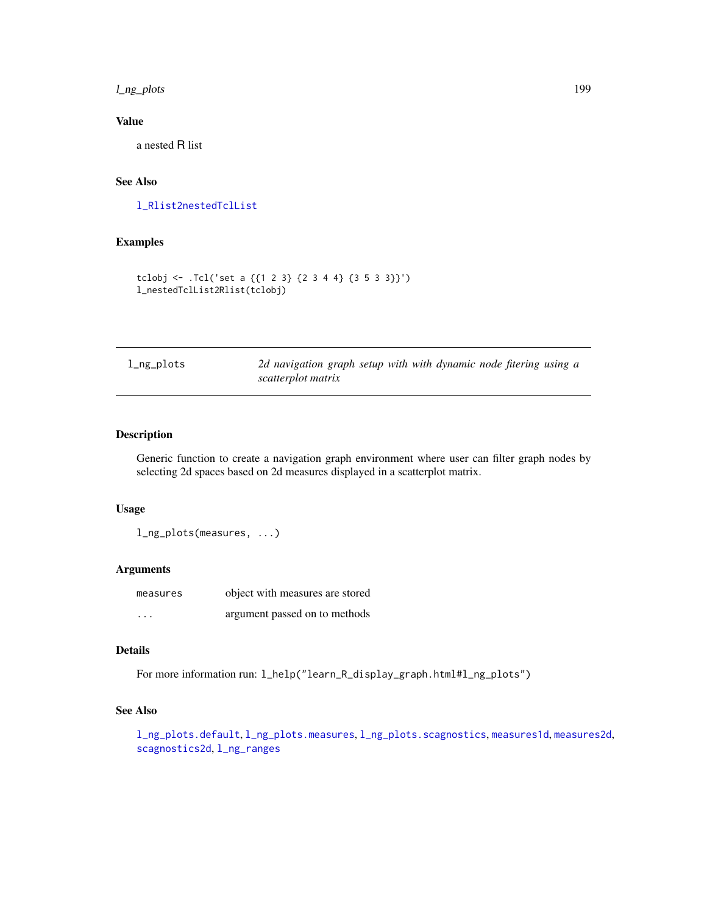## Value

a nested R list

## See Also

l_Rlist2nestedTclList

## Examples

```
tclobj <- .Tcl('set a {{1 2 3} {2 3 4 4} {3 5 3 3}}')
l_nestedTclList2Rlist(tclobj)
```

---

# l_ng_plots — *2d navigation graph setup with with dynamic node fitering using a scatterplot matrix*

---

## Description

Generic function to create a navigation graph environment where user can filter graph nodes by selecting 2d spaces based on 2d measures displayed in a scatterplot matrix.

## Usage

```
l_ng_plots(measures, ...)
```

## Arguments

| | |
|---|---|
| `measures` | object with measures are stored |
| `...` | argument passed on to methods |

## Details

For more information run: `l_help("learn_R_display_graph.html#l_ng_plots")`

## See Also

l_ng_plots.default, l_ng_plots.measures, l_ng_plots.scagnostics, measures1d, measures2d, scagnostics2d, l_ng_ranges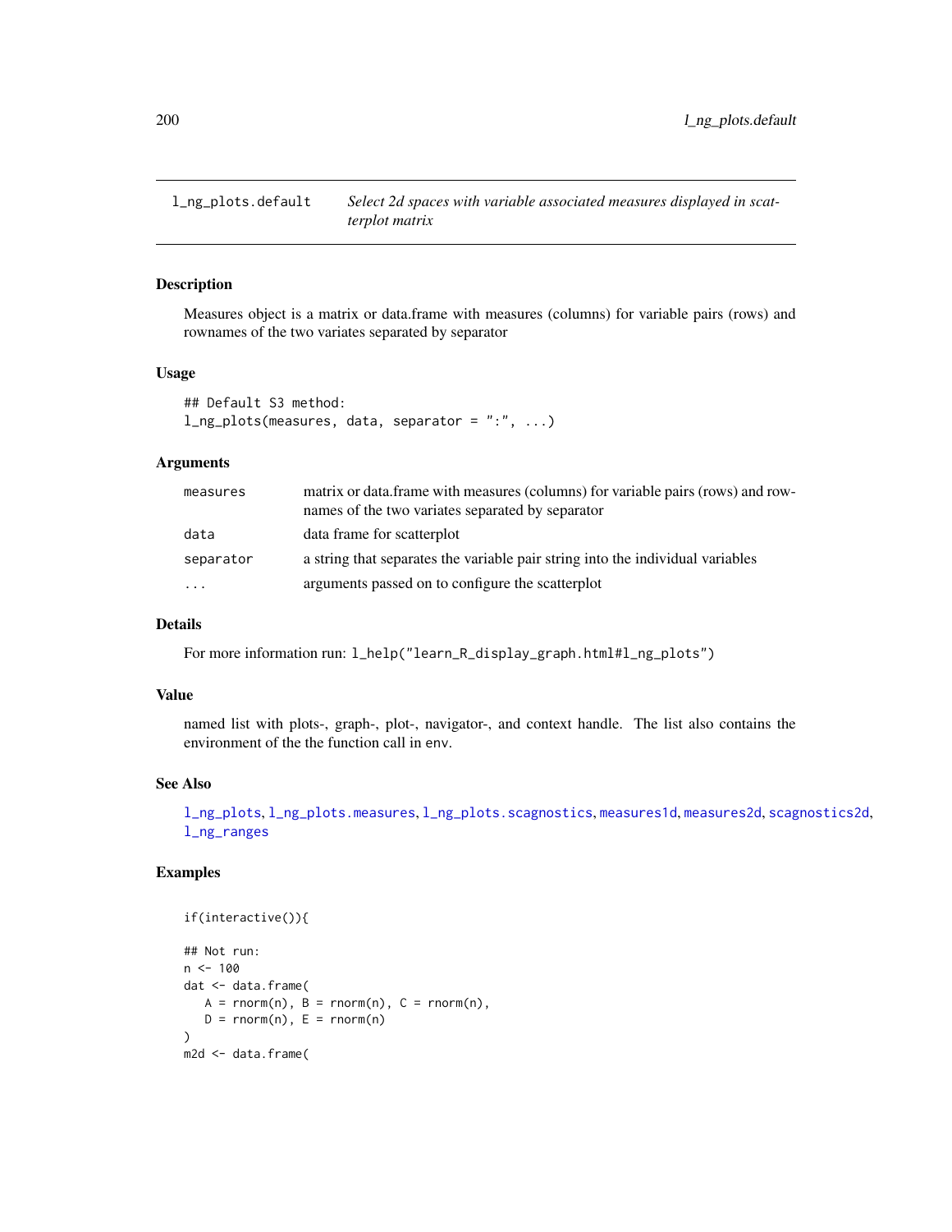l_ng_plots.default    *Select 2d spaces with variable associated measures displayed in scatterplot matrix*

## Description

Measures object is a matrix or data.frame with measures (columns) for variable pairs (rows) and rownames of the two variates separated by separator

## Usage

```
## Default S3 method:
l_ng_plots(measures, data, separator = ":", ...)
```

## Arguments

| | |
|---|---|
| measures | matrix or data.frame with measures (columns) for variable pairs (rows) and rownames of the two variates separated by separator |
| data | data frame for scatterplot |
| separator | a string that separates the variable pair string into the individual variables |
| ... | arguments passed on to configure the scatterplot |

## Details

For more information run: `l_help("learn_R_display_graph.html#l_ng_plots")`

## Value

named list with plots-, graph-, plot-, navigator-, and context handle. The list also contains the environment of the the function call in env.

## See Also

l_ng_plots, l_ng_plots.measures, l_ng_plots.scagnostics, measures1d, measures2d, scagnostics2d, l_ng_ranges

## Examples

```
if(interactive()){

## Not run:
n <- 100
dat <- data.frame(
   A = rnorm(n), B = rnorm(n), C = rnorm(n),
   D = rnorm(n), E = rnorm(n)
)
m2d <- data.frame(
```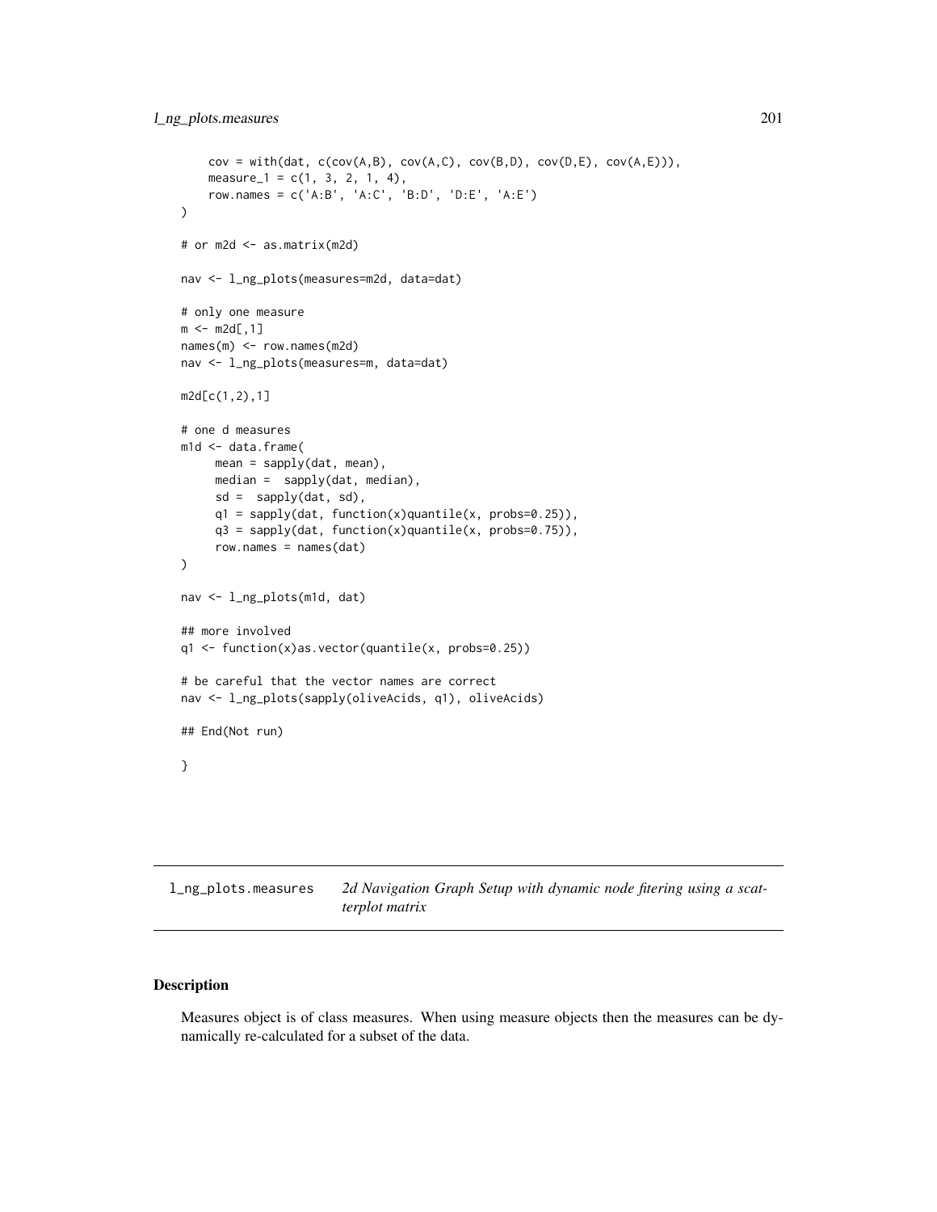```
    cov = with(dat, c(cov(A,B), cov(A,C), cov(B,D), cov(D,E), cov(A,E))),
    measure_1 = c(1, 3, 2, 1, 4),
    row.names = c('A:B', 'A:C', 'B:D', 'D:E', 'A:E')
)

# or m2d <- as.matrix(m2d)

nav <- l_ng_plots(measures=m2d, data=dat)

# only one measure
m <- m2d[,1]
names(m) <- row.names(m2d)
nav <- l_ng_plots(measures=m, data=dat)

m2d[c(1,2),1]

# one d measures
m1d <- data.frame(
     mean = sapply(dat, mean),
     median =  sapply(dat, median),
     sd =  sapply(dat, sd),
     q1 = sapply(dat, function(x)quantile(x, probs=0.25)),
     q3 = sapply(dat, function(x)quantile(x, probs=0.75)),
     row.names = names(dat)
)

nav <- l_ng_plots(m1d, dat)

## more involved
q1 <- function(x)as.vector(quantile(x, probs=0.25))

# be careful that the vector names are correct
nav <- l_ng_plots(sapply(oliveAcids, q1), oliveAcids)

## End(Not run)

}
```

---

l_ng_plots.measures — *2d Navigation Graph Setup with dynamic node fitering using a scatterplot matrix*

---

## Description

Measures object is of class measures. When using measure objects then the measures can be dynamically re-calculated for a subset of the data.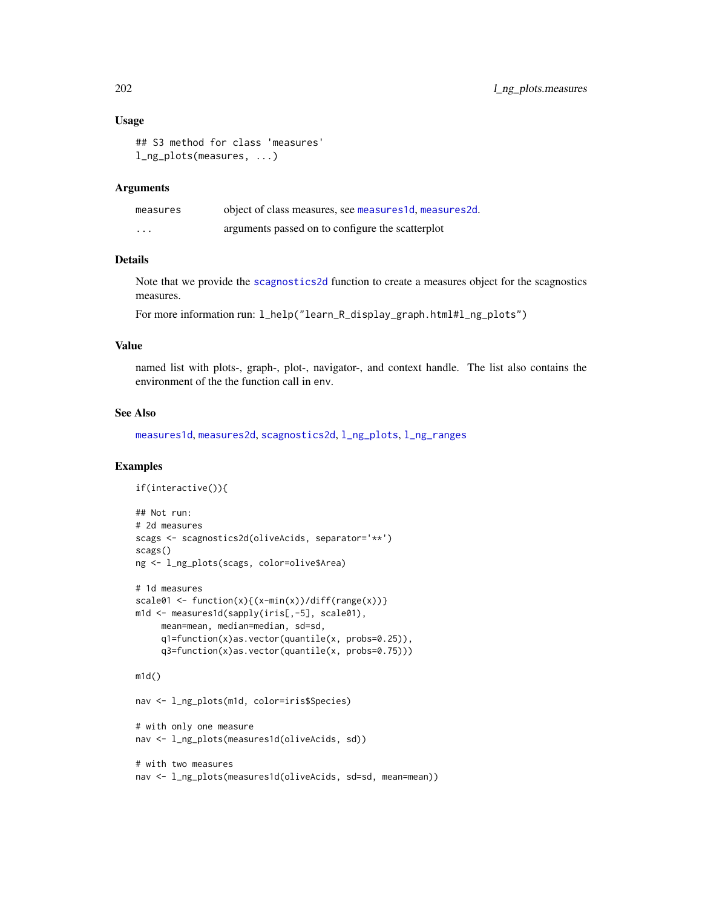### Usage

```
## S3 method for class 'measures'
l_ng_plots(measures, ...)
```

### Arguments

| | |
|---|---|
| measures | object of class measures, see measures1d, measures2d. |
| ... | arguments passed on to configure the scatterplot |

### Details

Note that we provide the scagnostics2d function to create a measures object for the scagnostics measures.

For more information run: `l_help("learn_R_display_graph.html#l_ng_plots")`

### Value

named list with plots-, graph-, plot-, navigator-, and context handle. The list also contains the environment of the the function call in env.

### See Also

measures1d, measures2d, scagnostics2d, l_ng_plots, l_ng_ranges

### Examples

```
if(interactive()){

## Not run:
# 2d measures
scags <- scagnostics2d(oliveAcids, separator='**')
scags()
ng <- l_ng_plots(scags, color=olive$Area)

# 1d measures
scale01 <- function(x){(x-min(x))/diff(range(x))}
m1d <- measures1d(sapply(iris[,-5], scale01),
     mean=mean, median=median, sd=sd,
     q1=function(x)as.vector(quantile(x, probs=0.25)),
     q3=function(x)as.vector(quantile(x, probs=0.75)))

m1d()

nav <- l_ng_plots(m1d, color=iris$Species)

# with only one measure
nav <- l_ng_plots(measures1d(oliveAcids, sd))

# with two measures
nav <- l_ng_plots(measures1d(oliveAcids, sd=sd, mean=mean))
```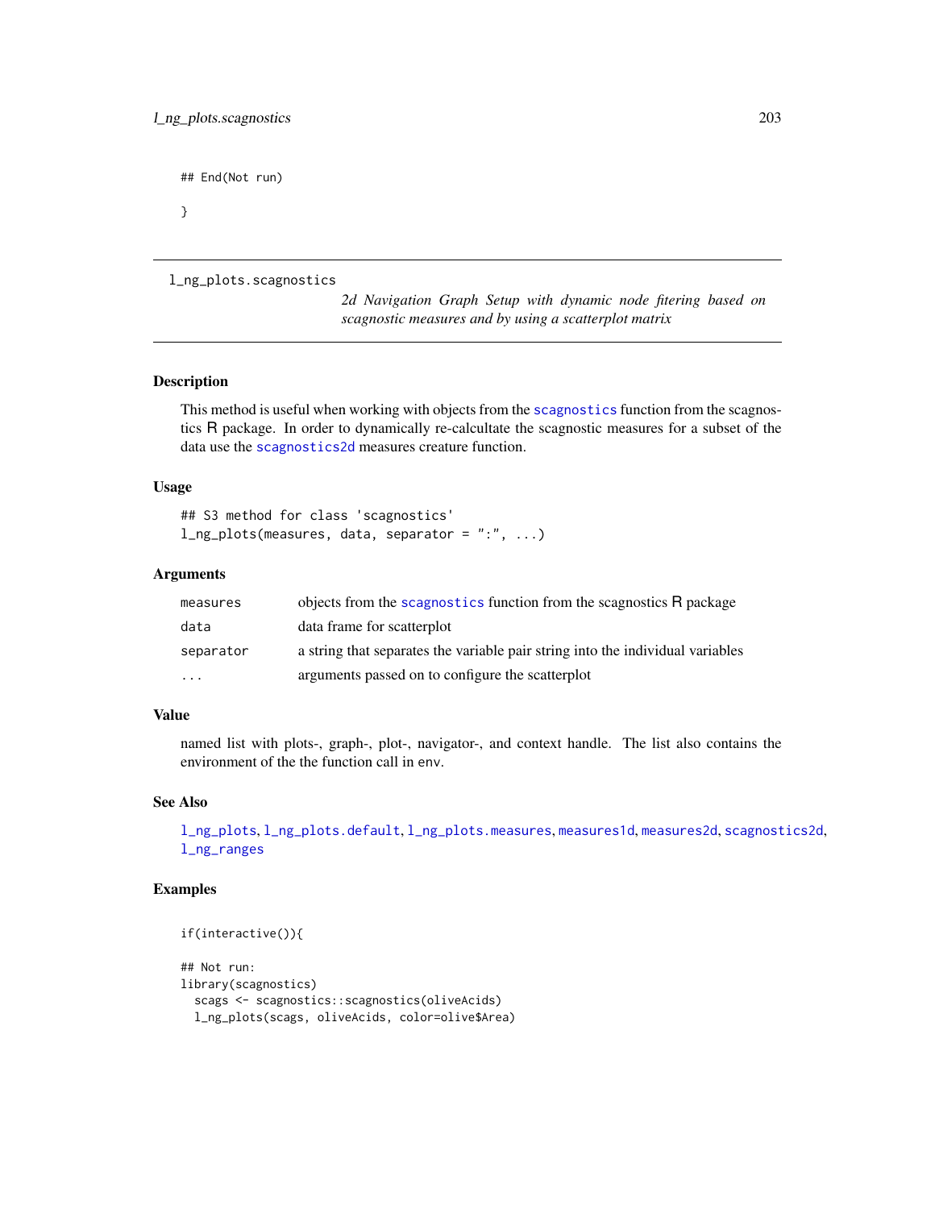```
## End(Not run)

}
```

---

l_ng_plots.scagnostics

*2d Navigation Graph Setup with dynamic node fitering based on scagnostic measures and by using a scatterplot matrix*

---

## Description

This method is useful when working with objects from the scagnostics function from the scagnostics R package. In order to dynamically re-calcultate the scagnostic measures for a subset of the data use the scagnostics2d measures creature function.

## Usage

```
## S3 method for class 'scagnostics'
l_ng_plots(measures, data, separator = ":", ...)
```

## Arguments

| | |
|---|---|
| measures | objects from the scagnostics function from the scagnostics R package |
| data | data frame for scatterplot |
| separator | a string that separates the variable pair string into the individual variables |
| ... | arguments passed on to configure the scatterplot |

## Value

named list with plots-, graph-, plot-, navigator-, and context handle. The list also contains the environment of the the function call in env.

## See Also

l_ng_plots, l_ng_plots.default, l_ng_plots.measures, measures1d, measures2d, scagnostics2d, l_ng_ranges

## Examples

```
if(interactive()){

## Not run:
library(scagnostics)
  scags <- scagnostics::scagnostics(oliveAcids)
  l_ng_plots(scags, oliveAcids, color=olive$Area)
```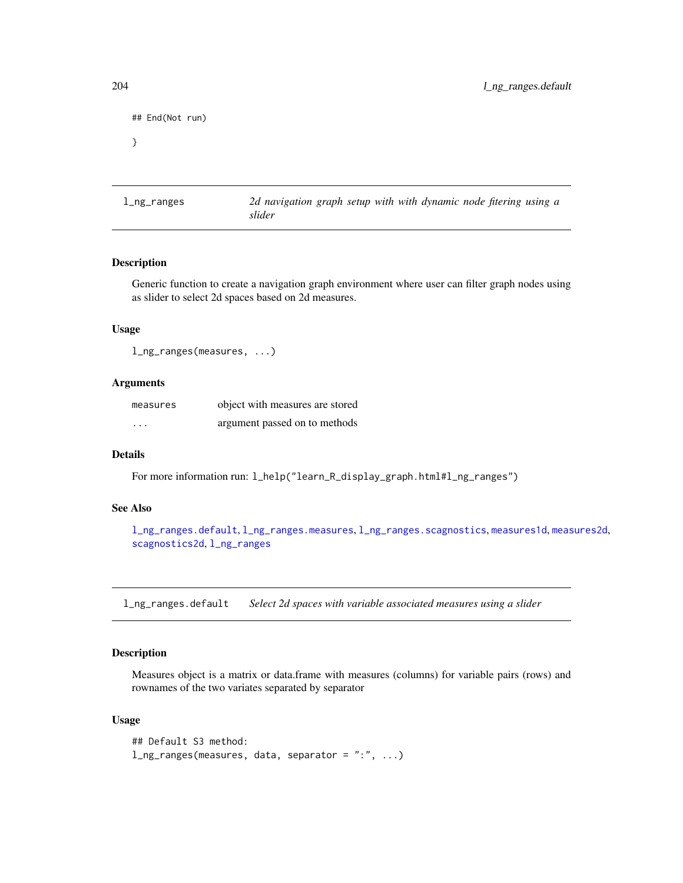```
## End(Not run)
}
```

## l_ng_ranges — *2d navigation graph setup with with dynamic node fitering using a slider*

### Description

Generic function to create a navigation graph environment where user can filter graph nodes using as slider to select 2d spaces based on 2d measures.

### Usage

```
l_ng_ranges(measures, ...)
```

### Arguments

| | |
|---|---|
| measures | object with measures are stored |
| ... | argument passed on to methods |

### Details

For more information run: `l_help("learn_R_display_graph.html#l_ng_ranges")`

### See Also

l_ng_ranges.default, l_ng_ranges.measures, l_ng_ranges.scagnostics, measures1d, measures2d, scagnostics2d, l_ng_ranges

## l_ng_ranges.default — *Select 2d spaces with variable associated measures using a slider*

### Description

Measures object is a matrix or data.frame with measures (columns) for variable pairs (rows) and rownames of the two variates separated by separator

### Usage

```
## Default S3 method:
l_ng_ranges(measures, data, separator = ":", ...)
```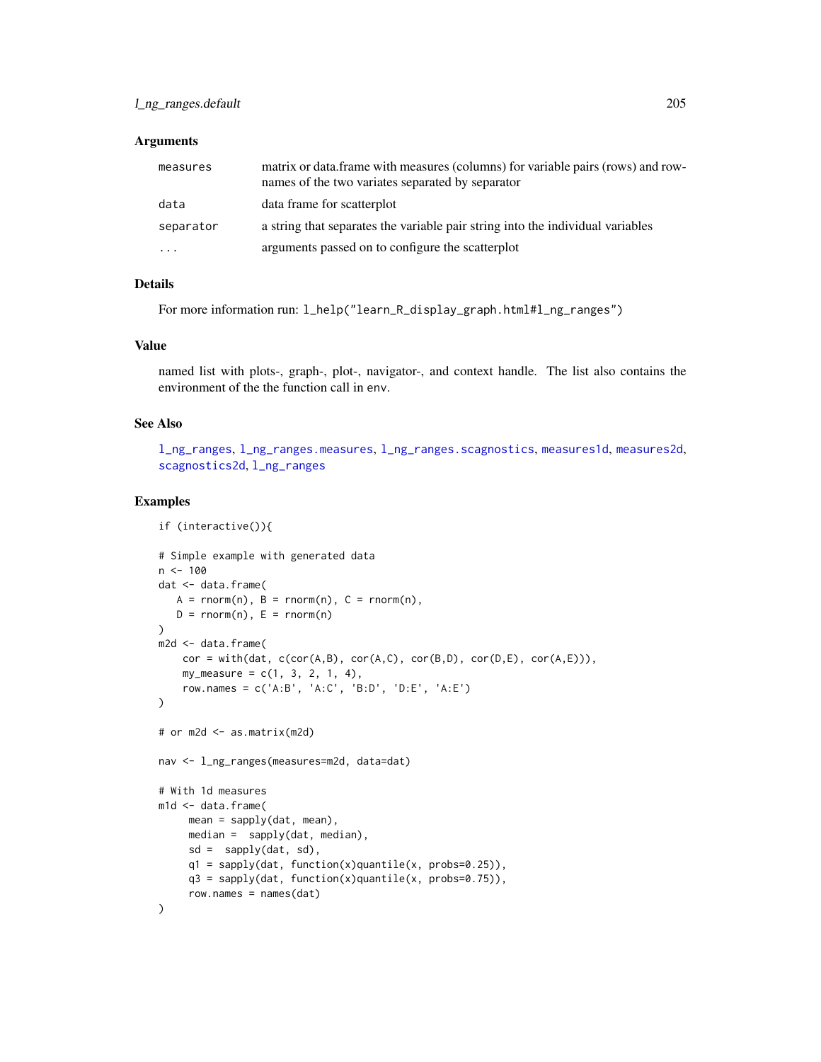### Arguments

| | |
|---|---|
| measures | matrix or data.frame with measures (columns) for variable pairs (rows) and rownames of the two variates separated by separator |
| data | data frame for scatterplot |
| separator | a string that separates the variable pair string into the individual variables |
| ... | arguments passed on to configure the scatterplot |

### Details

For more information run: `l_help("learn_R_display_graph.html#l_ng_ranges")`

### Value

named list with plots-, graph-, plot-, navigator-, and context handle. The list also contains the environment of the the function call in env.

### See Also

l_ng_ranges, l_ng_ranges.measures, l_ng_ranges.scagnostics, measures1d, measures2d, scagnostics2d, l_ng_ranges

### Examples

```
if (interactive()){

# Simple example with generated data
n <- 100
dat <- data.frame(
   A = rnorm(n), B = rnorm(n), C = rnorm(n),
   D = rnorm(n), E = rnorm(n)
)
m2d <- data.frame(
    cor = with(dat, c(cor(A,B), cor(A,C), cor(B,D), cor(D,E), cor(A,E))),
    my_measure = c(1, 3, 2, 1, 4),
    row.names = c('A:B', 'A:C', 'B:D', 'D:E', 'A:E')
)

# or m2d <- as.matrix(m2d)

nav <- l_ng_ranges(measures=m2d, data=dat)

# With 1d measures
m1d <- data.frame(
     mean = sapply(dat, mean),
     median =  sapply(dat, median),
     sd =  sapply(dat, sd),
     q1 = sapply(dat, function(x)quantile(x, probs=0.25)),
     q3 = sapply(dat, function(x)quantile(x, probs=0.75)),
     row.names = names(dat)
)
```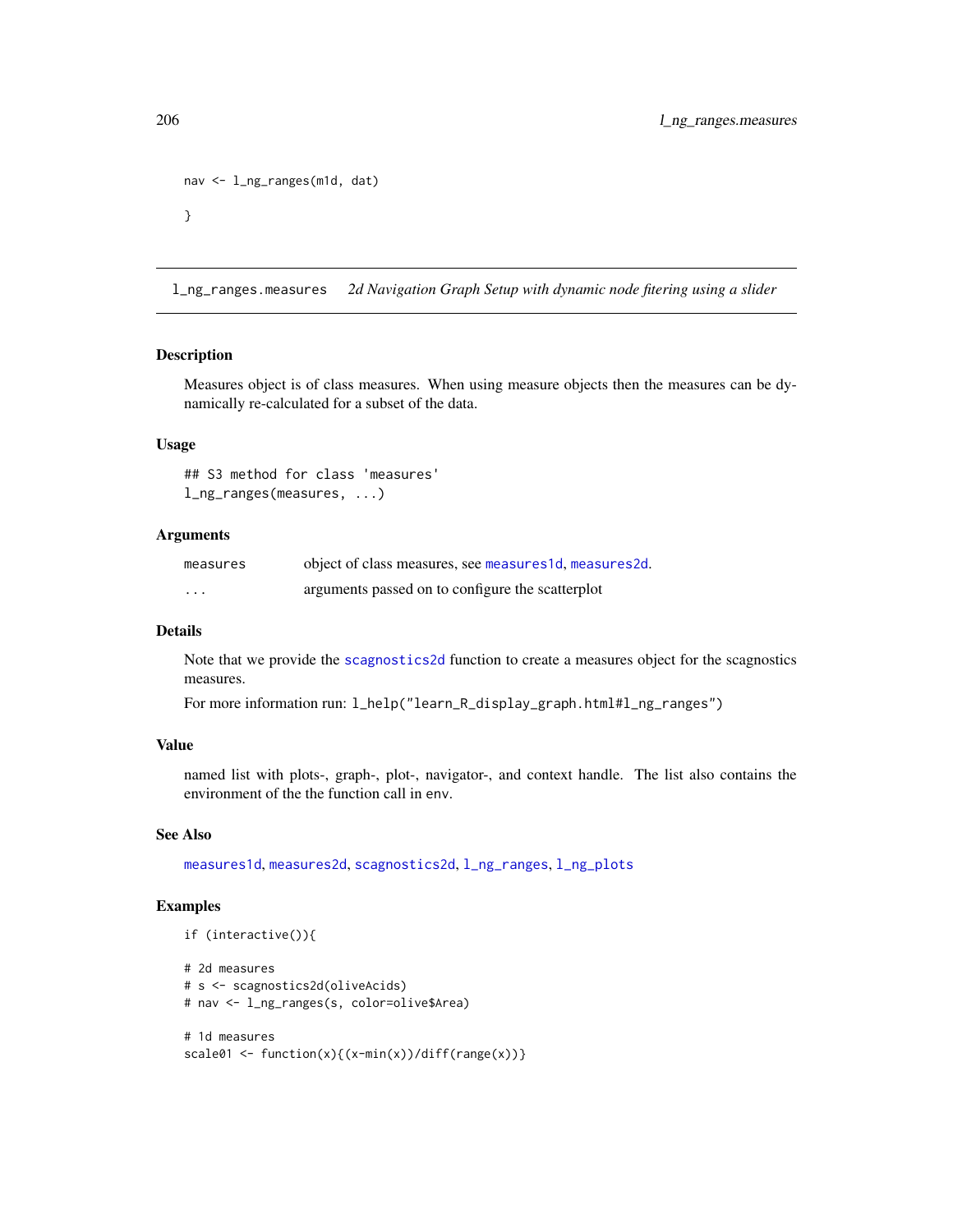```
nav <- l_ng_ranges(m1d, dat)

}
```

## l_ng_ranges.measures *2d Navigation Graph Setup with dynamic node fitering using a slider*

### Description

Measures object is of class measures. When using measure objects then the measures can be dynamically re-calculated for a subset of the data.

### Usage

```
## S3 method for class 'measures'
l_ng_ranges(measures, ...)
```

### Arguments

| | |
|---|---|
| measures | object of class measures, see measures1d, measures2d. |
| ... | arguments passed on to configure the scatterplot |

### Details

Note that we provide the scagnostics2d function to create a measures object for the scagnostics measures.

For more information run: `l_help("learn_R_display_graph.html#l_ng_ranges")`

### Value

named list with plots-, graph-, plot-, navigator-, and context handle. The list also contains the environment of the the function call in env.

### See Also

measures1d, measures2d, scagnostics2d, l_ng_ranges, l_ng_plots

### Examples

```
if (interactive()){

# 2d measures
# s <- scagnostics2d(oliveAcids)
# nav <- l_ng_ranges(s, color=olive$Area)

# 1d measures
scale01 <- function(x){(x-min(x))/diff(range(x))}
```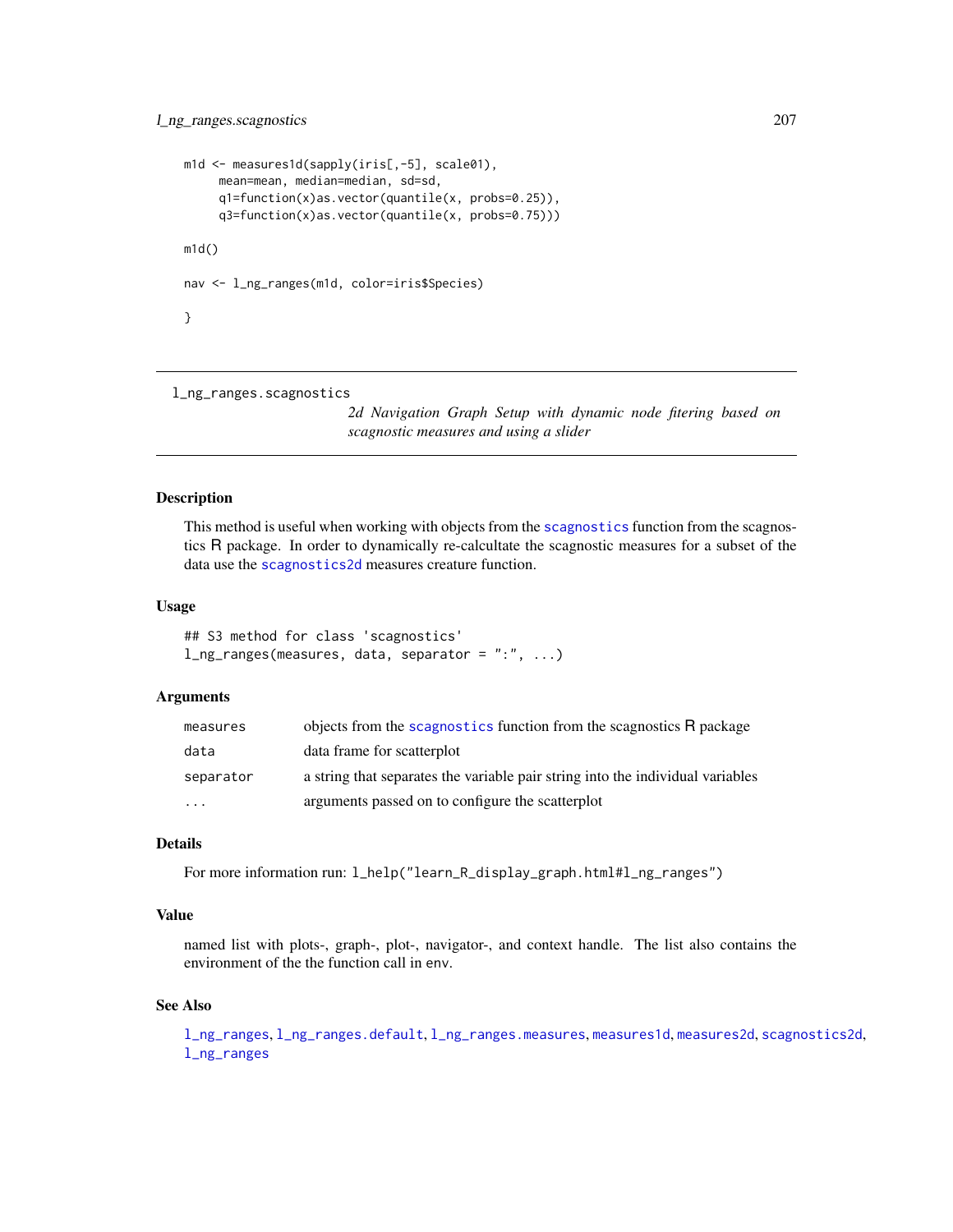```
m1d <- measures1d(sapply(iris[,-5], scale01),
     mean=mean, median=median, sd=sd,
     q1=function(x)as.vector(quantile(x, probs=0.25)),
     q3=function(x)as.vector(quantile(x, probs=0.75)))

m1d()

nav <- l_ng_ranges(m1d, color=iris$Species)

}
```

---

`l_ng_ranges.scagnostics`

*2d Navigation Graph Setup with dynamic node fitering based on scagnostic measures and using a slider*

---

## Description

This method is useful when working with objects from the `scagnostics` function from the scagnostics R package. In order to dynamically re-calcultate the scagnostic measures for a subset of the data use the `scagnostics2d` measures creature function.

## Usage

```
## S3 method for class 'scagnostics'
l_ng_ranges(measures, data, separator = ":", ...)
```

## Arguments

| | |
|---|---|
| `measures` | objects from the `scagnostics` function from the scagnostics R package |
| `data` | data frame for scatterplot |
| `separator` | a string that separates the variable pair string into the individual variables |
| `...` | arguments passed on to configure the scatterplot |

## Details

For more information run: `l_help("learn_R_display_graph.html#l_ng_ranges")`

## Value

named list with plots-, graph-, plot-, navigator-, and context handle. The list also contains the environment of the the function call in env.

## See Also

`l_ng_ranges`, `l_ng_ranges.default`, `l_ng_ranges.measures`, `measures1d`, `measures2d`, `scagnostics2d`, `l_ng_ranges`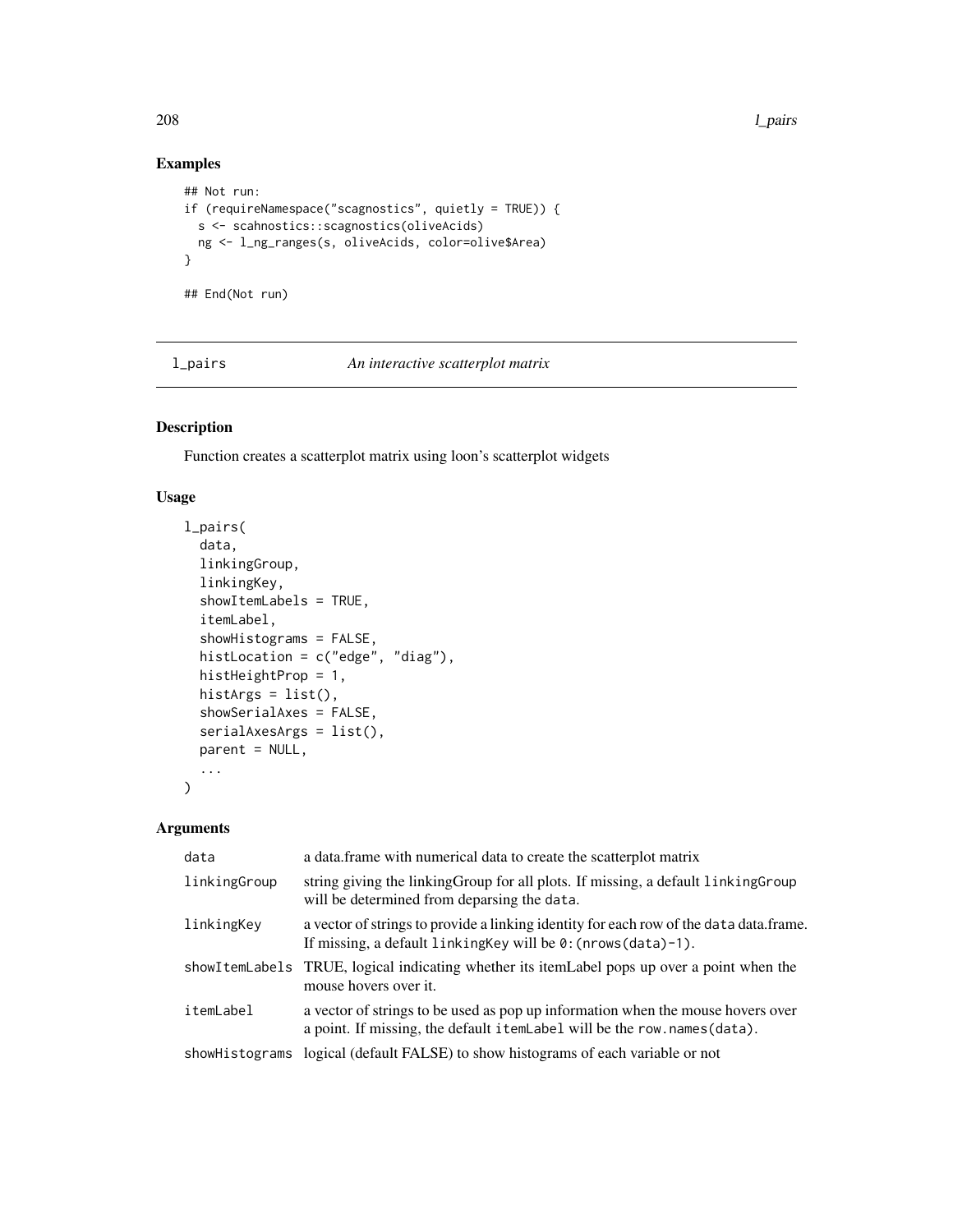## Examples

```
## Not run:
if (requireNamespace("scagnostics", quietly = TRUE)) {
  s <- scahnostics::scagnostics(oliveAcids)
  ng <- l_ng_ranges(s, oliveAcids, color=olive$Area)
}

## End(Not run)
```

---

# l_pairs &emsp; *An interactive scatterplot matrix*

---

## Description

Function creates a scatterplot matrix using loon's scatterplot widgets

## Usage

```
l_pairs(
  data,
  linkingGroup,
  linkingKey,
  showItemLabels = TRUE,
  itemLabel,
  showHistograms = FALSE,
  histLocation = c("edge", "diag"),
  histHeightProp = 1,
  histArgs = list(),
  showSerialAxes = FALSE,
  serialAxesArgs = list(),
  parent = NULL,
  ...
)
```

## Arguments

| | |
|---|---|
| data | a data.frame with numerical data to create the scatterplot matrix |
| linkingGroup | string giving the linkingGroup for all plots. If missing, a default linkingGroup will be determined from deparsing the data. |
| linkingKey | a vector of strings to provide a linking identity for each row of the data data.frame. If missing, a default linkingKey will be 0:(nrows(data)-1). |
| showItemLabels | TRUE, logical indicating whether its itemLabel pops up over a point when the mouse hovers over it. |
| itemLabel | a vector of strings to be used as pop up information when the mouse hovers over a point. If missing, the default itemLabel will be the row.names(data). |
| showHistograms | logical (default FALSE) to show histograms of each variable or not |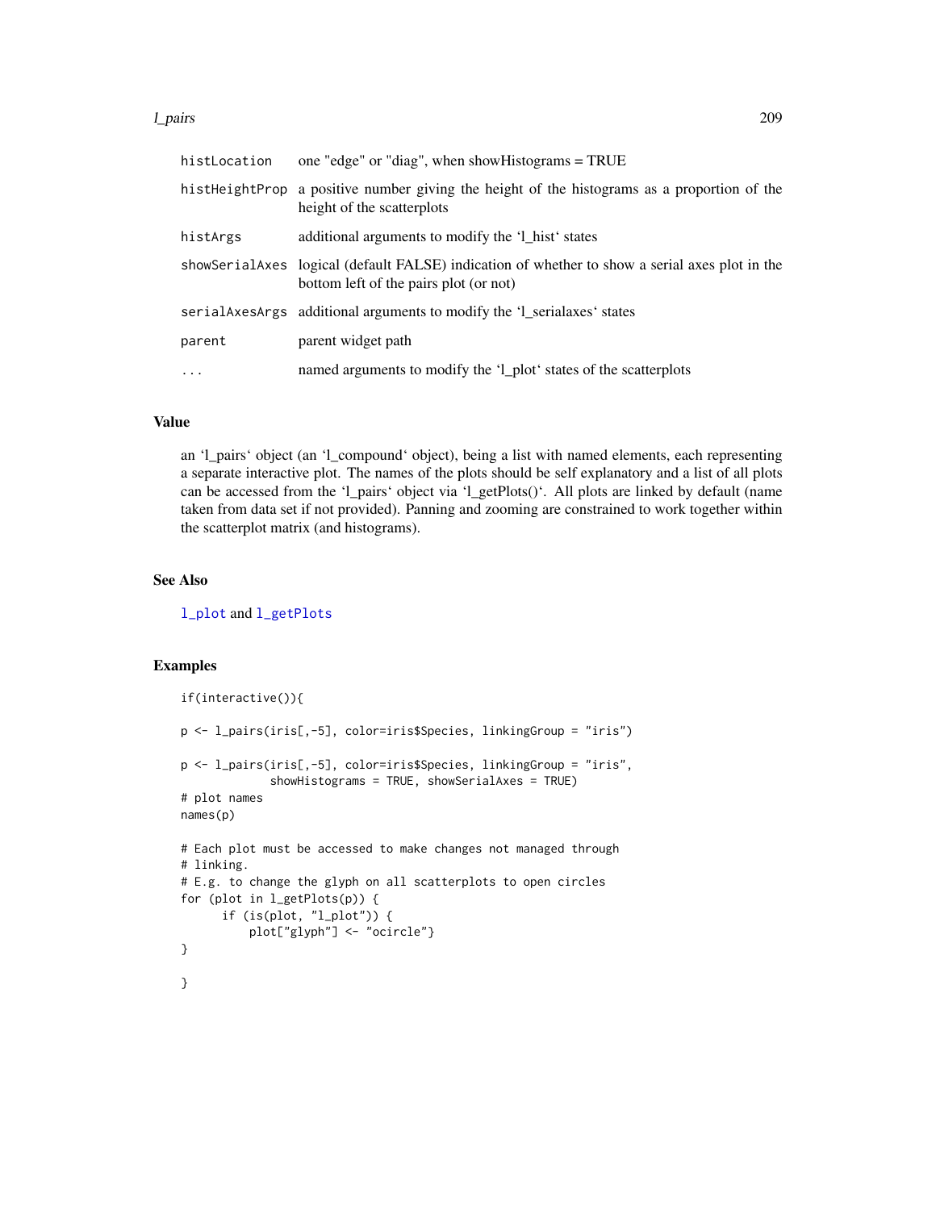| | |
|---|---|
| histLocation | one "edge" or "diag", when showHistograms = TRUE |
| histHeightProp | a positive number giving the height of the histograms as a proportion of the height of the scatterplots |
| histArgs | additional arguments to modify the 'l_hist' states |
| showSerialAxes | logical (default FALSE) indication of whether to show a serial axes plot in the bottom left of the pairs plot (or not) |
| serialAxesArgs | additional arguments to modify the 'l_serialaxes' states |
| parent | parent widget path |
| ... | named arguments to modify the 'l_plot' states of the scatterplots |

## Value

an 'l_pairs' object (an 'l_compound' object), being a list with named elements, each representing a separate interactive plot. The names of the plots should be self explanatory and a list of all plots can be accessed from the 'l_pairs' object via 'l_getPlots()'. All plots are linked by default (name taken from data set if not provided). Panning and zooming are constrained to work together within the scatterplot matrix (and histograms).

## See Also

l_plot and l_getPlots

## Examples

```
if(interactive()){

p <- l_pairs(iris[,-5], color=iris$Species, linkingGroup = "iris")

p <- l_pairs(iris[,-5], color=iris$Species, linkingGroup = "iris",
             showHistograms = TRUE, showSerialAxes = TRUE)
# plot names
names(p)

# Each plot must be accessed to make changes not managed through
# linking.
# E.g. to change the glyph on all scatterplots to open circles
for (plot in l_getPlots(p)) {
      if (is(plot, "l_plot")) {
          plot["glyph"] <- "ocircle"}
}

}
```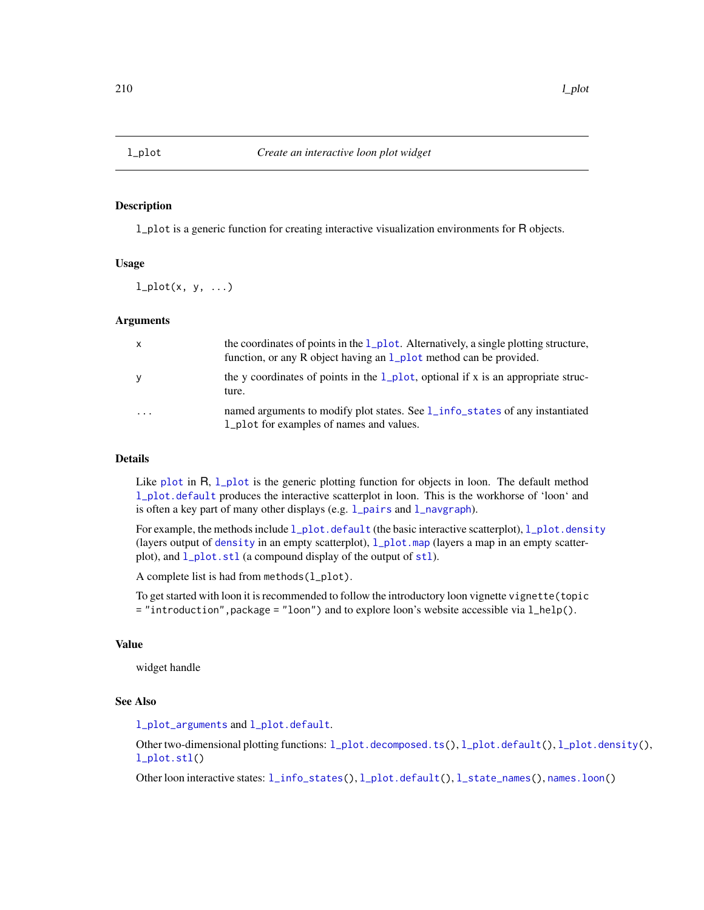# l_plot — Create an interactive loon plot widget

## Description

`l_plot` is a generic function for creating interactive visualization environments for R objects.

## Usage

```
l_plot(x, y, ...)
```

## Arguments

| | |
|---|---|
| x | the coordinates of points in the `l_plot`. Alternatively, a single plotting structure, function, or any R object having an `l_plot` method can be provided. |
| y | the y coordinates of points in the `l_plot`, optional if x is an appropriate structure. |
| ... | named arguments to modify plot states. See `l_info_states` of any instantiated `l_plot` for examples of names and values. |

## Details

Like `plot` in R, `l_plot` is the generic plotting function for objects in loon. The default method `l_plot.default` produces the interactive scatterplot in loon. This is the workhorse of 'loon' and is often a key part of many other displays (e.g. `l_pairs` and `l_navgraph`).

For example, the methods include `l_plot.default` (the basic interactive scatterplot), `l_plot.density` (layers output of `density` in an empty scatterplot), `l_plot.map` (layers a map in an empty scatterplot), and `l_plot.stl` (a compound display of the output of `stl`).

A complete list is had from `methods(l_plot)`.

To get started with loon it is recommended to follow the introductory loon vignette `vignette(topic = "introduction",package = "loon")` and to explore loon's website accessible via `l_help()`.

## Value

widget handle

## See Also

`l_plot_arguments` and `l_plot.default`.

Other two-dimensional plotting functions: `l_plot.decomposed.ts()`, `l_plot.default()`, `l_plot.density()`, `l_plot.stl()`

Other loon interactive states: `l_info_states()`, `l_plot.default()`, `l_state_names()`, `names.loon()`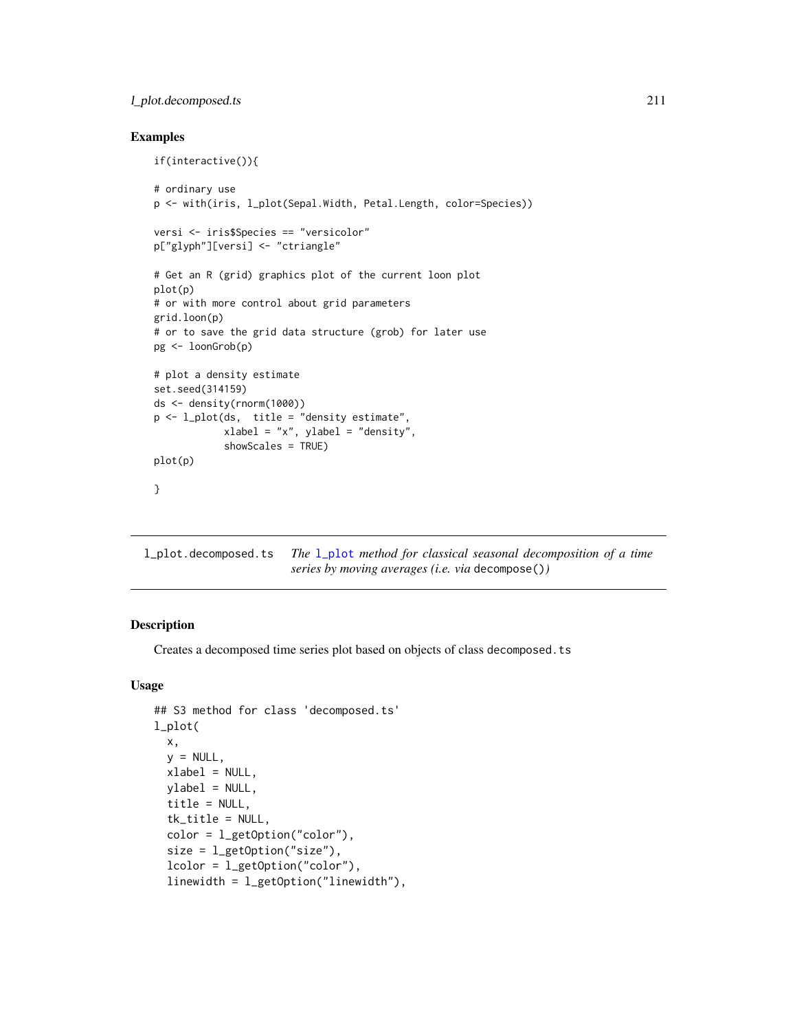### Examples

```
if(interactive()){

# ordinary use
p <- with(iris, l_plot(Sepal.Width, Petal.Length, color=Species))

versi <- iris$Species == "versicolor"
p["glyph"][versi] <- "ctriangle"

# Get an R (grid) graphics plot of the current loon plot
plot(p)
# or with more control about grid parameters
grid.loon(p)
# or to save the grid data structure (grob) for later use
pg <- loonGrob(p)

# plot a density estimate
set.seed(314159)
ds <- density(rnorm(1000))
p <- l_plot(ds,  title = "density estimate",
            xlabel = "x", ylabel = "density",
            showScales = TRUE)
plot(p)

}
```

---

`l_plot.decomposed.ts` *The* `l_plot` *method for classical seasonal decomposition of a time series by moving averages (i.e. via* `decompose()`*)*

---

### Description

Creates a decomposed time series plot based on objects of class `decomposed.ts`

### Usage

```
## S3 method for class 'decomposed.ts'
l_plot(
  x,
  y = NULL,
  xlabel = NULL,
  ylabel = NULL,
  title = NULL,
  tk_title = NULL,
  color = l_getOption("color"),
  size = l_getOption("size"),
  lcolor = l_getOption("color"),
  linewidth = l_getOption("linewidth"),
```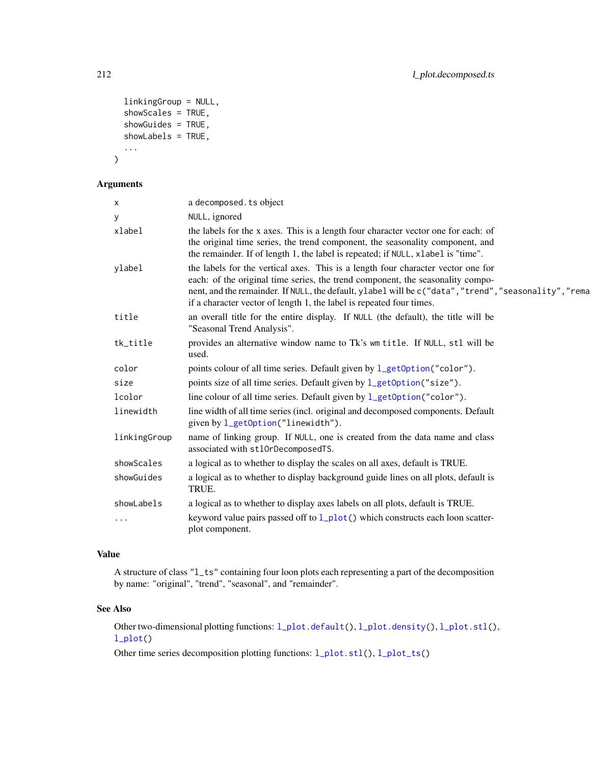```
  linkingGroup = NULL,
  showScales = TRUE,
  showGuides = TRUE,
  showLabels = TRUE,
  ...
)
```

## Arguments

| | |
|---|---|
| x | a decomposed.ts object |
| y | NULL, ignored |
| xlabel | the labels for the x axes. This is a length four character vector one for each: of the original time series, the trend component, the seasonality component, and the remainder. If of length 1, the label is repeated; if NULL, xlabel is "time". |
| ylabel | the labels for the vertical axes. This is a length four character vector one for each: of the original time series, the trend component, the seasonality component, and the remainder. If NULL, the default, ylabel will be c("data","trend","seasonality","rema if a character vector of length 1, the label is repeated four times. |
| title | an overall title for the entire display. If NULL (the default), the title will be "Seasonal Trend Analysis". |
| tk_title | provides an alternative window name to Tk's wm title. If NULL, stl will be used. |
| color | points colour of all time series. Default given by l_getOption("color"). |
| size | points size of all time series. Default given by l_getOption("size"). |
| lcolor | line colour of all time series. Default given by l_getOption("color"). |
| linewidth | line width of all time series (incl. original and decomposed components. Default given by l_getOption("linewidth"). |
| linkingGroup | name of linking group. If NULL, one is created from the data name and class associated with stlOrDecomposedTS. |
| showScales | a logical as to whether to display the scales on all axes, default is TRUE. |
| showGuides | a logical as to whether to display background guide lines on all plots, default is TRUE. |
| showLabels | a logical as to whether to display axes labels on all plots, default is TRUE. |
| ... | keyword value pairs passed off to l_plot() which constructs each loon scatterplot component. |

## Value

A structure of class "l_ts" containing four loon plots each representing a part of the decomposition by name: "original", "trend", "seasonal", and "remainder".

## See Also

Other two-dimensional plotting functions: l_plot.default(), l_plot.density(), l_plot.stl(), l_plot()

Other time series decomposition plotting functions: l_plot.stl(), l_plot_ts()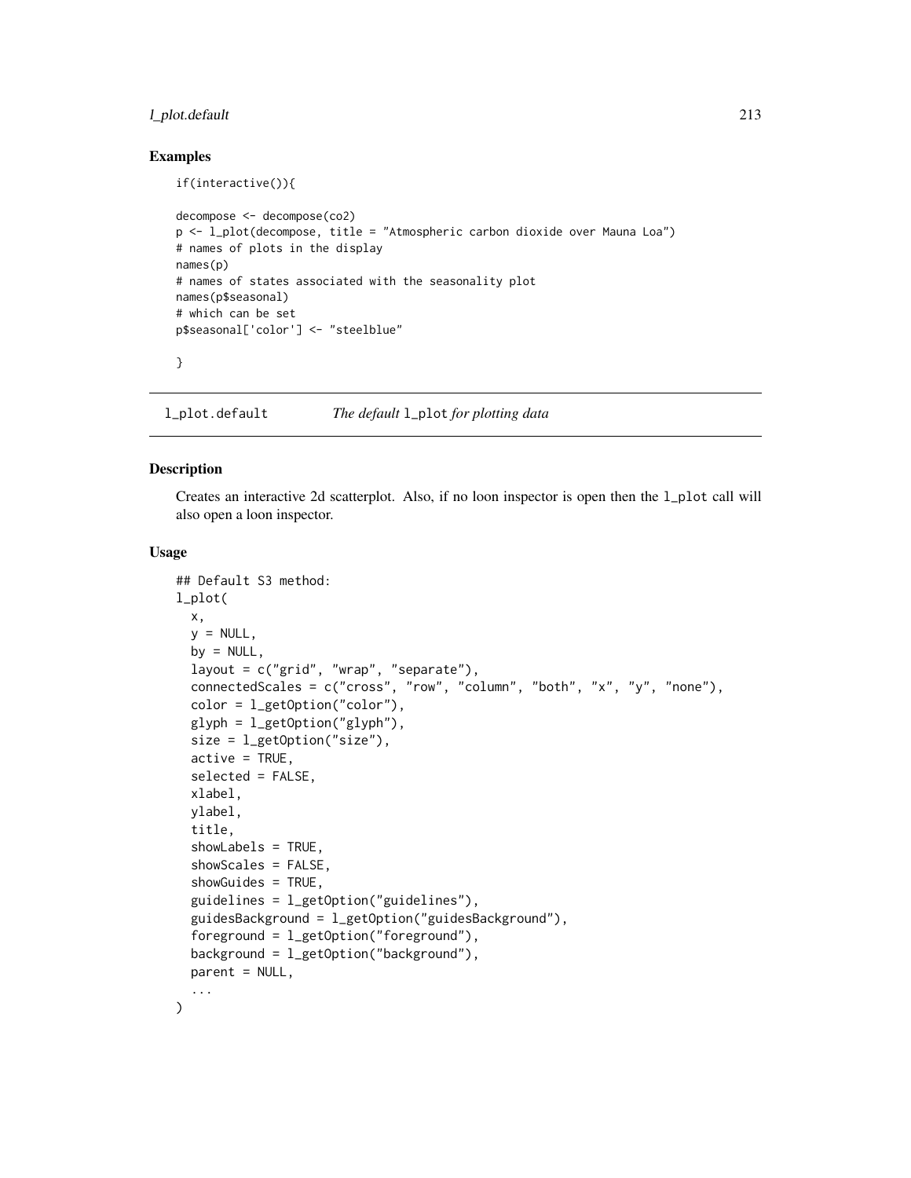## Examples

```
if(interactive()){

decompose <- decompose(co2)
p <- l_plot(decompose, title = "Atmospheric carbon dioxide over Mauna Loa")
# names of plots in the display
names(p)
# names of states associated with the seasonality plot
names(p$seasonal)
# which can be set
p$seasonal['color'] <- "steelblue"

}
```

---

`l_plot.default` *The default* `l_plot` *for plotting data*

---

## Description

Creates an interactive 2d scatterplot. Also, if no loon inspector is open then the `l_plot` call will also open a loon inspector.

## Usage

```
## Default S3 method:
l_plot(
  x,
  y = NULL,
  by = NULL,
  layout = c("grid", "wrap", "separate"),
  connectedScales = c("cross", "row", "column", "both", "x", "y", "none"),
  color = l_getOption("color"),
  glyph = l_getOption("glyph"),
  size = l_getOption("size"),
  active = TRUE,
  selected = FALSE,
  xlabel,
  ylabel,
  title,
  showLabels = TRUE,
  showScales = FALSE,
  showGuides = TRUE,
  guidelines = l_getOption("guidelines"),
  guidesBackground = l_getOption("guidesBackground"),
  foreground = l_getOption("foreground"),
  background = l_getOption("background"),
  parent = NULL,
  ...
)
```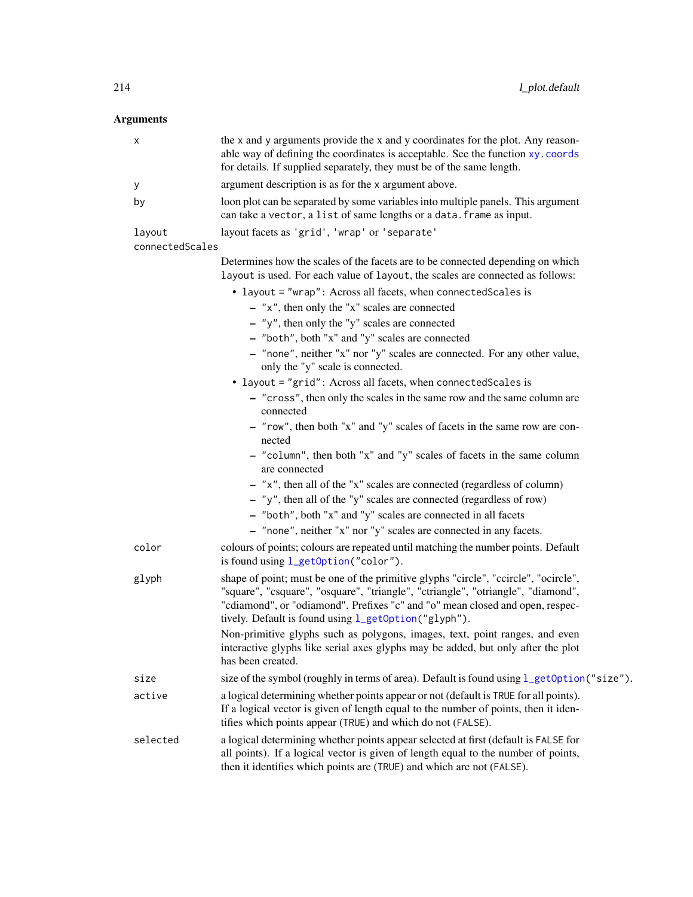## Arguments

| | |
|---|---|
| `x` | the `x` and `y` arguments provide the x and y coordinates for the plot. Any reasonable way of defining the coordinates is acceptable. See the function `xy.coords` for details. If supplied separately, they must be of the same length. |
| `y` | argument description is as for the `x` argument above. |
| `by` | loon plot can be separated by some variables into multiple panels. This argument can take a `vector`, a `list` of same lengths or a `data.frame` as input. |
| `layout` | layout facets as `'grid'`, `'wrap'` or `'separate'` |

`connectedScales`

Determines how the scales of the facets are to be connected depending on which `layout` is used. For each value of `layout`, the scales are connected as follows:

- `layout = "wrap"`: Across all facets, when `connectedScales` is
  - `"x"`, then only the "x" scales are connected
  - `"y"`, then only the "y" scales are connected
  - `"both"`, both "x" and "y" scales are connected
  - `"none"`, neither "x" nor "y" scales are connected. For any other value, only the "y" scale is connected.
- `layout = "grid"`: Across all facets, when `connectedScales` is
  - `"cross"`, then only the scales in the same row and the same column are connected
  - `"row"`, then both "x" and "y" scales of facets in the same row are connected
  - `"column"`, then both "x" and "y" scales of facets in the same column are connected
  - `"x"`, then all of the "x" scales are connected (regardless of column)
  - `"y"`, then all of the "y" scales are connected (regardless of row)
  - `"both"`, both "x" and "y" scales are connected in all facets
  - `"none"`, neither "x" nor "y" scales are connected in any facets.

| | |
|---|---|
| `color` | colours of points; colours are repeated until matching the number points. Default is found using `l_getOption("color")`. |
| `glyph` | shape of point; must be one of the primitive glyphs "circle", "ccircle", "ocircle", "square", "csquare", "osquare", "triangle", "ctriangle", "otriangle", "diamond", "cdiamond", or "odiamond". Prefixes "c" and "o" mean closed and open, respectively. Default is found using `l_getOption("glyph")`. Non-primitive glyphs such as polygons, images, text, point ranges, and even interactive glyphs like serial axes glyphs may be added, but only after the plot has been created. |
| `size` | size of the symbol (roughly in terms of area). Default is found using `l_getOption("size")`. |
| `active` | a logical determining whether points appear or not (default is `TRUE` for all points). If a logical vector is given of length equal to the number of points, then it identifies which points appear (`TRUE`) and which do not (`FALSE`). |
| `selected` | a logical determining whether points appear selected at first (default is `FALSE` for all points). If a logical vector is given of length equal to the number of points, then it identifies which points are (`TRUE`) and which are not (`FALSE`). |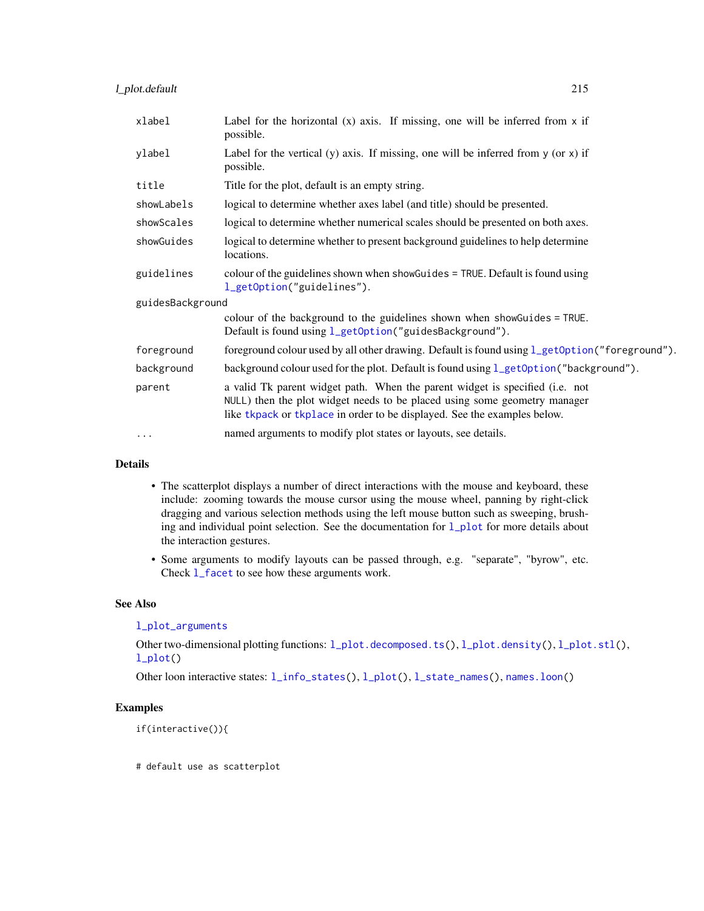| | |
|---|---|
| `xlabel` | Label for the horizontal (x) axis. If missing, one will be inferred from `x` if possible. |
| `ylabel` | Label for the vertical (y) axis. If missing, one will be inferred from `y` (or `x`) if possible. |
| `title` | Title for the plot, default is an empty string. |
| `showLabels` | logical to determine whether axes label (and title) should be presented. |
| `showScales` | logical to determine whether numerical scales should be presented on both axes. |
| `showGuides` | logical to determine whether to present background guidelines to help determine locations. |
| `guidelines` | colour of the guidelines shown when `showGuides = TRUE`. Default is found using `l_getOption("guidelines")`. |
| `guidesBackground` | colour of the background to the guidelines shown when `showGuides = TRUE`. Default is found using `l_getOption("guidesBackground")`. |
| `foreground` | foreground colour used by all other drawing. Default is found using `l_getOption("foreground")`. |
| `background` | background colour used for the plot. Default is found using `l_getOption("background")`. |
| `parent` | a valid Tk parent widget path. When the parent widget is specified (i.e. not `NULL`) then the plot widget needs to be placed using some geometry manager like `tkpack` or `tkplace` in order to be displayed. See the examples below. |
| `...` | named arguments to modify plot states or layouts, see details. |

## Details

- The scatterplot displays a number of direct interactions with the mouse and keyboard, these include: zooming towards the mouse cursor using the mouse wheel, panning by right-click dragging and various selection methods using the left mouse button such as sweeping, brushing and individual point selection. See the documentation for `l_plot` for more details about the interaction gestures.
- Some arguments to modify layouts can be passed through, e.g. "separate", "byrow", etc. Check `l_facet` to see how these arguments work.

## See Also

`l_plot_arguments`

Other two-dimensional plotting functions: `l_plot.decomposed.ts()`, `l_plot.density()`, `l_plot.stl()`, `l_plot()`

Other loon interactive states: `l_info_states()`, `l_plot()`, `l_state_names()`, `names.loon()`

## Examples

```
if(interactive()){


# default use as scatterplot
```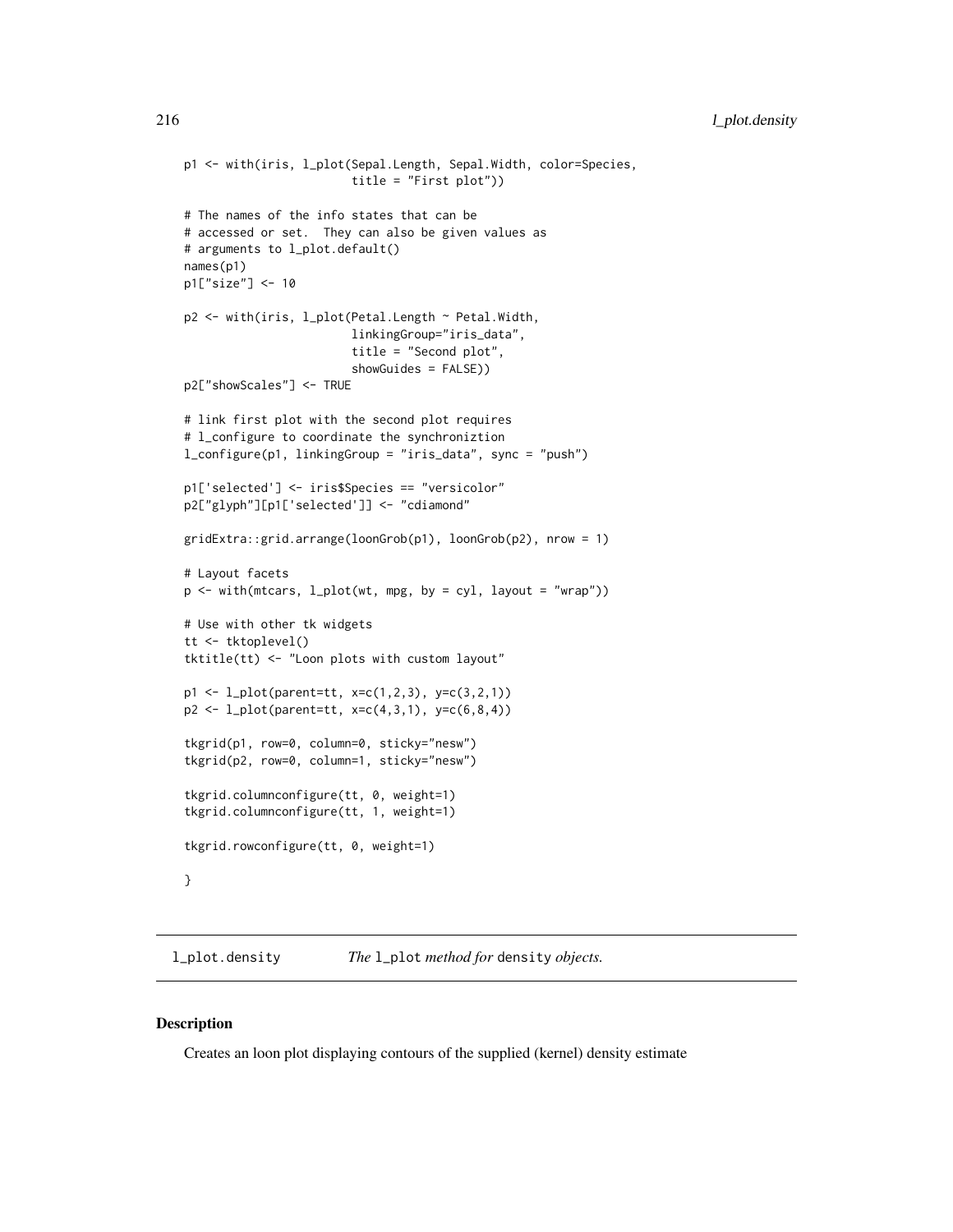```r
p1 <- with(iris, l_plot(Sepal.Length, Sepal.Width, color=Species,
                        title = "First plot"))

# The names of the info states that can be
# accessed or set.  They can also be given values as
# arguments to l_plot.default()
names(p1)
p1["size"] <- 10

p2 <- with(iris, l_plot(Petal.Length ~ Petal.Width,
                        linkingGroup="iris_data",
                        title = "Second plot",
                        showGuides = FALSE))
p2["showScales"] <- TRUE

# link first plot with the second plot requires
# l_configure to coordinate the synchroniztion
l_configure(p1, linkingGroup = "iris_data", sync = "push")

p1['selected'] <- iris$Species == "versicolor"
p2["glyph"][p1['selected']] <- "cdiamond"

gridExtra::grid.arrange(loonGrob(p1), loonGrob(p2), nrow = 1)

# Layout facets
p <- with(mtcars, l_plot(wt, mpg, by = cyl, layout = "wrap"))

# Use with other tk widgets
tt <- tktoplevel()
tktitle(tt) <- "Loon plots with custom layout"

p1 <- l_plot(parent=tt, x=c(1,2,3), y=c(3,2,1))
p2 <- l_plot(parent=tt, x=c(4,3,1), y=c(6,8,4))

tkgrid(p1, row=0, column=0, sticky="nesw")
tkgrid(p2, row=0, column=1, sticky="nesw")

tkgrid.columnconfigure(tt, 0, weight=1)
tkgrid.columnconfigure(tt, 1, weight=1)

tkgrid.rowconfigure(tt, 0, weight=1)

}
```

## l_plot.density — *The* `l_plot` *method for* `density` *objects.*

### Description

Creates an loon plot displaying contours of the supplied (kernel) density estimate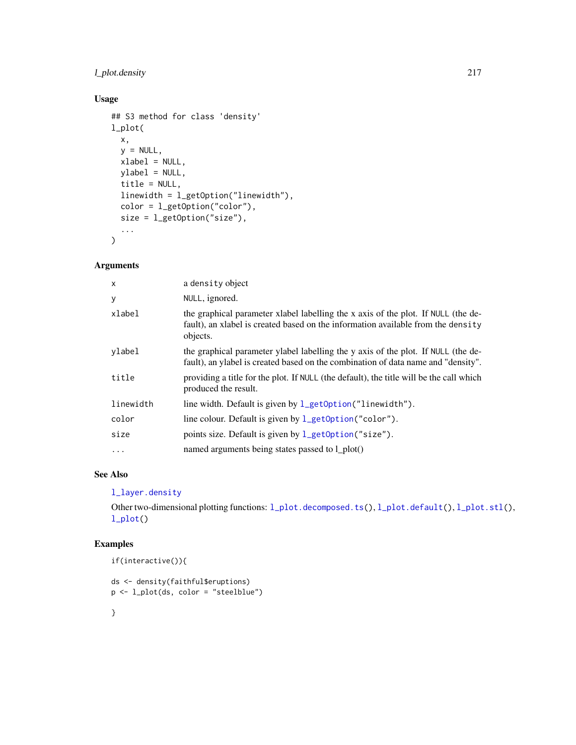## Usage

```
## S3 method for class 'density'
l_plot(
  x,
  y = NULL,
  xlabel = NULL,
  ylabel = NULL,
  title = NULL,
  linewidth = l_getOption("linewidth"),
  color = l_getOption("color"),
  size = l_getOption("size"),
  ...
)
```

## Arguments

| | |
|---|---|
| x | a density object |
| y | NULL, ignored. |
| xlabel | the graphical parameter xlabel labelling the x axis of the plot. If NULL (the default), an xlabel is created based on the information available from the density objects. |
| ylabel | the graphical parameter ylabel labelling the y axis of the plot. If NULL (the default), an ylabel is created based on the combination of data name and "density". |
| title | providing a title for the plot. If NULL (the default), the title will be the call which produced the result. |
| linewidth | line width. Default is given by l_getOption("linewidth"). |
| color | line colour. Default is given by l_getOption("color"). |
| size | points size. Default is given by l_getOption("size"). |
| ... | named arguments being states passed to l_plot() |

## See Also

l_layer.density

Other two-dimensional plotting functions: l_plot.decomposed.ts(), l_plot.default(), l_plot.stl(), l_plot()

## Examples

```
if(interactive()){

ds <- density(faithful$eruptions)
p <- l_plot(ds, color = "steelblue")

}
```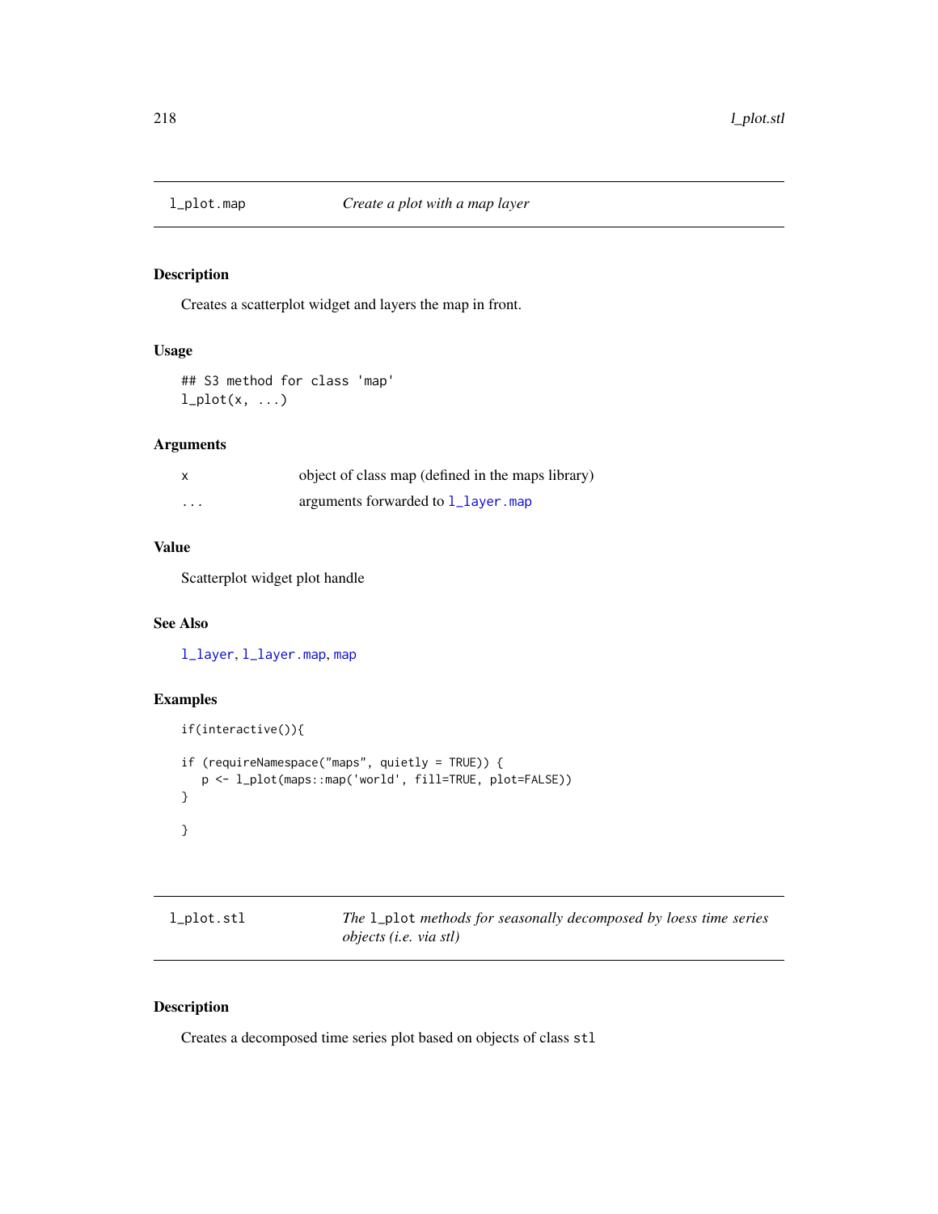## l_plot.map — *Create a plot with a map layer*

### Description

Creates a scatterplot widget and layers the map in front.

### Usage

```
## S3 method for class 'map'
l_plot(x, ...)
```

### Arguments

| | |
|---|---|
| x | object of class map (defined in the maps library) |
| ... | arguments forwarded to `l_layer.map` |

### Value

Scatterplot widget plot handle

### See Also

`l_layer`, `l_layer.map`, `map`

### Examples

```
if(interactive()){

if (requireNamespace("maps", quietly = TRUE)) {
   p <- l_plot(maps::map('world', fill=TRUE, plot=FALSE))
}

}
```

## l_plot.stl — *The `l_plot` methods for seasonally decomposed by loess time series objects (i.e. via stl)*

### Description

Creates a decomposed time series plot based on objects of class `stl`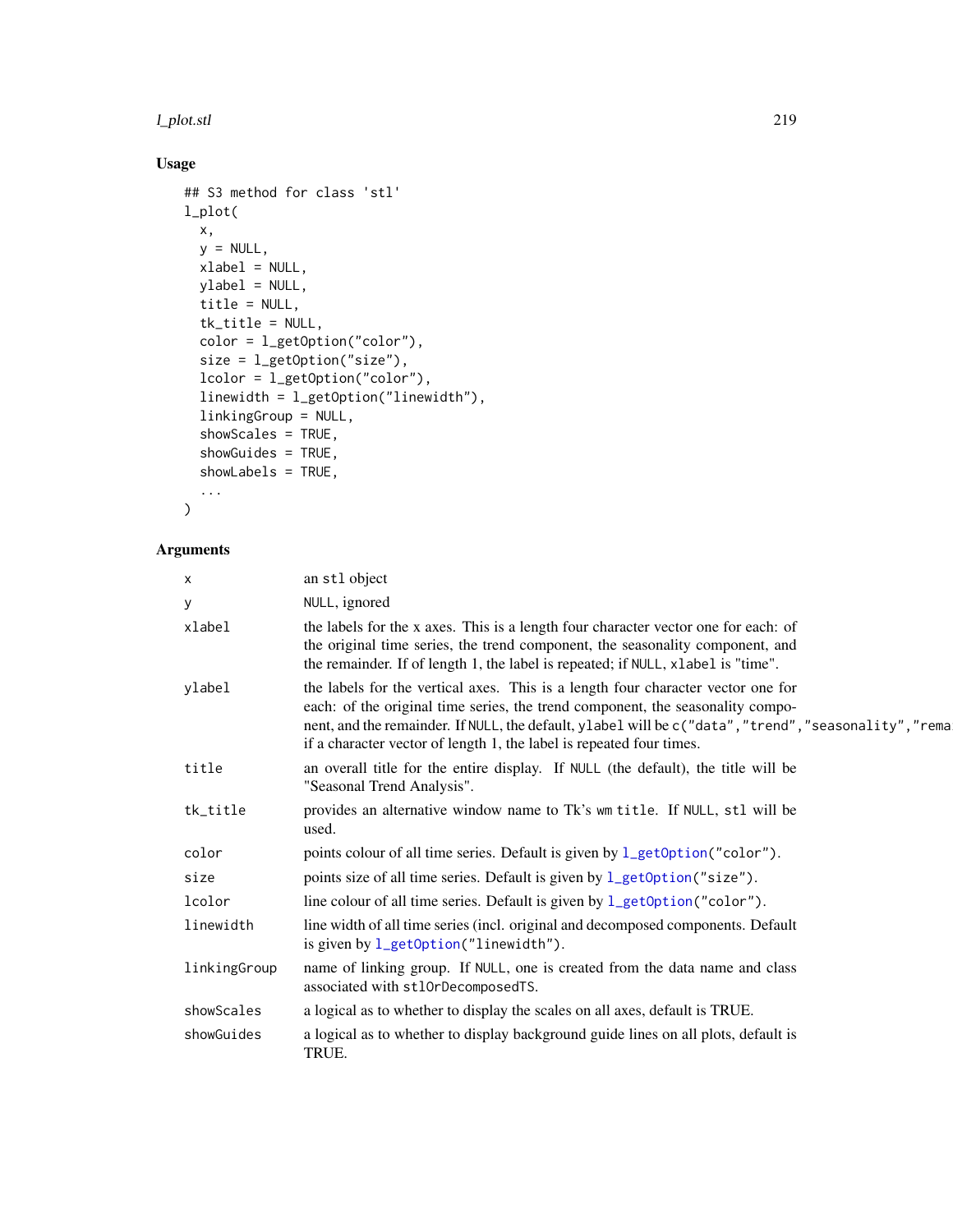## Usage

```
## S3 method for class 'stl'
l_plot(
  x,
  y = NULL,
  xlabel = NULL,
  ylabel = NULL,
  title = NULL,
  tk_title = NULL,
  color = l_getOption("color"),
  size = l_getOption("size"),
  lcolor = l_getOption("color"),
  linewidth = l_getOption("linewidth"),
  linkingGroup = NULL,
  showScales = TRUE,
  showGuides = TRUE,
  showLabels = TRUE,
  ...
)
```

## Arguments

| | |
|---|---|
| x | an stl object |
| y | NULL, ignored |
| xlabel | the labels for the x axes. This is a length four character vector one for each: of the original time series, the trend component, the seasonality component, and the remainder. If of length 1, the label is repeated; if NULL, xlabel is "time". |
| ylabel | the labels for the vertical axes. This is a length four character vector one for each: of the original time series, the trend component, the seasonality component, and the remainder. If NULL, the default, ylabel will be c("data","trend","seasonality","rema if a character vector of length 1, the label is repeated four times. |
| title | an overall title for the entire display. If NULL (the default), the title will be "Seasonal Trend Analysis". |
| tk_title | provides an alternative window name to Tk's wm title. If NULL, stl will be used. |
| color | points colour of all time series. Default is given by l_getOption("color"). |
| size | points size of all time series. Default is given by l_getOption("size"). |
| lcolor | line colour of all time series. Default is given by l_getOption("color"). |
| linewidth | line width of all time series (incl. original and decomposed components. Default is given by l_getOption("linewidth"). |
| linkingGroup | name of linking group. If NULL, one is created from the data name and class associated with stlOrDecomposedTS. |
| showScales | a logical as to whether to display the scales on all axes, default is TRUE. |
| showGuides | a logical as to whether to display background guide lines on all plots, default is TRUE. |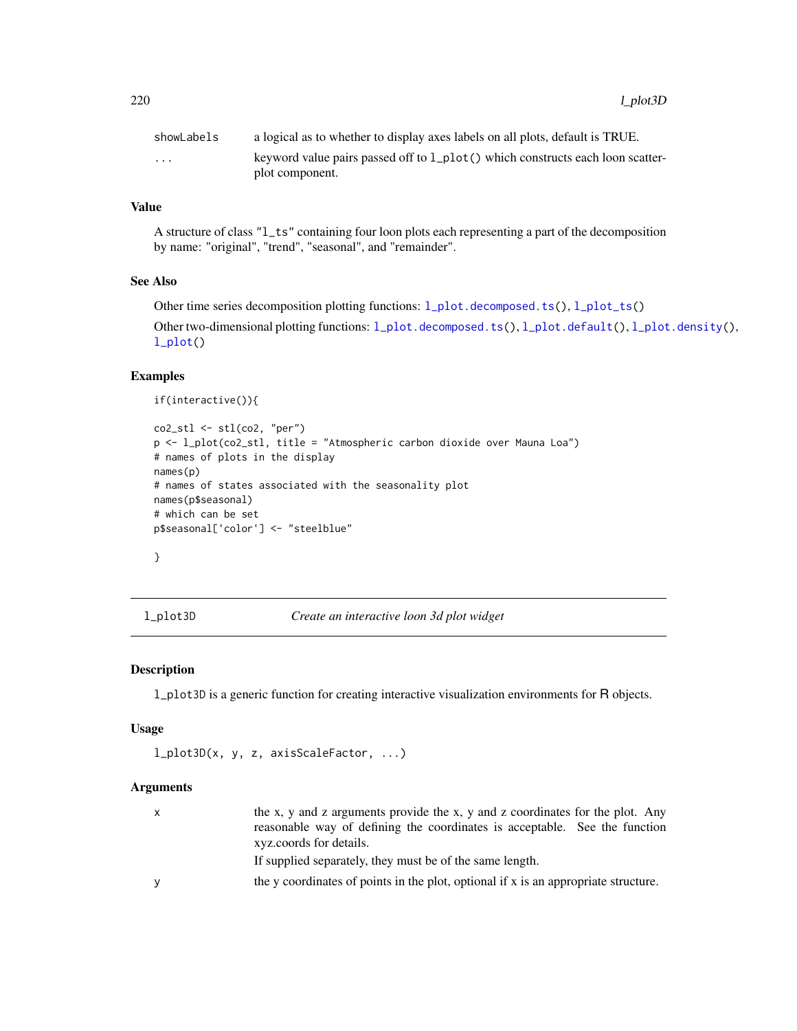| | |
|---|---|
| showLabels | a logical as to whether to display axes labels on all plots, default is TRUE. |
| ... | keyword value pairs passed off to l_plot() which constructs each loon scatterplot component. |

### Value

A structure of class "l_ts" containing four loon plots each representing a part of the decomposition by name: "original", "trend", "seasonal", and "remainder".

### See Also

Other time series decomposition plotting functions: l_plot.decomposed.ts(), l_plot_ts()

Other two-dimensional plotting functions: l_plot.decomposed.ts(), l_plot.default(), l_plot.density(), l_plot()

### Examples

```
if(interactive()){

co2_stl <- stl(co2, "per")
p <- l_plot(co2_stl, title = "Atmospheric carbon dioxide over Mauna Loa")
# names of plots in the display
names(p)
# names of states associated with the seasonality plot
names(p$seasonal)
# which can be set
p$seasonal['color'] <- "steelblue"

}
```

---

## l_plot3D    *Create an interactive loon 3d plot widget*

---

### Description

l_plot3D is a generic function for creating interactive visualization environments for R objects.

### Usage

```
l_plot3D(x, y, z, axisScaleFactor, ...)
```

### Arguments

| | |
|---|---|
| x | the x, y and z arguments provide the x, y and z coordinates for the plot. Any reasonable way of defining the coordinates is acceptable. See the function xyz.coords for details.<br>If supplied separately, they must be of the same length. |
| y | the y coordinates of points in the plot, optional if x is an appropriate structure. |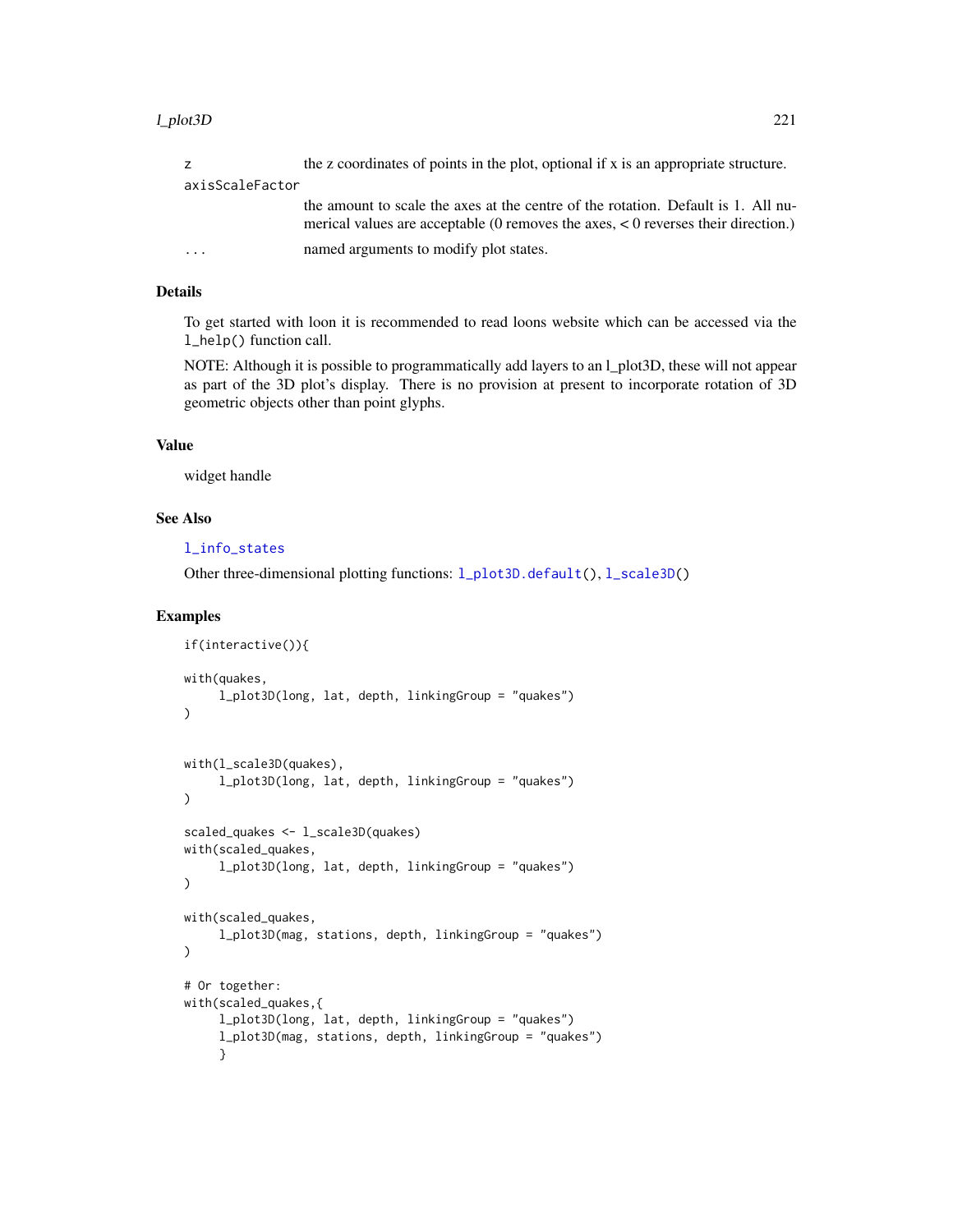| | |
|---|---|
| `z` | the z coordinates of points in the plot, optional if x is an appropriate structure. |
| `axisScaleFactor` | the amount to scale the axes at the centre of the rotation. Default is 1. All numerical values are acceptable (0 removes the axes, < 0 reverses their direction.) |
| `...` | named arguments to modify plot states. |

## Details

To get started with loon it is recommended to read loons website which can be accessed via the `l_help()` function call.

NOTE: Although it is possible to programmatically add layers to an l_plot3D, these will not appear as part of the 3D plot's display. There is no provision at present to incorporate rotation of 3D geometric objects other than point glyphs.

## Value

widget handle

## See Also

`l_info_states`

Other three-dimensional plotting functions: `l_plot3D.default()`, `l_scale3D()`

## Examples

```
if(interactive()){

with(quakes,
     l_plot3D(long, lat, depth, linkingGroup = "quakes")
)


with(l_scale3D(quakes),
     l_plot3D(long, lat, depth, linkingGroup = "quakes")
)

scaled_quakes <- l_scale3D(quakes)
with(scaled_quakes,
     l_plot3D(long, lat, depth, linkingGroup = "quakes")
)

with(scaled_quakes,
     l_plot3D(mag, stations, depth, linkingGroup = "quakes")
)

# Or together:
with(scaled_quakes,{
     l_plot3D(long, lat, depth, linkingGroup = "quakes")
     l_plot3D(mag, stations, depth, linkingGroup = "quakes")
     }
```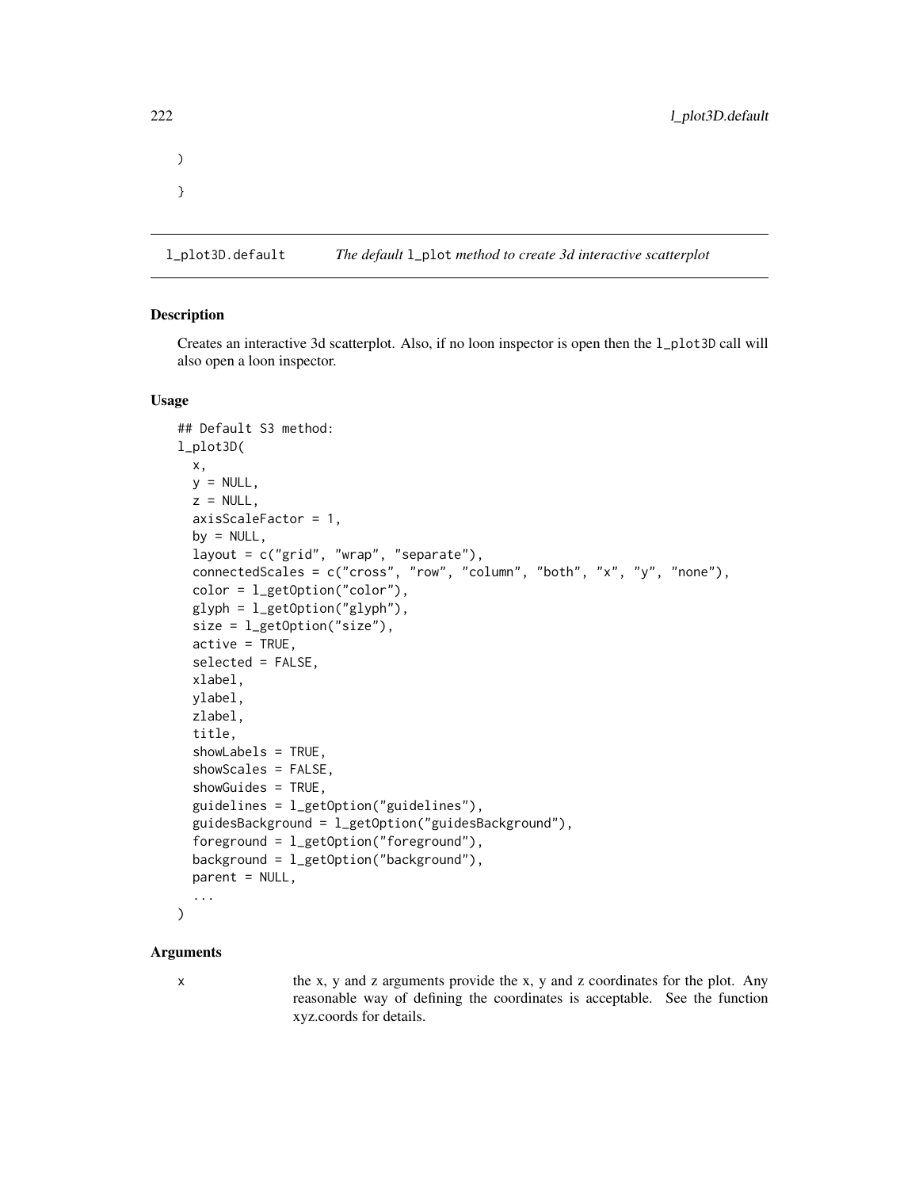```
)
}
```

## l_plot3D.default *The default* l_plot *method to create 3d interactive scatterplot*

### Description

Creates an interactive 3d scatterplot. Also, if no loon inspector is open then the l_plot3D call will also open a loon inspector.

### Usage

```
## Default S3 method:
l_plot3D(
  x,
  y = NULL,
  z = NULL,
  axisScaleFactor = 1,
  by = NULL,
  layout = c("grid", "wrap", "separate"),
  connectedScales = c("cross", "row", "column", "both", "x", "y", "none"),
  color = l_getOption("color"),
  glyph = l_getOption("glyph"),
  size = l_getOption("size"),
  active = TRUE,
  selected = FALSE,
  xlabel,
  ylabel,
  zlabel,
  title,
  showLabels = TRUE,
  showScales = FALSE,
  showGuides = TRUE,
  guidelines = l_getOption("guidelines"),
  guidesBackground = l_getOption("guidesBackground"),
  foreground = l_getOption("foreground"),
  background = l_getOption("background"),
  parent = NULL,
  ...
)
```

### Arguments

| | |
|---|---|
| x | the x, y and z arguments provide the x, y and z coordinates for the plot. Any reasonable way of defining the coordinates is acceptable. See the function xyz.coords for details. |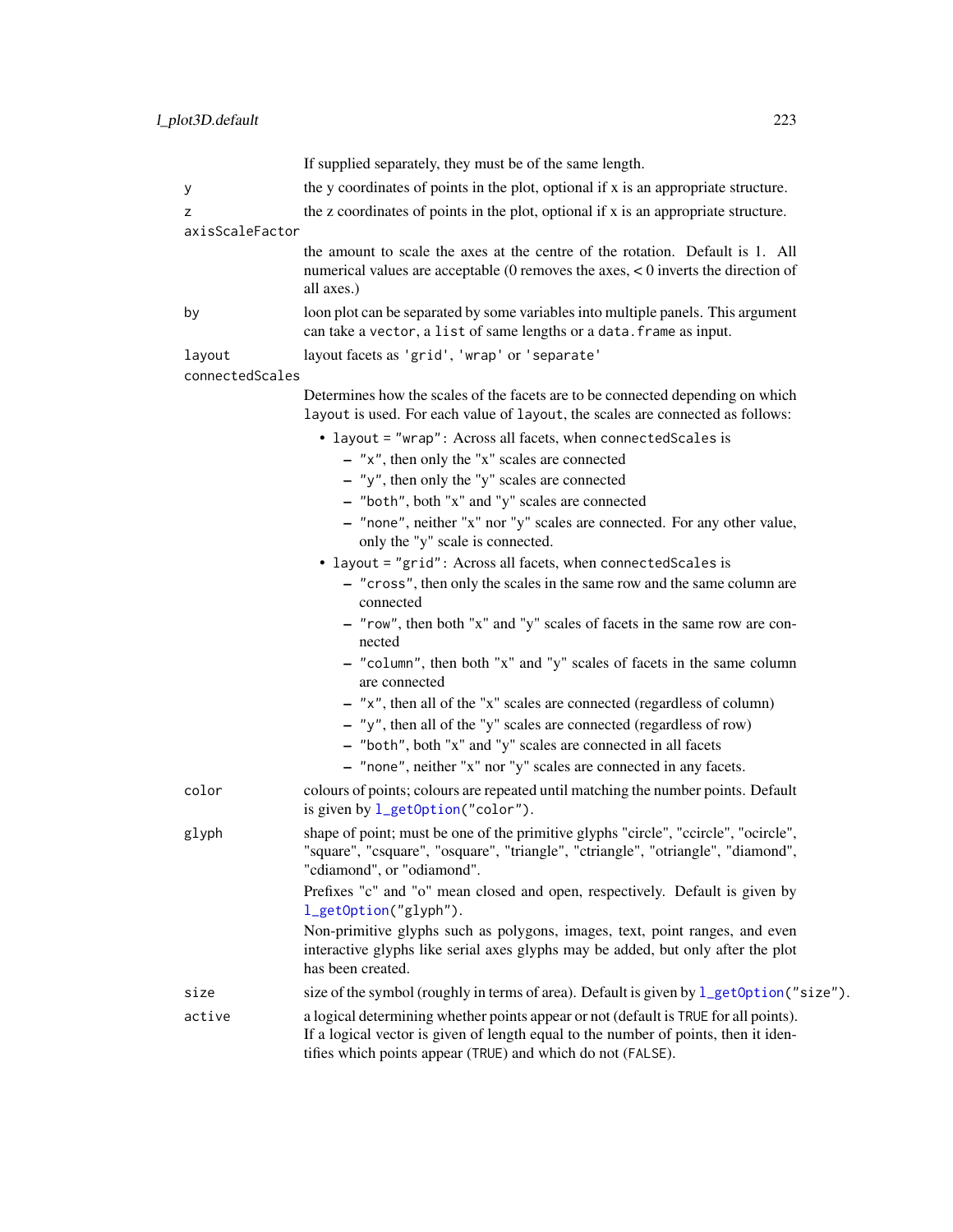If supplied separately, they must be of the same length.

`y` the y coordinates of points in the plot, optional if x is an appropriate structure.

`z` the z coordinates of points in the plot, optional if x is an appropriate structure.

`axisScaleFactor`
: the amount to scale the axes at the centre of the rotation. Default is 1. All numerical values are acceptable (0 removes the axes, < 0 inverts the direction of all axes.)

`by` loon plot can be separated by some variables into multiple panels. This argument can take a `vector`, a `list` of same lengths or a `data.frame` as input.

`layout` layout facets as `'grid'`, `'wrap'` or `'separate'`

`connectedScales`
: Determines how the scales of the facets are to be connected depending on which `layout` is used. For each value of `layout`, the scales are connected as follows:

- `layout = "wrap"`: Across all facets, when `connectedScales` is
  - `"x"`, then only the "x" scales are connected
  - `"y"`, then only the "y" scales are connected
  - `"both"`, both "x" and "y" scales are connected
  - `"none"`, neither "x" nor "y" scales are connected. For any other value, only the "y" scale is connected.
- `layout = "grid"`: Across all facets, when `connectedScales` is
  - `"cross"`, then only the scales in the same row and the same column are connected
  - `"row"`, then both "x" and "y" scales of facets in the same row are connected
  - `"column"`, then both "x" and "y" scales of facets in the same column are connected
  - `"x"`, then all of the "x" scales are connected (regardless of column)
  - `"y"`, then all of the "y" scales are connected (regardless of row)
  - `"both"`, both "x" and "y" scales are connected in all facets
  - `"none"`, neither "x" nor "y" scales are connected in any facets.

`color` colours of points; colours are repeated until matching the number points. Default is given by `l_getOption("color")`.

`glyph` shape of point; must be one of the primitive glyphs "circle", "ccircle", "ocircle", "square", "csquare", "osquare", "triangle", "ctriangle", "otriangle", "diamond", "cdiamond", or "odiamond".

Prefixes "c" and "o" mean closed and open, respectively. Default is given by `l_getOption("glyph")`.

Non-primitive glyphs such as polygons, images, text, point ranges, and even interactive glyphs like serial axes glyphs may be added, but only after the plot has been created.

`size` size of the symbol (roughly in terms of area). Default is given by `l_getOption("size")`.

`active` a logical determining whether points appear or not (default is `TRUE` for all points). If a logical vector is given of length equal to the number of points, then it identifies which points appear (`TRUE`) and which do not (`FALSE`).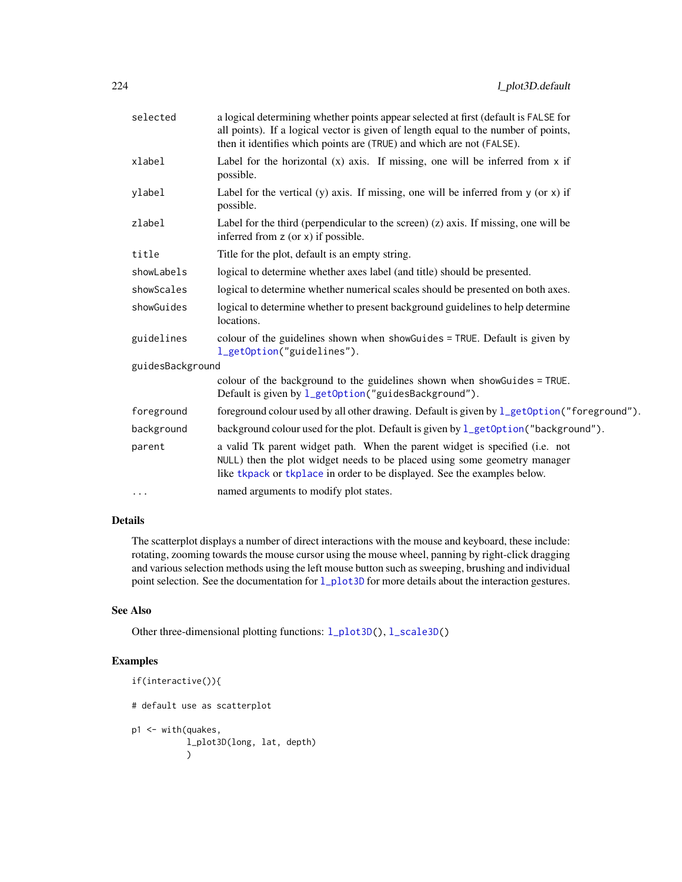| | |
|---|---|
| selected | a logical determining whether points appear selected at first (default is FALSE for all points). If a logical vector is given of length equal to the number of points, then it identifies which points are (TRUE) and which are not (FALSE). |
| xlabel | Label for the horizontal (x) axis. If missing, one will be inferred from x if possible. |
| ylabel | Label for the vertical (y) axis. If missing, one will be inferred from y (or x) if possible. |
| zlabel | Label for the third (perpendicular to the screen) (z) axis. If missing, one will be inferred from z (or x) if possible. |
| title | Title for the plot, default is an empty string. |
| showLabels | logical to determine whether axes label (and title) should be presented. |
| showScales | logical to determine whether numerical scales should be presented on both axes. |
| showGuides | logical to determine whether to present background guidelines to help determine locations. |
| guidelines | colour of the guidelines shown when showGuides = TRUE. Default is given by l_getOption("guidelines"). |
| guidesBackground | colour of the background to the guidelines shown when showGuides = TRUE. Default is given by l_getOption("guidesBackground"). |
| foreground | foreground colour used by all other drawing. Default is given by l_getOption("foreground"). |
| background | background colour used for the plot. Default is given by l_getOption("background"). |
| parent | a valid Tk parent widget path. When the parent widget is specified (i.e. not NULL) then the plot widget needs to be placed using some geometry manager like tkpack or tkplace in order to be displayed. See the examples below. |
| ... | named arguments to modify plot states. |

## Details

The scatterplot displays a number of direct interactions with the mouse and keyboard, these include: rotating, zooming towards the mouse cursor using the mouse wheel, panning by right-click dragging and various selection methods using the left mouse button such as sweeping, brushing and individual point selection. See the documentation for l_plot3D for more details about the interaction gestures.

## See Also

Other three-dimensional plotting functions: l_plot3D(), l_scale3D()

## Examples

```
if(interactive()){

# default use as scatterplot

p1 <- with(quakes,
           l_plot3D(long, lat, depth)
           )
```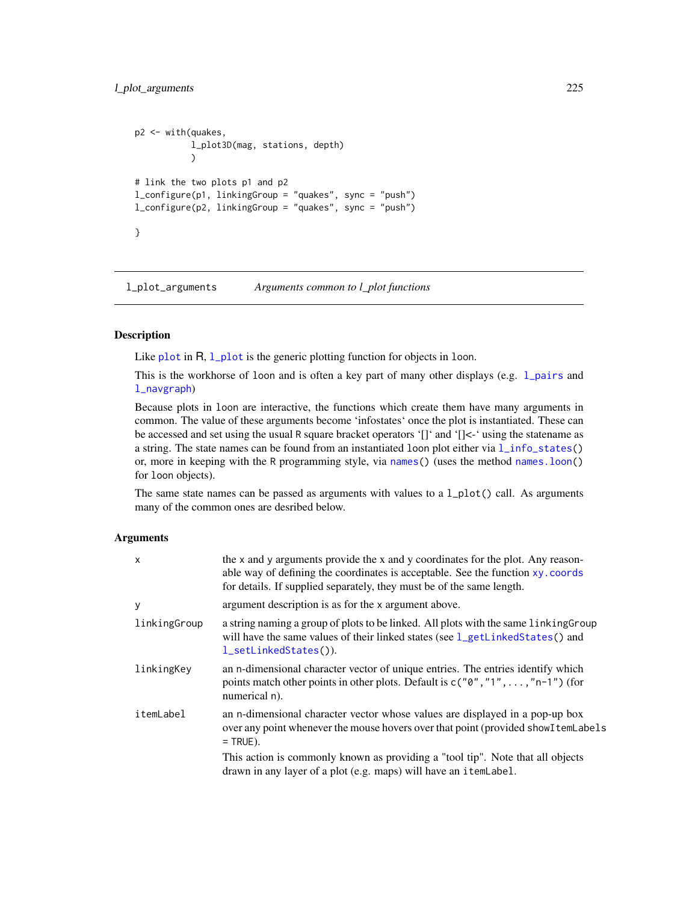```
p2 <- with(quakes,
           l_plot3D(mag, stations, depth)
           )

# link the two plots p1 and p2
l_configure(p1, linkingGroup = "quakes", sync = "push")
l_configure(p2, linkingGroup = "quakes", sync = "push")

}
```

---

l_plot_arguments &nbsp;&nbsp;&nbsp;&nbsp; *Arguments common to l_plot functions*

---

## Description

Like plot in R, l_plot is the generic plotting function for objects in loon.

This is the workhorse of loon and is often a key part of many other displays (e.g. l_pairs and l_navgraph)

Because plots in loon are interactive, the functions which create them have many arguments in common. The value of these arguments become 'infostates' once the plot is instantiated. These can be accessed and set using the usual R square bracket operators '[]' and '[]<-' using the statename as a string. The state names can be found from an instantiated loon plot either via l_info_states() or, more in keeping with the R programming style, via names() (uses the method names.loon() for loon objects).

The same state names can be passed as arguments with values to a l_plot() call. As arguments many of the common ones are desribed below.

## Arguments

| | |
|---|---|
| x | the x and y arguments provide the x and y coordinates for the plot. Any reasonable way of defining the coordinates is acceptable. See the function xy.coords for details. If supplied separately, they must be of the same length. |
| y | argument description is as for the x argument above. |
| linkingGroup | a string naming a group of plots to be linked. All plots with the same linkingGroup will have the same values of their linked states (see l_getLinkedStates() and l_setLinkedStates()). |
| linkingKey | an n-dimensional character vector of unique entries. The entries identify which points match other points in other plots. Default is c("0","1",...,"n-1") (for numerical n). |
| itemLabel | an n-dimensional character vector whose values are displayed in a pop-up box over any point whenever the mouse hovers over that point (provided showItemLabels = TRUE). <br> This action is commonly known as providing a "tool tip". Note that all objects drawn in any layer of a plot (e.g. maps) will have an itemLabel. |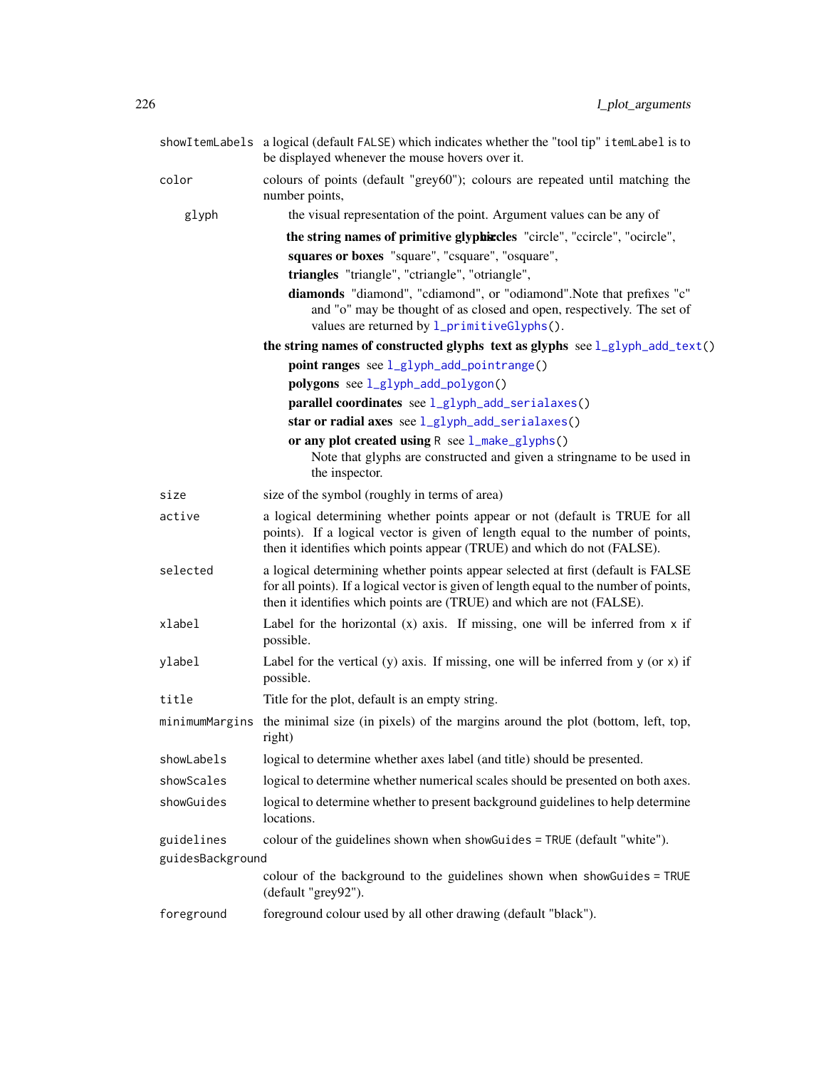showItemLabels
: a logical (default `FALSE`) which indicates whether the "tool tip" `itemLabel` is to be displayed whenever the mouse hovers over it.

color
: colours of points (default "grey60"); colours are repeated until matching the number points,

glyph
: the visual representation of the point. Argument values can be any of

  **the string names of primitive glyphs**
  - **circles** "circle", "ccircle", "ocircle",
  - **squares or boxes** "square", "csquare", "osquare",
  - **triangles** "triangle", "ctriangle", "otriangle",
  - **diamonds** "diamond", "cdiamond", or "odiamond".Note that prefixes "c" and "o" may be thought of as closed and open, respectively. The set of values are returned by `l_primitiveGlyphs()`.

  **the string names of constructed glyphs**
  - **text as glyphs** see `l_glyph_add_text()`
  - **point ranges** see `l_glyph_add_pointrange()`
  - **polygons** see `l_glyph_add_polygon()`
  - **parallel coordinates** see `l_glyph_add_serialaxes()`
  - **star or radial axes** see `l_glyph_add_serialaxes()`
  - **or any plot created using R** see `l_make_glyphs()`

    Note that glyphs are constructed and given a stringname to be used in the inspector.

size
: size of the symbol (roughly in terms of area)

active
: a logical determining whether points appear or not (default is TRUE for all points). If a logical vector is given of length equal to the number of points, then it identifies which points appear (TRUE) and which do not (FALSE).

selected
: a logical determining whether points appear selected at first (default is FALSE for all points). If a logical vector is given of length equal to the number of points, then it identifies which points are (TRUE) and which are not (FALSE).

xlabel
: Label for the horizontal (x) axis. If missing, one will be inferred from `x` if possible.

ylabel
: Label for the vertical (y) axis. If missing, one will be inferred from `y` (or `x`) if possible.

title
: Title for the plot, default is an empty string.

minimumMargins
: the minimal size (in pixels) of the margins around the plot (bottom, left, top, right)

showLabels
: logical to determine whether axes label (and title) should be presented.

showScales
: logical to determine whether numerical scales should be presented on both axes.

showGuides
: logical to determine whether to present background guidelines to help determine locations.

guidelines
: colour of the guidelines shown when `showGuides = TRUE` (default "white").

guidesBackground
: colour of the background to the guidelines shown when `showGuides = TRUE` (default "grey92").

foreground
: foreground colour used by all other drawing (default "black").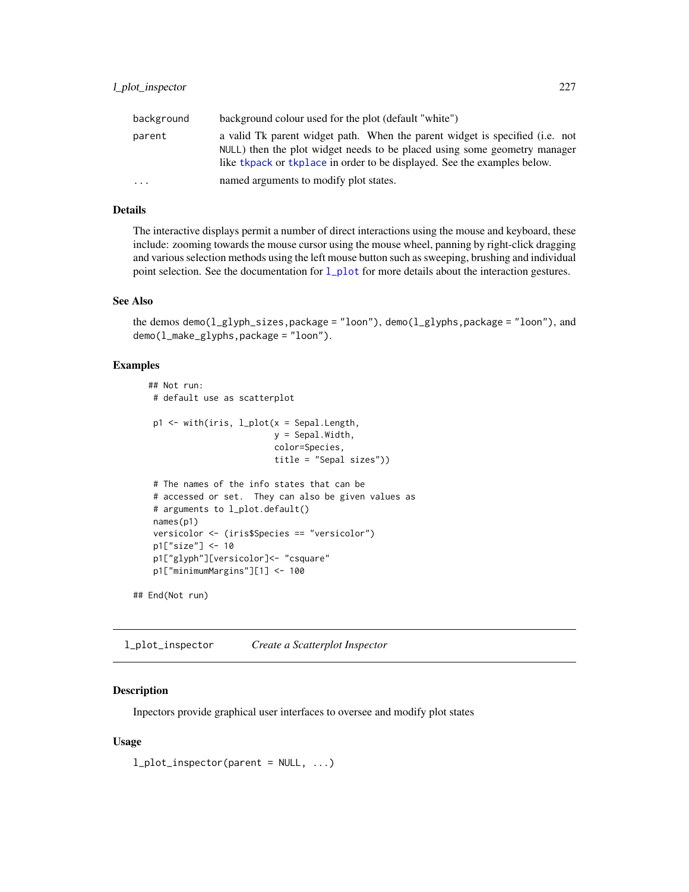| | |
|---|---|
| background | background colour used for the plot (default "white") |
| parent | a valid Tk parent widget path. When the parent widget is specified (i.e. not NULL) then the plot widget needs to be placed using some geometry manager like tkpack or tkplace in order to be displayed. See the examples below. |
| ... | named arguments to modify plot states. |

### Details

The interactive displays permit a number of direct interactions using the mouse and keyboard, these include: zooming towards the mouse cursor using the mouse wheel, panning by right-click dragging and various selection methods using the left mouse button such as sweeping, brushing and individual point selection. See the documentation for `l_plot` for more details about the interaction gestures.

### See Also

the demos `demo(l_glyph_sizes,package = "loon")`, `demo(l_glyphs,package = "loon")`, and `demo(l_make_glyphs,package = "loon")`.

### Examples

```
## Not run:
 # default use as scatterplot

 p1 <- with(iris, l_plot(x = Sepal.Length,
                        y = Sepal.Width,
                        color=Species,
                        title = "Sepal sizes"))

 # The names of the info states that can be
 # accessed or set.  They can also be given values as
 # arguments to l_plot.default()
 names(p1)
 versicolor <- (iris$Species == "versicolor")
 p1["size"] <- 10
 p1["glyph"][versicolor]<- "csquare"
 p1["minimumMargins"][1] <- 100

## End(Not run)
```

---

## l_plot_inspector    *Create a Scatterplot Inspector*

---

### Description

Inpectors provide graphical user interfaces to oversee and modify plot states

### Usage

```
l_plot_inspector(parent = NULL, ...)
```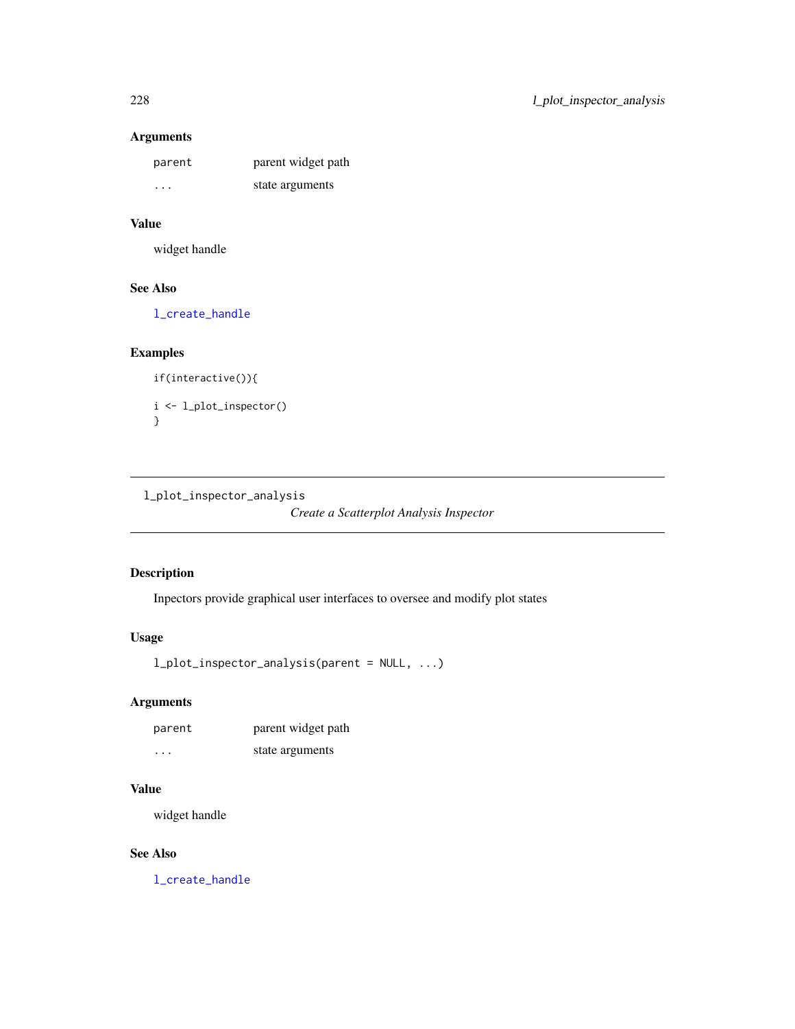### Arguments

| | |
|---|---|
| `parent` | parent widget path |
| `...` | state arguments |

### Value

widget handle

### See Also

`l_create_handle`

### Examples

```
if(interactive()){

i <- l_plot_inspector()
}
```

---

## l_plot_inspector_analysis

*Create a Scatterplot Analysis Inspector*

---

### Description

Inpectors provide graphical user interfaces to oversee and modify plot states

### Usage

```
l_plot_inspector_analysis(parent = NULL, ...)
```

### Arguments

| | |
|---|---|
| `parent` | parent widget path |
| `...` | state arguments |

### Value

widget handle

### See Also

`l_create_handle`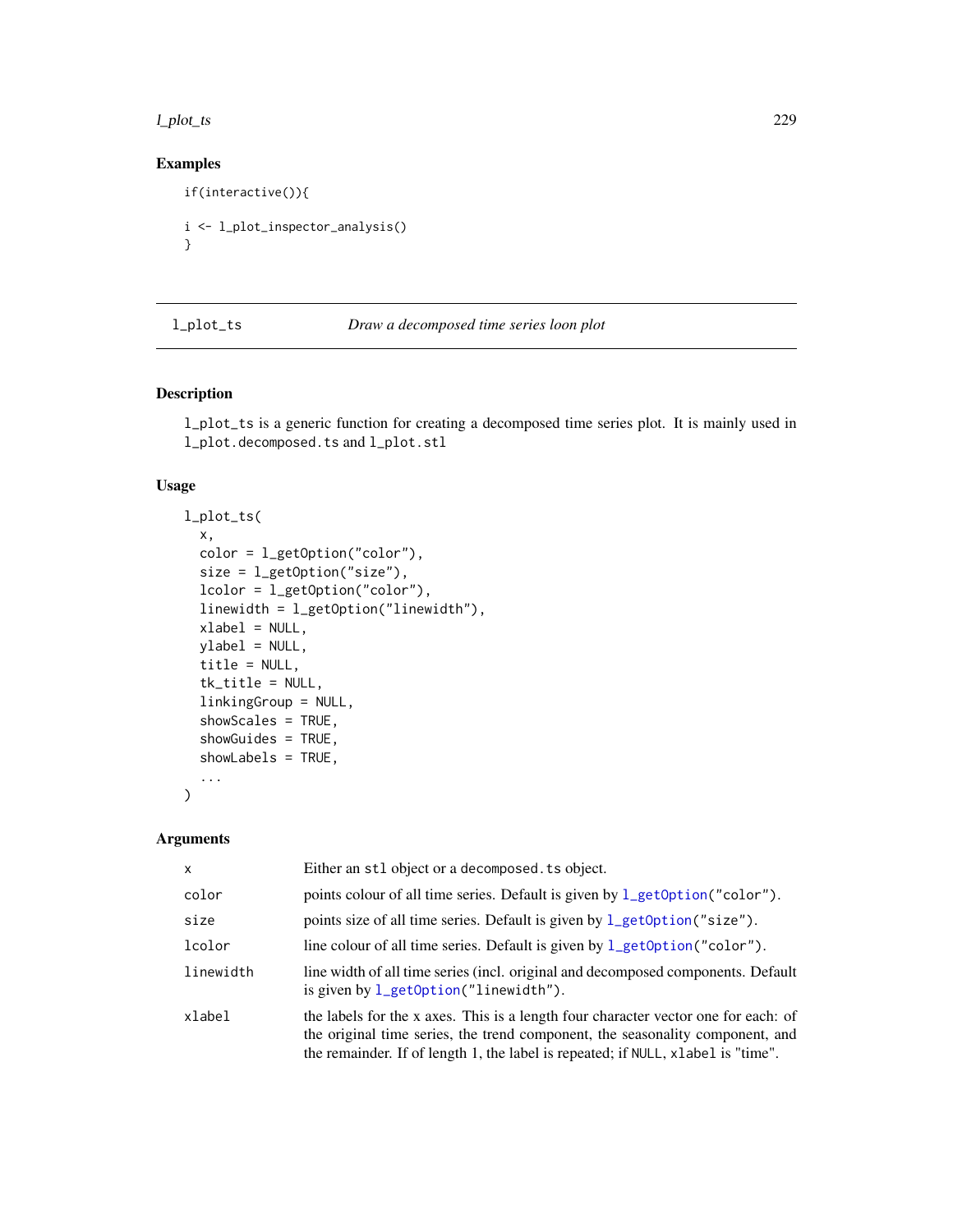## Examples

```
if(interactive()){

i <- l_plot_inspector_analysis()
}
```

---

# l_plot_ts — *Draw a decomposed time series loon plot*

## Description

`l_plot_ts` is a generic function for creating a decomposed time series plot. It is mainly used in `l_plot.decomposed.ts` and `l_plot.stl`

## Usage

```
l_plot_ts(
  x,
  color = l_getOption("color"),
  size = l_getOption("size"),
  lcolor = l_getOption("color"),
  linewidth = l_getOption("linewidth"),
  xlabel = NULL,
  ylabel = NULL,
  title = NULL,
  tk_title = NULL,
  linkingGroup = NULL,
  showScales = TRUE,
  showGuides = TRUE,
  showLabels = TRUE,
  ...
)
```

## Arguments

| | |
|---|---|
| `x` | Either an `stl` object or a `decomposed.ts` object. |
| `color` | points colour of all time series. Default is given by `l_getOption("color")`. |
| `size` | points size of all time series. Default is given by `l_getOption("size")`. |
| `lcolor` | line colour of all time series. Default is given by `l_getOption("color")`. |
| `linewidth` | line width of all time series (incl. original and decomposed components. Default is given by `l_getOption("linewidth")`. |
| `xlabel` | the labels for the x axes. This is a length four character vector one for each: of the original time series, the trend component, the seasonality component, and the remainder. If of length 1, the label is repeated; if `NULL`, `xlabel` is "time". |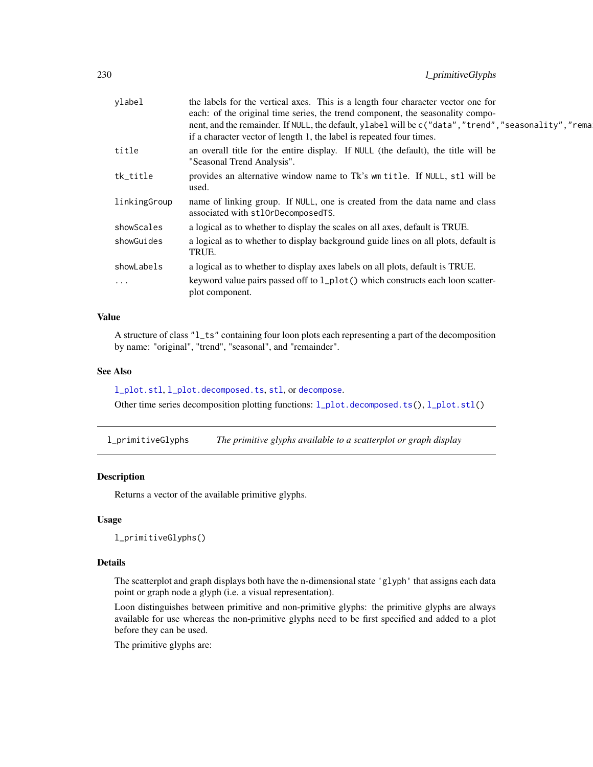ylabel
: the labels for the vertical axes. This is a length four character vector one for each: of the original time series, the trend component, the seasonality component, and the remainder. If NULL, the default, ylabel will be c("data","trend","seasonality","rema if a character vector of length 1, the label is repeated four times.

title
: an overall title for the entire display. If NULL (the default), the title will be "Seasonal Trend Analysis".

tk_title
: provides an alternative window name to Tk's wm title. If NULL, stl will be used.

linkingGroup
: name of linking group. If NULL, one is created from the data name and class associated with stlOrDecomposedTS.

showScales
: a logical as to whether to display the scales on all axes, default is TRUE.

showGuides
: a logical as to whether to display background guide lines on all plots, default is TRUE.

showLabels
: a logical as to whether to display axes labels on all plots, default is TRUE.

...
: keyword value pairs passed off to l_plot() which constructs each loon scatterplot component.

### Value

A structure of class "l_ts" containing four loon plots each representing a part of the decomposition by name: "original", "trend", "seasonal", and "remainder".

### See Also

l_plot.stl, l_plot.decomposed.ts, stl, or decompose.

Other time series decomposition plotting functions: l_plot.decomposed.ts(), l_plot.stl()

---

## l_primitiveGlyphs — *The primitive glyphs available to a scatterplot or graph display*

### Description

Returns a vector of the available primitive glyphs.

### Usage

```
l_primitiveGlyphs()
```

### Details

The scatterplot and graph displays both have the n-dimensional state 'glyph' that assigns each data point or graph node a glyph (i.e. a visual representation).

Loon distinguishes between primitive and non-primitive glyphs: the primitive glyphs are always available for use whereas the non-primitive glyphs need to be first specified and added to a plot before they can be used.

The primitive glyphs are: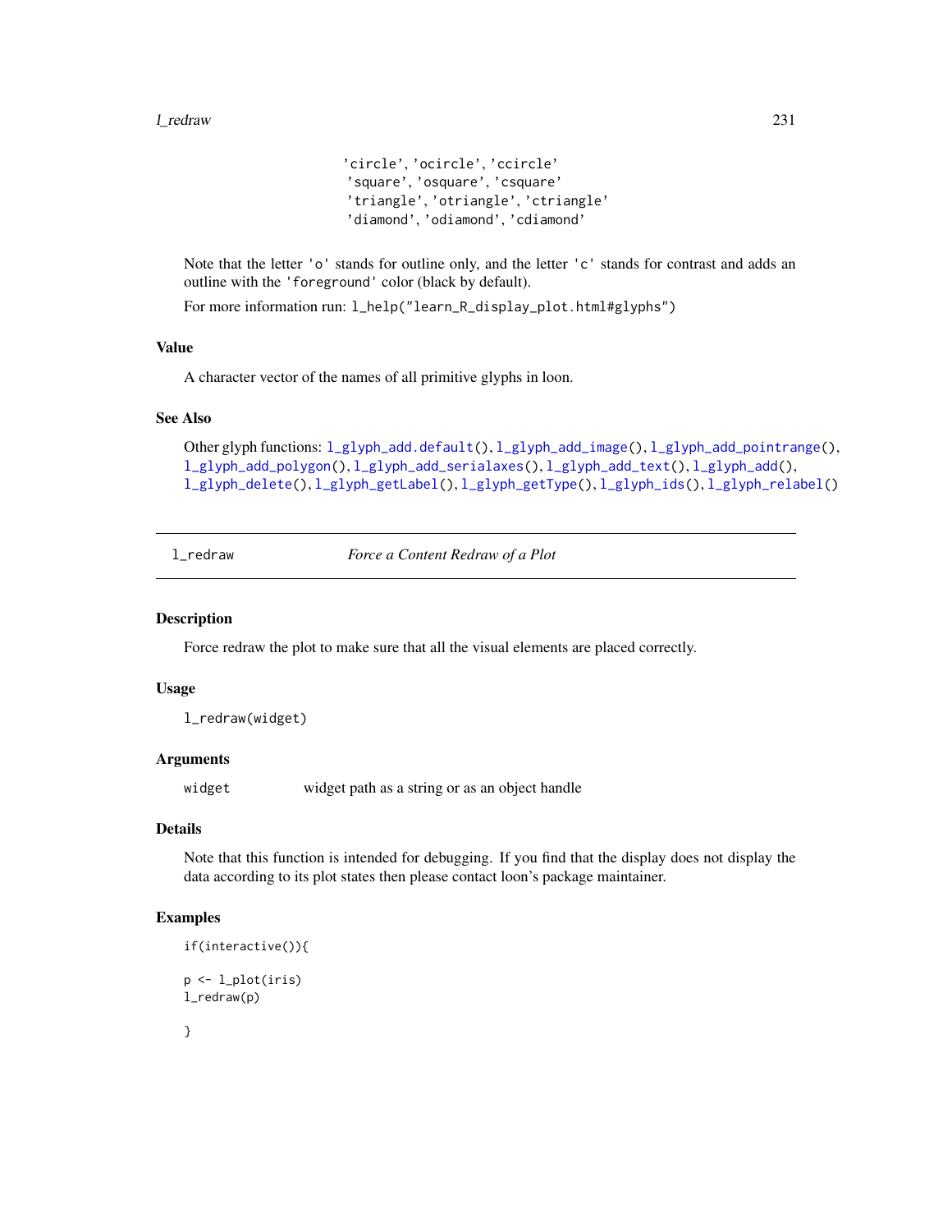```
'circle', 'ocircle', 'ccircle'
'square', 'osquare', 'csquare'
'triangle', 'otriangle', 'ctriangle'
'diamond', 'odiamond', 'cdiamond'
```

Note that the letter 'o' stands for outline only, and the letter 'c' stands for contrast and adds an outline with the 'foreground' color (black by default).

For more information run: `l_help("learn_R_display_plot.html#glyphs")`

### Value

A character vector of the names of all primitive glyphs in loon.

### See Also

Other glyph functions: l_glyph_add.default(), l_glyph_add_image(), l_glyph_add_pointrange(), l_glyph_add_polygon(), l_glyph_add_serialaxes(), l_glyph_add_text(), l_glyph_add(), l_glyph_delete(), l_glyph_getLabel(), l_glyph_getType(), l_glyph_ids(), l_glyph_relabel()

---

## l_redraw — *Force a Content Redraw of a Plot*

### Description

Force redraw the plot to make sure that all the visual elements are placed correctly.

### Usage

```
l_redraw(widget)
```

### Arguments

| | |
|---|---|
| widget | widget path as a string or as an object handle |

### Details

Note that this function is intended for debugging. If you find that the display does not display the data according to its plot states then please contact loon's package maintainer.

### Examples

```
if(interactive()){

p <- l_plot(iris)
l_redraw(p)

}
```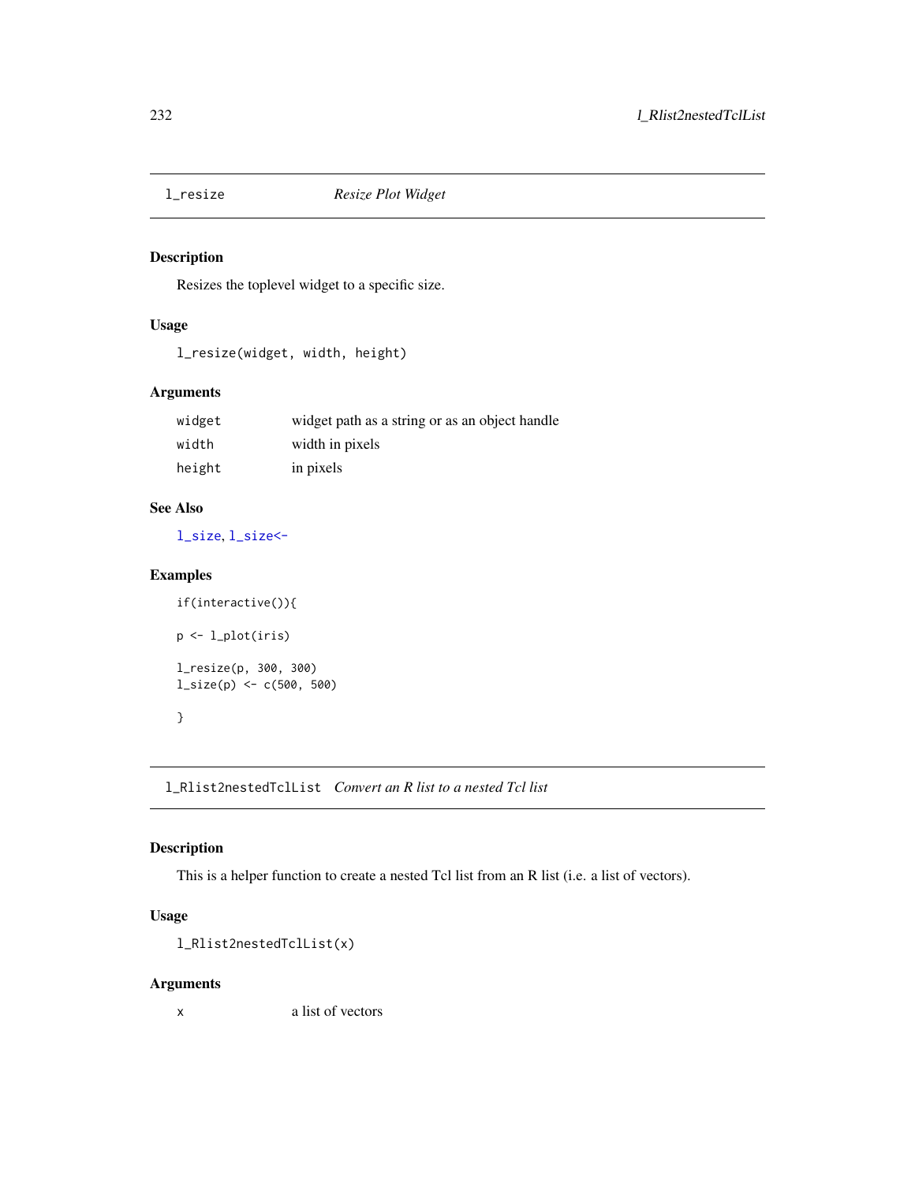## l_resize *Resize Plot Widget*

### Description

Resizes the toplevel widget to a specific size.

### Usage

```
l_resize(widget, width, height)
```

### Arguments

| | |
|---|---|
| widget | widget path as a string or as an object handle |
| width | width in pixels |
| height | in pixels |

### See Also

l_size, l_size<-

### Examples

```
if(interactive()){

p <- l_plot(iris)

l_resize(p, 300, 300)
l_size(p) <- c(500, 500)

}
```

## l_Rlist2nestedTclList *Convert an R list to a nested Tcl list*

### Description

This is a helper function to create a nested Tcl list from an R list (i.e. a list of vectors).

### Usage

```
l_Rlist2nestedTclList(x)
```

### Arguments

| | |
|---|---|
| x | a list of vectors |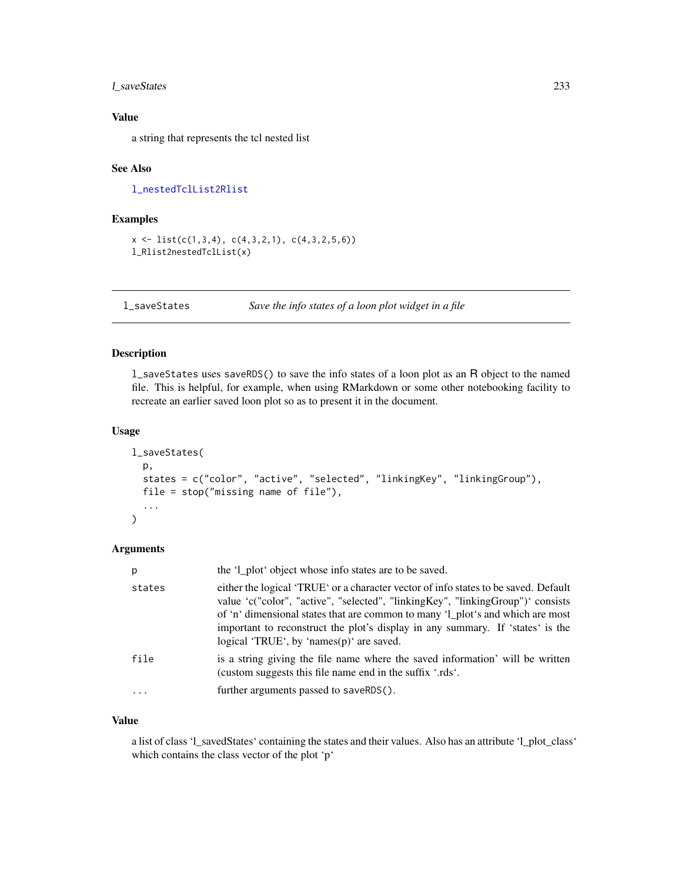## Value

a string that represents the tcl nested list

## See Also

l_nestedTclList2Rlist

## Examples

```
x <- list(c(1,3,4), c(4,3,2,1), c(4,3,2,5,6))
l_Rlist2nestedTclList(x)
```

---

# l_saveStates    *Save the info states of a loon plot widget in a file*

## Description

l_saveStates uses saveRDS() to save the info states of a loon plot as an R object to the named file. This is helpful, for example, when using RMarkdown or some other notebooking facility to recreate an earlier saved loon plot so as to present it in the document.

## Usage

```
l_saveStates(
  p,
  states = c("color", "active", "selected", "linkingKey", "linkingGroup"),
  file = stop("missing name of file"),
  ...
)
```

## Arguments

| | |
|---|---|
| p | the 'l_plot' object whose info states are to be saved. |
| states | either the logical 'TRUE' or a character vector of info states to be saved. Default value 'c("color", "active", "selected", "linkingKey", "linkingGroup")' consists of 'n' dimensional states that are common to many 'l_plot's and which are most important to reconstruct the plot's display in any summary. If 'states' is the logical 'TRUE', by 'names(p)' are saved. |
| file | is a string giving the file name where the saved information' will be written (custom suggests this file name end in the suffix '.rds'. |
| ... | further arguments passed to saveRDS(). |

## Value

a list of class 'l_savedStates' containing the states and their values. Also has an attribute 'l_plot_class' which contains the class vector of the plot 'p'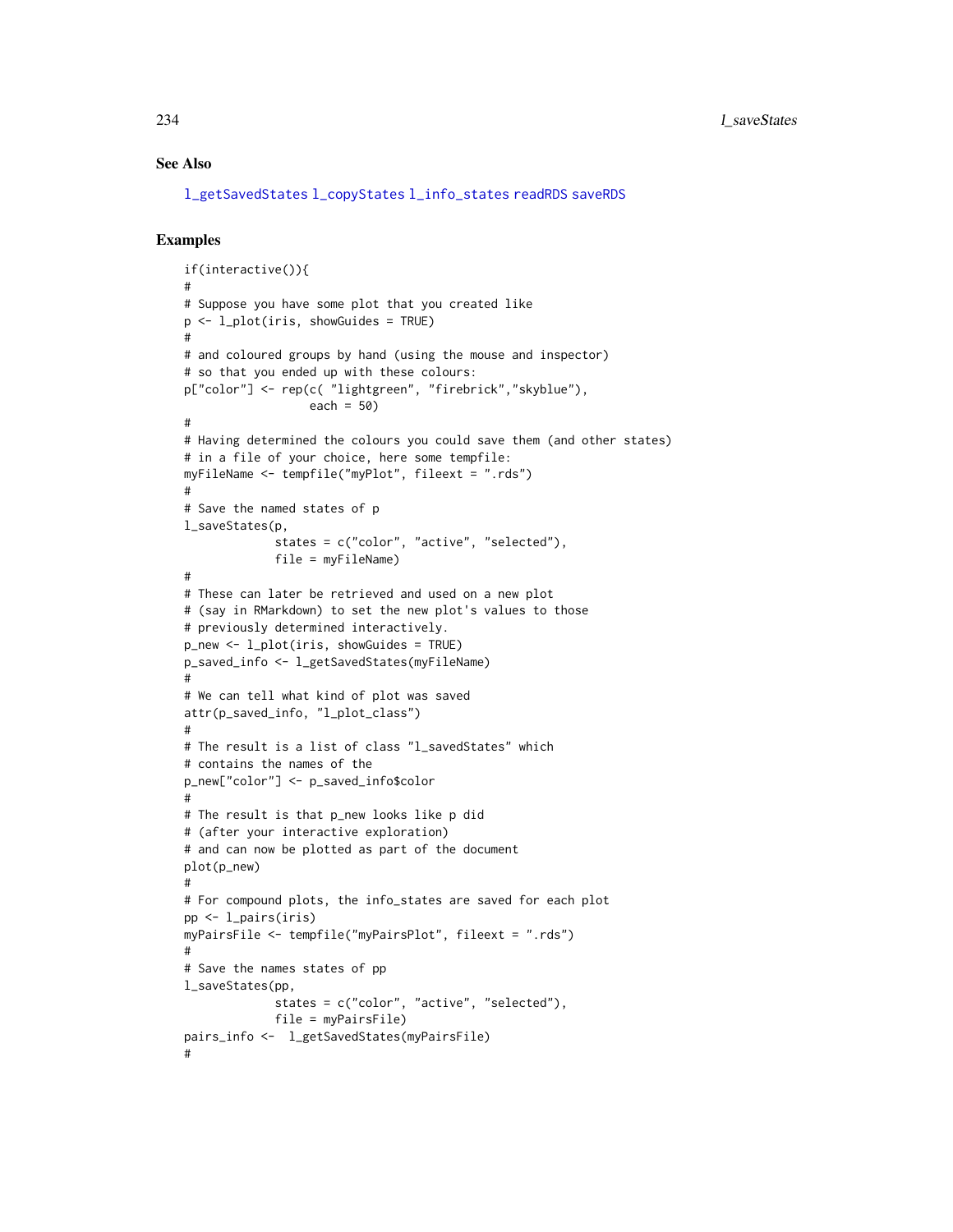## See Also

l_getSavedStates l_copyStates l_info_states readRDS saveRDS

## Examples

```
if(interactive()){
#
# Suppose you have some plot that you created like
p <- l_plot(iris, showGuides = TRUE)
#
# and coloured groups by hand (using the mouse and inspector)
# so that you ended up with these colours:
p["color"] <- rep(c( "lightgreen", "firebrick","skyblue"),
                  each = 50)
#
# Having determined the colours you could save them (and other states)
# in a file of your choice, here some tempfile:
myFileName <- tempfile("myPlot", fileext = ".rds")
#
# Save the named states of p
l_saveStates(p,
             states = c("color", "active", "selected"),
             file = myFileName)
#
# These can later be retrieved and used on a new plot
# (say in RMarkdown) to set the new plot's values to those
# previously determined interactively.
p_new <- l_plot(iris, showGuides = TRUE)
p_saved_info <- l_getSavedStates(myFileName)
#
# We can tell what kind of plot was saved
attr(p_saved_info, "l_plot_class")
#
# The result is a list of class "l_savedStates" which
# contains the names of the
p_new["color"] <- p_saved_info$color
#
# The result is that p_new looks like p did
# (after your interactive exploration)
# and can now be plotted as part of the document
plot(p_new)
#
# For compound plots, the info_states are saved for each plot
pp <- l_pairs(iris)
myPairsFile <- tempfile("myPairsPlot", fileext = ".rds")
#
# Save the names states of pp
l_saveStates(pp,
             states = c("color", "active", "selected"),
             file = myPairsFile)
pairs_info <-  l_getSavedStates(myPairsFile)
#
```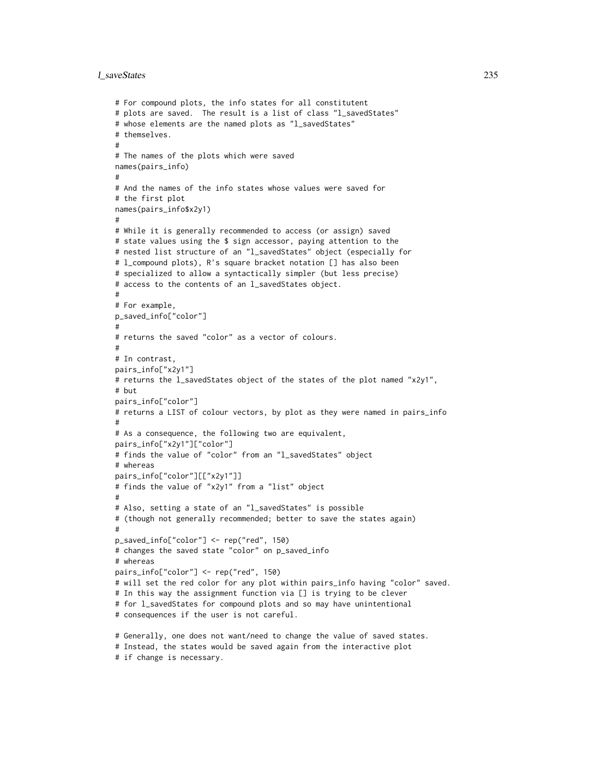```
# For compound plots, the info states for all constitutent
# plots are saved.  The result is a list of class "l_savedStates"
# whose elements are the named plots as "l_savedStates"
# themselves.
#
# The names of the plots which were saved
names(pairs_info)
#
# And the names of the info states whose values were saved for
# the first plot
names(pairs_info$x2y1)
#
# While it is generally recommended to access (or assign) saved
# state values using the $ sign accessor, paying attention to the
# nested list structure of an "l_savedStates" object (especially for
# l_compound plots), R's square bracket notation [] has also been
# specialized to allow a syntactically simpler (but less precise)
# access to the contents of an l_savedStates object.
#
# For example,
p_saved_info["color"]
#
# returns the saved "color" as a vector of colours.
#
# In contrast,
pairs_info["x2y1"]
# returns the l_savedStates object of the states of the plot named "x2y1",
# but
pairs_info["color"]
# returns a LIST of colour vectors, by plot as they were named in pairs_info
#
# As a consequence, the following two are equivalent,
pairs_info["x2y1"]["color"]
# finds the value of "color" from an "l_savedStates" object
# whereas
pairs_info["color"][["x2y1"]]
# finds the value of "x2y1" from a "list" object
#
# Also, setting a state of an "l_savedStates" is possible
# (though not generally recommended; better to save the states again)
#
p_saved_info["color"] <- rep("red", 150)
# changes the saved state "color" on p_saved_info
# whereas
pairs_info["color"] <- rep("red", 150)
# will set the red color for any plot within pairs_info having "color" saved.
# In this way the assignment function via [] is trying to be clever
# for l_savedStates for compound plots and so may have unintentional
# consequences if the user is not careful.

# Generally, one does not want/need to change the value of saved states.
# Instead, the states would be saved again from the interactive plot
# if change is necessary.
```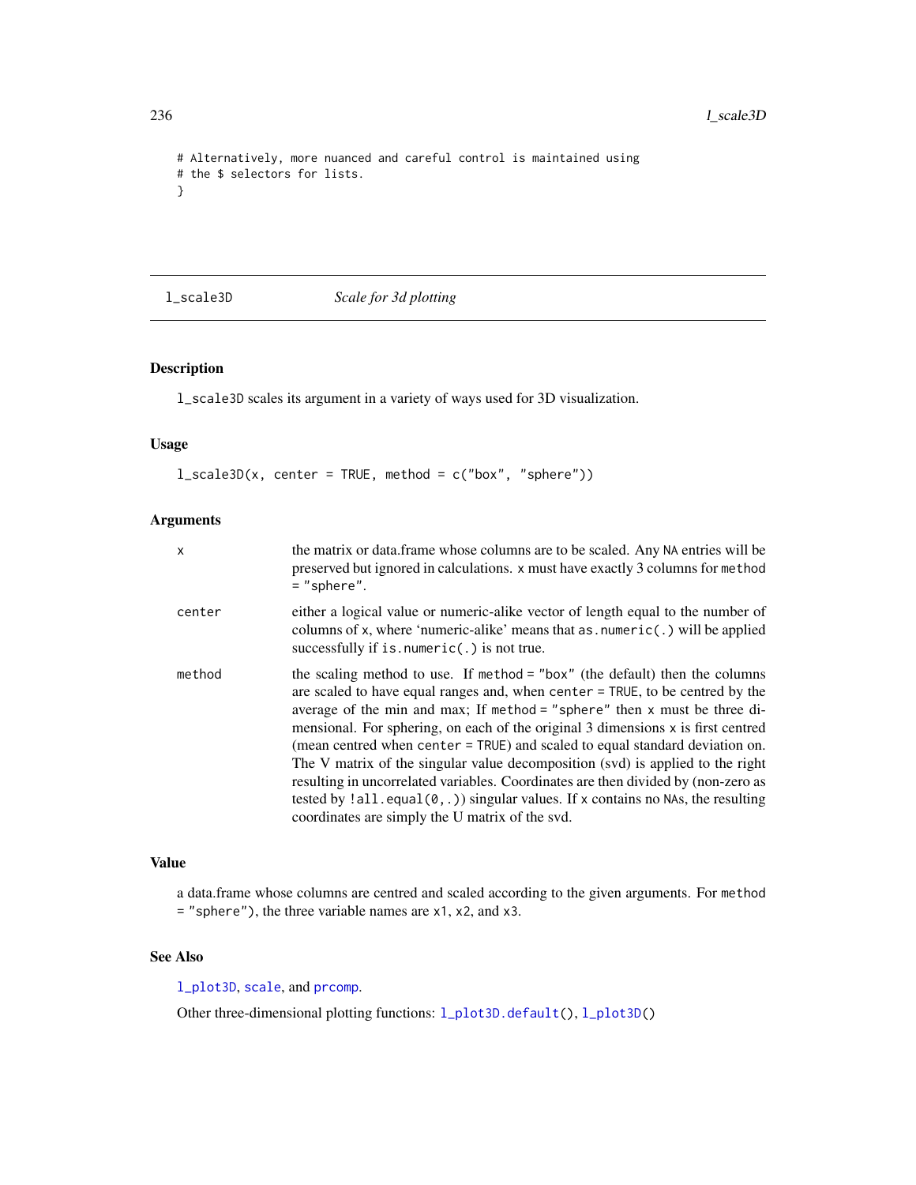```
# Alternatively, more nuanced and careful control is maintained using
# the $ selectors for lists.
}
```

## l_scale3D *Scale for 3d plotting*

### Description

l_scale3D scales its argument in a variety of ways used for 3D visualization.

### Usage

```
l_scale3D(x, center = TRUE, method = c("box", "sphere"))
```

### Arguments

| | |
|---|---|
| x | the matrix or data.frame whose columns are to be scaled. Any NA entries will be preserved but ignored in calculations. x must have exactly 3 columns for method = "sphere". |
| center | either a logical value or numeric-alike vector of length equal to the number of columns of x, where 'numeric-alike' means that as.numeric(.) will be applied successfully if is.numeric(.) is not true. |
| method | the scaling method to use. If method = "box" (the default) then the columns are scaled to have equal ranges and, when center = TRUE, to be centred by the average of the min and max; If method = "sphere" then x must be three dimensional. For sphering, on each of the original 3 dimensions x is first centred (mean centred when center = TRUE) and scaled to equal standard deviation on. The V matrix of the singular value decomposition (svd) is applied to the right resulting in uncorrelated variables. Coordinates are then divided by (non-zero as tested by !all.equal(0,.)) singular values. If x contains no NAs, the resulting coordinates are simply the U matrix of the svd. |

### Value

a data.frame whose columns are centred and scaled according to the given arguments. For method = "sphere"), the three variable names are x1, x2, and x3.

### See Also

l_plot3D, scale, and prcomp.

Other three-dimensional plotting functions: l_plot3D.default(), l_plot3D()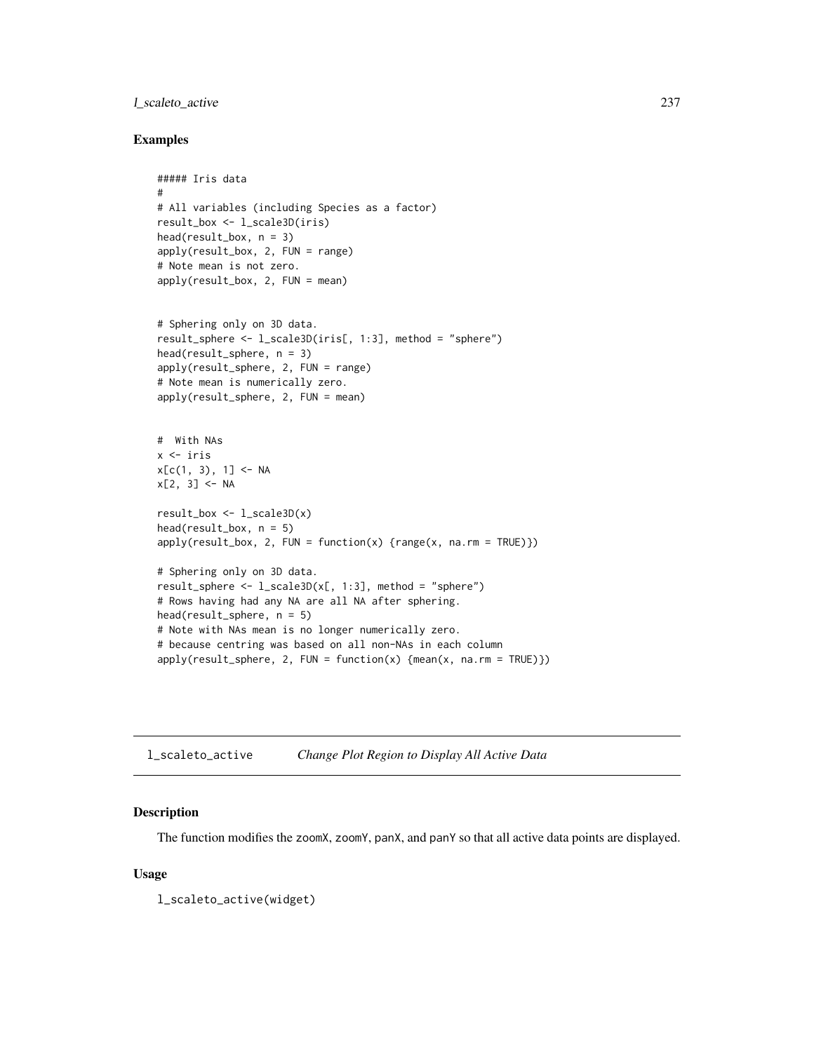## Examples

```
##### Iris data
#
# All variables (including Species as a factor)
result_box <- l_scale3D(iris)
head(result_box, n = 3)
apply(result_box, 2, FUN = range)
# Note mean is not zero.
apply(result_box, 2, FUN = mean)


# Sphering only on 3D data.
result_sphere <- l_scale3D(iris[, 1:3], method = "sphere")
head(result_sphere, n = 3)
apply(result_sphere, 2, FUN = range)
# Note mean is numerically zero.
apply(result_sphere, 2, FUN = mean)


#  With NAs
x <- iris
x[c(1, 3), 1] <- NA
x[2, 3] <- NA

result_box <- l_scale3D(x)
head(result_box, n = 5)
apply(result_box, 2, FUN = function(x) {range(x, na.rm = TRUE)})

# Sphering only on 3D data.
result_sphere <- l_scale3D(x[, 1:3], method = "sphere")
# Rows having had any NA are all NA after sphering.
head(result_sphere, n = 5)
# Note with NAs mean is no longer numerically zero.
# because centring was based on all non-NAs in each column
apply(result_sphere, 2, FUN = function(x) {mean(x, na.rm = TRUE)})
```

---

# l_scaleto_active *Change Plot Region to Display All Active Data*

## Description

The function modifies the zoomX, zoomY, panX, and panY so that all active data points are displayed.

## Usage

```
l_scaleto_active(widget)
```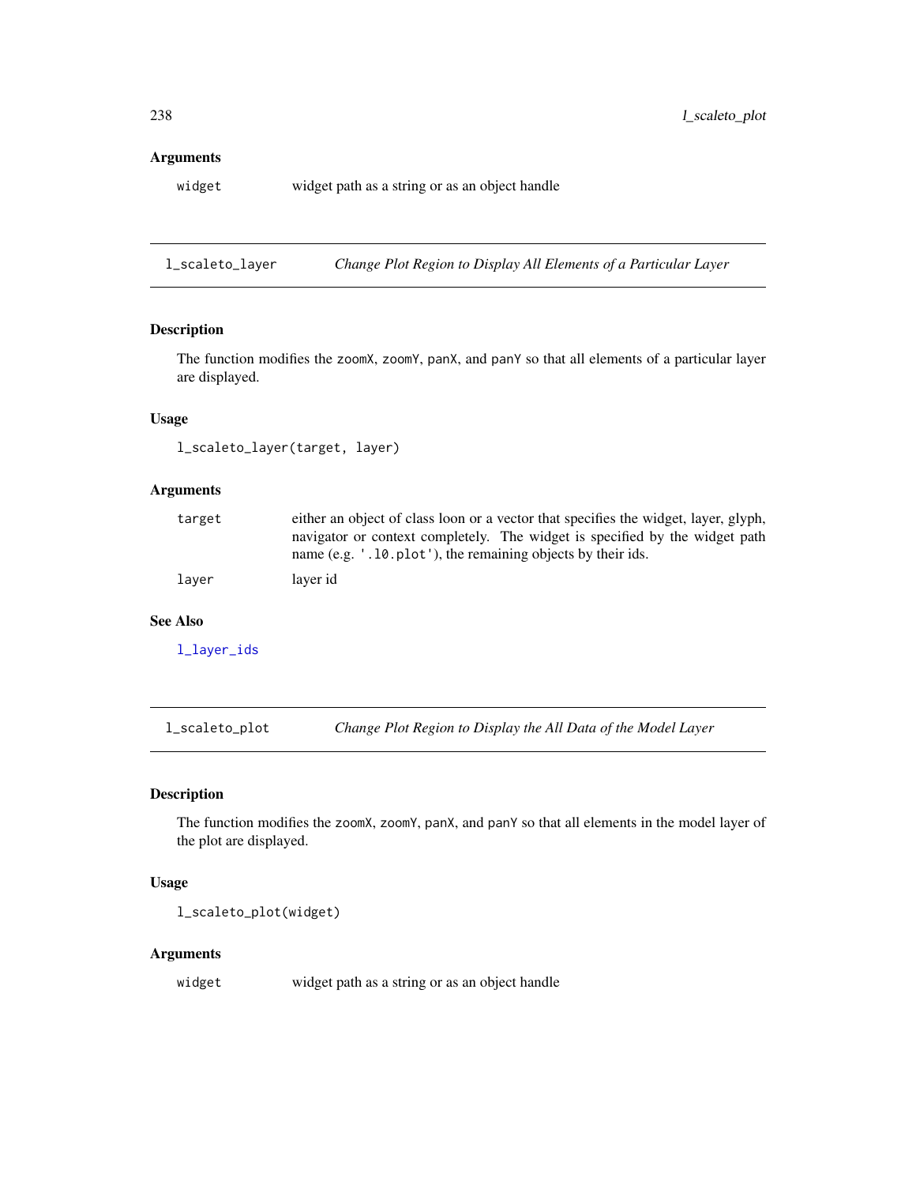## Arguments

| | |
|---|---|
| widget | widget path as a string or as an object handle |

---

# l_scaleto_layer — *Change Plot Region to Display All Elements of a Particular Layer*

## Description

The function modifies the zoomX, zoomY, panX, and panY so that all elements of a particular layer are displayed.

## Usage

```
l_scaleto_layer(target, layer)
```

## Arguments

| | |
|---|---|
| target | either an object of class loon or a vector that specifies the widget, layer, glyph, navigator or context completely. The widget is specified by the widget path name (e.g. '.l0.plot'), the remaining objects by their ids. |
| layer | layer id |

## See Also

l_layer_ids

---

# l_scaleto_plot — *Change Plot Region to Display the All Data of the Model Layer*

## Description

The function modifies the zoomX, zoomY, panX, and panY so that all elements in the model layer of the plot are displayed.

## Usage

```
l_scaleto_plot(widget)
```

## Arguments

| | |
|---|---|
| widget | widget path as a string or as an object handle |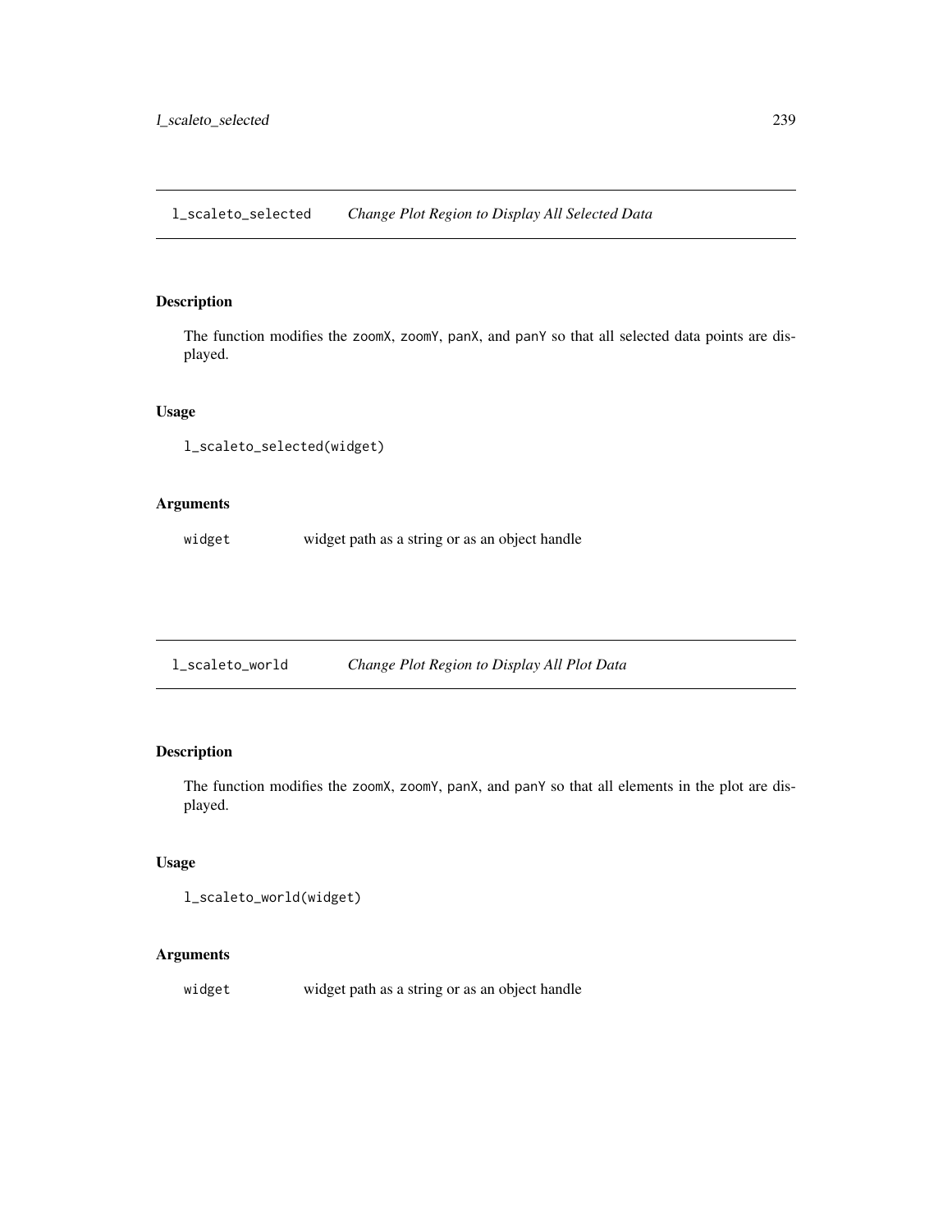## l_scaleto_selected — *Change Plot Region to Display All Selected Data*

### Description

The function modifies the `zoomX`, `zoomY`, `panX`, and `panY` so that all selected data points are displayed.

### Usage

```
l_scaleto_selected(widget)
```

### Arguments

| | |
|---|---|
| `widget` | widget path as a string or as an object handle |

## l_scaleto_world — *Change Plot Region to Display All Plot Data*

### Description

The function modifies the `zoomX`, `zoomY`, `panX`, and `panY` so that all elements in the plot are displayed.

### Usage

```
l_scaleto_world(widget)
```

### Arguments

| | |
|---|---|
| `widget` | widget path as a string or as an object handle |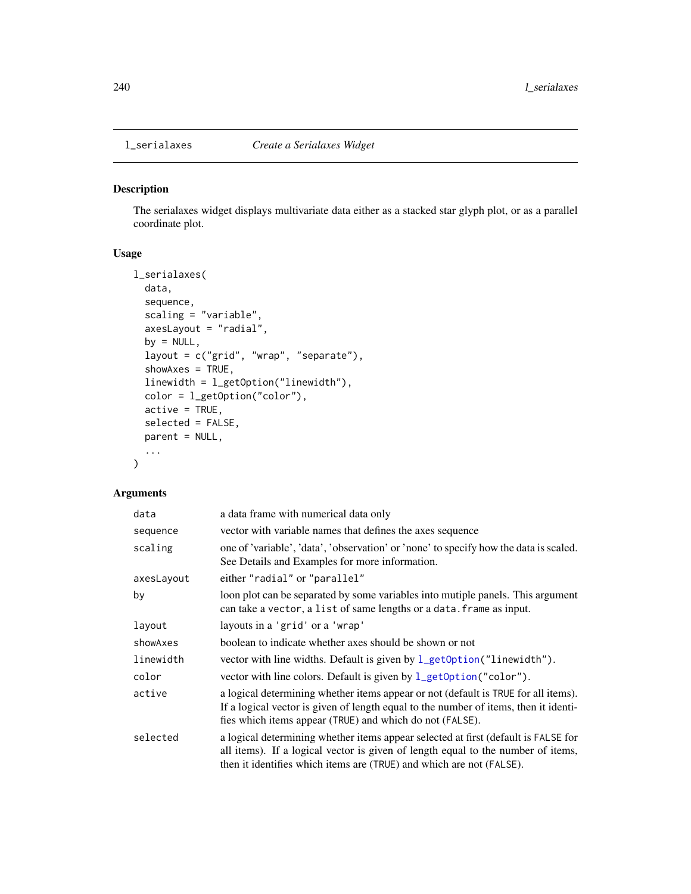l_serialaxes *Create a Serialaxes Widget*

## Description

The serialaxes widget displays multivariate data either as a stacked star glyph plot, or as a parallel coordinate plot.

## Usage

```
l_serialaxes(
  data,
  sequence,
  scaling = "variable",
  axesLayout = "radial",
  by = NULL,
  layout = c("grid", "wrap", "separate"),
  showAxes = TRUE,
  linewidth = l_getOption("linewidth"),
  color = l_getOption("color"),
  active = TRUE,
  selected = FALSE,
  parent = NULL,
  ...
)
```

## Arguments

| | |
|---|---|
| `data` | a data frame with numerical data only |
| `sequence` | vector with variable names that defines the axes sequence |
| `scaling` | one of 'variable', 'data', 'observation' or 'none' to specify how the data is scaled. See Details and Examples for more information. |
| `axesLayout` | either `"radial"` or `"parallel"` |
| `by` | loon plot can be separated by some variables into mutiple panels. This argument can take a `vector`, a `list` of same lengths or a `data.frame` as input. |
| `layout` | layouts in a `'grid'` or a `'wrap'` |
| `showAxes` | boolean to indicate whether axes should be shown or not |
| `linewidth` | vector with line widths. Default is given by `l_getOption("linewidth")`. |
| `color` | vector with line colors. Default is given by `l_getOption("color")`. |
| `active` | a logical determining whether items appear or not (default is `TRUE` for all items). If a logical vector is given of length equal to the number of items, then it identifies which items appear (`TRUE`) and which do not (`FALSE`). |
| `selected` | a logical determining whether items appear selected at first (default is `FALSE` for all items). If a logical vector is given of length equal to the number of items, then it identifies which items are (`TRUE`) and which are not (`FALSE`). |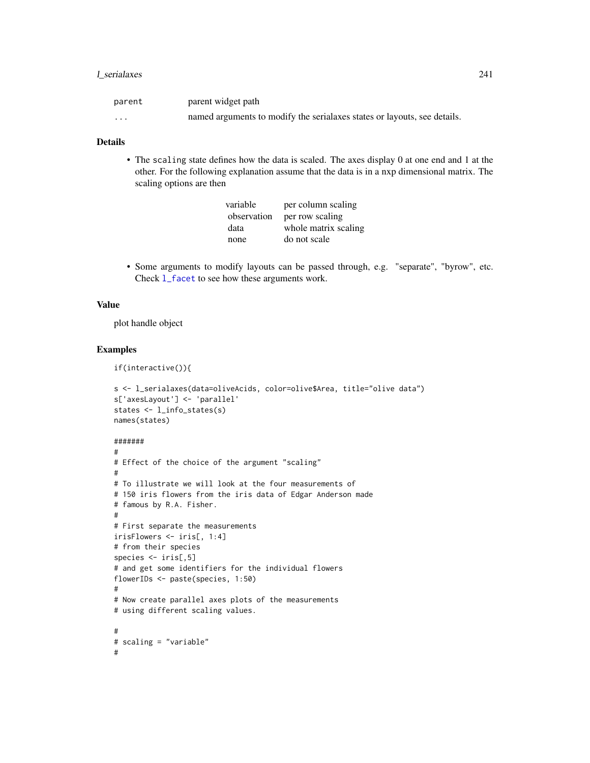| | |
|---|---|
| parent | parent widget path |
| ... | named arguments to modify the serialaxes states or layouts, see details. |

### Details

- The scaling state defines how the data is scaled. The axes display 0 at one end and 1 at the other. For the following explanation assume that the data is in a nxp dimensional matrix. The scaling options are then

| | |
|---|---|
| variable | per column scaling |
| observation | per row scaling |
| data | whole matrix scaling |
| none | do not scale |

- Some arguments to modify layouts can be passed through, e.g. "separate", "byrow", etc. Check l_facet to see how these arguments work.

### Value

plot handle object

### Examples

```
if(interactive()){

s <- l_serialaxes(data=oliveAcids, color=olive$Area, title="olive data")
s['axesLayout'] <- 'parallel'
states <- l_info_states(s)
names(states)

#######
#
# Effect of the choice of the argument "scaling"
#
# To illustrate we will look at the four measurements of
# 150 iris flowers from the iris data of Edgar Anderson made
# famous by R.A. Fisher.
#
# First separate the measurements
irisFlowers <- iris[, 1:4]
# from their species
species <- iris[,5]
# and get some identifiers for the individual flowers
flowerIDs <- paste(species, 1:50)
#
# Now create parallel axes plots of the measurements
# using different scaling values.

#
# scaling = "variable"
#
```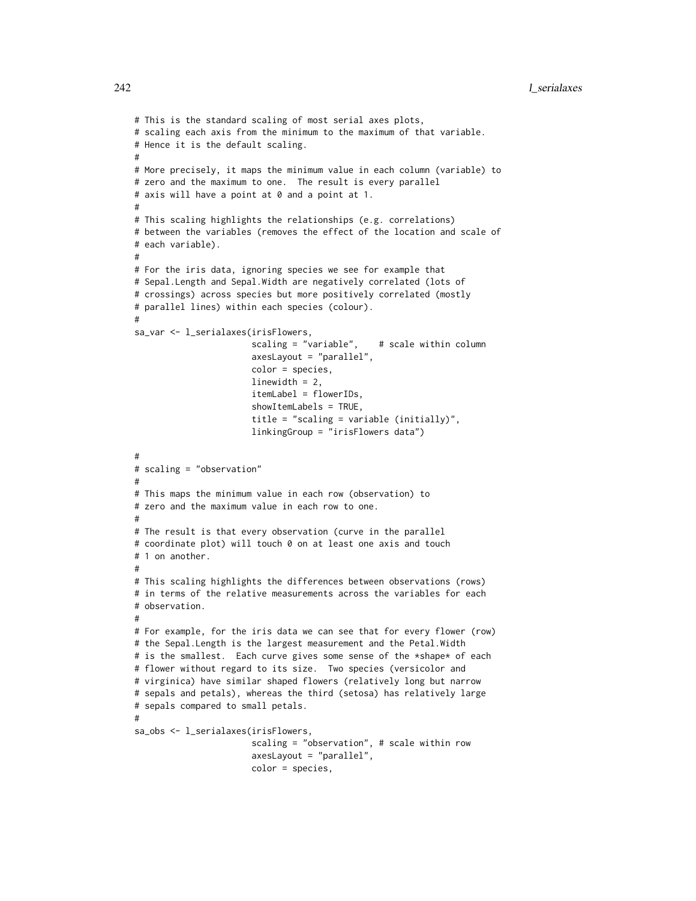```
# This is the standard scaling of most serial axes plots,
# scaling each axis from the minimum to the maximum of that variable.
# Hence it is the default scaling.
#
# More precisely, it maps the minimum value in each column (variable) to
# zero and the maximum to one.  The result is every parallel
# axis will have a point at 0 and a point at 1.
#
# This scaling highlights the relationships (e.g. correlations)
# between the variables (removes the effect of the location and scale of
# each variable).
#
# For the iris data, ignoring species we see for example that
# Sepal.Length and Sepal.Width are negatively correlated (lots of
# crossings) across species but more positively correlated (mostly
# parallel lines) within each species (colour).
#
sa_var <- l_serialaxes(irisFlowers,
                       scaling = "variable",    # scale within column
                       axesLayout = "parallel",
                       color = species,
                       linewidth = 2,
                       itemLabel = flowerIDs,
                       showItemLabels = TRUE,
                       title = "scaling = variable (initially)",
                       linkingGroup = "irisFlowers data")

#
# scaling = "observation"
#
# This maps the minimum value in each row (observation) to
# zero and the maximum value in each row to one.
#
# The result is that every observation (curve in the parallel
# coordinate plot) will touch 0 on at least one axis and touch
# 1 on another.
#
# This scaling highlights the differences between observations (rows)
# in terms of the relative measurements across the variables for each
# observation.
#
# For example, for the iris data we can see that for every flower (row)
# the Sepal.Length is the largest measurement and the Petal.Width
# is the smallest.  Each curve gives some sense of the *shape* of each
# flower without regard to its size.  Two species (versicolor and
# virginica) have similar shaped flowers (relatively long but narrow
# sepals and petals), whereas the third (setosa) has relatively large
# sepals compared to small petals.
#
sa_obs <- l_serialaxes(irisFlowers,
                       scaling = "observation", # scale within row
                       axesLayout = "parallel",
                       color = species,
```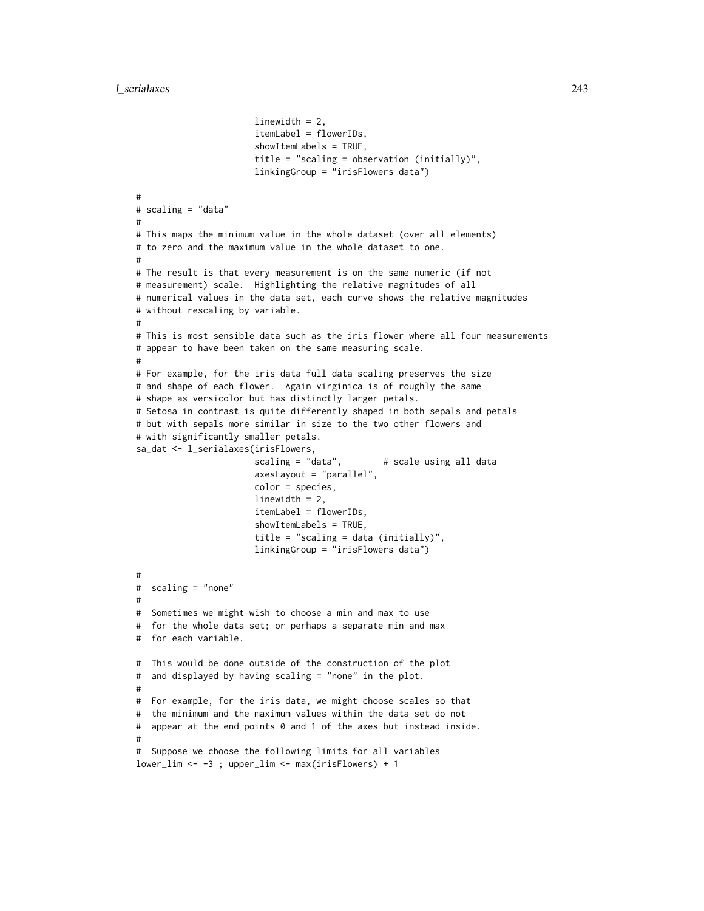```
                    linewidth = 2,
                    itemLabel = flowerIDs,
                    showItemLabels = TRUE,
                    title = "scaling = observation (initially)",
                    linkingGroup = "irisFlowers data")

#
# scaling = "data"
#
# This maps the minimum value in the whole dataset (over all elements)
# to zero and the maximum value in the whole dataset to one.
#
# The result is that every measurement is on the same numeric (if not
# measurement) scale.  Highlighting the relative magnitudes of all
# numerical values in the data set, each curve shows the relative magnitudes
# without rescaling by variable.
#
# This is most sensible data such as the iris flower where all four measurements
# appear to have been taken on the same measuring scale.
#
# For example, for the iris data full data scaling preserves the size
# and shape of each flower.  Again virginica is of roughly the same
# shape as versicolor but has distinctly larger petals.
# Setosa in contrast is quite differently shaped in both sepals and petals
# but with sepals more similar in size to the two other flowers and
# with significantly smaller petals.
sa_dat <- l_serialaxes(irisFlowers,
                    scaling = "data",        # scale using all data
                    axesLayout = "parallel",
                    color = species,
                    linewidth = 2,
                    itemLabel = flowerIDs,
                    showItemLabels = TRUE,
                    title = "scaling = data (initially)",
                    linkingGroup = "irisFlowers data")

#
#  scaling = "none"
#
#  Sometimes we might wish to choose a min and max to use
#  for the whole data set; or perhaps a separate min and max
#  for each variable.

#  This would be done outside of the construction of the plot
#  and displayed by having scaling = "none" in the plot.
#
#  For example, for the iris data, we might choose scales so that
#  the minimum and the maximum values within the data set do not
#  appear at the end points 0 and 1 of the axes but instead inside.
#
#  Suppose we choose the following limits for all variables
lower_lim <- -3 ; upper_lim <- max(irisFlowers) + 1
```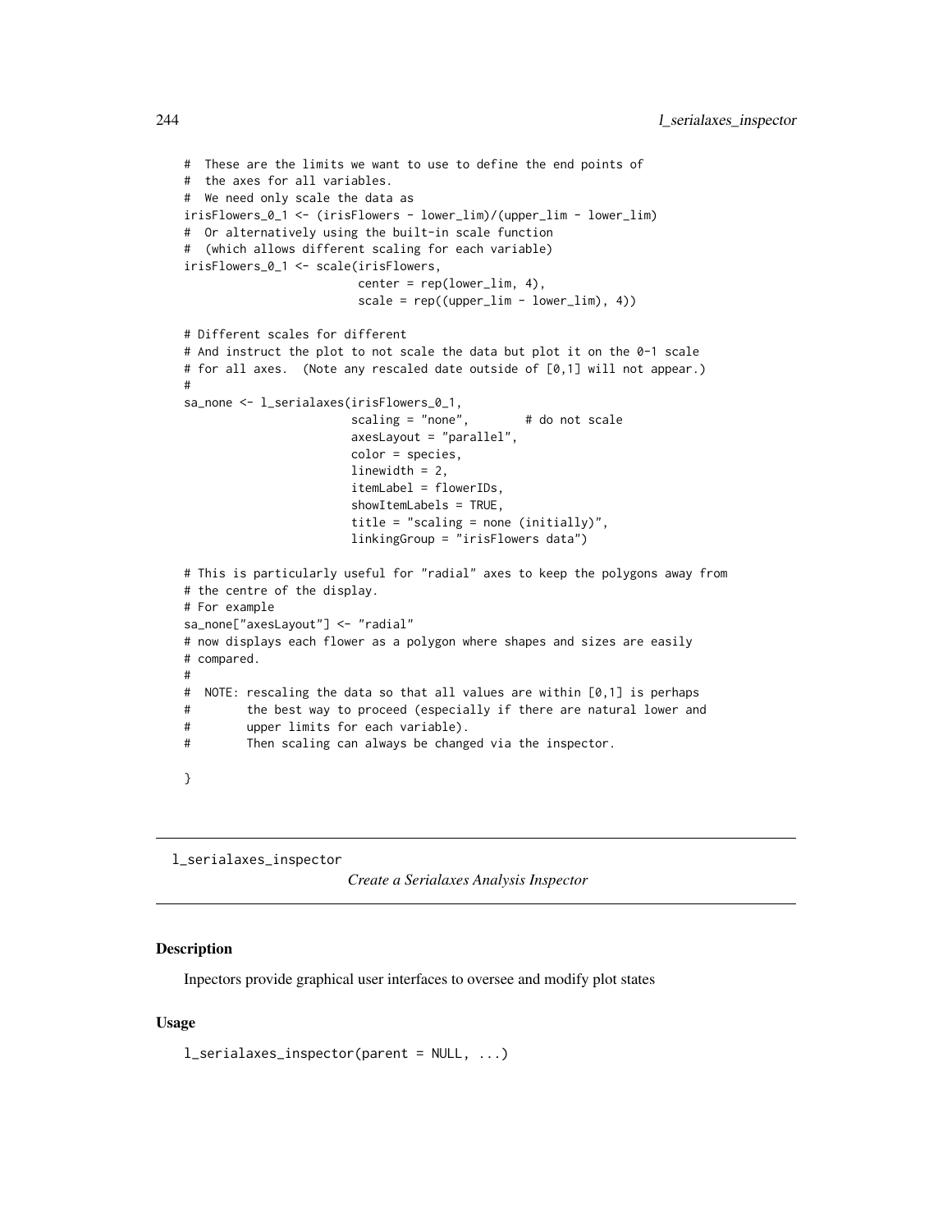```
#  These are the limits we want to use to define the end points of
#  the axes for all variables.
#  We need only scale the data as
irisFlowers_0_1 <- (irisFlowers - lower_lim)/(upper_lim - lower_lim)
#  Or alternatively using the built-in scale function
#  (which allows different scaling for each variable)
irisFlowers_0_1 <- scale(irisFlowers,
                         center = rep(lower_lim, 4),
                         scale = rep((upper_lim - lower_lim), 4))

# Different scales for different
# And instruct the plot to not scale the data but plot it on the 0-1 scale
# for all axes.  (Note any rescaled date outside of [0,1] will not appear.)
#
sa_none <- l_serialaxes(irisFlowers_0_1,
                        scaling = "none",        # do not scale
                        axesLayout = "parallel",
                        color = species,
                        linewidth = 2,
                        itemLabel = flowerIDs,
                        showItemLabels = TRUE,
                        title = "scaling = none (initially)",
                        linkingGroup = "irisFlowers data")

# This is particularly useful for "radial" axes to keep the polygons away from
# the centre of the display.
# For example
sa_none["axesLayout"] <- "radial"
# now displays each flower as a polygon where shapes and sizes are easily
# compared.
#
#  NOTE: rescaling the data so that all values are within [0,1] is perhaps
#        the best way to proceed (especially if there are natural lower and
#        upper limits for each variable).
#        Then scaling can always be changed via the inspector.

}
```

---

l_serialaxes_inspector    *Create a Serialaxes Analysis Inspector*

---

### Description

Inpectors provide graphical user interfaces to oversee and modify plot states

### Usage

```
l_serialaxes_inspector(parent = NULL, ...)
```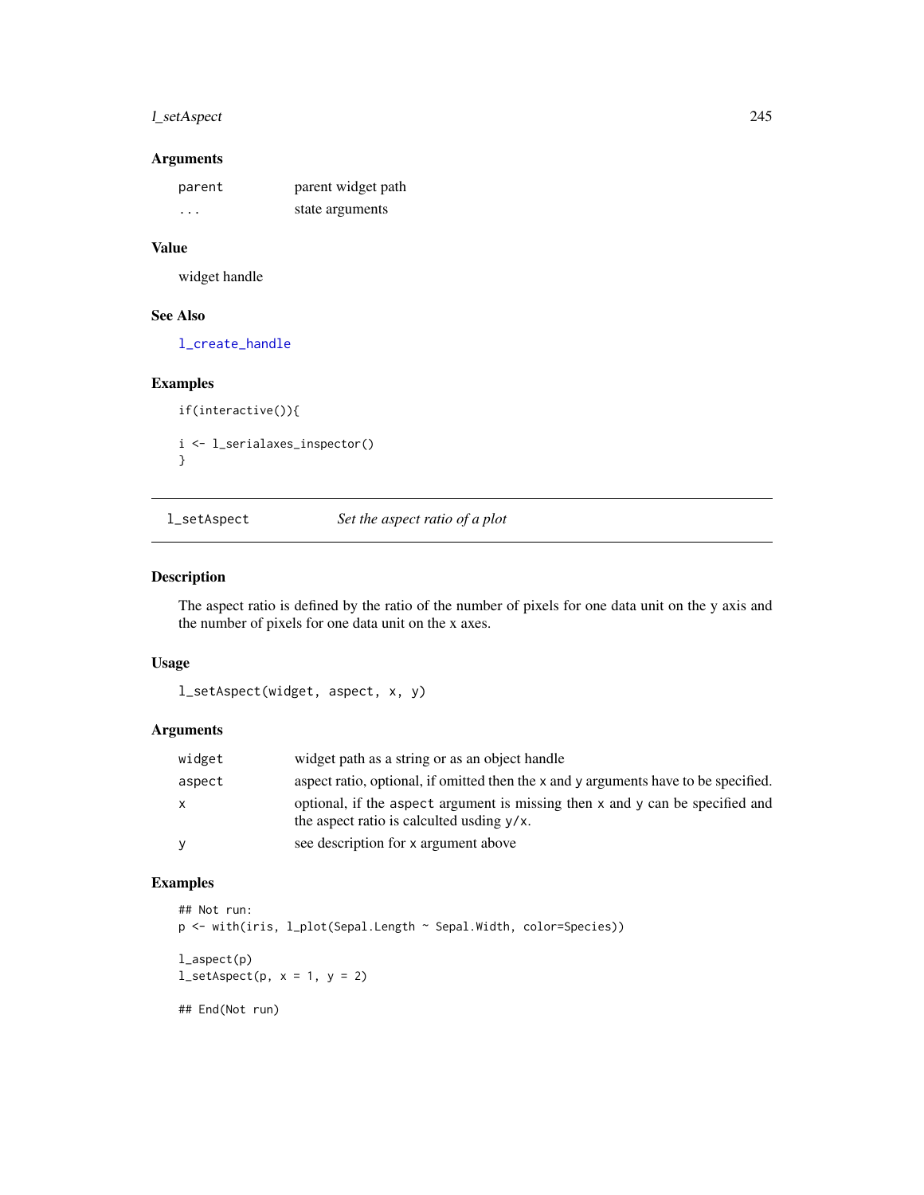## Arguments

| | |
|---|---|
| parent | parent widget path |
| ... | state arguments |

## Value

widget handle

## See Also

l_create_handle

## Examples

```
if(interactive()){

i <- l_serialaxes_inspector()
}
```

---

# l_setAspect — *Set the aspect ratio of a plot*

## Description

The aspect ratio is defined by the ratio of the number of pixels for one data unit on the y axis and the number of pixels for one data unit on the x axes.

## Usage

```
l_setAspect(widget, aspect, x, y)
```

## Arguments

| | |
|---|---|
| widget | widget path as a string or as an object handle |
| aspect | aspect ratio, optional, if omitted then the x and y arguments have to be specified. |
| x | optional, if the aspect argument is missing then x and y can be specified and the aspect ratio is calculted usding y/x. |
| y | see description for x argument above |

## Examples

```
## Not run:
p <- with(iris, l_plot(Sepal.Length ~ Sepal.Width, color=Species))

l_aspect(p)
l_setAspect(p, x = 1, y = 2)

## End(Not run)
```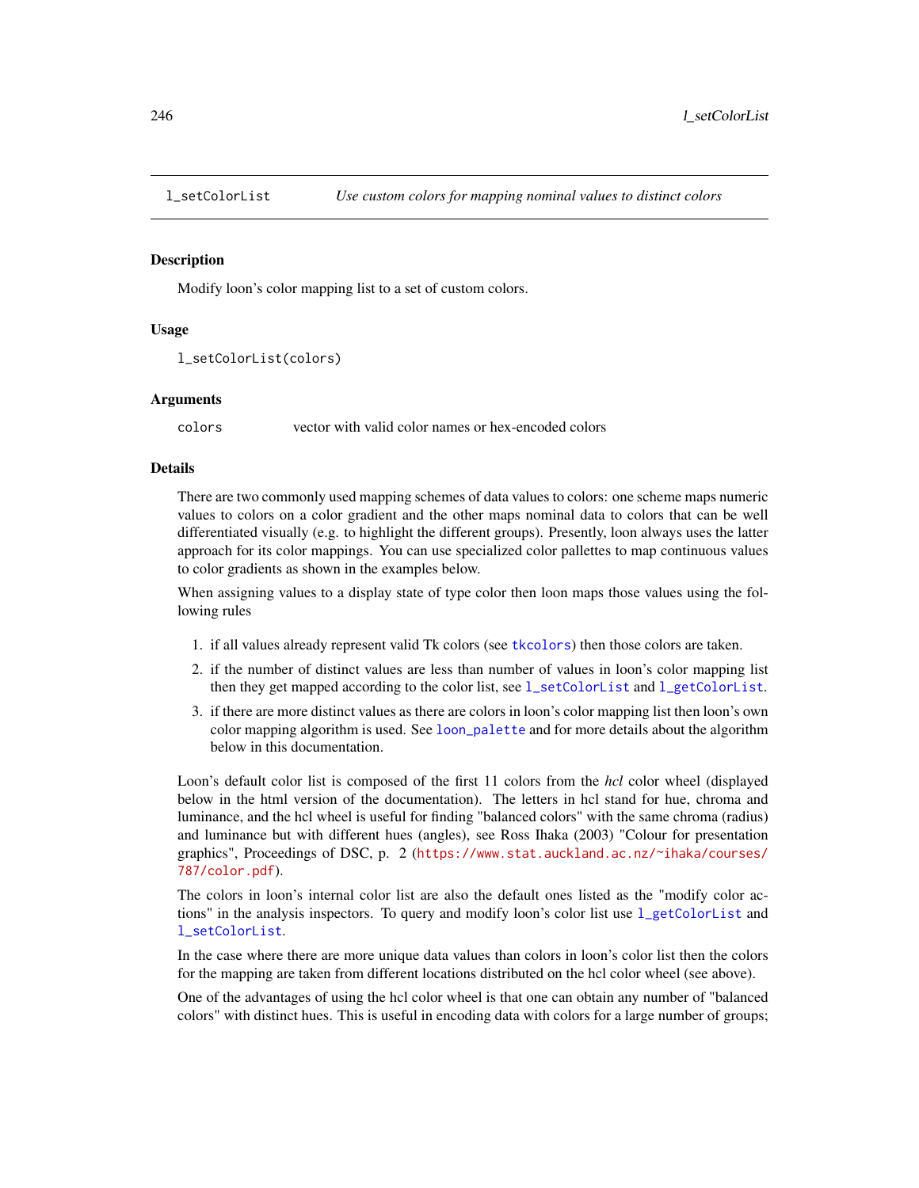## l_setColorList — *Use custom colors for mapping nominal values to distinct colors*

### Description

Modify loon's color mapping list to a set of custom colors.

### Usage

```
l_setColorList(colors)
```

### Arguments

| | |
|---|---|
| colors | vector with valid color names or hex-encoded colors |

### Details

There are two commonly used mapping schemes of data values to colors: one scheme maps numeric values to colors on a color gradient and the other maps nominal data to colors that can be well differentiated visually (e.g. to highlight the different groups). Presently, loon always uses the latter approach for its color mappings. You can use specialized color pallettes to map continuous values to color gradients as shown in the examples below.

When assigning values to a display state of type color then loon maps those values using the following rules

1. if all values already represent valid Tk colors (see tkcolors) then those colors are taken.
2. if the number of distinct values are less than number of values in loon's color mapping list then they get mapped according to the color list, see l_setColorList and l_getColorList.
3. if there are more distinct values as there are colors in loon's color mapping list then loon's own color mapping algorithm is used. See loon_palette and for more details about the algorithm below in this documentation.

Loon's default color list is composed of the first 11 colors from the *hcl* color wheel (displayed below in the html version of the documentation). The letters in hcl stand for hue, chroma and luminance, and the hcl wheel is useful for finding "balanced colors" with the same chroma (radius) and luminance but with different hues (angles), see Ross Ihaka (2003) "Colour for presentation graphics", Proceedings of DSC, p. 2 (https://www.stat.auckland.ac.nz/~ihaka/courses/787/color.pdf).

The colors in loon's internal color list are also the default ones listed as the "modify color actions" in the analysis inspectors. To query and modify loon's color list use l_getColorList and l_setColorList.

In the case where there are more unique data values than colors in loon's color list then the colors for the mapping are taken from different locations distributed on the hcl color wheel (see above).

One of the advantages of using the hcl color wheel is that one can obtain any number of "balanced colors" with distinct hues. This is useful in encoding data with colors for a large number of groups;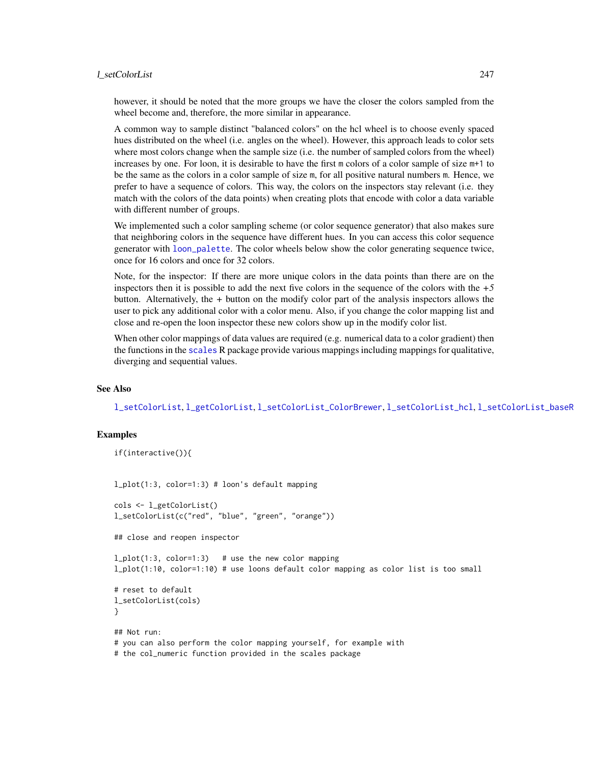however, it should be noted that the more groups we have the closer the colors sampled from the wheel become and, therefore, the more similar in appearance.

A common way to sample distinct "balanced colors" on the hcl wheel is to choose evenly spaced hues distributed on the wheel (i.e. angles on the wheel). However, this approach leads to color sets where most colors change when the sample size (i.e. the number of sampled colors from the wheel) increases by one. For loon, it is desirable to have the first `m` colors of a color sample of size `m+1` to be the same as the colors in a color sample of size `m`, for all positive natural numbers `m`. Hence, we prefer to have a sequence of colors. This way, the colors on the inspectors stay relevant (i.e. they match with the colors of the data points) when creating plots that encode with color a data variable with different number of groups.

We implemented such a color sampling scheme (or color sequence generator) that also makes sure that neighboring colors in the sequence have different hues. In you can access this color sequence generator with `loon_palette`. The color wheels below show the color generating sequence twice, once for 16 colors and once for 32 colors.

Note, for the inspector: If there are more unique colors in the data points than there are on the inspectors then it is possible to add the next five colors in the sequence of the colors with the *+5* button. Alternatively, the *+* button on the modify color part of the analysis inspectors allows the user to pick any additional color with a color menu. Also, if you change the color mapping list and close and re-open the loon inspector these new colors show up in the modify color list.

When other color mappings of data values are required (e.g. numerical data to a color gradient) then the functions in the `scales` R package provide various mappings including mappings for qualitative, diverging and sequential values.

## See Also

`l_setColorList`, `l_getColorList`, `l_setColorList_ColorBrewer`, `l_setColorList_hcl`, `l_setColorList_baseR`

## Examples

```
if(interactive()){


l_plot(1:3, color=1:3) # loon's default mapping

cols <- l_getColorList()
l_setColorList(c("red", "blue", "green", "orange"))

## close and reopen inspector

l_plot(1:3, color=1:3)   # use the new color mapping
l_plot(1:10, color=1:10) # use loons default color mapping as color list is too small

# reset to default
l_setColorList(cols)
}

## Not run:
# you can also perform the color mapping yourself, for example with
# the col_numeric function provided in the scales package
```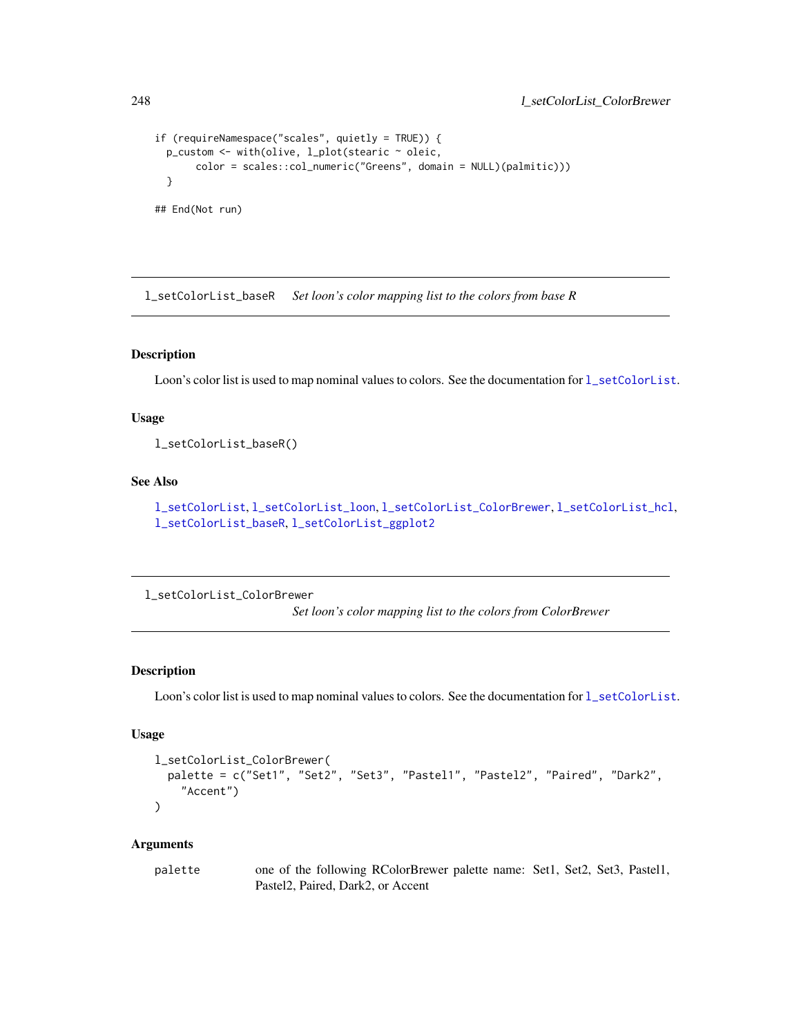```
if (requireNamespace("scales", quietly = TRUE)) {
  p_custom <- with(olive, l_plot(stearic ~ oleic,
       color = scales::col_numeric("Greens", domain = NULL)(palmitic)))
  }

## End(Not run)
```

---

## l_setColorList_baseR    *Set loon's color mapping list to the colors from base R*

---

### Description

Loon's color list is used to map nominal values to colors. See the documentation for l_setColorList.

### Usage

```
l_setColorList_baseR()
```

### See Also

l_setColorList, l_setColorList_loon, l_setColorList_ColorBrewer, l_setColorList_hcl, l_setColorList_baseR, l_setColorList_ggplot2

---

## l_setColorList_ColorBrewer    *Set loon's color mapping list to the colors from ColorBrewer*

---

### Description

Loon's color list is used to map nominal values to colors. See the documentation for l_setColorList.

### Usage

```
l_setColorList_ColorBrewer(
  palette = c("Set1", "Set2", "Set3", "Pastel1", "Pastel2", "Paired", "Dark2",
    "Accent")
)
```

### Arguments

| | |
|---|---|
| palette | one of the following RColorBrewer palette name: Set1, Set2, Set3, Pastel1, Pastel2, Paired, Dark2, or Accent |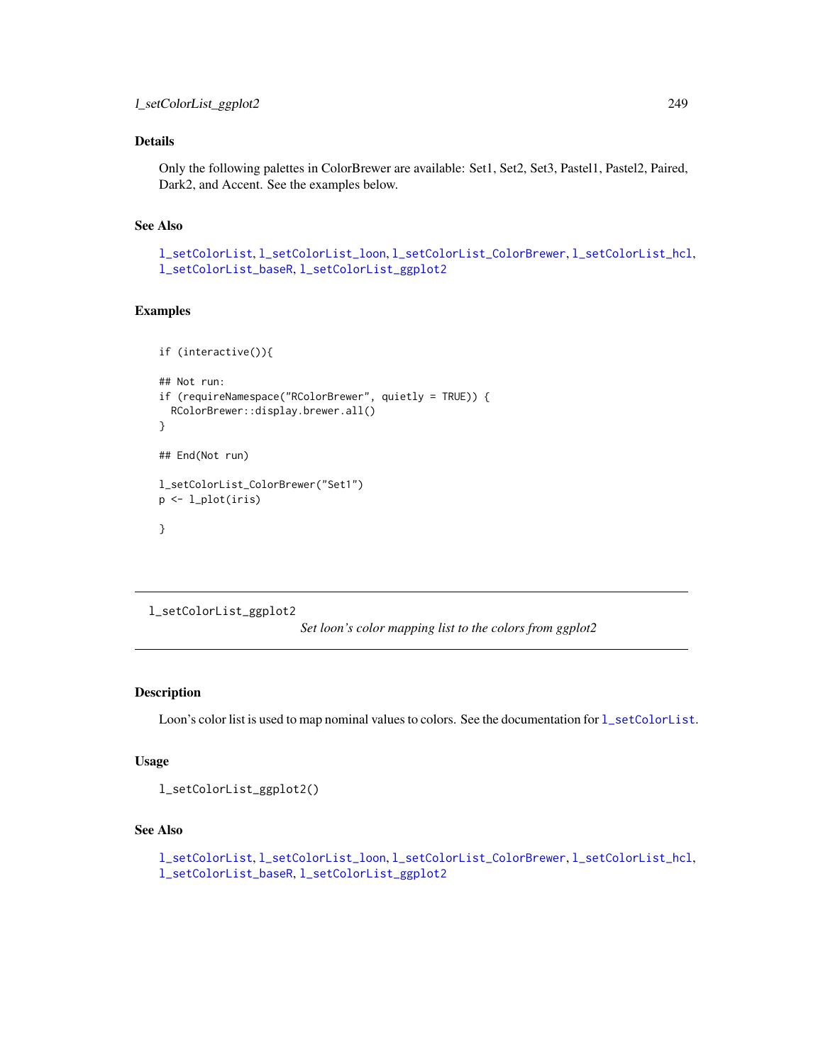## Details

Only the following palettes in ColorBrewer are available: Set1, Set2, Set3, Pastel1, Pastel2, Paired, Dark2, and Accent. See the examples below.

## See Also

l_setColorList, l_setColorList_loon, l_setColorList_ColorBrewer, l_setColorList_hcl, l_setColorList_baseR, l_setColorList_ggplot2

## Examples

```
if (interactive()){

## Not run:
if (requireNamespace("RColorBrewer", quietly = TRUE)) {
  RColorBrewer::display.brewer.all()
}

## End(Not run)

l_setColorList_ColorBrewer("Set1")
p <- l_plot(iris)

}
```

---

# l_setColorList_ggplot2

*Set loon's color mapping list to the colors from ggplot2*

---

## Description

Loon's color list is used to map nominal values to colors. See the documentation for l_setColorList.

## Usage

```
l_setColorList_ggplot2()
```

## See Also

l_setColorList, l_setColorList_loon, l_setColorList_ColorBrewer, l_setColorList_hcl, l_setColorList_baseR, l_setColorList_ggplot2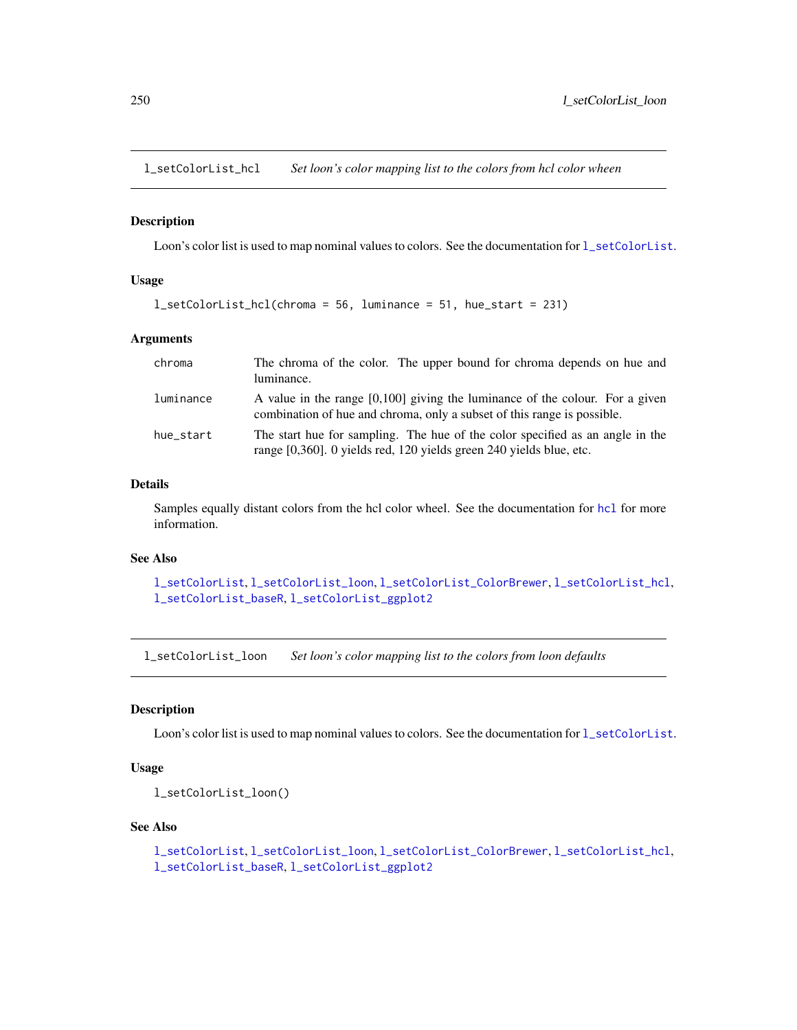## l_setColorList_hcl — *Set loon's color mapping list to the colors from hcl color wheen*

### Description

Loon's color list is used to map nominal values to colors. See the documentation for `l_setColorList`.

### Usage

```
l_setColorList_hcl(chroma = 56, luminance = 51, hue_start = 231)
```

### Arguments

| | |
|---|---|
| `chroma` | The chroma of the color. The upper bound for chroma depends on hue and luminance. |
| `luminance` | A value in the range [0,100] giving the luminance of the colour. For a given combination of hue and chroma, only a subset of this range is possible. |
| `hue_start` | The start hue for sampling. The hue of the color specified as an angle in the range [0,360]. 0 yields red, 120 yields green 240 yields blue, etc. |

### Details

Samples equally distant colors from the hcl color wheel. See the documentation for `hcl` for more information.

### See Also

`l_setColorList`, `l_setColorList_loon`, `l_setColorList_ColorBrewer`, `l_setColorList_hcl`, `l_setColorList_baseR`, `l_setColorList_ggplot2`

## l_setColorList_loon — *Set loon's color mapping list to the colors from loon defaults*

### Description

Loon's color list is used to map nominal values to colors. See the documentation for `l_setColorList`.

### Usage

```
l_setColorList_loon()
```

### See Also

`l_setColorList`, `l_setColorList_loon`, `l_setColorList_ColorBrewer`, `l_setColorList_hcl`, `l_setColorList_baseR`, `l_setColorList_ggplot2`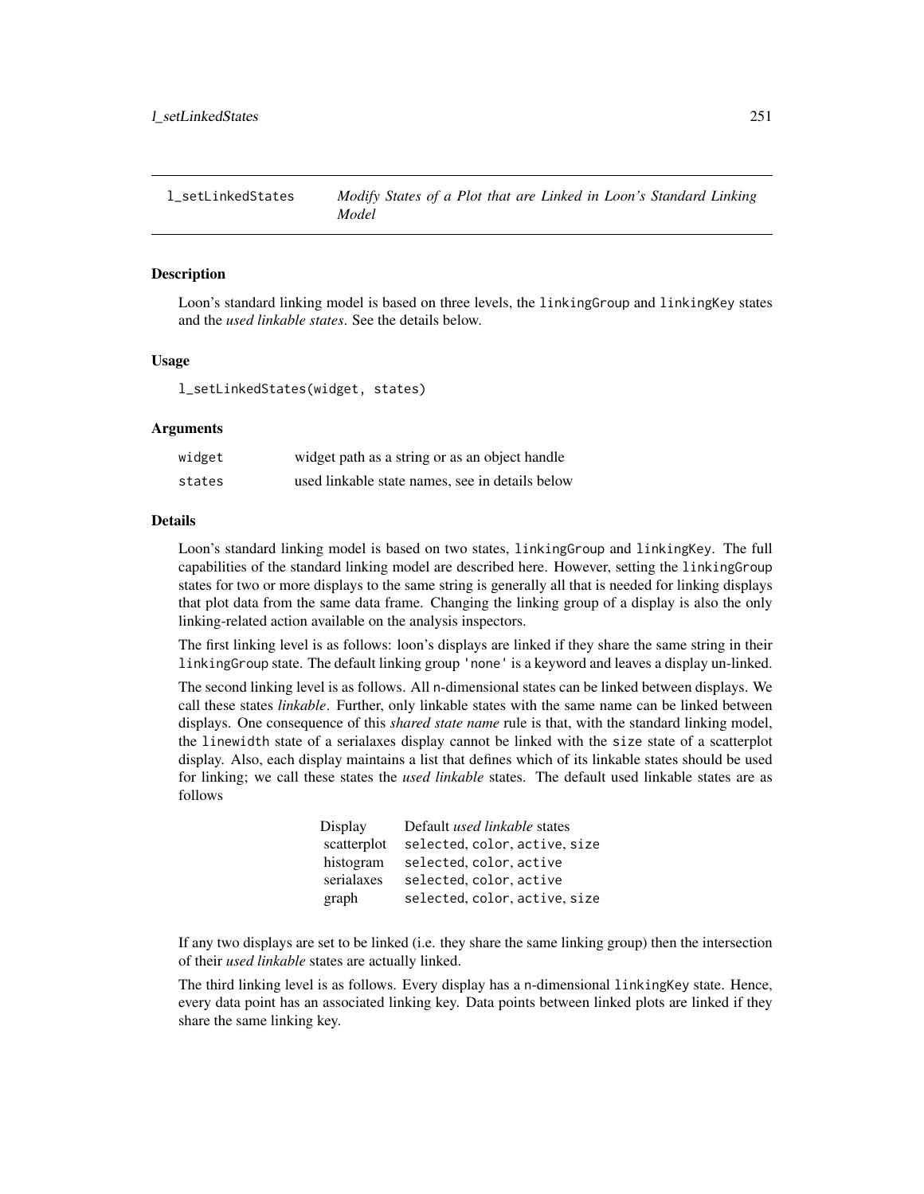# l_setLinkedStates — *Modify States of a Plot that are Linked in Loon's Standard Linking Model*

## Description

Loon's standard linking model is based on three levels, the `linkingGroup` and `linkingKey` states and the *used linkable states*. See the details below.

## Usage

```
l_setLinkedStates(widget, states)
```

## Arguments

| | |
|---|---|
| `widget` | widget path as a string or as an object handle |
| `states` | used linkable state names, see in details below |

## Details

Loon's standard linking model is based on two states, `linkingGroup` and `linkingKey`. The full capabilities of the standard linking model are described here. However, setting the `linkingGroup` states for two or more displays to the same string is generally all that is needed for linking displays that plot data from the same data frame. Changing the linking group of a display is also the only linking-related action available on the analysis inspectors.

The first linking level is as follows: loon's displays are linked if they share the same string in their `linkingGroup` state. The default linking group `'none'` is a keyword and leaves a display un-linked.

The second linking level is as follows. All `n`-dimensional states can be linked between displays. We call these states *linkable*. Further, only linkable states with the same name can be linked between displays. One consequence of this *shared state name* rule is that, with the standard linking model, the `linewidth` state of a serialaxes display cannot be linked with the `size` state of a scatterplot display. Also, each display maintains a list that defines which of its linkable states should be used for linking; we call these states the *used linkable* states. The default used linkable states are as follows

| Display | Default *used linkable* states |
|---|---|
| scatterplot | `selected, color, active, size` |
| histogram | `selected, color, active` |
| serialaxes | `selected, color, active` |
| graph | `selected, color, active, size` |

If any two displays are set to be linked (i.e. they share the same linking group) then the intersection of their *used linkable* states are actually linked.

The third linking level is as follows. Every display has a `n`-dimensional `linkingKey` state. Hence, every data point has an associated linking key. Data points between linked plots are linked if they share the same linking key.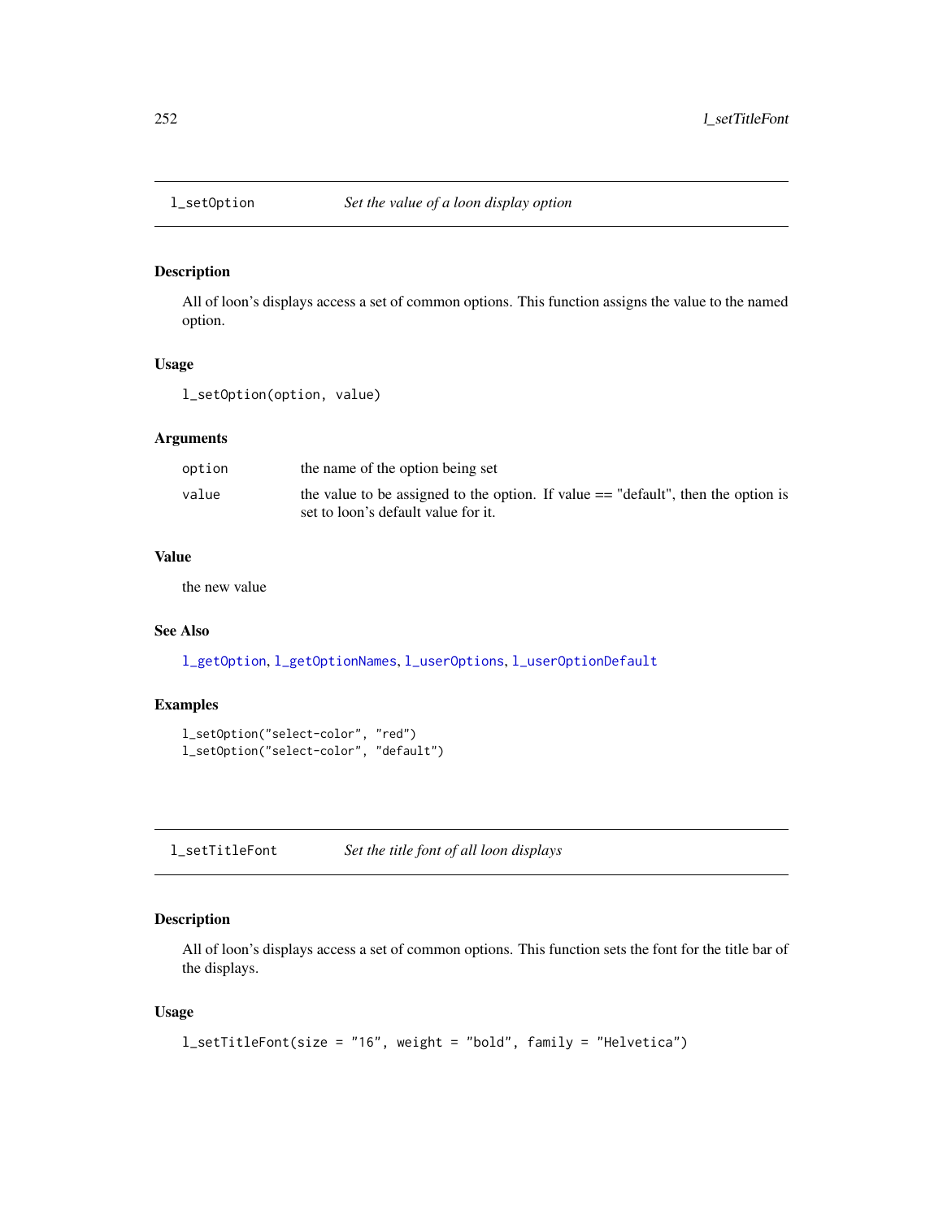## l_setOption — *Set the value of a loon display option*

### Description

All of loon's displays access a set of common options. This function assigns the value to the named option.

### Usage

```
l_setOption(option, value)
```

### Arguments

| | |
|---|---|
| option | the name of the option being set |
| value | the value to be assigned to the option. If value == "default", then the option is set to loon's default value for it. |

### Value

the new value

### See Also

l_getOption, l_getOptionNames, l_userOptions, l_userOptionDefault

### Examples

```
l_setOption("select-color", "red")
l_setOption("select-color", "default")
```

## l_setTitleFont — *Set the title font of all loon displays*

### Description

All of loon's displays access a set of common options. This function sets the font for the title bar of the displays.

### Usage

```
l_setTitleFont(size = "16", weight = "bold", family = "Helvetica")
```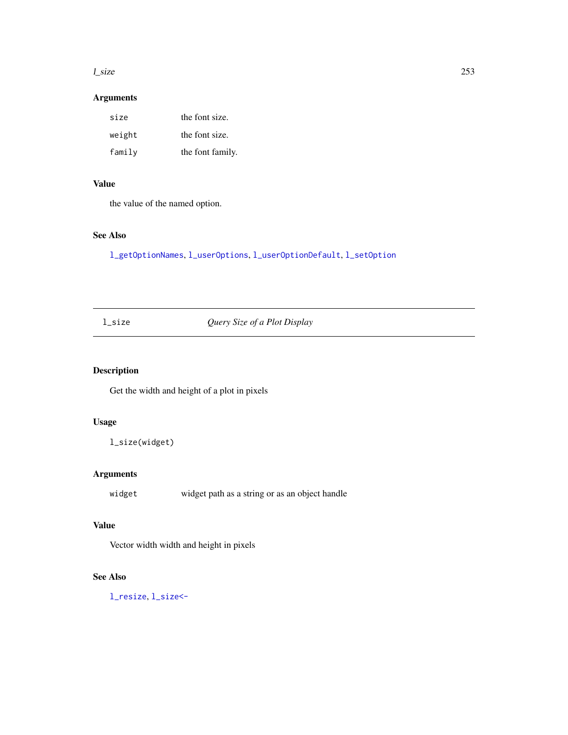## Arguments

| | |
|---|---|
| `size` | the font size. |
| `weight` | the font size. |
| `family` | the font family. |

## Value

the value of the named option.

## See Also

`l_getOptionNames`, `l_userOptions`, `l_userOptionDefault`, `l_setOption`

---

# l_size — *Query Size of a Plot Display*

## Description

Get the width and height of a plot in pixels

## Usage

```
l_size(widget)
```

## Arguments

| | |
|---|---|
| `widget` | widget path as a string or as an object handle |

## Value

Vector width width and height in pixels

## See Also

`l_resize`, `l_size<-`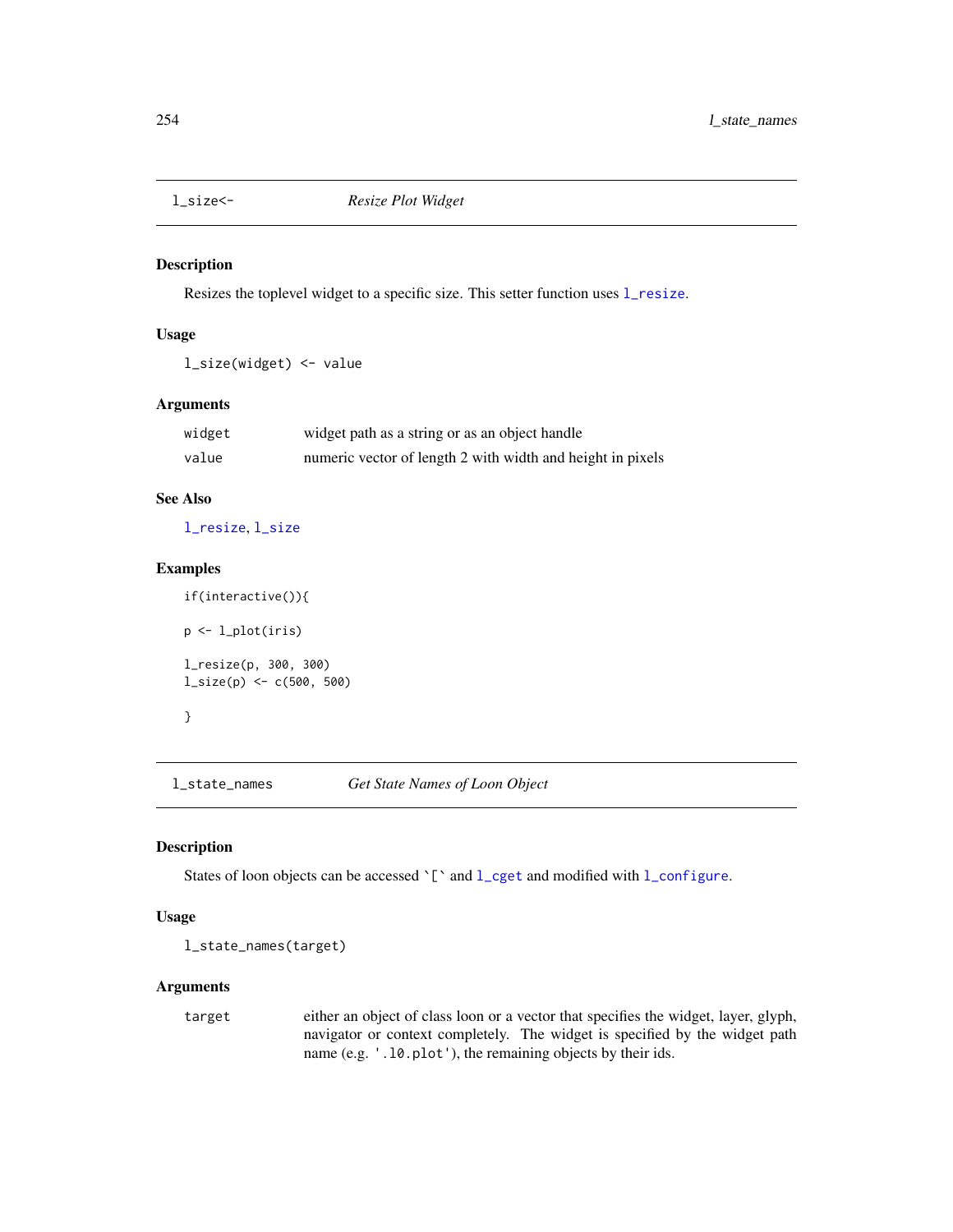## l_size<- *Resize Plot Widget*

### Description

Resizes the toplevel widget to a specific size. This setter function uses l_resize.

### Usage

```
l_size(widget) <- value
```

### Arguments

| | |
|---|---|
| widget | widget path as a string or as an object handle |
| value | numeric vector of length 2 with width and height in pixels |

### See Also

l_resize, l_size

### Examples

```
if(interactive()){

p <- l_plot(iris)

l_resize(p, 300, 300)
l_size(p) <- c(500, 500)

}
```

## l_state_names *Get State Names of Loon Object*

### Description

States of loon objects can be accessed `[` and l_cget and modified with l_configure.

### Usage

```
l_state_names(target)
```

### Arguments

| | |
|---|---|
| target | either an object of class loon or a vector that specifies the widget, layer, glyph, navigator or context completely. The widget is specified by the widget path name (e.g. '.l0.plot'), the remaining objects by their ids. |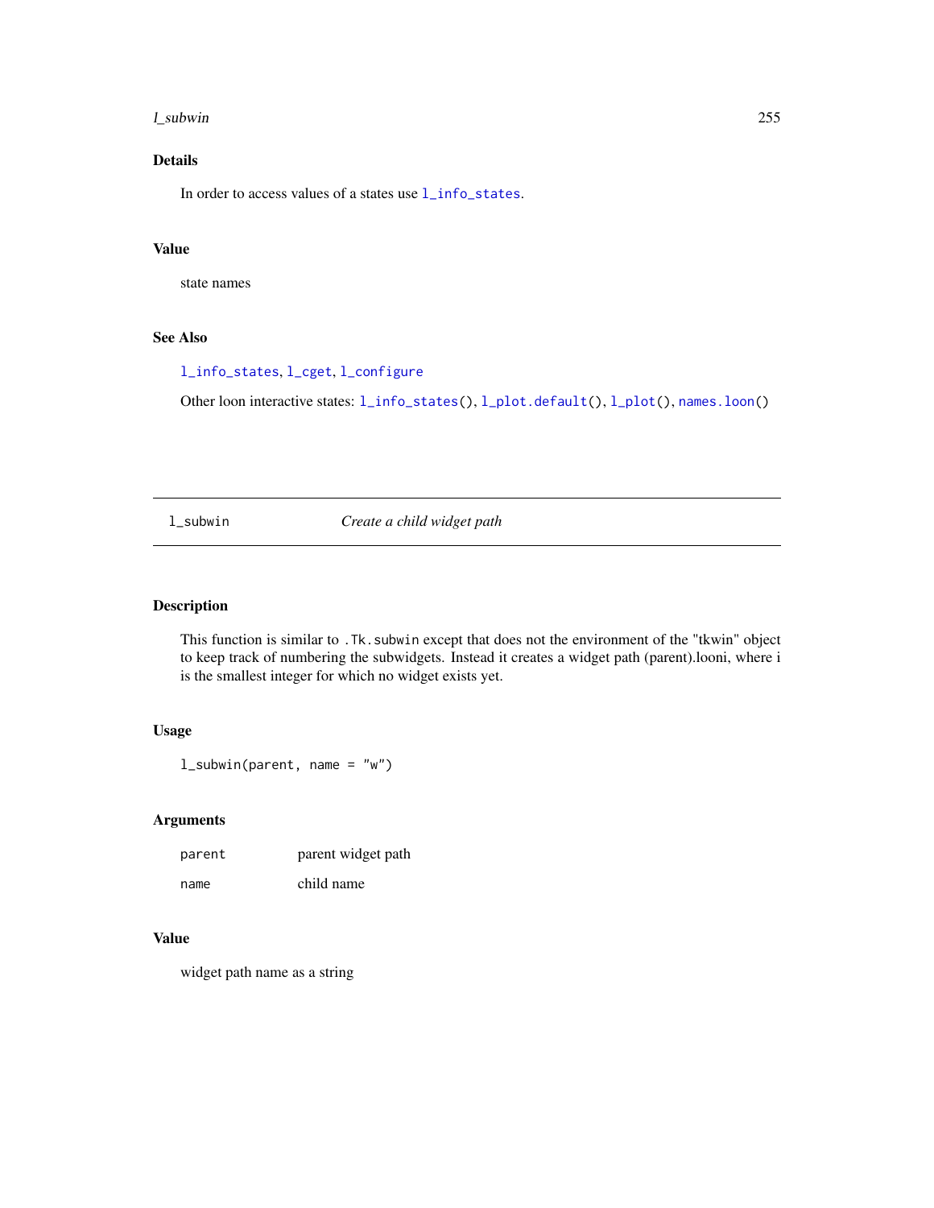## Details

In order to access values of a states use `l_info_states`.

## Value

state names

## See Also

`l_info_states`, `l_cget`, `l_configure`

Other loon interactive states: `l_info_states()`, `l_plot.default()`, `l_plot()`, `names.loon()`

---

# l_subwin — *Create a child widget path*

---

## Description

This function is similar to `.Tk.subwin` except that does not the environment of the "tkwin" object to keep track of numbering the subwidgets. Instead it creates a widget path (parent).looni, where i is the smallest integer for which no widget exists yet.

## Usage

```
l_subwin(parent, name = "w")
```

## Arguments

| | |
|---|---|
| `parent` | parent widget path |
| `name` | child name |

## Value

widget path name as a string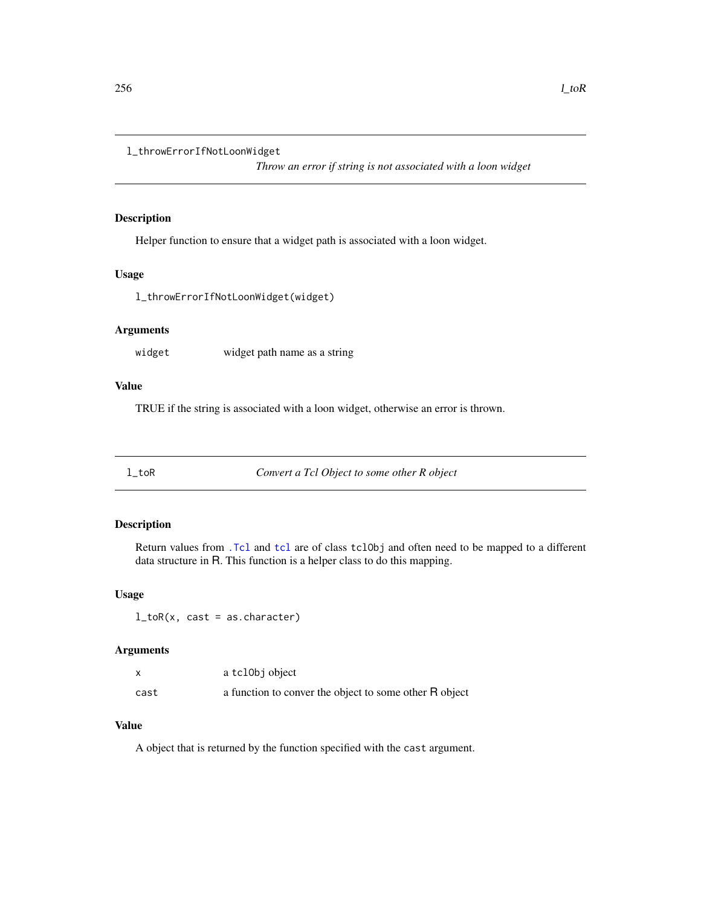## l_throwErrorIfNotLoonWidget

*Throw an error if string is not associated with a loon widget*

### Description

Helper function to ensure that a widget path is associated with a loon widget.

### Usage

```
l_throwErrorIfNotLoonWidget(widget)
```

### Arguments

| | |
|---|---|
| widget | widget path name as a string |

### Value

TRUE if the string is associated with a loon widget, otherwise an error is thrown.

## l_toR

*Convert a Tcl Object to some other R object*

### Description

Return values from `.Tcl` and `tcl` are of class `tclObj` and often need to be mapped to a different data structure in R. This function is a helper class to do this mapping.

### Usage

```
l_toR(x, cast = as.character)
```

### Arguments

| | |
|---|---|
| x | a `tclObj` object |
| cast | a function to conver the object to some other R object |

### Value

A object that is returned by the function specified with the `cast` argument.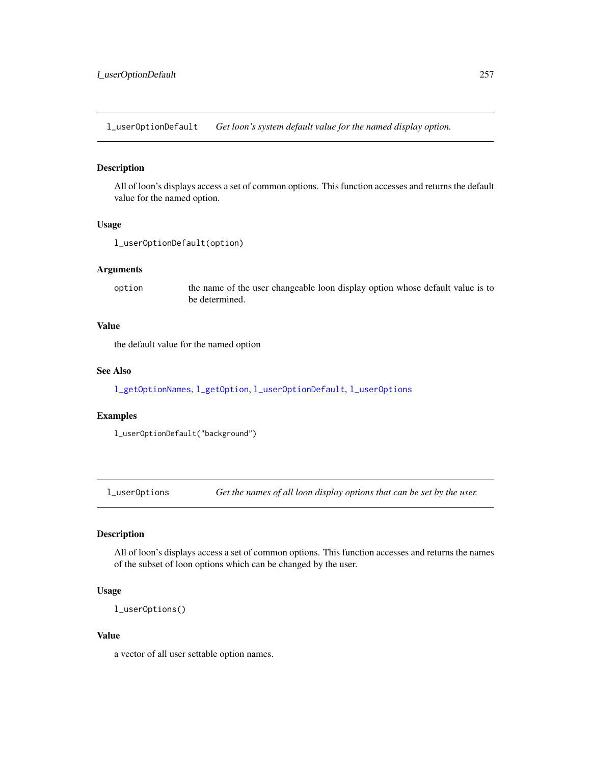## l_userOptionDefault — *Get loon's system default value for the named display option.*

### Description

All of loon's displays access a set of common options. This function accesses and returns the default value for the named option.

### Usage

```
l_userOptionDefault(option)
```

### Arguments

| | |
|---|---|
| option | the name of the user changeable loon display option whose default value is to be determined. |

### Value

the default value for the named option

### See Also

l_getOptionNames, l_getOption, l_userOptionDefault, l_userOptions

### Examples

```
l_userOptionDefault("background")
```

## l_userOptions — *Get the names of all loon display options that can be set by the user.*

### Description

All of loon's displays access a set of common options. This function accesses and returns the names of the subset of loon options which can be changed by the user.

### Usage

```
l_userOptions()
```

### Value

a vector of all user settable option names.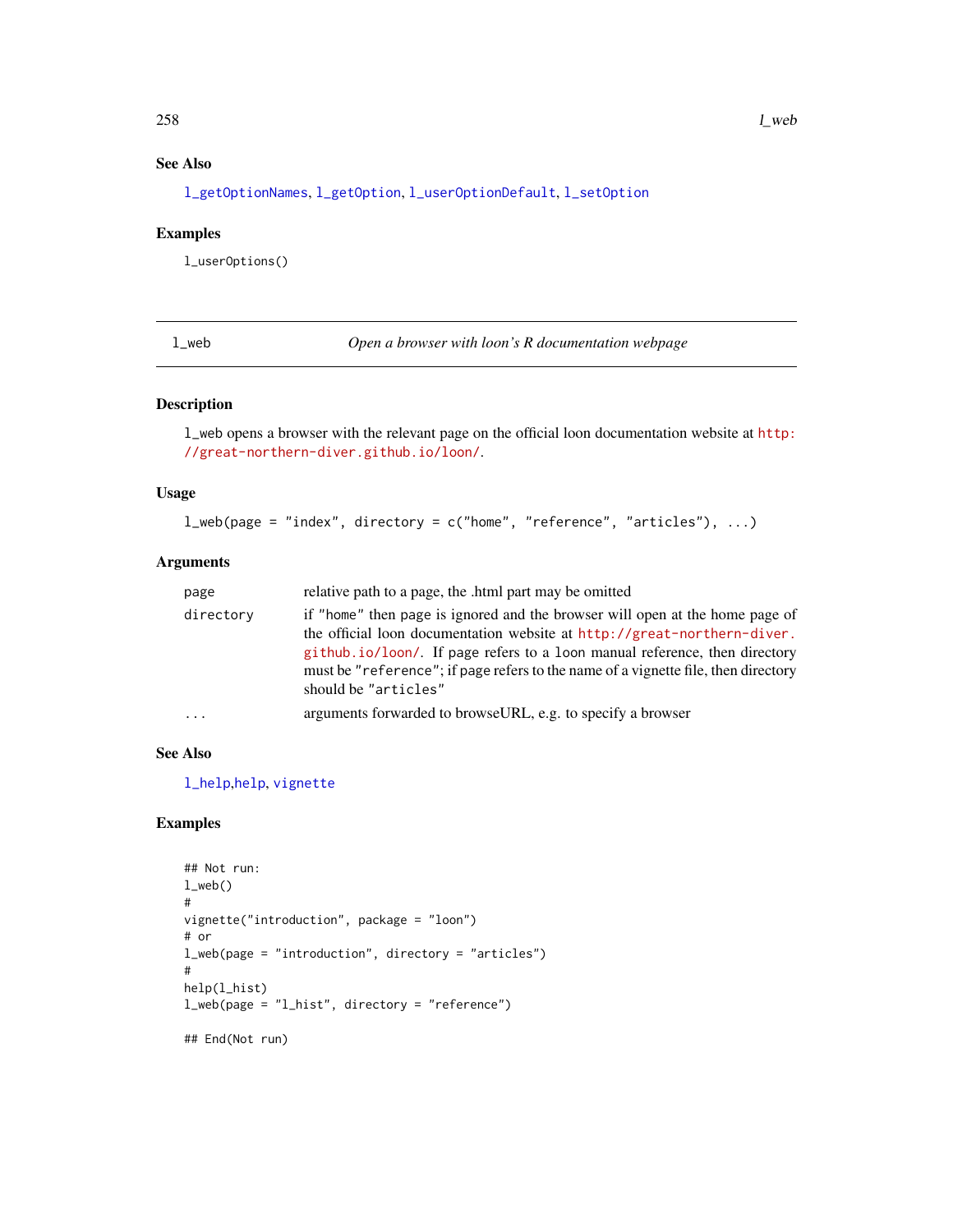### See Also

l_getOptionNames, l_getOption, l_userOptionDefault, l_setOption

### Examples

```
l_userOptions()
```

---

## l_web — *Open a browser with loon's R documentation webpage*

### Description

l_web opens a browser with the relevant page on the official loon documentation website at http://great-northern-diver.github.io/loon/.

### Usage

```
l_web(page = "index", directory = c("home", "reference", "articles"), ...)
```

### Arguments

| | |
|---|---|
| page | relative path to a page, the .html part may be omitted |
| directory | if "home" then page is ignored and the browser will open at the home page of the official loon documentation website at http://great-northern-diver.github.io/loon/. If page refers to a loon manual reference, then directory must be "reference"; if page refers to the name of a vignette file, then directory should be "articles" |
| ... | arguments forwarded to browseURL, e.g. to specify a browser |

### See Also

l_help,help, vignette

### Examples

```
## Not run:
l_web()
#
vignette("introduction", package = "loon")
# or
l_web(page = "introduction", directory = "articles")
#
help(l_hist)
l_web(page = "l_hist", directory = "reference")

## End(Not run)
```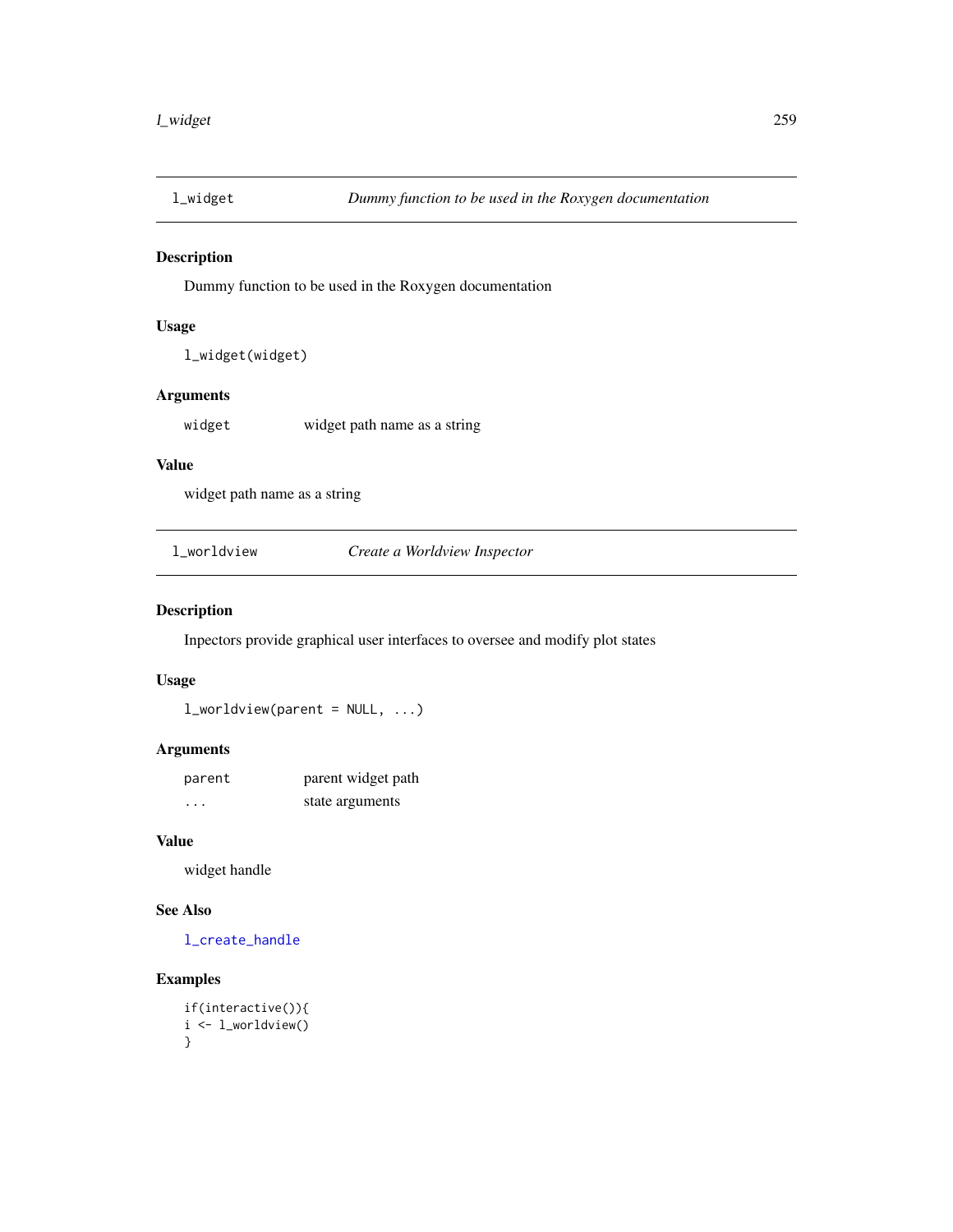## l_widget — *Dummy function to be used in the Roxygen documentation*

### Description

Dummy function to be used in the Roxygen documentation

### Usage

```
l_widget(widget)
```

### Arguments

| | |
|---|---|
| widget | widget path name as a string |

### Value

widget path name as a string

## l_worldview — *Create a Worldview Inspector*

### Description

Inpectors provide graphical user interfaces to oversee and modify plot states

### Usage

```
l_worldview(parent = NULL, ...)
```

### Arguments

| | |
|---|---|
| parent | parent widget path |
| ... | state arguments |

### Value

widget handle

### See Also

l_create_handle

### Examples

```
if(interactive()){
i <- l_worldview()
}
```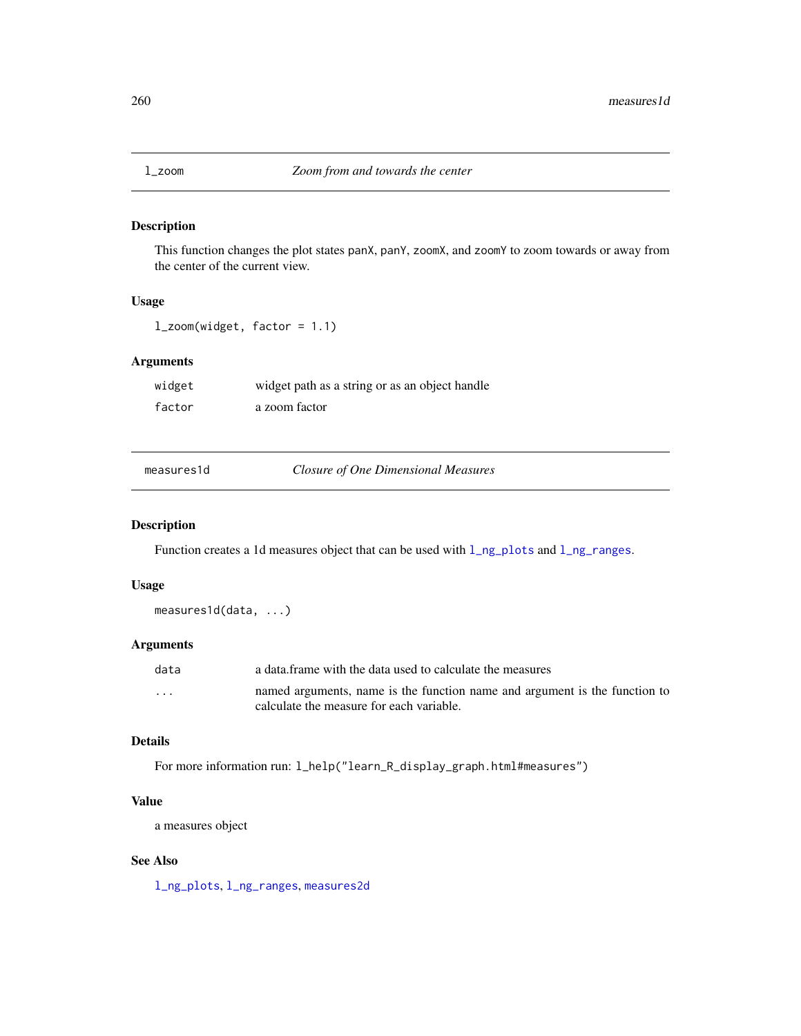## l_zoom — *Zoom from and towards the center*

### Description

This function changes the plot states panX, panY, zoomX, and zoomY to zoom towards or away from the center of the current view.

### Usage

```
l_zoom(widget, factor = 1.1)
```

### Arguments

| | |
|---|---|
| widget | widget path as a string or as an object handle |
| factor | a zoom factor |

## measures1d — *Closure of One Dimensional Measures*

### Description

Function creates a 1d measures object that can be used with l_ng_plots and l_ng_ranges.

### Usage

```
measures1d(data, ...)
```

### Arguments

| | |
|---|---|
| data | a data.frame with the data used to calculate the measures |
| ... | named arguments, name is the function name and argument is the function to calculate the measure for each variable. |

### Details

For more information run: `l_help("learn_R_display_graph.html#measures")`

### Value

a measures object

### See Also

l_ng_plots, l_ng_ranges, measures2d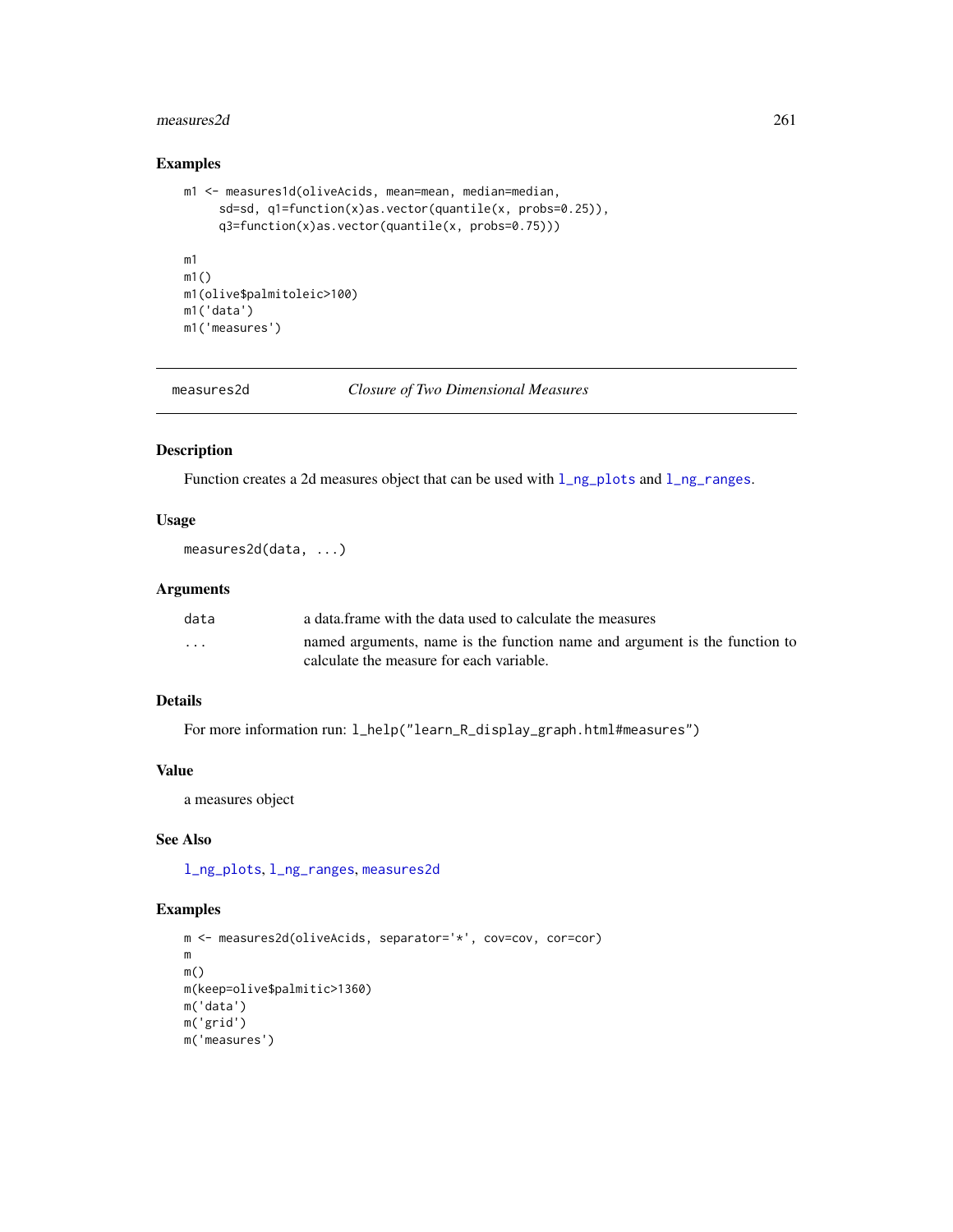## Examples

```
m1 <- measures1d(oliveAcids, mean=mean, median=median,
     sd=sd, q1=function(x)as.vector(quantile(x, probs=0.25)),
     q3=function(x)as.vector(quantile(x, probs=0.75)))

m1
m1()
m1(olive$palmitoleic>100)
m1('data')
m1('measures')
```

---

# measures2d — *Closure of Two Dimensional Measures*

## Description

Function creates a 2d measures object that can be used with l_ng_plots and l_ng_ranges.

## Usage

```
measures2d(data, ...)
```

## Arguments

| | |
|---|---|
| data | a data.frame with the data used to calculate the measures |
| ... | named arguments, name is the function name and argument is the function to calculate the measure for each variable. |

## Details

For more information run: `l_help("learn_R_display_graph.html#measures")`

## Value

a measures object

## See Also

l_ng_plots, l_ng_ranges, measures2d

## Examples

```
m <- measures2d(oliveAcids, separator='*', cov=cov, cor=cor)
m
m()
m(keep=olive$palmitic>1360)
m('data')
m('grid')
m('measures')
```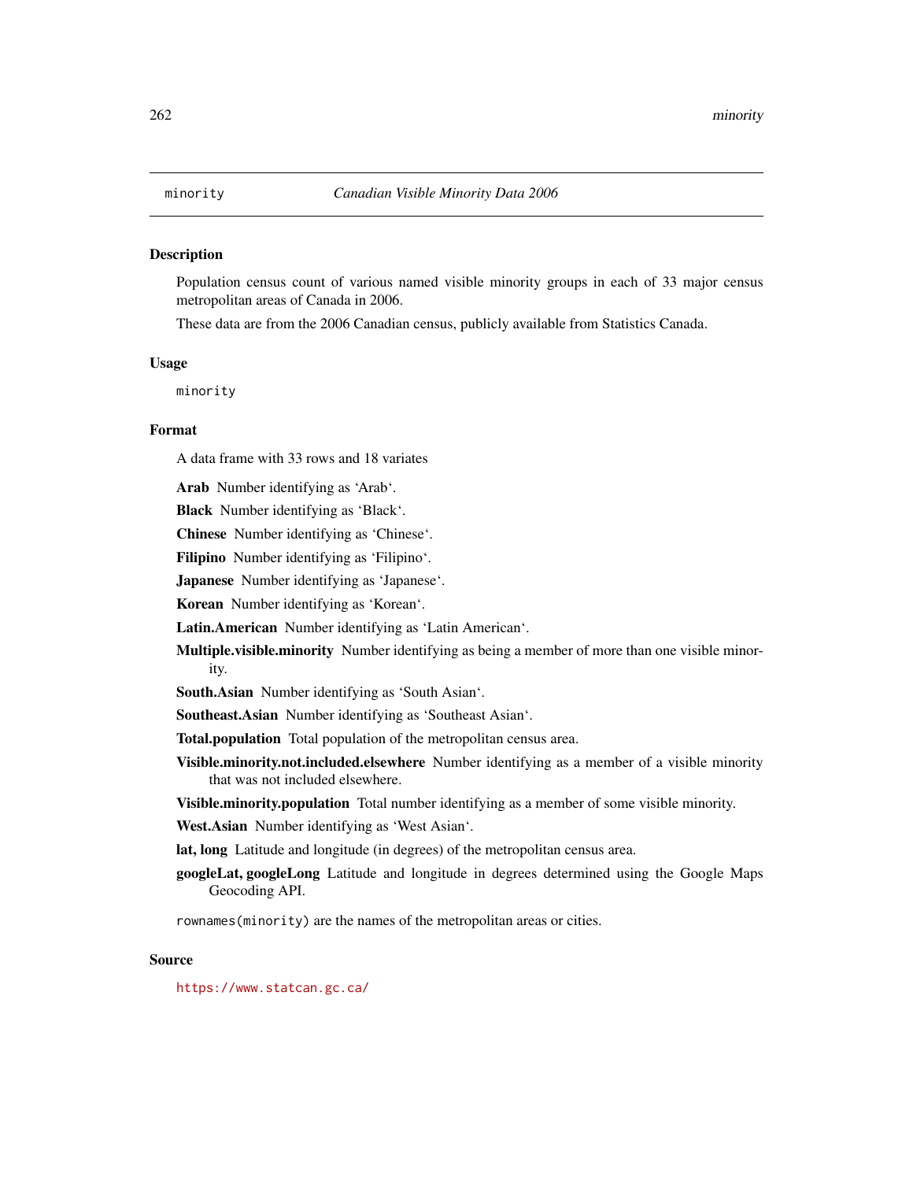`minority` *Canadian Visible Minority Data 2006*

## Description

Population census count of various named visible minority groups in each of 33 major census metropolitan areas of Canada in 2006.

These data are from the 2006 Canadian census, publicly available from Statistics Canada.

## Usage

```
minority
```

## Format

A data frame with 33 rows and 18 variates

- **Arab** Number identifying as 'Arab'.
- **Black** Number identifying as 'Black'.
- **Chinese** Number identifying as 'Chinese'.
- **Filipino** Number identifying as 'Filipino'.
- **Japanese** Number identifying as 'Japanese'.
- **Korean** Number identifying as 'Korean'.
- **Latin.American** Number identifying as 'Latin American'.
- **Multiple.visible.minority** Number identifying as being a member of more than one visible minority.
- **South.Asian** Number identifying as 'South Asian'.
- **Southeast.Asian** Number identifying as 'Southeast Asian'.
- **Total.population** Total population of the metropolitan census area.
- **Visible.minority.not.included.elsewhere** Number identifying as a member of a visible minority that was not included elsewhere.
- **Visible.minority.population** Total number identifying as a member of some visible minority.
- **West.Asian** Number identifying as 'West Asian'.
- **lat, long** Latitude and longitude (in degrees) of the metropolitan census area.
- **googleLat, googleLong** Latitude and longitude in degrees determined using the Google Maps Geocoding API.

`rownames(minority)` are the names of the metropolitan areas or cities.

## Source

https://www.statcan.gc.ca/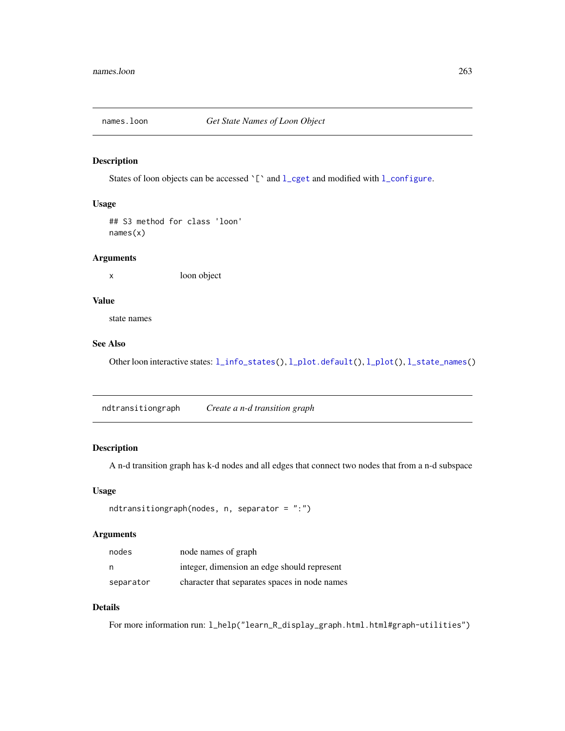## names.loon — *Get State Names of Loon Object*

### Description

States of loon objects can be accessed `[` and `l_cget` and modified with `l_configure`.

### Usage

```
## S3 method for class 'loon'
names(x)
```

### Arguments

| | |
|---|---|
| `x` | loon object |

### Value

state names

### See Also

Other loon interactive states: `l_info_states()`, `l_plot.default()`, `l_plot()`, `l_state_names()`

## ndtransitiongraph — *Create a n-d transition graph*

### Description

A n-d transition graph has k-d nodes and all edges that connect two nodes that from a n-d subspace

### Usage

```
ndtransitiongraph(nodes, n, separator = ":")
```

### Arguments

| | |
|---|---|
| `nodes` | node names of graph |
| `n` | integer, dimension an edge should represent |
| `separator` | character that separates spaces in node names |

### Details

For more information run: `l_help("learn_R_display_graph.html.html#graph-utilities")`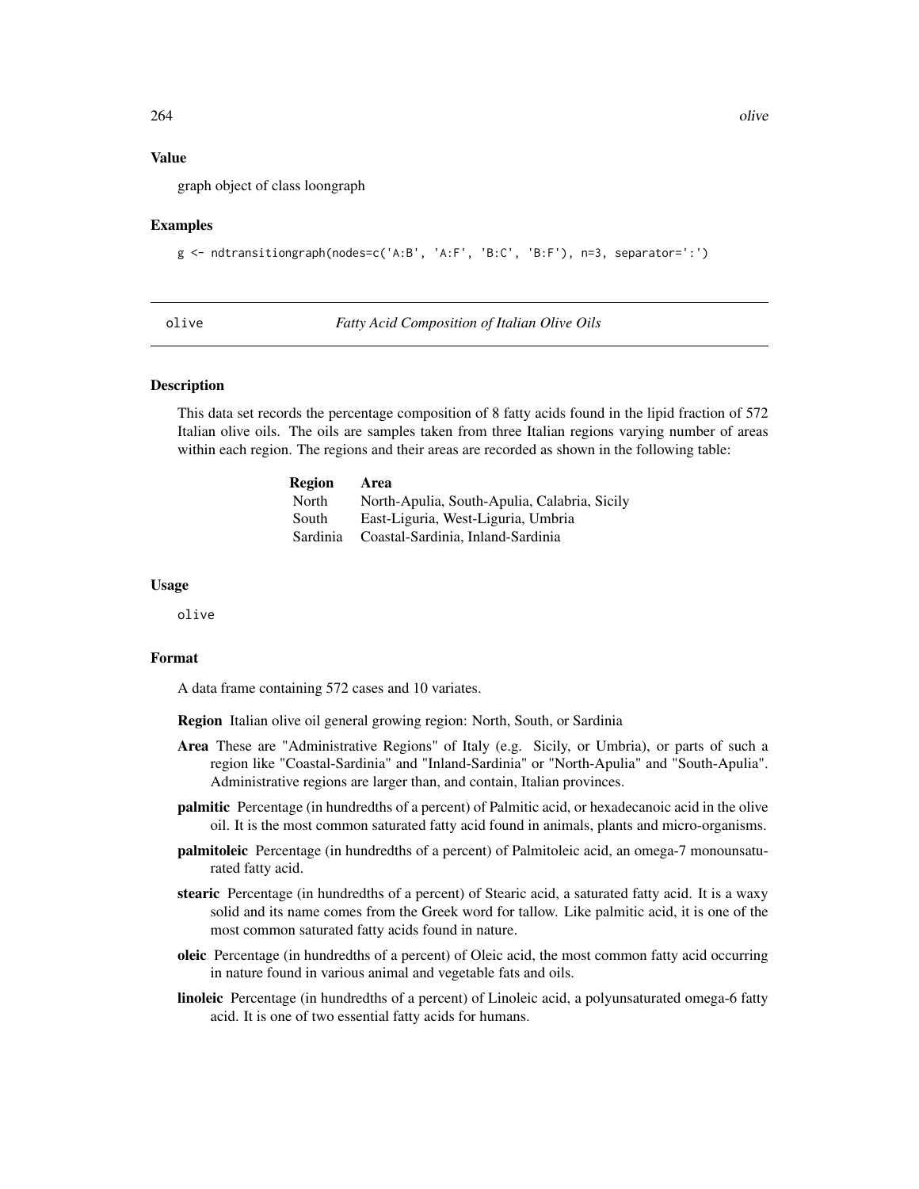### Value

graph object of class loongraph

### Examples

```
g <- ndtransitiongraph(nodes=c('A:B', 'A:F', 'B:C', 'B:F'), n=3, separator=':')
```

---

## olive — *Fatty Acid Composition of Italian Olive Oils*

---

### Description

This data set records the percentage composition of 8 fatty acids found in the lipid fraction of 572 Italian olive oils. The oils are samples taken from three Italian regions varying number of areas within each region. The regions and their areas are recorded as shown in the following table:

| Region | Area |
|---|---|
| North | North-Apulia, South-Apulia, Calabria, Sicily |
| South | East-Liguria, West-Liguria, Umbria |
| Sardinia | Coastal-Sardinia, Inland-Sardinia |

### Usage

```
olive
```

### Format

A data frame containing 572 cases and 10 variates.

**Region** Italian olive oil general growing region: North, South, or Sardinia

**Area** These are "Administrative Regions" of Italy (e.g. Sicily, or Umbria), or parts of such a region like "Coastal-Sardinia" and "Inland-Sardinia" or "North-Apulia" and "South-Apulia". Administrative regions are larger than, and contain, Italian provinces.

**palmitic** Percentage (in hundredths of a percent) of Palmitic acid, or hexadecanoic acid in the olive oil. It is the most common saturated fatty acid found in animals, plants and micro-organisms.

**palmitoleic** Percentage (in hundredths of a percent) of Palmitoleic acid, an omega-7 monounsaturated fatty acid.

**stearic** Percentage (in hundredths of a percent) of Stearic acid, a saturated fatty acid. It is a waxy solid and its name comes from the Greek word for tallow. Like palmitic acid, it is one of the most common saturated fatty acids found in nature.

**oleic** Percentage (in hundredths of a percent) of Oleic acid, the most common fatty acid occurring in nature found in various animal and vegetable fats and oils.

**linoleic** Percentage (in hundredths of a percent) of Linoleic acid, a polyunsaturated omega-6 fatty acid. It is one of two essential fatty acids for humans.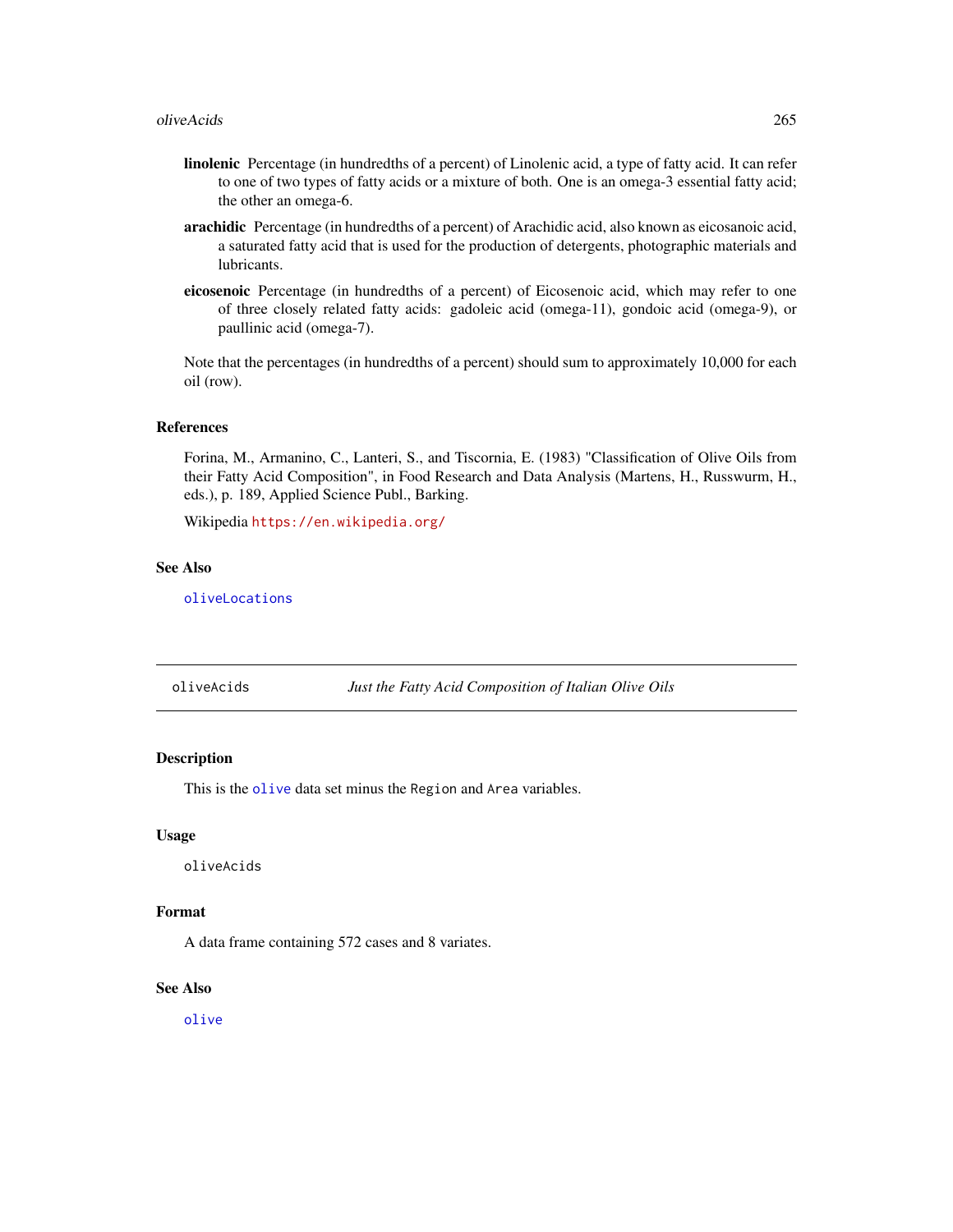**linolenic** Percentage (in hundredths of a percent) of Linolenic acid, a type of fatty acid. It can refer to one of two types of fatty acids or a mixture of both. One is an omega-3 essential fatty acid; the other an omega-6.

**arachidic** Percentage (in hundredths of a percent) of Arachidic acid, also known as eicosanoic acid, a saturated fatty acid that is used for the production of detergents, photographic materials and lubricants.

**eicosenoic** Percentage (in hundredths of a percent) of Eicosenoic acid, which may refer to one of three closely related fatty acids: gadoleic acid (omega-11), gondoic acid (omega-9), or paullinic acid (omega-7).

Note that the percentages (in hundredths of a percent) should sum to approximately 10,000 for each oil (row).

### References

Forina, M., Armanino, C., Lanteri, S., and Tiscornia, E. (1983) "Classification of Olive Oils from their Fatty Acid Composition", in Food Research and Data Analysis (Martens, H., Russwurm, H., eds.), p. 189, Applied Science Publ., Barking.

Wikipedia https://en.wikipedia.org/

### See Also

oliveLocations

---

## oliveAcids — *Just the Fatty Acid Composition of Italian Olive Oils*

### Description

This is the olive data set minus the Region and Area variables.

### Usage

```
oliveAcids
```

### Format

A data frame containing 572 cases and 8 variates.

### See Also

olive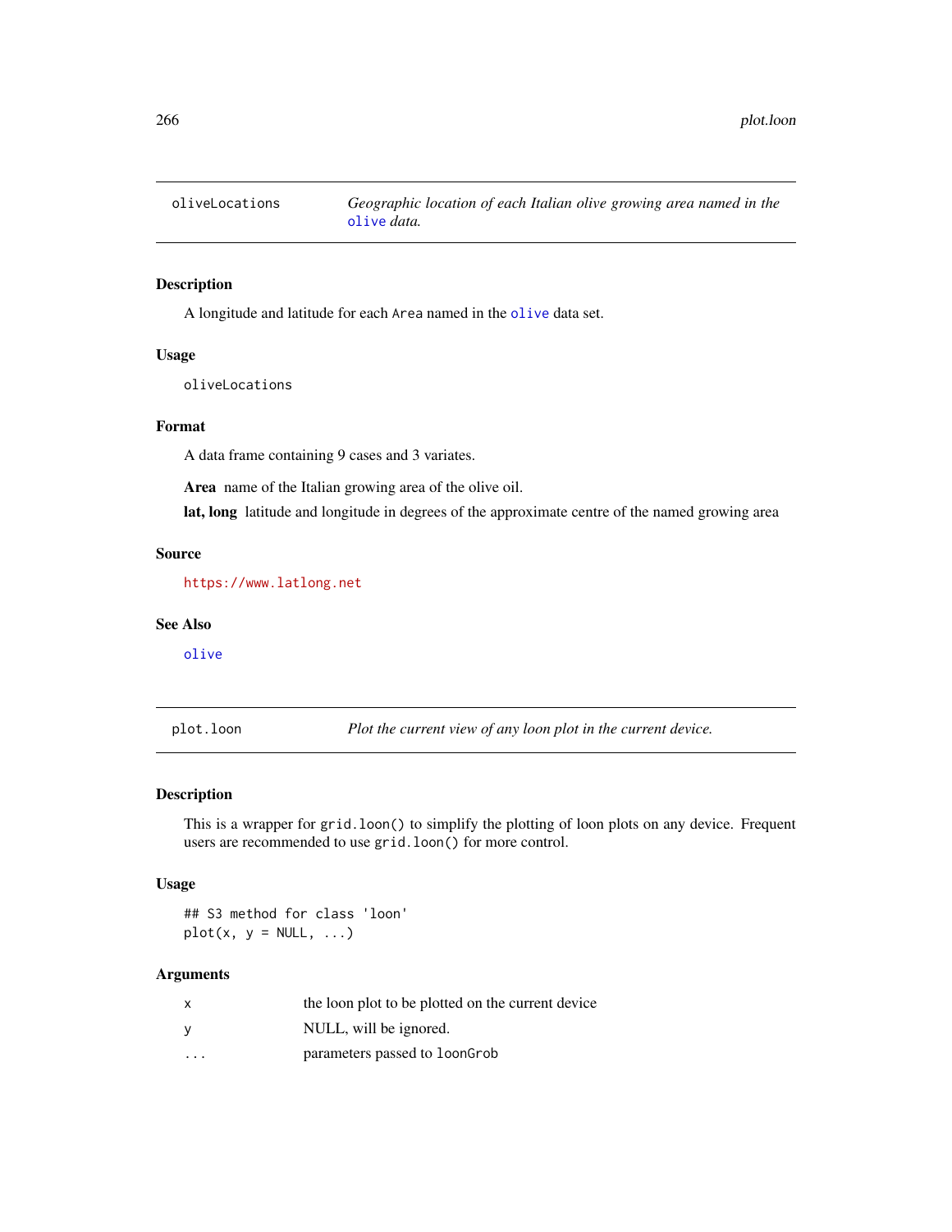## oliveLocations

*Geographic location of each Italian olive growing area named in the olive data.*

### Description

A longitude and latitude for each Area named in the olive data set.

### Usage

```
oliveLocations
```

### Format

A data frame containing 9 cases and 3 variates.

**Area** name of the Italian growing area of the olive oil.

**lat, long** latitude and longitude in degrees of the approximate centre of the named growing area

### Source

https://www.latlong.net

### See Also

olive

## plot.loon

*Plot the current view of any loon plot in the current device.*

### Description

This is a wrapper for grid.loon() to simplify the plotting of loon plots on any device. Frequent users are recommended to use grid.loon() for more control.

### Usage

```
## S3 method for class 'loon'
plot(x, y = NULL, ...)
```

### Arguments

| | |
|---|---|
| x | the loon plot to be plotted on the current device |
| y | NULL, will be ignored. |
| ... | parameters passed to loonGrob |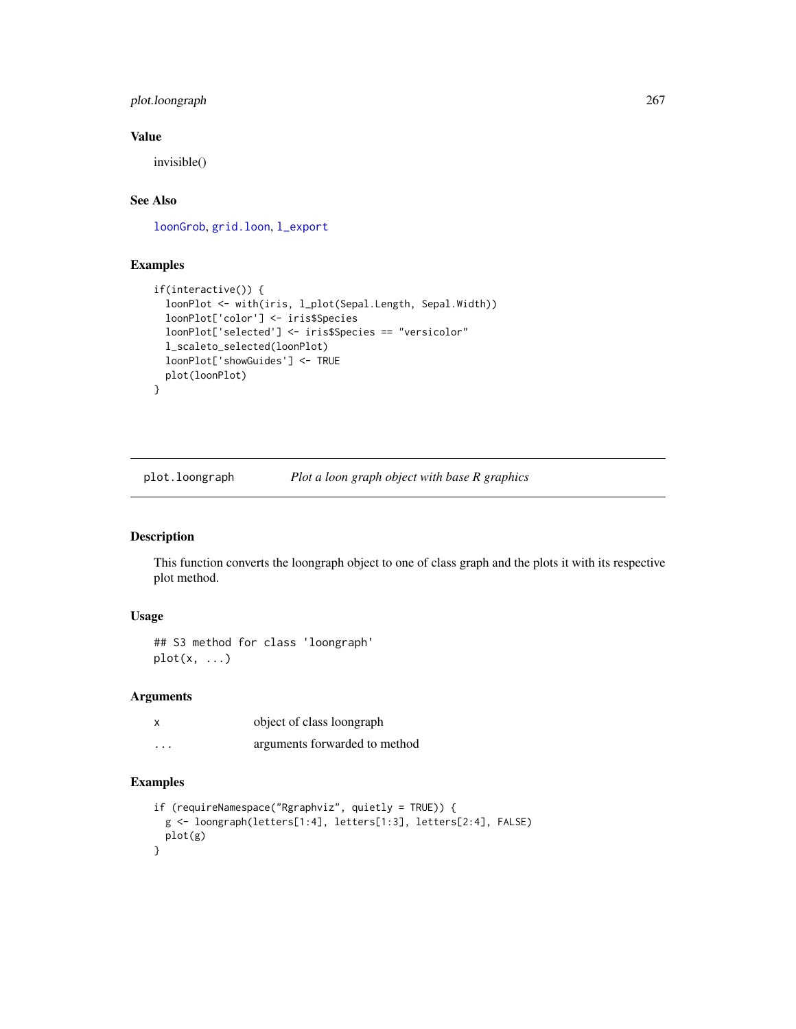## Value

invisible()

## See Also

loonGrob, grid.loon, l_export

## Examples

```
if(interactive()) {
  loonPlot <- with(iris, l_plot(Sepal.Length, Sepal.Width))
  loonPlot['color'] <- iris$Species
  loonPlot['selected'] <- iris$Species == "versicolor"
  l_scaleto_selected(loonPlot)
  loonPlot['showGuides'] <- TRUE
  plot(loonPlot)
}
```

---

# plot.loongraph — *Plot a loon graph object with base R graphics*

## Description

This function converts the loongraph object to one of class graph and the plots it with its respective plot method.

## Usage

```
## S3 method for class 'loongraph'
plot(x, ...)
```

## Arguments

| | |
|---|---|
| x | object of class loongraph |
| ... | arguments forwarded to method |

## Examples

```
if (requireNamespace("Rgraphviz", quietly = TRUE)) {
  g <- loongraph(letters[1:4], letters[1:3], letters[2:4], FALSE)
  plot(g)
}
```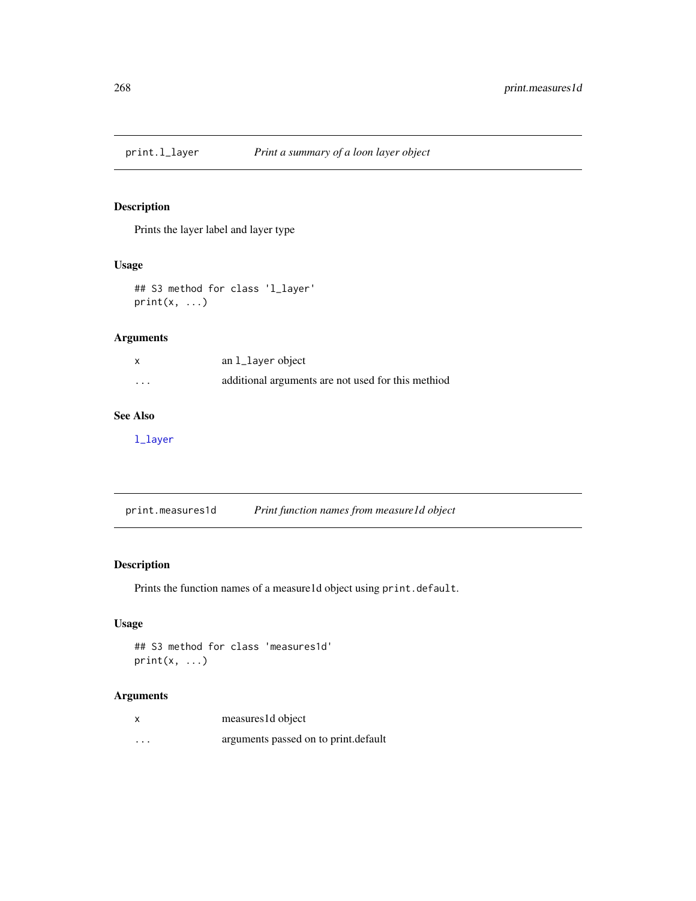## print.l_layer *Print a summary of a loon layer object*

### Description

Prints the layer label and layer type

### Usage

```
## S3 method for class 'l_layer'
print(x, ...)
```

### Arguments

| | |
|---|---|
| x | an l_layer object |
| ... | additional arguments are not used for this methiod |

### See Also

l_layer

## print.measures1d *Print function names from measure1d object*

### Description

Prints the function names of a measure1d object using print.default.

### Usage

```
## S3 method for class 'measures1d'
print(x, ...)
```

### Arguments

| | |
|---|---|
| x | measures1d object |
| ... | arguments passed on to print.default |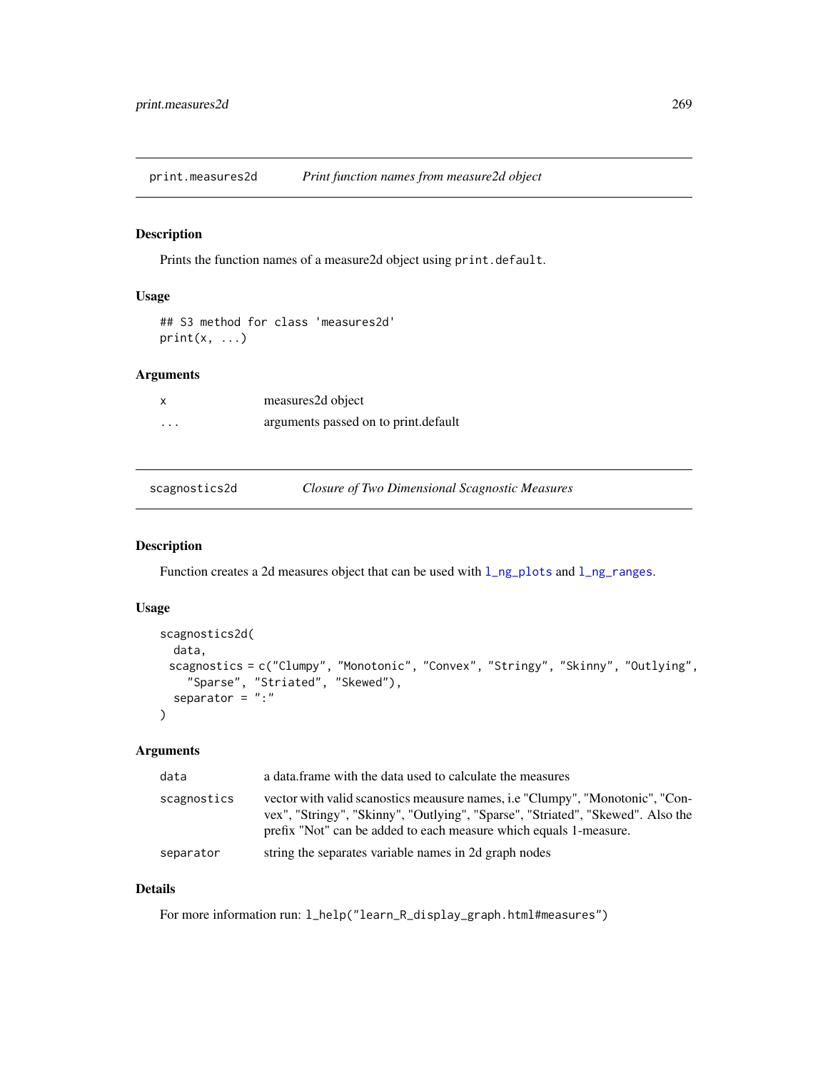## print.measures2d — *Print function names from measure2d object*

### Description

Prints the function names of a measure2d object using `print.default`.

### Usage

```
## S3 method for class 'measures2d'
print(x, ...)
```

### Arguments

| | |
|---|---|
| `x` | measures2d object |
| `...` | arguments passed on to print.default |

## scagnostics2d — *Closure of Two Dimensional Scagnostic Measures*

### Description

Function creates a 2d measures object that can be used with `l_ng_plots` and `l_ng_ranges`.

### Usage

```
scagnostics2d(
  data,
  scagnostics = c("Clumpy", "Monotonic", "Convex", "Stringy", "Skinny", "Outlying",
    "Sparse", "Striated", "Skewed"),
  separator = ":"
)
```

### Arguments

| | |
|---|---|
| `data` | a data.frame with the data used to calculate the measures |
| `scagnostics` | vector with valid scanostics meausure names, i.e "Clumpy", "Monotonic", "Convex", "Stringy", "Skinny", "Outlying", "Sparse", "Striated", "Skewed". Also the prefix "Not" can be added to each measure which equals 1-measure. |
| `separator` | string the separates variable names in 2d graph nodes |

### Details

For more information run: `l_help("learn_R_display_graph.html#measures")`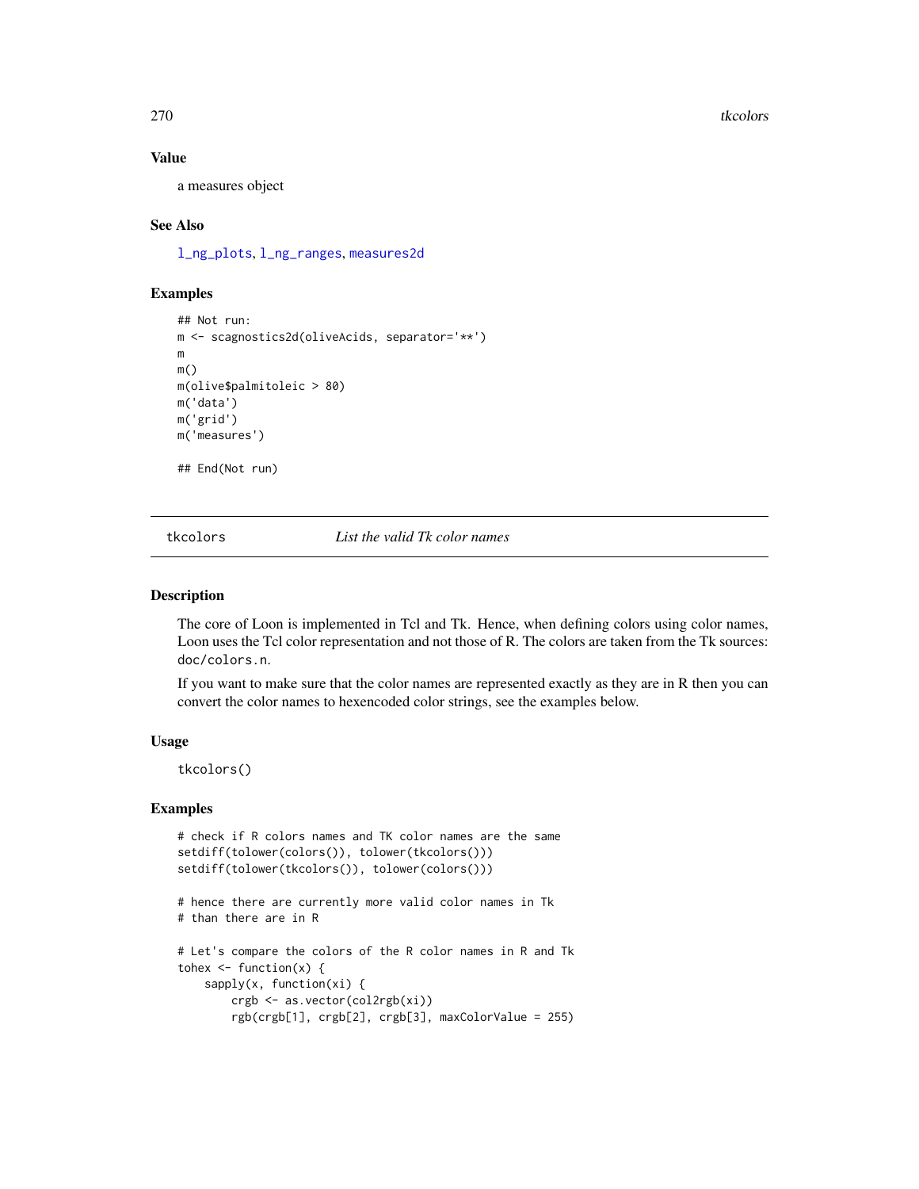### Value

a measures object

### See Also

l_ng_plots, l_ng_ranges, measures2d

### Examples

```
## Not run:
m <- scagnostics2d(oliveAcids, separator='**')
m
m()
m(olive$palmitoleic > 80)
m('data')
m('grid')
m('measures')

## End(Not run)
```

---

## tkcolors — *List the valid Tk color names*

### Description

The core of Loon is implemented in Tcl and Tk. Hence, when defining colors using color names, Loon uses the Tcl color representation and not those of R. The colors are taken from the Tk sources: doc/colors.n.

If you want to make sure that the color names are represented exactly as they are in R then you can convert the color names to hexencoded color strings, see the examples below.

### Usage

```
tkcolors()
```

### Examples

```
# check if R colors names and TK color names are the same
setdiff(tolower(colors()), tolower(tkcolors()))
setdiff(tolower(tkcolors()), tolower(colors()))

# hence there are currently more valid color names in Tk
# than there are in R

# Let's compare the colors of the R color names in R and Tk
tohex <- function(x) {
    sapply(x, function(xi) {
        crgb <- as.vector(col2rgb(xi))
        rgb(crgb[1], crgb[2], crgb[3], maxColorValue = 255)
```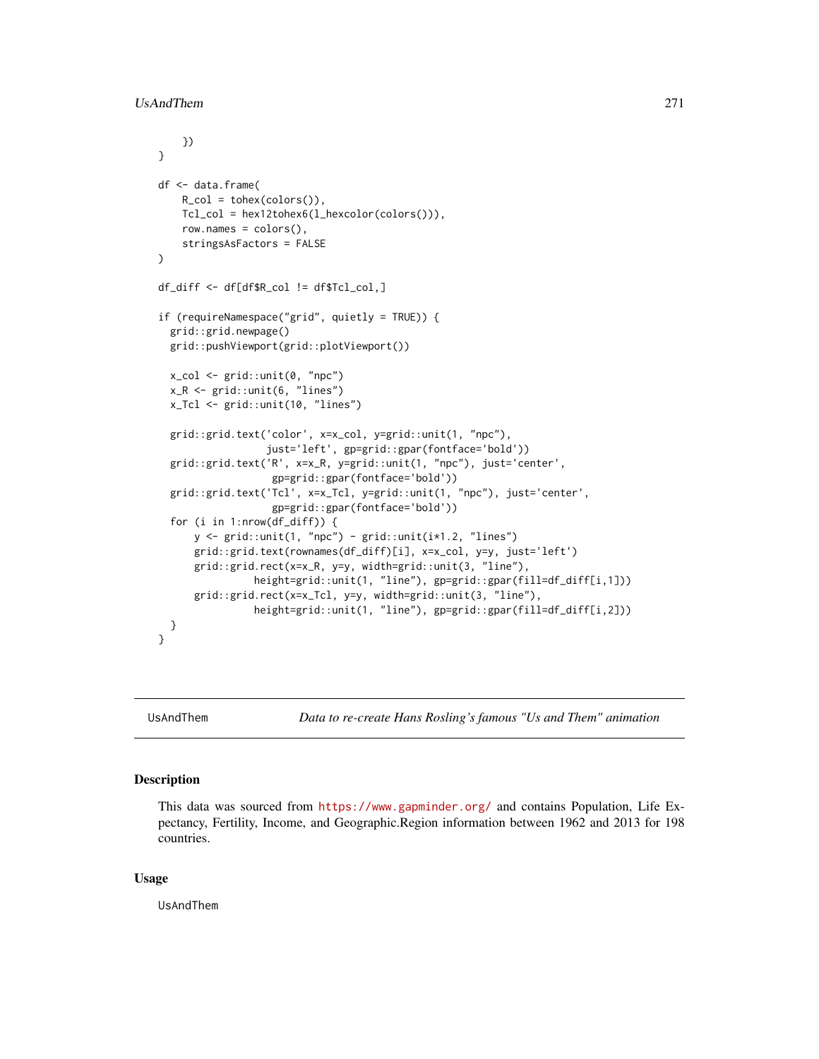```
    })
}

df <- data.frame(
    R_col = tohex(colors()),
    Tcl_col = hex12tohex6(l_hexcolor(colors())),
    row.names = colors(),
    stringsAsFactors = FALSE
)

df_diff <- df[df$R_col != df$Tcl_col,]

if (requireNamespace("grid", quietly = TRUE)) {
  grid::grid.newpage()
  grid::pushViewport(grid::plotViewport())

  x_col <- grid::unit(0, "npc")
  x_R <- grid::unit(6, "lines")
  x_Tcl <- grid::unit(10, "lines")

  grid::grid.text('color', x=x_col, y=grid::unit(1, "npc"),
                  just='left', gp=grid::gpar(fontface='bold'))
  grid::grid.text('R', x=x_R, y=grid::unit(1, "npc"), just='center',
                   gp=grid::gpar(fontface='bold'))
  grid::grid.text('Tcl', x=x_Tcl, y=grid::unit(1, "npc"), just='center',
                   gp=grid::gpar(fontface='bold'))
  for (i in 1:nrow(df_diff)) {
      y <- grid::unit(1, "npc") - grid::unit(i*1.2, "lines")
      grid::grid.text(rownames(df_diff)[i], x=x_col, y=y, just='left')
      grid::grid.rect(x=x_R, y=y, width=grid::unit(3, "line"),
                height=grid::unit(1, "line"), gp=grid::gpar(fill=df_diff[i,1]))
      grid::grid.rect(x=x_Tcl, y=y, width=grid::unit(3, "line"),
                height=grid::unit(1, "line"), gp=grid::gpar(fill=df_diff[i,2]))
  }
}
```

## UsAndThem — *Data to re-create Hans Rosling's famous "Us and Them" animation*

### Description

This data was sourced from https://www.gapminder.org/ and contains Population, Life Expectancy, Fertility, Income, and Geographic.Region information between 1962 and 2013 for 198 countries.

### Usage

```
UsAndThem
```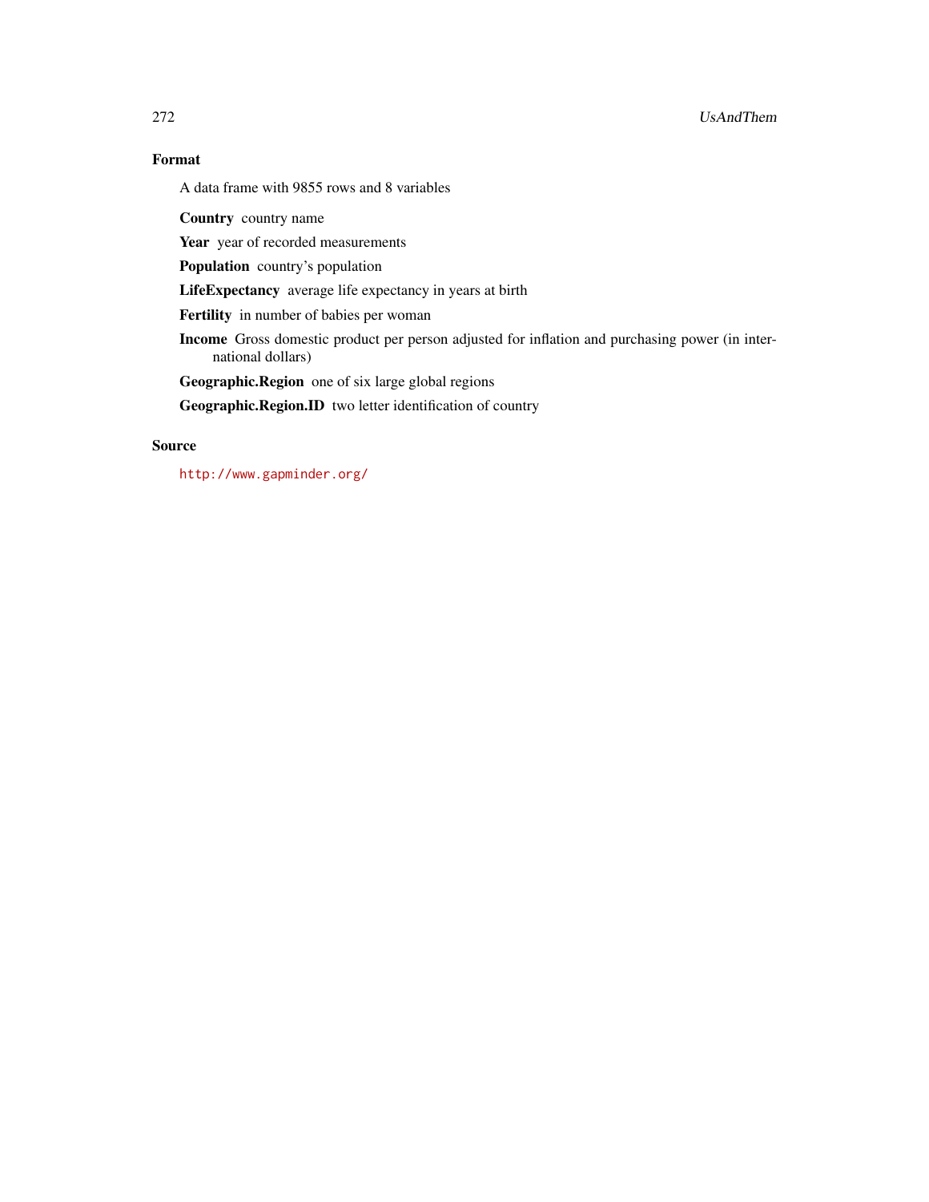## Format

A data frame with 9855 rows and 8 variables

**Country** country name

**Year** year of recorded measurements

**Population** country's population

**LifeExpectancy** average life expectancy in years at birth

**Fertility** in number of babies per woman

**Income** Gross domestic product per person adjusted for inflation and purchasing power (in international dollars)

**Geographic.Region** one of six large global regions

**Geographic.Region.ID** two letter identification of country

## Source

http://www.gapminder.org/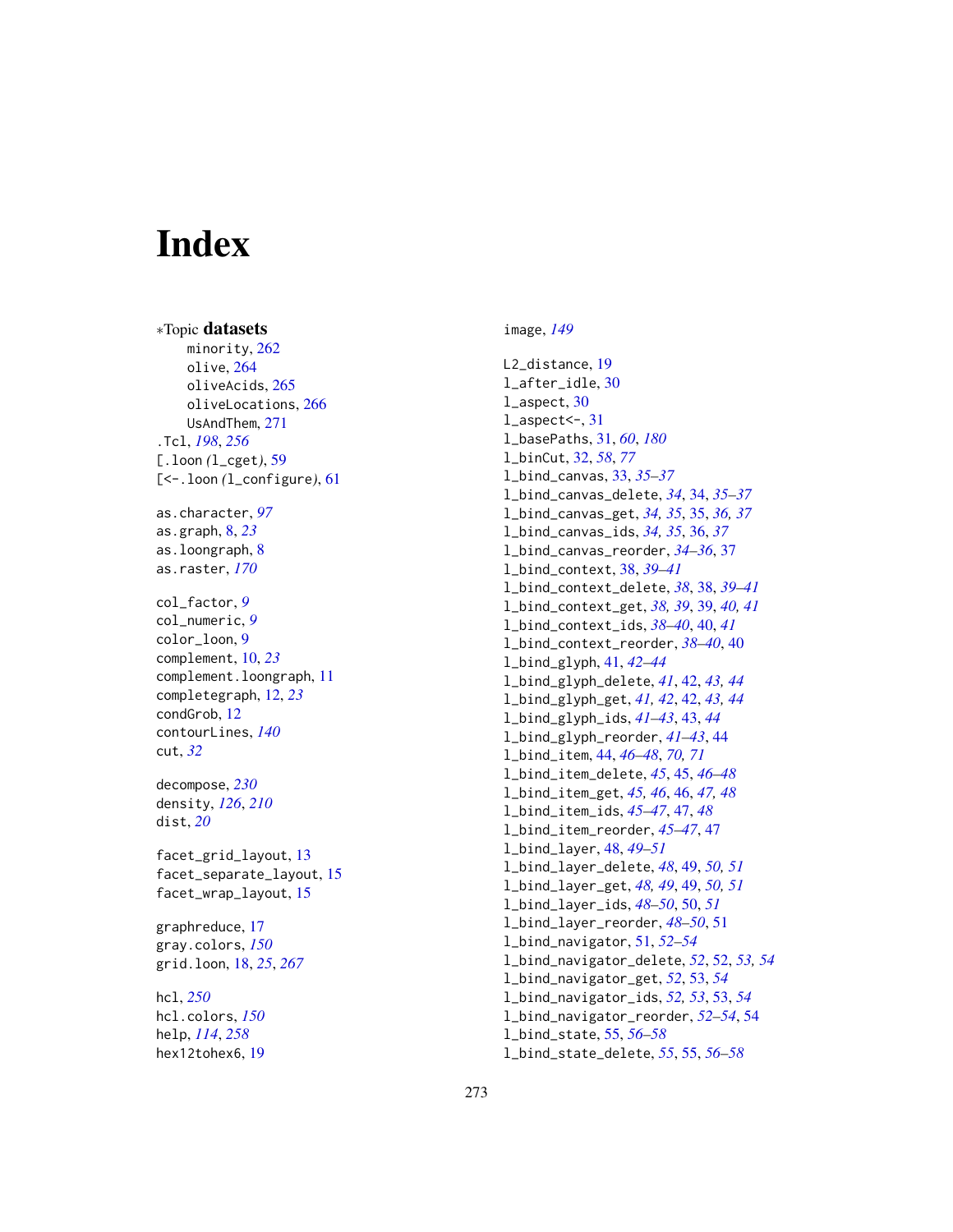# Index

*Topic **datasets**

minority, 262
olive, 264
oliveAcids, 265
oliveLocations, 266
UsAndThem, 271

.Tcl, *198*, *256*
[.loon (l_cget), 59
[<-.loon (l_configure), 61

as.character, *97*
as.graph, 8, *23*
as.loongraph, 8
as.raster, *170*

col_factor, *9*
col_numeric, *9*
color_loon, 9
complement, 10, *23*
complement.loongraph, 11
completegraph, 12, *23*
condGrob, 12
contourLines, *140*
cut, *32*

decompose, *230*
density, *126*, *210*
dist, *20*

facet_grid_layout, 13
facet_separate_layout, 15
facet_wrap_layout, 15

graphreduce, 17
gray.colors, *150*
grid.loon, 18, *25*, *267*

hcl, *250*
hcl.colors, *150*
help, *114*, *258*
hex12tohex6, 19

image, *149*

L2_distance, 19
l_after_idle, 30
l_aspect, 30
l_aspect<-, 31
l_basePaths, 31, *60*, *180*
l_binCut, 32, *58*, *77*
l_bind_canvas, 33, *35–37*
l_bind_canvas_delete, *34*, 34, *35–37*
l_bind_canvas_get, *34, 35*, 35, *36, 37*
l_bind_canvas_ids, *34, 35*, 36, *37*
l_bind_canvas_reorder, *34–36*, 37
l_bind_context, 38, *39–41*
l_bind_context_delete, *38*, 38, *39–41*
l_bind_context_get, *38, 39*, 39, *40, 41*
l_bind_context_ids, *38–40*, 40, *41*
l_bind_context_reorder, *38–40*, 40
l_bind_glyph, 41, *42–44*
l_bind_glyph_delete, *41*, 42, *43, 44*
l_bind_glyph_get, *41, 42*, 42, *43, 44*
l_bind_glyph_ids, *41–43*, 43, *44*
l_bind_glyph_reorder, *41–43*, 44
l_bind_item, 44, *46–48*, *70, 71*
l_bind_item_delete, *45*, 45, *46–48*
l_bind_item_get, *45, 46*, 46, *47, 48*
l_bind_item_ids, *45–47*, 47, *48*
l_bind_item_reorder, *45–47*, 47
l_bind_layer, 48, *49–51*
l_bind_layer_delete, *48*, 49, *50, 51*
l_bind_layer_get, *48, 49*, 49, *50, 51*
l_bind_layer_ids, *48–50*, 50, *51*
l_bind_layer_reorder, *48–50*, 51
l_bind_navigator, 51, *52–54*
l_bind_navigator_delete, *52*, 52, *53, 54*
l_bind_navigator_get, *52*, 53, *54*
l_bind_navigator_ids, *52, 53*, 53, *54*
l_bind_navigator_reorder, *52–54*, 54
l_bind_state, 55, *56–58*
l_bind_state_delete, *55*, 55, *56–58*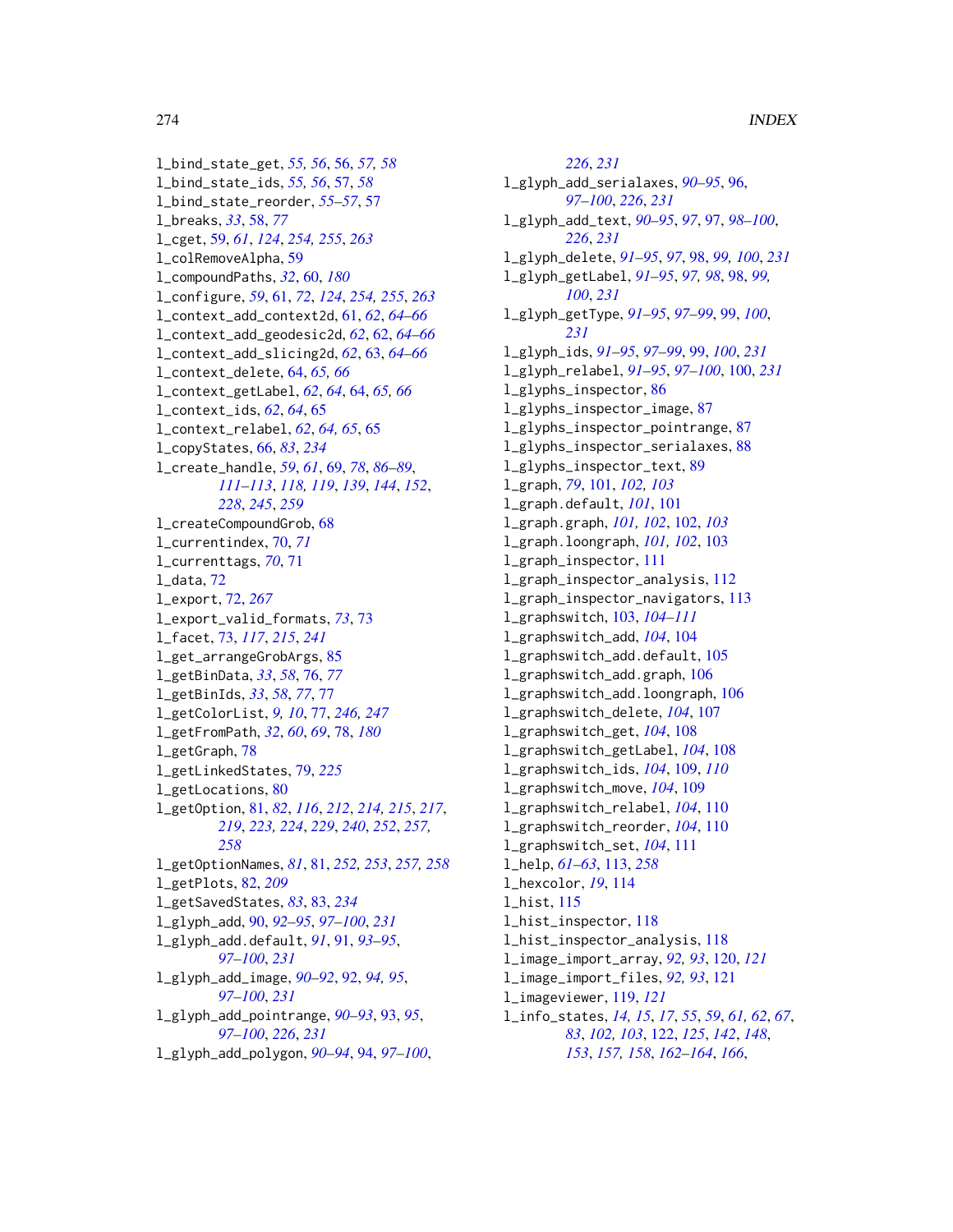l_bind_state_get, *55, 56*, 56, *57, 58*
l_bind_state_ids, *55, 56*, 57, *58*
l_bind_state_reorder, *55–57*, 57
l_breaks, *33*, 58, *77*
l_cget, 59, *61*, *124*, *254, 255*, *263*
l_colRemoveAlpha, 59
l_compoundPaths, *32*, 60, *180*
l_configure, *59*, 61, *72*, *124*, *254, 255*, *263*
l_context_add_context2d, 61, *62*, *64–66*
l_context_add_geodesic2d, *62*, 62, *64–66*
l_context_add_slicing2d, *62*, 63, *64–66*
l_context_delete, 64, *65, 66*
l_context_getLabel, *62*, *64*, 64, *65, 66*
l_context_ids, *62*, *64*, 65
l_context_relabel, *62*, *64, 65*, 65
l_copyStates, 66, *83*, *234*
l_create_handle, *59*, *61*, 69, *78*, *86–89*, *111–113*, *118*, *119*, *139*, *144*, *152*, *228*, *245*, *259*
l_createCompoundGrob, 68
l_currentindex, 70, *71*
l_currenttags, *70*, 71
l_data, 72
l_export, 72, *267*
l_export_valid_formats, *73*, 73
l_facet, 73, *117*, *215*, *241*
l_get_arrangeGrobArgs, 85
l_getBinData, *33*, *58*, 76, *77*
l_getBinIds, *33*, *58*, *77*, 77
l_getColorList, *9, 10*, 77, *246, 247*
l_getFromPath, *32*, *60*, *69*, 78, *180*
l_getGraph, 78
l_getLinkedStates, 79, *225*
l_getLocations, 80
l_getOption, 81, *82*, *116*, *212*, *214, 215*, *217*, *219*, *223, 224*, *229*, *240*, *252*, *257, 258*
l_getOptionNames, *81*, 81, *252, 253*, *257, 258*
l_getPlots, 82, *209*
l_getSavedStates, *83*, 83, *234*
l_glyph_add, 90, *92–95*, *97–100*, *231*
l_glyph_add.default, *91*, 91, *93–95*, *97–100*, *231*
l_glyph_add_image, *90–92*, 92, *94, 95*, *97–100*, *231*
l_glyph_add_pointrange, *90–93*, 93, *95*, *97–100*, *226*, *231*
l_glyph_add_polygon, *90–94*, 94, *97–100*, *226*, *231*
l_glyph_add_serialaxes, *90–95*, 96, *97–100*, *226*, *231*
l_glyph_add_text, *90–95*, *97*, 97, *98–100*, *226*, *231*
l_glyph_delete, *91–95*, *97*, 98, *99, 100*, *231*
l_glyph_getLabel, *91–95*, *97, 98*, 98, *99, 100*, *231*
l_glyph_getType, *91–95*, *97–99*, 99, *100*, *231*
l_glyph_ids, *91–95*, *97–99*, 99, *100*, *231*
l_glyph_relabel, *91–95*, *97–100*, 100, *231*
l_glyphs_inspector, 86
l_glyphs_inspector_image, 87
l_glyphs_inspector_pointrange, 87
l_glyphs_inspector_serialaxes, 88
l_glyphs_inspector_text, 89
l_graph, *79*, 101, *102, 103*
l_graph.default, *101*, 101
l_graph.graph, *101, 102*, 102, *103*
l_graph.loongraph, *101, 102*, 103
l_graph_inspector, 111
l_graph_inspector_analysis, 112
l_graph_inspector_navigators, 113
l_graphswitch, 103, *104–111*
l_graphswitch_add, *104*, 104
l_graphswitch_add.default, 105
l_graphswitch_add.graph, 106
l_graphswitch_add.loongraph, 106
l_graphswitch_delete, *104*, 107
l_graphswitch_get, *104*, 108
l_graphswitch_getLabel, *104*, 108
l_graphswitch_ids, *104*, 109, *110*
l_graphswitch_move, *104*, 109
l_graphswitch_relabel, *104*, 110
l_graphswitch_reorder, *104*, 110
l_graphswitch_set, *104*, 111
l_help, *61–63*, 113, *258*
l_hexcolor, *19*, 114
l_hist, 115
l_hist_inspector, 118
l_hist_inspector_analysis, 118
l_image_import_array, *92, 93*, 120, *121*
l_image_import_files, *92, 93*, 121
l_imageviewer, 119, *121*
l_info_states, *14, 15*, *17*, *55*, *59*, *61, 62*, *67*, *83*, *102, 103*, 122, *125*, *142*, *148*, *153*, *157, 158*, *162–164*, *166*,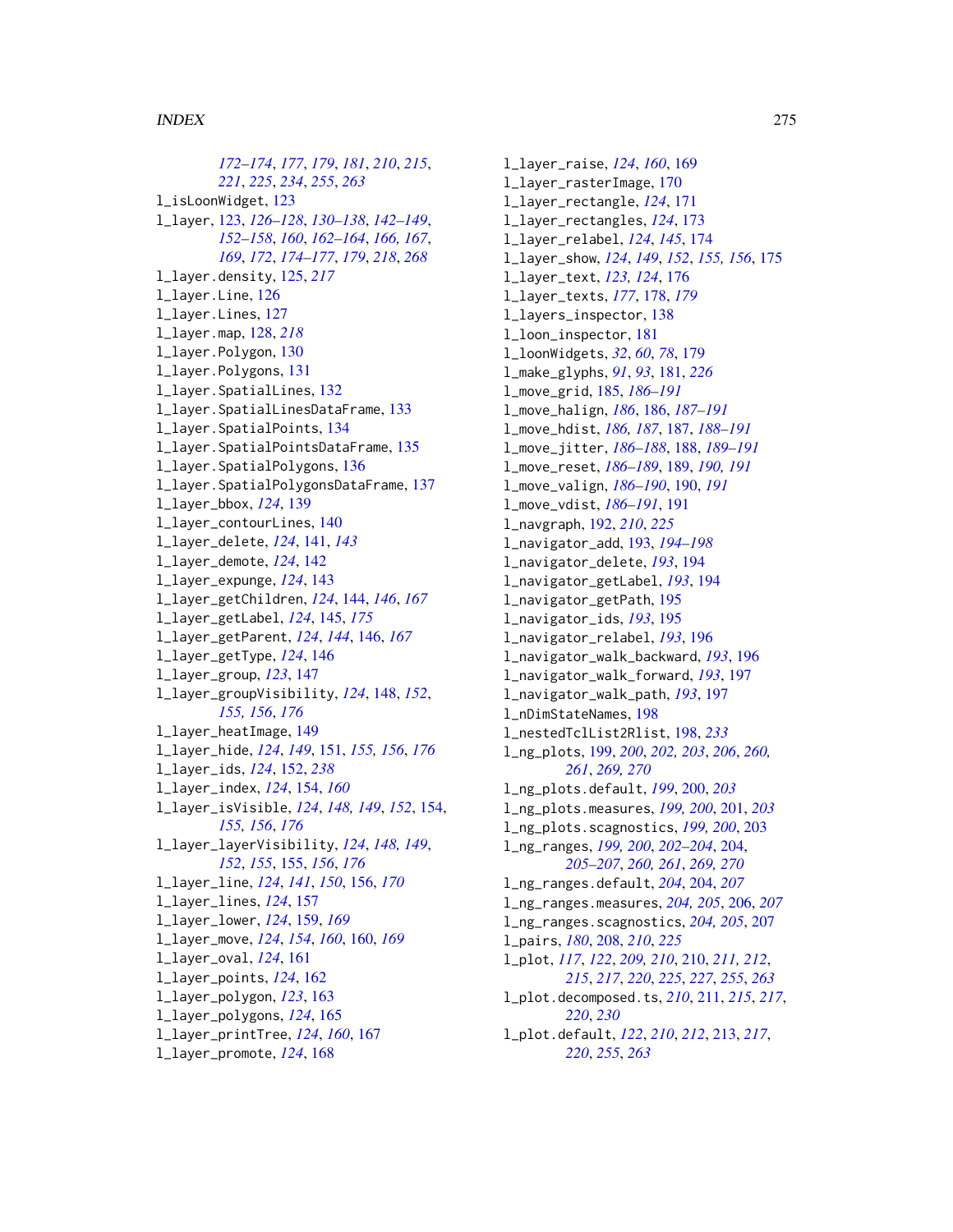*172–174*, *177*, *179*, *181*, *210*, *215*, *221*, *225*, *234*, *255*, *263*

l_isLoonWidget, 123
l_layer, 123, *126–128*, *130–138*, *142–149*, *152–158*, *160*, *162–164*, *166, 167*, *169*, *172*, *174–177*, *179*, *218*, *268*
l_layer.density, 125, *217*
l_layer.Line, 126
l_layer.Lines, 127
l_layer.map, 128, *218*
l_layer.Polygon, 130
l_layer.Polygons, 131
l_layer.SpatialLines, 132
l_layer.SpatialLinesDataFrame, 133
l_layer.SpatialPoints, 134
l_layer.SpatialPointsDataFrame, 135
l_layer.SpatialPolygons, 136
l_layer.SpatialPolygonsDataFrame, 137
l_layer_bbox, *124*, 139
l_layer_contourLines, 140
l_layer_delete, *124*, 141, *143*
l_layer_demote, *124*, 142
l_layer_expunge, *124*, 143
l_layer_getChildren, *124*, 144, *146*, *167*
l_layer_getLabel, *124*, 145, *175*
l_layer_getParent, *124*, *144*, 146, *167*
l_layer_getType, *124*, 146
l_layer_group, *123*, 147
l_layer_groupVisibility, *124*, 148, *152*, *155, 156*, *176*
l_layer_heatImage, 149
l_layer_hide, *124*, *149*, 151, *155, 156*, *176*
l_layer_ids, *124*, 152, *238*
l_layer_index, *124*, 154, *160*
l_layer_isVisible, *124*, *148, 149*, *152*, 154, *155, 156*, *176*
l_layer_layerVisibility, *124*, *148, 149*, *152*, *155*, 155, *156*, *176*
l_layer_line, *124*, *141*, *150*, 156, *170*
l_layer_lines, *124*, 157
l_layer_lower, *124*, 159, *169*
l_layer_move, *124*, *154*, *160*, 160, *169*
l_layer_oval, *124*, 161
l_layer_points, *124*, 162
l_layer_polygon, *123*, 163
l_layer_polygons, *124*, 165
l_layer_printTree, *124*, *160*, 167
l_layer_promote, *124*, 168
l_layer_raise, *124*, *160*, 169
l_layer_rasterImage, 170
l_layer_rectangle, *124*, 171
l_layer_rectangles, *124*, 173
l_layer_relabel, *124*, *145*, 174
l_layer_show, *124*, *149*, *152*, *155, 156*, 175
l_layer_text, *123, 124*, 176
l_layer_texts, *177*, 178, *179*
l_layers_inspector, 138
l_loon_inspector, 181
l_loonWidgets, *32*, *60*, *78*, 179
l_make_glyphs, *91*, *93*, 181, *226*
l_move_grid, 185, *186–191*
l_move_halign, *186*, 186, *187–191*
l_move_hdist, *186, 187*, 187, *188–191*
l_move_jitter, *186–188*, 188, *189–191*
l_move_reset, *186–189*, 189, *190, 191*
l_move_valign, *186–190*, 190, *191*
l_move_vdist, *186–191*, 191
l_navgraph, 192, *210*, *225*
l_navigator_add, 193, *194–198*
l_navigator_delete, *193*, 194
l_navigator_getLabel, *193*, 194
l_navigator_getPath, 195
l_navigator_ids, *193*, 195
l_navigator_relabel, *193*, 196
l_navigator_walk_backward, *193*, 196
l_navigator_walk_forward, *193*, 197
l_navigator_walk_path, *193*, 197
l_nDimStateNames, 198
l_nestedTclList2Rlist, 198, *233*
l_ng_plots, 199, *200*, *202, 203*, *206*, *260, 261*, *269, 270*
l_ng_plots.default, *199*, 200, *203*
l_ng_plots.measures, *199, 200*, 201, *203*
l_ng_plots.scagnostics, *199, 200*, 203
l_ng_ranges, *199, 200*, *202–204*, 204, *205–207*, *260, 261*, *269, 270*
l_ng_ranges.default, *204*, 204, *207*
l_ng_ranges.measures, *204, 205*, 206, *207*
l_ng_ranges.scagnostics, *204, 205*, 207
l_pairs, *180*, 208, *210*, *225*
l_plot, *117*, *122*, *209, 210*, 210, *211, 212*, *215*, *217*, *220*, *225*, *227*, *255*, *263*
l_plot.decomposed.ts, *210*, 211, *215*, *217*, *220*, *230*
l_plot.default, *122*, *210*, *212*, 213, *217*, *220*, *255*, *263*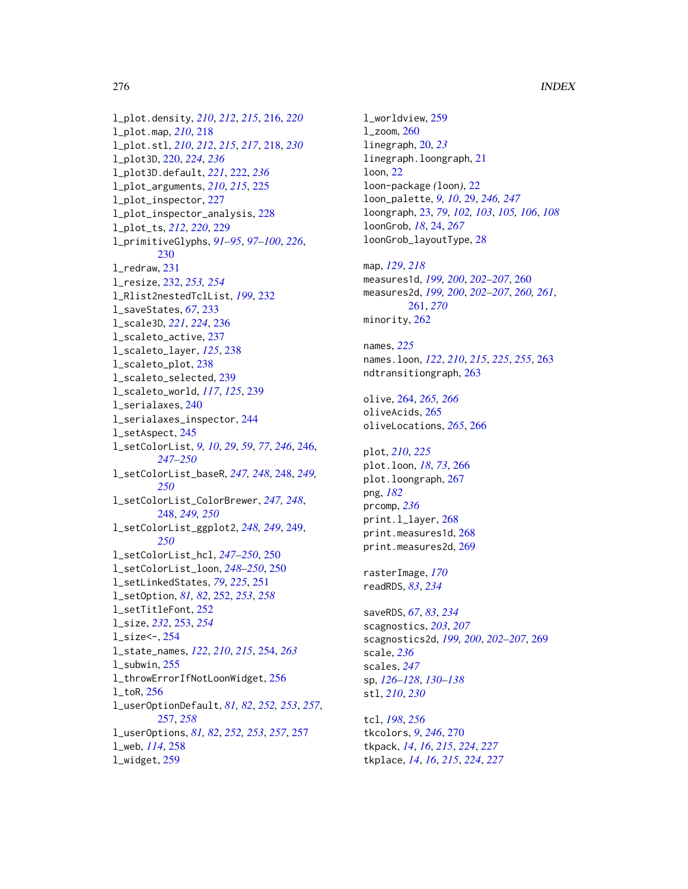l_plot.density, *210*, *212*, *215*, 216, *220*
l_plot.map, *210*, 218
l_plot.stl, *210*, *212*, *215*, *217*, 218, *230*
l_plot3D, 220, *224*, *236*
l_plot3D.default, *221*, 222, *236*
l_plot_arguments, *210*, *215*, 225
l_plot_inspector, 227
l_plot_inspector_analysis, 228
l_plot_ts, *212*, *220*, 229
l_primitiveGlyphs, *91–95*, *97–100*, *226*, 230
l_redraw, 231
l_resize, 232, *253, 254*
l_Rlist2nestedTclList, *199*, 232
l_saveStates, *67*, 233
l_scale3D, *221*, *224*, 236
l_scaleto_active, 237
l_scaleto_layer, *125*, 238
l_scaleto_plot, 238
l_scaleto_selected, 239
l_scaleto_world, *117*, *125*, 239
l_serialaxes, 240
l_serialaxes_inspector, 244
l_setAspect, 245
l_setColorList, *9, 10*, *29*, *59*, *77*, *246*, 246, *247–250*
l_setColorList_baseR, *247, 248*, 248, *249, 250*
l_setColorList_ColorBrewer, *247, 248*, 248, *249, 250*
l_setColorList_ggplot2, *248, 249*, 249, *250*
l_setColorList_hcl, *247–250*, 250
l_setColorList_loon, *248–250*, 250
l_setLinkedStates, *79*, *225*, 251
l_setOption, *81, 82*, 252, *253*, *258*
l_setTitleFont, 252
l_size, *232*, 253, *254*
l_size<-, 254
l_state_names, *122*, *210*, *215*, 254, *263*
l_subwin, 255
l_throwErrorIfNotLoonWidget, 256
l_toR, 256
l_userOptionDefault, *81, 82*, *252, 253*, *257*, 257, *258*
l_userOptions, *81, 82*, *252, 253*, *257*, 257
l_web, *114*, 258
l_widget, 259
l_worldview, 259
l_zoom, 260
linegraph, 20, *23*
linegraph.loongraph, 21
loon, 22
loon-package (loon), 22
loon_palette, *9, 10*, 29, *246, 247*
loongraph, 23, *79*, *102, 103*, *105, 106*, *108*
loonGrob, *18*, 24, *267*
loonGrob_layoutType, 28

map, *129*, *218*
measures1d, *199, 200*, *202–207*, 260
measures2d, *199, 200*, *202–207*, *260, 261*, 261, *270*
minority, 262

names, *225*
names.loon, *122*, *210*, *215*, *225*, *255*, 263
ndtransitiongraph, 263

olive, 264, *265, 266*
oliveAcids, 265
oliveLocations, *265*, 266

plot, *210*, *225*
plot.loon, *18*, *73*, 266
plot.loongraph, 267
png, *182*
prcomp, *236*
print.l_layer, 268
print.measures1d, 268
print.measures2d, 269

rasterImage, *170*
readRDS, *83*, *234*

saveRDS, *67*, *83*, *234*
scagnostics, *203*, *207*
scagnostics2d, *199, 200*, *202–207*, 269
scale, *236*
scales, *247*
sp, *126–128*, *130–138*
stl, *210*, *230*

tcl, *198*, *256*
tkcolors, *9*, *246*, 270
tkpack, *14*, *16*, *215*, *224*, *227*
tkplace, *14*, *16*, *215*, *224*, *227*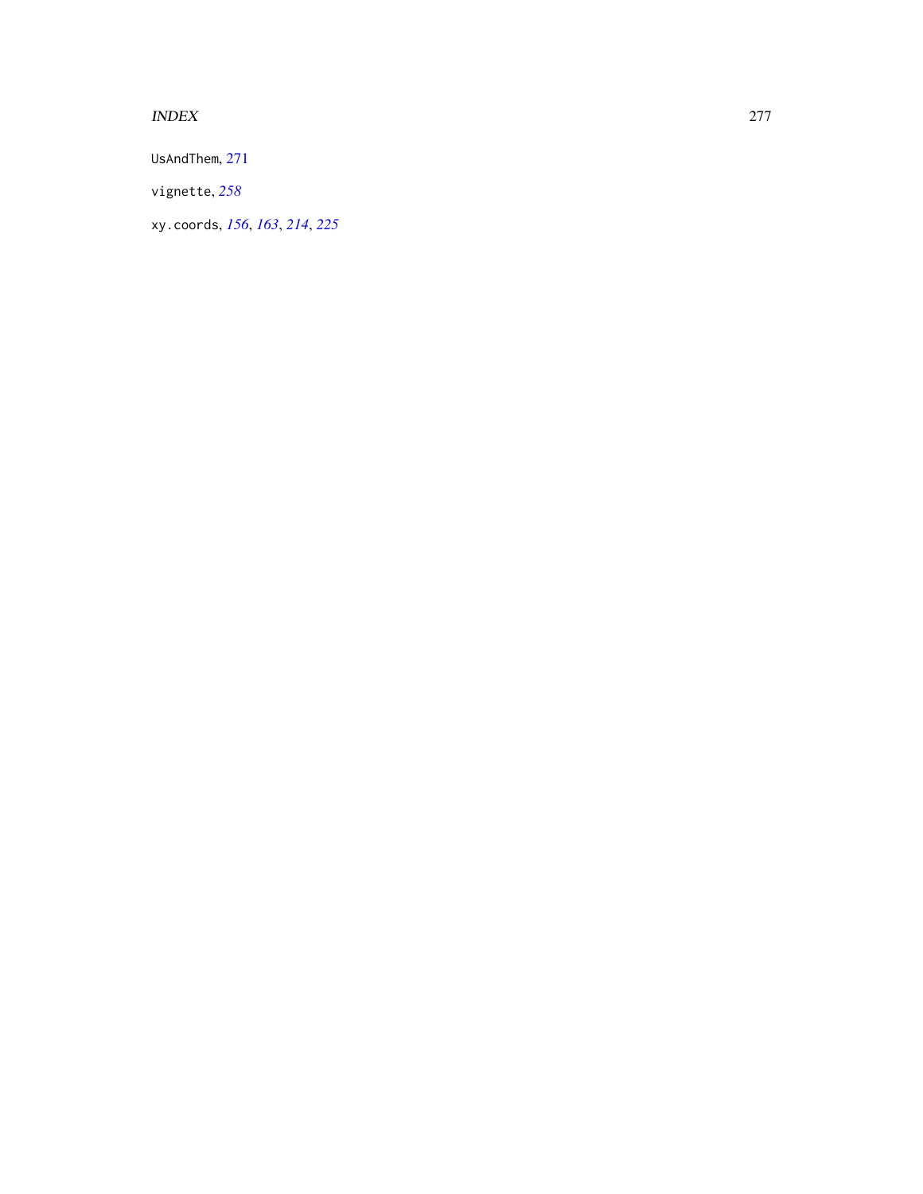`UsAndThem`, 271

`vignette`, *258*

`xy.coords`, *156*, *163*, *214*, *225*